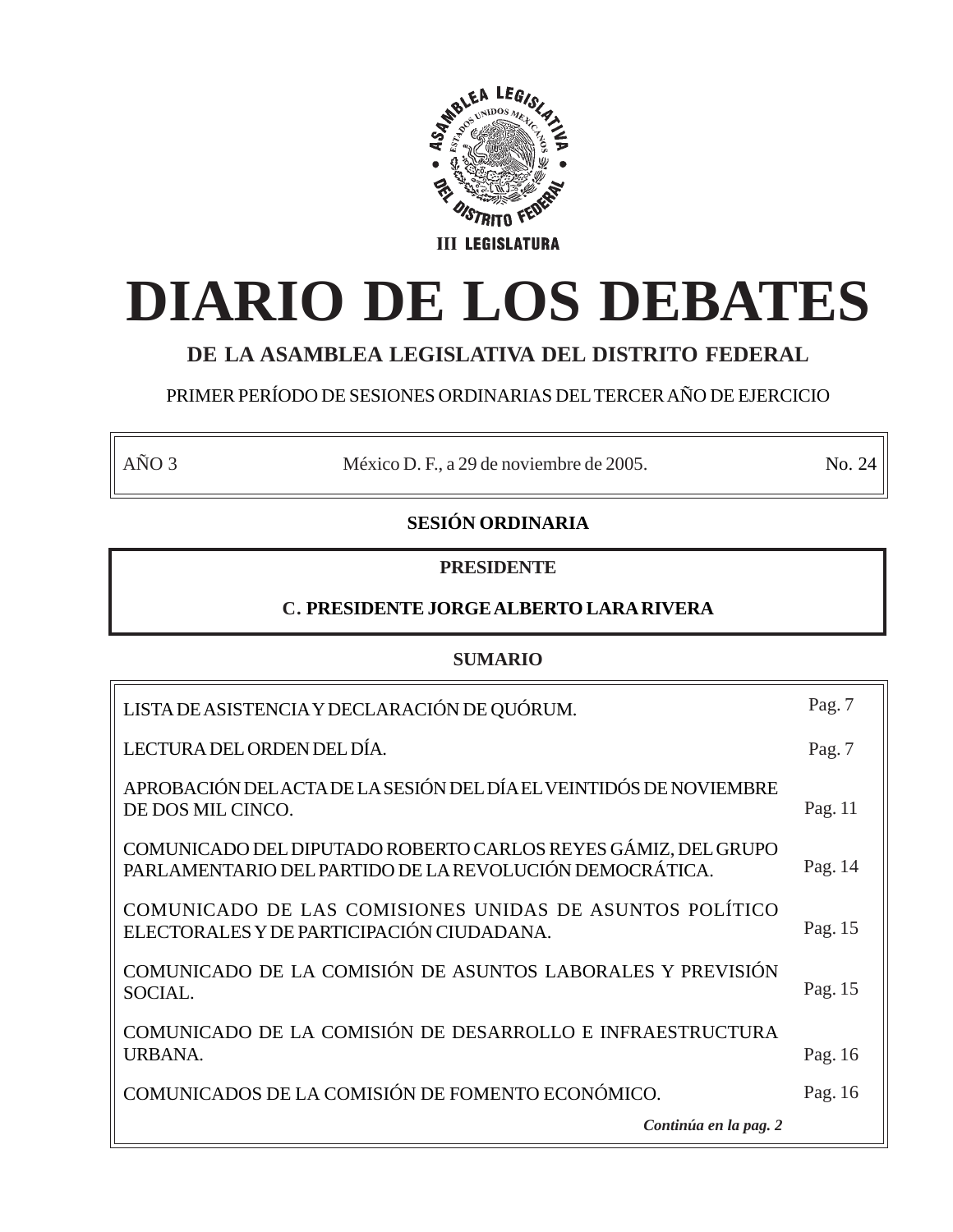ASAMBLEA LEGISLATIVA DEL DISTRITO FEDERAL

III LEGISLATURA

# DIARIO DE LOS DEBATES

## DE LA ASAMBLEA LEGISLATIVA DEL DISTRITO FEDERAL

PRIMER PERÍODO DE SESIONES ORDINARIAS DEL TERCER AÑO DE EJERCICIO

| AÑO 3 | México D. F., a 29 de noviembre de 2005. | No. 24 |
|---|---|---|

**SESIÓN ORDINARIA**

**PRESIDENTE**

**C. PRESIDENTE JORGE ALBERTO LARA RIVERA**

**SUMARIO**

| | |
|---|---|
| LISTA DE ASISTENCIA Y DECLARACIÓN DE QUÓRUM. | Pag. 7 |
| LECTURA DEL ORDEN DEL DÍA. | Pag. 7 |
| APROBACIÓN DEL ACTA DE LA SESIÓN DEL DÍA EL VEINTIDÓS DE NOVIEMBRE DE DOS MIL CINCO. | Pag. 11 |
| COMUNICADO DEL DIPUTADO ROBERTO CARLOS REYES GÁMIZ, DEL GRUPO PARLAMENTARIO DEL PARTIDO DE LA REVOLUCIÓN DEMOCRÁTICA. | Pag. 14 |
| COMUNICADO DE LAS COMISIONES UNIDAS DE ASUNTOS POLÍTICO ELECTORALES Y DE PARTICIPACIÓN CIUDADANA. | Pag. 15 |
| COMUNICADO DE LA COMISIÓN DE ASUNTOS LABORALES Y PREVISIÓN SOCIAL. | Pag. 15 |
| COMUNICADO DE LA COMISIÓN DE DESARROLLO E INFRAESTRUCTURA URBANA. | Pag. 16 |
| COMUNICADOS DE LA COMISIÓN DE FOMENTO ECONÓMICO. | Pag. 16 |

***Continúa en la pag. 2***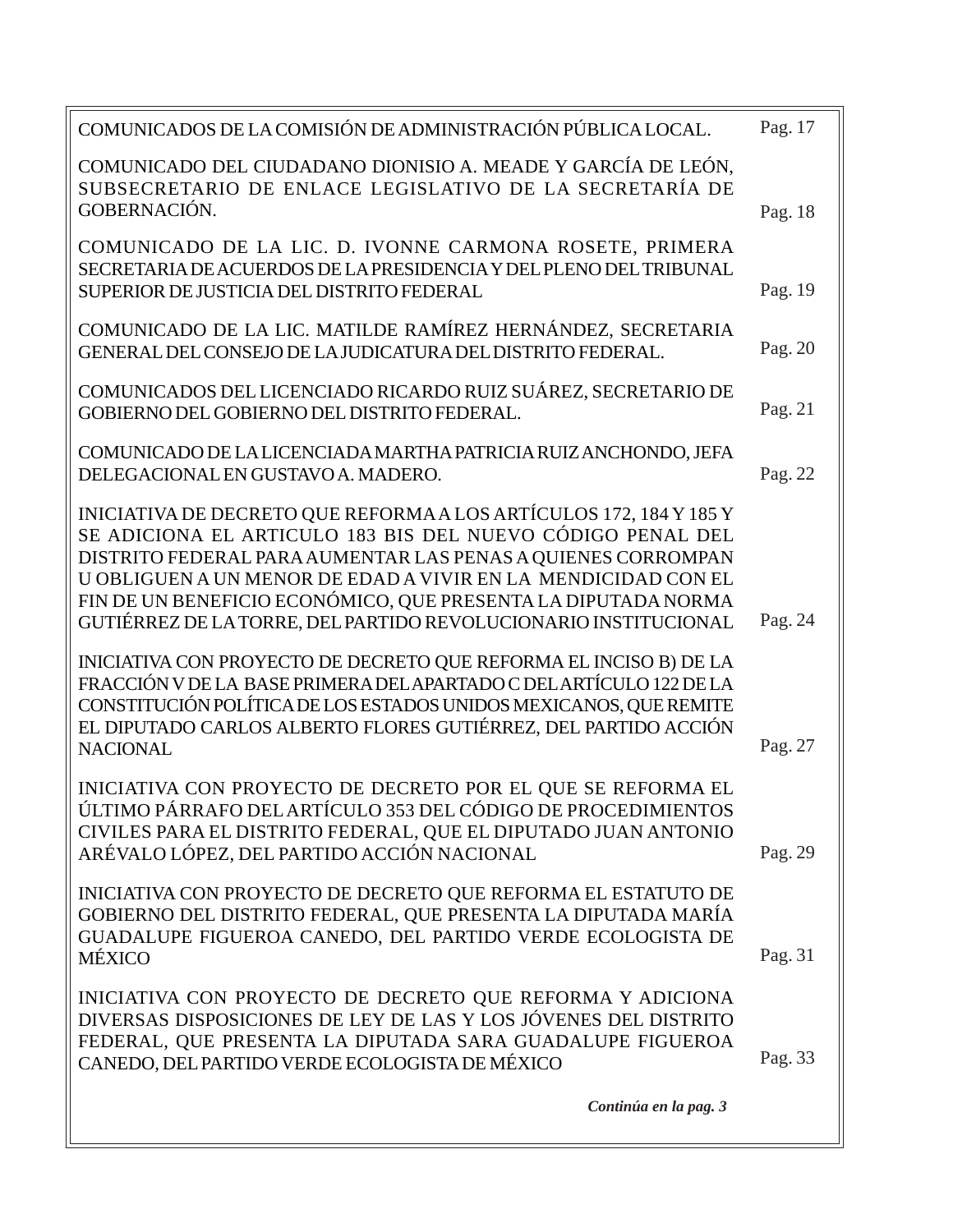| | |
|---|---|
| COMUNICADOS DE LA COMISIÓN DE ADMINISTRACIÓN PÚBLICA LOCAL. | Pag. 17 |
| COMUNICADO DEL CIUDADANO DIONISIO A. MEADE Y GARCÍA DE LEÓN, SUBSECRETARIO DE ENLACE LEGISLATIVO DE LA SECRETARÍA DE GOBERNACIÓN. | Pag. 18 |
| COMUNICADO DE LA LIC. D. IVONNE CARMONA ROSETE, PRIMERA SECRETARIA DE ACUERDOS DE LA PRESIDENCIA Y DEL PLENO DEL TRIBUNAL SUPERIOR DE JUSTICIA DEL DISTRITO FEDERAL | Pag. 19 |
| COMUNICADO DE LA LIC. MATILDE RAMÍREZ HERNÁNDEZ, SECRETARIA GENERAL DEL CONSEJO DE LA JUDICATURA DEL DISTRITO FEDERAL. | Pag. 20 |
| COMUNICADOS DEL LICENCIADO RICARDO RUIZ SUÁREZ, SECRETARIO DE GOBIERNO DEL GOBIERNO DEL DISTRITO FEDERAL. | Pag. 21 |
| COMUNICADO DE LA LICENCIADA MARTHA PATRICIA RUIZ ANCHONDO, JEFA DELEGACIONAL EN GUSTAVO A. MADERO. | Pag. 22 |
| INICIATIVA DE DECRETO QUE REFORMA A LOS ARTÍCULOS 172, 184 Y 185 Y SE ADICIONA EL ARTICULO 183 BIS DEL NUEVO CÓDIGO PENAL DEL DISTRITO FEDERAL PARA AUMENTAR LAS PENAS A QUIENES CORROMPAN U OBLIGUEN A UN MENOR DE EDAD A VIVIR EN LA MENDICIDAD CON EL FIN DE UN BENEFICIO ECONÓMICO, QUE PRESENTA LA DIPUTADA NORMA GUTIÉRREZ DE LA TORRE, DEL PARTIDO REVOLUCIONARIO INSTITUCIONAL | Pag. 24 |
| INICIATIVA CON PROYECTO DE DECRETO QUE REFORMA EL INCISO B) DE LA FRACCIÓN V DE LA BASE PRIMERA DEL APARTADO C DEL ARTÍCULO 122 DE LA CONSTITUCIÓN POLÍTICA DE LOS ESTADOS UNIDOS MEXICANOS, QUE REMITE EL DIPUTADO CARLOS ALBERTO FLORES GUTIÉRREZ, DEL PARTIDO ACCIÓN NACIONAL | Pag. 27 |
| INICIATIVA CON PROYECTO DE DECRETO POR EL QUE SE REFORMA EL ÚLTIMO PÁRRAFO DEL ARTÍCULO 353 DEL CÓDIGO DE PROCEDIMIENTOS CIVILES PARA EL DISTRITO FEDERAL, QUE EL DIPUTADO JUAN ANTONIO ARÉVALO LÓPEZ, DEL PARTIDO ACCIÓN NACIONAL | Pag. 29 |
| INICIATIVA CON PROYECTO DE DECRETO QUE REFORMA EL ESTATUTO DE GOBIERNO DEL DISTRITO FEDERAL, QUE PRESENTA LA DIPUTADA MARÍA GUADALUPE FIGUEROA CANEDO, DEL PARTIDO VERDE ECOLOGISTA DE MÉXICO | Pag. 31 |
| INICIATIVA CON PROYECTO DE DECRETO QUE REFORMA Y ADICIONA DIVERSAS DISPOSICIONES DE LEY DE LAS Y LOS JÓVENES DEL DISTRITO FEDERAL, QUE PRESENTA LA DIPUTADA SARA GUADALUPE FIGUEROA CANEDO, DEL PARTIDO VERDE ECOLOGISTA DE MÉXICO | Pag. 33 |

***Continúa en la pag. 3***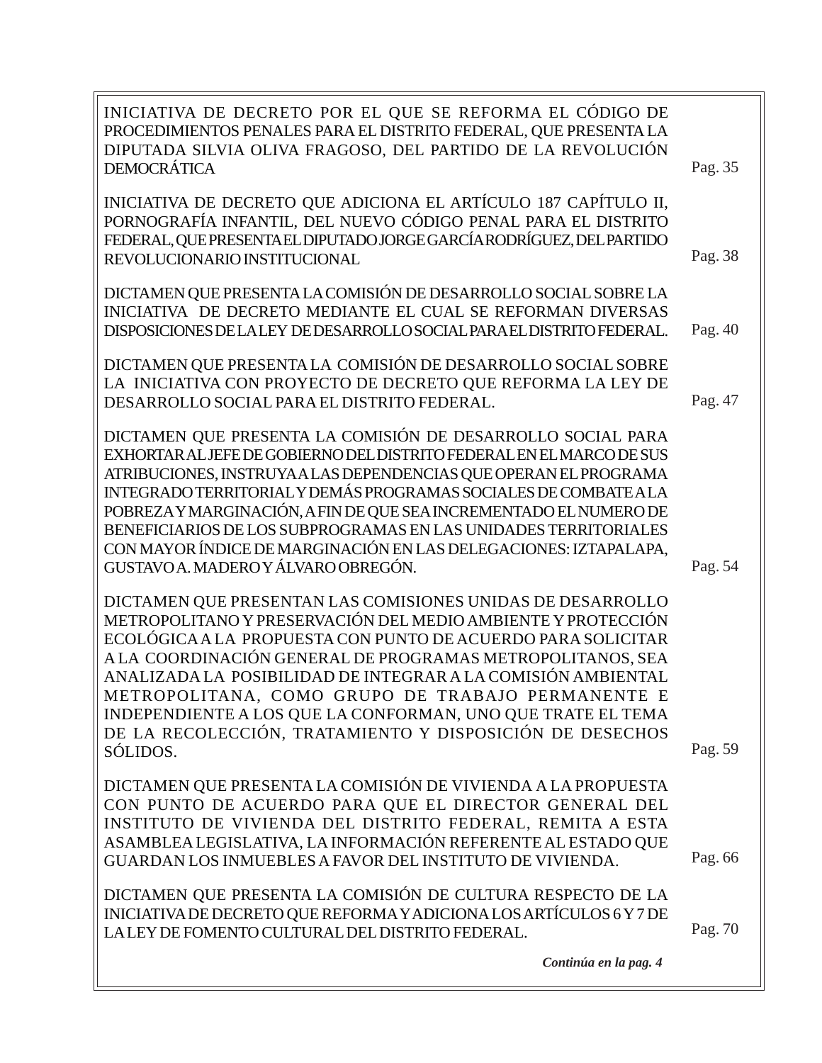INICIATIVA DE DECRETO POR EL QUE SE REFORMA EL CÓDIGO DE PROCEDIMIENTOS PENALES PARA EL DISTRITO FEDERAL, QUE PRESENTA LA DIPUTADA SILVIA OLIVA FRAGOSO, DEL PARTIDO DE LA REVOLUCIÓN DEMOCRÁTICA — Pag. 35

INICIATIVA DE DECRETO QUE ADICIONA EL ARTÍCULO 187 CAPÍTULO II, PORNOGRAFÍA INFANTIL, DEL NUEVO CÓDIGO PENAL PARA EL DISTRITO FEDERAL, QUE PRESENTA EL DIPUTADO JORGE GARCÍA RODRÍGUEZ, DEL PARTIDO REVOLUCIONARIO INSTITUCIONAL — Pag. 38

DICTAMEN QUE PRESENTA LA COMISIÓN DE DESARROLLO SOCIAL SOBRE LA INICIATIVA DE DECRETO MEDIANTE EL CUAL SE REFORMAN DIVERSAS DISPOSICIONES DE LA LEY DE DESARROLLO SOCIAL PARA EL DISTRITO FEDERAL. — Pag. 40

DICTAMEN QUE PRESENTA LA COMISIÓN DE DESARROLLO SOCIAL SOBRE LA INICIATIVA CON PROYECTO DE DECRETO QUE REFORMA LA LEY DE DESARROLLO SOCIAL PARA EL DISTRITO FEDERAL. — Pag. 47

DICTAMEN QUE PRESENTA LA COMISIÓN DE DESARROLLO SOCIAL PARA EXHORTAR AL JEFE DE GOBIERNO DEL DISTRITO FEDERAL EN EL MARCO DE SUS ATRIBUCIONES, INSTRUYA A LAS DEPENDENCIAS QUE OPERAN EL PROGRAMA INTEGRADO TERRITORIAL Y DEMÁS PROGRAMAS SOCIALES DE COMBATE A LA POBREZA Y MARGINACIÓN, A FIN DE QUE SEA INCREMENTADO EL NUMERO DE BENEFICIARIOS DE LOS SUBPROGRAMAS EN LAS UNIDADES TERRITORIALES CON MAYOR ÍNDICE DE MARGINACIÓN EN LAS DELEGACIONES: IZTAPALAPA, GUSTAVO A. MADERO Y ÁLVARO OBREGÓN. — Pag. 54

DICTAMEN QUE PRESENTAN LAS COMISIONES UNIDAS DE DESARROLLO METROPOLITANO Y PRESERVACIÓN DEL MEDIO AMBIENTE Y PROTECCIÓN ECOLÓGICA A LA PROPUESTA CON PUNTO DE ACUERDO PARA SOLICITAR A LA COORDINACIÓN GENERAL DE PROGRAMAS METROPOLITANOS, SEA ANALIZADA LA POSIBILIDAD DE INTEGRAR A LA COMISIÓN AMBIENTAL METROPOLITANA, COMO GRUPO DE TRABAJO PERMANENTE E INDEPENDIENTE A LOS QUE LA CONFORMAN, UNO QUE TRATE EL TEMA DE LA RECOLECCIÓN, TRATAMIENTO Y DISPOSICIÓN DE DESECHOS SÓLIDOS. — Pag. 59

DICTAMEN QUE PRESENTA LA COMISIÓN DE VIVIENDA A LA PROPUESTA CON PUNTO DE ACUERDO PARA QUE EL DIRECTOR GENERAL DEL INSTITUTO DE VIVIENDA DEL DISTRITO FEDERAL, REMITA A ESTA ASAMBLEA LEGISLATIVA, LA INFORMACIÓN REFERENTE AL ESTADO QUE GUARDAN LOS INMUEBLES A FAVOR DEL INSTITUTO DE VIVIENDA. — Pag. 66

DICTAMEN QUE PRESENTA LA COMISIÓN DE CULTURA RESPECTO DE LA INICIATIVA DE DECRETO QUE REFORMA Y ADICIONA LOS ARTÍCULOS 6 Y 7 DE LA LEY DE FOMENTO CULTURAL DEL DISTRITO FEDERAL. — Pag. 70

***Continúa en la pag. 4***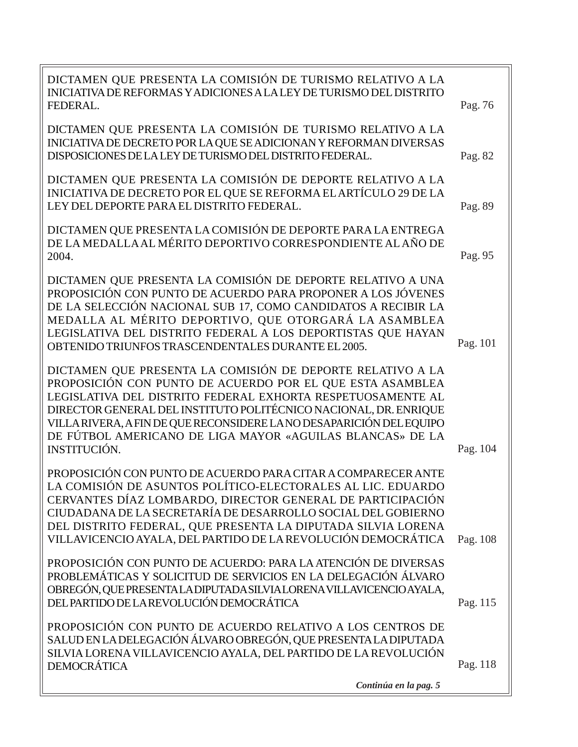| | |
|---|---|
| DICTAMEN QUE PRESENTA LA COMISIÓN DE TURISMO RELATIVO A LA INICIATIVA DE REFORMAS Y ADICIONES A LA LEY DE TURISMO DEL DISTRITO FEDERAL. | Pag. 76 |
| DICTAMEN QUE PRESENTA LA COMISIÓN DE TURISMO RELATIVO A LA INICIATIVA DE DECRETO POR LA QUE SE ADICIONAN Y REFORMAN DIVERSAS DISPOSICIONES DE LA LEY DE TURISMO DEL DISTRITO FEDERAL. | Pag. 82 |
| DICTAMEN QUE PRESENTA LA COMISIÓN DE DEPORTE RELATIVO A LA INICIATIVA DE DECRETO POR EL QUE SE REFORMA EL ARTÍCULO 29 DE LA LEY DEL DEPORTE PARA EL DISTRITO FEDERAL. | Pag. 89 |
| DICTAMEN QUE PRESENTA LA COMISIÓN DE DEPORTE PARA LA ENTREGA DE LA MEDALLA AL MÉRITO DEPORTIVO CORRESPONDIENTE AL AÑO DE 2004. | Pag. 95 |
| DICTAMEN QUE PRESENTA LA COMISIÓN DE DEPORTE RELATIVO A UNA PROPOSICIÓN CON PUNTO DE ACUERDO PARA PROPONER A LOS JÓVENES DE LA SELECCIÓN NACIONAL SUB 17, COMO CANDIDATOS A RECIBIR LA MEDALLA AL MÉRITO DEPORTIVO, QUE OTORGARÁ LA ASAMBLEA LEGISLATIVA DEL DISTRITO FEDERAL A LOS DEPORTISTAS QUE HAYAN OBTENIDO TRIUNFOS TRASCENDENTALES DURANTE EL 2005. | Pag. 101 |
| DICTAMEN QUE PRESENTA LA COMISIÓN DE DEPORTE RELATIVO A LA PROPOSICIÓN CON PUNTO DE ACUERDO POR EL QUE ESTA ASAMBLEA LEGISLATIVA DEL DISTRITO FEDERAL EXHORTA RESPETUOSAMENTE AL DIRECTOR GENERAL DEL INSTITUTO POLITÉCNICO NACIONAL, DR. ENRIQUE VILLA RIVERA, A FIN DE QUE RECONSIDERE LA NO DESAPARICIÓN DEL EQUIPO DE FÚTBOL AMERICANO DE LIGA MAYOR «AGUILAS BLANCAS» DE LA INSTITUCIÓN. | Pag. 104 |
| PROPOSICIÓN CON PUNTO DE ACUERDO PARA CITAR A COMPARECER ANTE LA COMISIÓN DE ASUNTOS POLÍTICO-ELECTORALES AL LIC. EDUARDO CERVANTES DÍAZ LOMBARDO, DIRECTOR GENERAL DE PARTICIPACIÓN CIUDADANA DE LA SECRETARÍA DE DESARROLLO SOCIAL DEL GOBIERNO DEL DISTRITO FEDERAL, QUE PRESENTA LA DIPUTADA SILVIA LORENA VILLAVICENCIO AYALA, DEL PARTIDO DE LA REVOLUCIÓN DEMOCRÁTICA | Pag. 108 |
| PROPOSICIÓN CON PUNTO DE ACUERDO: PARA LA ATENCIÓN DE DIVERSAS PROBLEMÁTICAS Y SOLICITUD DE SERVICIOS EN LA DELEGACIÓN ÁLVARO OBREGÓN, QUE PRESENTA LA DIPUTADA SILVIA LORENA VILLAVICENCIO AYALA, DEL PARTIDO DE LA REVOLUCIÓN DEMOCRÁTICA | Pag. 115 |
| PROPOSICIÓN CON PUNTO DE ACUERDO RELATIVO A LOS CENTROS DE SALUD EN LA DELEGACIÓN ÁLVARO OBREGÓN, QUE PRESENTA LA DIPUTADA SILVIA LORENA VILLAVICENCIO AYALA, DEL PARTIDO DE LA REVOLUCIÓN DEMOCRÁTICA | Pag. 118 |

***Continúa en la pag. 5***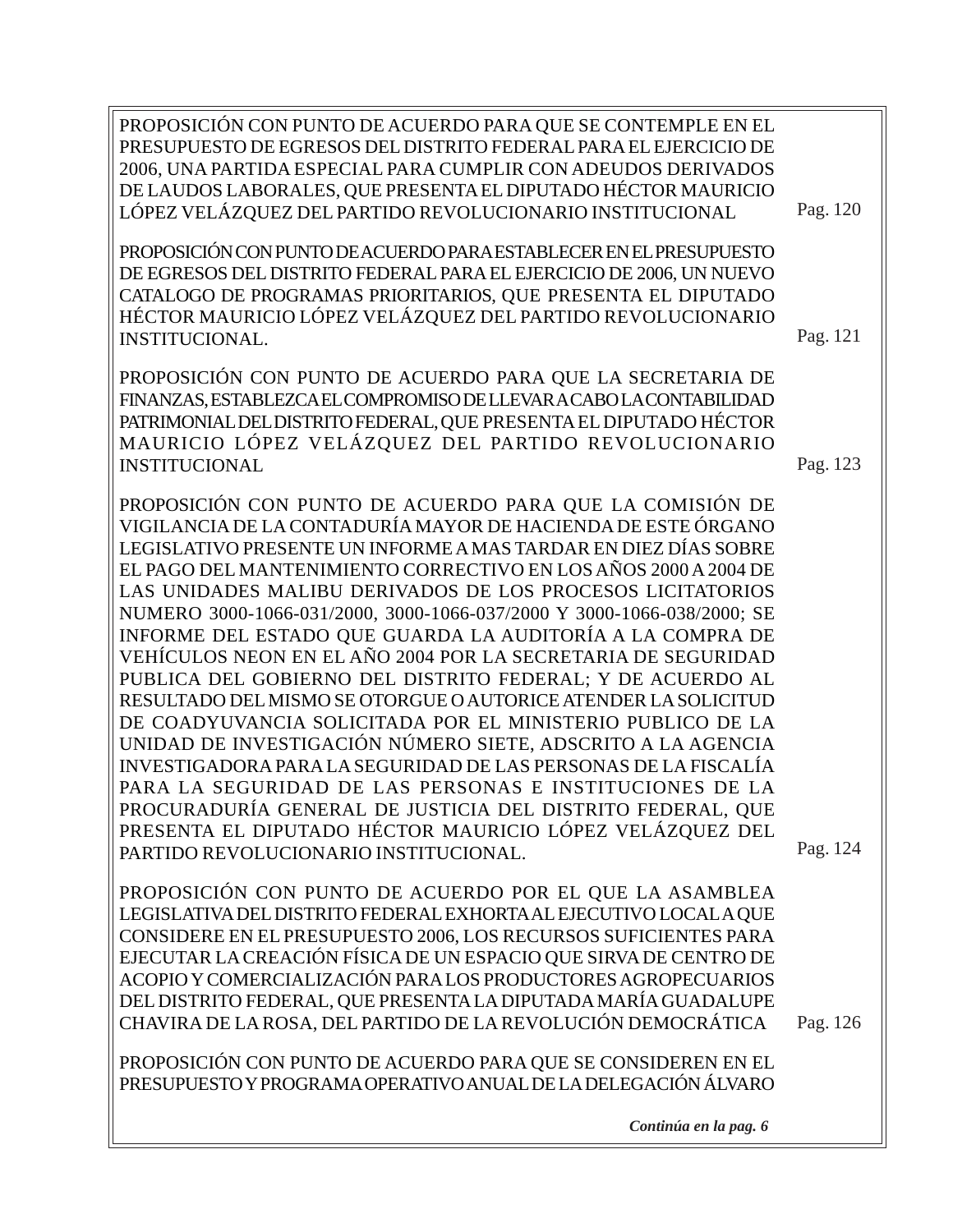PROPOSICIÓN CON PUNTO DE ACUERDO PARA QUE SE CONTEMPLE EN EL PRESUPUESTO DE EGRESOS DEL DISTRITO FEDERAL PARA EL EJERCICIO DE 2006, UNA PARTIDA ESPECIAL PARA CUMPLIR CON ADEUDOS DERIVADOS DE LAUDOS LABORALES, QUE PRESENTA EL DIPUTADO HÉCTOR MAURICIO LÓPEZ VELÁZQUEZ DEL PARTIDO REVOLUCIONARIO INSTITUCIONAL — Pag. 120

PROPOSICIÓN CON PUNTO DE ACUERDO PARA ESTABLECER EN EL PRESUPUESTO DE EGRESOS DEL DISTRITO FEDERAL PARA EL EJERCICIO DE 2006, UN NUEVO CATALOGO DE PROGRAMAS PRIORITARIOS, QUE PRESENTA EL DIPUTADO HÉCTOR MAURICIO LÓPEZ VELÁZQUEZ DEL PARTIDO REVOLUCIONARIO INSTITUCIONAL. — Pag. 121

PROPOSICIÓN CON PUNTO DE ACUERDO PARA QUE LA SECRETARIA DE FINANZAS, ESTABLEZCA EL COMPROMISO DE LLEVAR A CABO LA CONTABILIDAD PATRIMONIAL DEL DISTRITO FEDERAL, QUE PRESENTA EL DIPUTADO HÉCTOR MAURICIO LÓPEZ VELÁZQUEZ DEL PARTIDO REVOLUCIONARIO INSTITUCIONAL — Pag. 123

PROPOSICIÓN CON PUNTO DE ACUERDO PARA QUE LA COMISIÓN DE VIGILANCIA DE LA CONTADURÍA MAYOR DE HACIENDA DE ESTE ÓRGANO LEGISLATIVO PRESENTE UN INFORME A MAS TARDAR EN DIEZ DÍAS SOBRE EL PAGO DEL MANTENIMIENTO CORRECTIVO EN LOS AÑOS 2000 A 2004 DE LAS UNIDADES MALIBU DERIVADOS DE LOS PROCESOS LICITATORIOS NUMERO 3000-1066-031/2000, 3000-1066-037/2000 Y 3000-1066-038/2000; SE INFORME DEL ESTADO QUE GUARDA LA AUDITORÍA A LA COMPRA DE VEHÍCULOS NEON EN EL AÑO 2004 POR LA SECRETARIA DE SEGURIDAD PUBLICA DEL GOBIERNO DEL DISTRITO FEDERAL; Y DE ACUERDO AL RESULTADO DEL MISMO SE OTORGUE O AUTORICE ATENDER LA SOLICITUD DE COADYUVANCIA SOLICITADA POR EL MINISTERIO PUBLICO DE LA UNIDAD DE INVESTIGACIÓN NÚMERO SIETE, ADSCRITO A LA AGENCIA INVESTIGADORA PARA LA SEGURIDAD DE LAS PERSONAS DE LA FISCALÍA PARA LA SEGURIDAD DE LAS PERSONAS E INSTITUCIONES DE LA PROCURADURÍA GENERAL DE JUSTICIA DEL DISTRITO FEDERAL, QUE PRESENTA EL DIPUTADO HÉCTOR MAURICIO LÓPEZ VELÁZQUEZ DEL PARTIDO REVOLUCIONARIO INSTITUCIONAL. — Pag. 124

PROPOSICIÓN CON PUNTO DE ACUERDO POR EL QUE LA ASAMBLEA LEGISLATIVA DEL DISTRITO FEDERAL EXHORTA AL EJECUTIVO LOCAL A QUE CONSIDERE EN EL PRESUPUESTO 2006, LOS RECURSOS SUFICIENTES PARA EJECUTAR LA CREACIÓN FÍSICA DE UN ESPACIO QUE SIRVA DE CENTRO DE ACOPIO Y COMERCIALIZACIÓN PARA LOS PRODUCTORES AGROPECUARIOS DEL DISTRITO FEDERAL, QUE PRESENTA LA DIPUTADA MARÍA GUADALUPE CHAVIRA DE LA ROSA, DEL PARTIDO DE LA REVOLUCIÓN DEMOCRÁTICA — Pag. 126

PROPOSICIÓN CON PUNTO DE ACUERDO PARA QUE SE CONSIDEREN EN EL PRESUPUESTO Y PROGRAMA OPERATIVO ANUAL DE LA DELEGACIÓN ÁLVARO

***Continúa en la pag. 6***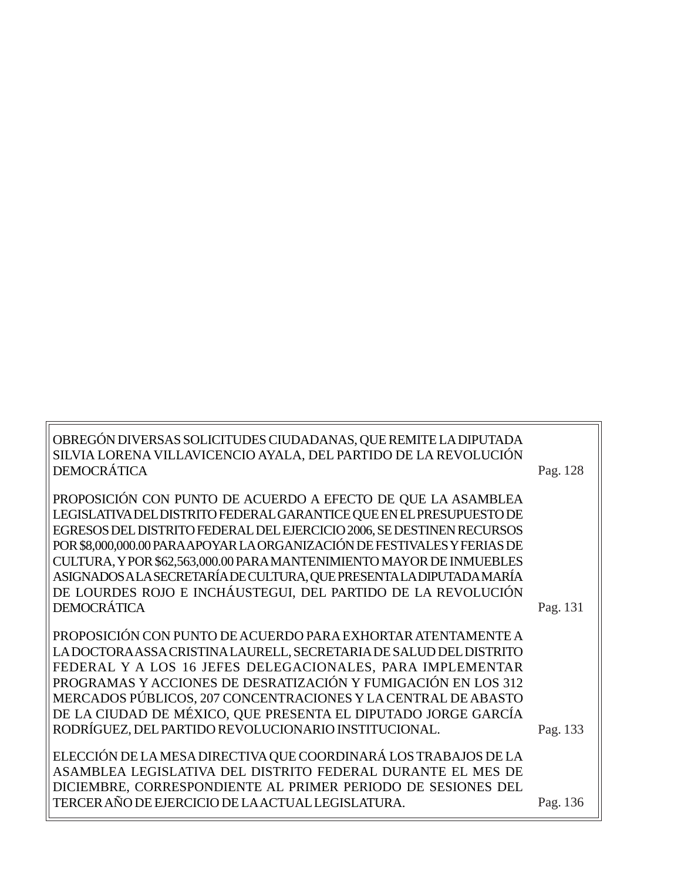| | |
|---|---|
| OBREGÓN DIVERSAS SOLICITUDES CIUDADANAS, QUE REMITE LA DIPUTADA SILVIA LORENA VILLAVICENCIO AYALA, DEL PARTIDO DE LA REVOLUCIÓN DEMOCRÁTICA | Pag. 128 |
| PROPOSICIÓN CON PUNTO DE ACUERDO A EFECTO DE QUE LA ASAMBLEA LEGISLATIVA DEL DISTRITO FEDERAL GARANTICE QUE EN EL PRESUPUESTO DE EGRESOS DEL DISTRITO FEDERAL DEL EJERCICIO 2006, SE DESTINEN RECURSOS POR $8,000,000.00 PARA APOYAR LA ORGANIZACIÓN DE FESTIVALES Y FERIAS DE CULTURA, Y POR $62,563,000.00 PARA MANTENIMIENTO MAYOR DE INMUEBLES ASIGNADOS A LA SECRETARÍA DE CULTURA, QUE PRESENTA LA DIPUTADA MARÍA DE LOURDES ROJO E INCHÁUSTEGUI, DEL PARTIDO DE LA REVOLUCIÓN DEMOCRÁTICA | Pag. 131 |
| PROPOSICIÓN CON PUNTO DE ACUERDO PARA EXHORTAR ATENTAMENTE A LA DOCTORA ASSA CRISTINA LAURELL, SECRETARIA DE SALUD DEL DISTRITO FEDERAL Y A LOS 16 JEFES DELEGACIONALES, PARA IMPLEMENTAR PROGRAMAS Y ACCIONES DE DESRATIZACIÓN Y FUMIGACIÓN EN LOS 312 MERCADOS PÚBLICOS, 207 CONCENTRACIONES Y LA CENTRAL DE ABASTO DE LA CIUDAD DE MÉXICO, QUE PRESENTA EL DIPUTADO JORGE GARCÍA RODRÍGUEZ, DEL PARTIDO REVOLUCIONARIO INSTITUCIONAL. | Pag. 133 |
| ELECCIÓN DE LA MESA DIRECTIVA QUE COORDINARÁ LOS TRABAJOS DE LA ASAMBLEA LEGISLATIVA DEL DISTRITO FEDERAL DURANTE EL MES DE DICIEMBRE, CORRESPONDIENTE AL PRIMER PERIODO DE SESIONES DEL TERCER AÑO DE EJERCICIO DE LA ACTUAL LEGISLATURA. | Pag. 136 |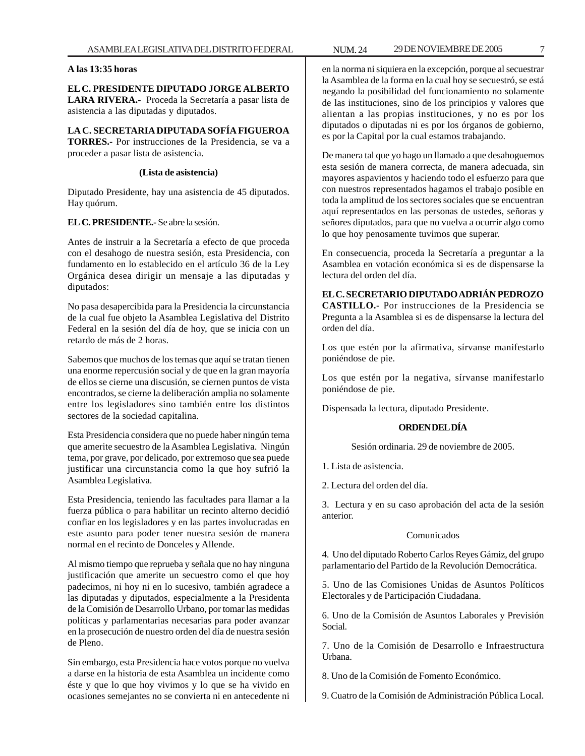**A las 13:35 horas**

**EL C. PRESIDENTE DIPUTADO JORGE ALBERTO LARA RIVERA.-** Proceda la Secretaría a pasar lista de asistencia a las diputadas y diputados.

**LA C. SECRETARIA DIPUTADA SOFÍA FIGUEROA TORRES.-** Por instrucciones de la Presidencia, se va a proceder a pasar lista de asistencia.

**(Lista de asistencia)**

Diputado Presidente, hay una asistencia de 45 diputados. Hay quórum.

**EL C. PRESIDENTE.-** Se abre la sesión.

Antes de instruir a la Secretaría a efecto de que proceda con el desahogo de nuestra sesión, esta Presidencia, con fundamento en lo establecido en el artículo 36 de la Ley Orgánica desea dirigir un mensaje a las diputadas y diputados:

No pasa desapercibida para la Presidencia la circunstancia de la cual fue objeto la Asamblea Legislativa del Distrito Federal en la sesión del día de hoy, que se inicia con un retardo de más de 2 horas.

Sabemos que muchos de los temas que aquí se tratan tienen una enorme repercusión social y de que en la gran mayoría de ellos se cierne una discusión, se ciernen puntos de vista encontrados, se cierne la deliberación amplia no solamente entre los legisladores sino también entre los distintos sectores de la sociedad capitalina.

Esta Presidencia considera que no puede haber ningún tema que amerite secuestro de la Asamblea Legislativa. Ningún tema, por grave, por delicado, por extremoso que sea puede justificar una circunstancia como la que hoy sufrió la Asamblea Legislativa.

Esta Presidencia, teniendo las facultades para llamar a la fuerza pública o para habilitar un recinto alterno decidió confiar en los legisladores y en las partes involucradas en este asunto para poder tener nuestra sesión de manera normal en el recinto de Donceles y Allende.

Al mismo tiempo que reprueba y señala que no hay ninguna justificación que amerite un secuestro como el que hoy padecimos, ni hoy ni en lo sucesivo, también agradece a las diputadas y diputados, especialmente a la Presidenta de la Comisión de Desarrollo Urbano, por tomar las medidas políticas y parlamentarias necesarias para poder avanzar en la prosecución de nuestro orden del día de nuestra sesión de Pleno.

Sin embargo, esta Presidencia hace votos porque no vuelva a darse en la historia de esta Asamblea un incidente como éste y que lo que hoy vivimos y lo que se ha vivido en ocasiones semejantes no se convierta ni en antecedente ni en la norma ni siquiera en la excepción, porque al secuestrar la Asamblea de la forma en la cual hoy se secuestró, se está negando la posibilidad del funcionamiento no solamente de las instituciones, sino de los principios y valores que alientan a las propias instituciones, y no es por los diputados o diputadas ni es por los órganos de gobierno, es por la Capital por la cual estamos trabajando.

De manera tal que yo hago un llamado a que desahoguemos esta sesión de manera correcta, de manera adecuada, sin mayores aspavientos y haciendo todo el esfuerzo para que con nuestros representados hagamos el trabajo posible en toda la amplitud de los sectores sociales que se encuentran aquí representados en las personas de ustedes, señoras y señores diputados, para que no vuelva a ocurrir algo como lo que hoy penosamente tuvimos que superar.

En consecuencia, proceda la Secretaría a preguntar a la Asamblea en votación económica si es de dispensarse la lectura del orden del día.

**EL C. SECRETARIO DIPUTADO ADRIÁN PEDROZO CASTILLO.-** Por instrucciones de la Presidencia se Pregunta a la Asamblea si es de dispensarse la lectura del orden del día.

Los que estén por la afirmativa, sírvanse manifestarlo poniéndose de pie.

Los que estén por la negativa, sírvanse manifestarlo poniéndose de pie.

Dispensada la lectura, diputado Presidente.

**ORDEN DEL DÍA**

Sesión ordinaria. 29 de noviembre de 2005.

1. Lista de asistencia.

2. Lectura del orden del día.

3. Lectura y en su caso aprobación del acta de la sesión anterior.

Comunicados

4. Uno del diputado Roberto Carlos Reyes Gámiz, del grupo parlamentario del Partido de la Revolución Democrática.

5. Uno de las Comisiones Unidas de Asuntos Políticos Electorales y de Participación Ciudadana.

6. Uno de la Comisión de Asuntos Laborales y Previsión Social.

7. Uno de la Comisión de Desarrollo e Infraestructura Urbana.

8. Uno de la Comisión de Fomento Económico.

9. Cuatro de la Comisión de Administración Pública Local.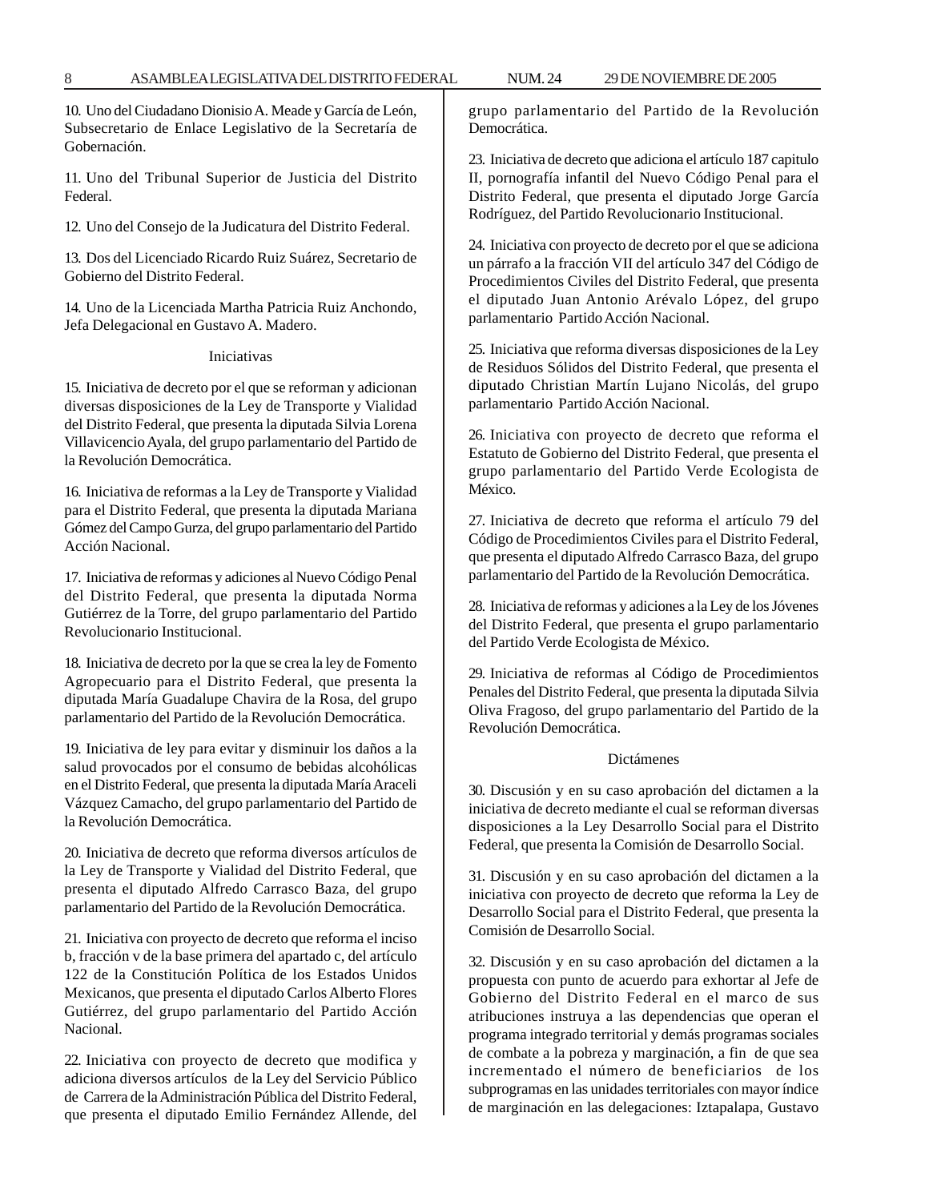10. Uno del Ciudadano Dionisio A. Meade y García de León, Subsecretario de Enlace Legislativo de la Secretaría de Gobernación.

11. Uno del Tribunal Superior de Justicia del Distrito Federal.

12. Uno del Consejo de la Judicatura del Distrito Federal.

13. Dos del Licenciado Ricardo Ruiz Suárez, Secretario de Gobierno del Distrito Federal.

14. Uno de la Licenciada Martha Patricia Ruiz Anchondo, Jefa Delegacional en Gustavo A. Madero.

Iniciativas

15. Iniciativa de decreto por el que se reforman y adicionan diversas disposiciones de la Ley de Transporte y Vialidad del Distrito Federal, que presenta la diputada Silvia Lorena Villavicencio Ayala, del grupo parlamentario del Partido de la Revolución Democrática.

16. Iniciativa de reformas a la Ley de Transporte y Vialidad para el Distrito Federal, que presenta la diputada Mariana Gómez del Campo Gurza, del grupo parlamentario del Partido Acción Nacional.

17. Iniciativa de reformas y adiciones al Nuevo Código Penal del Distrito Federal, que presenta la diputada Norma Gutiérrez de la Torre, del grupo parlamentario del Partido Revolucionario Institucional.

18. Iniciativa de decreto por la que se crea la ley de Fomento Agropecuario para el Distrito Federal, que presenta la diputada María Guadalupe Chavira de la Rosa, del grupo parlamentario del Partido de la Revolución Democrática.

19. Iniciativa de ley para evitar y disminuir los daños a la salud provocados por el consumo de bebidas alcohólicas en el Distrito Federal, que presenta la diputada María Araceli Vázquez Camacho, del grupo parlamentario del Partido de la Revolución Democrática.

20. Iniciativa de decreto que reforma diversos artículos de la Ley de Transporte y Vialidad del Distrito Federal, que presenta el diputado Alfredo Carrasco Baza, del grupo parlamentario del Partido de la Revolución Democrática.

21. Iniciativa con proyecto de decreto que reforma el inciso b, fracción v de la base primera del apartado c, del artículo 122 de la Constitución Política de los Estados Unidos Mexicanos, que presenta el diputado Carlos Alberto Flores Gutiérrez, del grupo parlamentario del Partido Acción Nacional.

22. Iniciativa con proyecto de decreto que modifica y adiciona diversos artículos de la Ley del Servicio Público de Carrera de la Administración Pública del Distrito Federal, que presenta el diputado Emilio Fernández Allende, del grupo parlamentario del Partido de la Revolución Democrática.

23. Iniciativa de decreto que adiciona el artículo 187 capitulo II, pornografía infantil del Nuevo Código Penal para el Distrito Federal, que presenta el diputado Jorge García Rodríguez, del Partido Revolucionario Institucional.

24. Iniciativa con proyecto de decreto por el que se adiciona un párrafo a la fracción VII del artículo 347 del Código de Procedimientos Civiles del Distrito Federal, que presenta el diputado Juan Antonio Arévalo López, del grupo parlamentario Partido Acción Nacional.

25. Iniciativa que reforma diversas disposiciones de la Ley de Residuos Sólidos del Distrito Federal, que presenta el diputado Christian Martín Lujano Nicolás, del grupo parlamentario Partido Acción Nacional.

26. Iniciativa con proyecto de decreto que reforma el Estatuto de Gobierno del Distrito Federal, que presenta el grupo parlamentario del Partido Verde Ecologista de México.

27. Iniciativa de decreto que reforma el artículo 79 del Código de Procedimientos Civiles para el Distrito Federal, que presenta el diputado Alfredo Carrasco Baza, del grupo parlamentario del Partido de la Revolución Democrática.

28. Iniciativa de reformas y adiciones a la Ley de los Jóvenes del Distrito Federal, que presenta el grupo parlamentario del Partido Verde Ecologista de México.

29. Iniciativa de reformas al Código de Procedimientos Penales del Distrito Federal, que presenta la diputada Silvia Oliva Fragoso, del grupo parlamentario del Partido de la Revolución Democrática.

Dictámenes

30. Discusión y en su caso aprobación del dictamen a la iniciativa de decreto mediante el cual se reforman diversas disposiciones a la Ley Desarrollo Social para el Distrito Federal, que presenta la Comisión de Desarrollo Social.

31. Discusión y en su caso aprobación del dictamen a la iniciativa con proyecto de decreto que reforma la Ley de Desarrollo Social para el Distrito Federal, que presenta la Comisión de Desarrollo Social.

32. Discusión y en su caso aprobación del dictamen a la propuesta con punto de acuerdo para exhortar al Jefe de Gobierno del Distrito Federal en el marco de sus atribuciones instruya a las dependencias que operan el programa integrado territorial y demás programas sociales de combate a la pobreza y marginación, a fin de que sea incrementado el número de beneficiarios de los subprogramas en las unidades territoriales con mayor índice de marginación en las delegaciones: Iztapalapa, Gustavo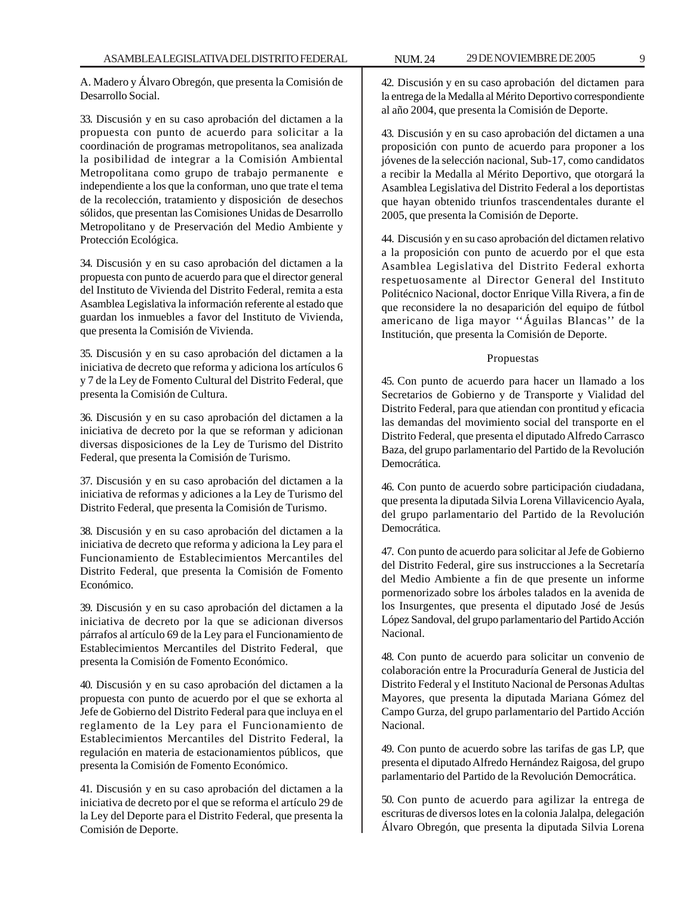A. Madero y Álvaro Obregón, que presenta la Comisión de Desarrollo Social.

33. Discusión y en su caso aprobación del dictamen a la propuesta con punto de acuerdo para solicitar a la coordinación de programas metropolitanos, sea analizada la posibilidad de integrar a la Comisión Ambiental Metropolitana como grupo de trabajo permanente e independiente a los que la conforman, uno que trate el tema de la recolección, tratamiento y disposición de desechos sólidos, que presentan las Comisiones Unidas de Desarrollo Metropolitano y de Preservación del Medio Ambiente y Protección Ecológica.

34. Discusión y en su caso aprobación del dictamen a la propuesta con punto de acuerdo para que el director general del Instituto de Vivienda del Distrito Federal, remita a esta Asamblea Legislativa la información referente al estado que guardan los inmuebles a favor del Instituto de Vivienda, que presenta la Comisión de Vivienda.

35. Discusión y en su caso aprobación del dictamen a la iniciativa de decreto que reforma y adiciona los artículos 6 y 7 de la Ley de Fomento Cultural del Distrito Federal, que presenta la Comisión de Cultura.

36. Discusión y en su caso aprobación del dictamen a la iniciativa de decreto por la que se reforman y adicionan diversas disposiciones de la Ley de Turismo del Distrito Federal, que presenta la Comisión de Turismo.

37. Discusión y en su caso aprobación del dictamen a la iniciativa de reformas y adiciones a la Ley de Turismo del Distrito Federal, que presenta la Comisión de Turismo.

38. Discusión y en su caso aprobación del dictamen a la iniciativa de decreto que reforma y adiciona la Ley para el Funcionamiento de Establecimientos Mercantiles del Distrito Federal, que presenta la Comisión de Fomento Económico.

39. Discusión y en su caso aprobación del dictamen a la iniciativa de decreto por la que se adicionan diversos párrafos al artículo 69 de la Ley para el Funcionamiento de Establecimientos Mercantiles del Distrito Federal, que presenta la Comisión de Fomento Económico.

40. Discusión y en su caso aprobación del dictamen a la propuesta con punto de acuerdo por el que se exhorta al Jefe de Gobierno del Distrito Federal para que incluya en el reglamento de la Ley para el Funcionamiento de Establecimientos Mercantiles del Distrito Federal, la regulación en materia de estacionamientos públicos, que presenta la Comisión de Fomento Económico.

41. Discusión y en su caso aprobación del dictamen a la iniciativa de decreto por el que se reforma el artículo 29 de la Ley del Deporte para el Distrito Federal, que presenta la Comisión de Deporte.

42. Discusión y en su caso aprobación del dictamen para la entrega de la Medalla al Mérito Deportivo correspondiente al año 2004, que presenta la Comisión de Deporte.

43. Discusión y en su caso aprobación del dictamen a una proposición con punto de acuerdo para proponer a los jóvenes de la selección nacional, Sub-17, como candidatos a recibir la Medalla al Mérito Deportivo, que otorgará la Asamblea Legislativa del Distrito Federal a los deportistas que hayan obtenido triunfos trascendentales durante el 2005, que presenta la Comisión de Deporte.

44. Discusión y en su caso aprobación del dictamen relativo a la proposición con punto de acuerdo por el que esta Asamblea Legislativa del Distrito Federal exhorta respetuosamente al Director General del Instituto Politécnico Nacional, doctor Enrique Villa Rivera, a fin de que reconsidere la no desaparición del equipo de fútbol americano de liga mayor ''Águilas Blancas'' de la Institución, que presenta la Comisión de Deporte.

Propuestas

45. Con punto de acuerdo para hacer un llamado a los Secretarios de Gobierno y de Transporte y Vialidad del Distrito Federal, para que atiendan con prontitud y eficacia las demandas del movimiento social del transporte en el Distrito Federal, que presenta el diputado Alfredo Carrasco Baza, del grupo parlamentario del Partido de la Revolución Democrática.

46. Con punto de acuerdo sobre participación ciudadana, que presenta la diputada Silvia Lorena Villavicencio Ayala, del grupo parlamentario del Partido de la Revolución Democrática.

47. Con punto de acuerdo para solicitar al Jefe de Gobierno del Distrito Federal, gire sus instrucciones a la Secretaría del Medio Ambiente a fin de que presente un informe pormenorizado sobre los árboles talados en la avenida de los Insurgentes, que presenta el diputado José de Jesús López Sandoval, del grupo parlamentario del Partido Acción Nacional.

48. Con punto de acuerdo para solicitar un convenio de colaboración entre la Procuraduría General de Justicia del Distrito Federal y el Instituto Nacional de Personas Adultas Mayores, que presenta la diputada Mariana Gómez del Campo Gurza, del grupo parlamentario del Partido Acción Nacional.

49. Con punto de acuerdo sobre las tarifas de gas LP, que presenta el diputado Alfredo Hernández Raigosa, del grupo parlamentario del Partido de la Revolución Democrática.

50. Con punto de acuerdo para agilizar la entrega de escrituras de diversos lotes en la colonia Jalalpa, delegación Álvaro Obregón, que presenta la diputada Silvia Lorena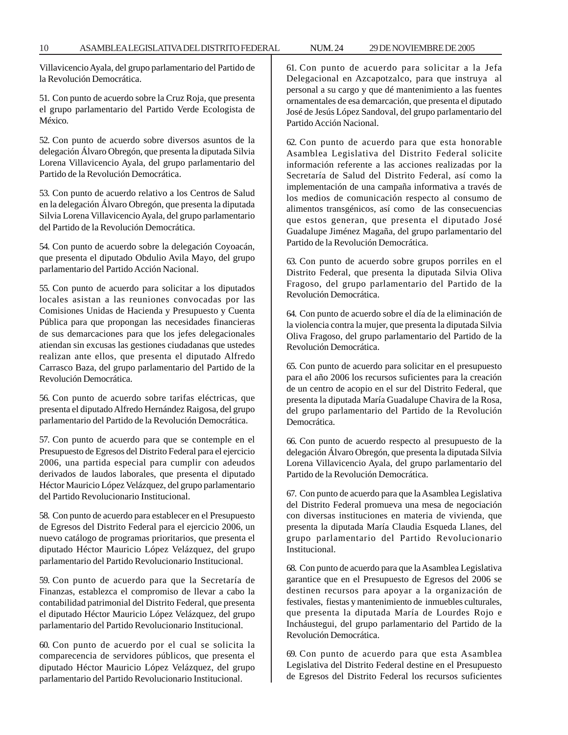Villavicencio Ayala, del grupo parlamentario del Partido de la Revolución Democrática.

51. Con punto de acuerdo sobre la Cruz Roja, que presenta el grupo parlamentario del Partido Verde Ecologista de México.

52. Con punto de acuerdo sobre diversos asuntos de la delegación Álvaro Obregón, que presenta la diputada Silvia Lorena Villavicencio Ayala, del grupo parlamentario del Partido de la Revolución Democrática.

53. Con punto de acuerdo relativo a los Centros de Salud en la delegación Álvaro Obregón, que presenta la diputada Silvia Lorena Villavicencio Ayala, del grupo parlamentario del Partido de la Revolución Democrática.

54. Con punto de acuerdo sobre la delegación Coyoacán, que presenta el diputado Obdulio Avila Mayo, del grupo parlamentario del Partido Acción Nacional.

55. Con punto de acuerdo para solicitar a los diputados locales asistan a las reuniones convocadas por las Comisiones Unidas de Hacienda y Presupuesto y Cuenta Pública para que propongan las necesidades financieras de sus demarcaciones para que los jefes delegacionales atiendan sin excusas las gestiones ciudadanas que ustedes realizan ante ellos, que presenta el diputado Alfredo Carrasco Baza, del grupo parlamentario del Partido de la Revolución Democrática.

56. Con punto de acuerdo sobre tarifas eléctricas, que presenta el diputado Alfredo Hernández Raigosa, del grupo parlamentario del Partido de la Revolución Democrática.

57. Con punto de acuerdo para que se contemple en el Presupuesto de Egresos del Distrito Federal para el ejercicio 2006, una partida especial para cumplir con adeudos derivados de laudos laborales, que presenta el diputado Héctor Mauricio López Velázquez, del grupo parlamentario del Partido Revolucionario Institucional.

58. Con punto de acuerdo para establecer en el Presupuesto de Egresos del Distrito Federal para el ejercicio 2006, un nuevo catálogo de programas prioritarios, que presenta el diputado Héctor Mauricio López Velázquez, del grupo parlamentario del Partido Revolucionario Institucional.

59. Con punto de acuerdo para que la Secretaría de Finanzas, establezca el compromiso de llevar a cabo la contabilidad patrimonial del Distrito Federal, que presenta el diputado Héctor Mauricio López Velázquez, del grupo parlamentario del Partido Revolucionario Institucional.

60. Con punto de acuerdo por el cual se solicita la comparecencia de servidores públicos, que presenta el diputado Héctor Mauricio López Velázquez, del grupo parlamentario del Partido Revolucionario Institucional.

61. Con punto de acuerdo para solicitar a la Jefa Delegacional en Azcapotzalco, para que instruya al personal a su cargo y que dé mantenimiento a las fuentes ornamentales de esa demarcación, que presenta el diputado José de Jesús López Sandoval, del grupo parlamentario del Partido Acción Nacional.

62. Con punto de acuerdo para que esta honorable Asamblea Legislativa del Distrito Federal solicite información referente a las acciones realizadas por la Secretaría de Salud del Distrito Federal, así como la implementación de una campaña informativa a través de los medios de comunicación respecto al consumo de alimentos transgénicos, así como de las consecuencias que estos generan, que presenta el diputado José Guadalupe Jiménez Magaña, del grupo parlamentario del Partido de la Revolución Democrática.

63. Con punto de acuerdo sobre grupos porriles en el Distrito Federal, que presenta la diputada Silvia Oliva Fragoso, del grupo parlamentario del Partido de la Revolución Democrática.

64. Con punto de acuerdo sobre el día de la eliminación de la violencia contra la mujer, que presenta la diputada Silvia Oliva Fragoso, del grupo parlamentario del Partido de la Revolución Democrática.

65. Con punto de acuerdo para solicitar en el presupuesto para el año 2006 los recursos suficientes para la creación de un centro de acopio en el sur del Distrito Federal, que presenta la diputada María Guadalupe Chavira de la Rosa, del grupo parlamentario del Partido de la Revolución Democrática.

66. Con punto de acuerdo respecto al presupuesto de la delegación Álvaro Obregón, que presenta la diputada Silvia Lorena Villavicencio Ayala, del grupo parlamentario del Partido de la Revolución Democrática.

67. Con punto de acuerdo para que la Asamblea Legislativa del Distrito Federal promueva una mesa de negociación con diversas instituciones en materia de vivienda, que presenta la diputada María Claudia Esqueda Llanes, del grupo parlamentario del Partido Revolucionario Institucional.

68. Con punto de acuerdo para que la Asamblea Legislativa garantice que en el Presupuesto de Egresos del 2006 se destinen recursos para apoyar a la organización de festivales, fiestas y mantenimiento de inmuebles culturales, que presenta la diputada María de Lourdes Rojo e Incháustegui, del grupo parlamentario del Partido de la Revolución Democrática.

69. Con punto de acuerdo para que esta Asamblea Legislativa del Distrito Federal destine en el Presupuesto de Egresos del Distrito Federal los recursos suficientes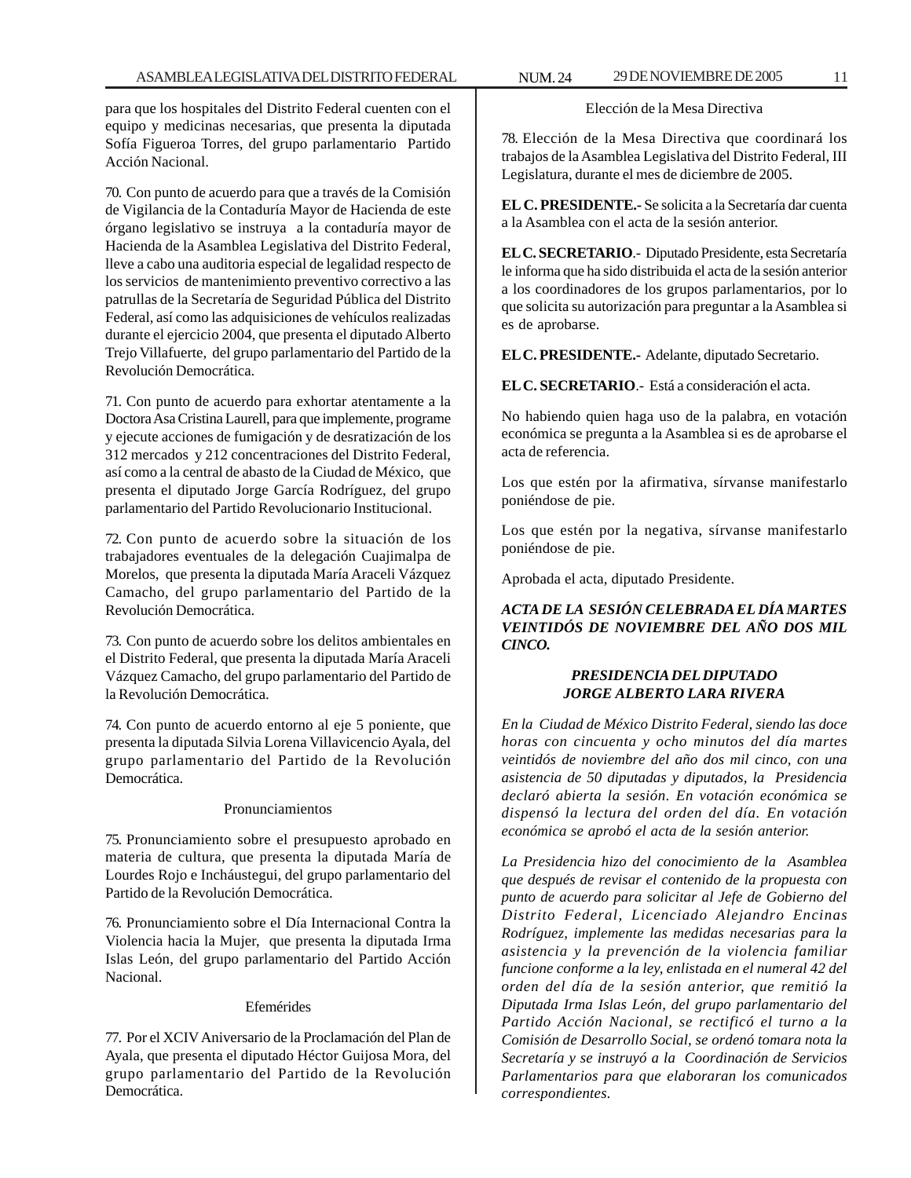para que los hospitales del Distrito Federal cuenten con el equipo y medicinas necesarias, que presenta la diputada Sofía Figueroa Torres, del grupo parlamentario Partido Acción Nacional.

70. Con punto de acuerdo para que a través de la Comisión de Vigilancia de la Contaduría Mayor de Hacienda de este órgano legislativo se instruya a la contaduría mayor de Hacienda de la Asamblea Legislativa del Distrito Federal, lleve a cabo una auditoria especial de legalidad respecto de los servicios de mantenimiento preventivo correctivo a las patrullas de la Secretaría de Seguridad Pública del Distrito Federal, así como las adquisiciones de vehículos realizadas durante el ejercicio 2004, que presenta el diputado Alberto Trejo Villafuerte, del grupo parlamentario del Partido de la Revolución Democrática.

71. Con punto de acuerdo para exhortar atentamente a la Doctora Asa Cristina Laurell, para que implemente, programe y ejecute acciones de fumigación y de desratización de los 312 mercados y 212 concentraciones del Distrito Federal, así como a la central de abasto de la Ciudad de México, que presenta el diputado Jorge García Rodríguez, del grupo parlamentario del Partido Revolucionario Institucional.

72. Con punto de acuerdo sobre la situación de los trabajadores eventuales de la delegación Cuajimalpa de Morelos, que presenta la diputada María Araceli Vázquez Camacho, del grupo parlamentario del Partido de la Revolución Democrática.

73. Con punto de acuerdo sobre los delitos ambientales en el Distrito Federal, que presenta la diputada María Araceli Vázquez Camacho, del grupo parlamentario del Partido de la Revolución Democrática.

74. Con punto de acuerdo entorno al eje 5 poniente, que presenta la diputada Silvia Lorena Villavicencio Ayala, del grupo parlamentario del Partido de la Revolución Democrática.

Pronunciamientos

75. Pronunciamiento sobre el presupuesto aprobado en materia de cultura, que presenta la diputada María de Lourdes Rojo e Incháustegui, del grupo parlamentario del Partido de la Revolución Democrática.

76. Pronunciamiento sobre el Día Internacional Contra la Violencia hacia la Mujer, que presenta la diputada Irma Islas León, del grupo parlamentario del Partido Acción Nacional.

Efemérides

77. Por el XCIV Aniversario de la Proclamación del Plan de Ayala, que presenta el diputado Héctor Guijosa Mora, del grupo parlamentario del Partido de la Revolución Democrática.

Elección de la Mesa Directiva

78. Elección de la Mesa Directiva que coordinará los trabajos de la Asamblea Legislativa del Distrito Federal, III Legislatura, durante el mes de diciembre de 2005.

**EL C. PRESIDENTE.-** Se solicita a la Secretaría dar cuenta a la Asamblea con el acta de la sesión anterior.

**EL C. SECRETARIO**.- Diputado Presidente, esta Secretaría le informa que ha sido distribuida el acta de la sesión anterior a los coordinadores de los grupos parlamentarios, por lo que solicita su autorización para preguntar a la Asamblea si es de aprobarse.

**EL C. PRESIDENTE.-** Adelante, diputado Secretario.

**EL C. SECRETARIO**.- Está a consideración el acta.

No habiendo quien haga uso de la palabra, en votación económica se pregunta a la Asamblea si es de aprobarse el acta de referencia.

Los que estén por la afirmativa, sírvanse manifestarlo poniéndose de pie.

Los que estén por la negativa, sírvanse manifestarlo poniéndose de pie.

Aprobada el acta, diputado Presidente.

***ACTA DE LA SESIÓN CELEBRADA EL DÍA MARTES VEINTIDÓS DE NOVIEMBRE DEL AÑO DOS MIL CINCO.***

***PRESIDENCIA DEL DIPUTADO JORGE ALBERTO LARA RIVERA***

*En la Ciudad de México Distrito Federal, siendo las doce horas con cincuenta y ocho minutos del día martes veintidós de noviembre del año dos mil cinco, con una asistencia de 50 diputadas y diputados, la Presidencia declaró abierta la sesión. En votación económica se dispensó la lectura del orden del día. En votación económica se aprobó el acta de la sesión anterior.*

*La Presidencia hizo del conocimiento de la Asamblea que después de revisar el contenido de la propuesta con punto de acuerdo para solicitar al Jefe de Gobierno del Distrito Federal, Licenciado Alejandro Encinas Rodríguez, implemente las medidas necesarias para la asistencia y la prevención de la violencia familiar funcione conforme a la ley, enlistada en el numeral 42 del orden del día de la sesión anterior, que remitió la Diputada Irma Islas León, del grupo parlamentario del Partido Acción Nacional, se rectificó el turno a la Comisión de Desarrollo Social, se ordenó tomara nota la Secretaría y se instruyó a la Coordinación de Servicios Parlamentarios para que elaboraran los comunicados correspondientes.*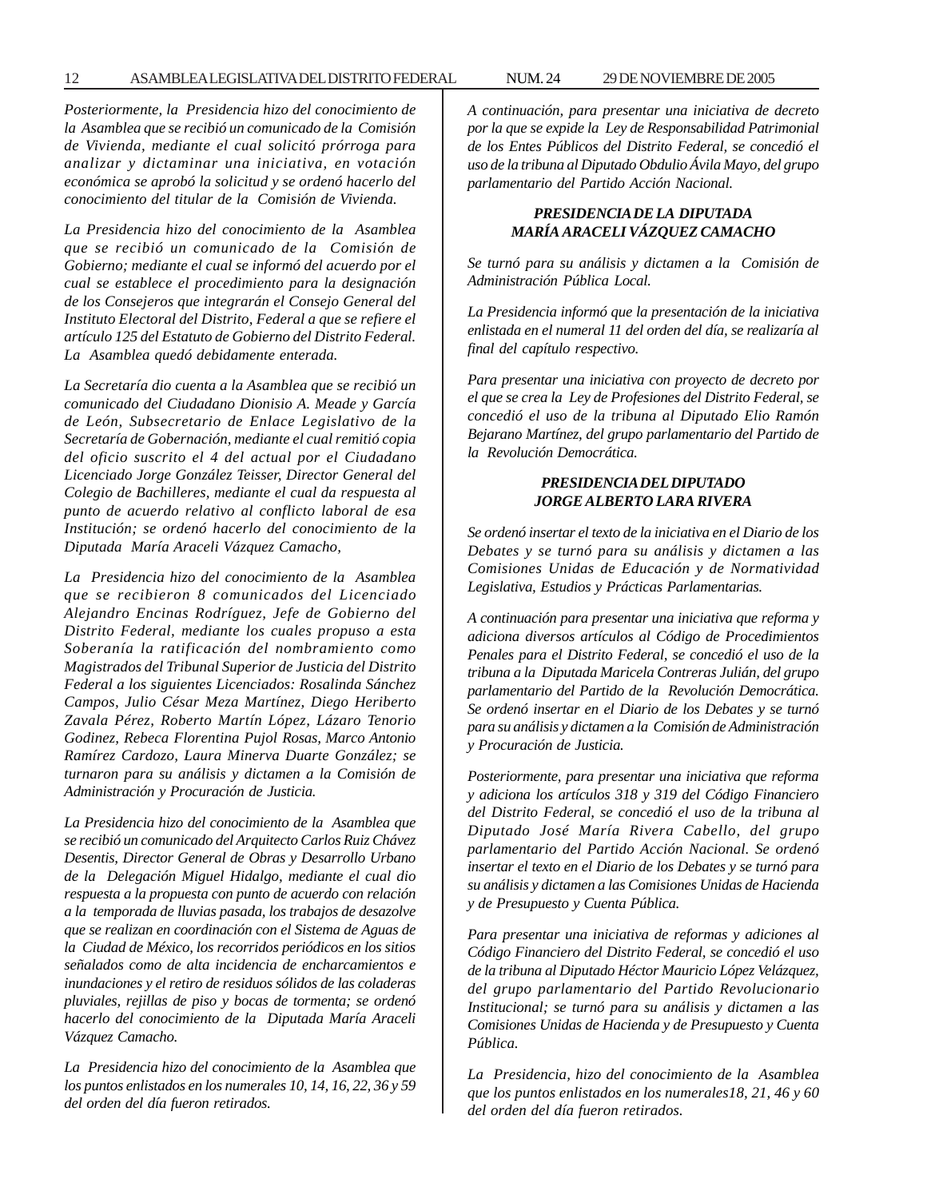*Posteriormente, la Presidencia hizo del conocimiento de la Asamblea que se recibió un comunicado de la Comisión de Vivienda, mediante el cual solicitó prórroga para analizar y dictaminar una iniciativa, en votación económica se aprobó la solicitud y se ordenó hacerlo del conocimiento del titular de la Comisión de Vivienda.*

*La Presidencia hizo del conocimiento de la Asamblea que se recibió un comunicado de la Comisión de Gobierno; mediante el cual se informó del acuerdo por el cual se establece el procedimiento para la designación de los Consejeros que integrarán el Consejo General del Instituto Electoral del Distrito, Federal a que se refiere el artículo 125 del Estatuto de Gobierno del Distrito Federal. La Asamblea quedó debidamente enterada.*

*La Secretaría dio cuenta a la Asamblea que se recibió un comunicado del Ciudadano Dionisio A. Meade y García de León, Subsecretario de Enlace Legislativo de la Secretaría de Gobernación, mediante el cual remitió copia del oficio suscrito el 4 del actual por el Ciudadano Licenciado Jorge González Teisser, Director General del Colegio de Bachilleres, mediante el cual da respuesta al punto de acuerdo relativo al conflicto laboral de esa Institución; se ordenó hacerlo del conocimiento de la Diputada María Araceli Vázquez Camacho,*

*La Presidencia hizo del conocimiento de la Asamblea que se recibieron 8 comunicados del Licenciado Alejandro Encinas Rodríguez, Jefe de Gobierno del Distrito Federal, mediante los cuales propuso a esta Soberanía la ratificación del nombramiento como Magistrados del Tribunal Superior de Justicia del Distrito Federal a los siguientes Licenciados: Rosalinda Sánchez Campos, Julio César Meza Martínez, Diego Heriberto Zavala Pérez, Roberto Martín López, Lázaro Tenorio Godinez, Rebeca Florentina Pujol Rosas, Marco Antonio Ramírez Cardozo, Laura Minerva Duarte González; se turnaron para su análisis y dictamen a la Comisión de Administración y Procuración de Justicia.*

*La Presidencia hizo del conocimiento de la Asamblea que se recibió un comunicado del Arquitecto Carlos Ruiz Chávez Desentis, Director General de Obras y Desarrollo Urbano de la Delegación Miguel Hidalgo, mediante el cual dio respuesta a la propuesta con punto de acuerdo con relación a la temporada de lluvias pasada, los trabajos de desazolve que se realizan en coordinación con el Sistema de Aguas de la Ciudad de México, los recorridos periódicos en los sitios señalados como de alta incidencia de encharcamientos e inundaciones y el retiro de residuos sólidos de las coladeras pluviales, rejillas de piso y bocas de tormenta; se ordenó hacerlo del conocimiento de la Diputada María Araceli Vázquez Camacho.*

*La Presidencia hizo del conocimiento de la Asamblea que los puntos enlistados en los numerales 10, 14, 16, 22, 36 y 59 del orden del día fueron retirados.*

*A continuación, para presentar una iniciativa de decreto por la que se expide la Ley de Responsabilidad Patrimonial de los Entes Públicos del Distrito Federal, se concedió el uso de la tribuna al Diputado Obdulio Ávila Mayo, del grupo parlamentario del Partido Acción Nacional.*

**PRESIDENCIA DE LA DIPUTADA MARÍA ARACELI VÁZQUEZ CAMACHO**

*Se turnó para su análisis y dictamen a la Comisión de Administración Pública Local.*

*La Presidencia informó que la presentación de la iniciativa enlistada en el numeral 11 del orden del día, se realizaría al final del capítulo respectivo.*

*Para presentar una iniciativa con proyecto de decreto por el que se crea la Ley de Profesiones del Distrito Federal, se concedió el uso de la tribuna al Diputado Elio Ramón Bejarano Martínez, del grupo parlamentario del Partido de la Revolución Democrática.*

**PRESIDENCIA DEL DIPUTADO JORGE ALBERTO LARA RIVERA**

*Se ordenó insertar el texto de la iniciativa en el Diario de los Debates y se turnó para su análisis y dictamen a las Comisiones Unidas de Educación y de Normatividad Legislativa, Estudios y Prácticas Parlamentarias.*

*A continuación para presentar una iniciativa que reforma y adiciona diversos artículos al Código de Procedimientos Penales para el Distrito Federal, se concedió el uso de la tribuna a la Diputada Maricela Contreras Julián, del grupo parlamentario del Partido de la Revolución Democrática. Se ordenó insertar en el Diario de los Debates y se turnó para su análisis y dictamen a la Comisión de Administración y Procuración de Justicia.*

*Posteriormente, para presentar una iniciativa que reforma y adiciona los artículos 318 y 319 del Código Financiero del Distrito Federal, se concedió el uso de la tribuna al Diputado José María Rivera Cabello, del grupo parlamentario del Partido Acción Nacional. Se ordenó insertar el texto en el Diario de los Debates y se turnó para su análisis y dictamen a las Comisiones Unidas de Hacienda y de Presupuesto y Cuenta Pública.*

*Para presentar una iniciativa de reformas y adiciones al Código Financiero del Distrito Federal, se concedió el uso de la tribuna al Diputado Héctor Mauricio López Velázquez, del grupo parlamentario del Partido Revolucionario Institucional; se turnó para su análisis y dictamen a las Comisiones Unidas de Hacienda y de Presupuesto y Cuenta Pública.*

*La Presidencia, hizo del conocimiento de la Asamblea que los puntos enlistados en los numerales18, 21, 46 y 60 del orden del día fueron retirados.*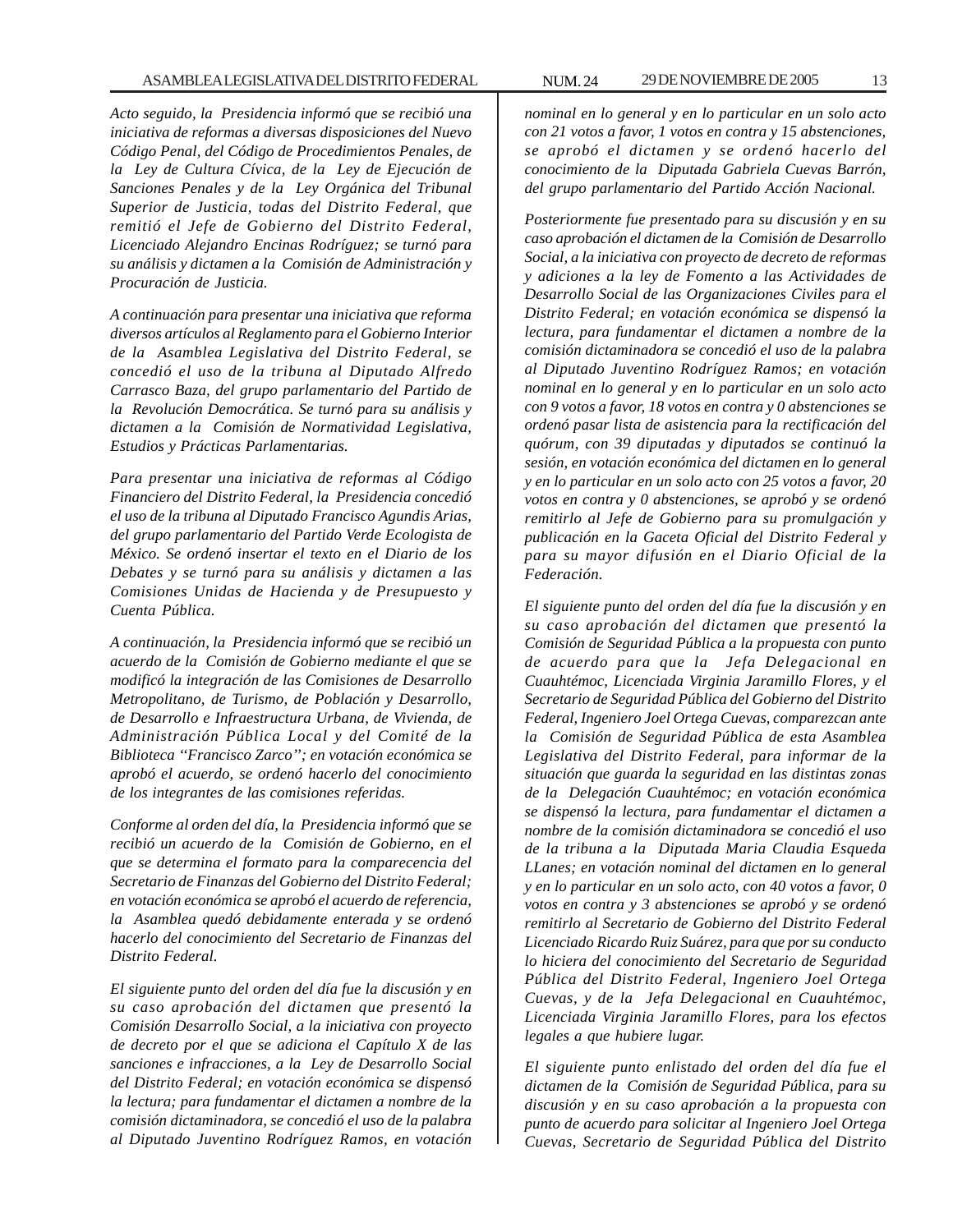*Acto seguido, la Presidencia informó que se recibió una iniciativa de reformas a diversas disposiciones del Nuevo Código Penal, del Código de Procedimientos Penales, de la Ley de Cultura Cívica, de la Ley de Ejecución de Sanciones Penales y de la Ley Orgánica del Tribunal Superior de Justicia, todas del Distrito Federal, que remitió el Jefe de Gobierno del Distrito Federal, Licenciado Alejandro Encinas Rodríguez; se turnó para su análisis y dictamen a la Comisión de Administración y Procuración de Justicia.*

*A continuación para presentar una iniciativa que reforma diversos artículos al Reglamento para el Gobierno Interior de la Asamblea Legislativa del Distrito Federal, se concedió el uso de la tribuna al Diputado Alfredo Carrasco Baza, del grupo parlamentario del Partido de la Revolución Democrática. Se turnó para su análisis y dictamen a la Comisión de Normatividad Legislativa, Estudios y Prácticas Parlamentarias.*

*Para presentar una iniciativa de reformas al Código Financiero del Distrito Federal, la Presidencia concedió el uso de la tribuna al Diputado Francisco Agundis Arias, del grupo parlamentario del Partido Verde Ecologista de México. Se ordenó insertar el texto en el Diario de los Debates y se turnó para su análisis y dictamen a las Comisiones Unidas de Hacienda y de Presupuesto y Cuenta Pública.*

*A continuación, la Presidencia informó que se recibió un acuerdo de la Comisión de Gobierno mediante el que se modificó la integración de las Comisiones de Desarrollo Metropolitano, de Turismo, de Población y Desarrollo, de Desarrollo e Infraestructura Urbana, de Vivienda, de Administración Pública Local y del Comité de la Biblioteca "Francisco Zarco"; en votación económica se aprobó el acuerdo, se ordenó hacerlo del conocimiento de los integrantes de las comisiones referidas.*

*Conforme al orden del día, la Presidencia informó que se recibió un acuerdo de la Comisión de Gobierno, en el que se determina el formato para la comparecencia del Secretario de Finanzas del Gobierno del Distrito Federal; en votación económica se aprobó el acuerdo de referencia, la Asamblea quedó debidamente enterada y se ordenó hacerlo del conocimiento del Secretario de Finanzas del Distrito Federal.*

*El siguiente punto del orden del día fue la discusión y en su caso aprobación del dictamen que presentó la Comisión Desarrollo Social, a la iniciativa con proyecto de decreto por el que se adiciona el Capítulo X de las sanciones e infracciones, a la Ley de Desarrollo Social del Distrito Federal; en votación económica se dispensó la lectura; para fundamentar el dictamen a nombre de la comisión dictaminadora, se concedió el uso de la palabra al Diputado Juventino Rodríguez Ramos, en votación nominal en lo general y en lo particular en un solo acto con 21 votos a favor, 1 votos en contra y 15 abstenciones, se aprobó el dictamen y se ordenó hacerlo del conocimiento de la Diputada Gabriela Cuevas Barrón, del grupo parlamentario del Partido Acción Nacional.*

*Posteriormente fue presentado para su discusión y en su caso aprobación el dictamen de la Comisión de Desarrollo Social, a la iniciativa con proyecto de decreto de reformas y adiciones a la ley de Fomento a las Actividades de Desarrollo Social de las Organizaciones Civiles para el Distrito Federal; en votación económica se dispensó la lectura, para fundamentar el dictamen a nombre de la comisión dictaminadora se concedió el uso de la palabra al Diputado Juventino Rodríguez Ramos; en votación nominal en lo general y en lo particular en un solo acto con 9 votos a favor, 18 votos en contra y 0 abstenciones se ordenó pasar lista de asistencia para la rectificación del quórum, con 39 diputadas y diputados se continuó la sesión, en votación económica del dictamen en lo general y en lo particular en un solo acto con 25 votos a favor, 20 votos en contra y 0 abstenciones, se aprobó y se ordenó remitirlo al Jefe de Gobierno para su promulgación y publicación en la Gaceta Oficial del Distrito Federal y para su mayor difusión en el Diario Oficial de la Federación.*

*El siguiente punto del orden del día fue la discusión y en su caso aprobación del dictamen que presentó la Comisión de Seguridad Pública a la propuesta con punto de acuerdo para que la Jefa Delegacional en Cuauhtémoc, Licenciada Virginia Jaramillo Flores, y el Secretario de Seguridad Pública del Gobierno del Distrito Federal, Ingeniero Joel Ortega Cuevas, comparezcan ante la Comisión de Seguridad Pública de esta Asamblea Legislativa del Distrito Federal, para informar de la situación que guarda la seguridad en las distintas zonas de la Delegación Cuauhtémoc; en votación económica se dispensó la lectura, para fundamentar el dictamen a nombre de la comisión dictaminadora se concedió el uso de la tribuna a la Diputada Maria Claudia Esqueda LLanes; en votación nominal del dictamen en lo general y en lo particular en un solo acto, con 40 votos a favor, 0 votos en contra y 3 abstenciones se aprobó y se ordenó remitirlo al Secretario de Gobierno del Distrito Federal Licenciado Ricardo Ruiz Suárez, para que por su conducto lo hiciera del conocimiento del Secretario de Seguridad Pública del Distrito Federal, Ingeniero Joel Ortega Cuevas, y de la Jefa Delegacional en Cuauhtémoc, Licenciada Virginia Jaramillo Flores, para los efectos legales a que hubiere lugar.*

*El siguiente punto enlistado del orden del día fue el dictamen de la Comisión de Seguridad Pública, para su discusión y en su caso aprobación a la propuesta con punto de acuerdo para solicitar al Ingeniero Joel Ortega Cuevas, Secretario de Seguridad Pública del Distrito*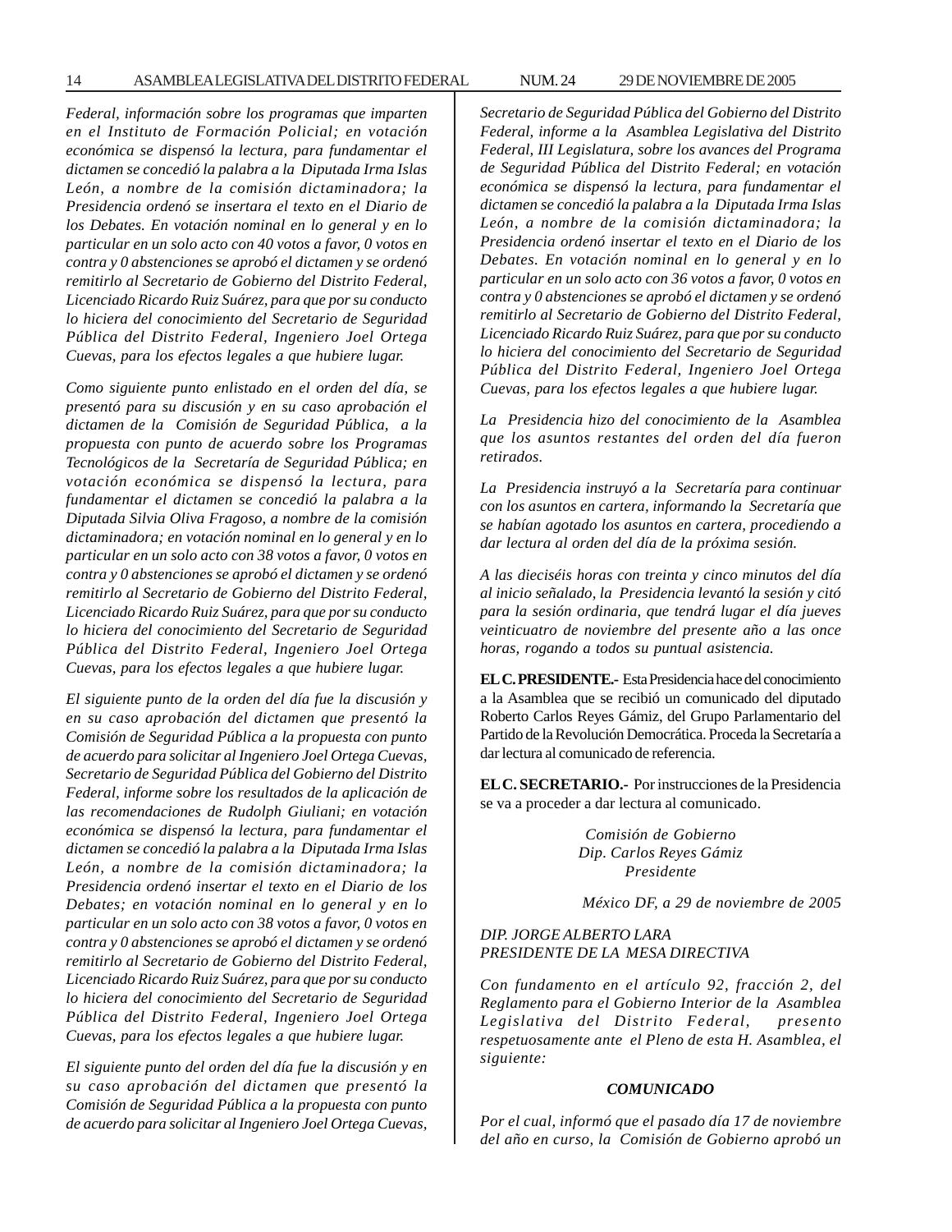*Federal, información sobre los programas que imparten en el Instituto de Formación Policial; en votación económica se dispensó la lectura, para fundamentar el dictamen se concedió la palabra a la Diputada Irma Islas León, a nombre de la comisión dictaminadora; la Presidencia ordenó se insertara el texto en el Diario de los Debates. En votación nominal en lo general y en lo particular en un solo acto con 40 votos a favor, 0 votos en contra y 0 abstenciones se aprobó el dictamen y se ordenó remitirlo al Secretario de Gobierno del Distrito Federal, Licenciado Ricardo Ruiz Suárez, para que por su conducto lo hiciera del conocimiento del Secretario de Seguridad Pública del Distrito Federal, Ingeniero Joel Ortega Cuevas, para los efectos legales a que hubiere lugar.*

*Como siguiente punto enlistado en el orden del día, se presentó para su discusión y en su caso aprobación el dictamen de la Comisión de Seguridad Pública, a la propuesta con punto de acuerdo sobre los Programas Tecnológicos de la Secretaría de Seguridad Pública; en votación económica se dispensó la lectura, para fundamentar el dictamen se concedió la palabra a la Diputada Silvia Oliva Fragoso, a nombre de la comisión dictaminadora; en votación nominal en lo general y en lo particular en un solo acto con 38 votos a favor, 0 votos en contra y 0 abstenciones se aprobó el dictamen y se ordenó remitirlo al Secretario de Gobierno del Distrito Federal, Licenciado Ricardo Ruiz Suárez, para que por su conducto lo hiciera del conocimiento del Secretario de Seguridad Pública del Distrito Federal, Ingeniero Joel Ortega Cuevas, para los efectos legales a que hubiere lugar.*

*El siguiente punto de la orden del día fue la discusión y en su caso aprobación del dictamen que presentó la Comisión de Seguridad Pública a la propuesta con punto de acuerdo para solicitar al Ingeniero Joel Ortega Cuevas, Secretario de Seguridad Pública del Gobierno del Distrito Federal, informe sobre los resultados de la aplicación de las recomendaciones de Rudolph Giuliani; en votación económica se dispensó la lectura, para fundamentar el dictamen se concedió la palabra a la Diputada Irma Islas León, a nombre de la comisión dictaminadora; la Presidencia ordenó insertar el texto en el Diario de los Debates; en votación nominal en lo general y en lo particular en un solo acto con 38 votos a favor, 0 votos en contra y 0 abstenciones se aprobó el dictamen y se ordenó remitirlo al Secretario de Gobierno del Distrito Federal, Licenciado Ricardo Ruiz Suárez, para que por su conducto lo hiciera del conocimiento del Secretario de Seguridad Pública del Distrito Federal, Ingeniero Joel Ortega Cuevas, para los efectos legales a que hubiere lugar.*

*El siguiente punto del orden del día fue la discusión y en su caso aprobación del dictamen que presentó la Comisión de Seguridad Pública a la propuesta con punto de acuerdo para solicitar al Ingeniero Joel Ortega Cuevas, Secretario de Seguridad Pública del Gobierno del Distrito Federal, informe a la Asamblea Legislativa del Distrito Federal, III Legislatura, sobre los avances del Programa de Seguridad Pública del Distrito Federal; en votación económica se dispensó la lectura, para fundamentar el dictamen se concedió la palabra a la Diputada Irma Islas León, a nombre de la comisión dictaminadora; la Presidencia ordenó insertar el texto en el Diario de los Debates. En votación nominal en lo general y en lo particular en un solo acto con 36 votos a favor, 0 votos en contra y 0 abstenciones se aprobó el dictamen y se ordenó remitirlo al Secretario de Gobierno del Distrito Federal, Licenciado Ricardo Ruiz Suárez, para que por su conducto lo hiciera del conocimiento del Secretario de Seguridad Pública del Distrito Federal, Ingeniero Joel Ortega Cuevas, para los efectos legales a que hubiere lugar.*

*La Presidencia hizo del conocimiento de la Asamblea que los asuntos restantes del orden del día fueron retirados.*

*La Presidencia instruyó a la Secretaría para continuar con los asuntos en cartera, informando la Secretaría que se habían agotado los asuntos en cartera, procediendo a dar lectura al orden del día de la próxima sesión.*

*A las dieciséis horas con treinta y cinco minutos del día al inicio señalado, la Presidencia levantó la sesión y citó para la sesión ordinaria, que tendrá lugar el día jueves veinticuatro de noviembre del presente año a las once horas, rogando a todos su puntual asistencia.*

**EL C. PRESIDENTE.-** Esta Presidencia hace del conocimiento a la Asamblea que se recibió un comunicado del diputado Roberto Carlos Reyes Gámiz, del Grupo Parlamentario del Partido de la Revolución Democrática. Proceda la Secretaría a dar lectura al comunicado de referencia.

**EL C. SECRETARIO.-** Por instrucciones de la Presidencia se va a proceder a dar lectura al comunicado.

*Comisión de Gobierno*
*Dip. Carlos Reyes Gámiz*
*Presidente*

*México DF, a 29 de noviembre de 2005*

*DIP. JORGE ALBERTO LARA*
*PRESIDENTE DE LA MESA DIRECTIVA*

*Con fundamento en el artículo 92, fracción 2, del Reglamento para el Gobierno Interior de la Asamblea Legislativa del Distrito Federal, presento respetuosamente ante el Pleno de esta H. Asamblea, el siguiente:*

***COMUNICADO***

*Por el cual, informó que el pasado día 17 de noviembre del año en curso, la Comisión de Gobierno aprobó un*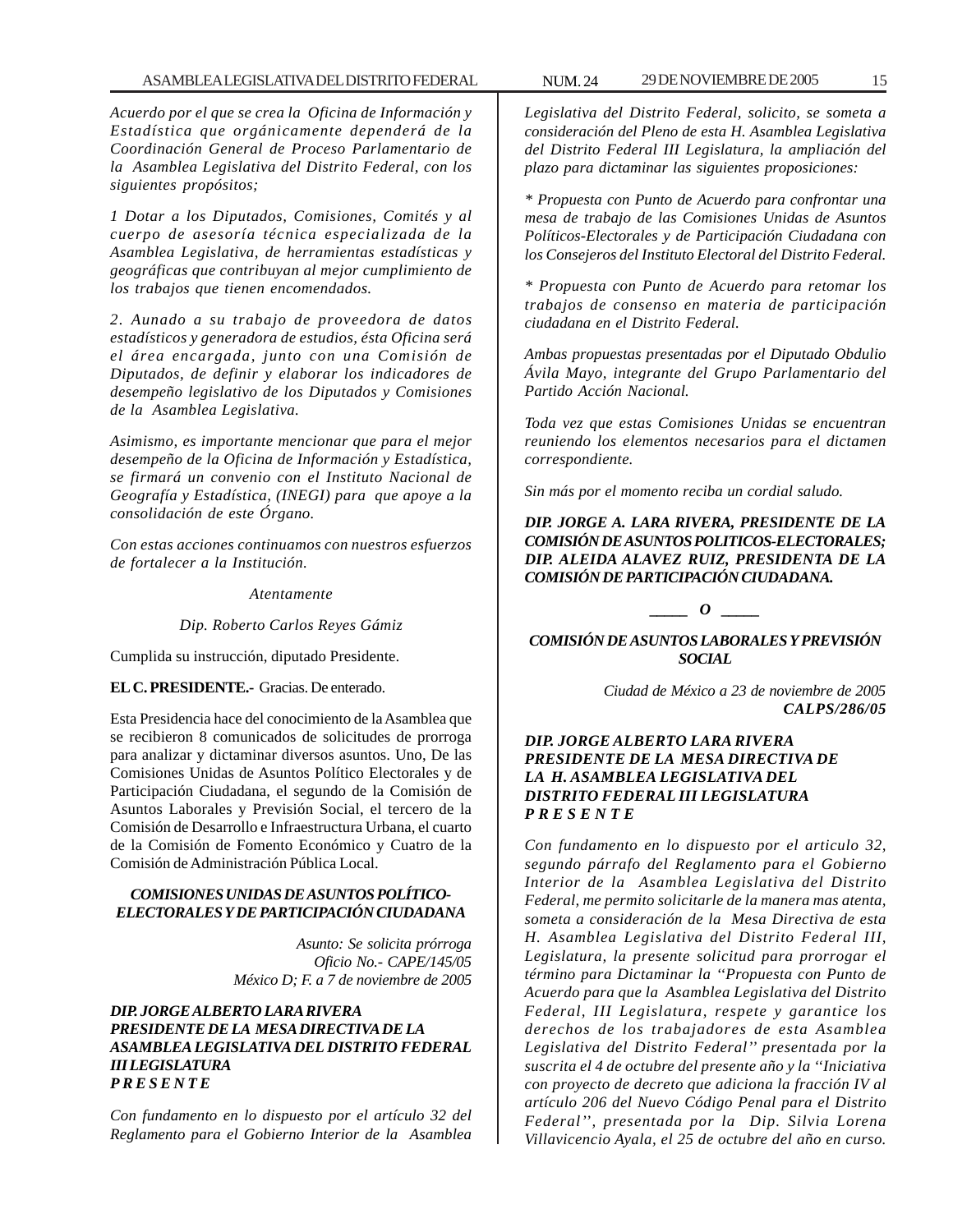*Acuerdo por el que se crea la Oficina de Información y Estadística que orgánicamente dependerá de la Coordinación General de Proceso Parlamentario de la Asamblea Legislativa del Distrito Federal, con los siguientes propósitos;*

*1 Dotar a los Diputados, Comisiones, Comités y al cuerpo de asesoría técnica especializada de la Asamblea Legislativa, de herramientas estadísticas y geográficas que contribuyan al mejor cumplimiento de los trabajos que tienen encomendados.*

*2. Aunado a su trabajo de proveedora de datos estadísticos y generadora de estudios, ésta Oficina será el área encargada, junto con una Comisión de Diputados, de definir y elaborar los indicadores de desempeño legislativo de los Diputados y Comisiones de la Asamblea Legislativa.*

*Asimismo, es importante mencionar que para el mejor desempeño de la Oficina de Información y Estadística, se firmará un convenio con el Instituto Nacional de Geografía y Estadística, (INEGI) para que apoye a la consolidación de este Órgano.*

*Con estas acciones continuamos con nuestros esfuerzos de fortalecer a la Institución.*

*Atentamente*

*Dip. Roberto Carlos Reyes Gámiz*

Cumplida su instrucción, diputado Presidente.

**EL C. PRESIDENTE.-** Gracias. De enterado.

Esta Presidencia hace del conocimiento de la Asamblea que se recibieron 8 comunicados de solicitudes de prorroga para analizar y dictaminar diversos asuntos. Uno, De las Comisiones Unidas de Asuntos Político Electorales y de Participación Ciudadana, el segundo de la Comisión de Asuntos Laborales y Previsión Social, el tercero de la Comisión de Desarrollo e Infraestructura Urbana, el cuarto de la Comisión de Fomento Económico y Cuatro de la Comisión de Administración Pública Local.

***COMISIONES UNIDAS DE ASUNTOS POLÍTICO-ELECTORALES Y DE PARTICIPACIÓN CIUDADANA***

*Asunto: Se solicita prórroga*
*Oficio No.- CAPE/145/05*
*México D; F. a 7 de noviembre de 2005*

***DIP. JORGE ALBERTO LARA RIVERA***
***PRESIDENTE DE LA MESA DIRECTIVA DE LA ASAMBLEA LEGISLATIVA DEL DISTRITO FEDERAL III LEGISLATURA***
***P R E S E N T E***

*Con fundamento en lo dispuesto por el artículo 32 del Reglamento para el Gobierno Interior de la Asamblea Legislativa del Distrito Federal, solicito, se someta a consideración del Pleno de esta H. Asamblea Legislativa del Distrito Federal III Legislatura, la ampliación del plazo para dictaminar las siguientes proposiciones:*

*\* Propuesta con Punto de Acuerdo para confrontar una mesa de trabajo de las Comisiones Unidas de Asuntos Políticos-Electorales y de Participación Ciudadana con los Consejeros del Instituto Electoral del Distrito Federal.*

*\* Propuesta con Punto de Acuerdo para retomar los trabajos de consenso en materia de participación ciudadana en el Distrito Federal.*

*Ambas propuestas presentadas por el Diputado Obdulio Ávila Mayo, integrante del Grupo Parlamentario del Partido Acción Nacional.*

*Toda vez que estas Comisiones Unidas se encuentran reuniendo los elementos necesarios para el dictamen correspondiente.*

*Sin más por el momento reciba un cordial saludo.*

***DIP. JORGE A. LARA RIVERA, PRESIDENTE DE LA COMISIÓN DE ASUNTOS POLITICOS-ELECTORALES; DIP. ALEIDA ALAVEZ RUIZ, PRESIDENTA DE LA COMISIÓN DE PARTICIPACIÓN CIUDADANA.***

_____ O _____

***COMISIÓN DE ASUNTOS LABORALES Y PREVISIÓN SOCIAL***

*Ciudad de México a 23 de noviembre de 2005*
***CALPS/286/05***

***DIP. JORGE ALBERTO LARA RIVERA***
***PRESIDENTE DE LA MESA DIRECTIVA DE LA H. ASAMBLEA LEGISLATIVA DEL DISTRITO FEDERAL III LEGISLATURA***
***P R E S E N T E***

*Con fundamento en lo dispuesto por el articulo 32, segundo párrafo del Reglamento para el Gobierno Interior de la Asamblea Legislativa del Distrito Federal, me permito solicitarle de la manera mas atenta, someta a consideración de la Mesa Directiva de esta H. Asamblea Legislativa del Distrito Federal III, Legislatura, la presente solicitud para prorrogar el término para Dictaminar la ''Propuesta con Punto de Acuerdo para que la Asamblea Legislativa del Distrito Federal, III Legislatura, respete y garantice los derechos de los trabajadores de esta Asamblea Legislativa del Distrito Federal'' presentada por la suscrita el 4 de octubre del presente año y la ''Iniciativa con proyecto de decreto que adiciona la fracción IV al artículo 206 del Nuevo Código Penal para el Distrito Federal'', presentada por la Dip. Silvia Lorena Villavicencio Ayala, el 25 de octubre del año en curso.*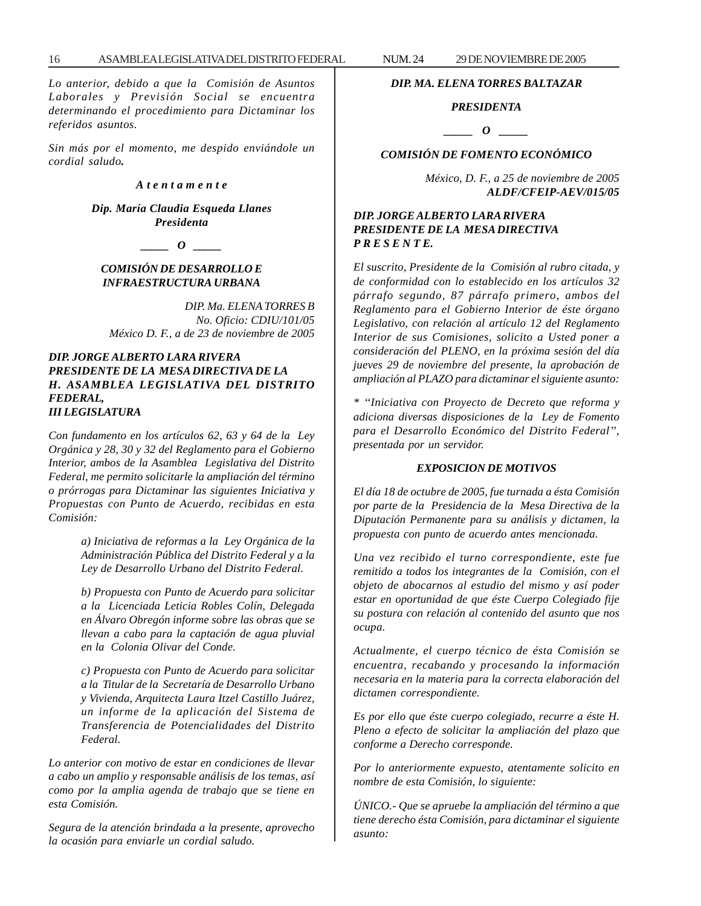*Lo anterior, debido a que la Comisión de Asuntos Laborales y Previsión Social se encuentra determinando el procedimiento para Dictaminar los referidos asuntos.*

*Sin más por el momento, me despido enviándole un cordial saludo.*

***A t e n t a m e n t e***

***Dip. María Claudia Esqueda Llanes***
***Presidenta***

***_____ O _____***

***COMISIÓN DE DESARROLLO E INFRAESTRUCTURA URBANA***

*DIP. Ma. ELENA TORRES B*
*No. Oficio: CDIU/101/05*
*México D. F., a de 23 de noviembre de 2005*

***DIP. JORGE ALBERTO LARA RIVERA***
***PRESIDENTE DE LA MESA DIRECTIVA DE LA H. ASAMBLEA LEGISLATIVA DEL DISTRITO FEDERAL,***
***III LEGISLATURA***

*Con fundamento en los artículos 62, 63 y 64 de la Ley Orgánica y 28, 30 y 32 del Reglamento para el Gobierno Interior, ambos de la Asamblea Legislativa del Distrito Federal, me permito solicitarle la ampliación del término o prórrogas para Dictaminar las siguientes Iniciativa y Propuestas con Punto de Acuerdo, recibidas en esta Comisión:*

> *a) Iniciativa de reformas a la Ley Orgánica de la Administración Pública del Distrito Federal y a la Ley de Desarrollo Urbano del Distrito Federal.*
>
> *b) Propuesta con Punto de Acuerdo para solicitar a la Licenciada Leticia Robles Colín, Delegada en Álvaro Obregón informe sobre las obras que se llevan a cabo para la captación de agua pluvial en la Colonia Olivar del Conde.*
>
> *c) Propuesta con Punto de Acuerdo para solicitar a la Titular de la Secretaría de Desarrollo Urbano y Vivienda, Arquitecta Laura Itzel Castillo Juárez, un informe de la aplicación del Sistema de Transferencia de Potencialidades del Distrito Federal.*

*Lo anterior con motivo de estar en condiciones de llevar a cabo un amplio y responsable análisis de los temas, así como por la amplia agenda de trabajo que se tiene en esta Comisión.*

*Segura de la atención brindada a la presente, aprovecho la ocasión para enviarle un cordial saludo.*

***DIP. MA. ELENA TORRES BALTAZAR***

***PRESIDENTA***

***_____ O _____***

***COMISIÓN DE FOMENTO ECONÓMICO***

*México, D. F., a 25 de noviembre de 2005*
***ALDF/CFEIP-AEV/015/05***

***DIP. JORGE ALBERTO LARA RIVERA***
***PRESIDENTE DE LA MESA DIRECTIVA***
***P R E S E N T E.***

*El suscrito, Presidente de la Comisión al rubro citada, y de conformidad con lo establecido en los artículos 32 párrafo segundo, 87 párrafo primero, ambos del Reglamento para el Gobierno Interior de éste órgano Legislativo, con relación al artículo 12 del Reglamento Interior de sus Comisiones, solicito a Usted poner a consideración del PLENO, en la próxima sesión del día jueves 29 de noviembre del presente, la aprobación de ampliación al PLAZO para dictaminar el siguiente asunto:*

*\* "Iniciativa con Proyecto de Decreto que reforma y adiciona diversas disposiciones de la Ley de Fomento para el Desarrollo Económico del Distrito Federal", presentada por un servidor.*

***EXPOSICION DE MOTIVOS***

*El día 18 de octubre de 2005, fue turnada a ésta Comisión por parte de la Presidencia de la Mesa Directiva de la Diputación Permanente para su análisis y dictamen, la propuesta con punto de acuerdo antes mencionada.*

*Una vez recibido el turno correspondiente, este fue remitido a todos los integrantes de la Comisión, con el objeto de abocarnos al estudio del mismo y así poder estar en oportunidad de que éste Cuerpo Colegiado fije su postura con relación al contenido del asunto que nos ocupa.*

*Actualmente, el cuerpo técnico de ésta Comisión se encuentra, recabando y procesando la información necesaria en la materia para la correcta elaboración del dictamen correspondiente.*

*Es por ello que éste cuerpo colegiado, recurre a éste H. Pleno a efecto de solicitar la ampliación del plazo que conforme a Derecho corresponde.*

*Por lo anteriormente expuesto, atentamente solicito en nombre de esta Comisión, lo siguiente:*

*ÚNICO.- Que se apruebe la ampliación del término a que tiene derecho ésta Comisión, para dictaminar el siguiente asunto:*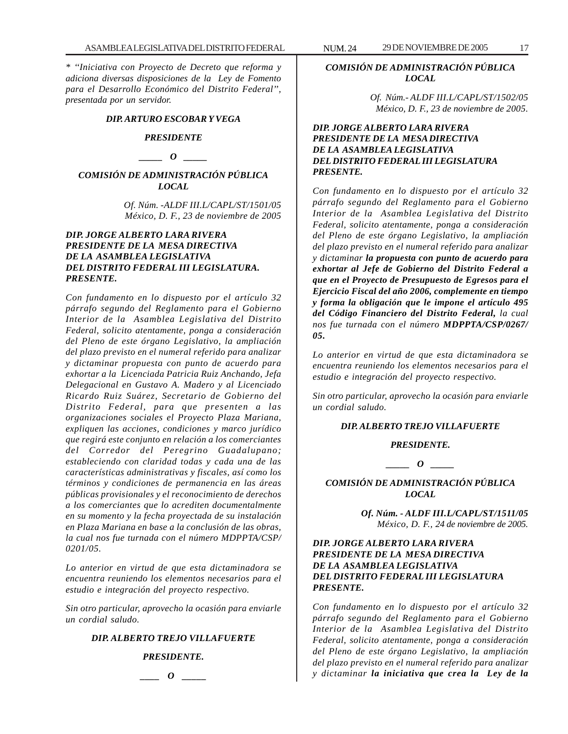*\* "Iniciativa con Proyecto de Decreto que reforma y adiciona diversas disposiciones de la Ley de Fomento para el Desarrollo Económico del Distrito Federal", presentada por un servidor.*

***DIP. ARTURO ESCOBAR Y VEGA***

***PRESIDENTE***

***_____ O _____***

***COMISIÓN DE ADMINISTRACIÓN PÚBLICA LOCAL***

*Of. Núm. -ALDF III.L/CAPL/ST/1501/05*
*México, D. F., 23 de noviembre de 2005*

***DIP. JORGE ALBERTO LARA RIVERA***
***PRESIDENTE DE LA MESA DIRECTIVA***
***DE LA ASAMBLEA LEGISLATIVA***
***DEL DISTRITO FEDERAL III LEGISLATURA.***
***PRESENTE.***

*Con fundamento en lo dispuesto por el artículo 32 párrafo segundo del Reglamento para el Gobierno Interior de la Asamblea Legislativa del Distrito Federal, solicito atentamente, ponga a consideración del Pleno de este órgano Legislativo, la ampliación del plazo previsto en el numeral referido para analizar y dictaminar propuesta con punto de acuerdo para exhortar a la Licenciada Patricia Ruiz Anchando, Jefa Delegacional en Gustavo A. Madero y al Licenciado Ricardo Ruiz Suárez, Secretario de Gobierno del Distrito Federal, para que presenten a las organizaciones sociales el Proyecto Plaza Mariana, expliquen las acciones, condiciones y marco jurídico que regirá este conjunto en relación a los comerciantes del Corredor del Peregrino Guadalupano; estableciendo con claridad todas y cada una de las características administrativas y fiscales, así como los términos y condiciones de permanencia en las áreas públicas provisionales y el reconocimiento de derechos a los comerciantes que lo acrediten documentalmente en su momento y la fecha proyectada de su instalación en Plaza Mariana en base a la conclusión de las obras, la cual nos fue turnada con el número MDPPTA/CSP/0201/05.*

*Lo anterior en virtud de que esta dictaminadora se encuentra reuniendo los elementos necesarios para el estudio e integración del proyecto respectivo.*

*Sin otro particular, aprovecho la ocasión para enviarle un cordial saludo.*

***DIP. ALBERTO TREJO VILLAFUERTE***

***PRESIDENTE.***

***____ O _____***

***COMISIÓN DE ADMINISTRACIÓN PÚBLICA LOCAL***

*Of. Núm.- ALDF III.L/CAPL/ST/1502/05*
*México, D. F., 23 de noviembre de 2005.*

***DIP. JORGE ALBERTO LARA RIVERA***
***PRESIDENTE DE LA MESA DIRECTIVA***
***DE LA ASAMBLEA LEGISLATIVA***
***DEL DISTRITO FEDERAL III LEGISLATURA***
***PRESENTE.***

*Con fundamento en lo dispuesto por el artículo 32 párrafo segundo del Reglamento para el Gobierno Interior de la Asamblea Legislativa del Distrito Federal, solicito atentamente, ponga a consideración del Pleno de este órgano Legislativo, la ampliación del plazo previsto en el numeral referido para analizar y dictaminar* ***la propuesta con punto de acuerdo para exhortar al Jefe de Gobierno del Distrito Federal a que en el Proyecto de Presupuesto de Egresos para el Ejercicio Fiscal del año 2006, complemente en tiempo y forma la obligación que le impone el artículo 495 del Código Financiero del Distrito Federal,*** *la cual nos fue turnada con el número* ***MDPPTA/CSP/0267/05.***

*Lo anterior en virtud de que esta dictaminadora se encuentra reuniendo los elementos necesarios para el estudio e integración del proyecto respectivo.*

*Sin otro particular, aprovecho la ocasión para enviarle un cordial saludo.*

***DIP. ALBERTO TREJO VILLAFUERTE***

***PRESIDENTE.***

***_____ O _____***

***COMISIÓN DE ADMINISTRACIÓN PÚBLICA LOCAL***

***Of. Núm. - ALDF III.L/CAPL/ST/1511/05***
*México, D. F., 24 de noviembre de 2005.*

***DIP. JORGE ALBERTO LARA RIVERA***
***PRESIDENTE DE LA MESA DIRECTIVA***
***DE LA ASAMBLEA LEGISLATIVA***
***DEL DISTRITO FEDERAL III LEGISLATURA***
***PRESENTE.***

*Con fundamento en lo dispuesto por el artículo 32 párrafo segundo del Reglamento para el Gobierno Interior de la Asamblea Legislativa del Distrito Federal, solicito atentamente, ponga a consideración del Pleno de este órgano Legislativo, la ampliación del plazo previsto en el numeral referido para analizar y dictaminar* ***la iniciativa que crea la Ley de la***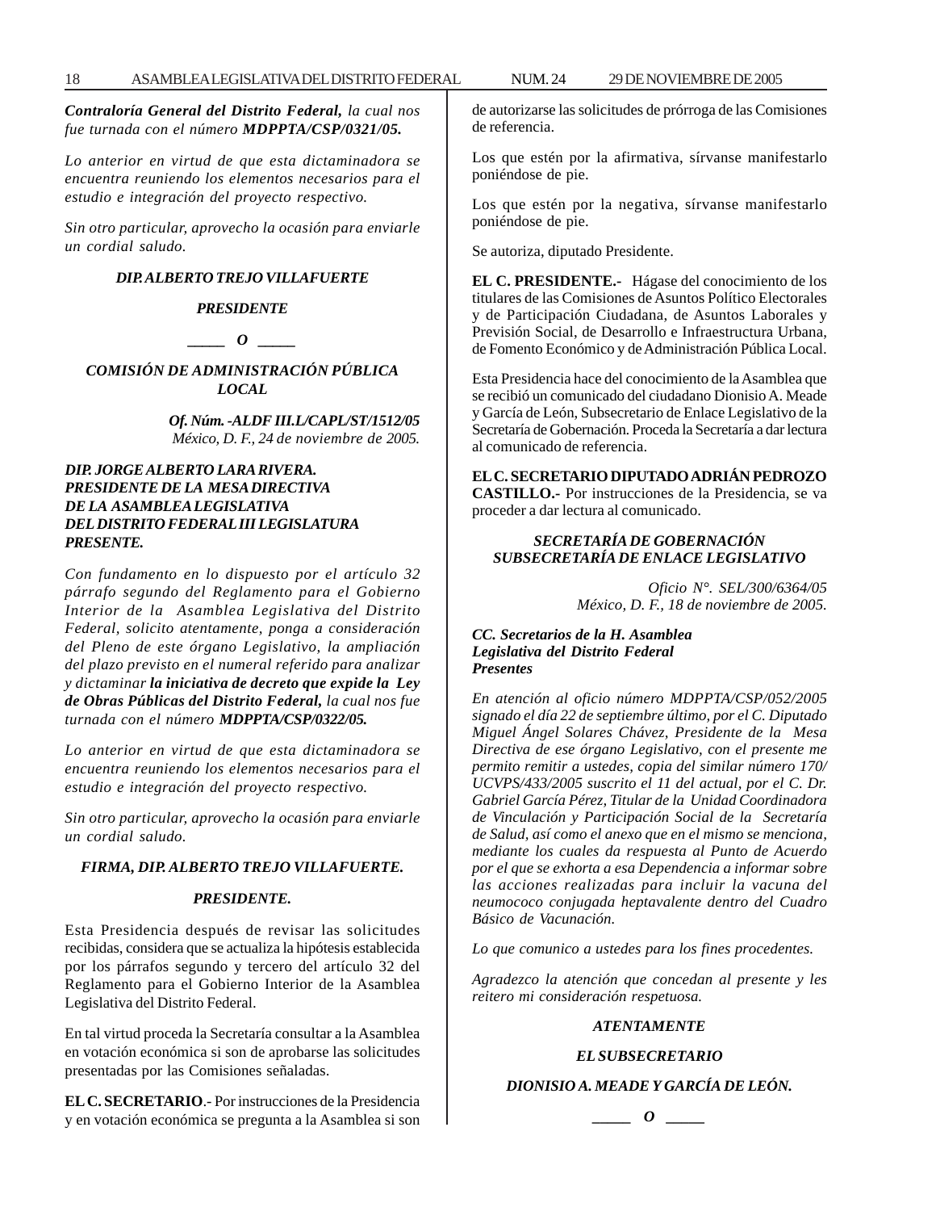*Contraloría General del Distrito Federal, la cual nos fue turnada con el número **MDPPTA/CSP/0321/05.***

*Lo anterior en virtud de que esta dictaminadora se encuentra reuniendo los elementos necesarios para el estudio e integración del proyecto respectivo.*

*Sin otro particular, aprovecho la ocasión para enviarle un cordial saludo.*

***DIP. ALBERTO TREJO VILLAFUERTE***

***PRESIDENTE***

***\_\_\_\_\_ O \_\_\_\_\_***

***COMISIÓN DE ADMINISTRACIÓN PÚBLICA LOCAL***

***Of. Núm. -ALDF III.L/CAPL/ST/1512/05***
*México, D. F., 24 de noviembre de 2005.*

***DIP. JORGE ALBERTO LARA RIVERA.***
***PRESIDENTE DE LA MESA DIRECTIVA***
***DE LA ASAMBLEA LEGISLATIVA***
***DEL DISTRITO FEDERAL III LEGISLATURA***
***PRESENTE.***

*Con fundamento en lo dispuesto por el artículo 32 párrafo segundo del Reglamento para el Gobierno Interior de la Asamblea Legislativa del Distrito Federal, solicito atentamente, ponga a consideración del Pleno de este órgano Legislativo, la ampliación del plazo previsto en el numeral referido para analizar y dictaminar **la iniciativa de decreto que expide la Ley de Obras Públicas del Distrito Federal,** la cual nos fue turnada con el número **MDPPTA/CSP/0322/05.***

*Lo anterior en virtud de que esta dictaminadora se encuentra reuniendo los elementos necesarios para el estudio e integración del proyecto respectivo.*

*Sin otro particular, aprovecho la ocasión para enviarle un cordial saludo.*

***FIRMA, DIP. ALBERTO TREJO VILLAFUERTE.***

***PRESIDENTE.***

Esta Presidencia después de revisar las solicitudes recibidas, considera que se actualiza la hipótesis establecida por los párrafos segundo y tercero del artículo 32 del Reglamento para el Gobierno Interior de la Asamblea Legislativa del Distrito Federal.

En tal virtud proceda la Secretaría consultar a la Asamblea en votación económica si son de aprobarse las solicitudes presentadas por las Comisiones señaladas.

**EL C. SECRETARIO**.- Por instrucciones de la Presidencia y en votación económica se pregunta a la Asamblea si son de autorizarse las solicitudes de prórroga de las Comisiones de referencia.

Los que estén por la afirmativa, sírvanse manifestarlo poniéndose de pie.

Los que estén por la negativa, sírvanse manifestarlo poniéndose de pie.

Se autoriza, diputado Presidente.

**EL C. PRESIDENTE.-** Hágase del conocimiento de los titulares de las Comisiones de Asuntos Político Electorales y de Participación Ciudadana, de Asuntos Laborales y Previsión Social, de Desarrollo e Infraestructura Urbana, de Fomento Económico y de Administración Pública Local.

Esta Presidencia hace del conocimiento de la Asamblea que se recibió un comunicado del ciudadano Dionisio A. Meade y García de León, Subsecretario de Enlace Legislativo de la Secretaría de Gobernación. Proceda la Secretaría a dar lectura al comunicado de referencia.

**EL C. SECRETARIO DIPUTADO ADRIÁN PEDROZO CASTILLO.-** Por instrucciones de la Presidencia, se va proceder a dar lectura al comunicado.

***SECRETARÍA DE GOBERNACIÓN***
***SUBSECRETARÍA DE ENLACE LEGISLATIVO***

*Oficio N°. SEL/300/6364/05*
*México, D. F., 18 de noviembre de 2005.*

***CC. Secretarios de la H. Asamblea***
***Legislativa del Distrito Federal***
***Presentes***

*En atención al oficio número MDPPTA/CSP/052/2005 signado el día 22 de septiembre último, por el C. Diputado Miguel Ángel Solares Chávez, Presidente de la Mesa Directiva de ese órgano Legislativo, con el presente me permito remitir a ustedes, copia del similar número 170/UCVPS/433/2005 suscrito el 11 del actual, por el C. Dr. Gabriel García Pérez, Titular de la Unidad Coordinadora de Vinculación y Participación Social de la Secretaría de Salud, así como el anexo que en el mismo se menciona, mediante los cuales da respuesta al Punto de Acuerdo por el que se exhorta a esa Dependencia a informar sobre las acciones realizadas para incluir la vacuna del neumococo conjugada heptavalente dentro del Cuadro Básico de Vacunación.*

*Lo que comunico a ustedes para los fines procedentes.*

*Agradezco la atención que concedan al presente y les reitero mi consideración respetuosa.*

***ATENTAMENTE***

***EL SUBSECRETARIO***

***DIONISIO A. MEADE Y GARCÍA DE LEÓN.***

***\_\_\_\_\_ O \_\_\_\_\_***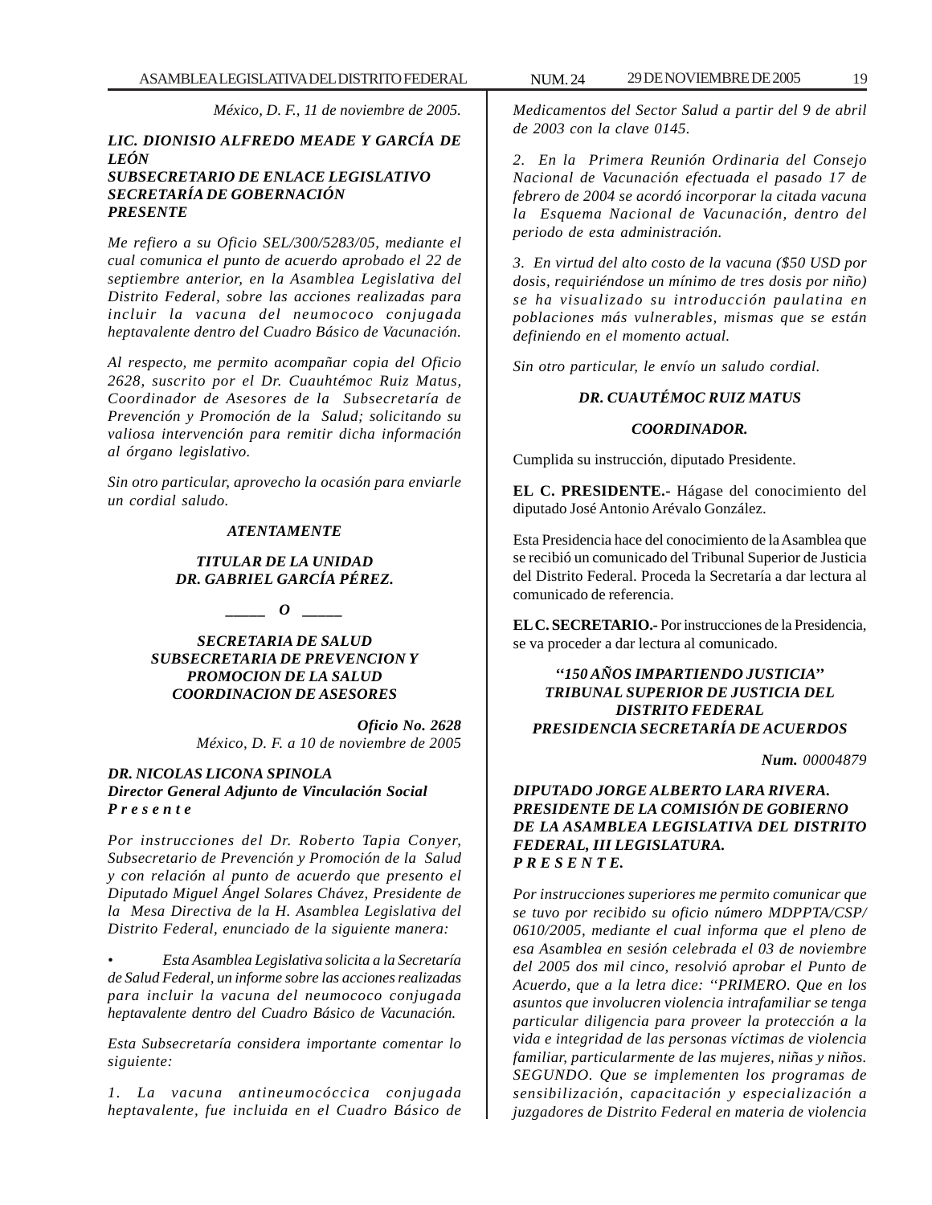*México, D. F., 11 de noviembre de 2005.*

***LIC. DIONISIO ALFREDO MEADE Y GARCÍA DE LEÓN***
***SUBSECRETARIO DE ENLACE LEGISLATIVO***
***SECRETARÍA DE GOBERNACIÓN***
***PRESENTE***

*Me refiero a su Oficio SEL/300/5283/05, mediante el cual comunica el punto de acuerdo aprobado el 22 de septiembre anterior, en la Asamblea Legislativa del Distrito Federal, sobre las acciones realizadas para incluir la vacuna del neumococo conjugada heptavalente dentro del Cuadro Básico de Vacunación.*

*Al respecto, me permito acompañar copia del Oficio 2628, suscrito por el Dr. Cuauhtémoc Ruiz Matus, Coordinador de Asesores de la Subsecretaría de Prevención y Promoción de la Salud; solicitando su valiosa intervención para remitir dicha información al órgano legislativo.*

*Sin otro particular, aprovecho la ocasión para enviarle un cordial saludo.*

***ATENTAMENTE***

***TITULAR DE LA UNIDAD***
***DR. GABRIEL GARCÍA PÉREZ.***

***_____ O _____***

***SECRETARIA DE SALUD***
***SUBSECRETARIA DE PREVENCION Y PROMOCION DE LA SALUD***
***COORDINACION DE ASESORES***

***Oficio No. 2628***
*México, D. F. a 10 de noviembre de 2005*

***DR. NICOLAS LICONA SPINOLA***
***Director General Adjunto de Vinculación Social***
***P r e s e n t e***

*Por instrucciones del Dr. Roberto Tapia Conyer, Subsecretario de Prevención y Promoción de la Salud y con relación al punto de acuerdo que presento el Diputado Miguel Ángel Solares Chávez, Presidente de la Mesa Directiva de la H. Asamblea Legislativa del Distrito Federal, enunciado de la siguiente manera:*

- *Esta Asamblea Legislativa solicita a la Secretaría de Salud Federal, un informe sobre las acciones realizadas para incluir la vacuna del neumococo conjugada heptavalente dentro del Cuadro Básico de Vacunación.*

*Esta Subsecretaría considera importante comentar lo siguiente:*

*1. La vacuna antineumocóccica conjugada heptavalente, fue incluida en el Cuadro Básico de Medicamentos del Sector Salud a partir del 9 de abril de 2003 con la clave 0145.*

*2. En la Primera Reunión Ordinaria del Consejo Nacional de Vacunación efectuada el pasado 17 de febrero de 2004 se acordó incorporar la citada vacuna la Esquema Nacional de Vacunación, dentro del periodo de esta administración.*

*3. En virtud del alto costo de la vacuna ($50 USD por dosis, requiriéndose un mínimo de tres dosis por niño) se ha visualizado su introducción paulatina en poblaciones más vulnerables, mismas que se están definiendo en el momento actual.*

*Sin otro particular, le envío un saludo cordial.*

***DR. CUAUTÉMOC RUIZ MATUS***

***COORDINADOR.***

Cumplida su instrucción, diputado Presidente.

**EL C. PRESIDENTE.-** Hágase del conocimiento del diputado José Antonio Arévalo González.

Esta Presidencia hace del conocimiento de la Asamblea que se recibió un comunicado del Tribunal Superior de Justicia del Distrito Federal. Proceda la Secretaría a dar lectura al comunicado de referencia.

**EL C. SECRETARIO.-** Por instrucciones de la Presidencia, se va proceder a dar lectura al comunicado.

***''150 AÑOS IMPARTIENDO JUSTICIA''***
***TRIBUNAL SUPERIOR DE JUSTICIA DEL DISTRITO FEDERAL***
***PRESIDENCIA SECRETARÍA DE ACUERDOS***

***Num.*** *00004879*

***DIPUTADO JORGE ALBERTO LARA RIVERA.***
***PRESIDENTE DE LA COMISIÓN DE GOBIERNO DE LA ASAMBLEA LEGISLATIVA DEL DISTRITO FEDERAL, III LEGISLATURA.***
***P R E S E N T E.***

*Por instrucciones superiores me permito comunicar que se tuvo por recibido su oficio número MDPPTA/CSP/0610/2005, mediante el cual informa que el pleno de esa Asamblea en sesión celebrada el 03 de noviembre del 2005 dos mil cinco, resolvió aprobar el Punto de Acuerdo, que a la letra dice: ''PRIMERO. Que en los asuntos que involucren violencia intrafamiliar se tenga particular diligencia para proveer la protección a la vida e integridad de las personas víctimas de violencia familiar, particularmente de las mujeres, niñas y niños. SEGUNDO. Que se implementen los programas de sensibilización, capacitación y especialización a juzgadores de Distrito Federal en materia de violencia*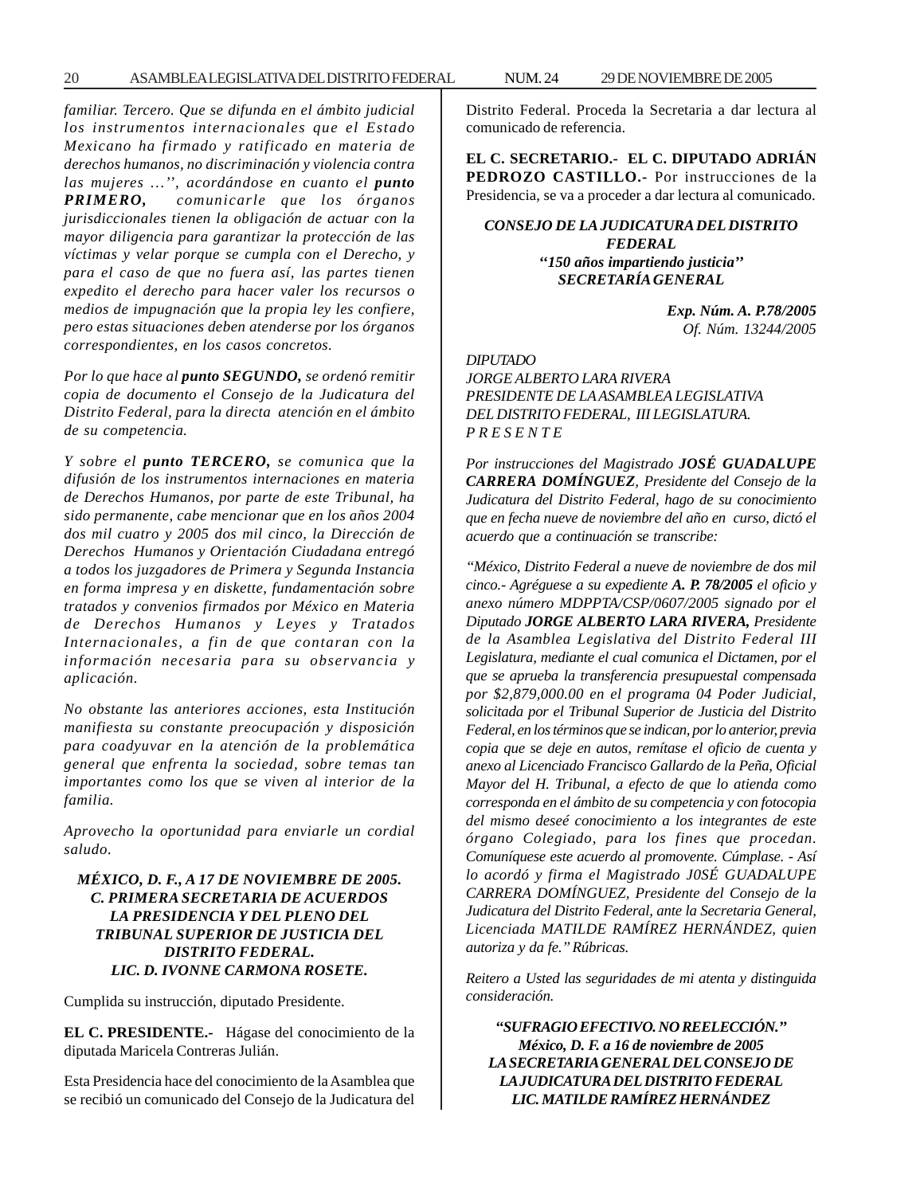*familiar. Tercero. Que se difunda en el ámbito judicial los instrumentos internacionales que el Estado Mexicano ha firmado y ratificado en materia de derechos humanos, no discriminación y violencia contra las mujeres …'', acordándose en cuanto el **punto PRIMERO,** comunicarle que los órganos jurisdiccionales tienen la obligación de actuar con la mayor diligencia para garantizar la protección de las víctimas y velar porque se cumpla con el Derecho, y para el caso de que no fuera así, las partes tienen expedito el derecho para hacer valer los recursos o medios de impugnación que la propia ley les confiere, pero estas situaciones deben atenderse por los órganos correspondientes, en los casos concretos.*

*Por lo que hace al **punto SEGUNDO,** se ordenó remitir copia de documento el Consejo de la Judicatura del Distrito Federal, para la directa atención en el ámbito de su competencia.*

*Y sobre el **punto TERCERO,** se comunica que la difusión de los instrumentos internaciones en materia de Derechos Humanos, por parte de este Tribunal, ha sido permanente, cabe mencionar que en los años 2004 dos mil cuatro y 2005 dos mil cinco, la Dirección de Derechos Humanos y Orientación Ciudadana entregó a todos los juzgadores de Primera y Segunda Instancia en forma impresa y en diskette, fundamentación sobre tratados y convenios firmados por México en Materia de Derechos Humanos y Leyes y Tratados Internacionales, a fin de que contaran con la información necesaria para su observancia y aplicación.*

*No obstante las anteriores acciones, esta Institución manifiesta su constante preocupación y disposición para coadyuvar en la atención de la problemática general que enfrenta la sociedad, sobre temas tan importantes como los que se viven al interior de la familia.*

*Aprovecho la oportunidad para enviarle un cordial saludo.*

***MÉXICO, D. F., A 17 DE NOVIEMBRE DE 2005. C. PRIMERA SECRETARIA DE ACUERDOS LA PRESIDENCIA Y DEL PLENO DEL TRIBUNAL SUPERIOR DE JUSTICIA DEL DISTRITO FEDERAL. LIC. D. IVONNE CARMONA ROSETE.***

Cumplida su instrucción, diputado Presidente.

**EL C. PRESIDENTE.-** Hágase del conocimiento de la diputada Maricela Contreras Julián.

Esta Presidencia hace del conocimiento de la Asamblea que se recibió un comunicado del Consejo de la Judicatura del Distrito Federal. Proceda la Secretaria a dar lectura al comunicado de referencia.

**EL C. SECRETARIO.- EL C. DIPUTADO ADRIÁN PEDROZO CASTILLO.-** Por instrucciones de la Presidencia, se va a proceder a dar lectura al comunicado.

***CONSEJO DE LA JUDICATURA DEL DISTRITO FEDERAL***
***''150 años impartiendo justicia''***
***SECRETARÍA GENERAL***

***Exp. Núm. A. P.78/2005***
*Of. Núm. 13244/2005*

*DIPUTADO*
*JORGE ALBERTO LARA RIVERA*
*PRESIDENTE DE LA ASAMBLEA LEGISLATIVA DEL DISTRITO FEDERAL, III LEGISLATURA.*
*P R E S E N T E*

*Por instrucciones del Magistrado **JOSÉ GUADALUPE CARRERA DOMÍNGUEZ**, Presidente del Consejo de la Judicatura del Distrito Federal, hago de su conocimiento que en fecha nueve de noviembre del año en curso, dictó el acuerdo que a continuación se transcribe:*

*"México, Distrito Federal a nueve de noviembre de dos mil cinco.- Agréguese a su expediente **A. P. 78/2005** el oficio y anexo número MDPPTA/CSP/0607/2005 signado por el Diputado **JORGE ALBERTO LARA RIVERA,** Presidente de la Asamblea Legislativa del Distrito Federal III Legislatura, mediante el cual comunica el Dictamen, por el que se aprueba la transferencia presupuestal compensada por $2,879,000.00 en el programa 04 Poder Judicial, solicitada por el Tribunal Superior de Justicia del Distrito Federal, en los términos que se indican, por lo anterior, previa copia que se deje en autos, remítase el oficio de cuenta y anexo al Licenciado Francisco Gallardo de la Peña, Oficial Mayor del H. Tribunal, a efecto de que lo atienda como corresponda en el ámbito de su competencia y con fotocopia del mismo deseé conocimiento a los integrantes de este órgano Colegiado, para los fines que procedan. Comuníquese este acuerdo al promovente. Cúmplase. - Así lo acordó y firma el Magistrado J0SÉ GUADALUPE CARRERA DOMÍNGUEZ, Presidente del Consejo de la Judicatura del Distrito Federal, ante la Secretaria General, Licenciada MATILDE RAMÍREZ HERNÁNDEZ, quien autoriza y da fe." Rúbricas.*

*Reitero a Usted las seguridades de mi atenta y distinguida consideración.*

***"SUFRAGIO EFECTIVO. NO REELECCIÓN." México, D. F. a 16 de noviembre de 2005 LA SECRETARIA GENERAL DEL CONSEJO DE LA JUDICATURA DEL DISTRITO FEDERAL LIC. MATILDE RAMÍREZ HERNÁNDEZ***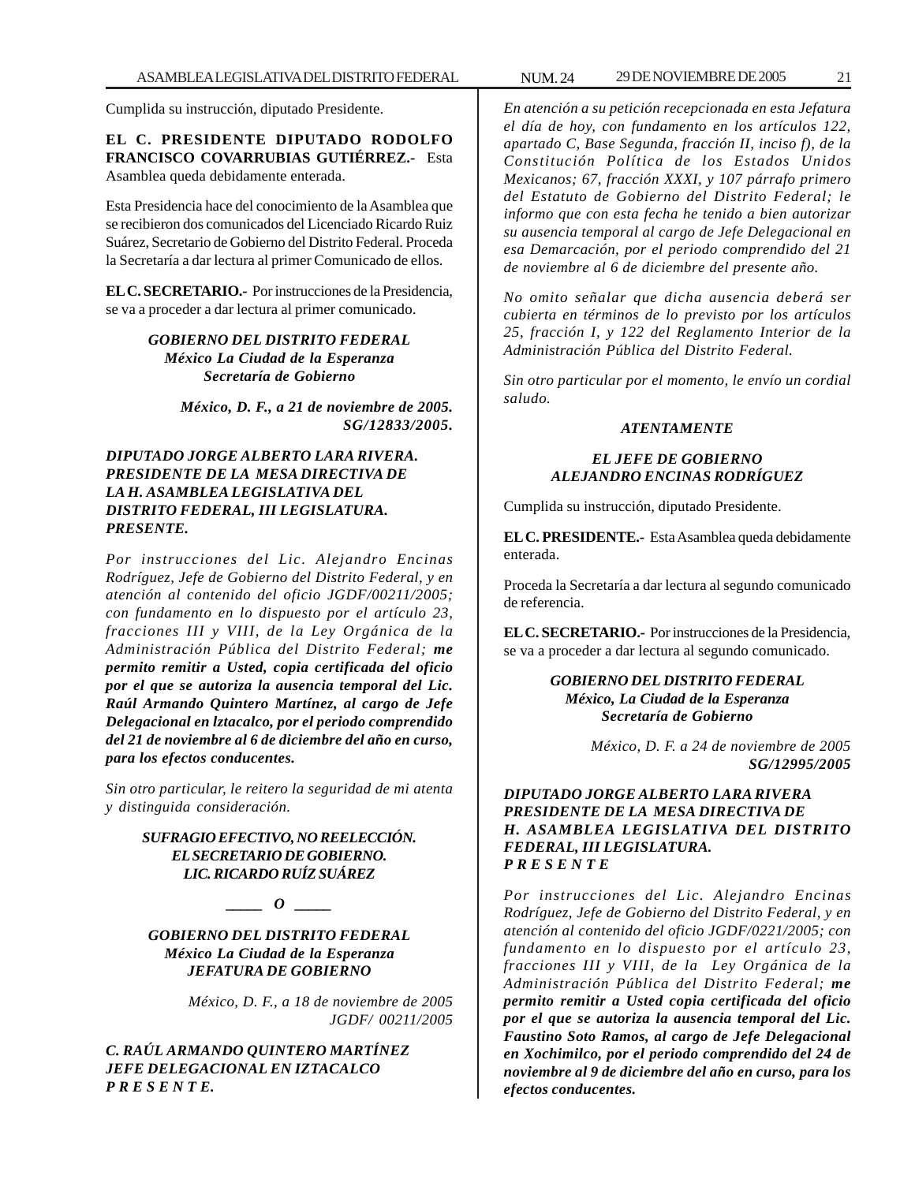Cumplida su instrucción, diputado Presidente.

**EL C. PRESIDENTE DIPUTADO RODOLFO FRANCISCO COVARRUBIAS GUTIÉRREZ.-** Esta Asamblea queda debidamente enterada.

Esta Presidencia hace del conocimiento de la Asamblea que se recibieron dos comunicados del Licenciado Ricardo Ruiz Suárez, Secretario de Gobierno del Distrito Federal. Proceda la Secretaría a dar lectura al primer Comunicado de ellos.

**EL C. SECRETARIO.-** Por instrucciones de la Presidencia, se va a proceder a dar lectura al primer comunicado.

***GOBIERNO DEL DISTRITO FEDERAL***
***México La Ciudad de la Esperanza***
***Secretaría de Gobierno***

***México, D. F., a 21 de noviembre de 2005.***
***SG/12833/2005.***

***DIPUTADO JORGE ALBERTO LARA RIVERA.***
***PRESIDENTE DE LA MESA DIRECTIVA DE LA H. ASAMBLEA LEGISLATIVA DEL DISTRITO FEDERAL, III LEGISLATURA.***
***PRESENTE.***

*Por instrucciones del Lic. Alejandro Encinas Rodríguez, Jefe de Gobierno del Distrito Federal, y en atención al contenido del oficio JGDF/00211/2005; con fundamento en lo dispuesto por el artículo 23, fracciones III y VIII, de la Ley Orgánica de la Administración Pública del Distrito Federal;* ***me permito remitir a Usted, copia certificada del oficio por el que se autoriza la ausencia temporal del Lic. Raúl Armando Quintero Martínez, al cargo de Jefe Delegacional en lztacalco, por el periodo comprendido del 21 de noviembre al 6 de diciembre del año en curso, para los efectos conducentes.***

*Sin otro particular, le reitero la seguridad de mi atenta y distinguida consideración.*

***SUFRAGIO EFECTIVO, NO REELECCIÓN.***
***EL SECRETARIO DE GOBIERNO.***
***LIC. RICARDO RUÍZ SUÁREZ***

***\_\_\_\_\_ O \_\_\_\_\_***

***GOBIERNO DEL DISTRITO FEDERAL***
***México La Ciudad de la Esperanza***
***JEFATURA DE GOBIERNO***

*México, D. F., a 18 de noviembre de 2005*
*JGDF/ 00211/2005*

***C. RAÚL ARMANDO QUINTERO MARTÍNEZ***
***JEFE DELEGACIONAL EN IZTACALCO***
***P R E S E N T E.***

*En atención a su petición recepcionada en esta Jefatura el día de hoy, con fundamento en los artículos 122, apartado C, Base Segunda, fracción II, inciso f), de la Constitución Política de los Estados Unidos Mexicanos; 67, fracción XXXI, y 107 párrafo primero del Estatuto de Gobierno del Distrito Federal; le informo que con esta fecha he tenido a bien autorizar su ausencia temporal al cargo de Jefe Delegacional en esa Demarcación, por el periodo comprendido del 21 de noviembre al 6 de diciembre del presente año.*

*No omito señalar que dicha ausencia deberá ser cubierta en términos de lo previsto por los artículos 25, fracción I, y 122 del Reglamento Interior de la Administración Pública del Distrito Federal.*

*Sin otro particular por el momento, le envío un cordial saludo.*

***ATENTAMENTE***

***EL JEFE DE GOBIERNO***
***ALEJANDRO ENCINAS RODRÍGUEZ***

Cumplida su instrucción, diputado Presidente.

**EL C. PRESIDENTE.-** Esta Asamblea queda debidamente enterada.

Proceda la Secretaría a dar lectura al segundo comunicado de referencia.

**EL C. SECRETARIO.-** Por instrucciones de la Presidencia, se va a proceder a dar lectura al segundo comunicado.

***GOBIERNO DEL DISTRITO FEDERAL***
***México, La Ciudad de la Esperanza***
***Secretaría de Gobierno***

*México, D. F. a 24 de noviembre de 2005*
***SG/12995/2005***

***DIPUTADO JORGE ALBERTO LARA RIVERA***
***PRESIDENTE DE LA MESA DIRECTIVA DE H. ASAMBLEA LEGISLATIVA DEL DISTRITO FEDERAL, III LEGISLATURA.***
***P R E S E N T E***

*Por instrucciones del Lic. Alejandro Encinas Rodríguez, Jefe de Gobierno del Distrito Federal, y en atención al contenido del oficio JGDF/0221/2005; con fundamento en lo dispuesto por el artículo 23, fracciones III y VIII, de la Ley Orgánica de la Administración Pública del Distrito Federal;* ***me permito remitir a Usted copia certificada del oficio por el que se autoriza la ausencia temporal del Lic. Faustino Soto Ramos, al cargo de Jefe Delegacional en Xochimilco, por el periodo comprendido del 24 de noviembre al 9 de diciembre del año en curso, para los efectos conducentes.***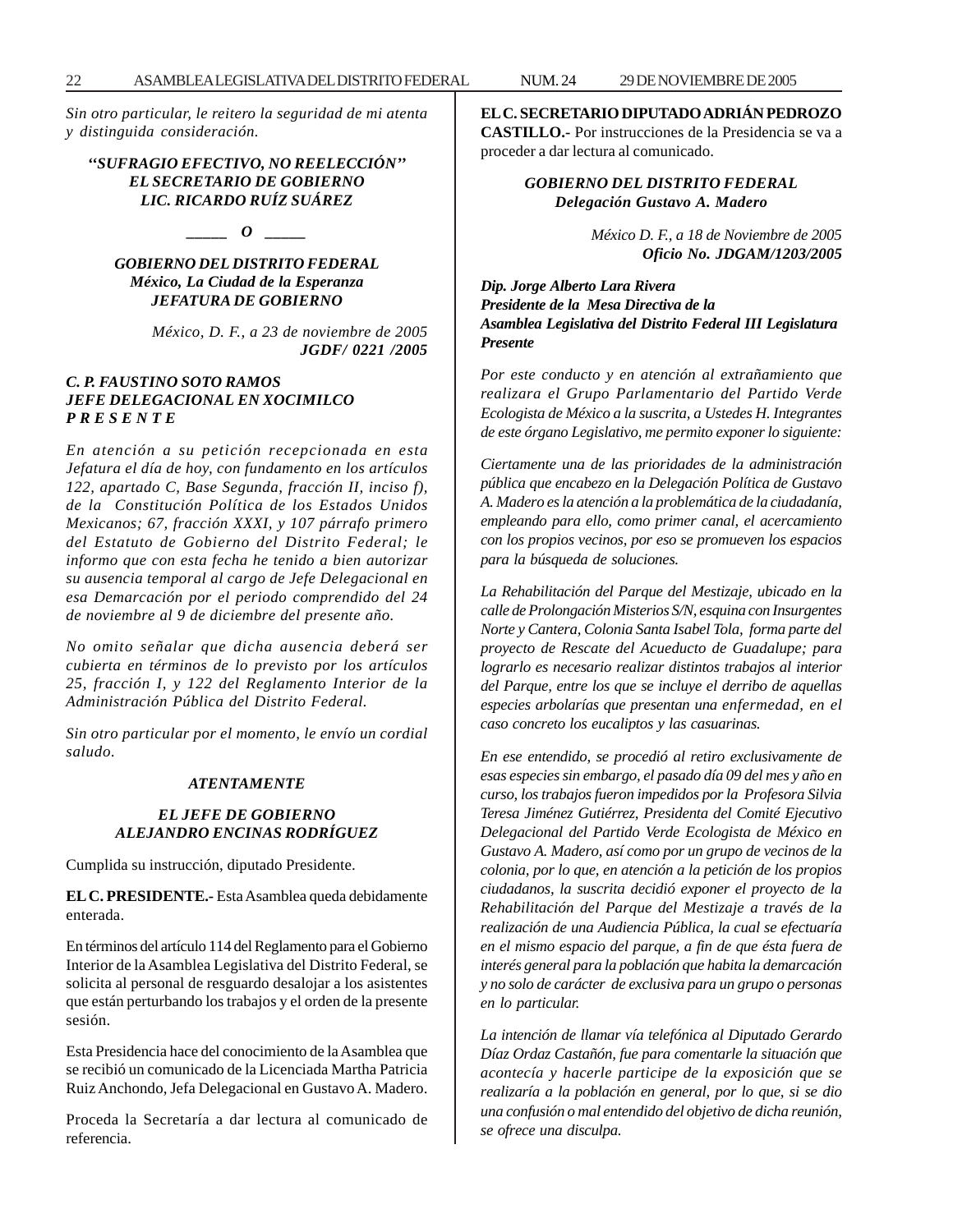*Sin otro particular, le reitero la seguridad de mi atenta y distinguida consideración.*

***"SUFRAGIO EFECTIVO, NO REELECCIÓN"***
***EL SECRETARIO DE GOBIERNO***
***LIC. RICARDO RUÍZ SUÁREZ***

***_____ O _____***

***GOBIERNO DEL DISTRITO FEDERAL***
***México, La Ciudad de la Esperanza***
***JEFATURA DE GOBIERNO***

*México, D. F., a 23 de noviembre de 2005*
***JGDF/ 0221 /2005***

***C. P. FAUSTINO SOTO RAMOS***
***JEFE DELEGACIONAL EN XOCIMILCO***
***P R E S E N T E***

*En atención a su petición recepcionada en esta Jefatura el día de hoy, con fundamento en los artículos 122, apartado C, Base Segunda, fracción II, inciso f), de la Constitución Política de los Estados Unidos Mexicanos; 67, fracción XXXI, y 107 párrafo primero del Estatuto de Gobierno del Distrito Federal; le informo que con esta fecha he tenido a bien autorizar su ausencia temporal al cargo de Jefe Delegacional en esa Demarcación por el periodo comprendido del 24 de noviembre al 9 de diciembre del presente año.*

*No omito señalar que dicha ausencia deberá ser cubierta en términos de lo previsto por los artículos 25, fracción I, y 122 del Reglamento Interior de la Administración Pública del Distrito Federal.*

*Sin otro particular por el momento, le envío un cordial saludo.*

***ATENTAMENTE***

***EL JEFE DE GOBIERNO***
***ALEJANDRO ENCINAS RODRÍGUEZ***

Cumplida su instrucción, diputado Presidente.

**EL C. PRESIDENTE.-** Esta Asamblea queda debidamente enterada.

En términos del artículo 114 del Reglamento para el Gobierno Interior de la Asamblea Legislativa del Distrito Federal, se solicita al personal de resguardo desalojar a los asistentes que están perturbando los trabajos y el orden de la presente sesión.

Esta Presidencia hace del conocimiento de la Asamblea que se recibió un comunicado de la Licenciada Martha Patricia Ruiz Anchondo, Jefa Delegacional en Gustavo A. Madero.

Proceda la Secretaría a dar lectura al comunicado de referencia.

**EL C. SECRETARIO DIPUTADO ADRIÁN PEDROZO CASTILLO.-** Por instrucciones de la Presidencia se va a proceder a dar lectura al comunicado.

***GOBIERNO DEL DISTRITO FEDERAL***
***Delegación Gustavo A. Madero***

*México D. F., a 18 de Noviembre de 2005*
***Oficio No. JDGAM/1203/2005***

***Dip. Jorge Alberto Lara Rivera***
***Presidente de la Mesa Directiva de la***
***Asamblea Legislativa del Distrito Federal III Legislatura***
***Presente***

*Por este conducto y en atención al extrañamiento que realizara el Grupo Parlamentario del Partido Verde Ecologista de México a la suscrita, a Ustedes H. Integrantes de este órgano Legislativo, me permito exponer lo siguiente:*

*Ciertamente una de las prioridades de la administración pública que encabezo en la Delegación Política de Gustavo A. Madero es la atención a la problemática de la ciudadanía, empleando para ello, como primer canal, el acercamiento con los propios vecinos, por eso se promueven los espacios para la búsqueda de soluciones.*

*La Rehabilitación del Parque del Mestizaje, ubicado en la calle de Prolongación Misterios S/N, esquina con Insurgentes Norte y Cantera, Colonia Santa Isabel Tola, forma parte del proyecto de Rescate del Acueducto de Guadalupe; para lograrlo es necesario realizar distintos trabajos al interior del Parque, entre los que se incluye el derribo de aquellas especies arbolarías que presentan una enfermedad, en el caso concreto los eucaliptos y las casuarinas.*

*En ese entendido, se procedió al retiro exclusivamente de esas especies sin embargo, el pasado día 09 del mes y año en curso, los trabajos fueron impedidos por la Profesora Silvia Teresa Jiménez Gutiérrez, Presidenta del Comité Ejecutivo Delegacional del Partido Verde Ecologista de México en Gustavo A. Madero, así como por un grupo de vecinos de la colonia, por lo que, en atención a la petición de los propios ciudadanos, la suscrita decidió exponer el proyecto de la Rehabilitación del Parque del Mestizaje a través de la realización de una Audiencia Pública, la cual se efectuaría en el mismo espacio del parque, a fin de que ésta fuera de interés general para la población que habita la demarcación y no solo de carácter de exclusiva para un grupo o personas en lo particular.*

*La intención de llamar vía telefónica al Diputado Gerardo Díaz Ordaz Castañón, fue para comentarle la situación que acontecía y hacerle participe de la exposición que se realizaría a la población en general, por lo que, si se dio una confusión o mal entendido del objetivo de dicha reunión, se ofrece una disculpa.*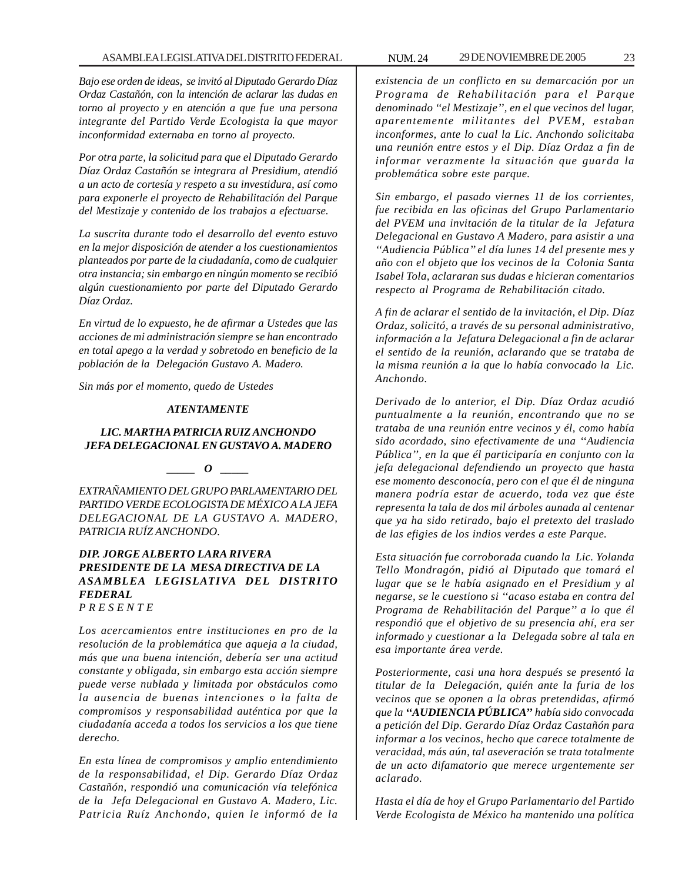*Bajo ese orden de ideas, se invitó al Diputado Gerardo Díaz Ordaz Castañón, con la intención de aclarar las dudas en torno al proyecto y en atención a que fue una persona integrante del Partido Verde Ecologista la que mayor inconformidad externaba en torno al proyecto.*

*Por otra parte, la solicitud para que el Diputado Gerardo Díaz Ordaz Castañón se integrara al Presidium, atendió a un acto de cortesía y respeto a su investidura, así como para exponerle el proyecto de Rehabilitación del Parque del Mestizaje y contenido de los trabajos a efectuarse.*

*La suscrita durante todo el desarrollo del evento estuvo en la mejor disposición de atender a los cuestionamientos planteados por parte de la ciudadanía, como de cualquier otra instancia; sin embargo en ningún momento se recibió algún cuestionamiento por parte del Diputado Gerardo Díaz Ordaz.*

*En virtud de lo expuesto, he de afirmar a Ustedes que las acciones de mi administración siempre se han encontrado en total apego a la verdad y sobretodo en beneficio de la población de la Delegación Gustavo A. Madero.*

*Sin más por el momento, quedo de Ustedes*

***ATENTAMENTE***

***LIC. MARTHA PATRICIA RUIZ ANCHONDO***
***JEFA DELEGACIONAL EN GUSTAVO A. MADERO***

***\_\_\_\_\_ O \_\_\_\_\_***

*EXTRAÑAMIENTO DEL GRUPO PARLAMENTARIO DEL PARTIDO VERDE ECOLOGISTA DE MÉXICO A LA JEFA DELEGACIONAL DE LA GUSTAVO A. MADERO, PATRICIA RUÍZ ANCHONDO.*

***DIP. JORGE ALBERTO LARA RIVERA***
***PRESIDENTE DE LA MESA DIRECTIVA DE LA ASAMBLEA LEGISLATIVA DEL DISTRITO FEDERAL***
*P R E S E N T E*

*Los acercamientos entre instituciones en pro de la resolución de la problemática que aqueja a la ciudad, más que una buena intención, debería ser una actitud constante y obligada, sin embargo esta acción siempre puede verse nublada y limitada por obstáculos como la ausencia de buenas intenciones o la falta de compromisos y responsabilidad auténtica por que la ciudadanía acceda a todos los servicios a los que tiene derecho.*

*En esta línea de compromisos y amplio entendimiento de la responsabilidad, el Dip. Gerardo Díaz Ordaz Castañón, respondió una comunicación vía telefónica de la Jefa Delegacional en Gustavo A. Madero, Lic. Patricia Ruíz Anchondo, quien le informó de la existencia de un conflicto en su demarcación por un Programa de Rehabilitación para el Parque denominado ''el Mestizaje'', en el que vecinos del lugar, aparentemente militantes del PVEM, estaban inconformes, ante lo cual la Lic. Anchondo solicitaba una reunión entre estos y el Dip. Díaz Ordaz a fin de informar verazmente la situación que guarda la problemática sobre este parque.*

*Sin embargo, el pasado viernes 11 de los corrientes, fue recibida en las oficinas del Grupo Parlamentario del PVEM una invitación de la titular de la Jefatura Delegacional en Gustavo A Madero, para asistir a una ''Audiencia Pública'' el día lunes 14 del presente mes y año con el objeto que los vecinos de la Colonia Santa Isabel Tola, aclararan sus dudas e hicieran comentarios respecto al Programa de Rehabilitación citado.*

*A fin de aclarar el sentido de la invitación, el Dip. Díaz Ordaz, solicitó, a través de su personal administrativo, información a la Jefatura Delegacional a fin de aclarar el sentido de la reunión, aclarando que se trataba de la misma reunión a la que lo había convocado la Lic. Anchondo.*

*Derivado de lo anterior, el Dip. Díaz Ordaz acudió puntualmente a la reunión, encontrando que no se trataba de una reunión entre vecinos y él, como había sido acordado, sino efectivamente de una ''Audiencia Pública'', en la que él participaría en conjunto con la jefa delegacional defendiendo un proyecto que hasta ese momento desconocía, pero con el que él de ninguna manera podría estar de acuerdo, toda vez que éste representa la tala de dos mil árboles aunada al centenar que ya ha sido retirado, bajo el pretexto del traslado de las efigies de los indios verdes a este Parque.*

*Esta situación fue corroborada cuando la Lic. Yolanda Tello Mondragón, pidió al Diputado que tomará el lugar que se le había asignado en el Presidium y al negarse, se le cuestiono si ''acaso estaba en contra del Programa de Rehabilitación del Parque'' a lo que él respondió que el objetivo de su presencia ahí, era ser informado y cuestionar a la Delegada sobre al tala en esa importante área verde.*

*Posteriormente, casi una hora después se presentó la titular de la Delegación, quién ante la furia de los vecinos que se oponen a la obras pretendidas, afirmó que la* ***''AUDIENCIA PÚBLICA''*** *había sido convocada a petición del Dip. Gerardo Díaz Ordaz Castañón para informar a los vecinos, hecho que carece totalmente de veracidad, más aún, tal aseveración se trata totalmente de un acto difamatorio que merece urgentemente ser aclarado.*

*Hasta el día de hoy el Grupo Parlamentario del Partido Verde Ecologista de México ha mantenido una política*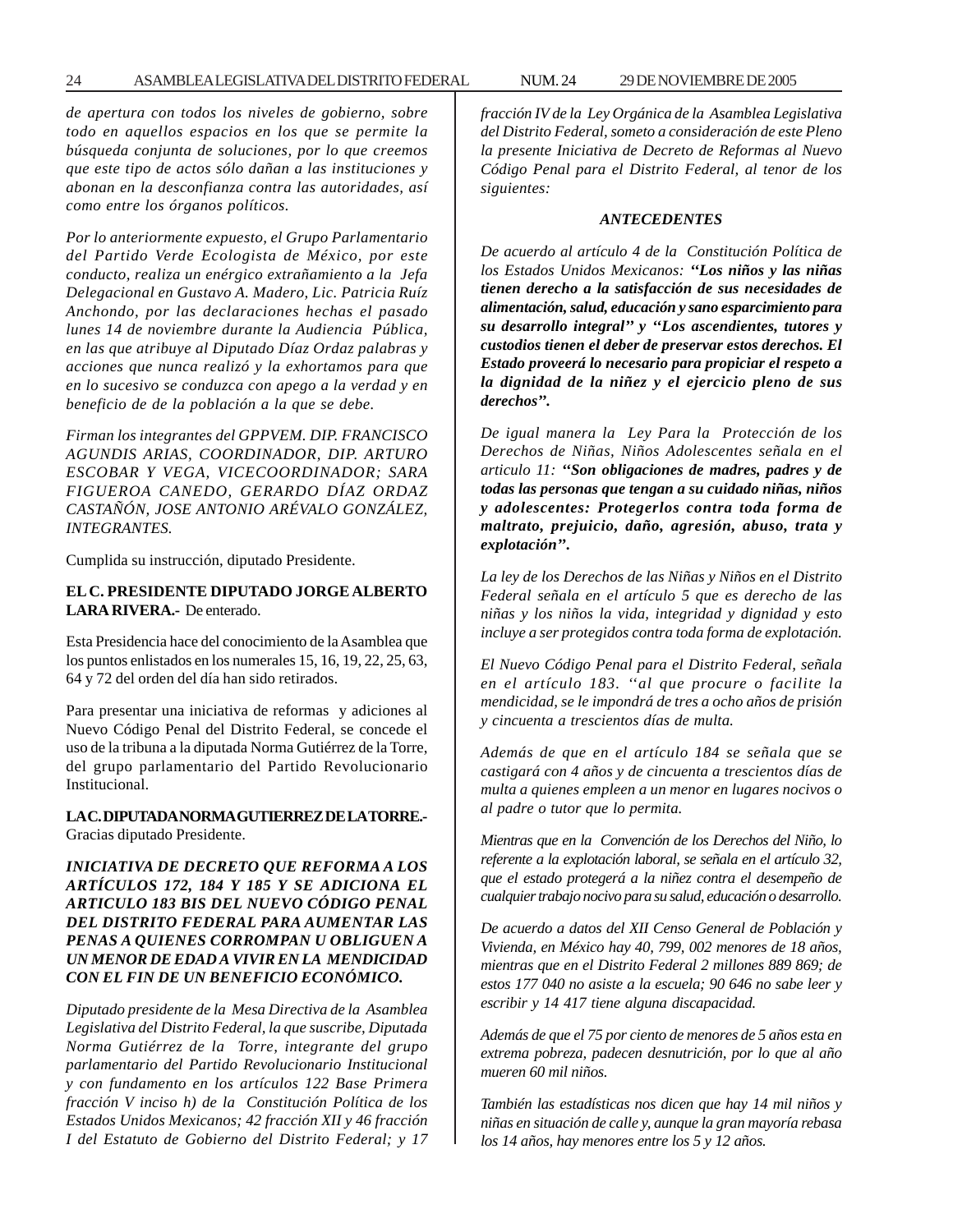*de apertura con todos los niveles de gobierno, sobre todo en aquellos espacios en los que se permite la búsqueda conjunta de soluciones, por lo que creemos que este tipo de actos sólo dañan a las instituciones y abonan en la desconfianza contra las autoridades, así como entre los órganos políticos.*

*Por lo anteriormente expuesto, el Grupo Parlamentario del Partido Verde Ecologista de México, por este conducto, realiza un enérgico extrañamiento a la Jefa Delegacional en Gustavo A. Madero, Lic. Patricia Ruíz Anchondo, por las declaraciones hechas el pasado lunes 14 de noviembre durante la Audiencia Pública, en las que atribuye al Diputado Díaz Ordaz palabras y acciones que nunca realizó y la exhortamos para que en lo sucesivo se conduzca con apego a la verdad y en beneficio de de la población a la que se debe.*

*Firman los integrantes del GPPVEM. DIP. FRANCISCO AGUNDIS ARIAS, COORDINADOR, DIP. ARTURO ESCOBAR Y VEGA, VICECOORDINADOR; SARA FIGUEROA CANEDO, GERARDO DÍAZ ORDAZ CASTAÑÓN, JOSE ANTONIO ARÉVALO GONZÁLEZ, INTEGRANTES.*

Cumplida su instrucción, diputado Presidente.

**EL C. PRESIDENTE DIPUTADO JORGE ALBERTO LARA RIVERA.-** De enterado.

Esta Presidencia hace del conocimiento de la Asamblea que los puntos enlistados en los numerales 15, 16, 19, 22, 25, 63, 64 y 72 del orden del día han sido retirados.

Para presentar una iniciativa de reformas y adiciones al Nuevo Código Penal del Distrito Federal, se concede el uso de la tribuna a la diputada Norma Gutiérrez de la Torre, del grupo parlamentario del Partido Revolucionario Institucional.

**LA C. DIPUTADA NORMA GUTIERREZ DE LA TORRE.-** Gracias diputado Presidente.

***INICIATIVA DE DECRETO QUE REFORMA A LOS ARTÍCULOS 172, 184 Y 185 Y SE ADICIONA EL ARTICULO 183 BIS DEL NUEVO CÓDIGO PENAL DEL DISTRITO FEDERAL PARA AUMENTAR LAS PENAS A QUIENES CORROMPAN U OBLIGUEN A UN MENOR DE EDAD A VIVIR EN LA MENDICIDAD CON EL FIN DE UN BENEFICIO ECONÓMICO.***

*Diputado presidente de la Mesa Directiva de la Asamblea Legislativa del Distrito Federal, la que suscribe, Diputada Norma Gutiérrez de la Torre, integrante del grupo parlamentario del Partido Revolucionario Institucional y con fundamento en los artículos 122 Base Primera fracción V inciso h) de la Constitución Política de los Estados Unidos Mexicanos; 42 fracción XII y 46 fracción I del Estatuto de Gobierno del Distrito Federal; y 17 fracción IV de la Ley Orgánica de la Asamblea Legislativa del Distrito Federal, someto a consideración de este Pleno la presente Iniciativa de Decreto de Reformas al Nuevo Código Penal para el Distrito Federal, al tenor de los siguientes:*

***ANTECEDENTES***

*De acuerdo al artículo 4 de la Constitución Política de los Estados Unidos Mexicanos:* ***''Los niños y las niñas tienen derecho a la satisfacción de sus necesidades de alimentación, salud, educación y sano esparcimiento para su desarrollo integral'' y ''Los ascendientes, tutores y custodios tienen el deber de preservar estos derechos. El Estado proveerá lo necesario para propiciar el respeto a la dignidad de la niñez y el ejercicio pleno de sus derechos''.***

*De igual manera la Ley Para la Protección de los Derechos de Niñas, Niños Adolescentes señala en el articulo 11:* ***''Son obligaciones de madres, padres y de todas las personas que tengan a su cuidado niñas, niños y adolescentes: Protegerlos contra toda forma de maltrato, prejuicio, daño, agresión, abuso, trata y explotación''.***

*La ley de los Derechos de las Niñas y Niños en el Distrito Federal señala en el artículo 5 que es derecho de las niñas y los niños la vida, integridad y dignidad y esto incluye a ser protegidos contra toda forma de explotación.*

*El Nuevo Código Penal para el Distrito Federal, señala en el artículo 183. ''al que procure o facilite la mendicidad, se le impondrá de tres a ocho años de prisión y cincuenta a trescientos días de multa.*

*Además de que en el artículo 184 se señala que se castigará con 4 años y de cincuenta a trescientos días de multa a quienes empleen a un menor en lugares nocivos o al padre o tutor que lo permita.*

*Mientras que en la Convención de los Derechos del Niño, lo referente a la explotación laboral, se señala en el artículo 32, que el estado protegerá a la niñez contra el desempeño de cualquier trabajo nocivo para su salud, educación o desarrollo.*

*De acuerdo a datos del XII Censo General de Población y Vivienda, en México hay 40, 799, 002 menores de 18 años, mientras que en el Distrito Federal 2 millones 889 869; de estos 177 040 no asiste a la escuela; 90 646 no sabe leer y escribir y 14 417 tiene alguna discapacidad.*

*Además de que el 75 por ciento de menores de 5 años esta en extrema pobreza, padecen desnutrición, por lo que al año mueren 60 mil niños.*

*También las estadísticas nos dicen que hay 14 mil niños y niñas en situación de calle y, aunque la gran mayoría rebasa los 14 años, hay menores entre los 5 y 12 años.*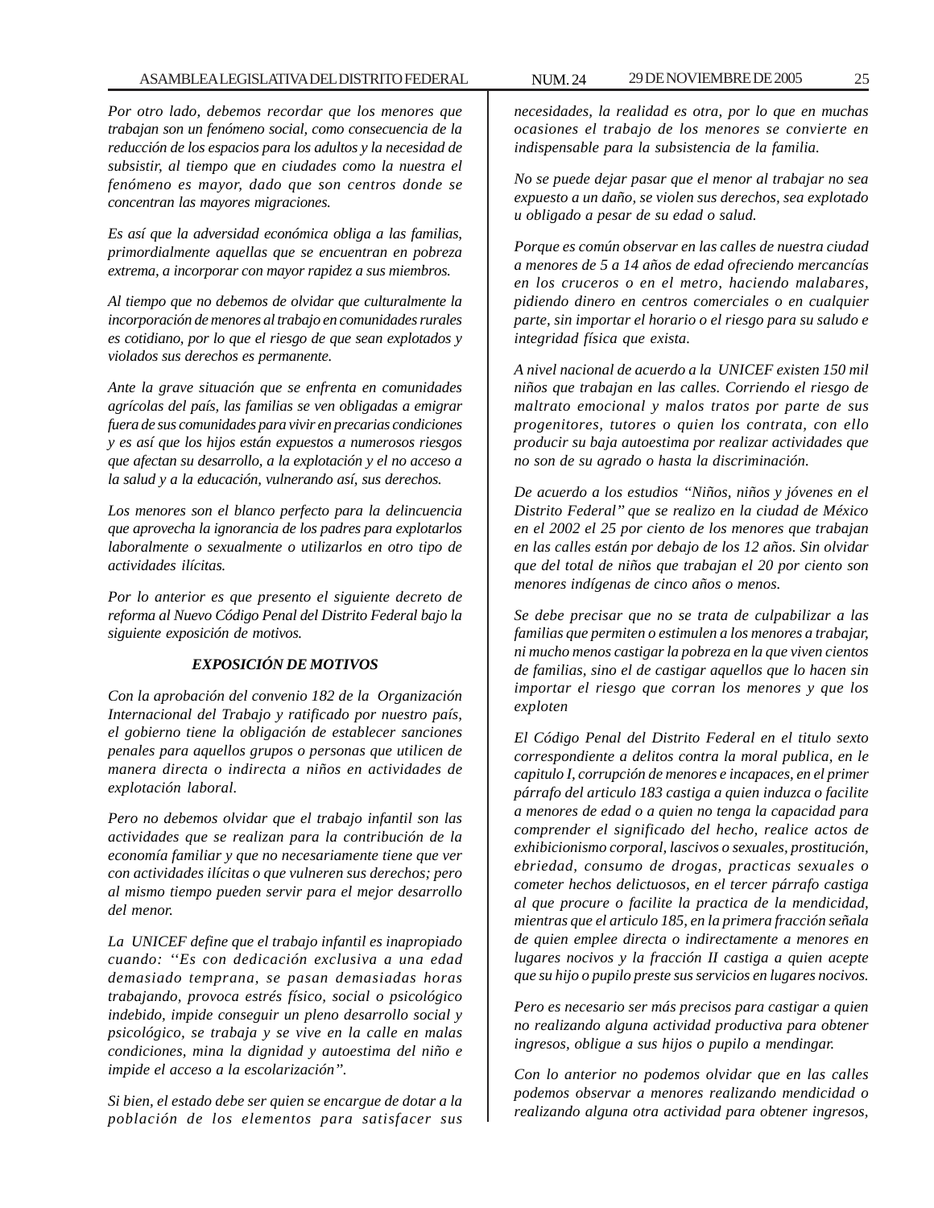*Por otro lado, debemos recordar que los menores que trabajan son un fenómeno social, como consecuencia de la reducción de los espacios para los adultos y la necesidad de subsistir, al tiempo que en ciudades como la nuestra el fenómeno es mayor, dado que son centros donde se concentran las mayores migraciones.*

*Es así que la adversidad económica obliga a las familias, primordialmente aquellas que se encuentran en pobreza extrema, a incorporar con mayor rapidez a sus miembros.*

*Al tiempo que no debemos de olvidar que culturalmente la incorporación de menores al trabajo en comunidades rurales es cotidiano, por lo que el riesgo de que sean explotados y violados sus derechos es permanente.*

*Ante la grave situación que se enfrenta en comunidades agrícolas del país, las familias se ven obligadas a emigrar fuera de sus comunidades para vivir en precarias condiciones y es así que los hijos están expuestos a numerosos riesgos que afectan su desarrollo, a la explotación y el no acceso a la salud y a la educación, vulnerando así, sus derechos.*

*Los menores son el blanco perfecto para la delincuencia que aprovecha la ignorancia de los padres para explotarlos laboralmente o sexualmente o utilizarlos en otro tipo de actividades ilícitas.*

*Por lo anterior es que presento el siguiente decreto de reforma al Nuevo Código Penal del Distrito Federal bajo la siguiente exposición de motivos.*

**_EXPOSICIÓN DE MOTIVOS_**

*Con la aprobación del convenio 182 de la Organización Internacional del Trabajo y ratificado por nuestro país, el gobierno tiene la obligación de establecer sanciones penales para aquellos grupos o personas que utilicen de manera directa o indirecta a niños en actividades de explotación laboral.*

*Pero no debemos olvidar que el trabajo infantil son las actividades que se realizan para la contribución de la economía familiar y que no necesariamente tiene que ver con actividades ilícitas o que vulneren sus derechos; pero al mismo tiempo pueden servir para el mejor desarrollo del menor.*

*La UNICEF define que el trabajo infantil es inapropiado cuando: ''Es con dedicación exclusiva a una edad demasiado temprana, se pasan demasiadas horas trabajando, provoca estrés físico, social o psicológico indebido, impide conseguir un pleno desarrollo social y psicológico, se trabaja y se vive en la calle en malas condiciones, mina la dignidad y autoestima del niño e impide el acceso a la escolarización''.*

*Si bien, el estado debe ser quien se encargue de dotar a la población de los elementos para satisfacer sus necesidades, la realidad es otra, por lo que en muchas ocasiones el trabajo de los menores se convierte en indispensable para la subsistencia de la familia.*

*No se puede dejar pasar que el menor al trabajar no sea expuesto a un daño, se violen sus derechos, sea explotado u obligado a pesar de su edad o salud.*

*Porque es común observar en las calles de nuestra ciudad a menores de 5 a 14 años de edad ofreciendo mercancías en los cruceros o en el metro, haciendo malabares, pidiendo dinero en centros comerciales o en cualquier parte, sin importar el horario o el riesgo para su saludo e integridad física que exista.*

*A nivel nacional de acuerdo a la UNICEF existen 150 mil niños que trabajan en las calles. Corriendo el riesgo de maltrato emocional y malos tratos por parte de sus progenitores, tutores o quien los contrata, con ello producir su baja autoestima por realizar actividades que no son de su agrado o hasta la discriminación.*

*De acuerdo a los estudios ''Niños, niños y jóvenes en el Distrito Federal'' que se realizo en la ciudad de México en el 2002 el 25 por ciento de los menores que trabajan en las calles están por debajo de los 12 años. Sin olvidar que del total de niños que trabajan el 20 por ciento son menores indígenas de cinco años o menos.*

*Se debe precisar que no se trata de culpabilizar a las familias que permiten o estimulen a los menores a trabajar, ni mucho menos castigar la pobreza en la que viven cientos de familias, sino el de castigar aquellos que lo hacen sin importar el riesgo que corran los menores y que los exploten*

*El Código Penal del Distrito Federal en el titulo sexto correspondiente a delitos contra la moral publica, en le capitulo I, corrupción de menores e incapaces, en el primer párrafo del articulo 183 castiga a quien induzca o facilite a menores de edad o a quien no tenga la capacidad para comprender el significado del hecho, realice actos de exhibicionismo corporal, lascivos o sexuales, prostitución, ebriedad, consumo de drogas, practicas sexuales o cometer hechos delictuosos, en el tercer párrafo castiga al que procure o facilite la practica de la mendicidad, mientras que el articulo 185, en la primera fracción señala de quien emplee directa o indirectamente a menores en lugares nocivos y la fracción II castiga a quien acepte que su hijo o pupilo preste sus servicios en lugares nocivos.*

*Pero es necesario ser más precisos para castigar a quien no realizando alguna actividad productiva para obtener ingresos, obligue a sus hijos o pupilo a mendingar.*

*Con lo anterior no podemos olvidar que en las calles podemos observar a menores realizando mendicidad o realizando alguna otra actividad para obtener ingresos,*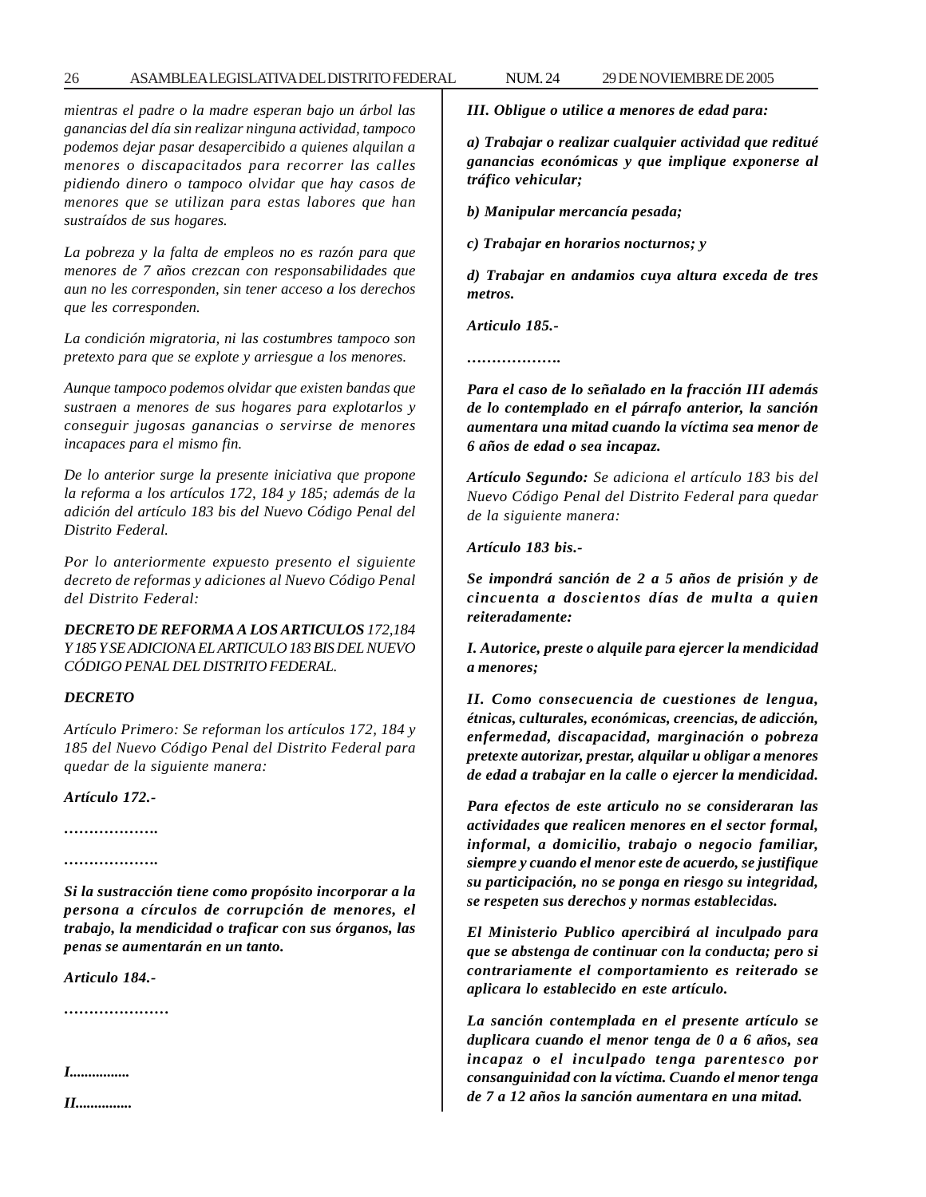*mientras el padre o la madre esperan bajo un árbol las ganancias del día sin realizar ninguna actividad, tampoco podemos dejar pasar desapercibido a quienes alquilan a menores o discapacitados para recorrer las calles pidiendo dinero o tampoco olvidar que hay casos de menores que se utilizan para estas labores que han sustraídos de sus hogares.*

*La pobreza y la falta de empleos no es razón para que menores de 7 años crezcan con responsabilidades que aun no les corresponden, sin tener acceso a los derechos que les corresponden.*

*La condición migratoria, ni las costumbres tampoco son pretexto para que se explote y arriesgue a los menores.*

*Aunque tampoco podemos olvidar que existen bandas que sustraen a menores de sus hogares para explotarlos y conseguir jugosas ganancias o servirse de menores incapaces para el mismo fin.*

*De lo anterior surge la presente iniciativa que propone la reforma a los artículos 172, 184 y 185; además de la adición del artículo 183 bis del Nuevo Código Penal del Distrito Federal.*

*Por lo anteriormente expuesto presento el siguiente decreto de reformas y adiciones al Nuevo Código Penal del Distrito Federal:*

***DECRETO DE REFORMA A LOS ARTICULOS** 172,184 Y 185 Y SE ADICIONA EL ARTICULO 183 BIS DEL NUEVO CÓDIGO PENAL DEL DISTRITO FEDERAL.*

***DECRETO***

*Artículo Primero: Se reforman los artículos 172, 184 y 185 del Nuevo Código Penal del Distrito Federal para quedar de la siguiente manera:*

***Artículo 172.-***

***……………….***

***……………….***

***Si la sustracción tiene como propósito incorporar a la persona a círculos de corrupción de menores, el trabajo, la mendicidad o traficar con sus órganos, las penas se aumentarán en un tanto.***

***Articulo 184.-***

***…………………***

***I................***

***II...............***

***III. Obligue o utilice a menores de edad para:***

***a) Trabajar o realizar cualquier actividad que reditué ganancias económicas y que implique exponerse al tráfico vehicular;***

***b) Manipular mercancía pesada;***

***c) Trabajar en horarios nocturnos; y***

***d) Trabajar en andamios cuya altura exceda de tres metros.***

***Articulo 185.-***

***……………….***

***Para el caso de lo señalado en la fracción III además de lo contemplado en el párrafo anterior, la sanción aumentara una mitad cuando la víctima sea menor de 6 años de edad o sea incapaz.***

***Artículo Segundo:** Se adiciona el artículo 183 bis del Nuevo Código Penal del Distrito Federal para quedar de la siguiente manera:*

***Artículo 183 bis.-***

***Se impondrá sanción de 2 a 5 años de prisión y de cincuenta a doscientos días de multa a quien reiteradamente:***

***I. Autorice, preste o alquile para ejercer la mendicidad a menores;***

***II. Como consecuencia de cuestiones de lengua, étnicas, culturales, económicas, creencias, de adicción, enfermedad, discapacidad, marginación o pobreza pretexte autorizar, prestar, alquilar u obligar a menores de edad a trabajar en la calle o ejercer la mendicidad.***

***Para efectos de este articulo no se consideraran las actividades que realicen menores en el sector formal, informal, a domicilio, trabajo o negocio familiar, siempre y cuando el menor este de acuerdo, se justifique su participación, no se ponga en riesgo su integridad, se respeten sus derechos y normas establecidas.***

***El Ministerio Publico apercibirá al inculpado para que se abstenga de continuar con la conducta; pero si contrariamente el comportamiento es reiterado se aplicara lo establecido en este artículo.***

***La sanción contemplada en el presente artículo se duplicara cuando el menor tenga de 0 a 6 años, sea incapaz o el inculpado tenga parentesco por consanguinidad con la víctima. Cuando el menor tenga de 7 a 12 años la sanción aumentara en una mitad.***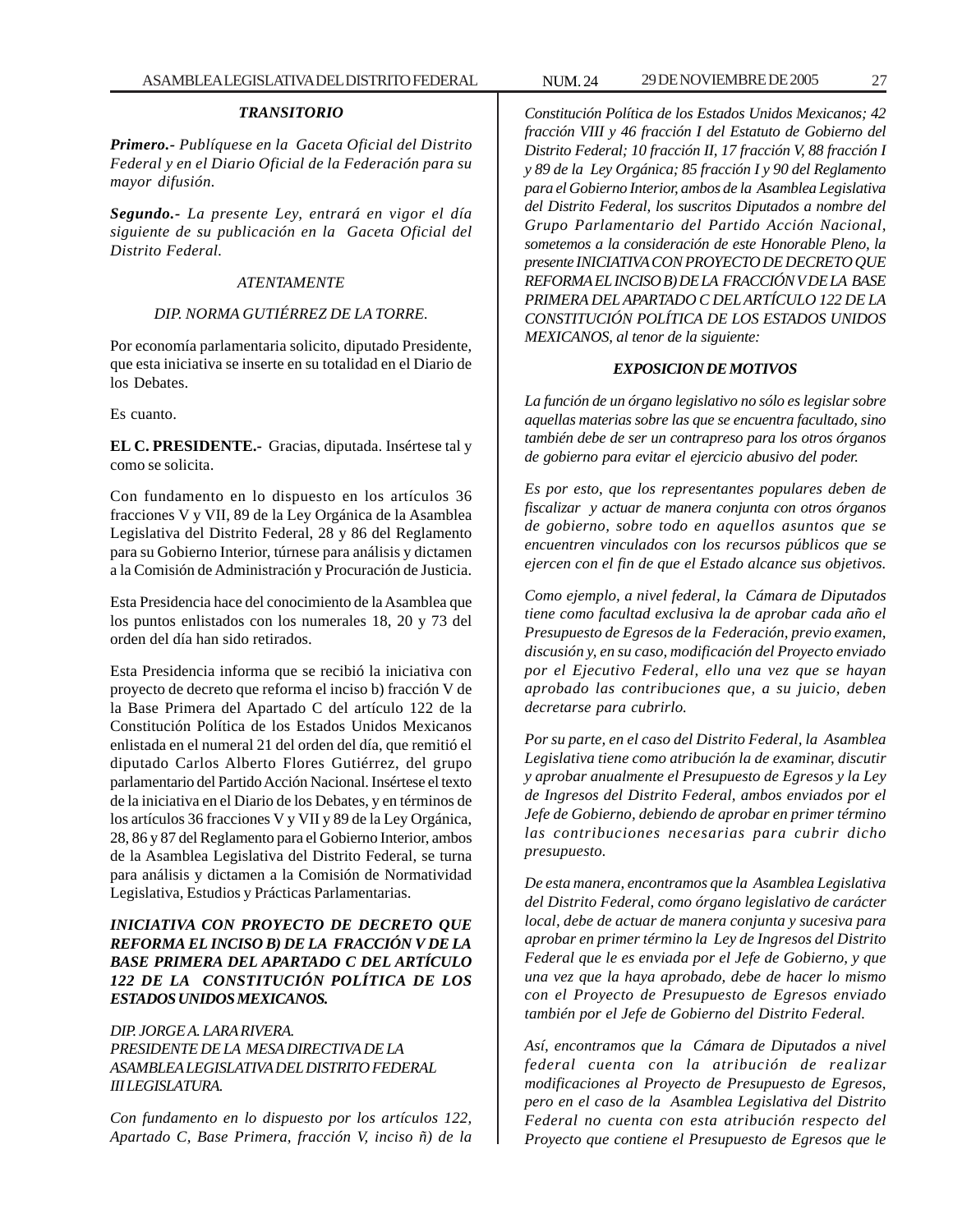*TRANSITORIO*

***Primero.-*** *Publíquese en la Gaceta Oficial del Distrito Federal y en el Diario Oficial de la Federación para su mayor difusión.*

***Segundo.-*** *La presente Ley, entrará en vigor el día siguiente de su publicación en la Gaceta Oficial del Distrito Federal.*

*ATENTAMENTE*

*DIP. NORMA GUTIÉRREZ DE LA TORRE.*

Por economía parlamentaria solicito, diputado Presidente, que esta iniciativa se inserte en su totalidad en el Diario de los Debates.

Es cuanto.

**EL C. PRESIDENTE.-** Gracias, diputada. Insértese tal y como se solicita.

Con fundamento en lo dispuesto en los artículos 36 fracciones V y VII, 89 de la Ley Orgánica de la Asamblea Legislativa del Distrito Federal, 28 y 86 del Reglamento para su Gobierno Interior, túrnese para análisis y dictamen a la Comisión de Administración y Procuración de Justicia.

Esta Presidencia hace del conocimiento de la Asamblea que los puntos enlistados con los numerales 18, 20 y 73 del orden del día han sido retirados.

Esta Presidencia informa que se recibió la iniciativa con proyecto de decreto que reforma el inciso b) fracción V de la Base Primera del Apartado C del artículo 122 de la Constitución Política de los Estados Unidos Mexicanos enlistada en el numeral 21 del orden del día, que remitió el diputado Carlos Alberto Flores Gutiérrez, del grupo parlamentario del Partido Acción Nacional. Insértese el texto de la iniciativa en el Diario de los Debates, y en términos de los artículos 36 fracciones V y VII y 89 de la Ley Orgánica, 28, 86 y 87 del Reglamento para el Gobierno Interior, ambos de la Asamblea Legislativa del Distrito Federal, se turna para análisis y dictamen a la Comisión de Normatividad Legislativa, Estudios y Prácticas Parlamentarias.

***INICIATIVA CON PROYECTO DE DECRETO QUE REFORMA EL INCISO B) DE LA FRACCIÓN V DE LA BASE PRIMERA DEL APARTADO C DEL ARTÍCULO 122 DE LA CONSTITUCIÓN POLÍTICA DE LOS ESTADOS UNIDOS MEXICANOS.***

*DIP. JORGE A. LARA RIVERA.*
*PRESIDENTE DE LA MESA DIRECTIVA DE LA ASAMBLEA LEGISLATIVA DEL DISTRITO FEDERAL III LEGISLATURA.*

*Con fundamento en lo dispuesto por los artículos 122, Apartado C, Base Primera, fracción V, inciso ñ) de la Constitución Política de los Estados Unidos Mexicanos; 42 fracción VIII y 46 fracción I del Estatuto de Gobierno del Distrito Federal; 10 fracción II, 17 fracción V, 88 fracción I y 89 de la Ley Orgánica; 85 fracción I y 90 del Reglamento para el Gobierno Interior, ambos de la Asamblea Legislativa del Distrito Federal, los suscritos Diputados a nombre del Grupo Parlamentario del Partido Acción Nacional, sometemos a la consideración de este Honorable Pleno, la presente INICIATIVA CON PROYECTO DE DECRETO QUE REFORMA EL INCISO B) DE LA FRACCIÓN V DE LA BASE PRIMERA DEL APARTADO C DEL ARTÍCULO 122 DE LA CONSTITUCIÓN POLÍTICA DE LOS ESTADOS UNIDOS MEXICANOS, al tenor de la siguiente:*

***EXPOSICION DE MOTIVOS***

*La función de un órgano legislativo no sólo es legislar sobre aquellas materias sobre las que se encuentra facultado, sino también debe de ser un contrapreso para los otros órganos de gobierno para evitar el ejercicio abusivo del poder.*

*Es por esto, que los representantes populares deben de fiscalizar y actuar de manera conjunta con otros órganos de gobierno, sobre todo en aquellos asuntos que se encuentren vinculados con los recursos públicos que se ejercen con el fin de que el Estado alcance sus objetivos.*

*Como ejemplo, a nivel federal, la Cámara de Diputados tiene como facultad exclusiva la de aprobar cada año el Presupuesto de Egresos de la Federación, previo examen, discusión y, en su caso, modificación del Proyecto enviado por el Ejecutivo Federal, ello una vez que se hayan aprobado las contribuciones que, a su juicio, deben decretarse para cubrirlo.*

*Por su parte, en el caso del Distrito Federal, la Asamblea Legislativa tiene como atribución la de examinar, discutir y aprobar anualmente el Presupuesto de Egresos y la Ley de Ingresos del Distrito Federal, ambos enviados por el Jefe de Gobierno, debiendo de aprobar en primer término las contribuciones necesarias para cubrir dicho presupuesto.*

*De esta manera, encontramos que la Asamblea Legislativa del Distrito Federal, como órgano legislativo de carácter local, debe de actuar de manera conjunta y sucesiva para aprobar en primer término la Ley de Ingresos del Distrito Federal que le es enviada por el Jefe de Gobierno, y que una vez que la haya aprobado, debe de hacer lo mismo con el Proyecto de Presupuesto de Egresos enviado también por el Jefe de Gobierno del Distrito Federal.*

*Así, encontramos que la Cámara de Diputados a nivel federal cuenta con la atribución de realizar modificaciones al Proyecto de Presupuesto de Egresos, pero en el caso de la Asamblea Legislativa del Distrito Federal no cuenta con esta atribución respecto del Proyecto que contiene el Presupuesto de Egresos que le*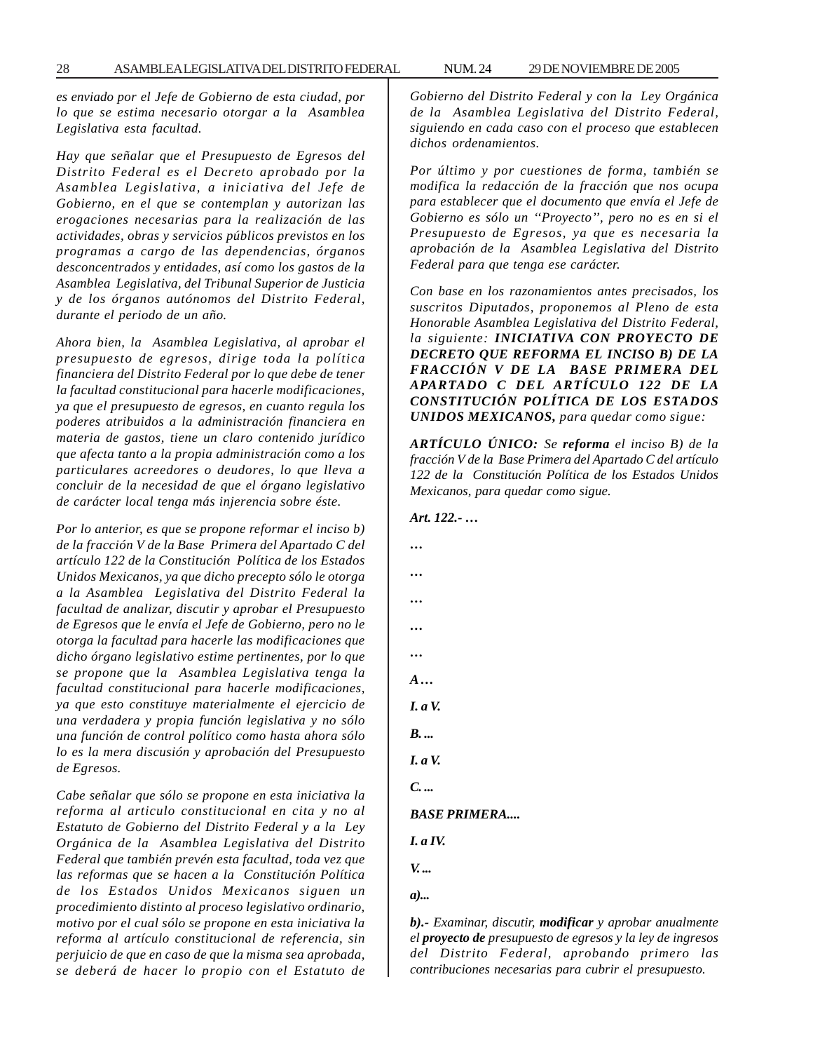*es enviado por el Jefe de Gobierno de esta ciudad, por lo que se estima necesario otorgar a la Asamblea Legislativa esta facultad.*

*Hay que señalar que el Presupuesto de Egresos del Distrito Federal es el Decreto aprobado por la Asamblea Legislativa, a iniciativa del Jefe de Gobierno, en el que se contemplan y autorizan las erogaciones necesarias para la realización de las actividades, obras y servicios públicos previstos en los programas a cargo de las dependencias, órganos desconcentrados y entidades, así como los gastos de la Asamblea Legislativa, del Tribunal Superior de Justicia y de los órganos autónomos del Distrito Federal, durante el periodo de un año.*

*Ahora bien, la Asamblea Legislativa, al aprobar el presupuesto de egresos, dirige toda la política financiera del Distrito Federal por lo que debe de tener la facultad constitucional para hacerle modificaciones, ya que el presupuesto de egresos, en cuanto regula los poderes atribuidos a la administración financiera en materia de gastos, tiene un claro contenido jurídico que afecta tanto a la propia administración como a los particulares acreedores o deudores, lo que lleva a concluir de la necesidad de que el órgano legislativo de carácter local tenga más injerencia sobre éste.*

*Por lo anterior, es que se propone reformar el inciso b) de la fracción V de la Base Primera del Apartado C del artículo 122 de la Constitución Política de los Estados Unidos Mexicanos, ya que dicho precepto sólo le otorga a la Asamblea Legislativa del Distrito Federal la facultad de analizar, discutir y aprobar el Presupuesto de Egresos que le envía el Jefe de Gobierno, pero no le otorga la facultad para hacerle las modificaciones que dicho órgano legislativo estime pertinentes, por lo que se propone que la Asamblea Legislativa tenga la facultad constitucional para hacerle modificaciones, ya que esto constituye materialmente el ejercicio de una verdadera y propia función legislativa y no sólo una función de control político como hasta ahora sólo lo es la mera discusión y aprobación del Presupuesto de Egresos.*

*Cabe señalar que sólo se propone en esta iniciativa la reforma al articulo constitucional en cita y no al Estatuto de Gobierno del Distrito Federal y a la Ley Orgánica de la Asamblea Legislativa del Distrito Federal que también prevén esta facultad, toda vez que las reformas que se hacen a la Constitución Política de los Estados Unidos Mexicanos siguen un procedimiento distinto al proceso legislativo ordinario, motivo por el cual sólo se propone en esta iniciativa la reforma al artículo constitucional de referencia, sin perjuicio de que en caso de que la misma sea aprobada, se deberá de hacer lo propio con el Estatuto de Gobierno del Distrito Federal y con la Ley Orgánica de la Asamblea Legislativa del Distrito Federal, siguiendo en cada caso con el proceso que establecen dichos ordenamientos.*

*Por último y por cuestiones de forma, también se modifica la redacción de la fracción que nos ocupa para establecer que el documento que envía el Jefe de Gobierno es sólo un "Proyecto", pero no es en si el Presupuesto de Egresos, ya que es necesaria la aprobación de la Asamblea Legislativa del Distrito Federal para que tenga ese carácter.*

*Con base en los razonamientos antes precisados, los suscritos Diputados, proponemos al Pleno de esta Honorable Asamblea Legislativa del Distrito Federal, la siguiente:* ***INICIATIVA CON PROYECTO DE DECRETO QUE REFORMA EL INCISO B) DE LA FRACCIÓN V DE LA BASE PRIMERA DEL APARTADO C DEL ARTÍCULO 122 DE LA CONSTITUCIÓN POLÍTICA DE LOS ESTADOS UNIDOS MEXICANOS,*** *para quedar como sigue:*

***ARTÍCULO ÚNICO:*** *Se* ***reforma*** *el inciso B) de la fracción V de la Base Primera del Apartado C del artículo 122 de la Constitución Política de los Estados Unidos Mexicanos, para quedar como sigue.*

***Art. 122.- …***

***…***

***…***

***…***

***…***

***…***

***A …***

***I. a V.***

***B. ...***

***I. a V.***

***C. ...***

***BASE PRIMERA....***

***I. a IV.***

***V. ...***

***a)...***

***b).-*** *Examinar, discutir,* ***modificar*** *y aprobar anualmente el* ***proyecto de*** *presupuesto de egresos y la ley de ingresos del Distrito Federal, aprobando primero las contribuciones necesarias para cubrir el presupuesto.*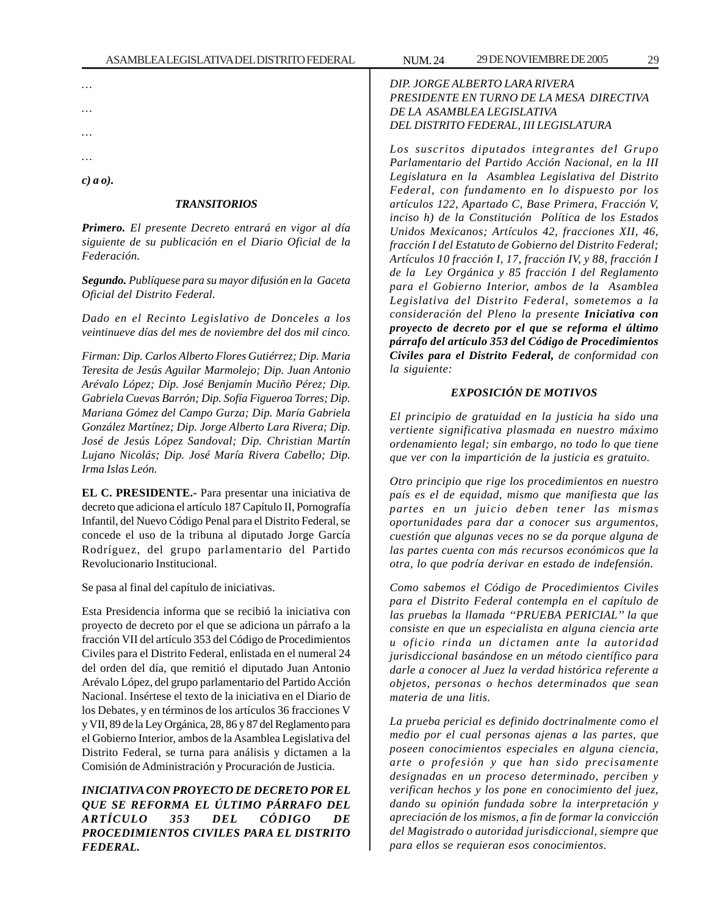…

…

…

…

***c) a o).***

***TRANSITORIOS***

***Primero.*** *El presente Decreto entrará en vigor al día siguiente de su publicación en el Diario Oficial de la Federación.*

***Segundo.*** *Publíquese para su mayor difusión en la Gaceta Oficial del Distrito Federal.*

*Dado en el Recinto Legislativo de Donceles a los veintinueve días del mes de noviembre del dos mil cinco.*

*Firman: Dip. Carlos Alberto Flores Gutiérrez; Dip. Maria Teresita de Jesús Aguilar Marmolejo; Dip. Juan Antonio Arévalo López; Dip. José Benjamín Muciño Pérez; Dip. Gabriela Cuevas Barrón; Dip. Sofía Figueroa Torres; Dip. Mariana Gómez del Campo Gurza; Dip. María Gabriela González Martínez; Dip. Jorge Alberto Lara Rivera; Dip. José de Jesús López Sandoval; Dip. Christian Martín Lujano Nicolás; Dip. José María Rivera Cabello; Dip. Irma Islas León.*

**EL C. PRESIDENTE.-** Para presentar una iniciativa de decreto que adiciona el artículo 187 Capítulo II, Pornografía Infantil, del Nuevo Código Penal para el Distrito Federal, se concede el uso de la tribuna al diputado Jorge García Rodríguez, del grupo parlamentario del Partido Revolucionario Institucional.

Se pasa al final del capítulo de iniciativas.

Esta Presidencia informa que se recibió la iniciativa con proyecto de decreto por el que se adiciona un párrafo a la fracción VII del artículo 353 del Código de Procedimientos Civiles para el Distrito Federal, enlistada en el numeral 24 del orden del día, que remitió el diputado Juan Antonio Arévalo López, del grupo parlamentario del Partido Acción Nacional. Insértese el texto de la iniciativa en el Diario de los Debates, y en términos de los artículos 36 fracciones V y VII, 89 de la Ley Orgánica, 28, 86 y 87 del Reglamento para el Gobierno Interior, ambos de la Asamblea Legislativa del Distrito Federal, se turna para análisis y dictamen a la Comisión de Administración y Procuración de Justicia.

***INICIATIVA CON PROYECTO DE DECRETO POR EL QUE SE REFORMA EL ÚLTIMO PÁRRAFO DEL ARTÍCULO 353 DEL CÓDIGO DE PROCEDIMIENTOS CIVILES PARA EL DISTRITO FEDERAL.***

*DIP. JORGE ALBERTO LARA RIVERA*
*PRESIDENTE EN TURNO DE LA MESA DIRECTIVA*
*DE LA ASAMBLEA LEGISLATIVA*
*DEL DISTRITO FEDERAL, III LEGISLATURA*

*Los suscritos diputados integrantes del Grupo Parlamentario del Partido Acción Nacional, en la III Legislatura en la Asamblea Legislativa del Distrito Federal, con fundamento en lo dispuesto por los artículos 122, Apartado C, Base Primera, Fracción V, inciso h) de la Constitución Política de los Estados Unidos Mexicanos; Artículos 42, fracciones XII, 46, fracción I del Estatuto de Gobierno del Distrito Federal; Artículos 10 fracción I, 17, fracción IV, y 88, fracción I de la Ley Orgánica y 85 fracción I del Reglamento para el Gobierno Interior, ambos de la Asamblea Legislativa del Distrito Federal, sometemos a la consideración del Pleno la presente* ***Iniciativa con proyecto de decreto por el que se reforma el último párrafo del artículo 353 del Código de Procedimientos Civiles para el Distrito Federal,*** *de conformidad con la siguiente:*

***EXPOSICIÓN DE MOTIVOS***

*El principio de gratuidad en la justicia ha sido una vertiente significativa plasmada en nuestro máximo ordenamiento legal; sin embargo, no todo lo que tiene que ver con la impartición de la justicia es gratuito.*

*Otro principio que rige los procedimientos en nuestro país es el de equidad, mismo que manifiesta que las partes en un juicio deben tener las mismas oportunidades para dar a conocer sus argumentos, cuestión que algunas veces no se da porque alguna de las partes cuenta con más recursos económicos que la otra, lo que podría derivar en estado de indefensión.*

*Como sabemos el Código de Procedimientos Civiles para el Distrito Federal contempla en el capítulo de las pruebas la llamada "PRUEBA PERICIAL" la que consiste en que un especialista en alguna ciencia arte u oficio rinda un dictamen ante la autoridad jurisdiccional basándose en un método científico para darle a conocer al Juez la verdad histórica referente a objetos, personas o hechos determinados que sean materia de una litis.*

*La prueba pericial es definido doctrinalmente como el medio por el cual personas ajenas a las partes, que poseen conocimientos especiales en alguna ciencia, arte o profesión y que han sido precisamente designadas en un proceso determinado, perciben y verifican hechos y los pone en conocimiento del juez, dando su opinión fundada sobre la interpretación y apreciación de los mismos, a fin de formar la convicción del Magistrado o autoridad jurisdiccional, siempre que para ellos se requieran esos conocimientos.*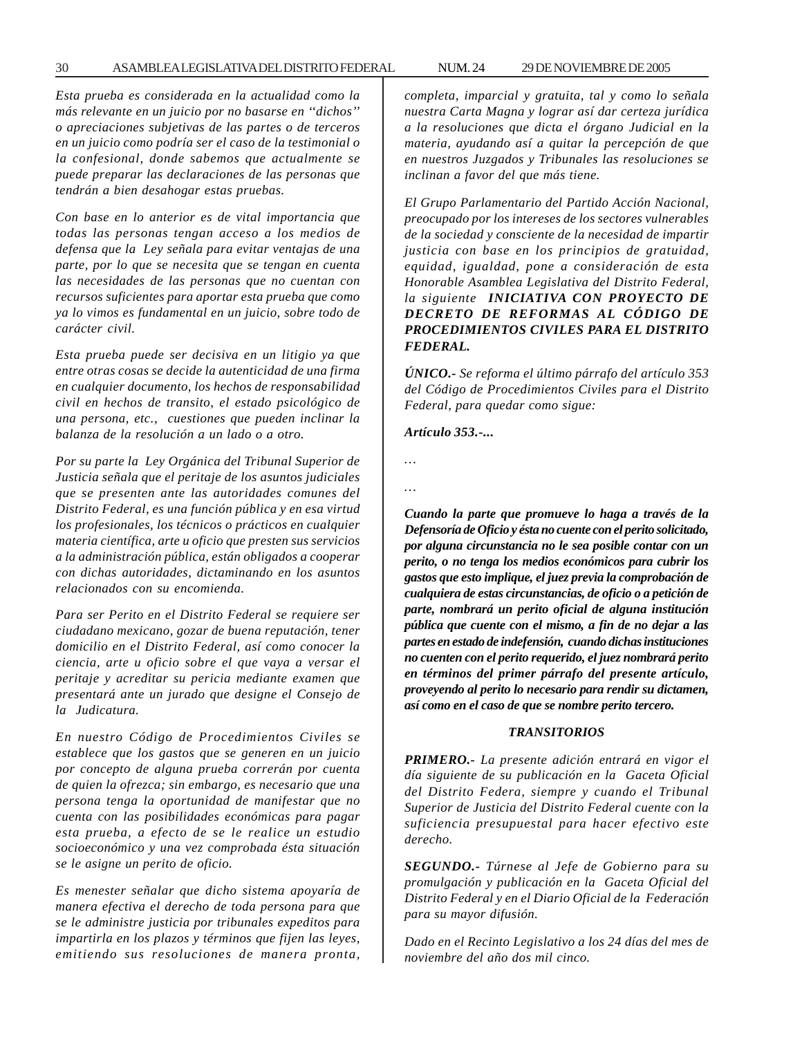*Esta prueba es considerada en la actualidad como la más relevante en un juicio por no basarse en ''dichos'' o apreciaciones subjetivas de las partes o de terceros en un juicio como podría ser el caso de la testimonial o la confesional, donde sabemos que actualmente se puede preparar las declaraciones de las personas que tendrán a bien desahogar estas pruebas.*

*Con base en lo anterior es de vital importancia que todas las personas tengan acceso a los medios de defensa que la Ley señala para evitar ventajas de una parte, por lo que se necesita que se tengan en cuenta las necesidades de las personas que no cuentan con recursos suficientes para aportar esta prueba que como ya lo vimos es fundamental en un juicio, sobre todo de carácter civil.*

*Esta prueba puede ser decisiva en un litigio ya que entre otras cosas se decide la autenticidad de una firma en cualquier documento, los hechos de responsabilidad civil en hechos de transito, el estado psicológico de una persona, etc., cuestiones que pueden inclinar la balanza de la resolución a un lado o a otro.*

*Por su parte la Ley Orgánica del Tribunal Superior de Justicia señala que el peritaje de los asuntos judiciales que se presenten ante las autoridades comunes del Distrito Federal, es una función pública y en esa virtud los profesionales, los técnicos o prácticos en cualquier materia científica, arte u oficio que presten sus servicios a la administración pública, están obligados a cooperar con dichas autoridades, dictaminando en los asuntos relacionados con su encomienda.*

*Para ser Perito en el Distrito Federal se requiere ser ciudadano mexicano, gozar de buena reputación, tener domicilio en el Distrito Federal, así como conocer la ciencia, arte u oficio sobre el que vaya a versar el peritaje y acreditar su pericia mediante examen que presentará ante un jurado que designe el Consejo de la Judicatura.*

*En nuestro Código de Procedimientos Civiles se establece que los gastos que se generen en un juicio por concepto de alguna prueba correrán por cuenta de quien la ofrezca; sin embargo, es necesario que una persona tenga la oportunidad de manifestar que no cuenta con las posibilidades económicas para pagar esta prueba, a efecto de se le realice un estudio socioeconómico y una vez comprobada ésta situación se le asigne un perito de oficio.*

*Es menester señalar que dicho sistema apoyaría de manera efectiva el derecho de toda persona para que se le administre justicia por tribunales expeditos para impartirla en los plazos y términos que fijen las leyes, emitiendo sus resoluciones de manera pronta, completa, imparcial y gratuita, tal y como lo señala nuestra Carta Magna y lograr así dar certeza jurídica a la resoluciones que dicta el órgano Judicial en la materia, ayudando así a quitar la percepción de que en nuestros Juzgados y Tribunales las resoluciones se inclinan a favor del que más tiene.*

*El Grupo Parlamentario del Partido Acción Nacional, preocupado por los intereses de los sectores vulnerables de la sociedad y consciente de la necesidad de impartir justicia con base en los principios de gratuidad, equidad, igualdad, pone a consideración de esta Honorable Asamblea Legislativa del Distrito Federal, la siguiente* ***INICIATIVA CON PROYECTO DE DECRETO DE REFORMAS AL CÓDIGO DE PROCEDIMIENTOS CIVILES PARA EL DISTRITO FEDERAL.***

***ÚNICO.-*** *Se reforma el último párrafo del artículo 353 del Código de Procedimientos Civiles para el Distrito Federal, para quedar como sigue:*

***Artículo 353.-...***

*…*

*…*

***Cuando la parte que promueve lo haga a través de la Defensoría de Oficio y ésta no cuente con el perito solicitado, por alguna circunstancia no le sea posible contar con un perito, o no tenga los medios económicos para cubrir los gastos que esto implique, el juez previa la comprobación de cualquiera de estas circunstancias, de oficio o a petición de parte, nombrará un perito oficial de alguna institución pública que cuente con el mismo, a fin de no dejar a las partes en estado de indefensión, cuando dichas instituciones no cuenten con el perito requerido, el juez nombrará perito en términos del primer párrafo del presente artículo, proveyendo al perito lo necesario para rendir su dictamen, así como en el caso de que se nombre perito tercero.***

***TRANSITORIOS***

***PRIMERO.-*** *La presente adición entrará en vigor el día siguiente de su publicación en la Gaceta Oficial del Distrito Federa, siempre y cuando el Tribunal Superior de Justicia del Distrito Federal cuente con la suficiencia presupuestal para hacer efectivo este derecho.*

***SEGUNDO.-*** *Túrnese al Jefe de Gobierno para su promulgación y publicación en la Gaceta Oficial del Distrito Federal y en el Diario Oficial de la Federación para su mayor difusión.*

*Dado en el Recinto Legislativo a los 24 días del mes de noviembre del año dos mil cinco.*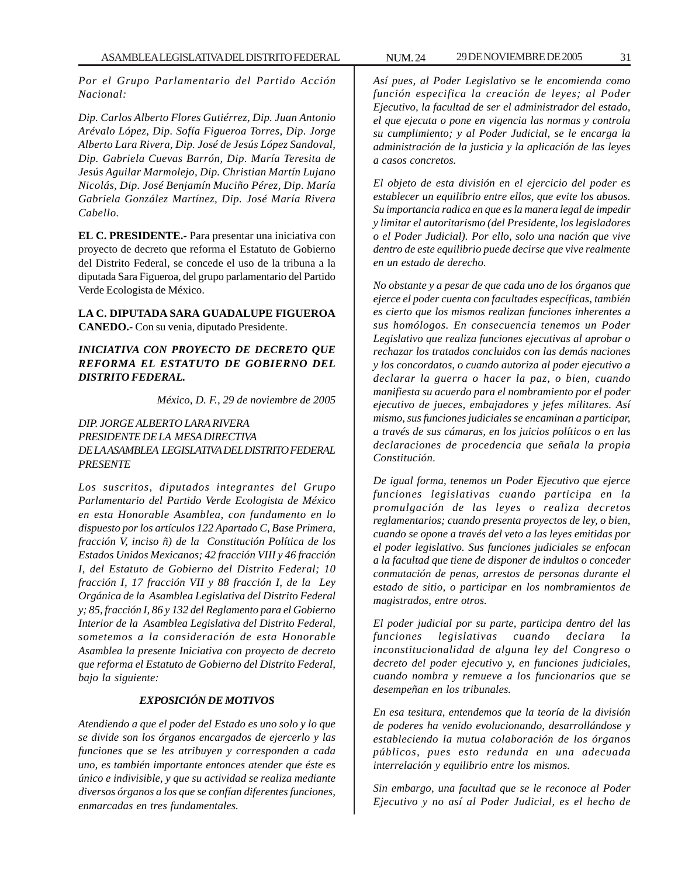*Por el Grupo Parlamentario del Partido Acción Nacional:*

*Dip. Carlos Alberto Flores Gutiérrez, Dip. Juan Antonio Arévalo López, Dip. Sofía Figueroa Torres, Dip. Jorge Alberto Lara Rivera, Dip. José de Jesús López Sandoval, Dip. Gabriela Cuevas Barrón, Dip. María Teresita de Jesús Aguilar Marmolejo, Dip. Christian Martín Lujano Nicolás, Dip. José Benjamín Muciño Pérez, Dip. María Gabriela González Martínez, Dip. José María Rivera Cabello.*

**EL C. PRESIDENTE.-** Para presentar una iniciativa con proyecto de decreto que reforma el Estatuto de Gobierno del Distrito Federal, se concede el uso de la tribuna a la diputada Sara Figueroa, del grupo parlamentario del Partido Verde Ecologista de México.

**LA C. DIPUTADA SARA GUADALUPE FIGUEROA CANEDO.-** Con su venia, diputado Presidente.

***INICIATIVA CON PROYECTO DE DECRETO QUE REFORMA EL ESTATUTO DE GOBIERNO DEL DISTRITO FEDERAL.***

*México, D. F., 29 de noviembre de 2005*

*DIP. JORGE ALBERTO LARA RIVERA*
*PRESIDENTE DE LA MESA DIRECTIVA*
*DE LA ASAMBLEA LEGISLATIVA DEL DISTRITO FEDERAL*
*PRESENTE*

*Los suscritos, diputados integrantes del Grupo Parlamentario del Partido Verde Ecologista de México en esta Honorable Asamblea, con fundamento en lo dispuesto por los artículos 122 Apartado C, Base Primera, fracción V, inciso ñ) de la Constitución Política de los Estados Unidos Mexicanos; 42 fracción VIII y 46 fracción I, del Estatuto de Gobierno del Distrito Federal; 10 fracción I, 17 fracción VII y 88 fracción I, de la Ley Orgánica de la Asamblea Legislativa del Distrito Federal y; 85, fracción I, 86 y 132 del Reglamento para el Gobierno Interior de la Asamblea Legislativa del Distrito Federal, sometemos a la consideración de esta Honorable Asamblea la presente Iniciativa con proyecto de decreto que reforma el Estatuto de Gobierno del Distrito Federal, bajo la siguiente:*

***EXPOSICIÓN DE MOTIVOS***

*Atendiendo a que el poder del Estado es uno solo y lo que se divide son los órganos encargados de ejercerlo y las funciones que se les atribuyen y corresponden a cada uno, es también importante entonces atender que éste es único e indivisible, y que su actividad se realiza mediante diversos órganos a los que se confían diferentes funciones, enmarcadas en tres fundamentales.*

*Así pues, al Poder Legislativo se le encomienda como función especifica la creación de leyes; al Poder Ejecutivo, la facultad de ser el administrador del estado, el que ejecuta o pone en vigencia las normas y controla su cumplimiento; y al Poder Judicial, se le encarga la administración de la justicia y la aplicación de las leyes a casos concretos.*

*El objeto de esta división en el ejercicio del poder es establecer un equilibrio entre ellos, que evite los abusos. Su importancia radica en que es la manera legal de impedir y limitar el autoritarismo (del Presidente, los legisladores o el Poder Judicial). Por ello, solo una nación que vive dentro de este equilibrio puede decirse que vive realmente en un estado de derecho.*

*No obstante y a pesar de que cada uno de los órganos que ejerce el poder cuenta con facultades específicas, también es cierto que los mismos realizan funciones inherentes a sus homólogos. En consecuencia tenemos un Poder Legislativo que realiza funciones ejecutivas al aprobar o rechazar los tratados concluidos con las demás naciones y los concordatos, o cuando autoriza al poder ejecutivo a declarar la guerra o hacer la paz, o bien, cuando manifiesta su acuerdo para el nombramiento por el poder ejecutivo de jueces, embajadores y jefes militares. Así mismo, sus funciones judiciales se encaminan a participar, a través de sus cámaras, en los juicios políticos o en las declaraciones de procedencia que señala la propia Constitución.*

*De igual forma, tenemos un Poder Ejecutivo que ejerce funciones legislativas cuando participa en la promulgación de las leyes o realiza decretos reglamentarios; cuando presenta proyectos de ley, o bien, cuando se opone a través del veto a las leyes emitidas por el poder legislativo. Sus funciones judiciales se enfocan a la facultad que tiene de disponer de indultos o conceder conmutación de penas, arrestos de personas durante el estado de sitio, o participar en los nombramientos de magistrados, entre otros.*

*El poder judicial por su parte, participa dentro del las funciones legislativas cuando declara la inconstitucionalidad de alguna ley del Congreso o decreto del poder ejecutivo y, en funciones judiciales, cuando nombra y remueve a los funcionarios que se desempeñan en los tribunales.*

*En esa tesitura, entendemos que la teoría de la división de poderes ha venido evolucionando, desarrollándose y estableciendo la mutua colaboración de los órganos públicos, pues esto redunda en una adecuada interrelación y equilibrio entre los mismos.*

*Sin embargo, una facultad que se le reconoce al Poder Ejecutivo y no así al Poder Judicial, es el hecho de*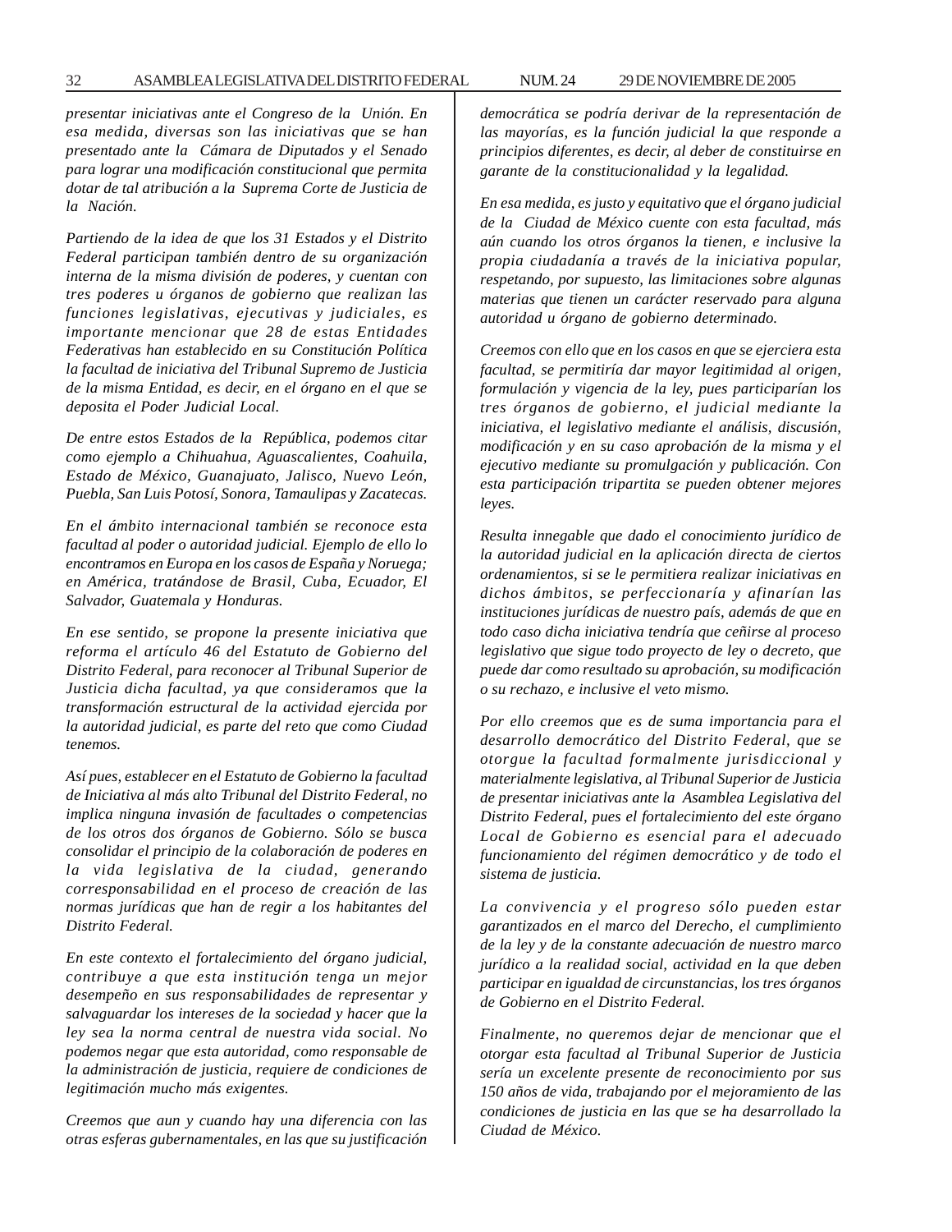*presentar iniciativas ante el Congreso de la Unión. En esa medida, diversas son las iniciativas que se han presentado ante la Cámara de Diputados y el Senado para lograr una modificación constitucional que permita dotar de tal atribución a la Suprema Corte de Justicia de la Nación.*

*Partiendo de la idea de que los 31 Estados y el Distrito Federal participan también dentro de su organización interna de la misma división de poderes, y cuentan con tres poderes u órganos de gobierno que realizan las funciones legislativas, ejecutivas y judiciales, es importante mencionar que 28 de estas Entidades Federativas han establecido en su Constitución Política la facultad de iniciativa del Tribunal Supremo de Justicia de la misma Entidad, es decir, en el órgano en el que se deposita el Poder Judicial Local.*

*De entre estos Estados de la República, podemos citar como ejemplo a Chihuahua, Aguascalientes, Coahuila, Estado de México, Guanajuato, Jalisco, Nuevo León, Puebla, San Luis Potosí, Sonora, Tamaulipas y Zacatecas.*

*En el ámbito internacional también se reconoce esta facultad al poder o autoridad judicial. Ejemplo de ello lo encontramos en Europa en los casos de España y Noruega; en América, tratándose de Brasil, Cuba, Ecuador, El Salvador, Guatemala y Honduras.*

*En ese sentido, se propone la presente iniciativa que reforma el artículo 46 del Estatuto de Gobierno del Distrito Federal, para reconocer al Tribunal Superior de Justicia dicha facultad, ya que consideramos que la transformación estructural de la actividad ejercida por la autoridad judicial, es parte del reto que como Ciudad tenemos.*

*Así pues, establecer en el Estatuto de Gobierno la facultad de Iniciativa al más alto Tribunal del Distrito Federal, no implica ninguna invasión de facultades o competencias de los otros dos órganos de Gobierno. Sólo se busca consolidar el principio de la colaboración de poderes en la vida legislativa de la ciudad, generando corresponsabilidad en el proceso de creación de las normas jurídicas que han de regir a los habitantes del Distrito Federal.*

*En este contexto el fortalecimiento del órgano judicial, contribuye a que esta institución tenga un mejor desempeño en sus responsabilidades de representar y salvaguardar los intereses de la sociedad y hacer que la ley sea la norma central de nuestra vida social. No podemos negar que esta autoridad, como responsable de la administración de justicia, requiere de condiciones de legitimación mucho más exigentes.*

*Creemos que aun y cuando hay una diferencia con las otras esferas gubernamentales, en las que su justificación democrática se podría derivar de la representación de las mayorías, es la función judicial la que responde a principios diferentes, es decir, al deber de constituirse en garante de la constitucionalidad y la legalidad.*

*En esa medida, es justo y equitativo que el órgano judicial de la Ciudad de México cuente con esta facultad, más aún cuando los otros órganos la tienen, e inclusive la propia ciudadanía a través de la iniciativa popular, respetando, por supuesto, las limitaciones sobre algunas materias que tienen un carácter reservado para alguna autoridad u órgano de gobierno determinado.*

*Creemos con ello que en los casos en que se ejerciera esta facultad, se permitiría dar mayor legitimidad al origen, formulación y vigencia de la ley, pues participarían los tres órganos de gobierno, el judicial mediante la iniciativa, el legislativo mediante el análisis, discusión, modificación y en su caso aprobación de la misma y el ejecutivo mediante su promulgación y publicación. Con esta participación tripartita se pueden obtener mejores leyes.*

*Resulta innegable que dado el conocimiento jurídico de la autoridad judicial en la aplicación directa de ciertos ordenamientos, si se le permitiera realizar iniciativas en dichos ámbitos, se perfeccionaría y afinarían las instituciones jurídicas de nuestro país, además de que en todo caso dicha iniciativa tendría que ceñirse al proceso legislativo que sigue todo proyecto de ley o decreto, que puede dar como resultado su aprobación, su modificación o su rechazo, e inclusive el veto mismo.*

*Por ello creemos que es de suma importancia para el desarrollo democrático del Distrito Federal, que se otorgue la facultad formalmente jurisdiccional y materialmente legislativa, al Tribunal Superior de Justicia de presentar iniciativas ante la Asamblea Legislativa del Distrito Federal, pues el fortalecimiento del este órgano Local de Gobierno es esencial para el adecuado funcionamiento del régimen democrático y de todo el sistema de justicia.*

*La convivencia y el progreso sólo pueden estar garantizados en el marco del Derecho, el cumplimiento de la ley y de la constante adecuación de nuestro marco jurídico a la realidad social, actividad en la que deben participar en igualdad de circunstancias, los tres órganos de Gobierno en el Distrito Federal.*

*Finalmente, no queremos dejar de mencionar que el otorgar esta facultad al Tribunal Superior de Justicia sería un excelente presente de reconocimiento por sus 150 años de vida, trabajando por el mejoramiento de las condiciones de justicia en las que se ha desarrollado la Ciudad de México.*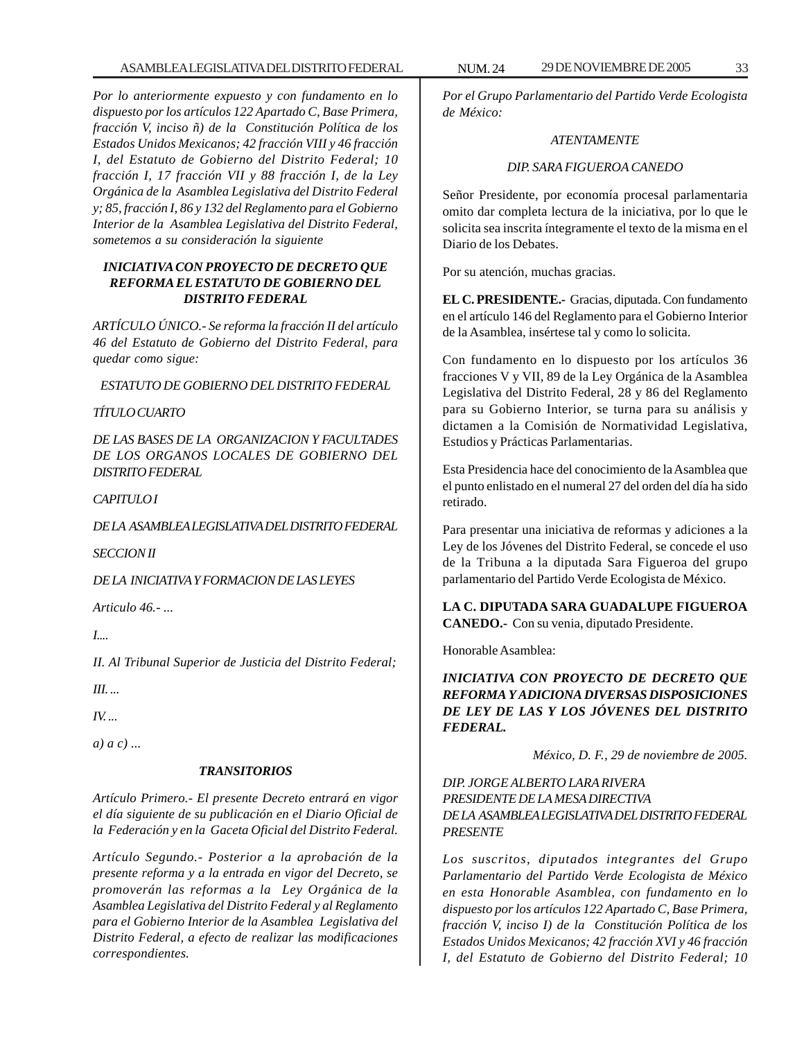*Por lo anteriormente expuesto y con fundamento en lo dispuesto por los artículos 122 Apartado C, Base Primera, fracción V, inciso ñ) de la Constitución Política de los Estados Unidos Mexicanos; 42 fracción VIII y 46 fracción I, del Estatuto de Gobierno del Distrito Federal; 10 fracción I, 17 fracción VII y 88 fracción I, de la Ley Orgánica de la Asamblea Legislativa del Distrito Federal y; 85, fracción I, 86 y 132 del Reglamento para el Gobierno Interior de la Asamblea Legislativa del Distrito Federal, sometemos a su consideración la siguiente*

***INICIATIVA CON PROYECTO DE DECRETO QUE REFORMA EL ESTATUTO DE GOBIERNO DEL DISTRITO FEDERAL***

*ARTÍCULO ÚNICO.- Se reforma la fracción II del artículo 46 del Estatuto de Gobierno del Distrito Federal, para quedar como sigue:*

*ESTATUTO DE GOBIERNO DEL DISTRITO FEDERAL*

*TÍTULO CUARTO*

*DE LAS BASES DE LA ORGANIZACION Y FACULTADES DE LOS ORGANOS LOCALES DE GOBIERNO DEL DISTRITO FEDERAL*

*CAPITULO I*

*DE LA ASAMBLEA LEGISLATIVA DEL DISTRITO FEDERAL*

*SECCION II*

*DE LA INICIATIVA Y FORMACION DE LAS LEYES*

*Articulo 46.- ...*

*I....*

*II. Al Tribunal Superior de Justicia del Distrito Federal;*

*III. ...*

*IV. ...*

*a) a c) ...*

***TRANSITORIOS***

*Artículo Primero.- El presente Decreto entrará en vigor el día siguiente de su publicación en el Diario Oficial de la Federación y en la Gaceta Oficial del Distrito Federal.*

*Artículo Segundo.- Posterior a la aprobación de la presente reforma y a la entrada en vigor del Decreto, se promoverán las reformas a la Ley Orgánica de la Asamblea Legislativa del Distrito Federal y al Reglamento para el Gobierno Interior de la Asamblea Legislativa del Distrito Federal, a efecto de realizar las modificaciones correspondientes.*

*Por el Grupo Parlamentario del Partido Verde Ecologista de México:*

*ATENTAMENTE*

*DIP. SARA FIGUEROA CANEDO*

Señor Presidente, por economía procesal parlamentaria omito dar completa lectura de la iniciativa, por lo que le solicita sea inscrita íntegramente el texto de la misma en el Diario de los Debates.

Por su atención, muchas gracias.

**EL C. PRESIDENTE.-** Gracias, diputada. Con fundamento en el artículo 146 del Reglamento para el Gobierno Interior de la Asamblea, insértese tal y como lo solicita.

Con fundamento en lo dispuesto por los artículos 36 fracciones V y VII, 89 de la Ley Orgánica de la Asamblea Legislativa del Distrito Federal, 28 y 86 del Reglamento para su Gobierno Interior, se turna para su análisis y dictamen a la Comisión de Normatividad Legislativa, Estudios y Prácticas Parlamentarias.

Esta Presidencia hace del conocimiento de la Asamblea que el punto enlistado en el numeral 27 del orden del día ha sido retirado.

Para presentar una iniciativa de reformas y adiciones a la Ley de los Jóvenes del Distrito Federal, se concede el uso de la Tribuna a la diputada Sara Figueroa del grupo parlamentario del Partido Verde Ecologista de México.

**LA C. DIPUTADA SARA GUADALUPE FIGUEROA CANEDO.-** Con su venia, diputado Presidente.

Honorable Asamblea:

***INICIATIVA CON PROYECTO DE DECRETO QUE REFORMA Y ADICIONA DIVERSAS DISPOSICIONES DE LEY DE LAS Y LOS JÓVENES DEL DISTRITO FEDERAL.***

*México, D. F., 29 de noviembre de 2005.*

*DIP. JORGE ALBERTO LARA RIVERA*
*PRESIDENTE DE LA MESA DIRECTIVA*
*DE LA ASAMBLEA LEGISLATIVA DEL DISTRITO FEDERAL*
*PRESENTE*

*Los suscritos, diputados integrantes del Grupo Parlamentario del Partido Verde Ecologista de México en esta Honorable Asamblea, con fundamento en lo dispuesto por los artículos 122 Apartado C, Base Primera, fracción V, inciso I) de la Constitución Política de los Estados Unidos Mexicanos; 42 fracción XVI y 46 fracción I, del Estatuto de Gobierno del Distrito Federal; 10*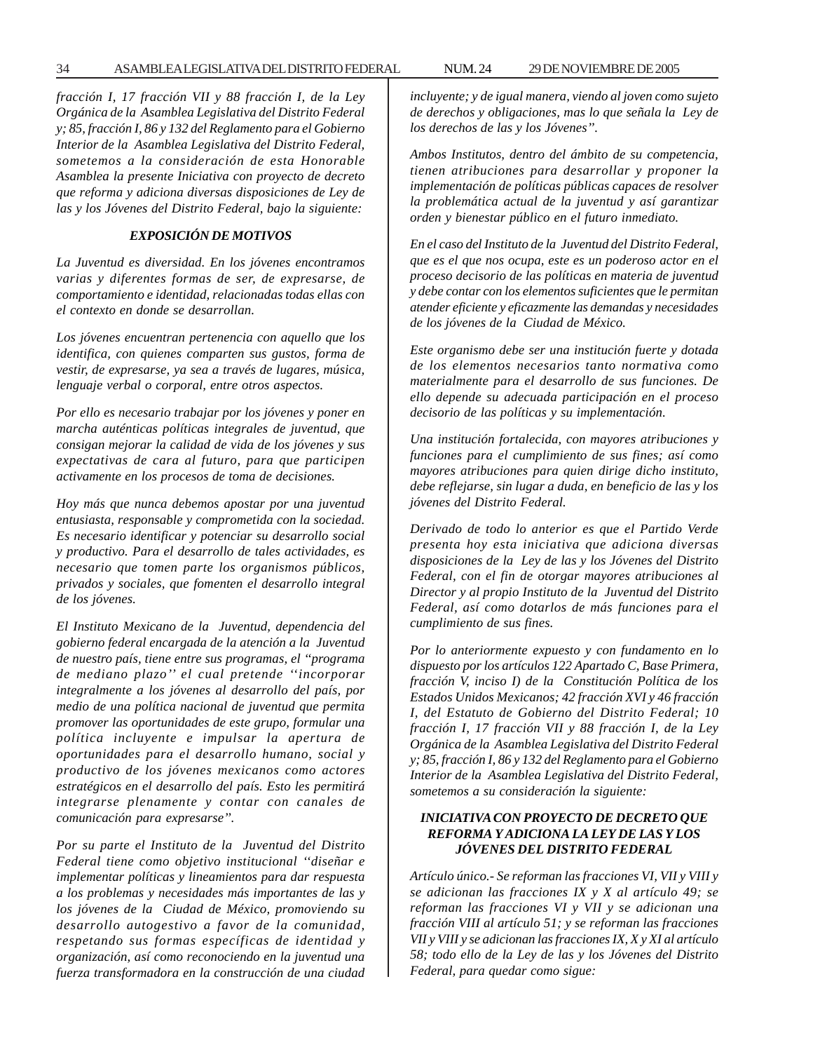*fracción I, 17 fracción VII y 88 fracción I, de la Ley Orgánica de la Asamblea Legislativa del Distrito Federal y; 85, fracción I, 86 y 132 del Reglamento para el Gobierno Interior de la Asamblea Legislativa del Distrito Federal, sometemos a la consideración de esta Honorable Asamblea la presente Iniciativa con proyecto de decreto que reforma y adiciona diversas disposiciones de Ley de las y los Jóvenes del Distrito Federal, bajo la siguiente:*

### *EXPOSICIÓN DE MOTIVOS*

*La Juventud es diversidad. En los jóvenes encontramos varias y diferentes formas de ser, de expresarse, de comportamiento e identidad, relacionadas todas ellas con el contexto en donde se desarrollan.*

*Los jóvenes encuentran pertenencia con aquello que los identifica, con quienes comparten sus gustos, forma de vestir, de expresarse, ya sea a través de lugares, música, lenguaje verbal o corporal, entre otros aspectos.*

*Por ello es necesario trabajar por los jóvenes y poner en marcha auténticas políticas integrales de juventud, que consigan mejorar la calidad de vida de los jóvenes y sus expectativas de cara al futuro, para que participen activamente en los procesos de toma de decisiones.*

*Hoy más que nunca debemos apostar por una juventud entusiasta, responsable y comprometida con la sociedad. Es necesario identificar y potenciar su desarrollo social y productivo. Para el desarrollo de tales actividades, es necesario que tomen parte los organismos públicos, privados y sociales, que fomenten el desarrollo integral de los jóvenes.*

*El Instituto Mexicano de la Juventud, dependencia del gobierno federal encargada de la atención a la Juventud de nuestro país, tiene entre sus programas, el "programa de mediano plazo" el cual pretende "incorporar integralmente a los jóvenes al desarrollo del país, por medio de una política nacional de juventud que permita promover las oportunidades de este grupo, formular una política incluyente e impulsar la apertura de oportunidades para el desarrollo humano, social y productivo de los jóvenes mexicanos como actores estratégicos en el desarrollo del país. Esto les permitirá integrarse plenamente y contar con canales de comunicación para expresarse".*

*Por su parte el Instituto de la Juventud del Distrito Federal tiene como objetivo institucional "diseñar e implementar políticas y lineamientos para dar respuesta a los problemas y necesidades más importantes de las y los jóvenes de la Ciudad de México, promoviendo su desarrollo autogestivo a favor de la comunidad, respetando sus formas específicas de identidad y organización, así como reconociendo en la juventud una fuerza transformadora en la construcción de una ciudad incluyente; y de igual manera, viendo al joven como sujeto de derechos y obligaciones, mas lo que señala la Ley de los derechos de las y los Jóvenes".*

*Ambos Institutos, dentro del ámbito de su competencia, tienen atribuciones para desarrollar y proponer la implementación de políticas públicas capaces de resolver la problemática actual de la juventud y así garantizar orden y bienestar público en el futuro inmediato.*

*En el caso del Instituto de la Juventud del Distrito Federal, que es el que nos ocupa, este es un poderoso actor en el proceso decisorio de las políticas en materia de juventud y debe contar con los elementos suficientes que le permitan atender eficiente y eficazmente las demandas y necesidades de los jóvenes de la Ciudad de México.*

*Este organismo debe ser una institución fuerte y dotada de los elementos necesarios tanto normativa como materialmente para el desarrollo de sus funciones. De ello depende su adecuada participación en el proceso decisorio de las políticas y su implementación.*

*Una institución fortalecida, con mayores atribuciones y funciones para el cumplimiento de sus fines; así como mayores atribuciones para quien dirige dicho instituto, debe reflejarse, sin lugar a duda, en beneficio de las y los jóvenes del Distrito Federal.*

*Derivado de todo lo anterior es que el Partido Verde presenta hoy esta iniciativa que adiciona diversas disposiciones de la Ley de las y los Jóvenes del Distrito Federal, con el fin de otorgar mayores atribuciones al Director y al propio Instituto de la Juventud del Distrito Federal, así como dotarlos de más funciones para el cumplimiento de sus fines.*

*Por lo anteriormente expuesto y con fundamento en lo dispuesto por los artículos 122 Apartado C, Base Primera, fracción V, inciso I) de la Constitución Política de los Estados Unidos Mexicanos; 42 fracción XVI y 46 fracción I, del Estatuto de Gobierno del Distrito Federal; 10 fracción I, 17 fracción VII y 88 fracción I, de la Ley Orgánica de la Asamblea Legislativa del Distrito Federal y; 85, fracción I, 86 y 132 del Reglamento para el Gobierno Interior de la Asamblea Legislativa del Distrito Federal, sometemos a su consideración la siguiente:*

### *INICIATIVA CON PROYECTO DE DECRETO QUE REFORMA Y ADICIONA LA LEY DE LAS Y LOS JÓVENES DEL DISTRITO FEDERAL*

*Artículo único.- Se reforman las fracciones VI, VII y VIII y se adicionan las fracciones IX y X al artículo 49; se reforman las fracciones VI y VII y se adicionan una fracción VIII al artículo 51; y se reforman las fracciones VII y VIII y se adicionan las fracciones IX, X y XI al artículo 58; todo ello de la Ley de las y los Jóvenes del Distrito Federal, para quedar como sigue:*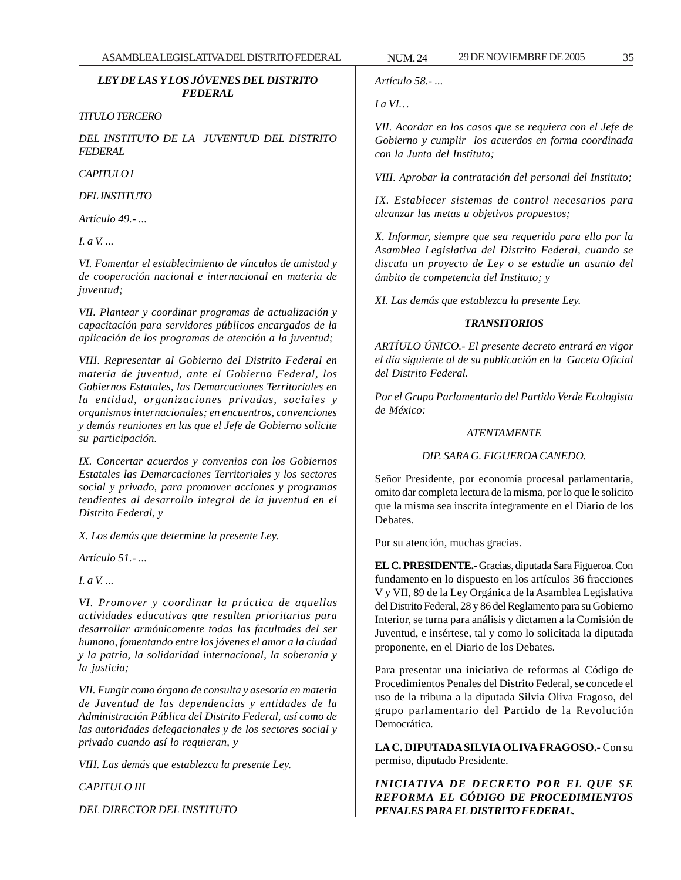***LEY DE LAS Y LOS JÓVENES DEL DISTRITO FEDERAL***

*TITULO TERCERO*

*DEL INSTITUTO DE LA JUVENTUD DEL DISTRITO FEDERAL*

*CAPITULO I*

*DEL INSTITUTO*

*Artículo 49.- ...*

*I. a V. ...*

*VI. Fomentar el establecimiento de vínculos de amistad y de cooperación nacional e internacional en materia de juventud;*

*VII. Plantear y coordinar programas de actualización y capacitación para servidores públicos encargados de la aplicación de los programas de atención a la juventud;*

*VIII. Representar al Gobierno del Distrito Federal en materia de juventud, ante el Gobierno Federal, los Gobiernos Estatales, las Demarcaciones Territoriales en la entidad, organizaciones privadas, sociales y organismos internacionales; en encuentros, convenciones y demás reuniones en las que el Jefe de Gobierno solicite su participación.*

*IX. Concertar acuerdos y convenios con los Gobiernos Estatales las Demarcaciones Territoriales y los sectores social y privado, para promover acciones y programas tendientes al desarrollo integral de la juventud en el Distrito Federal, y*

*X. Los demás que determine la presente Ley.*

*Artículo 51.- ...*

*I. a V. ...*

*VI. Promover y coordinar la práctica de aquellas actividades educativas que resulten prioritarias para desarrollar armónicamente todas las facultades del ser humano, fomentando entre los jóvenes el amor a la ciudad y la patria, la solidaridad internacional, la soberanía y la justicia;*

*VII. Fungir como órgano de consulta y asesoría en materia de Juventud de las dependencias y entidades de la Administración Pública del Distrito Federal, así como de las autoridades delegacionales y de los sectores social y privado cuando así lo requieran, y*

*VIII. Las demás que establezca la presente Ley.*

*CAPITULO III*

*DEL DIRECTOR DEL INSTITUTO*

*Artículo 58.- ...*

*I a VI…*

*VII. Acordar en los casos que se requiera con el Jefe de Gobierno y cumplir los acuerdos en forma coordinada con la Junta del Instituto;*

*VIII. Aprobar la contratación del personal del Instituto;*

*IX. Establecer sistemas de control necesarios para alcanzar las metas u objetivos propuestos;*

*X. Informar, siempre que sea requerido para ello por la Asamblea Legislativa del Distrito Federal, cuando se discuta un proyecto de Ley o se estudie un asunto del ámbito de competencia del Instituto; y*

*XI. Las demás que establezca la presente Ley.*

***TRANSITORIOS***

*ARTÍULO ÚNICO.- El presente decreto entrará en vigor el día siguiente al de su publicación en la Gaceta Oficial del Distrito Federal.*

*Por el Grupo Parlamentario del Partido Verde Ecologista de México:*

*ATENTAMENTE*

*DIP. SARA G. FIGUEROA CANEDO.*

Señor Presidente, por economía procesal parlamentaria, omito dar completa lectura de la misma, por lo que le solicito que la misma sea inscrita íntegramente en el Diario de los Debates.

Por su atención, muchas gracias.

**EL C. PRESIDENTE.-** Gracias, diputada Sara Figueroa. Con fundamento en lo dispuesto en los artículos 36 fracciones V y VII, 89 de la Ley Orgánica de la Asamblea Legislativa del Distrito Federal, 28 y 86 del Reglamento para su Gobierno Interior, se turna para análisis y dictamen a la Comisión de Juventud, e insértese, tal y como lo solicitada la diputada proponente, en el Diario de los Debates.

Para presentar una iniciativa de reformas al Código de Procedimientos Penales del Distrito Federal, se concede el uso de la tribuna a la diputada Silvia Oliva Fragoso, del grupo parlamentario del Partido de la Revolución Democrática.

**LA C. DIPUTADA SILVIA OLIVA FRAGOSO.-** Con su permiso, diputado Presidente.

***INICIATIVA DE DECRETO POR EL QUE SE REFORMA EL CÓDIGO DE PROCEDIMIENTOS PENALES PARA EL DISTRITO FEDERAL.***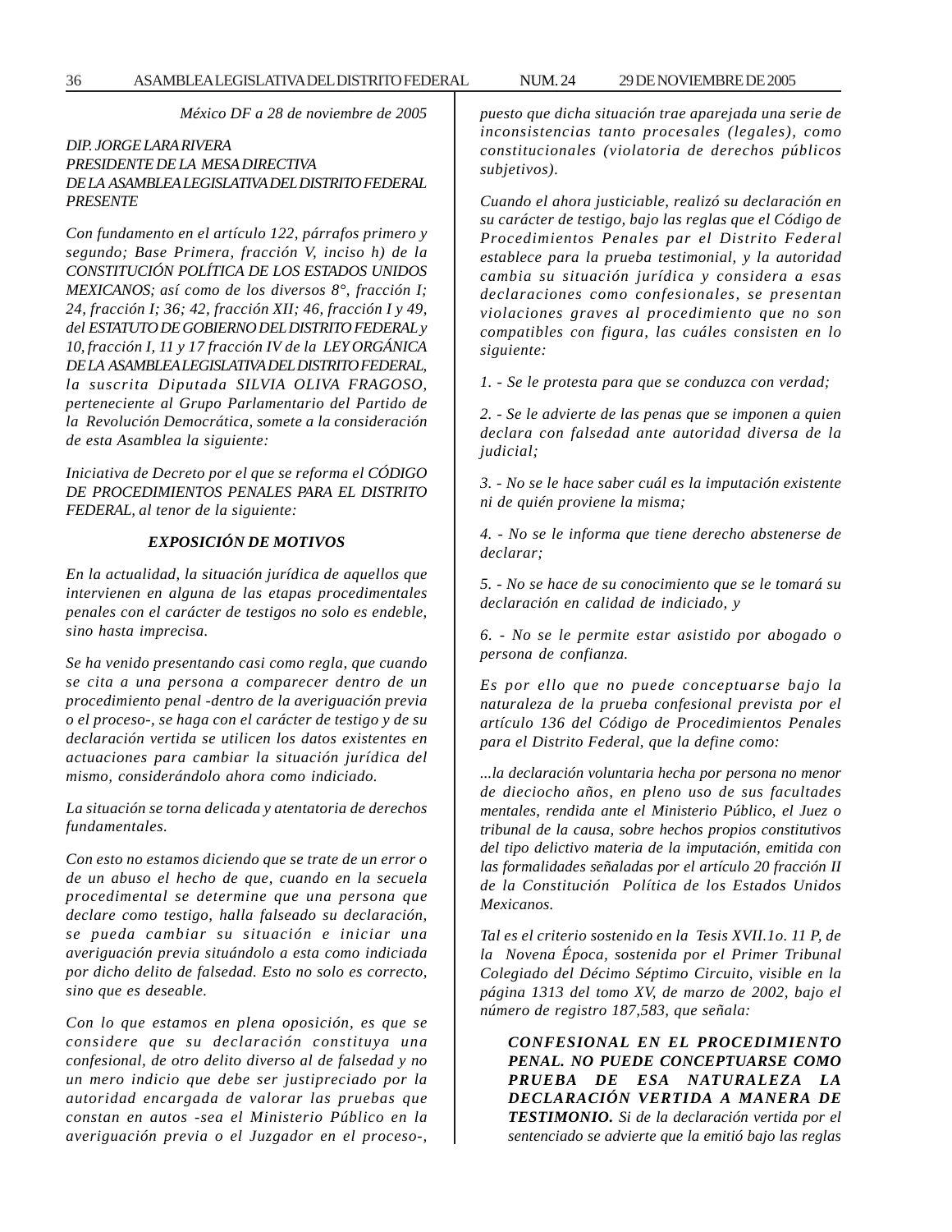*México DF a 28 de noviembre de 2005*

*DIP. JORGE LARA RIVERA*
*PRESIDENTE DE LA MESA DIRECTIVA*
*DE LA ASAMBLEA LEGISLATIVA DEL DISTRITO FEDERAL*
*PRESENTE*

*Con fundamento en el artículo 122, párrafos primero y segundo; Base Primera, fracción V, inciso h) de la CONSTITUCIÓN POLÍTICA DE LOS ESTADOS UNIDOS MEXICANOS; así como de los diversos 8°, fracción I; 24, fracción I; 36; 42, fracción XII; 46, fracción I y 49, del ESTATUTO DE GOBIERNO DEL DISTRITO FEDERAL y 10, fracción I, 11 y 17 fracción IV de la LEY ORGÁNICA DE LA ASAMBLEA LEGISLATIVA DEL DISTRITO FEDERAL, la suscrita Diputada SILVIA OLIVA FRAGOSO, perteneciente al Grupo Parlamentario del Partido de la Revolución Democrática, somete a la consideración de esta Asamblea la siguiente:*

*Iniciativa de Decreto por el que se reforma el CÓDIGO DE PROCEDIMIENTOS PENALES PARA EL DISTRITO FEDERAL, al tenor de la siguiente:*

***EXPOSICIÓN DE MOTIVOS***

*En la actualidad, la situación jurídica de aquellos que intervienen en alguna de las etapas procedimentales penales con el carácter de testigos no solo es endeble, sino hasta imprecisa.*

*Se ha venido presentando casi como regla, que cuando se cita a una persona a comparecer dentro de un procedimiento penal -dentro de la averiguación previa o el proceso-, se haga con el carácter de testigo y de su declaración vertida se utilicen los datos existentes en actuaciones para cambiar la situación jurídica del mismo, considerándolo ahora como indiciado.*

*La situación se torna delicada y atentatoria de derechos fundamentales.*

*Con esto no estamos diciendo que se trate de un error o de un abuso el hecho de que, cuando en la secuela procedimental se determine que una persona que declare como testigo, halla falseado su declaración, se pueda cambiar su situación e iniciar una averiguación previa situándolo a esta como indiciada por dicho delito de falsedad. Esto no solo es correcto, sino que es deseable.*

*Con lo que estamos en plena oposición, es que se considere que su declaración constituya una confesional, de otro delito diverso al de falsedad y no un mero indicio que debe ser justipreciado por la autoridad encargada de valorar las pruebas que constan en autos -sea el Ministerio Público en la averiguación previa o el Juzgador en el proceso-, puesto que dicha situación trae aparejada una serie de inconsistencias tanto procesales (legales), como constitucionales (violatoria de derechos públicos subjetivos).*

*Cuando el ahora justiciable, realizó su declaración en su carácter de testigo, bajo las reglas que el Código de Procedimientos Penales par el Distrito Federal establece para la prueba testimonial, y la autoridad cambia su situación jurídica y considera a esas declaraciones como confesionales, se presentan violaciones graves al procedimiento que no son compatibles con figura, las cuáles consisten en lo siguiente:*

*1. - Se le protesta para que se conduzca con verdad;*

*2. - Se le advierte de las penas que se imponen a quien declara con falsedad ante autoridad diversa de la judicial;*

*3. - No se le hace saber cuál es la imputación existente ni de quién proviene la misma;*

*4. - No se le informa que tiene derecho abstenerse de declarar;*

*5. - No se hace de su conocimiento que se le tomará su declaración en calidad de indiciado, y*

*6. - No se le permite estar asistido por abogado o persona de confianza.*

*Es por ello que no puede conceptuarse bajo la naturaleza de la prueba confesional prevista por el artículo 136 del Código de Procedimientos Penales para el Distrito Federal, que la define como:*

*...la declaración voluntaria hecha por persona no menor de dieciocho años, en pleno uso de sus facultades mentales, rendida ante el Ministerio Público, el Juez o tribunal de la causa, sobre hechos propios constitutivos del tipo delictivo materia de la imputación, emitida con las formalidades señaladas por el artículo 20 fracción II de la Constitución Política de los Estados Unidos Mexicanos.*

*Tal es el criterio sostenido en la Tesis XVII.1o. 11 P, de la Novena Época, sostenida por el Primer Tribunal Colegiado del Décimo Séptimo Circuito, visible en la página 1313 del tomo XV, de marzo de 2002, bajo el número de registro 187,583, que señala:*

> ***CONFESIONAL EN EL PROCEDIMIENTO PENAL. NO PUEDE CONCEPTUARSE COMO PRUEBA DE ESA NATURALEZA LA DECLARACIÓN VERTIDA A MANERA DE TESTIMONIO.*** *Si de la declaración vertida por el sentenciado se advierte que la emitió bajo las reglas*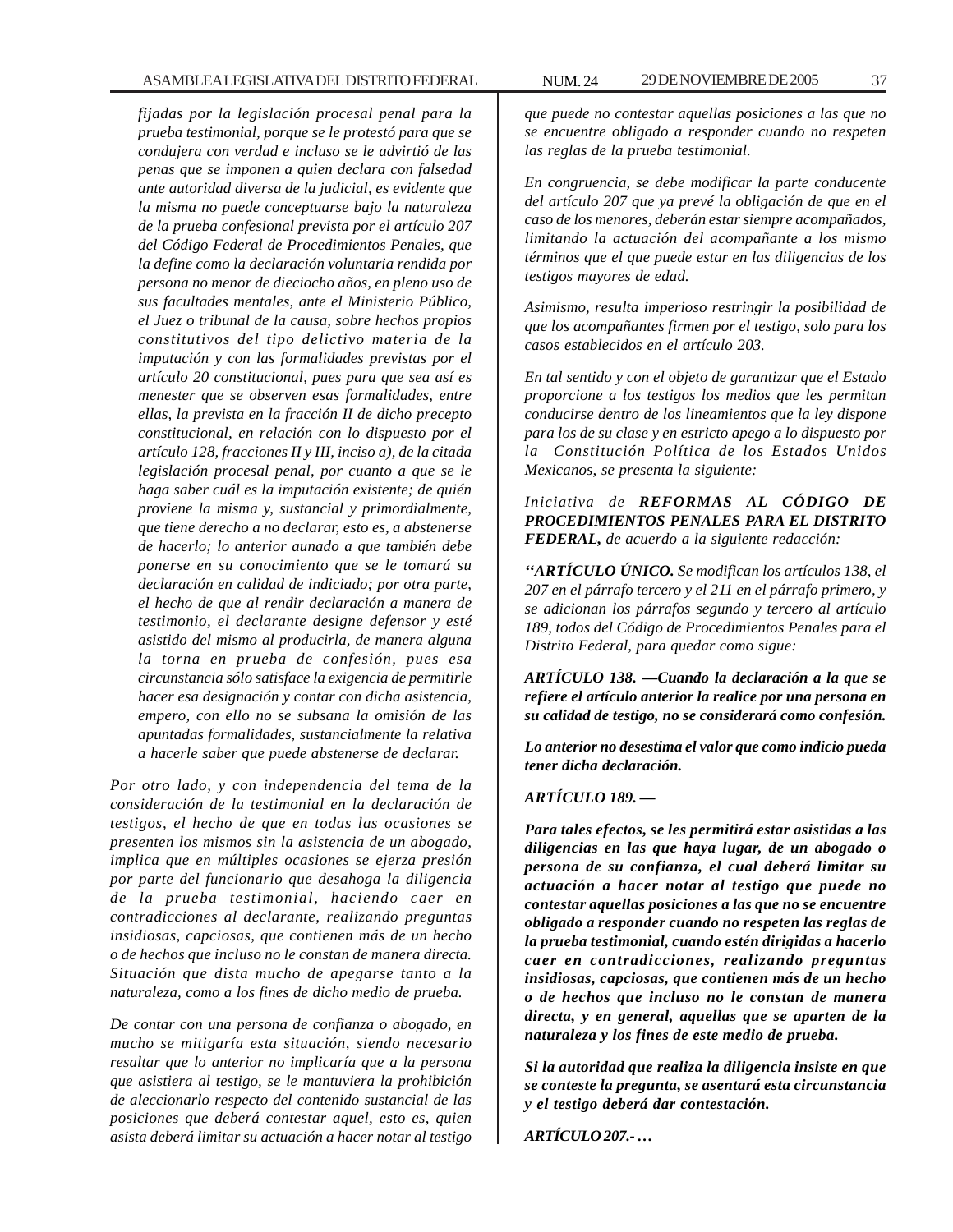*fijadas por la legislación procesal penal para la prueba testimonial, porque se le protestó para que se condujera con verdad e incluso se le advirtió de las penas que se imponen a quien declara con falsedad ante autoridad diversa de la judicial, es evidente que la misma no puede conceptuarse bajo la naturaleza de la prueba confesional prevista por el artículo 207 del Código Federal de Procedimientos Penales, que la define como la declaración voluntaria rendida por persona no menor de dieciocho años, en pleno uso de sus facultades mentales, ante el Ministerio Público, el Juez o tribunal de la causa, sobre hechos propios constitutivos del tipo delictivo materia de la imputación y con las formalidades previstas por el artículo 20 constitucional, pues para que sea así es menester que se observen esas formalidades, entre ellas, la prevista en la fracción II de dicho precepto constitucional, en relación con lo dispuesto por el artículo 128, fracciones II y III, inciso a), de la citada legislación procesal penal, por cuanto a que se le haga saber cuál es la imputación existente; de quién proviene la misma y, sustancial y primordialmente, que tiene derecho a no declarar, esto es, a abstenerse de hacerlo; lo anterior aunado a que también debe ponerse en su conocimiento que se le tomará su declaración en calidad de indiciado; por otra parte, el hecho de que al rendir declaración a manera de testimonio, el declarante designe defensor y esté asistido del mismo al producirla, de manera alguna la torna en prueba de confesión, pues esa circunstancia sólo satisface la exigencia de permitirle hacer esa designación y contar con dicha asistencia, empero, con ello no se subsana la omisión de las apuntadas formalidades, sustancialmente la relativa a hacerle saber que puede abstenerse de declarar.*

*Por otro lado, y con independencia del tema de la consideración de la testimonial en la declaración de testigos, el hecho de que en todas las ocasiones se presenten los mismos sin la asistencia de un abogado, implica que en múltiples ocasiones se ejerza presión por parte del funcionario que desahoga la diligencia de la prueba testimonial, haciendo caer en contradicciones al declarante, realizando preguntas insidiosas, capciosas, que contienen más de un hecho o de hechos que incluso no le constan de manera directa. Situación que dista mucho de apegarse tanto a la naturaleza, como a los fines de dicho medio de prueba.*

*De contar con una persona de confianza o abogado, en mucho se mitigaría esta situación, siendo necesario resaltar que lo anterior no implicaría que a la persona que asistiera al testigo, se le mantuviera la prohibición de aleccionarlo respecto del contenido sustancial de las posiciones que deberá contestar aquel, esto es, quien asista deberá limitar su actuación a hacer notar al testigo que puede no contestar aquellas posiciones a las que no se encuentre obligado a responder cuando no respeten las reglas de la prueba testimonial.*

*En congruencia, se debe modificar la parte conducente del artículo 207 que ya prevé la obligación de que en el caso de los menores, deberán estar siempre acompañados, limitando la actuación del acompañante a los mismo términos que el que puede estar en las diligencias de los testigos mayores de edad.*

*Asimismo, resulta imperioso restringir la posibilidad de que los acompañantes firmen por el testigo, solo para los casos establecidos en el artículo 203.*

*En tal sentido y con el objeto de garantizar que el Estado proporcione a los testigos los medios que les permitan conducirse dentro de los lineamientos que la ley dispone para los de su clase y en estricto apego a lo dispuesto por la Constitución Política de los Estados Unidos Mexicanos, se presenta la siguiente:*

*Iniciativa de* ***REFORMAS AL CÓDIGO DE PROCEDIMIENTOS PENALES PARA EL DISTRITO FEDERAL,*** *de acuerdo a la siguiente redacción:*

***''ARTÍCULO ÚNICO.*** *Se modifican los artículos 138, el 207 en el párrafo tercero y el 211 en el párrafo primero, y se adicionan los párrafos segundo y tercero al artículo 189, todos del Código de Procedimientos Penales para el Distrito Federal, para quedar como sigue:*

***ARTÍCULO 138. —Cuando la declaración a la que se refiere el artículo anterior la realice por una persona en su calidad de testigo, no se considerará como confesión.***

***Lo anterior no desestima el valor que como indicio pueda tener dicha declaración.***

***ARTÍCULO 189. —***

***Para tales efectos, se les permitirá estar asistidas a las diligencias en las que haya lugar, de un abogado o persona de su confianza, el cual deberá limitar su actuación a hacer notar al testigo que puede no contestar aquellas posiciones a las que no se encuentre obligado a responder cuando no respeten las reglas de la prueba testimonial, cuando estén dirigidas a hacerlo caer en contradicciones, realizando preguntas insidiosas, capciosas, que contienen más de un hecho o de hechos que incluso no le constan de manera directa, y en general, aquellas que se aparten de la naturaleza y los fines de este medio de prueba.***

***Si la autoridad que realiza la diligencia insiste en que se conteste la pregunta, se asentará esta circunstancia y el testigo deberá dar contestación.***

***ARTÍCULO 207.- …***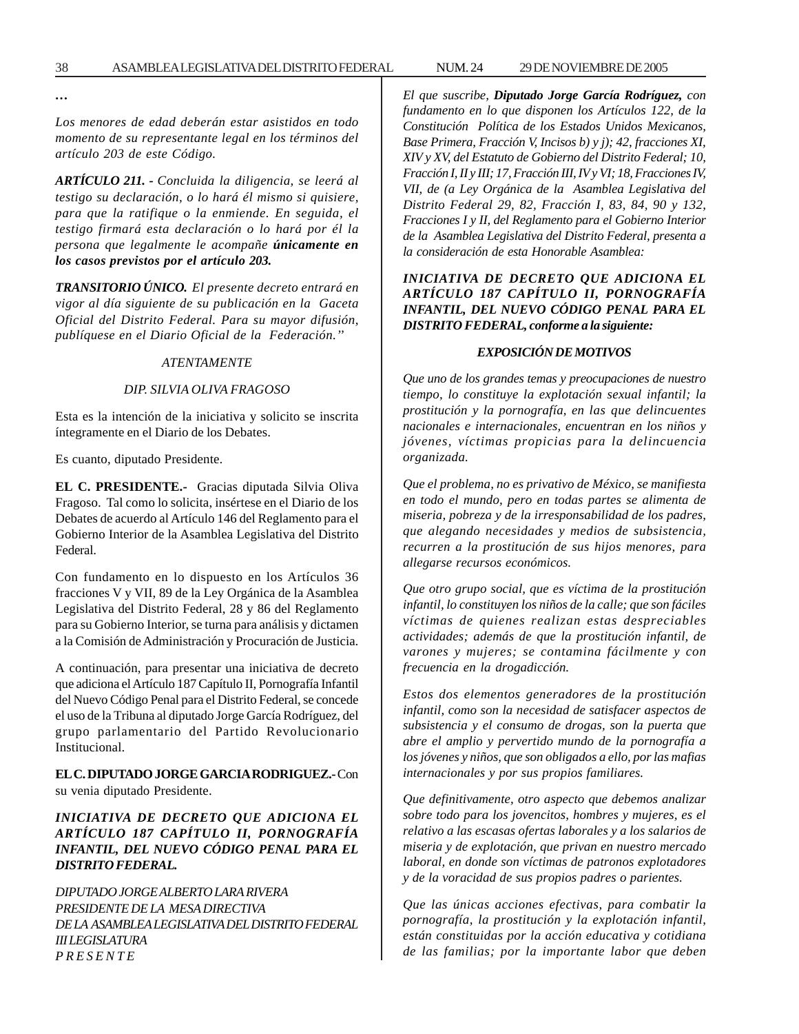…

*Los menores de edad deberán estar asistidos en todo momento de su representante legal en los términos del artículo 203 de este Código.*

***ARTÍCULO 211. -*** *Concluida la diligencia, se leerá al testigo su declaración, o lo hará él mismo si quisiere, para que la ratifique o la enmiende. En seguida, el testigo firmará esta declaración o lo hará por él la persona que legalmente le acompañe* ***únicamente en los casos previstos por el artículo 203.***

***TRANSITORIO ÚNICO.*** *El presente decreto entrará en vigor al día siguiente de su publicación en la Gaceta Oficial del Distrito Federal. Para su mayor difusión, publíquese en el Diario Oficial de la Federación."*

*ATENTAMENTE*

*DIP. SILVIA OLIVA FRAGOSO*

Esta es la intención de la iniciativa y solicito se inscrita íntegramente en el Diario de los Debates.

Es cuanto, diputado Presidente.

**EL C. PRESIDENTE.-** Gracias diputada Silvia Oliva Fragoso. Tal como lo solicita, insértese en el Diario de los Debates de acuerdo al Artículo 146 del Reglamento para el Gobierno Interior de la Asamblea Legislativa del Distrito Federal.

Con fundamento en lo dispuesto en los Artículos 36 fracciones V y VII, 89 de la Ley Orgánica de la Asamblea Legislativa del Distrito Federal, 28 y 86 del Reglamento para su Gobierno Interior, se turna para análisis y dictamen a la Comisión de Administración y Procuración de Justicia.

A continuación, para presentar una iniciativa de decreto que adiciona el Artículo 187 Capítulo II, Pornografía Infantil del Nuevo Código Penal para el Distrito Federal, se concede el uso de la Tribuna al diputado Jorge García Rodríguez, del grupo parlamentario del Partido Revolucionario Institucional.

**EL C. DIPUTADO JORGE GARCIA RODRIGUEZ.-** Con su venia diputado Presidente.

***INICIATIVA DE DECRETO QUE ADICIONA EL ARTÍCULO 187 CAPÍTULO II, PORNOGRAFÍA INFANTIL, DEL NUEVO CÓDIGO PENAL PARA EL DISTRITO FEDERAL.***

*DIPUTADO JORGE ALBERTO LARA RIVERA*
*PRESIDENTE DE LA MESA DIRECTIVA*
*DE LA ASAMBLEA LEGISLATIVA DEL DISTRITO FEDERAL*
*III LEGISLATURA*
*P R E S E N T E*

*El que suscribe,* ***Diputado Jorge García Rodríguez,*** *con fundamento en lo que disponen los Artículos 122, de la Constitución Política de los Estados Unidos Mexicanos, Base Primera, Fracción V, Incisos b) y j); 42, fracciones XI, XIV y XV, del Estatuto de Gobierno del Distrito Federal; 10, Fracción I, II y III; 17, Fracción III, IV y VI; 18, Fracciones IV, VII, de (a Ley Orgánica de la Asamblea Legislativa del Distrito Federal 29, 82, Fracción I, 83, 84, 90 y 132, Fracciones I y II, del Reglamento para el Gobierno Interior de la Asamblea Legislativa del Distrito Federal, presenta a la consideración de esta Honorable Asamblea:*

***INICIATIVA DE DECRETO QUE ADICIONA EL ARTÍCULO 187 CAPÍTULO II, PORNOGRAFÍA INFANTIL, DEL NUEVO CÓDIGO PENAL PARA EL DISTRITO FEDERAL, conforme a la siguiente:***

***EXPOSICIÓN DE MOTIVOS***

*Que uno de los grandes temas y preocupaciones de nuestro tiempo, lo constituye la explotación sexual infantil; la prostitución y la pornografía, en las que delincuentes nacionales e internacionales, encuentran en los niños y jóvenes, víctimas propicias para la delincuencia organizada.*

*Que el problema, no es privativo de México, se manifiesta en todo el mundo, pero en todas partes se alimenta de miseria, pobreza y de la irresponsabilidad de los padres, que alegando necesidades y medios de subsistencia, recurren a la prostitución de sus hijos menores, para allegarse recursos económicos.*

*Que otro grupo social, que es víctima de la prostitución infantil, lo constituyen los niños de la calle; que son fáciles víctimas de quienes realizan estas despreciables actividades; además de que la prostitución infantil, de varones y mujeres; se contamina fácilmente y con frecuencia en la drogadicción.*

*Estos dos elementos generadores de la prostitución infantil, como son la necesidad de satisfacer aspectos de subsistencia y el consumo de drogas, son la puerta que abre el amplio y pervertido mundo de la pornografía a los jóvenes y niños, que son obligados a ello, por las mafias internacionales y por sus propios familiares.*

*Que definitivamente, otro aspecto que debemos analizar sobre todo para los jovencitos, hombres y mujeres, es el relativo a las escasas ofertas laborales y a los salarios de miseria y de explotación, que privan en nuestro mercado laboral, en donde son víctimas de patronos explotadores y de la voracidad de sus propios padres o parientes.*

*Que las únicas acciones efectivas, para combatir la pornografía, la prostitución y la explotación infantil, están constituidas por la acción educativa y cotidiana de las familias; por la importante labor que deben*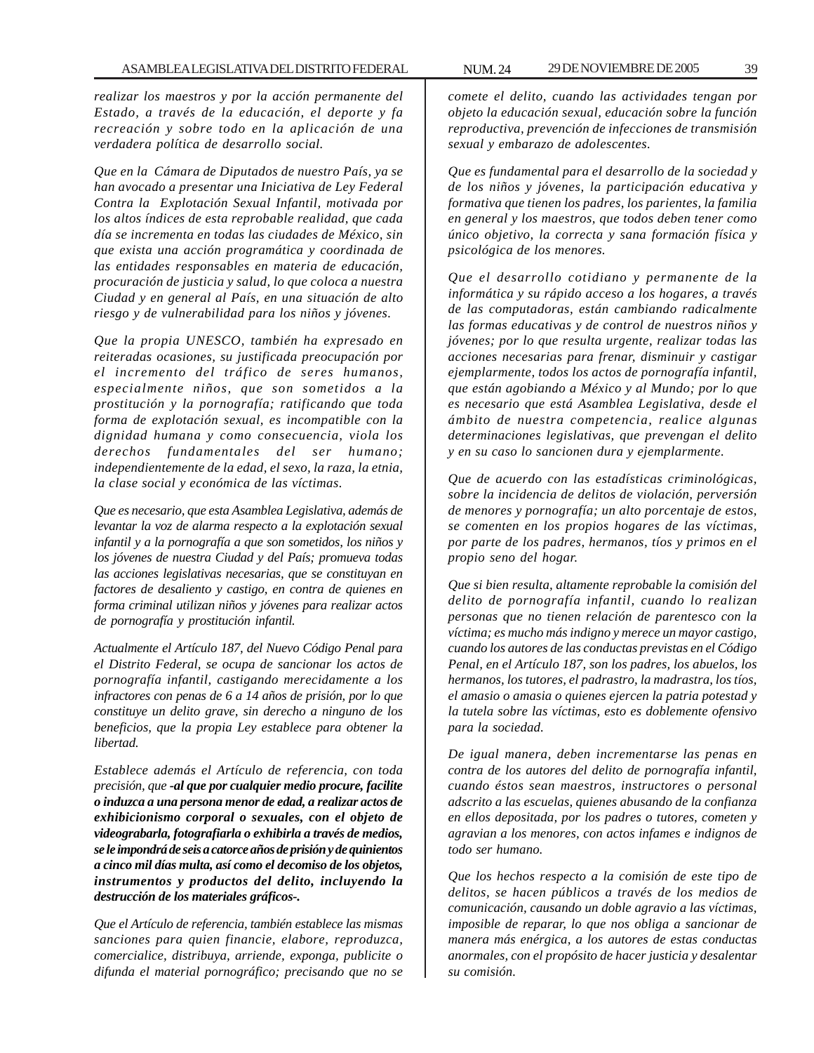*realizar los maestros y por la acción permanente del Estado, a través de la educación, el deporte y fa recreación y sobre todo en la aplicación de una verdadera política de desarrollo social.*

*Que en la Cámara de Diputados de nuestro País, ya se han avocado a presentar una Iniciativa de Ley Federal Contra la Explotación Sexual Infantil, motivada por los altos índices de esta reprobable realidad, que cada día se incrementa en todas las ciudades de México, sin que exista una acción programática y coordinada de las entidades responsables en materia de educación, procuración de justicia y salud, lo que coloca a nuestra Ciudad y en general al País, en una situación de alto riesgo y de vulnerabilidad para los niños y jóvenes.*

*Que la propia UNESCO, también ha expresado en reiteradas ocasiones, su justificada preocupación por el incremento del tráfico de seres humanos, especialmente niños, que son sometidos a la prostitución y la pornografía; ratificando que toda forma de explotación sexual, es incompatible con la dignidad humana y como consecuencia, viola los derechos fundamentales del ser humano; independientemente de la edad, el sexo, la raza, la etnia, la clase social y económica de las víctimas.*

*Que es necesario, que esta Asamblea Legislativa, además de levantar la voz de alarma respecto a la explotación sexual infantil y a la pornografía a que son sometidos, los niños y los jóvenes de nuestra Ciudad y del País; promueva todas las acciones legislativas necesarias, que se constituyan en factores de desaliento y castigo, en contra de quienes en forma criminal utilizan niños y jóvenes para realizar actos de pornografía y prostitución infantil.*

*Actualmente el Artículo 187, del Nuevo Código Penal para el Distrito Federal, se ocupa de sancionar los actos de pornografía infantil, castigando merecidamente a los infractores con penas de 6 a 14 años de prisión, por lo que constituye un delito grave, sin derecho a ninguno de los beneficios, que la propia Ley establece para obtener la libertad.*

*Establece además el Artículo de referencia, con toda precisión, que* ***-al que por cualquier medio procure, facilite o induzca a una persona menor de edad, a realizar actos de exhibicionismo corporal o sexuales, con el objeto de videograbarla, fotografiarla o exhibirla a través de medios, se le impondrá de seis a catorce años de prisión y de quinientos a cinco mil días multa, así como el decomiso de los objetos, instrumentos y productos del delito, incluyendo la destrucción de los materiales gráficos-.***

*Que el Artículo de referencia, también establece las mismas sanciones para quien financie, elabore, reproduzca, comercialice, distribuya, arriende, exponga, publicite o difunda el material pornográfico; precisando que no se comete el delito, cuando las actividades tengan por objeto la educación sexual, educación sobre la función reproductiva, prevención de infecciones de transmisión sexual y embarazo de adolescentes.*

*Que es fundamental para el desarrollo de la sociedad y de los niños y jóvenes, la participación educativa y formativa que tienen los padres, los parientes, la familia en general y los maestros, que todos deben tener como único objetivo, la correcta y sana formación física y psicológica de los menores.*

*Que el desarrollo cotidiano y permanente de la informática y su rápido acceso a los hogares, a través de las computadoras, están cambiando radicalmente las formas educativas y de control de nuestros niños y jóvenes; por lo que resulta urgente, realizar todas las acciones necesarias para frenar, disminuir y castigar ejemplarmente, todos los actos de pornografía infantil, que están agobiando a México y al Mundo; por lo que es necesario que está Asamblea Legislativa, desde el ámbito de nuestra competencia, realice algunas determinaciones legislativas, que prevengan el delito y en su caso lo sancionen dura y ejemplarmente.*

*Que de acuerdo con las estadísticas criminológicas, sobre la incidencia de delitos de violación, perversión de menores y pornografía; un alto porcentaje de estos, se comenten en los propios hogares de las víctimas, por parte de los padres, hermanos, tíos y primos en el propio seno del hogar.*

*Que si bien resulta, altamente reprobable la comisión del delito de pornografía infantil, cuando lo realizan personas que no tienen relación de parentesco con la víctima; es mucho más indigno y merece un mayor castigo, cuando los autores de las conductas previstas en el Código Penal, en el Artículo 187, son los padres, los abuelos, los hermanos, los tutores, el padrastro, la madrastra, los tíos, el amasio o amasia o quienes ejercen la patria potestad y la tutela sobre las víctimas, esto es doblemente ofensivo para la sociedad.*

*De igual manera, deben incrementarse las penas en contra de los autores del delito de pornografía infantil, cuando éstos sean maestros, instructores o personal adscrito a las escuelas, quienes abusando de la confianza en ellos depositada, por los padres o tutores, cometen y agravian a los menores, con actos infames e indignos de todo ser humano.*

*Que los hechos respecto a la comisión de este tipo de delitos, se hacen públicos a través de los medios de comunicación, causando un doble agravio a las víctimas, imposible de reparar, lo que nos obliga a sancionar de manera más enérgica, a los autores de estas conductas anormales, con el propósito de hacer justicia y desalentar su comisión.*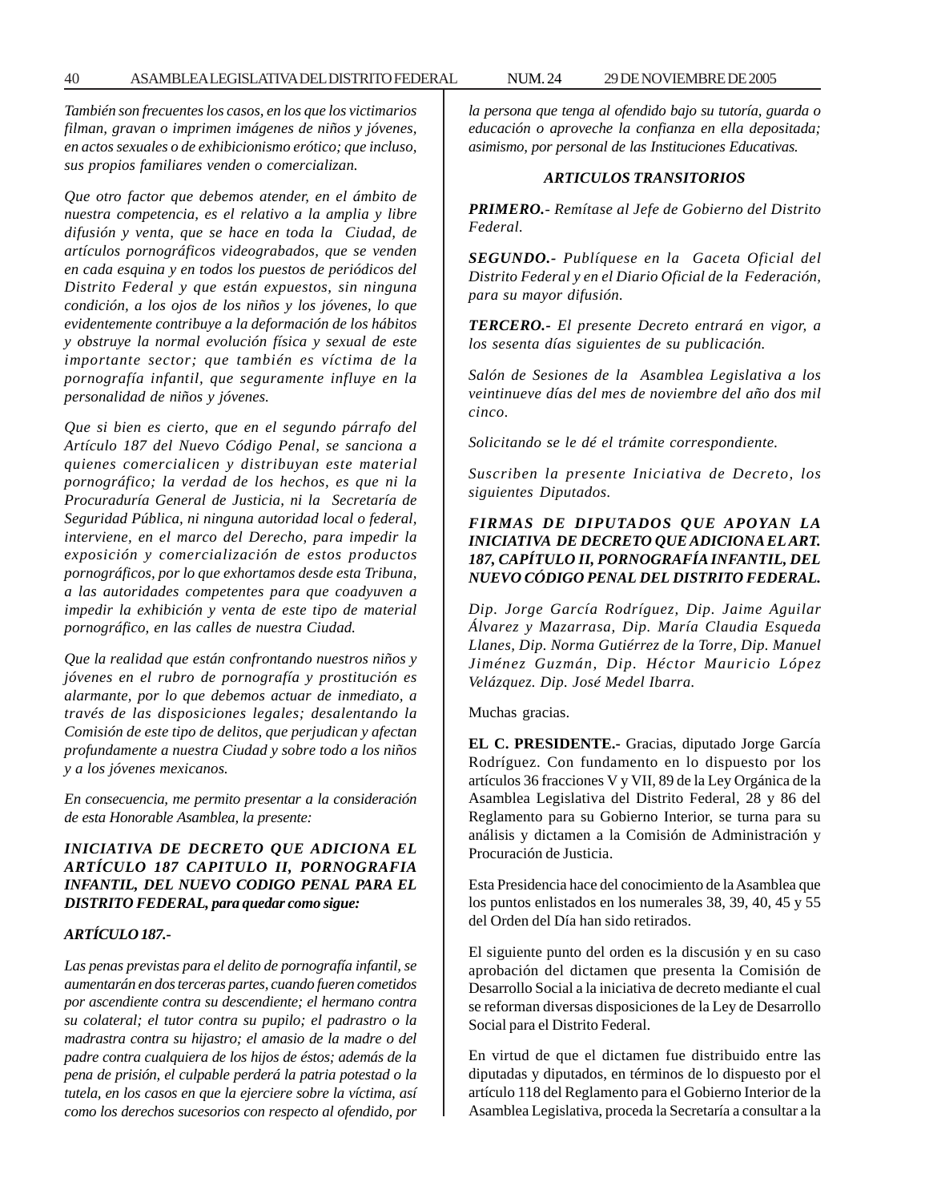*También son frecuentes los casos, en los que los victimarios filman, gravan o imprimen imágenes de niños y jóvenes, en actos sexuales o de exhibicionismo erótico; que incluso, sus propios familiares venden o comercializan.*

*Que otro factor que debemos atender, en el ámbito de nuestra competencia, es el relativo a la amplia y libre difusión y venta, que se hace en toda la Ciudad, de artículos pornográficos videograbados, que se venden en cada esquina y en todos los puestos de periódicos del Distrito Federal y que están expuestos, sin ninguna condición, a los ojos de los niños y los jóvenes, lo que evidentemente contribuye a la deformación de los hábitos y obstruye la normal evolución física y sexual de este importante sector; que también es víctima de la pornografía infantil, que seguramente influye en la personalidad de niños y jóvenes.*

*Que si bien es cierto, que en el segundo párrafo del Artículo 187 del Nuevo Código Penal, se sanciona a quienes comercialicen y distribuyan este material pornográfico; la verdad de los hechos, es que ni la Procuraduría General de Justicia, ni la Secretaría de Seguridad Pública, ni ninguna autoridad local o federal, interviene, en el marco del Derecho, para impedir la exposición y comercialización de estos productos pornográficos, por lo que exhortamos desde esta Tribuna, a las autoridades competentes para que coadyuven a impedir la exhibición y venta de este tipo de material pornográfico, en las calles de nuestra Ciudad.*

*Que la realidad que están confrontando nuestros niños y jóvenes en el rubro de pornografía y prostitución es alarmante, por lo que debemos actuar de inmediato, a través de las disposiciones legales; desalentando la Comisión de este tipo de delitos, que perjudican y afectan profundamente a nuestra Ciudad y sobre todo a los niños y a los jóvenes mexicanos.*

*En consecuencia, me permito presentar a la consideración de esta Honorable Asamblea, la presente:*

***INICIATIVA DE DECRETO QUE ADICIONA EL ARTÍCULO 187 CAPITULO II, PORNOGRAFIA INFANTIL, DEL NUEVO CODIGO PENAL PARA EL DISTRITO FEDERAL, para quedar como sigue:***

***ARTÍCULO 187.-***

*Las penas previstas para el delito de pornografía infantil, se aumentarán en dos terceras partes, cuando fueren cometidos por ascendiente contra su descendiente; el hermano contra su colateral; el tutor contra su pupilo; el padrastro o la madrastra contra su hijastro; el amasio de la madre o del padre contra cualquiera de los hijos de éstos; además de la pena de prisión, el culpable perderá la patria potestad o la tutela, en los casos en que la ejerciere sobre la víctima, así como los derechos sucesorios con respecto al ofendido, por la persona que tenga al ofendido bajo su tutoría, guarda o educación o aproveche la confianza en ella depositada; asimismo, por personal de las Instituciones Educativas.*

***ARTICULOS TRANSITORIOS***

***PRIMERO.-*** *Remítase al Jefe de Gobierno del Distrito Federal.*

***SEGUNDO.-*** *Publíquese en la Gaceta Oficial del Distrito Federal y en el Diario Oficial de la Federación, para su mayor difusión.*

***TERCERO.-*** *El presente Decreto entrará en vigor, a los sesenta días siguientes de su publicación.*

*Salón de Sesiones de la Asamblea Legislativa a los veintinueve días del mes de noviembre del año dos mil cinco.*

*Solicitando se le dé el trámite correspondiente.*

*Suscriben la presente Iniciativa de Decreto, los siguientes Diputados.*

***FIRMAS DE DIPUTADOS QUE APOYAN LA INICIATIVA DE DECRETO QUE ADICIONA EL ART. 187, CAPÍTULO II, PORNOGRAFÍA INFANTIL, DEL NUEVO CÓDIGO PENAL DEL DISTRITO FEDERAL.***

*Dip. Jorge García Rodríguez, Dip. Jaime Aguilar Álvarez y Mazarrasa, Dip. María Claudia Esqueda Llanes, Dip. Norma Gutiérrez de la Torre, Dip. Manuel Jiménez Guzmán, Dip. Héctor Mauricio López Velázquez. Dip. José Medel Ibarra.*

Muchas gracias.

**EL C. PRESIDENTE.-** Gracias, diputado Jorge García Rodríguez. Con fundamento en lo dispuesto por los artículos 36 fracciones V y VII, 89 de la Ley Orgánica de la Asamblea Legislativa del Distrito Federal, 28 y 86 del Reglamento para su Gobierno Interior, se turna para su análisis y dictamen a la Comisión de Administración y Procuración de Justicia.

Esta Presidencia hace del conocimiento de la Asamblea que los puntos enlistados en los numerales 38, 39, 40, 45 y 55 del Orden del Día han sido retirados.

El siguiente punto del orden es la discusión y en su caso aprobación del dictamen que presenta la Comisión de Desarrollo Social a la iniciativa de decreto mediante el cual se reforman diversas disposiciones de la Ley de Desarrollo Social para el Distrito Federal.

En virtud de que el dictamen fue distribuido entre las diputadas y diputados, en términos de lo dispuesto por el artículo 118 del Reglamento para el Gobierno Interior de la Asamblea Legislativa, proceda la Secretaría a consultar a la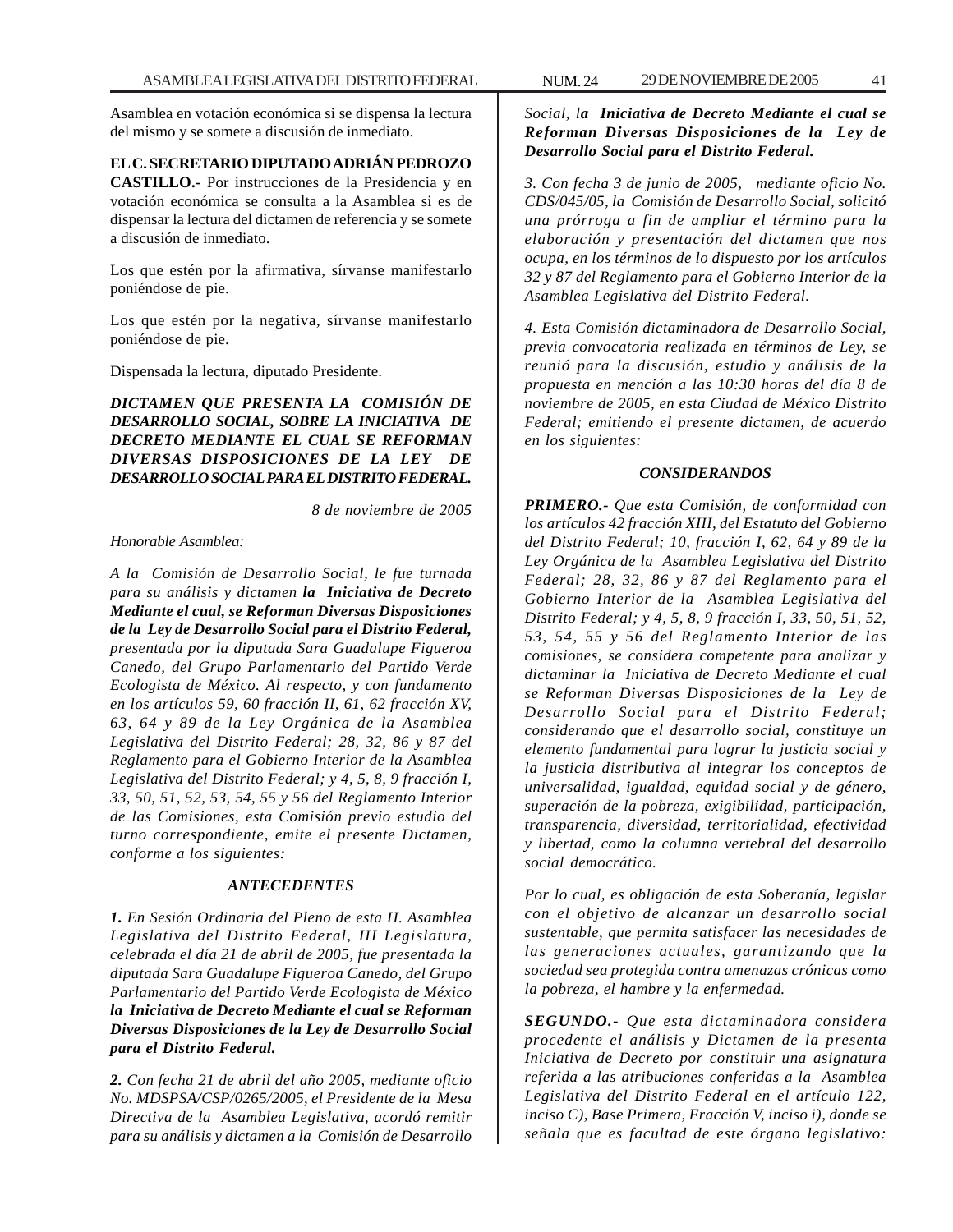Asamblea en votación económica si se dispensa la lectura del mismo y se somete a discusión de inmediato.

**EL C. SECRETARIO DIPUTADO ADRIÁN PEDROZO CASTILLO.-** Por instrucciones de la Presidencia y en votación económica se consulta a la Asamblea si es de dispensar la lectura del dictamen de referencia y se somete a discusión de inmediato.

Los que estén por la afirmativa, sírvanse manifestarlo poniéndose de pie.

Los que estén por la negativa, sírvanse manifestarlo poniéndose de pie.

Dispensada la lectura, diputado Presidente.

***DICTAMEN QUE PRESENTA LA COMISIÓN DE DESARROLLO SOCIAL, SOBRE LA INICIATIVA DE DECRETO MEDIANTE EL CUAL SE REFORMAN DIVERSAS DISPOSICIONES DE LA LEY DE DESARROLLO SOCIAL PARA EL DISTRITO FEDERAL.***

*8 de noviembre de 2005*

*Honorable Asamblea:*

*A la Comisión de Desarrollo Social, le fue turnada para su análisis y dictamen* ***la Iniciativa de Decreto Mediante el cual, se Reforman Diversas Disposiciones de la Ley de Desarrollo Social para el Distrito Federal,*** *presentada por la diputada Sara Guadalupe Figueroa Canedo, del Grupo Parlamentario del Partido Verde Ecologista de México. Al respecto, y con fundamento en los artículos 59, 60 fracción II, 61, 62 fracción XV, 63, 64 y 89 de la Ley Orgánica de la Asamblea Legislativa del Distrito Federal; 28, 32, 86 y 87 del Reglamento para el Gobierno Interior de la Asamblea Legislativa del Distrito Federal; y 4, 5, 8, 9 fracción I, 33, 50, 51, 52, 53, 54, 55 y 56 del Reglamento Interior de las Comisiones, esta Comisión previo estudio del turno correspondiente, emite el presente Dictamen, conforme a los siguientes:*

***ANTECEDENTES***

***1.*** *En Sesión Ordinaria del Pleno de esta H. Asamblea Legislativa del Distrito Federal, III Legislatura, celebrada el día 21 de abril de 2005, fue presentada la diputada Sara Guadalupe Figueroa Canedo, del Grupo Parlamentario del Partido Verde Ecologista de México* ***la Iniciativa de Decreto Mediante el cual se Reforman Diversas Disposiciones de la Ley de Desarrollo Social para el Distrito Federal.***

***2.*** *Con fecha 21 de abril del año 2005, mediante oficio No. MDSPSA/CSP/0265/2005, el Presidente de la Mesa Directiva de la Asamblea Legislativa, acordó remitir para su análisis y dictamen a la Comisión de Desarrollo Social, l**a Iniciativa de Decreto Mediante el cual se Reforman Diversas Disposiciones de la Ley de Desarrollo Social para el Distrito Federal.***

*3. Con fecha 3 de junio de 2005, mediante oficio No. CDS/045/05, la Comisión de Desarrollo Social, solicitó una prórroga a fin de ampliar el término para la elaboración y presentación del dictamen que nos ocupa, en los términos de lo dispuesto por los artículos 32 y 87 del Reglamento para el Gobierno Interior de la Asamblea Legislativa del Distrito Federal.*

*4. Esta Comisión dictaminadora de Desarrollo Social, previa convocatoria realizada en términos de Ley, se reunió para la discusión, estudio y análisis de la propuesta en mención a las 10:30 horas del día 8 de noviembre de 2005, en esta Ciudad de México Distrito Federal; emitiendo el presente dictamen, de acuerdo en los siguientes:*

***CONSIDERANDOS***

***PRIMERO.-*** *Que esta Comisión, de conformidad con los artículos 42 fracción XIII, del Estatuto del Gobierno del Distrito Federal; 10, fracción I, 62, 64 y 89 de la Ley Orgánica de la Asamblea Legislativa del Distrito Federal; 28, 32, 86 y 87 del Reglamento para el Gobierno Interior de la Asamblea Legislativa del Distrito Federal; y 4, 5, 8, 9 fracción I, 33, 50, 51, 52, 53, 54, 55 y 56 del Reglamento Interior de las comisiones, se considera competente para analizar y dictaminar la Iniciativa de Decreto Mediante el cual se Reforman Diversas Disposiciones de la Ley de Desarrollo Social para el Distrito Federal; considerando que el desarrollo social, constituye un elemento fundamental para lograr la justicia social y la justicia distributiva al integrar los conceptos de universalidad, igualdad, equidad social y de género, superación de la pobreza, exigibilidad, participación, transparencia, diversidad, territorialidad, efectividad y libertad, como la columna vertebral del desarrollo social democrático.*

*Por lo cual, es obligación de esta Soberanía, legislar con el objetivo de alcanzar un desarrollo social sustentable, que permita satisfacer las necesidades de las generaciones actuales, garantizando que la sociedad sea protegida contra amenazas crónicas como la pobreza, el hambre y la enfermedad.*

***SEGUNDO.-*** *Que esta dictaminadora considera procedente el análisis y Dictamen de la presenta Iniciativa de Decreto por constituir una asignatura referida a las atribuciones conferidas a la Asamblea Legislativa del Distrito Federal en el artículo 122, inciso C), Base Primera, Fracción V, inciso i), donde se señala que es facultad de este órgano legislativo:*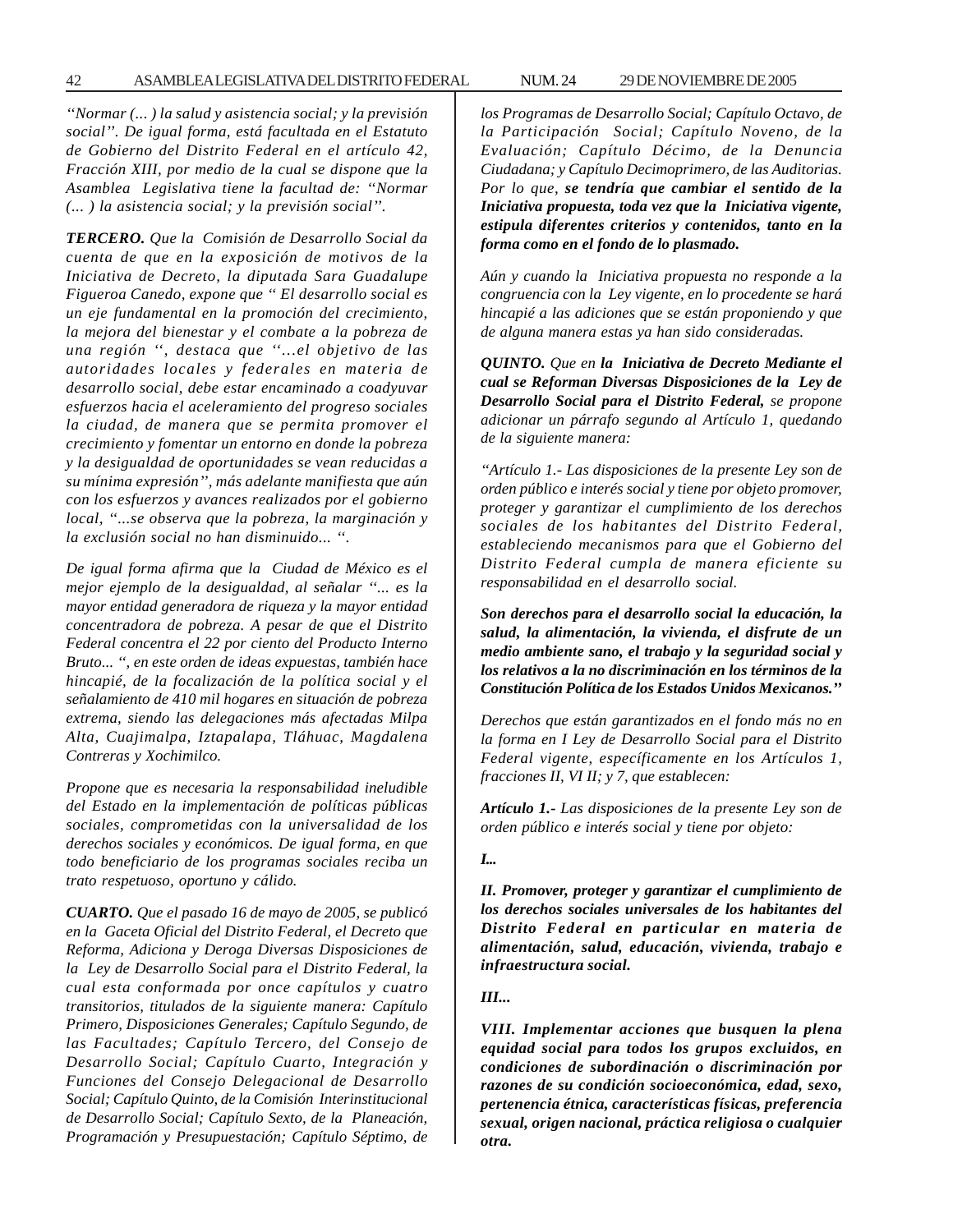*"Normar (... ) la salud y asistencia social; y la previsión social". De igual forma, está facultada en el Estatuto de Gobierno del Distrito Federal en el artículo 42, Fracción XIII, por medio de la cual se dispone que la Asamblea Legislativa tiene la facultad de: "Normar (... ) la asistencia social; y la previsión social".*

***TERCERO.*** *Que la Comisión de Desarrollo Social da cuenta de que en la exposición de motivos de la Iniciativa de Decreto, la diputada Sara Guadalupe Figueroa Canedo, expone que " El desarrollo social es un eje fundamental en la promoción del crecimiento, la mejora del bienestar y el combate a la pobreza de una región ", destaca que "…el objetivo de las autoridades locales y federales en materia de desarrollo social, debe estar encaminado a coadyuvar esfuerzos hacia el aceleramiento del progreso sociales la ciudad, de manera que se permita promover el crecimiento y fomentar un entorno en donde la pobreza y la desigualdad de oportunidades se vean reducidas a su mínima expresión", más adelante manifiesta que aún con los esfuerzos y avances realizados por el gobierno local, "...se observa que la pobreza, la marginación y la exclusión social no han disminuido... ".*

*De igual forma afirma que la Ciudad de México es el mejor ejemplo de la desigualdad, al señalar "... es la mayor entidad generadora de riqueza y la mayor entidad concentradora de pobreza. A pesar de que el Distrito Federal concentra el 22 por ciento del Producto Interno Bruto... ", en este orden de ideas expuestas, también hace hincapié, de la focalización de la política social y el señalamiento de 410 mil hogares en situación de pobreza extrema, siendo las delegaciones más afectadas Milpa Alta, Cuajimalpa, Iztapalapa, Tláhuac, Magdalena Contreras y Xochimilco.*

*Propone que es necesaria la responsabilidad ineludible del Estado en la implementación de políticas públicas sociales, comprometidas con la universalidad de los derechos sociales y económicos. De igual forma, en que todo beneficiario de los programas sociales reciba un trato respetuoso, oportuno y cálido.*

***CUARTO.*** *Que el pasado 16 de mayo de 2005, se publicó en la Gaceta Oficial del Distrito Federal, el Decreto que Reforma, Adiciona y Deroga Diversas Disposiciones de la Ley de Desarrollo Social para el Distrito Federal, la cual esta conformada por once capítulos y cuatro transitorios, titulados de la siguiente manera: Capítulo Primero, Disposiciones Generales; Capítulo Segundo, de las Facultades; Capítulo Tercero, del Consejo de Desarrollo Social; Capítulo Cuarto, Integración y Funciones del Consejo Delegacional de Desarrollo Social; Capítulo Quinto, de la Comisión Interinstitucional de Desarrollo Social; Capítulo Sexto, de la Planeación, Programación y Presupuestación; Capítulo Séptimo, de los Programas de Desarrollo Social; Capítulo Octavo, de la Participación Social; Capítulo Noveno, de la Evaluación; Capítulo Décimo, de la Denuncia Ciudadana; y Capítulo Decimoprimero, de las Auditorias. Por lo que,* ***se tendría que cambiar el sentido de la Iniciativa propuesta, toda vez que la Iniciativa vigente, estipula diferentes criterios y contenidos, tanto en la forma como en el fondo de lo plasmado.***

*Aún y cuando la Iniciativa propuesta no responde a la congruencia con la Ley vigente, en lo procedente se hará hincapié a las adiciones que se están proponiendo y que de alguna manera estas ya han sido consideradas.*

***QUINTO.*** *Que en* ***la Iniciativa de Decreto Mediante el cual se Reforman Diversas Disposiciones de la Ley de Desarrollo Social para el Distrito Federal,*** *se propone adicionar un párrafo segundo al Artículo 1, quedando de la siguiente manera:*

*"Artículo 1.- Las disposiciones de la presente Ley son de orden público e interés social y tiene por objeto promover, proteger y garantizar el cumplimiento de los derechos sociales de los habitantes del Distrito Federal, estableciendo mecanismos para que el Gobierno del Distrito Federal cumpla de manera eficiente su responsabilidad en el desarrollo social.*

***Son derechos para el desarrollo social la educación, la salud, la alimentación, la vivienda, el disfrute de un medio ambiente sano, el trabajo y la seguridad social y los relativos a la no discriminación en los términos de la Constitución Política de los Estados Unidos Mexicanos."***

*Derechos que están garantizados en el fondo más no en la forma en I Ley de Desarrollo Social para el Distrito Federal vigente, específicamente en los Artículos 1, fracciones II, VI II; y 7, que establecen:*

***Artículo 1.-*** *Las disposiciones de la presente Ley son de orden público e interés social y tiene por objeto:*

***I...***

***II. Promover, proteger y garantizar el cumplimiento de los derechos sociales universales de los habitantes del Distrito Federal en particular en materia de alimentación, salud, educación, vivienda, trabajo e infraestructura social.***

***III...***

***VIII. Implementar acciones que busquen la plena equidad social para todos los grupos excluidos, en condiciones de subordinación o discriminación por razones de su condición socioeconómica, edad, sexo, pertenencia étnica, características físicas, preferencia sexual, origen nacional, práctica religiosa o cualquier otra.***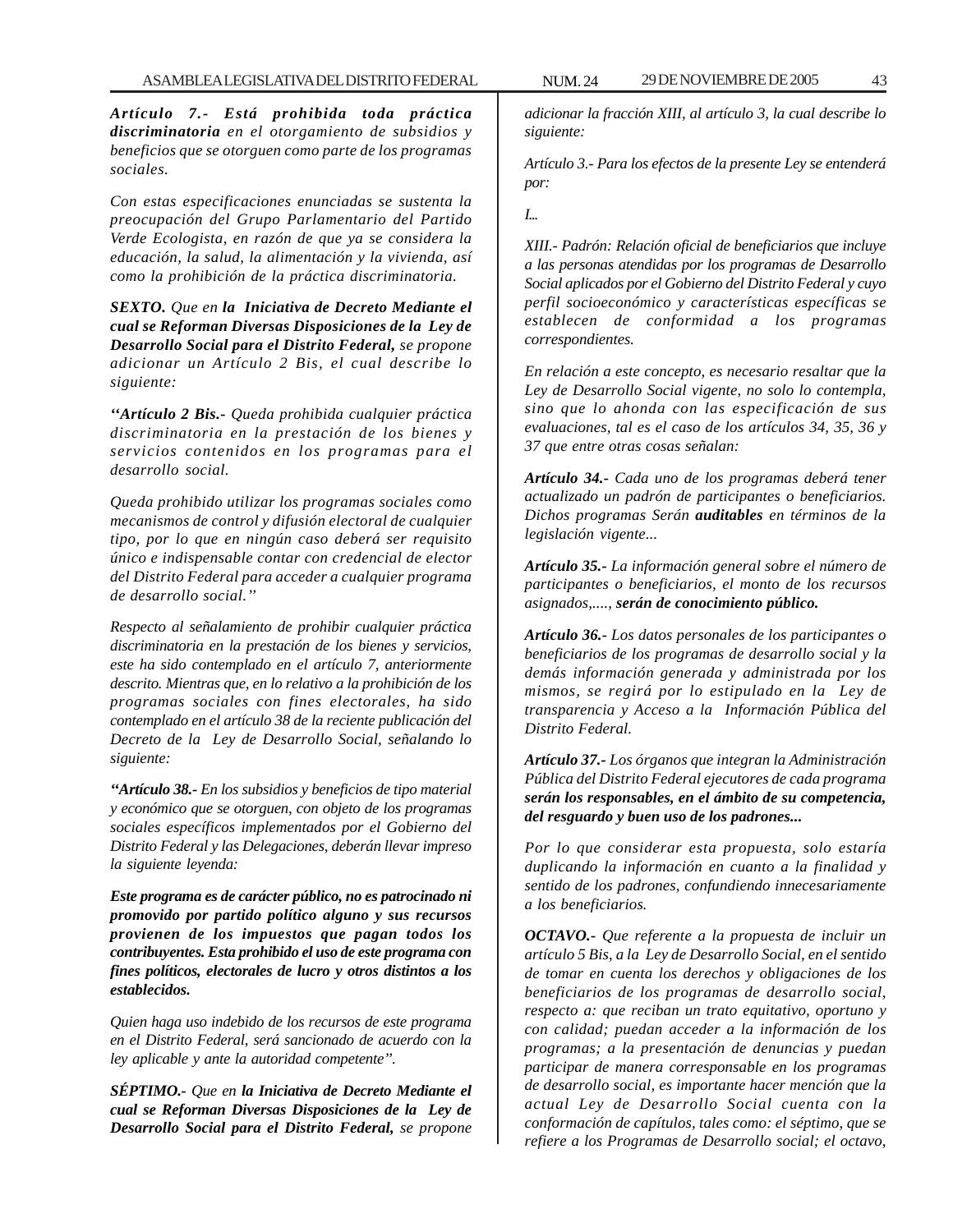***Artículo 7.- Está prohibida toda práctica discriminatoria*** *en el otorgamiento de subsidios y beneficios que se otorguen como parte de los programas sociales.*

*Con estas especificaciones enunciadas se sustenta la preocupación del Grupo Parlamentario del Partido Verde Ecologista, en razón de que ya se considera la educación, la salud, la alimentación y la vivienda, así como la prohibición de la práctica discriminatoria.*

***SEXTO.*** *Que en* ***la Iniciativa de Decreto Mediante el cual se Reforman Diversas Disposiciones de la Ley de Desarrollo Social para el Distrito Federal,*** *se propone adicionar un Artículo 2 Bis, el cual describe lo siguiente:*

***"Artículo 2 Bis.-*** *Queda prohibida cualquier práctica discriminatoria en la prestación de los bienes y servicios contenidos en los programas para el desarrollo social.*

*Queda prohibido utilizar los programas sociales como mecanismos de control y difusión electoral de cualquier tipo, por lo que en ningún caso deberá ser requisito único e indispensable contar con credencial de elector del Distrito Federal para acceder a cualquier programa de desarrollo social."*

*Respecto al señalamiento de prohibir cualquier práctica discriminatoria en la prestación de los bienes y servicios, este ha sido contemplado en el artículo 7, anteriormente descrito. Mientras que, en lo relativo a la prohibición de los programas sociales con fines electorales, ha sido contemplado en el artículo 38 de la reciente publicación del Decreto de la Ley de Desarrollo Social, señalando lo siguiente:*

***"Artículo 38.-*** *En los subsidios y beneficios de tipo material y económico que se otorguen, con objeto de los programas sociales específicos implementados por el Gobierno del Distrito Federal y las Delegaciones, deberán llevar impreso la siguiente leyenda:*

***Este programa es de carácter público, no es patrocinado ni promovido por partido político alguno y sus recursos provienen de los impuestos que pagan todos los contribuyentes. Esta prohibido el uso de este programa con fines políticos, electorales de lucro y otros distintos a los establecidos.***

*Quien haga uso indebido de los recursos de este programa en el Distrito Federal, será sancionado de acuerdo con la ley aplicable y ante la autoridad competente".*

***SÉPTIMO.-*** *Que en* ***la Iniciativa de Decreto Mediante el cual se Reforman Diversas Disposiciones de la Ley de Desarrollo Social para el Distrito Federal,*** *se propone adicionar la fracción XIII, al artículo 3, la cual describe lo siguiente:*

*Artículo 3.- Para los efectos de la presente Ley se entenderá por:*

*I...*

*XIII.- Padrón: Relación oficial de beneficiarios que incluye a las personas atendidas por los programas de Desarrollo Social aplicados por el Gobierno del Distrito Federal y cuyo perfil socioeconómico y características específicas se establecen de conformidad a los programas correspondientes.*

*En relación a este concepto, es necesario resaltar que la Ley de Desarrollo Social vigente, no solo lo contempla, sino que lo ahonda con las especificación de sus evaluaciones, tal es el caso de los artículos 34, 35, 36 y 37 que entre otras cosas señalan:*

***Artículo 34.-*** *Cada uno de los programas deberá tener actualizado un padrón de participantes o beneficiarios. Dichos programas Serán* ***auditables*** *en términos de la legislación vigente...*

***Artículo 35.-*** *La información general sobre el número de participantes o beneficiarios, el monto de los recursos asignados,....,* ***serán de conocimiento público.***

***Artículo 36.-*** *Los datos personales de los participantes o beneficiarios de los programas de desarrollo social y la demás información generada y administrada por los mismos, se regirá por lo estipulado en la Ley de transparencia y Acceso a la Información Pública del Distrito Federal.*

***Artículo 37.-*** *Los órganos que integran la Administración Pública del Distrito Federal ejecutores de cada programa* ***serán los responsables, en el ámbito de su competencia, del resguardo y buen uso de los padrones...***

*Por lo que considerar esta propuesta, solo estaría duplicando la información en cuanto a la finalidad y sentido de los padrones, confundiendo innecesariamente a los beneficiarios.*

***OCTAVO.-*** *Que referente a la propuesta de incluir un artículo 5 Bis, a la Ley de Desarrollo Social, en el sentido de tomar en cuenta los derechos y obligaciones de los beneficiarios de los programas de desarrollo social, respecto a: que reciban un trato equitativo, oportuno y con calidad; puedan acceder a la información de los programas; a la presentación de denuncias y puedan participar de manera corresponsable en los programas de desarrollo social, es importante hacer mención que la actual Ley de Desarrollo Social cuenta con la conformación de capítulos, tales como: el séptimo, que se refiere a los Programas de Desarrollo social; el octavo,*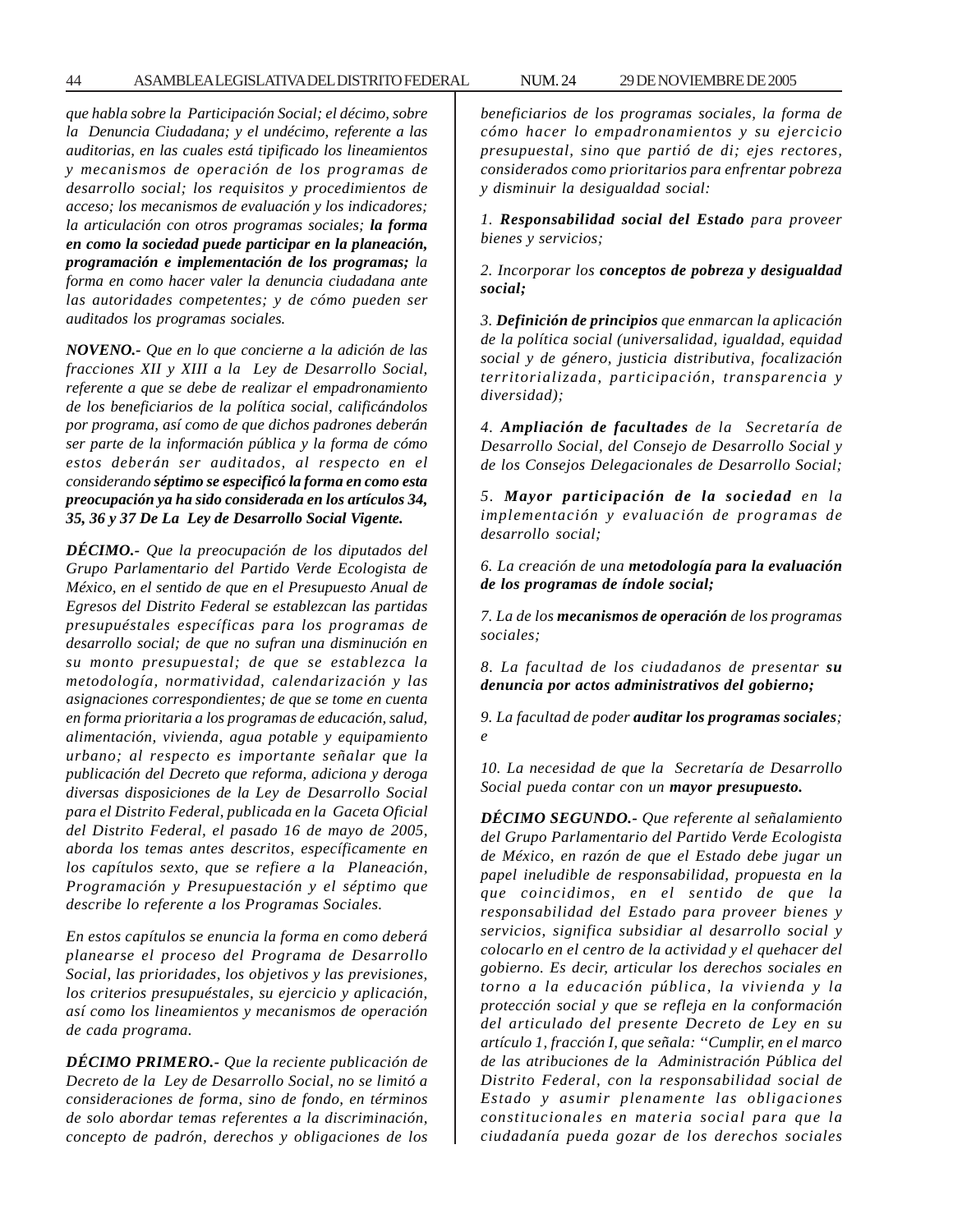*que habla sobre la Participación Social; el décimo, sobre la Denuncia Ciudadana; y el undécimo, referente a las auditorias, en las cuales está tipificado los lineamientos y mecanismos de operación de los programas de desarrollo social; los requisitos y procedimientos de acceso; los mecanismos de evaluación y los indicadores; la articulación con otros programas sociales;* ***la forma en como la sociedad puede participar en la planeación, programación e implementación de los programas;*** *la forma en como hacer valer la denuncia ciudadana ante las autoridades competentes; y de cómo pueden ser auditados los programas sociales.*

***NOVENO.-*** *Que en lo que concierne a la adición de las fracciones XII y XIII a la Ley de Desarrollo Social, referente a que se debe de realizar el empadronamiento de los beneficiarios de la política social, calificándolos por programa, así como de que dichos padrones deberán ser parte de la información pública y la forma de cómo estos deberán ser auditados, al respecto en el considerando* ***séptimo se especificó la forma en como esta preocupación ya ha sido considerada en los artículos 34, 35, 36 y 37 De La Ley de Desarrollo Social Vigente.***

***DÉCIMO.-*** *Que la preocupación de los diputados del Grupo Parlamentario del Partido Verde Ecologista de México, en el sentido de que en el Presupuesto Anual de Egresos del Distrito Federal se establezcan las partidas presupuéstales específicas para los programas de desarrollo social; de que no sufran una disminución en su monto presupuestal; de que se establezca la metodología, normatividad, calendarización y las asignaciones correspondientes; de que se tome en cuenta en forma prioritaria a los programas de educación, salud, alimentación, vivienda, agua potable y equipamiento urbano; al respecto es importante señalar que la publicación del Decreto que reforma, adiciona y deroga diversas disposiciones de la Ley de Desarrollo Social para el Distrito Federal, publicada en la Gaceta Oficial del Distrito Federal, el pasado 16 de mayo de 2005, aborda los temas antes descritos, específicamente en los capítulos sexto, que se refiere a la Planeación, Programación y Presupuestación y el séptimo que describe lo referente a los Programas Sociales.*

*En estos capítulos se enuncia la forma en como deberá planearse el proceso del Programa de Desarrollo Social, las prioridades, los objetivos y las previsiones, los criterios presupuéstales, su ejercicio y aplicación, así como los lineamientos y mecanismos de operación de cada programa.*

***DÉCIMO PRIMERO.-*** *Que la reciente publicación de Decreto de la Ley de Desarrollo Social, no se limitó a consideraciones de forma, sino de fondo, en términos de solo abordar temas referentes a la discriminación, concepto de padrón, derechos y obligaciones de los beneficiarios de los programas sociales, la forma de cómo hacer lo empadronamientos y su ejercicio presupuestal, sino que partió de di; ejes rectores, considerados como prioritarios para enfrentar pobreza y disminuir la desigualdad social:*

*1.* ***Responsabilidad social del Estado*** *para proveer bienes y servicios;*

*2. Incorporar los* ***conceptos de pobreza y desigualdad social;***

*3.* ***Definición de principios*** *que enmarcan la aplicación de la política social (universalidad, igualdad, equidad social y de género, justicia distributiva, focalización territorializada, participación, transparencia y diversidad);*

*4.* ***Ampliación de facultades*** *de la Secretaría de Desarrollo Social, del Consejo de Desarrollo Social y de los Consejos Delegacionales de Desarrollo Social;*

*5.* ***Mayor participación de la sociedad*** *en la implementación y evaluación de programas de desarrollo social;*

*6. La creación de una* ***metodología para la evaluación de los programas de índole social;***

*7. La de los* ***mecanismos de operación*** *de los programas sociales;*

*8. La facultad de los ciudadanos de presentar* ***su denuncia por actos administrativos del gobierno;***

*9. La facultad de poder* ***auditar los programas sociales****; e*

*10. La necesidad de que la Secretaría de Desarrollo Social pueda contar con un* ***mayor presupuesto.***

***DÉCIMO SEGUNDO.-*** *Que referente al señalamiento del Grupo Parlamentario del Partido Verde Ecologista de México, en razón de que el Estado debe jugar un papel ineludible de responsabilidad, propuesta en la que coincidimos, en el sentido de que la responsabilidad del Estado para proveer bienes y servicios, significa subsidiar al desarrollo social y colocarlo en el centro de la actividad y el quehacer del gobierno. Es decir, articular los derechos sociales en torno a la educación pública, la vivienda y la protección social y que se refleja en la conformación del articulado del presente Decreto de Ley en su artículo 1, fracción I, que señala: "Cumplir, en el marco de las atribuciones de la Administración Pública del Distrito Federal, con la responsabilidad social de Estado y asumir plenamente las obligaciones constitucionales en materia social para que la ciudadanía pueda gozar de los derechos sociales*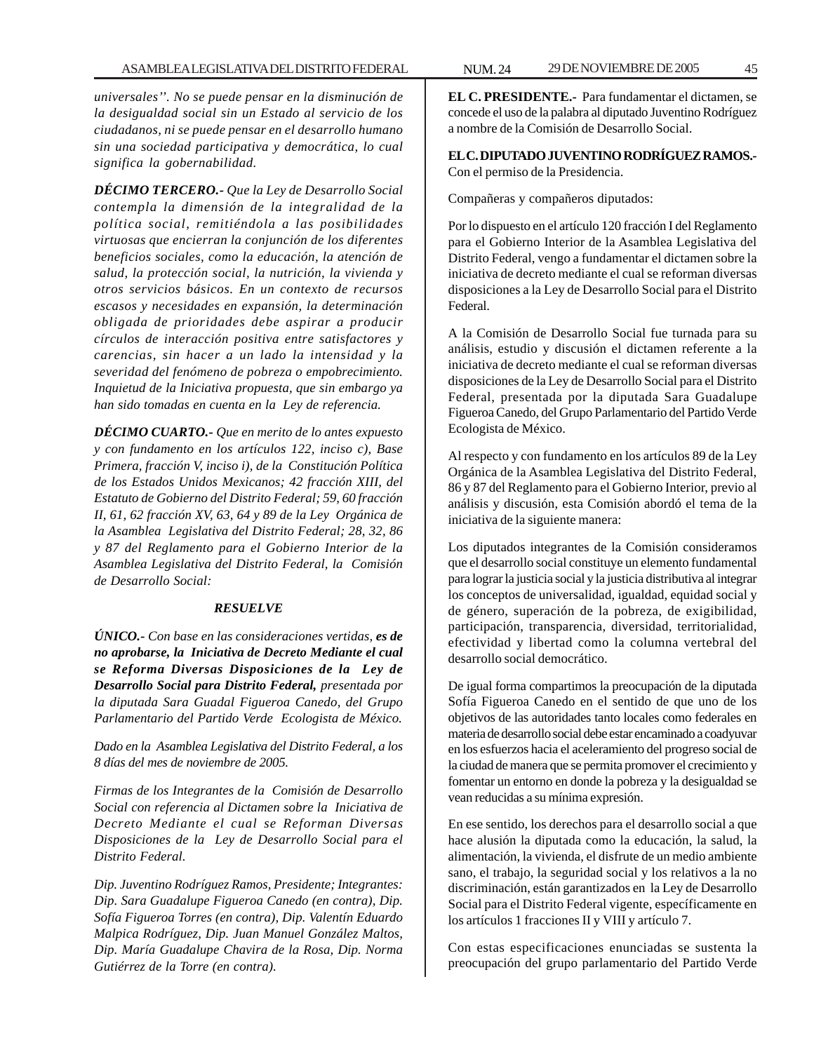*universales''. No se puede pensar en la disminución de la desigualdad social sin un Estado al servicio de los ciudadanos, ni se puede pensar en el desarrollo humano sin una sociedad participativa y democrática, lo cual significa la gobernabilidad.*

***DÉCIMO TERCERO.-*** *Que la Ley de Desarrollo Social contempla la dimensión de la integralidad de la política social, remitiéndola a las posibilidades virtuosas que encierran la conjunción de los diferentes beneficios sociales, como la educación, la atención de salud, la protección social, la nutrición, la vivienda y otros servicios básicos. En un contexto de recursos escasos y necesidades en expansión, la determinación obligada de prioridades debe aspirar a producir círculos de interacción positiva entre satisfactores y carencias, sin hacer a un lado la intensidad y la severidad del fenómeno de pobreza o empobrecimiento. Inquietud de la Iniciativa propuesta, que sin embargo ya han sido tomadas en cuenta en la Ley de referencia.*

***DÉCIMO CUARTO.-*** *Que en merito de lo antes expuesto y con fundamento en los artículos 122, inciso c), Base Primera, fracción V, inciso i), de la Constitución Política de los Estados Unidos Mexicanos; 42 fracción XIII, del Estatuto de Gobierno del Distrito Federal; 59, 60 fracción II, 61, 62 fracción XV, 63, 64 y 89 de la Ley Orgánica de la Asamblea Legislativa del Distrito Federal; 28, 32, 86 y 87 del Reglamento para el Gobierno Interior de la Asamblea Legislativa del Distrito Federal, la Comisión de Desarrollo Social:*

***RESUELVE***

***ÚNICO.-*** *Con base en las consideraciones vertidas,* ***es de no aprobarse, la Iniciativa de Decreto Mediante el cual se Reforma Diversas Disposiciones de la Ley de Desarrollo Social para Distrito Federal,*** *presentada por la diputada Sara Guadal Figueroa Canedo, del Grupo Parlamentario del Partido Verde Ecologista de México.*

*Dado en la Asamblea Legislativa del Distrito Federal, a los 8 días del mes de noviembre de 2005.*

*Firmas de los Integrantes de la Comisión de Desarrollo Social con referencia al Dictamen sobre la Iniciativa de Decreto Mediante el cual se Reforman Diversas Disposiciones de la Ley de Desarrollo Social para el Distrito Federal.*

*Dip. Juventino Rodríguez Ramos, Presidente; Integrantes: Dip. Sara Guadalupe Figueroa Canedo (en contra), Dip. Sofía Figueroa Torres (en contra), Dip. Valentín Eduardo Malpica Rodríguez, Dip. Juan Manuel González Maltos, Dip. María Guadalupe Chavira de la Rosa, Dip. Norma Gutiérrez de la Torre (en contra).*

**EL C. PRESIDENTE.-** Para fundamentar el dictamen, se concede el uso de la palabra al diputado Juventino Rodríguez a nombre de la Comisión de Desarrollo Social.

**EL C. DIPUTADO JUVENTINO RODRÍGUEZ RAMOS.-** Con el permiso de la Presidencia.

Compañeras y compañeros diputados:

Por lo dispuesto en el artículo 120 fracción I del Reglamento para el Gobierno Interior de la Asamblea Legislativa del Distrito Federal, vengo a fundamentar el dictamen sobre la iniciativa de decreto mediante el cual se reforman diversas disposiciones a la Ley de Desarrollo Social para el Distrito Federal.

A la Comisión de Desarrollo Social fue turnada para su análisis, estudio y discusión el dictamen referente a la iniciativa de decreto mediante el cual se reforman diversas disposiciones de la Ley de Desarrollo Social para el Distrito Federal, presentada por la diputada Sara Guadalupe Figueroa Canedo, del Grupo Parlamentario del Partido Verde Ecologista de México.

Al respecto y con fundamento en los artículos 89 de la Ley Orgánica de la Asamblea Legislativa del Distrito Federal, 86 y 87 del Reglamento para el Gobierno Interior, previo al análisis y discusión, esta Comisión abordó el tema de la iniciativa de la siguiente manera:

Los diputados integrantes de la Comisión consideramos que el desarrollo social constituye un elemento fundamental para lograr la justicia social y la justicia distributiva al integrar los conceptos de universalidad, igualdad, equidad social y de género, superación de la pobreza, de exigibilidad, participación, transparencia, diversidad, territorialidad, efectividad y libertad como la columna vertebral del desarrollo social democrático.

De igual forma compartimos la preocupación de la diputada Sofía Figueroa Canedo en el sentido de que uno de los objetivos de las autoridades tanto locales como federales en materia de desarrollo social debe estar encaminado a coadyuvar en los esfuerzos hacia el aceleramiento del progreso social de la ciudad de manera que se permita promover el crecimiento y fomentar un entorno en donde la pobreza y la desigualdad se vean reducidas a su mínima expresión.

En ese sentido, los derechos para el desarrollo social a que hace alusión la diputada como la educación, la salud, la alimentación, la vivienda, el disfrute de un medio ambiente sano, el trabajo, la seguridad social y los relativos a la no discriminación, están garantizados en la Ley de Desarrollo Social para el Distrito Federal vigente, específicamente en los artículos 1 fracciones II y VIII y artículo 7.

Con estas especificaciones enunciadas se sustenta la preocupación del grupo parlamentario del Partido Verde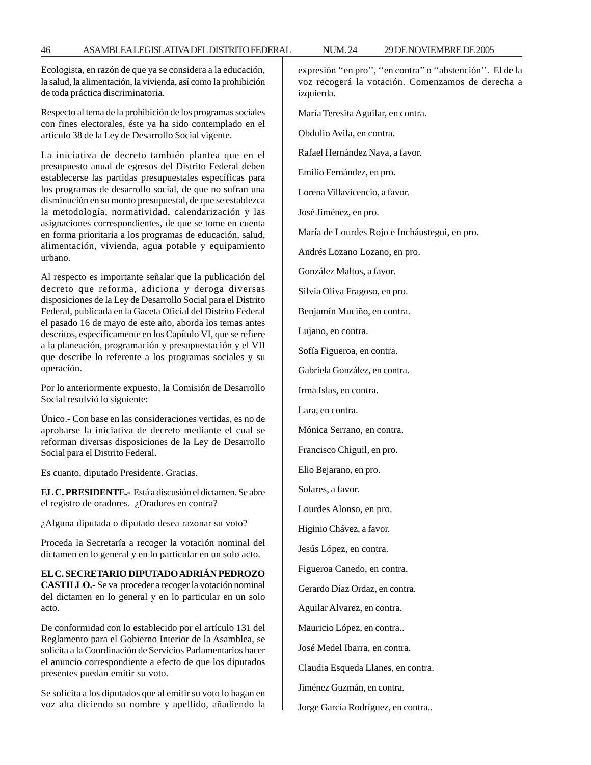Ecologista, en razón de que ya se considera a la educación, la salud, la alimentación, la vivienda, así como la prohibición de toda práctica discriminatoria.

Respecto al tema de la prohibición de los programas sociales con fines electorales, éste ya ha sido contemplado en el artículo 38 de la Ley de Desarrollo Social vigente.

La iniciativa de decreto también plantea que en el presupuesto anual de egresos del Distrito Federal deben establecerse las partidas presupuestales específicas para los programas de desarrollo social, de que no sufran una disminución en su monto presupuestal, de que se establezca la metodología, normatividad, calendarización y las asignaciones correspondientes, de que se tome en cuenta en forma prioritaria a los programas de educación, salud, alimentación, vivienda, agua potable y equipamiento urbano.

Al respecto es importante señalar que la publicación del decreto que reforma, adiciona y deroga diversas disposiciones de la Ley de Desarrollo Social para el Distrito Federal, publicada en la Gaceta Oficial del Distrito Federal el pasado 16 de mayo de este año, aborda los temas antes descritos, específicamente en los Capítulo VI, que se refiere a la planeación, programación y presupuestación y el VII que describe lo referente a los programas sociales y su operación.

Por lo anteriormente expuesto, la Comisión de Desarrollo Social resolvió lo siguiente:

Único.- Con base en las consideraciones vertidas, es no de aprobarse la iniciativa de decreto mediante el cual se reforman diversas disposiciones de la Ley de Desarrollo Social para el Distrito Federal.

Es cuanto, diputado Presidente. Gracias.

**EL C. PRESIDENTE.-** Está a discusión el dictamen. Se abre el registro de oradores. ¿Oradores en contra?

¿Alguna diputada o diputado desea razonar su voto?

Proceda la Secretaría a recoger la votación nominal del dictamen en lo general y en lo particular en un solo acto.

**EL C. SECRETARIO DIPUTADO ADRIÁN PEDROZO CASTILLO.-** Se va proceder a recoger la votación nominal del dictamen en lo general y en lo particular en un solo acto.

De conformidad con lo establecido por el artículo 131 del Reglamento para el Gobierno Interior de la Asamblea, se solicita a la Coordinación de Servicios Parlamentarios hacer el anuncio correspondiente a efecto de que los diputados presentes puedan emitir su voto.

Se solicita a los diputados que al emitir su voto lo hagan en voz alta diciendo su nombre y apellido, añadiendo la expresión ''en pro'', ''en contra'' o ''abstención''. El de la voz recogerá la votación. Comenzamos de derecha a izquierda.

María Teresita Aguilar, en contra.

Obdulio Avila, en contra.

Rafael Hernández Nava, a favor.

Emilio Fernández, en pro.

Lorena Villavicencio, a favor.

José Jiménez, en pro.

María de Lourdes Rojo e Incháustegui, en pro.

Andrés Lozano Lozano, en pro.

González Maltos, a favor.

Silvia Oliva Fragoso, en pro.

Benjamín Muciño, en contra.

Lujano, en contra.

Sofía Figueroa, en contra.

Gabriela González, en contra.

Irma Islas, en contra.

Lara, en contra.

Mónica Serrano, en contra.

Francisco Chiguil, en pro.

Elio Bejarano, en pro.

Solares, a favor.

Lourdes Alonso, en pro.

Higinio Chávez, a favor.

Jesús López, en contra.

Figueroa Canedo, en contra.

Gerardo Díaz Ordaz, en contra.

Aguilar Alvarez, en contra.

Mauricio López, en contra..

José Medel Ibarra, en contra.

Claudia Esqueda Llanes, en contra.

Jiménez Guzmán, en contra.

Jorge García Rodríguez, en contra..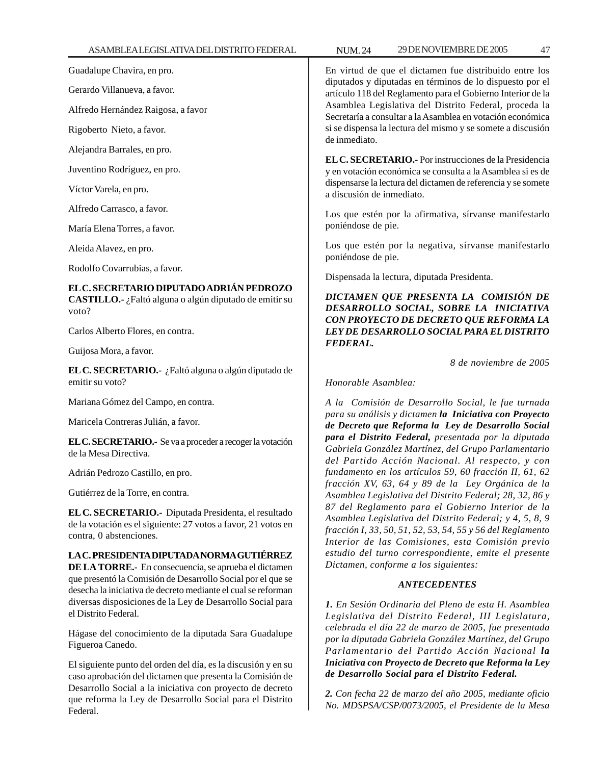Guadalupe Chavira, en pro.

Gerardo Villanueva, a favor.

Alfredo Hernández Raigosa, a favor

Rigoberto Nieto, a favor.

Alejandra Barrales, en pro.

Juventino Rodríguez, en pro.

Víctor Varela, en pro.

Alfredo Carrasco, a favor.

María Elena Torres, a favor.

Aleida Alavez, en pro.

Rodolfo Covarrubias, a favor.

**EL C. SECRETARIO DIPUTADO ADRIÁN PEDROZO CASTILLO.-** ¿Faltó alguna o algún diputado de emitir su voto?

Carlos Alberto Flores, en contra.

Guijosa Mora, a favor.

**EL C. SECRETARIO.-** ¿Faltó alguna o algún diputado de emitir su voto?

Mariana Gómez del Campo, en contra.

Maricela Contreras Julián, a favor.

**EL C. SECRETARIO.-** Se va a proceder a recoger la votación de la Mesa Directiva.

Adrián Pedrozo Castillo, en pro.

Gutiérrez de la Torre, en contra.

**EL C. SECRETARIO.-** Diputada Presidenta, el resultado de la votación es el siguiente: 27 votos a favor, 21 votos en contra, 0 abstenciones.

**LA C. PRESIDENTA DIPUTADA NORMA GUTIÉRREZ DE LA TORRE.-** En consecuencia, se aprueba el dictamen que presentó la Comisión de Desarrollo Social por el que se desecha la iniciativa de decreto mediante el cual se reforman diversas disposiciones de la Ley de Desarrollo Social para el Distrito Federal.

Hágase del conocimiento de la diputada Sara Guadalupe Figueroa Canedo.

El siguiente punto del orden del día, es la discusión y en su caso aprobación del dictamen que presenta la Comisión de Desarrollo Social a la iniciativa con proyecto de decreto que reforma la Ley de Desarrollo Social para el Distrito Federal.

En virtud de que el dictamen fue distribuido entre los diputados y diputadas en términos de lo dispuesto por el artículo 118 del Reglamento para el Gobierno Interior de la Asamblea Legislativa del Distrito Federal, proceda la Secretaría a consultar a la Asamblea en votación económica si se dispensa la lectura del mismo y se somete a discusión de inmediato.

**EL C. SECRETARIO.-** Por instrucciones de la Presidencia y en votación económica se consulta a la Asamblea si es de dispensarse la lectura del dictamen de referencia y se somete a discusión de inmediato.

Los que estén por la afirmativa, sírvanse manifestarlo poniéndose de pie.

Los que estén por la negativa, sírvanse manifestarlo poniéndose de pie.

Dispensada la lectura, diputada Presidenta.

***DICTAMEN QUE PRESENTA LA COMISIÓN DE DESARROLLO SOCIAL, SOBRE LA INICIATIVA CON PROYECTO DE DECRETO QUE REFORMA LA LEY DE DESARROLLO SOCIAL PARA EL DISTRITO FEDERAL.***

*8 de noviembre de 2005*

*Honorable Asamblea:*

*A la Comisión de Desarrollo Social, le fue turnada para su análisis y dictamen* ***la Iniciativa con Proyecto de Decreto que Reforma la Ley de Desarrollo Social para el Distrito Federal,*** *presentada por la diputada Gabriela González Martínez, del Grupo Parlamentario del Partido Acción Nacional. Al respecto, y con fundamento en los artículos 59, 60 fracción II, 61, 62 fracción XV, 63, 64 y 89 de la Ley Orgánica de la Asamblea Legislativa del Distrito Federal; 28, 32, 86 y 87 del Reglamento para el Gobierno Interior de la Asamblea Legislativa del Distrito Federal; y 4, 5, 8, 9 fracción I, 33, 50, 51, 52, 53, 54, 55 y 56 del Reglamento Interior de las Comisiones, esta Comisión previo estudio del turno correspondiente, emite el presente Dictamen, conforme a los siguientes:*

***ANTECEDENTES***

***1.*** *En Sesión Ordinaria del Pleno de esta H. Asamblea Legislativa del Distrito Federal, III Legislatura, celebrada el día 22 de marzo de 2005, fue presentada por la diputada Gabriela González Martínez, del Grupo Parlamentario del Partido Acción Nacional* ***la Iniciativa con Proyecto de Decreto que Reforma la Ley de Desarrollo Social para el Distrito Federal.***

***2.*** *Con fecha 22 de marzo del año 2005, mediante oficio No. MDSPSA/CSP/0073/2005, el Presidente de la Mesa*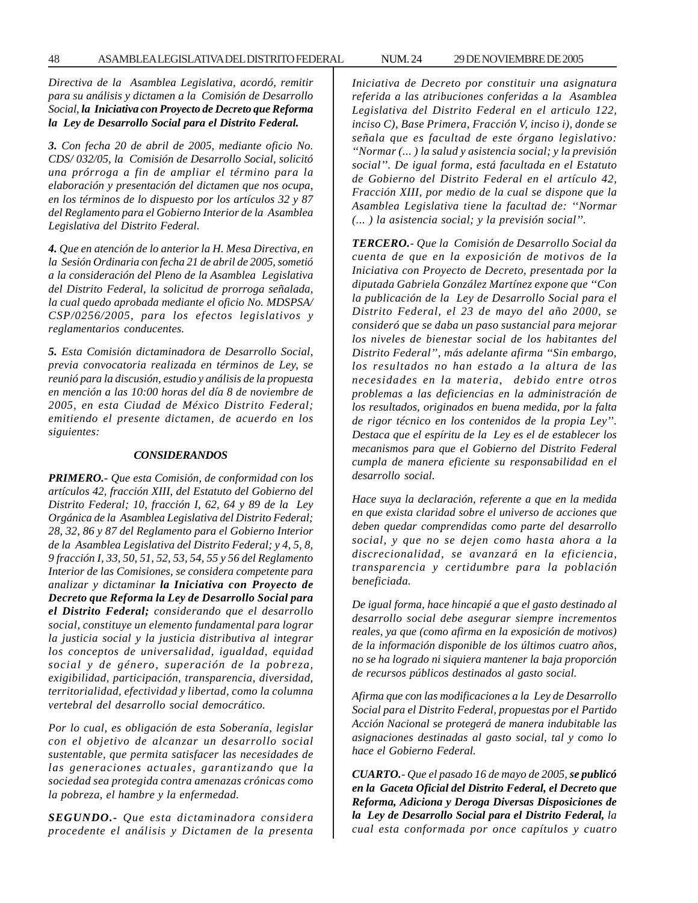*Directiva de la Asamblea Legislativa, acordó, remitir para su análisis y dictamen a la Comisión de Desarrollo Social, **la Iniciativa con Proyecto de Decreto que Reforma la Ley de Desarrollo Social para el Distrito Federal.***

***3.** Con fecha 20 de abril de 2005, mediante oficio No. CDS/ 032/05, la Comisión de Desarrollo Social, solicitó una prórroga a fin de ampliar el término para la elaboración y presentación del dictamen que nos ocupa, en los términos de lo dispuesto por los artículos 32 y 87 del Reglamento para el Gobierno Interior de la Asamblea Legislativa del Distrito Federal.*

***4.** Que en atención de lo anterior la H. Mesa Directiva, en la Sesión Ordinaria con fecha 21 de abril de 2005, sometió a la consideración del Pleno de la Asamblea Legislativa del Distrito Federal, la solicitud de prorroga señalada, la cual quedo aprobada mediante el oficio No. MDSPSA/ CSP/0256/2005, para los efectos legislativos y reglamentarios conducentes.*

***5.** Esta Comisión dictaminadora de Desarrollo Social, previa convocatoria realizada en términos de Ley, se reunió para la discusión, estudio y análisis de la propuesta en mención a las 10:00 horas del día 8 de noviembre de 2005, en esta Ciudad de México Distrito Federal; emitiendo el presente dictamen, de acuerdo en los siguientes:*

### *CONSIDERANDOS*

***PRIMERO.-** Que esta Comisión, de conformidad con los artículos 42, fracción XIII, del Estatuto del Gobierno del Distrito Federal; 10, fracción I, 62, 64 y 89 de la Ley Orgánica de la Asamblea Legislativa del Distrito Federal; 28, 32, 86 y 87 del Reglamento para el Gobierno Interior de la Asamblea Legislativa del Distrito Federal; y 4, 5, 8, 9 fracción I, 33, 50, 51, 52, 53, 54, 55 y 56 del Reglamento Interior de las Comisiones, se considera competente para analizar y dictaminar **la Iniciativa con Proyecto de Decreto que Reforma la Ley de Desarrollo Social para el Distrito Federal;** considerando que el desarrollo social, constituye un elemento fundamental para lograr la justicia social y la justicia distributiva al integrar los conceptos de universalidad, igualdad, equidad social y de género, superación de la pobreza, exigibilidad, participación, transparencia, diversidad, territorialidad, efectividad y libertad, como la columna vertebral del desarrollo social democrático.*

*Por lo cual, es obligación de esta Soberanía, legislar con el objetivo de alcanzar un desarrollo social sustentable, que permita satisfacer las necesidades de las generaciones actuales, garantizando que la sociedad sea protegida contra amenazas crónicas como la pobreza, el hambre y la enfermedad.*

***SEGUNDO.-** Que esta dictaminadora considera procedente el análisis y Dictamen de la presente Iniciativa de Decreto por constituir una asignatura referida a las atribuciones conferidas a la Asamblea Legislativa del Distrito Federal en el articulo 122, inciso C), Base Primera, Fracción V, inciso i), donde se señala que es facultad de este órgano legislativo: ''Normar (... ) la salud y asistencia social; y la previsión social''. De igual forma, está facultada en el Estatuto de Gobierno del Distrito Federal en el artículo 42, Fracción XIII, por medio de la cual se dispone que la Asamblea Legislativa tiene la facultad de: ''Normar (... ) la asistencia social; y la previsión social''.*

***TERCERO.-** Que la Comisión de Desarrollo Social da cuenta de que en la exposición de motivos de la Iniciativa con Proyecto de Decreto, presentada por la diputada Gabriela González Martínez expone que ''Con la publicación de la Ley de Desarrollo Social para el Distrito Federal, el 23 de mayo del año 2000, se consideró que se daba un paso sustancial para mejorar los niveles de bienestar social de los habitantes del Distrito Federal'', más adelante afirma ''Sin embargo, los resultados no han estado a la altura de las necesidades en la materia, debido entre otros problemas a las deficiencias en la administración de los resultados, originados en buena medida, por la falta de rigor técnico en los contenidos de la propia Ley''. Destaca que el espíritu de la Ley es el de establecer los mecanismos para que el Gobierno del Distrito Federal cumpla de manera eficiente su responsabilidad en el desarrollo social.*

*Hace suya la declaración, referente a que en la medida en que exista claridad sobre el universo de acciones que deben quedar comprendidas como parte del desarrollo social, y que no se dejen como hasta ahora a la discrecionalidad, se avanzará en la eficiencia, transparencia y certidumbre para la población beneficiada.*

*De igual forma, hace hincapié a que el gasto destinado al desarrollo social debe asegurar siempre incrementos reales, ya que (como afirma en la exposición de motivos) de la información disponible de los últimos cuatro años, no se ha logrado ni siquiera mantener la baja proporción de recursos públicos destinados al gasto social.*

*Afirma que con las modificaciones a la Ley de Desarrollo Social para el Distrito Federal, propuestas por el Partido Acción Nacional se protegerá de manera indubitable las asignaciones destinadas al gasto social, tal y como lo hace el Gobierno Federal.*

***CUARTO.-** Que el pasado 16 de mayo de 2005, **se publicó en la Gaceta Oficial del Distrito Federal, el Decreto que Reforma, Adiciona y Deroga Diversas Disposiciones de la Ley de Desarrollo Social para el Distrito Federal,** la cual esta conformada por once capítulos y cuatro*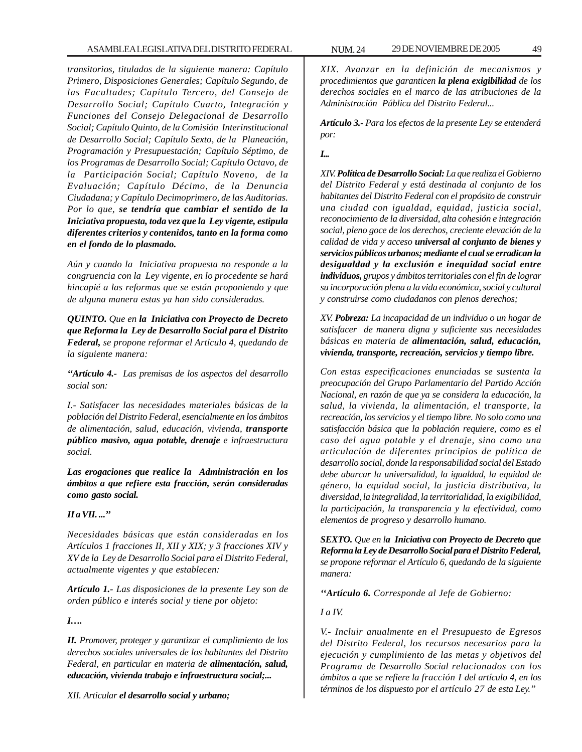*transitorios, titulados de la siguiente manera: Capítulo Primero, Disposiciones Generales; Capítulo Segundo, de las Facultades; Capítulo Tercero, del Consejo de Desarrollo Social; Capítulo Cuarto, Integración y Funciones del Consejo Delegacional de Desarrollo Social; Capítulo Quinto, de la Comisión Interinstitucional de Desarrollo Social; Capítulo Sexto, de la Planeación, Programación y Presupuestación; Capítulo Séptimo, de los Programas de Desarrollo Social; Capítulo Octavo, de la Participación Social; Capítulo Noveno, de la Evaluación; Capítulo Décimo, de la Denuncia Ciudadana; y Capítulo Decimoprimero, de las Auditorias. Por lo que,* ***se tendría que cambiar el sentido de la Iniciativa propuesta, toda vez que la Ley vigente, estipula diferentes criterios y contenidos, tanto en la forma como en el fondo de lo plasmado.***

*Aún y cuando la Iniciativa propuesta no responde a la congruencia con la Ley vigente, en lo procedente se hará hincapié a las reformas que se están proponiendo y que de alguna manera estas ya han sido consideradas.*

***QUINTO.*** *Que en* ***la Iniciativa con Proyecto de Decreto que Reforma la Ley de Desarrollo Social para el Distrito Federal,*** *se propone reformar el Artículo 4, quedando de la siguiente manera:*

***"Artículo 4.-*** *Las premisas de los aspectos del desarrollo social son:*

*I.- Satisfacer las necesidades materiales básicas de la población del Distrito Federal, esencialmente en los ámbitos de alimentación, salud, educación, vivienda,* ***transporte público masivo, agua potable, drenaje*** *e infraestructura social.*

***Las erogaciones que realice la Administración en los ámbitos a que refiere esta fracción, serán consideradas como gasto social.***

***II a VII. ..."***

*Necesidades básicas que están consideradas en los Artículos 1 fracciones II, XII y XIX; y 3 fracciones XIV y XV de la Ley de Desarrollo Social para el Distrito Federal, actualmente vigentes y que establecen:*

***Artículo 1.-*** *Las disposiciones de la presente Ley son de orden público e interés social y tiene por objeto:*

***I….***

***II.*** *Promover, proteger y garantizar el cumplimiento de los derechos sociales universales de los habitantes del Distrito Federal, en particular en materia de* ***alimentación, salud, educación, vivienda trabajo e infraestructura social;...***

*XII. Articular* ***el desarrollo social y urbano;***

*XIX. Avanzar en la definición de mecanismos y procedimientos que garanticen* ***la plena exigibilidad*** *de los derechos sociales en el marco de las atribuciones de la Administración Pública del Distrito Federal...*

***Artículo 3.-*** *Para los efectos de la presente Ley se entenderá por:*

***I...***

*XIV.* ***Política de Desarrollo Social:*** *La que realiza el Gobierno del Distrito Federal y está destinada al conjunto de los habitantes del Distrito Federal con el propósito de construir una ciudad con igualdad, equidad, justicia social, reconocimiento de la diversidad, alta cohesión e integración social, pleno goce de los derechos, creciente elevación de la calidad de vida y acceso* ***universal al conjunto de bienes y servicios públicos urbanos; mediante el cual se erradican la desigualdad y la exclusión e inequidad social entre individuos,*** *grupos y ámbitos territoriales con el fin de lograr su incorporación plena a la vida económica, social y cultural y construirse como ciudadanos con plenos derechos;*

*XV.* ***Pobreza:*** *La incapacidad de un individuo o un hogar de satisfacer de manera digna y suficiente sus necesidades básicas en materia de* ***alimentación, salud, educación, vivienda, transporte, recreación, servicios y tiempo libre.***

*Con estas especificaciones enunciadas se sustenta la preocupación del Grupo Parlamentario del Partido Acción Nacional, en razón de que ya se considera la educación, la salud, la vivienda, la alimentación, el transporte, la recreación, los servicios y el tiempo libre. No solo como una satisfacción básica que la población requiere, como es el caso del agua potable y el drenaje, sino como una articulación de diferentes principios de política de desarrollo social, donde la responsabilidad social del Estado debe abarcar la universalidad, la igualdad, la equidad de género, la equidad social, la justicia distributiva, la diversidad, la integralidad, la territorialidad, la exigibilidad, la participación, la transparencia y la efectividad, como elementos de progreso y desarrollo humano.*

***SEXTO.*** *Que en l****a Iniciativa con Proyecto de Decreto que Reforma la Ley de Desarrollo Social para el Distrito Federal,*** *se propone reformar el Artículo 6, quedando de la siguiente manera:*

***"Artículo 6.*** *Corresponde al Jefe de Gobierno:*

*I a IV.*

*V.- Incluir anualmente en el Presupuesto de Egresos del Distrito Federal, los recursos necesarios para la ejecución y cumplimiento de las metas y objetivos del Programa de Desarrollo Social relacionados con los ámbitos a que se refiere la fracción I del artículo 4, en los términos de los dispuesto por el artículo 27 de esta Ley."*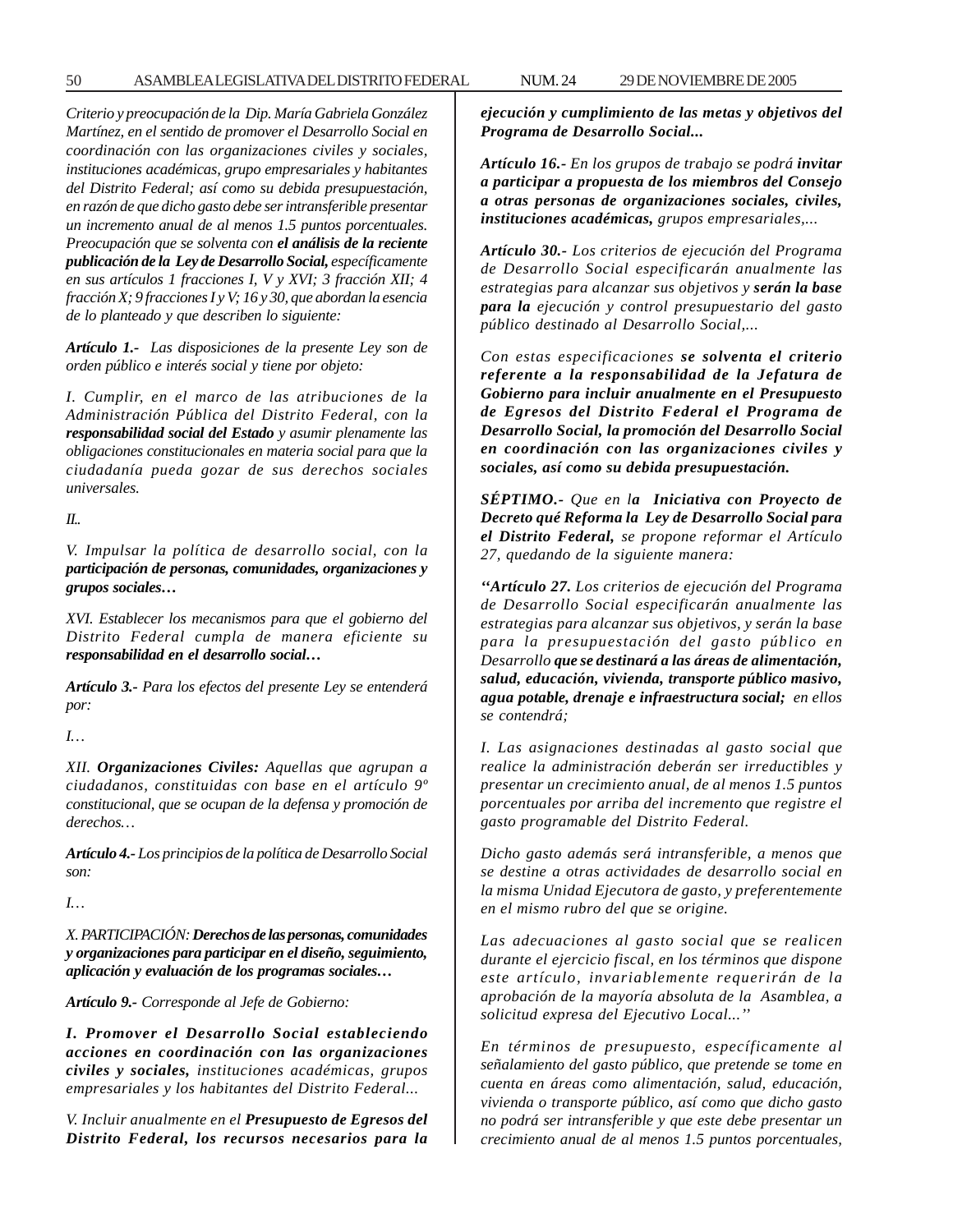*Criterio y preocupación de la Dip. María Gabriela González Martínez, en el sentido de promover el Desarrollo Social en coordinación con las organizaciones civiles y sociales, instituciones académicas, grupo empresariales y habitantes del Distrito Federal; así como su debida presupuestación, en razón de que dicho gasto debe ser intransferible presentar un incremento anual de al menos 1.5 puntos porcentuales. Preocupación que se solventa con* ***el análisis de la reciente publicación de la Ley de Desarrollo Social,*** *específicamente en sus artículos 1 fracciones I, V y XVI; 3 fracción XII; 4 fracción X; 9 fracciones I y V; 16 y 30, que abordan la esencia de lo planteado y que describen lo siguiente:*

***Artículo 1.-*** *Las disposiciones de la presente Ley son de orden público e interés social y tiene por objeto:*

*I. Cumplir, en el marco de las atribuciones de la Administración Pública del Distrito Federal, con la* ***responsabilidad social del Estado*** *y asumir plenamente las obligaciones constitucionales en materia social para que la ciudadanía pueda gozar de sus derechos sociales universales.*

*II..*

*V. Impulsar la política de desarrollo social, con la* ***participación de personas, comunidades, organizaciones y grupos sociales…***

*XVI. Establecer los mecanismos para que el gobierno del Distrito Federal cumpla de manera eficiente su* ***responsabilidad en el desarrollo social…***

***Artículo 3.-*** *Para los efectos del presente Ley se entenderá por:*

*I…*

*XII.* ***Organizaciones Civiles:*** *Aquellas que agrupan a ciudadanos, constituidas con base en el artículo 9º constitucional, que se ocupan de la defensa y promoción de derechos…*

***Artículo 4.-*** *Los principios de la política de Desarrollo Social son:*

*I…*

*X. PARTICIPACIÓN:* ***Derechos de las personas, comunidades y organizaciones para participar en el diseño, seguimiento, aplicación y evaluación de los programas sociales…***

***Artículo 9.-*** *Corresponde al Jefe de Gobierno:*

***I. Promover el Desarrollo Social estableciendo acciones en coordinación con las organizaciones civiles y sociales,*** *instituciones académicas, grupos empresariales y los habitantes del Distrito Federal...*

*V. Incluir anualmente en el* ***Presupuesto de Egresos del Distrito Federal, los recursos necesarios para la ejecución y cumplimiento de las metas y objetivos del Programa de Desarrollo Social...***

***Artículo 16.-*** *En los grupos de trabajo se podrá* ***invitar a participar a propuesta de los miembros del Consejo a otras personas de organizaciones sociales, civiles, instituciones académicas,*** *grupos empresariales,...*

***Artículo 30.-*** *Los criterios de ejecución del Programa de Desarrollo Social especificarán anualmente las estrategias para alcanzar sus objetivos y* ***serán la base para la*** *ejecución y control presupuestario del gasto público destinado al Desarrollo Social,...*

*Con estas especificaciones* ***se solventa el criterio referente a la responsabilidad de la Jefatura de Gobierno para incluir anualmente en el Presupuesto de Egresos del Distrito Federal el Programa de Desarrollo Social, la promoción del Desarrollo Social en coordinación con las organizaciones civiles y sociales, así como su debida presupuestación.***

***SÉPTIMO.-*** *Que en l****a Iniciativa con Proyecto de Decreto qué Reforma la Ley de Desarrollo Social para el Distrito Federal,*** *se propone reformar el Artículo 27, quedando de la siguiente manera:*

*"****Artículo 27.*** *Los criterios de ejecución del Programa de Desarrollo Social especificarán anualmente las estrategias para alcanzar sus objetivos, y serán la base para la presupuestación del gasto público en Desarrollo* ***que se destinará a las áreas de alimentación, salud, educación, vivienda, transporte público masivo, agua potable, drenaje e infraestructura social;*** *en ellos se contendrá;*

*I. Las asignaciones destinadas al gasto social que realice la administración deberán ser irreductibles y presentar un crecimiento anual, de al menos 1.5 puntos porcentuales por arriba del incremento que registre el gasto programable del Distrito Federal.*

*Dicho gasto además será intransferible, a menos que se destine a otras actividades de desarrollo social en la misma Unidad Ejecutora de gasto, y preferentemente en el mismo rubro del que se origine.*

*Las adecuaciones al gasto social que se realicen durante el ejercicio fiscal, en los términos que dispone este artículo, invariablemente requerirán de la aprobación de la mayoría absoluta de la Asamblea, a solicitud expresa del Ejecutivo Local..."*

*En términos de presupuesto, específicamente al señalamiento del gasto público, que pretende se tome en cuenta en áreas como alimentación, salud, educación, vivienda o transporte público, así como que dicho gasto no podrá ser intransferible y que este debe presentar un crecimiento anual de al menos 1.5 puntos porcentuales,*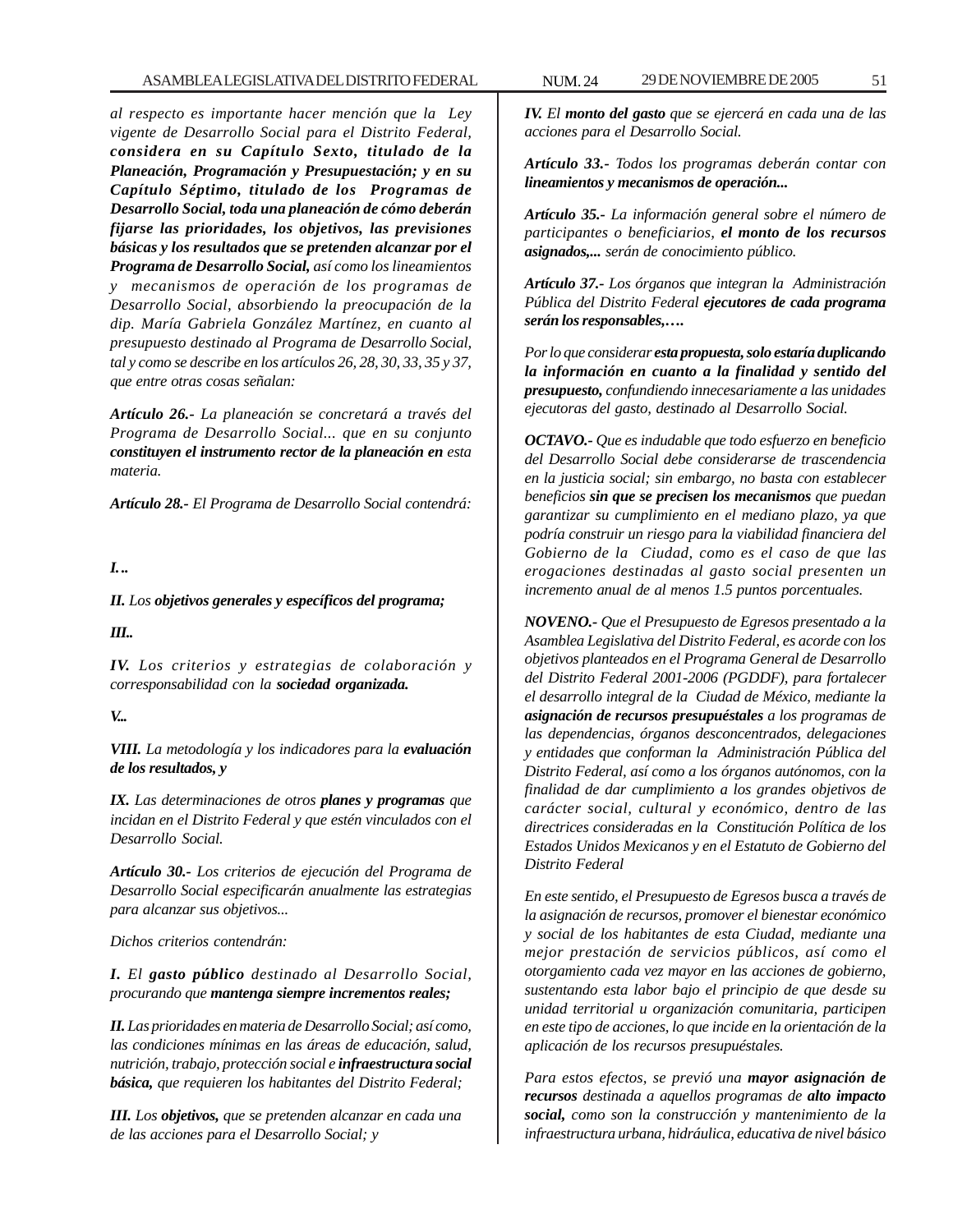*al respecto es importante hacer mención que la Ley vigente de Desarrollo Social para el Distrito Federal, **considera en su Capítulo Sexto, titulado de la Planeación, Programación y Presupuestación; y en su Capítulo Séptimo, titulado de los Programas de Desarrollo Social, toda una planeación de cómo deberán fijarse las prioridades, los objetivos, las previsiones básicas y los resultados que se pretenden alcanzar por el Programa de Desarrollo Social,** así como los lineamientos y mecanismos de operación de los programas de Desarrollo Social, absorbiendo la preocupación de la dip. María Gabriela González Martínez, en cuanto al presupuesto destinado al Programa de Desarrollo Social, tal y como se describe en los artículos 26, 28, 30, 33, 35 y 37, que entre otras cosas señalan:*

***Artículo 26.-** La planeación se concretará a través del Programa de Desarrollo Social... que en su conjunto **constituyen el instrumento rector de la planeación en** esta materia.*

***Artículo 28.-** El Programa de Desarrollo Social contendrá:*

***I.**..*

***II.** Los **objetivos generales y específicos del programa;***

***III.**.*

***IV.** Los criterios y estrategias de colaboración y corresponsabilidad con la **sociedad organizada.***

***V.**..*

***VIII.** La metodología y los indicadores para la **evaluación de los resultados, y***

***IX.** Las determinaciones de otros **planes y programas** que incidan en el Distrito Federal y que estén vinculados con el Desarrollo Social.*

***Artículo 30.-** Los criterios de ejecución del Programa de Desarrollo Social especificarán anualmente las estrategias para alcanzar sus objetivos...*

*Dichos criterios contendrán:*

***I.** El **gasto público** destinado al Desarrollo Social, procurando que **mantenga siempre incrementos reales;***

***II.** Las prioridades en materia de Desarrollo Social; así como, las condiciones mínimas en las áreas de educación, salud, nutrición, trabajo, protección social e **infraestructura social básica,** que requieren los habitantes del Distrito Federal;*

***III.** Los **objetivos,** que se pretenden alcanzar en cada una de las acciones para el Desarrollo Social; y*

***IV.** El **monto del gasto** que se ejercerá en cada una de las acciones para el Desarrollo Social.*

***Artículo 33.-** Todos los programas deberán contar con **lineamientos y mecanismos de operación...***

***Artículo 35.-** La información general sobre el número de participantes o beneficiarios, **el monto de los recursos asignados,...** serán de conocimiento público.*

***Artículo 37.-** Los órganos que integran la Administración Pública del Distrito Federal **ejecutores de cada programa serán los responsables,….***

*Por lo que considerar **esta propuesta, solo estaría duplicando la información en cuanto a la finalidad y sentido del presupuesto,** confundiendo innecesariamente a las unidades ejecutoras del gasto, destinado al Desarrollo Social.*

***OCTAVO.-** Que es indudable que todo esfuerzo en beneficio del Desarrollo Social debe considerarse de trascendencia en la justicia social; sin embargo, no basta con establecer beneficios **sin que se precisen los mecanismos** que puedan garantizar su cumplimiento en el mediano plazo, ya que podría construir un riesgo para la viabilidad financiera del Gobierno de la Ciudad, como es el caso de que las erogaciones destinadas al gasto social presenten un incremento anual de al menos 1.5 puntos porcentuales.*

***NOVENO.-** Que el Presupuesto de Egresos presentado a la Asamblea Legislativa del Distrito Federal, es acorde con los objetivos planteados en el Programa General de Desarrollo del Distrito Federal 2001-2006 (PGDDF), para fortalecer el desarrollo integral de la Ciudad de México, mediante la **asignación de recursos presupuéstales** a los programas de las dependencias, órganos desconcentrados, delegaciones y entidades que conforman la Administración Pública del Distrito Federal, así como a los órganos autónomos, con la finalidad de dar cumplimiento a los grandes objetivos de carácter social, cultural y económico, dentro de las directrices consideradas en la Constitución Política de los Estados Unidos Mexicanos y en el Estatuto de Gobierno del Distrito Federal*

*En este sentido, el Presupuesto de Egresos busca a través de la asignación de recursos, promover el bienestar económico y social de los habitantes de esta Ciudad, mediante una mejor prestación de servicios públicos, así como el otorgamiento cada vez mayor en las acciones de gobierno, sustentando esta labor bajo el principio de que desde su unidad territorial u organización comunitaria, participen en este tipo de acciones, lo que incide en la orientación de la aplicación de los recursos presupuéstales.*

*Para estos efectos, se previó una **mayor asignación de recursos** destinada a aquellos programas de **alto impacto social,** como son la construcción y mantenimiento de la infraestructura urbana, hidráulica, educativa de nivel básico*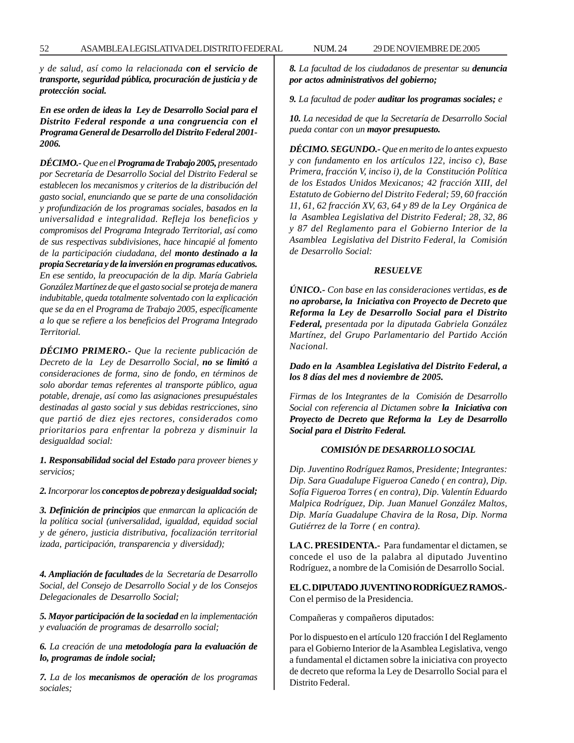*y de salud, así como la relacionada* ***con el servicio de transporte, seguridad pública, procuración de justicia y de protección social.***

***En ese orden de ideas la Ley de Desarrollo Social para el Distrito Federal responde a una congruencia con el Programa General de Desarrollo del Distrito Federal 2001-2006.***

***DÉCIMO.-*** *Que en el* ***Programa de Trabajo 2005,*** *presentado por Secretaría de Desarrollo Social del Distrito Federal se establecen los mecanismos y criterios de la distribución del gasto social, enunciando que se parte de una consolidación y profundización de los programas sociales, basados en la universalidad e integralidad. Refleja los beneficios y compromisos del Programa Integrado Territorial, así como de sus respectivas subdivisiones, hace hincapié al fomento de la participación ciudadana, del* ***monto destinado a la propia Secretaría y de la inversión en programas educativos.*** *En ese sentido, la preocupación de la dip. María Gabriela González Martínez de que el gasto social se proteja de manera indubitable, queda totalmente solventado con la explicación que se da en el Programa de Trabajo 2005, específicamente a lo que se refiere a los beneficios del Programa Integrado Territorial.*

***DÉCIMO PRIMERO.-*** *Que la reciente publicación de Decreto de la Ley de Desarrollo Social,* ***no se limitó*** *a consideraciones de forma, sino de fondo, en términos de solo abordar temas referentes al transporte público, agua potable, drenaje, así como las asignaciones presupuéstales destinadas al gasto social y sus debidas restricciones, sino que partió de diez ejes rectores, considerados como prioritarios para enfrentar la pobreza y disminuir la desigualdad social:*

***1. Responsabilidad social del Estado*** *para proveer bienes y servicios;*

***2.*** *Incorporar los* ***conceptos de pobreza y desigualdad social;***

***3. Definición de principios*** *que enmarcan la aplicación de la política social (universalidad, igualdad, equidad social y de género, justicia distributiva, focalización territorial izada, participación, transparencia y diversidad);*

***4. Ampliación de facultades*** *de la Secretaría de Desarrollo Social, del Consejo de Desarrollo Social y de los Consejos Delegacionales de Desarrollo Social;*

***5. Mayor participación de la sociedad*** *en la implementación y evaluación de programas de desarrollo social;*

***6.*** *La creación de una* ***metodología para la evaluación de lo, programas de índole social;***

***7.*** *La de los* ***mecanismos de operación*** *de los programas sociales;*

***8.*** *La facultad de los ciudadanos de presentar su* ***denuncia por actos administrativos del gobierno;***

***9.*** *La facultad de poder* ***auditar los programas sociales;*** *e*

***10.*** *La necesidad de que la Secretaría de Desarrollo Social pueda contar con un* ***mayor presupuesto.***

***DÉCIMO. SEGUNDO.-*** *Que en merito de lo antes expuesto y con fundamento en los artículos 122, inciso c), Base Primera, fracción V, inciso i), de la Constitución Política de los Estados Unidos Mexicanos; 42 fracción XIII, del Estatuto de Gobierno del Distrito Federal; 59, 60 fracción 11, 61, 62 fracción XV, 63, 64 y 89 de la Ley Orgánica de la Asamblea Legislativa del Distrito Federal; 28, 32, 86 y 87 del Reglamento para el Gobierno Interior de la Asamblea Legislativa del Distrito Federal, la Comisión de Desarrollo Social:*

***RESUELVE***

***ÚNICO.-*** *Con base en las consideraciones vertidas,* ***es de no aprobarse, la Iniciativa con Proyecto de Decreto que Reforma la Ley de Desarrollo Social para el Distrito Federal,*** *presentada por la diputada Gabriela González Martínez, del Grupo Parlamentario del Partido Acción Nacional.*

***Dado en la Asamblea Legislativa del Distrito Federal, a los 8 días del mes d noviembre de 2005.***

*Firmas de los Integrantes de la Comisión de Desarrollo Social con referencia al Dictamen sobre* ***la Iniciativa con Proyecto de Decreto que Reforma la Ley de Desarrollo Social para el Distrito Federal.***

***COMISIÓN DE DESARROLLO SOCIAL***

*Dip. Juventino Rodríguez Ramos, Presidente; Integrantes: Dip. Sara Guadalupe Figueroa Canedo ( en contra), Dip. Sofía Figueroa Torres ( en contra), Dip. Valentín Eduardo Malpica Rodríguez, Dip. Juan Manuel González Maltos, Dip. María Guadalupe Chavira de la Rosa, Dip. Norma Gutiérrez de la Torre ( en contra).*

**LA C. PRESIDENTA.-** Para fundamentar el dictamen, se concede el uso de la palabra al diputado Juventino Rodríguez, a nombre de la Comisión de Desarrollo Social.

**EL C. DIPUTADO JUVENTINO RODRÍGUEZ RAMOS.-** Con el permiso de la Presidencia.

Compañeras y compañeros diputados:

Por lo dispuesto en el artículo 120 fracción I del Reglamento para el Gobierno Interior de la Asamblea Legislativa, vengo a fundamental el dictamen sobre la iniciativa con proyecto de decreto que reforma la Ley de Desarrollo Social para el Distrito Federal.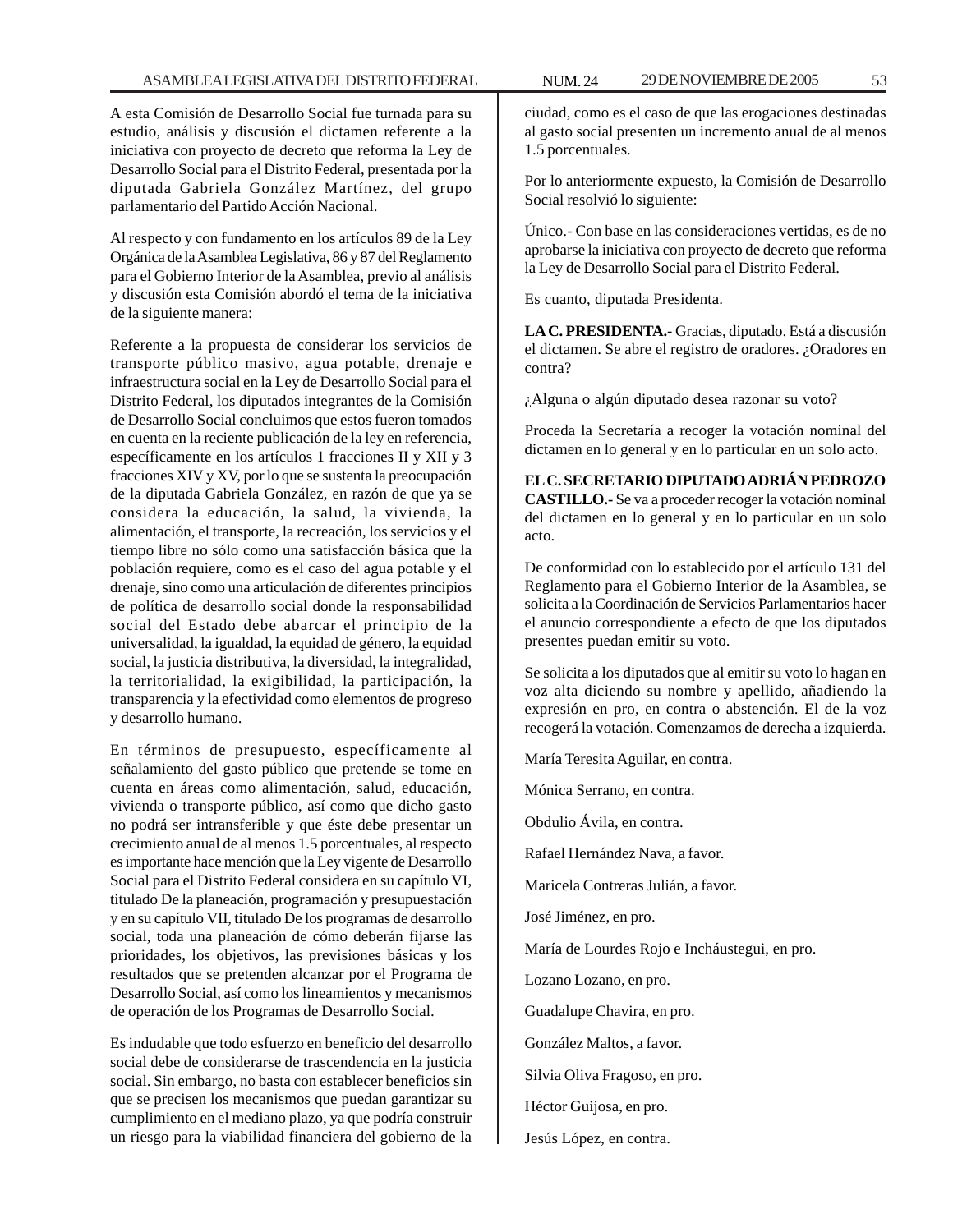A esta Comisión de Desarrollo Social fue turnada para su estudio, análisis y discusión el dictamen referente a la iniciativa con proyecto de decreto que reforma la Ley de Desarrollo Social para el Distrito Federal, presentada por la diputada Gabriela González Martínez, del grupo parlamentario del Partido Acción Nacional.

Al respecto y con fundamento en los artículos 89 de la Ley Orgánica de la Asamblea Legislativa, 86 y 87 del Reglamento para el Gobierno Interior de la Asamblea, previo al análisis y discusión esta Comisión abordó el tema de la iniciativa de la siguiente manera:

Referente a la propuesta de considerar los servicios de transporte público masivo, agua potable, drenaje e infraestructura social en la Ley de Desarrollo Social para el Distrito Federal, los diputados integrantes de la Comisión de Desarrollo Social concluimos que estos fueron tomados en cuenta en la reciente publicación de la ley en referencia, específicamente en los artículos 1 fracciones II y XII y 3 fracciones XIV y XV, por lo que se sustenta la preocupación de la diputada Gabriela González, en razón de que ya se considera la educación, la salud, la vivienda, la alimentación, el transporte, la recreación, los servicios y el tiempo libre no sólo como una satisfacción básica que la población requiere, como es el caso del agua potable y el drenaje, sino como una articulación de diferentes principios de política de desarrollo social donde la responsabilidad social del Estado debe abarcar el principio de la universalidad, la igualdad, la equidad de género, la equidad social, la justicia distributiva, la diversidad, la integralidad, la territorialidad, la exigibilidad, la participación, la transparencia y la efectividad como elementos de progreso y desarrollo humano.

En términos de presupuesto, específicamente al señalamiento del gasto público que pretende se tome en cuenta en áreas como alimentación, salud, educación, vivienda o transporte público, así como que dicho gasto no podrá ser intransferible y que éste debe presentar un crecimiento anual de al menos 1.5 porcentuales, al respecto es importante hace mención que la Ley vigente de Desarrollo Social para el Distrito Federal considera en su capítulo VI, titulado De la planeación, programación y presupuestación y en su capítulo VII, titulado De los programas de desarrollo social, toda una planeación de cómo deberán fijarse las prioridades, los objetivos, las previsiones básicas y los resultados que se pretenden alcanzar por el Programa de Desarrollo Social, así como los lineamientos y mecanismos de operación de los Programas de Desarrollo Social.

Es indudable que todo esfuerzo en beneficio del desarrollo social debe de considerarse de trascendencia en la justicia social. Sin embargo, no basta con establecer beneficios sin que se precisen los mecanismos que puedan garantizar su cumplimiento en el mediano plazo, ya que podría construir un riesgo para la viabilidad financiera del gobierno de la ciudad, como es el caso de que las erogaciones destinadas al gasto social presenten un incremento anual de al menos 1.5 porcentuales.

Por lo anteriormente expuesto, la Comisión de Desarrollo Social resolvió lo siguiente:

Único.- Con base en las consideraciones vertidas, es de no aprobarse la iniciativa con proyecto de decreto que reforma la Ley de Desarrollo Social para el Distrito Federal.

Es cuanto, diputada Presidenta.

**LA C. PRESIDENTA.-** Gracias, diputado. Está a discusión el dictamen. Se abre el registro de oradores. ¿Oradores en contra?

¿Alguna o algún diputado desea razonar su voto?

Proceda la Secretaría a recoger la votación nominal del dictamen en lo general y en lo particular en un solo acto.

**EL C. SECRETARIO DIPUTADO ADRIÁN PEDROZO CASTILLO.-** Se va a proceder recoger la votación nominal del dictamen en lo general y en lo particular en un solo acto.

De conformidad con lo establecido por el artículo 131 del Reglamento para el Gobierno Interior de la Asamblea, se solicita a la Coordinación de Servicios Parlamentarios hacer el anuncio correspondiente a efecto de que los diputados presentes puedan emitir su voto.

Se solicita a los diputados que al emitir su voto lo hagan en voz alta diciendo su nombre y apellido, añadiendo la expresión en pro, en contra o abstención. El de la voz recogerá la votación. Comenzamos de derecha a izquierda.

María Teresita Aguilar, en contra.

Mónica Serrano, en contra.

Obdulio Ávila, en contra.

Rafael Hernández Nava, a favor.

Maricela Contreras Julián, a favor.

José Jiménez, en pro.

María de Lourdes Rojo e Incháustegui, en pro.

Lozano Lozano, en pro.

Guadalupe Chavira, en pro.

González Maltos, a favor.

Silvia Oliva Fragoso, en pro.

Héctor Guijosa, en pro.

Jesús López, en contra.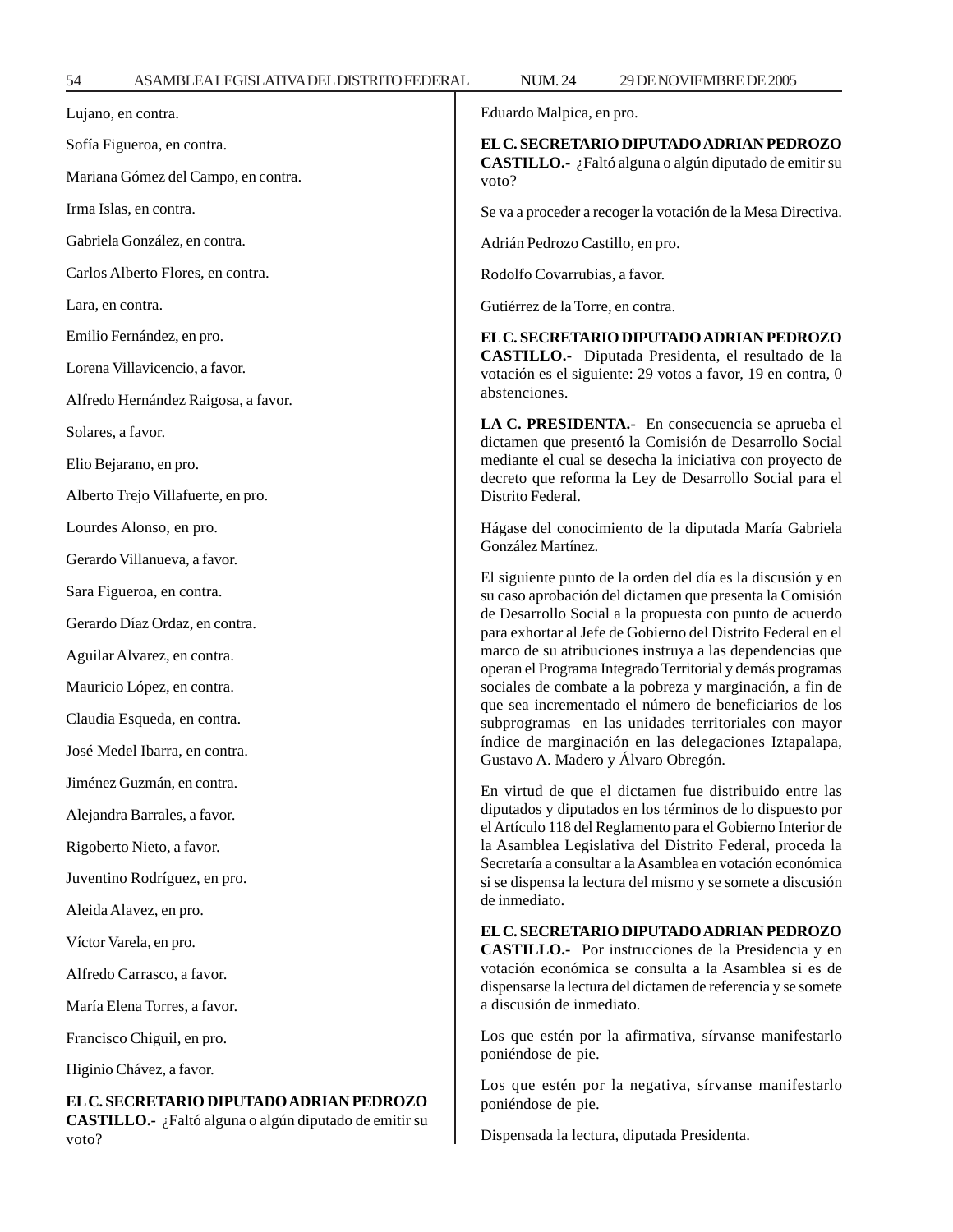Lujano, en contra.

Sofía Figueroa, en contra.

Mariana Gómez del Campo, en contra.

Irma Islas, en contra.

Gabriela González, en contra.

Carlos Alberto Flores, en contra.

Lara, en contra.

Emilio Fernández, en pro.

Lorena Villavicencio, a favor.

Alfredo Hernández Raigosa, a favor.

Solares, a favor.

Elio Bejarano, en pro.

Alberto Trejo Villafuerte, en pro.

Lourdes Alonso, en pro.

Gerardo Villanueva, a favor.

Sara Figueroa, en contra.

Gerardo Díaz Ordaz, en contra.

Aguilar Alvarez, en contra.

Mauricio López, en contra.

Claudia Esqueda, en contra.

José Medel Ibarra, en contra.

Jiménez Guzmán, en contra.

Alejandra Barrales, a favor.

Rigoberto Nieto, a favor.

Juventino Rodríguez, en pro.

Aleida Alavez, en pro.

Víctor Varela, en pro.

Alfredo Carrasco, a favor.

María Elena Torres, a favor.

Francisco Chiguil, en pro.

Higinio Chávez, a favor.

**EL C. SECRETARIO DIPUTADO ADRIAN PEDROZO CASTILLO.-** ¿Faltó alguna o algún diputado de emitir su voto?

Eduardo Malpica, en pro.

**EL C. SECRETARIO DIPUTADO ADRIAN PEDROZO CASTILLO.-** ¿Faltó alguna o algún diputado de emitir su voto?

Se va a proceder a recoger la votación de la Mesa Directiva.

Adrián Pedrozo Castillo, en pro.

Rodolfo Covarrubias, a favor.

Gutiérrez de la Torre, en contra.

**EL C. SECRETARIO DIPUTADO ADRIAN PEDROZO CASTILLO.-** Diputada Presidenta, el resultado de la votación es el siguiente: 29 votos a favor, 19 en contra, 0 abstenciones.

**LA C. PRESIDENTA.-** En consecuencia se aprueba el dictamen que presentó la Comisión de Desarrollo Social mediante el cual se desecha la iniciativa con proyecto de decreto que reforma la Ley de Desarrollo Social para el Distrito Federal.

Hágase del conocimiento de la diputada María Gabriela González Martínez.

El siguiente punto de la orden del día es la discusión y en su caso aprobación del dictamen que presenta la Comisión de Desarrollo Social a la propuesta con punto de acuerdo para exhortar al Jefe de Gobierno del Distrito Federal en el marco de su atribuciones instruya a las dependencias que operan el Programa Integrado Territorial y demás programas sociales de combate a la pobreza y marginación, a fin de que sea incrementado el número de beneficiarios de los subprogramas en las unidades territoriales con mayor índice de marginación en las delegaciones Iztapalapa, Gustavo A. Madero y Álvaro Obregón.

En virtud de que el dictamen fue distribuido entre las diputados y diputados en los términos de lo dispuesto por el Artículo 118 del Reglamento para el Gobierno Interior de la Asamblea Legislativa del Distrito Federal, proceda la Secretaría a consultar a la Asamblea en votación económica si se dispensa la lectura del mismo y se somete a discusión de inmediato.

**EL C. SECRETARIO DIPUTADO ADRIAN PEDROZO CASTILLO.-** Por instrucciones de la Presidencia y en votación económica se consulta a la Asamblea si es de dispensarse la lectura del dictamen de referencia y se somete a discusión de inmediato.

Los que estén por la afirmativa, sírvanse manifestarlo poniéndose de pie.

Los que estén por la negativa, sírvanse manifestarlo poniéndose de pie.

Dispensada la lectura, diputada Presidenta.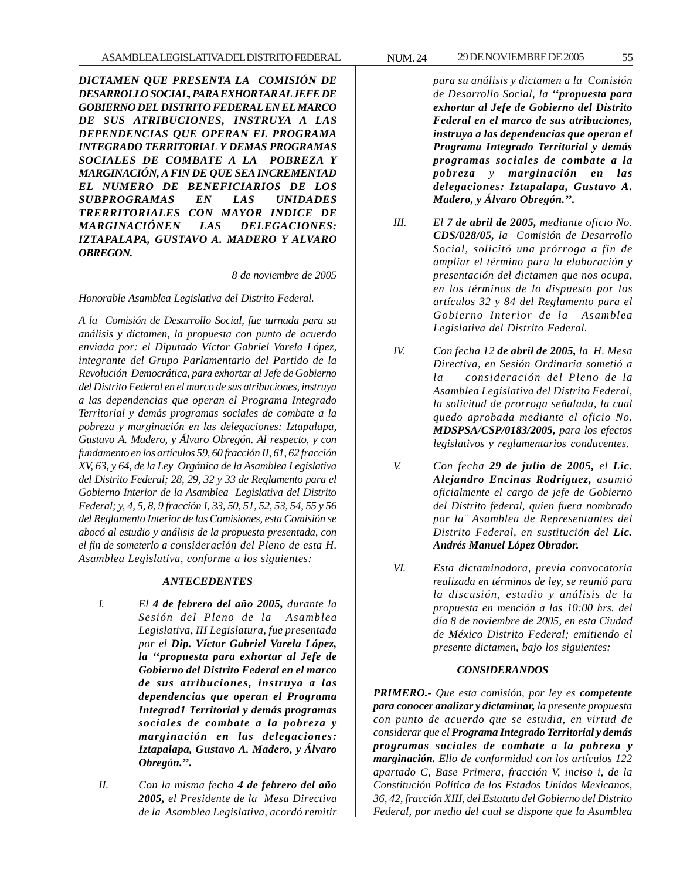***DICTAMEN QUE PRESENTA LA COMISIÓN DE DESARROLLO SOCIAL, PARA EXHORTAR AL JEFE DE GOBIERNO DEL DISTRITO FEDERAL EN EL MARCO DE SUS ATRIBUCIONES, INSTRUYA A LAS DEPENDENCIAS QUE OPERAN EL PROGRAMA INTEGRADO TERRITORIAL Y DEMAS PROGRAMAS SOCIALES DE COMBATE A LA POBREZA Y MARGINACIÓN, A FIN DE QUE SEA INCREMENTAD EL NUMERO DE BENEFICIARIOS DE LOS SUBPROGRAMAS EN LAS UNIDADES TRERRITORIALES CON MAYOR INDICE DE MARGINACIÓNEN LAS DELEGACIONES: IZTAPALAPA, GUSTAVO A. MADERO Y ALVARO OBREGON.***

*8 de noviembre de 2005*

*Honorable Asamblea Legislativa del Distrito Federal.*

*A la Comisión de Desarrollo Social, fue turnada para su análisis y dictamen, la propuesta con punto de acuerdo enviada por: el Diputado Víctor Gabriel Varela López, integrante del Grupo Parlamentario del Partido de la Revolución Democrática, para exhortar al Jefe de Gobierno del Distrito Federal en el marco de sus atribuciones, instruya a las dependencias que operan el Programa Integrado Territorial y demás programas sociales de combate a la pobreza y marginación en las delegaciones: Iztapalapa, Gustavo A. Madero, y Álvaro Obregón. Al respecto, y con fundamento en los artículos 59, 60 fracción II, 61, 62 fracción XV, 63, y 64, de la Ley Orgánica de la Asamblea Legislativa del Distrito Federal; 28, 29, 32 y 33 de Reglamento para el Gobierno Interior de la Asamblea Legislativa del Distrito Federal; y, 4, 5, 8, 9 fracción I, 33, 50, 51, 52, 53, 54, 55 y 56 del Reglamento Interior de las Comisiones, esta Comisión se abocó al estudio y análisis de la propuesta presentada, con el fin de someterlo a consideración del Pleno de esta H. Asamblea Legislativa, conforme a los siguientes:*

***ANTECEDENTES***

*I. El **4 de febrero del año 2005,** durante la Sesión del Pleno de la Asamblea Legislativa, III Legislatura, fue presentada por el **Dip. Víctor Gabriel Varela López, la ''propuesta para exhortar al Jefe de Gobierno del Distrito Federal en el marco de sus atribuciones, instruya a las dependencias que operan el Programa Integrad1 Territorial y demás programas sociales de combate a la pobreza y marginación en las delegaciones: Iztapalapa, Gustavo A. Madero, y Álvaro Obregón.''.***

*II. Con la misma fecha **4 de febrero del año 2005,** el Presidente de la Mesa Directiva de la Asamblea Legislativa, acordó remitir para su análisis y dictamen a la Comisión de Desarrollo Social, la **''propuesta para exhortar al Jefe de Gobierno del Distrito Federal en el marco de sus atribuciones, instruya a las dependencias que operan el Programa Integrado Territorial y demás programas sociales de combate a la pobreza y marginación en las delegaciones: Iztapalapa, Gustavo A. Madero, y Álvaro Obregón.''.***

*III. El **7 de abril de 2005,** mediante oficio No. **CDS/028/05,** la Comisión de Desarrollo Social, solicitó una prórroga a fin de ampliar el término para la elaboración y presentación del dictamen que nos ocupa, en los términos de lo dispuesto por los artículos 32 y 84 del Reglamento para el Gobierno Interior de la Asamblea Legislativa del Distrito Federal.*

*IV. Con fecha 12 **de abril de 2005,** la H. Mesa Directiva, en Sesión Ordinaria sometió a la consideración del Pleno de la Asamblea Legislativa del Distrito Federal, la solicitud de prorroga señalada, la cual quedo aprobada mediante el oficio No. **MDSPSA/CSP/0183/2005,** para los efectos legislativos y reglamentarios conducentes.*

*V. Con fecha **29 de julio de 2005,** el **Lic. Alejandro Encinas Rodríguez,** asumió oficialmente el cargo de jefe de Gobierno del Distrito federal, quien fuera nombrado por la¨ Asamblea de Representantes del Distrito Federal, en sustitución del **Lic. Andrés Manuel López Obrador.***

*VI. Esta dictaminadora, previa convocatoria realizada en términos de ley, se reunió para la discusión, estudio y análisis de la propuesta en mención a las 10:00 hrs. del día 8 de noviembre de 2005, en esta Ciudad de México Distrito Federal; emitiendo el presente dictamen, bajo los siguientes:*

***CONSIDERANDOS***

***PRIMERO.-** Que esta comisión, por ley es **competente para conocer analizar y dictaminar,** la presente propuesta con punto de acuerdo que se estudia, en virtud de considerar que el **Programa Integrado Territorial y demás programas sociales de combate a la pobreza y marginación.** Ello de conformidad con los artículos 122 apartado C, Base Primera, fracción V, inciso i, de la Constitución Política de los Estados Unidos Mexicanos, 36, 42, fracción XIII, del Estatuto del Gobierno del Distrito Federal, por medio del cual se dispone que la Asamblea*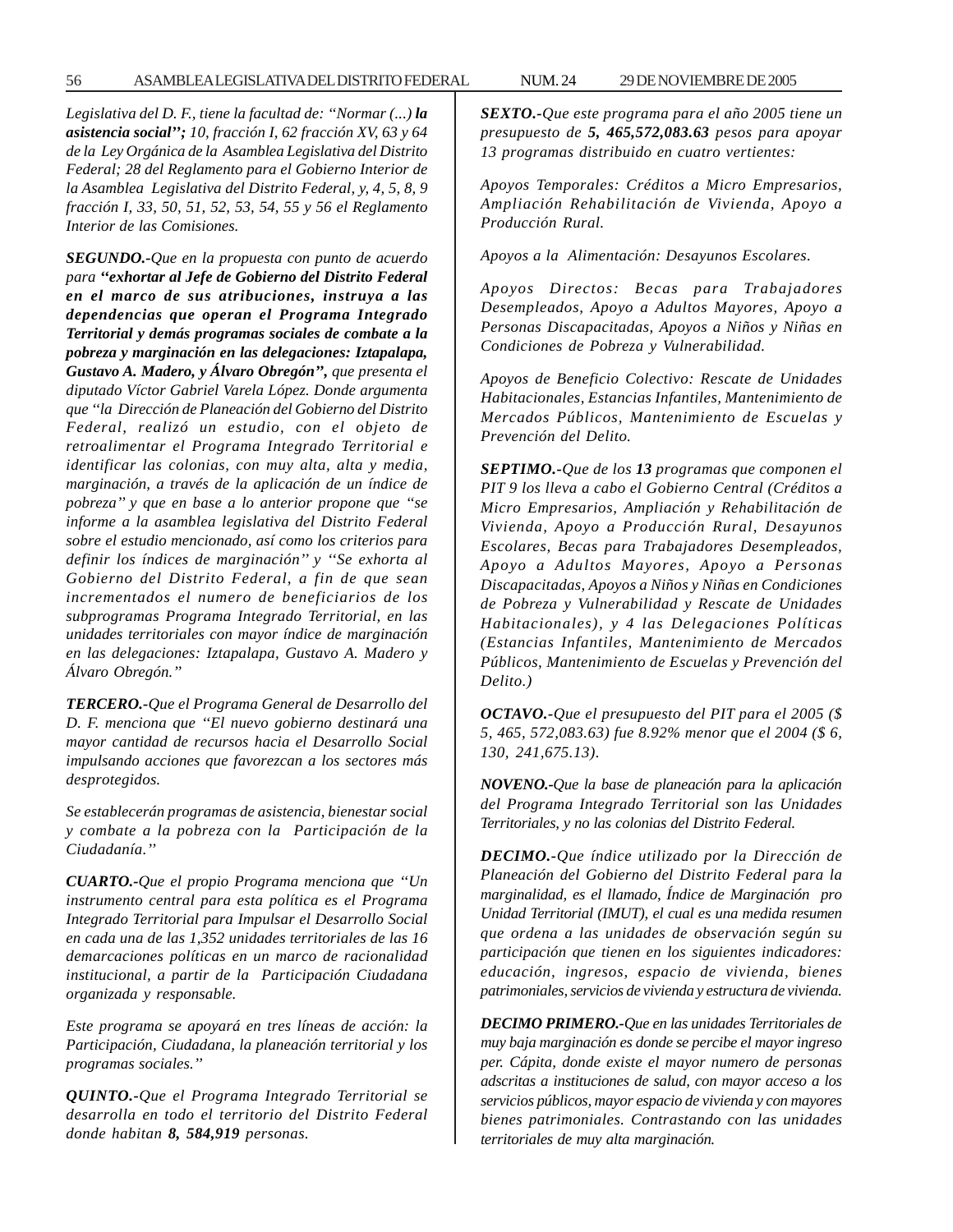*Legislativa del D. F., tiene la facultad de: ''Normar (...) **la asistencia social'';** 10, fracción I, 62 fracción XV, 63 y 64 de la Ley Orgánica de la Asamblea Legislativa del Distrito Federal; 28 del Reglamento para el Gobierno Interior de la Asamblea Legislativa del Distrito Federal, y, 4, 5, 8, 9 fracción I, 33, 50, 51, 52, 53, 54, 55 y 56 el Reglamento Interior de las Comisiones.*

***SEGUNDO.-****Que en la propuesta con punto de acuerdo para* ***''exhortar al Jefe de Gobierno del Distrito Federal en el marco de sus atribuciones, instruya a las dependencias que operan el Programa Integrado Territorial y demás programas sociales de combate a la pobreza y marginación en las delegaciones: Iztapalapa, Gustavo A. Madero, y Álvaro Obregón'',*** *que presenta el diputado Víctor Gabriel Varela López. Donde argumenta que ''la Dirección de Planeación del Gobierno del Distrito Federal, realizó un estudio, con el objeto de retroalimentar el Programa Integrado Territorial e identificar las colonias, con muy alta, alta y media, marginación, a través de la aplicación de un índice de pobreza'' y que en base a lo anterior propone que ''se informe a la asamblea legislativa del Distrito Federal sobre el estudio mencionado, así como los criterios para definir los índices de marginación'' y ''Se exhorta al Gobierno del Distrito Federal, a fin de que sean incrementados el numero de beneficiarios de los subprogramas Programa Integrado Territorial, en las unidades territoriales con mayor índice de marginación en las delegaciones: Iztapalapa, Gustavo A. Madero y Álvaro Obregón.''*

***TERCERO.-****Que el Programa General de Desarrollo del D. F. menciona que ''El nuevo gobierno destinará una mayor cantidad de recursos hacia el Desarrollo Social impulsando acciones que favorezcan a los sectores más desprotegidos.*

*Se establecerán programas de asistencia, bienestar social y combate a la pobreza con la Participación de la Ciudadanía.''*

***CUARTO.-****Que el propio Programa menciona que ''Un instrumento central para esta política es el Programa Integrado Territorial para Impulsar el Desarrollo Social en cada una de las 1,352 unidades territoriales de las 16 demarcaciones políticas en un marco de racionalidad institucional, a partir de la Participación Ciudadana organizada y responsable.*

*Este programa se apoyará en tres líneas de acción: la Participación, Ciudadana, la planeación territorial y los programas sociales.''*

***QUINTO.-****Que el Programa Integrado Territorial se desarrolla en todo el territorio del Distrito Federal donde habitan* ***8, 584,919*** *personas.*

***SEXTO.-****Que este programa para el año 2005 tiene un presupuesto de* ***5, 465,572,083.63*** *pesos para apoyar 13 programas distribuido en cuatro vertientes:*

*Apoyos Temporales: Créditos a Micro Empresarios, Ampliación Rehabilitación de Vivienda, Apoyo a Producción Rural.*

*Apoyos a la Alimentación: Desayunos Escolares.*

*Apoyos Directos: Becas para Trabajadores Desempleados, Apoyo a Adultos Mayores, Apoyo a Personas Discapacitadas, Apoyos a Niños y Niñas en Condiciones de Pobreza y Vulnerabilidad.*

*Apoyos de Beneficio Colectivo: Rescate de Unidades Habitacionales, Estancias Infantiles, Mantenimiento de Mercados Públicos, Mantenimiento de Escuelas y Prevención del Delito.*

***SEPTIMO.-****Que de los* ***13*** *programas que componen el PIT 9 los lleva a cabo el Gobierno Central (Créditos a Micro Empresarios, Ampliación y Rehabilitación de Vivienda, Apoyo a Producción Rural, Desayunos Escolares, Becas para Trabajadores Desempleados, Apoyo a Adultos Mayores, Apoyo a Personas Discapacitadas, Apoyos a Niños y Niñas en Condiciones de Pobreza y Vulnerabilidad y Rescate de Unidades Habitacionales), y 4 las Delegaciones Políticas (Estancias Infantiles, Mantenimiento de Mercados Públicos, Mantenimiento de Escuelas y Prevención del Delito.)*

***OCTAVO.-****Que el presupuesto del PIT para el 2005 ($ 5, 465, 572,083.63) fue 8.92% menor que el 2004 ($ 6, 130, 241,675.13).*

***NOVENO.-****Que la base de planeación para la aplicación del Programa Integrado Territorial son las Unidades Territoriales, y no las colonias del Distrito Federal.*

***DECIMO.-****Que índice utilizado por la Dirección de Planeación del Gobierno del Distrito Federal para la marginalidad, es el llamado, Índice de Marginación pro Unidad Territorial (IMUT), el cual es una medida resumen que ordena a las unidades de observación según su participación que tienen en los siguientes indicadores: educación, ingresos, espacio de vivienda, bienes patrimoniales, servicios de vivienda y estructura de vivienda.*

***DECIMO PRIMERO.-****Que en las unidades Territoriales de muy baja marginación es donde se percibe el mayor ingreso per. Cápita, donde existe el mayor numero de personas adscritas a instituciones de salud, con mayor acceso a los servicios públicos, mayor espacio de vivienda y con mayores bienes patrimoniales. Contrastando con las unidades territoriales de muy alta marginación.*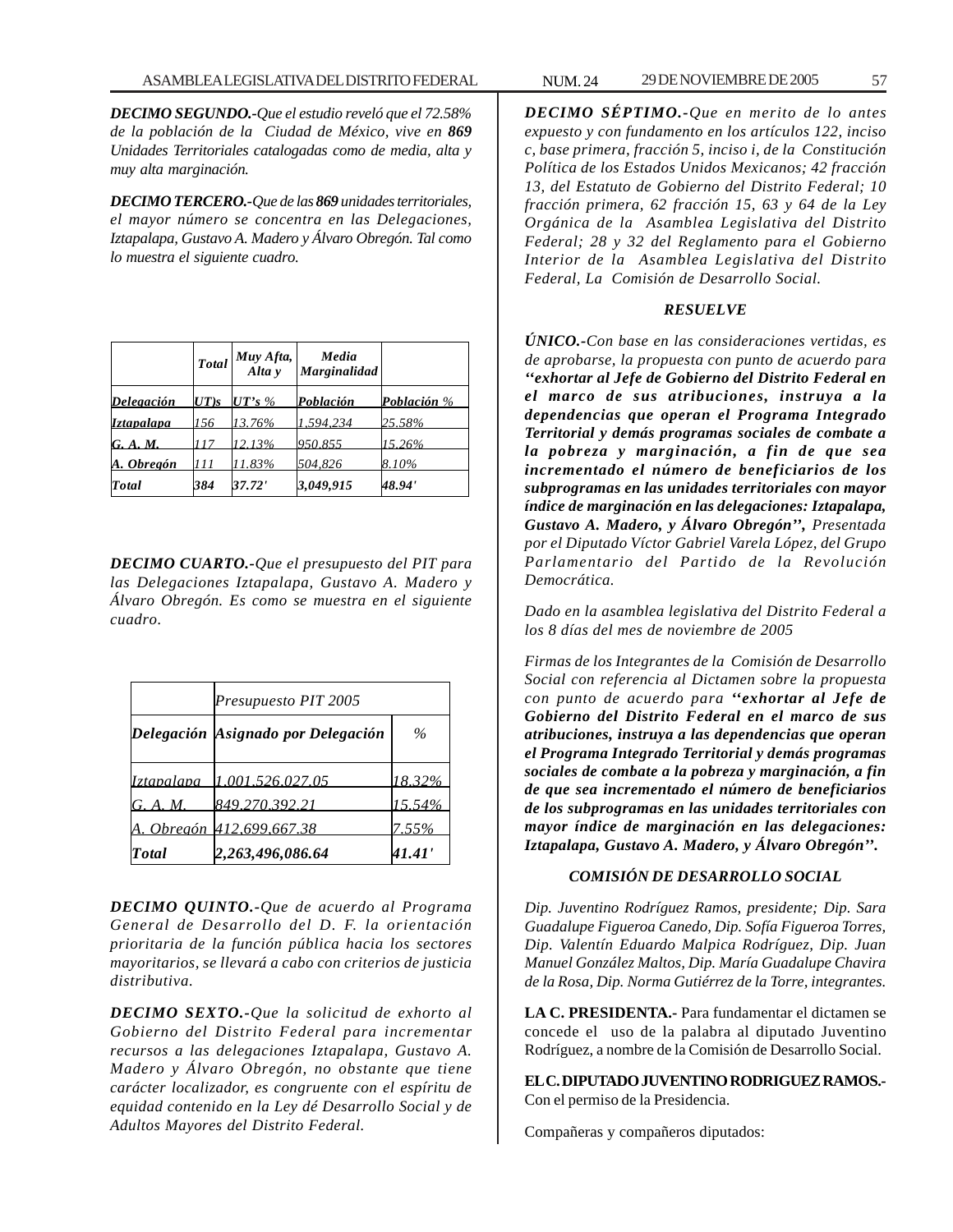*DECIMO SEGUNDO.-Que el estudio reveló que el 72.58% de la población de la Ciudad de México, vive en **869** Unidades Territoriales catalogadas como de media, alta y muy alta marginación.*

*DECIMO TERCERO.-Que de las **869** unidades territoriales, el mayor número se concentra en las Delegaciones, Iztapalapa, Gustavo A. Madero y Álvaro Obregón. Tal como lo muestra el siguiente cuadro.*

| | *Total* | *Muy Afta, Alta y* | *Media Marginalidad* | |
|---|---|---|---|---|
| *Delegación* | *UT)s* | *UT's %* | *Población* | *Población %* |
| *Iztapalapa* | *156* | *13.76%* | *1,594,234* | *25.58%* |
| *G. A. M.* | *117* | *12.13%* | *950,855* | *15.26%* |
| *A. Obregón* | *111* | *11.83%* | *504,826* | *8.10%* |
| *Total* | *384* | *37.72'* | *3,049,915* | *48.94'* |

*DECIMO CUARTO.-Que el presupuesto del PIT para las Delegaciones Iztapalapa, Gustavo A. Madero y Álvaro Obregón. Es como se muestra en el siguiente cuadro.*

| | *Presupuesto PIT 2005* | |
|---|---|---|
| *Delegación* | *Asignado por Delegación* | *%* |
| *Iztapalapa* | *1,001,526,027.05* | *18.32%* |
| *G. A. M.* | *849,270,392.21* | *15.54%* |
| *A. Obregón* | *412,699,667.38* | *7.55%* |
| *Total* | *2,263,496,086.64* | *41.41'* |

*DECIMO QUINTO.-Que de acuerdo al Programa General de Desarrollo del D. F. la orientación prioritaria de la función pública hacia los sectores mayoritarios, se llevará a cabo con criterios de justicia distributiva.*

*DECIMO SEXTO.-Que la solicitud de exhorto al Gobierno del Distrito Federal para incrementar recursos a las delegaciones Iztapalapa, Gustavo A. Madero y Álvaro Obregón, no obstante que tiene carácter localizador, es congruente con el espíritu de equidad contenido en la Ley dé Desarrollo Social y de Adultos Mayores del Distrito Federal.*

*DECIMO SÉPTIMO.-Que en merito de lo antes expuesto y con fundamento en los artículos 122, inciso c, base primera, fracción 5, inciso i, de la Constitución Política de los Estados Unidos Mexicanos; 42 fracción 13, del Estatuto de Gobierno del Distrito Federal; 10 fracción primera, 62 fracción 15, 63 y 64 de la Ley Orgánica de la Asamblea Legislativa del Distrito Federal; 28 y 32 del Reglamento para el Gobierno Interior de la Asamblea Legislativa del Distrito Federal, La Comisión de Desarrollo Social.*

***RESUELVE***

*ÚNICO.-Con base en las consideraciones vertidas, es de aprobarse, la propuesta con punto de acuerdo para **''exhortar al Jefe de Gobierno del Distrito Federal en el marco de sus atribuciones, instruya a la dependencias que operan el Programa Integrado Territorial y demás programas sociales de combate a la pobreza y marginación, a fin de que sea incrementado el número de beneficiarios de los subprogramas en las unidades territoriales con mayor índice de marginación en las delegaciones: Iztapalapa, Gustavo A. Madero, y Álvaro Obregón'',** Presentada por el Diputado Víctor Gabriel Varela López, del Grupo Parlamentario del Partido de la Revolución Democrática.*

*Dado en la asamblea legislativa del Distrito Federal a los 8 días del mes de noviembre de 2005*

*Firmas de los Integrantes de la Comisión de Desarrollo Social con referencia al Dictamen sobre la propuesta con punto de acuerdo para **''exhortar al Jefe de Gobierno del Distrito Federal en el marco de sus atribuciones, instruya a las dependencias que operan el Programa Integrado Territorial y demás programas sociales de combate a la pobreza y marginación, a fin de que sea incrementado el número de beneficiarios de los subprogramas en las unidades territoriales con mayor índice de marginación en las delegaciones: Iztapalapa, Gustavo A. Madero, y Álvaro Obregón''.***

***COMISIÓN DE DESARROLLO SOCIAL***

*Dip. Juventino Rodríguez Ramos, presidente; Dip. Sara Guadalupe Figueroa Canedo, Dip. Sofía Figueroa Torres, Dip. Valentín Eduardo Malpica Rodríguez, Dip. Juan Manuel González Maltos, Dip. María Guadalupe Chavira de la Rosa, Dip. Norma Gutiérrez de la Torre, integrantes.*

**LA C. PRESIDENTA.-** Para fundamentar el dictamen se concede el uso de la palabra al diputado Juventino Rodríguez, a nombre de la Comisión de Desarrollo Social.

**EL C. DIPUTADO JUVENTINO RODRIGUEZ RAMOS.-** Con el permiso de la Presidencia.

Compañeras y compañeros diputados: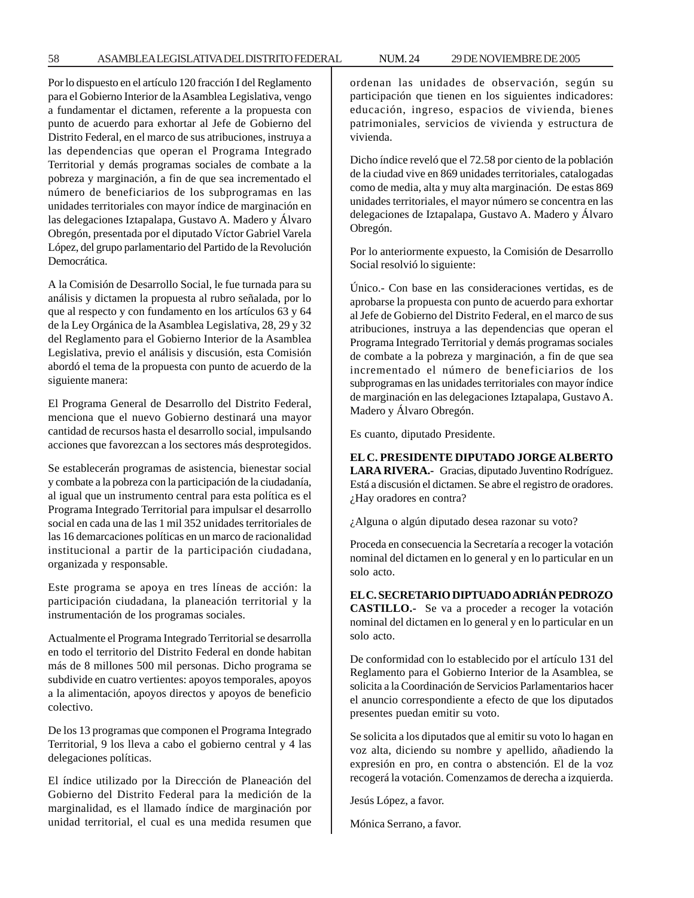Por lo dispuesto en el artículo 120 fracción I del Reglamento para el Gobierno Interior de la Asamblea Legislativa, vengo a fundamentar el dictamen, referente a la propuesta con punto de acuerdo para exhortar al Jefe de Gobierno del Distrito Federal, en el marco de sus atribuciones, instruya a las dependencias que operan el Programa Integrado Territorial y demás programas sociales de combate a la pobreza y marginación, a fin de que sea incrementado el número de beneficiarios de los subprogramas en las unidades territoriales con mayor índice de marginación en las delegaciones Iztapalapa, Gustavo A. Madero y Álvaro Obregón, presentada por el diputado Víctor Gabriel Varela López, del grupo parlamentario del Partido de la Revolución Democrática.

A la Comisión de Desarrollo Social, le fue turnada para su análisis y dictamen la propuesta al rubro señalada, por lo que al respecto y con fundamento en los artículos 63 y 64 de la Ley Orgánica de la Asamblea Legislativa, 28, 29 y 32 del Reglamento para el Gobierno Interior de la Asamblea Legislativa, previo el análisis y discusión, esta Comisión abordó el tema de la propuesta con punto de acuerdo de la siguiente manera:

El Programa General de Desarrollo del Distrito Federal, menciona que el nuevo Gobierno destinará una mayor cantidad de recursos hasta el desarrollo social, impulsando acciones que favorezcan a los sectores más desprotegidos.

Se establecerán programas de asistencia, bienestar social y combate a la pobreza con la participación de la ciudadanía, al igual que un instrumento central para esta política es el Programa Integrado Territorial para impulsar el desarrollo social en cada una de las 1 mil 352 unidades territoriales de las 16 demarcaciones políticas en un marco de racionalidad institucional a partir de la participación ciudadana, organizada y responsable.

Este programa se apoya en tres líneas de acción: la participación ciudadana, la planeación territorial y la instrumentación de los programas sociales.

Actualmente el Programa Integrado Territorial se desarrolla en todo el territorio del Distrito Federal en donde habitan más de 8 millones 500 mil personas. Dicho programa se subdivide en cuatro vertientes: apoyos temporales, apoyos a la alimentación, apoyos directos y apoyos de beneficio colectivo.

De los 13 programas que componen el Programa Integrado Territorial, 9 los lleva a cabo el gobierno central y 4 las delegaciones políticas.

El índice utilizado por la Dirección de Planeación del Gobierno del Distrito Federal para la medición de la marginalidad, es el llamado índice de marginación por unidad territorial, el cual es una medida resumen que ordenan las unidades de observación, según su participación que tienen en los siguientes indicadores: educación, ingreso, espacios de vivienda, bienes patrimoniales, servicios de vivienda y estructura de vivienda.

Dicho índice reveló que el 72.58 por ciento de la población de la ciudad vive en 869 unidades territoriales, catalogadas como de media, alta y muy alta marginación. De estas 869 unidades territoriales, el mayor número se concentra en las delegaciones de Iztapalapa, Gustavo A. Madero y Álvaro Obregón.

Por lo anteriormente expuesto, la Comisión de Desarrollo Social resolvió lo siguiente:

Único.- Con base en las consideraciones vertidas, es de aprobarse la propuesta con punto de acuerdo para exhortar al Jefe de Gobierno del Distrito Federal, en el marco de sus atribuciones, instruya a las dependencias que operan el Programa Integrado Territorial y demás programas sociales de combate a la pobreza y marginación, a fin de que sea incrementado el número de beneficiarios de los subprogramas en las unidades territoriales con mayor índice de marginación en las delegaciones Iztapalapa, Gustavo A. Madero y Álvaro Obregón.

Es cuanto, diputado Presidente.

**EL C. PRESIDENTE DIPUTADO JORGE ALBERTO LARA RIVERA.-** Gracias, diputado Juventino Rodríguez. Está a discusión el dictamen. Se abre el registro de oradores. ¿Hay oradores en contra?

¿Alguna o algún diputado desea razonar su voto?

Proceda en consecuencia la Secretaría a recoger la votación nominal del dictamen en lo general y en lo particular en un solo acto.

**EL C. SECRETARIO DIPTUADO ADRIÁN PEDROZO CASTILLO.-** Se va a proceder a recoger la votación nominal del dictamen en lo general y en lo particular en un solo acto.

De conformidad con lo establecido por el artículo 131 del Reglamento para el Gobierno Interior de la Asamblea, se solicita a la Coordinación de Servicios Parlamentarios hacer el anuncio correspondiente a efecto de que los diputados presentes puedan emitir su voto.

Se solicita a los diputados que al emitir su voto lo hagan en voz alta, diciendo su nombre y apellido, añadiendo la expresión en pro, en contra o abstención. El de la voz recogerá la votación. Comenzamos de derecha a izquierda.

Jesús López, a favor.

Mónica Serrano, a favor.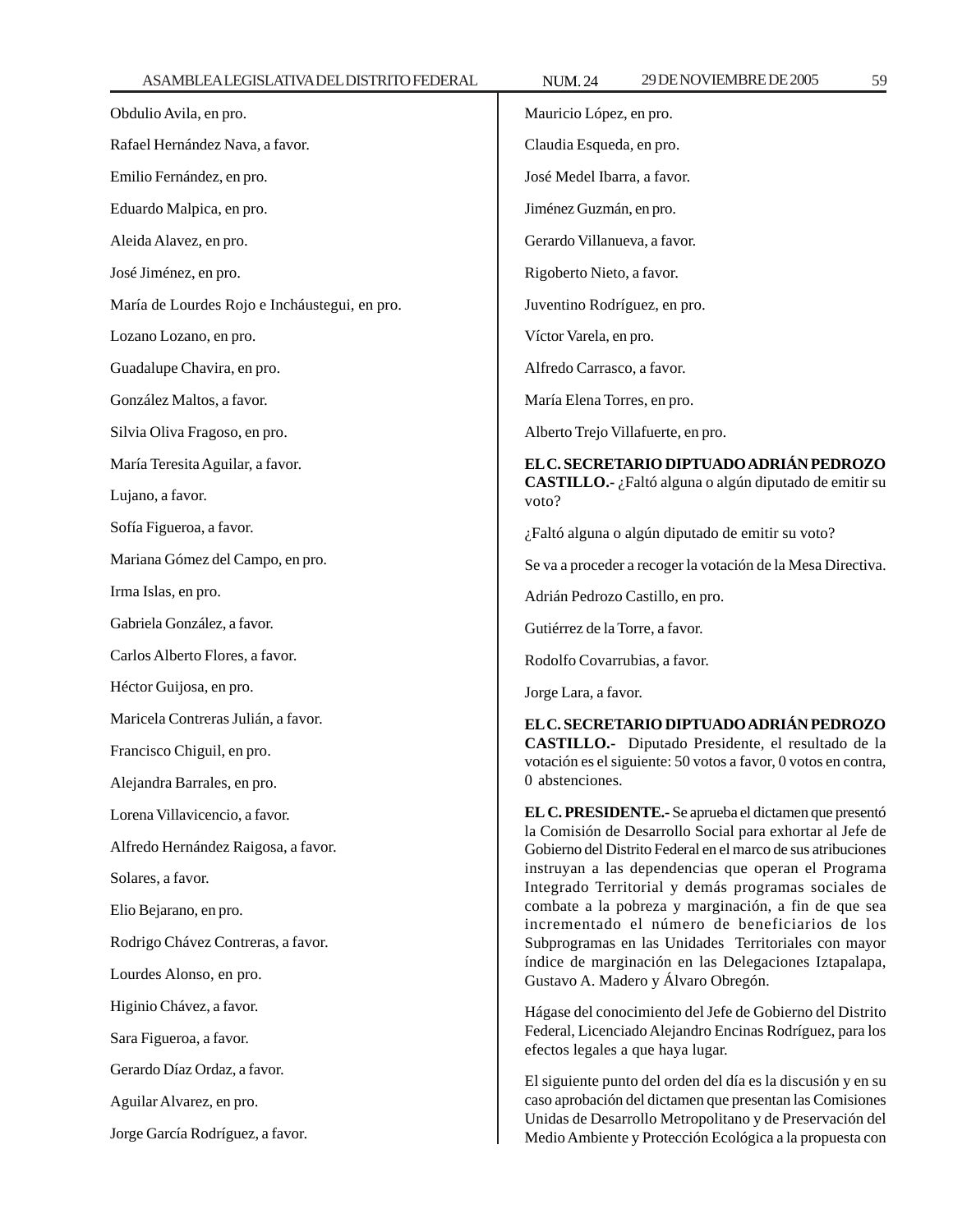Obdulio Avila, en pro.

Rafael Hernández Nava, a favor.

Emilio Fernández, en pro.

Eduardo Malpica, en pro.

Aleida Alavez, en pro.

José Jiménez, en pro.

María de Lourdes Rojo e Incháustegui, en pro.

Lozano Lozano, en pro.

Guadalupe Chavira, en pro.

González Maltos, a favor.

Silvia Oliva Fragoso, en pro.

María Teresita Aguilar, a favor.

Lujano, a favor.

Sofía Figueroa, a favor.

Mariana Gómez del Campo, en pro.

Irma Islas, en pro.

Gabriela González, a favor.

Carlos Alberto Flores, a favor.

Héctor Guijosa, en pro.

Maricela Contreras Julián, a favor.

Francisco Chiguil, en pro.

Alejandra Barrales, en pro.

Lorena Villavicencio, a favor.

Alfredo Hernández Raigosa, a favor.

Solares, a favor.

Elio Bejarano, en pro.

Rodrigo Chávez Contreras, a favor.

Lourdes Alonso, en pro.

Higinio Chávez, a favor.

Sara Figueroa, a favor.

Gerardo Díaz Ordaz, a favor.

Aguilar Alvarez, en pro.

Jorge García Rodríguez, a favor.

Mauricio López, en pro.

Claudia Esqueda, en pro.

José Medel Ibarra, a favor.

Jiménez Guzmán, en pro.

Gerardo Villanueva, a favor.

Rigoberto Nieto, a favor.

Juventino Rodríguez, en pro.

Víctor Varela, en pro.

Alfredo Carrasco, a favor.

María Elena Torres, en pro.

Alberto Trejo Villafuerte, en pro.

**EL C. SECRETARIO DIPTUADO ADRIÁN PEDROZO CASTILLO.-** ¿Faltó alguna o algún diputado de emitir su voto?

¿Faltó alguna o algún diputado de emitir su voto?

Se va a proceder a recoger la votación de la Mesa Directiva.

Adrián Pedrozo Castillo, en pro.

Gutiérrez de la Torre, a favor.

Rodolfo Covarrubias, a favor.

Jorge Lara, a favor.

**EL C. SECRETARIO DIPTUADO ADRIÁN PEDROZO CASTILLO.-** Diputado Presidente, el resultado de la votación es el siguiente: 50 votos a favor, 0 votos en contra, 0 abstenciones.

**EL C. PRESIDENTE.-** Se aprueba el dictamen que presentó la Comisión de Desarrollo Social para exhortar al Jefe de Gobierno del Distrito Federal en el marco de sus atribuciones instruyan a las dependencias que operan el Programa Integrado Territorial y demás programas sociales de combate a la pobreza y marginación, a fin de que sea incrementado el número de beneficiarios de los Subprogramas en las Unidades Territoriales con mayor índice de marginación en las Delegaciones Iztapalapa, Gustavo A. Madero y Álvaro Obregón.

Hágase del conocimiento del Jefe de Gobierno del Distrito Federal, Licenciado Alejandro Encinas Rodríguez, para los efectos legales a que haya lugar.

El siguiente punto del orden del día es la discusión y en su caso aprobación del dictamen que presentan las Comisiones Unidas de Desarrollo Metropolitano y de Preservación del Medio Ambiente y Protección Ecológica a la propuesta con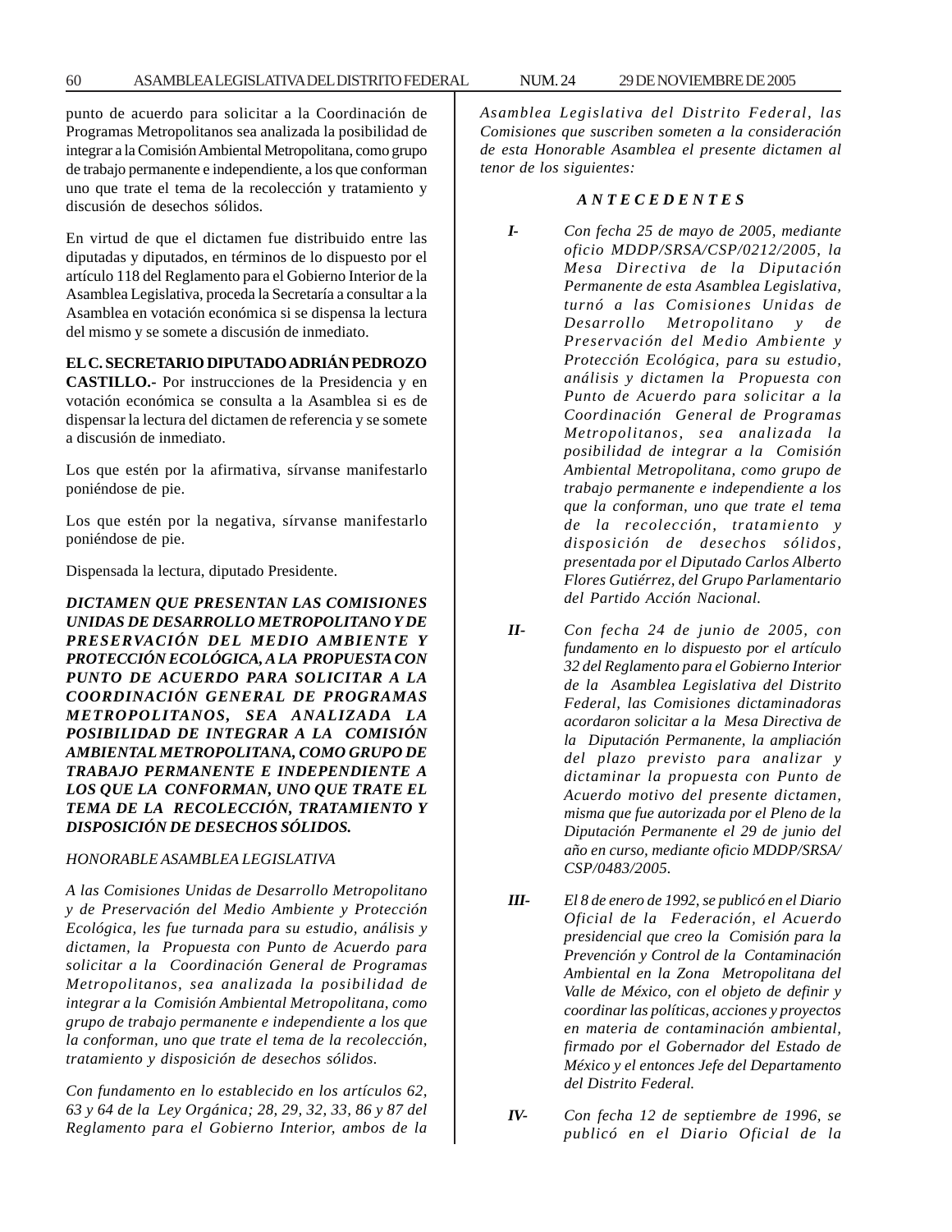punto de acuerdo para solicitar a la Coordinación de Programas Metropolitanos sea analizada la posibilidad de integrar a la Comisión Ambiental Metropolitana, como grupo de trabajo permanente e independiente, a los que conforman uno que trate el tema de la recolección y tratamiento y discusión de desechos sólidos.

En virtud de que el dictamen fue distribuido entre las diputadas y diputados, en términos de lo dispuesto por el artículo 118 del Reglamento para el Gobierno Interior de la Asamblea Legislativa, proceda la Secretaría a consultar a la Asamblea en votación económica si se dispensa la lectura del mismo y se somete a discusión de inmediato.

**EL C. SECRETARIO DIPUTADO ADRIÁN PEDROZO CASTILLO.-** Por instrucciones de la Presidencia y en votación económica se consulta a la Asamblea si es de dispensar la lectura del dictamen de referencia y se somete a discusión de inmediato.

Los que estén por la afirmativa, sírvanse manifestarlo poniéndose de pie.

Los que estén por la negativa, sírvanse manifestarlo poniéndose de pie.

Dispensada la lectura, diputado Presidente.

***DICTAMEN QUE PRESENTAN LAS COMISIONES UNIDAS DE DESARROLLO METROPOLITANO Y DE PRESERVACIÓN DEL MEDIO AMBIENTE Y PROTECCIÓN ECOLÓGICA, A LA PROPUESTA CON PUNTO DE ACUERDO PARA SOLICITAR A LA COORDINACIÓN GENERAL DE PROGRAMAS METROPOLITANOS, SEA ANALIZADA LA POSIBILIDAD DE INTEGRAR A LA COMISIÓN AMBIENTAL METROPOLITANA, COMO GRUPO DE TRABAJO PERMANENTE E INDEPENDIENTE A LOS QUE LA CONFORMAN, UNO QUE TRATE EL TEMA DE LA RECOLECCIÓN, TRATAMIENTO Y DISPOSICIÓN DE DESECHOS SÓLIDOS.***

*HONORABLE ASAMBLEA LEGISLATIVA*

*A las Comisiones Unidas de Desarrollo Metropolitano y de Preservación del Medio Ambiente y Protección Ecológica, les fue turnada para su estudio, análisis y dictamen, la Propuesta con Punto de Acuerdo para solicitar a la Coordinación General de Programas Metropolitanos, sea analizada la posibilidad de integrar a la Comisión Ambiental Metropolitana, como grupo de trabajo permanente e independiente a los que la conforman, uno que trate el tema de la recolección, tratamiento y disposición de desechos sólidos.*

*Con fundamento en lo establecido en los artículos 62, 63 y 64 de la Ley Orgánica; 28, 29, 32, 33, 86 y 87 del Reglamento para el Gobierno Interior, ambos de la Asamblea Legislativa del Distrito Federal, las Comisiones que suscriben someten a la consideración de esta Honorable Asamblea el presente dictamen al tenor de los siguientes:*

***A N T E C E D E N T E S***

***I-*** *Con fecha 25 de mayo de 2005, mediante oficio MDDP/SRSA/CSP/0212/2005, la Mesa Directiva de la Diputación Permanente de esta Asamblea Legislativa, turnó a las Comisiones Unidas de Desarrollo Metropolitano y de Preservación del Medio Ambiente y Protección Ecológica, para su estudio, análisis y dictamen la Propuesta con Punto de Acuerdo para solicitar a la Coordinación General de Programas Metropolitanos, sea analizada la posibilidad de integrar a la Comisión Ambiental Metropolitana, como grupo de trabajo permanente e independiente a los que la conforman, uno que trate el tema de la recolección, tratamiento y disposición de desechos sólidos, presentada por el Diputado Carlos Alberto Flores Gutiérrez, del Grupo Parlamentario del Partido Acción Nacional.*

***II-*** *Con fecha 24 de junio de 2005, con fundamento en lo dispuesto por el artículo 32 del Reglamento para el Gobierno Interior de la Asamblea Legislativa del Distrito Federal, las Comisiones dictaminadoras acordaron solicitar a la Mesa Directiva de la Diputación Permanente, la ampliación del plazo previsto para analizar y dictaminar la propuesta con Punto de Acuerdo motivo del presente dictamen, misma que fue autorizada por el Pleno de la Diputación Permanente el 29 de junio del año en curso, mediante oficio MDDP/SRSA/CSP/0483/2005.*

***III-*** *El 8 de enero de 1992, se publicó en el Diario Oficial de la Federación, el Acuerdo presidencial que creo la Comisión para la Prevención y Control de la Contaminación Ambiental en la Zona Metropolitana del Valle de México, con el objeto de definir y coordinar las políticas, acciones y proyectos en materia de contaminación ambiental, firmado por el Gobernador del Estado de México y el entonces Jefe del Departamento del Distrito Federal.*

***IV-*** *Con fecha 12 de septiembre de 1996, se publicó en el Diario Oficial de la*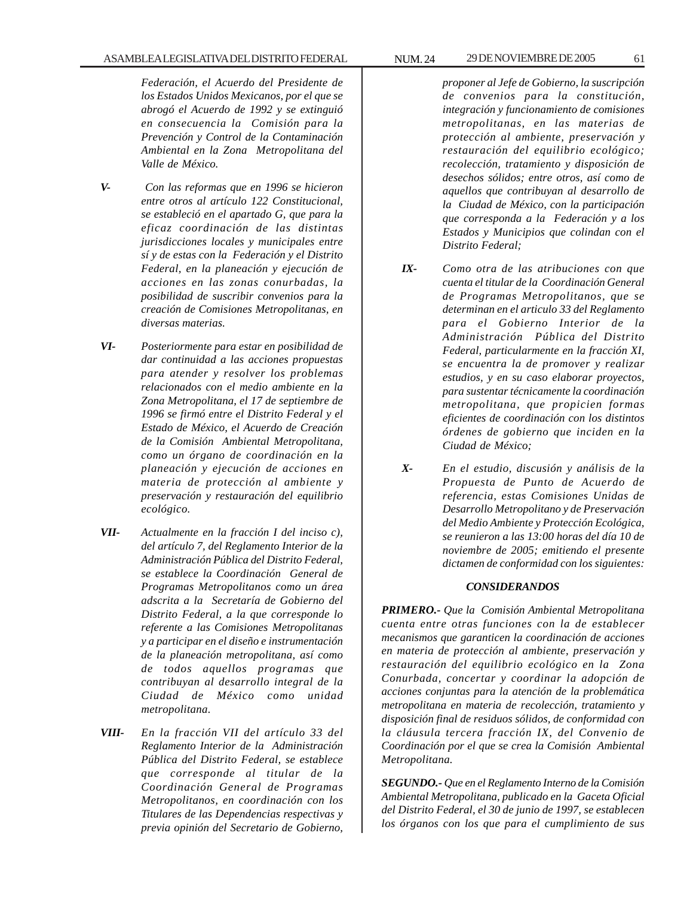*Federación, el Acuerdo del Presidente de los Estados Unidos Mexicanos, por el que se abrogó el Acuerdo de 1992 y se extinguió en consecuencia la Comisión para la Prevención y Control de la Contaminación Ambiental en la Zona Metropolitana del Valle de México.*

***V-*** *Con las reformas que en 1996 se hicieron entre otros al artículo 122 Constitucional, se estableció en el apartado G, que para la eficaz coordinación de las distintas jurisdicciones locales y municipales entre sí y de estas con la Federación y el Distrito Federal, en la planeación y ejecución de acciones en las zonas conurbadas, la posibilidad de suscribir convenios para la creación de Comisiones Metropolitanas, en diversas materias.*

***VI-*** *Posteriormente para estar en posibilidad de dar continuidad a las acciones propuestas para atender y resolver los problemas relacionados con el medio ambiente en la Zona Metropolitana, el 17 de septiembre de 1996 se firmó entre el Distrito Federal y el Estado de México, el Acuerdo de Creación de la Comisión Ambiental Metropolitana, como un órgano de coordinación en la planeación y ejecución de acciones en materia de protección al ambiente y preservación y restauración del equilibrio ecológico.*

***VII-*** *Actualmente en la fracción I del inciso c), del artículo 7, del Reglamento Interior de la Administración Pública del Distrito Federal, se establece la Coordinación General de Programas Metropolitanos como un área adscrita a la Secretaría de Gobierno del Distrito Federal, a la que corresponde lo referente a las Comisiones Metropolitanas y a participar en el diseño e instrumentación de la planeación metropolitana, así como de todos aquellos programas que contribuyan al desarrollo integral de la Ciudad de México como unidad metropolitana.*

***VIII-*** *En la fracción VII del artículo 33 del Reglamento Interior de la Administración Pública del Distrito Federal, se establece que corresponde al titular de la Coordinación General de Programas Metropolitanos, en coordinación con los Titulares de las Dependencias respectivas y previa opinión del Secretario de Gobierno, proponer al Jefe de Gobierno, la suscripción de convenios para la constitución, integración y funcionamiento de comisiones metropolitanas, en las materias de protección al ambiente, preservación y restauración del equilibrio ecológico; recolección, tratamiento y disposición de desechos sólidos; entre otros, así como de aquellos que contribuyan al desarrollo de la Ciudad de México, con la participación que corresponda a la Federación y a los Estados y Municipios que colindan con el Distrito Federal;*

***IX-*** *Como otra de las atribuciones con que cuenta el titular de la Coordinación General de Programas Metropolitanos, que se determinan en el articulo 33 del Reglamento para el Gobierno Interior de la Administración Pública del Distrito Federal, particularmente en la fracción XI, se encuentra la de promover y realizar estudios, y en su caso elaborar proyectos, para sustentar técnicamente la coordinación metropolitana, que propicien formas eficientes de coordinación con los distintos órdenes de gobierno que inciden en la Ciudad de México;*

***X-*** *En el estudio, discusión y análisis de la Propuesta de Punto de Acuerdo de referencia, estas Comisiones Unidas de Desarrollo Metropolitano y de Preservación del Medio Ambiente y Protección Ecológica, se reunieron a las 13:00 horas del día 10 de noviembre de 2005; emitiendo el presente dictamen de conformidad con los siguientes:*

***CONSIDERANDOS***

***PRIMERO.-*** *Que la Comisión Ambiental Metropolitana cuenta entre otras funciones con la de establecer mecanismos que garanticen la coordinación de acciones en materia de protección al ambiente, preservación y restauración del equilibrio ecológico en la Zona Conurbada, concertar y coordinar la adopción de acciones conjuntas para la atención de la problemática metropolitana en materia de recolección, tratamiento y disposición final de residuos sólidos, de conformidad con la cláusula tercera fracción IX, del Convenio de Coordinación por el que se crea la Comisión Ambiental Metropolitana.*

***SEGUNDO.-*** *Que en el Reglamento Interno de la Comisión Ambiental Metropolitana, publicado en la Gaceta Oficial del Distrito Federal, el 30 de junio de 1997, se establecen los órganos con los que para el cumplimiento de sus*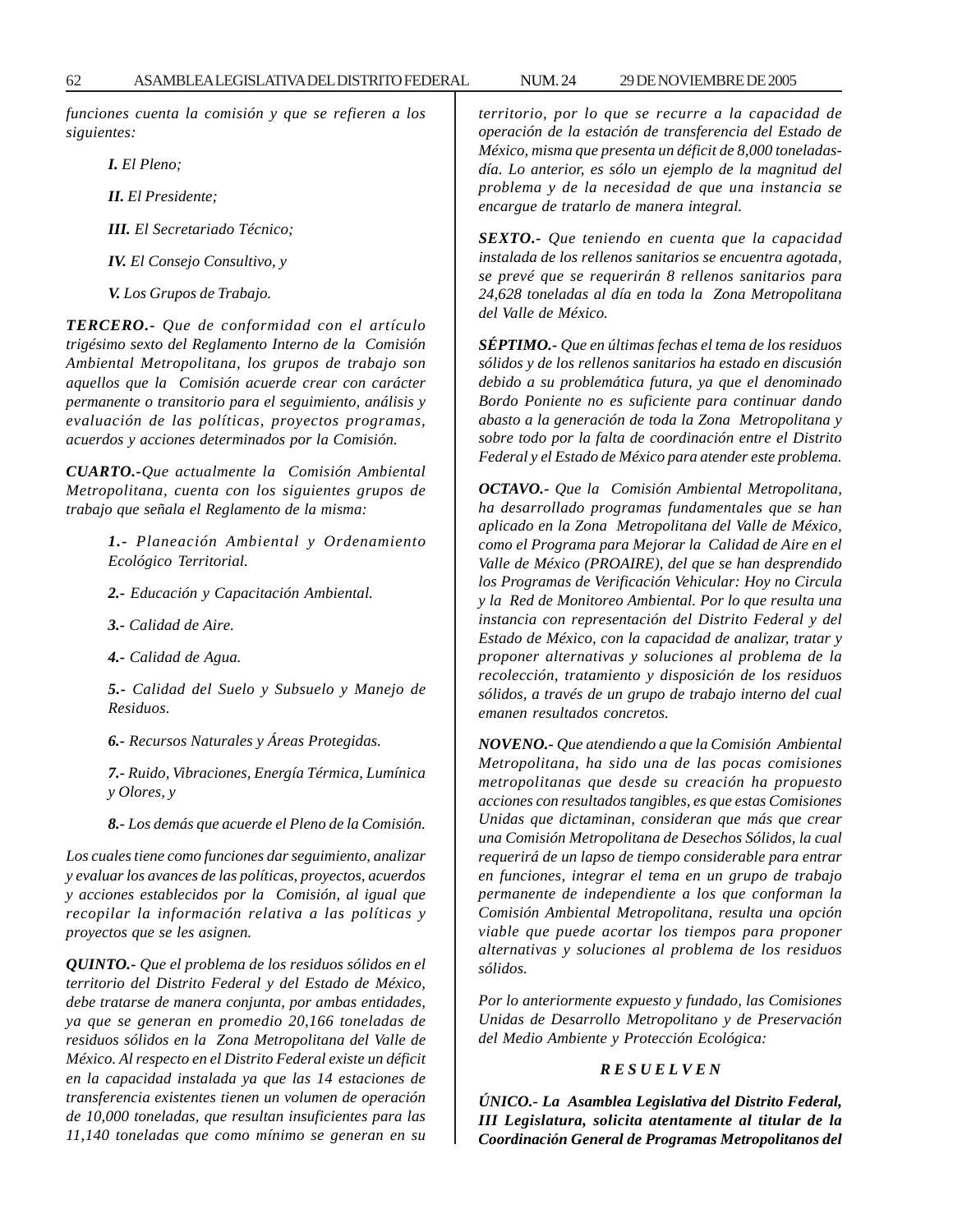*funciones cuenta la comisión y que se refieren a los siguientes:*

***I.*** *El Pleno;*

***II.*** *El Presidente;*

***III.*** *El Secretariado Técnico;*

***IV.*** *El Consejo Consultivo, y*

***V.*** *Los Grupos de Trabajo.*

***TERCERO.-*** *Que de conformidad con el artículo trigésimo sexto del Reglamento Interno de la Comisión Ambiental Metropolitana, los grupos de trabajo son aquellos que la Comisión acuerde crear con carácter permanente o transitorio para el seguimiento, análisis y evaluación de las políticas, proyectos programas, acuerdos y acciones determinados por la Comisión.*

***CUARTO.-****Que actualmente la Comisión Ambiental Metropolitana, cuenta con los siguientes grupos de trabajo que señala el Reglamento de la misma:*

***1.-*** *Planeación Ambiental y Ordenamiento Ecológico Territorial.*

***2.-*** *Educación y Capacitación Ambiental.*

***3.-*** *Calidad de Aire.*

***4.-*** *Calidad de Agua.*

***5.-*** *Calidad del Suelo y Subsuelo y Manejo de Residuos.*

***6.-*** *Recursos Naturales y Áreas Protegidas.*

***7.-*** *Ruido, Vibraciones, Energía Térmica, Lumínica y Olores, y*

***8.-*** *Los demás que acuerde el Pleno de la Comisión.*

*Los cuales tiene como funciones dar seguimiento, analizar y evaluar los avances de las políticas, proyectos, acuerdos y acciones establecidos por la Comisión, al igual que recopilar la información relativa a las políticas y proyectos que se les asignen.*

***QUINTO.-*** *Que el problema de los residuos sólidos en el territorio del Distrito Federal y del Estado de México, debe tratarse de manera conjunta, por ambas entidades, ya que se generan en promedio 20,166 toneladas de residuos sólidos en la Zona Metropolitana del Valle de México. Al respecto en el Distrito Federal existe un déficit en la capacidad instalada ya que las 14 estaciones de transferencia existentes tienen un volumen de operación de 10,000 toneladas, que resultan insuficientes para las 11,140 toneladas que como mínimo se generan en su territorio, por lo que se recurre a la capacidad de operación de la estación de transferencia del Estado de México, misma que presenta un déficit de 8,000 toneladas-día. Lo anterior, es sólo un ejemplo de la magnitud del problema y de la necesidad de que una instancia se encargue de tratarlo de manera integral.*

***SEXTO.-*** *Que teniendo en cuenta que la capacidad instalada de los rellenos sanitarios se encuentra agotada, se prevé que se requerirán 8 rellenos sanitarios para 24,628 toneladas al día en toda la Zona Metropolitana del Valle de México.*

***SÉPTIMO.-*** *Que en últimas fechas el tema de los residuos sólidos y de los rellenos sanitarios ha estado en discusión debido a su problemática futura, ya que el denominado Bordo Poniente no es suficiente para continuar dando abasto a la generación de toda la Zona Metropolitana y sobre todo por la falta de coordinación entre el Distrito Federal y el Estado de México para atender este problema.*

***OCTAVO.-*** *Que la Comisión Ambiental Metropolitana, ha desarrollado programas fundamentales que se han aplicado en la Zona Metropolitana del Valle de México, como el Programa para Mejorar la Calidad de Aire en el Valle de México (PROAIRE), del que se han desprendido los Programas de Verificación Vehicular: Hoy no Circula y la Red de Monitoreo Ambiental. Por lo que resulta una instancia con representación del Distrito Federal y del Estado de México, con la capacidad de analizar, tratar y proponer alternativas y soluciones al problema de la recolección, tratamiento y disposición de los residuos sólidos, a través de un grupo de trabajo interno del cual emanen resultados concretos.*

***NOVENO.-*** *Que atendiendo a que la Comisión Ambiental Metropolitana, ha sido una de las pocas comisiones metropolitanas que desde su creación ha propuesto acciones con resultados tangibles, es que estas Comisiones Unidas que dictaminan, consideran que más que crear una Comisión Metropolitana de Desechos Sólidos, la cual requerirá de un lapso de tiempo considerable para entrar en funciones, integrar el tema en un grupo de trabajo permanente de independiente a los que conforman la Comisión Ambiental Metropolitana, resulta una opción viable que puede acortar los tiempos para proponer alternativas y soluciones al problema de los residuos sólidos.*

*Por lo anteriormente expuesto y fundado, las Comisiones Unidas de Desarrollo Metropolitano y de Preservación del Medio Ambiente y Protección Ecológica:*

***R E S U E L V E N***

***ÚNICO.- La Asamblea Legislativa del Distrito Federal, III Legislatura, solicita atentamente al titular de la Coordinación General de Programas Metropolitanos del***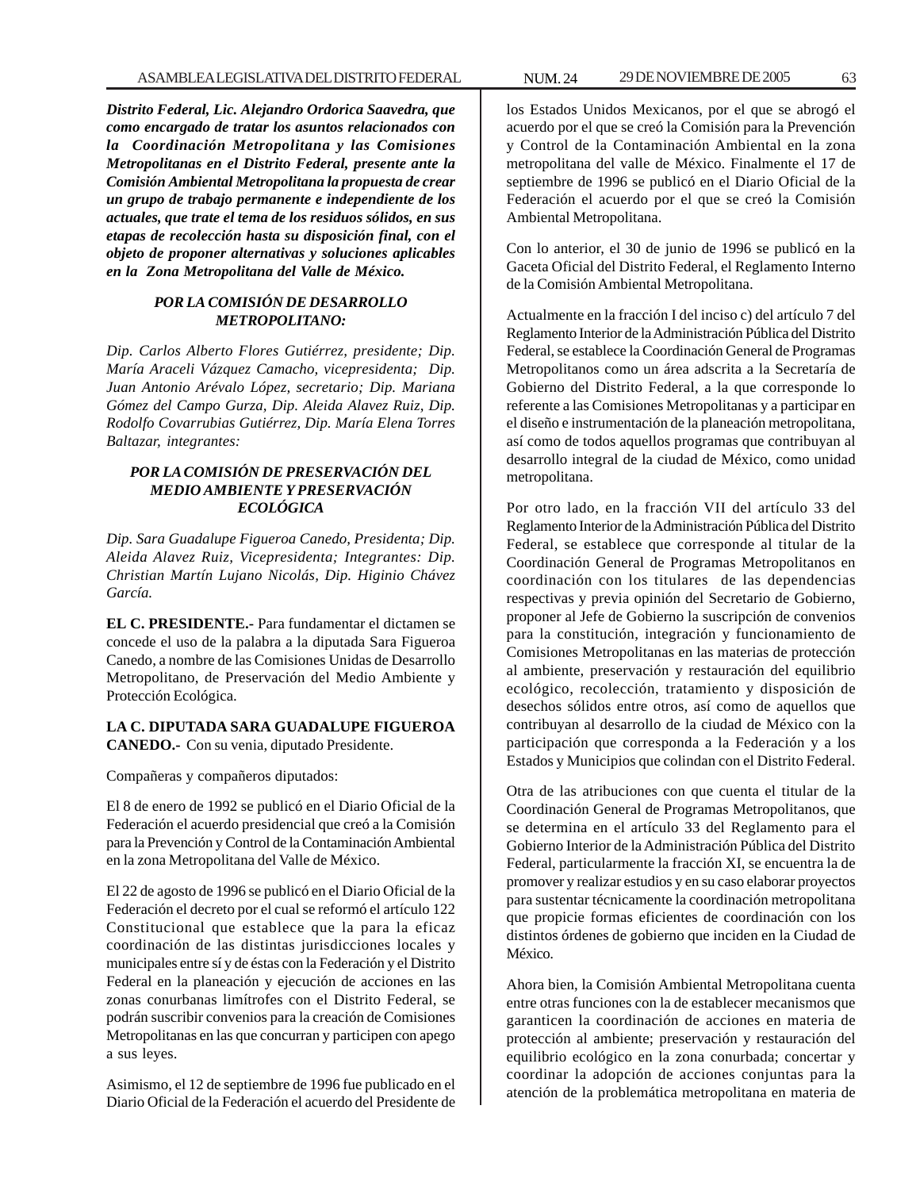*Distrito Federal, Lic. Alejandro Ordorica Saavedra, que como encargado de tratar los asuntos relacionados con la Coordinación Metropolitana y las Comisiones Metropolitanas en el Distrito Federal, presente ante la Comisión Ambiental Metropolitana la propuesta de crear un grupo de trabajo permanente e independiente de los actuales, que trate el tema de los residuos sólidos, en sus etapas de recolección hasta su disposición final, con el objeto de proponer alternativas y soluciones aplicables en la Zona Metropolitana del Valle de México.*

***POR LA COMISIÓN DE DESARROLLO METROPOLITANO:***

*Dip. Carlos Alberto Flores Gutiérrez, presidente; Dip. María Araceli Vázquez Camacho, vicepresidenta; Dip. Juan Antonio Arévalo López, secretario; Dip. Mariana Gómez del Campo Gurza, Dip. Aleida Alavez Ruiz, Dip. Rodolfo Covarrubias Gutiérrez, Dip. María Elena Torres Baltazar, integrantes:*

***POR LA COMISIÓN DE PRESERVACIÓN DEL MEDIO AMBIENTE Y PRESERVACIÓN ECOLÓGICA***

*Dip. Sara Guadalupe Figueroa Canedo, Presidenta; Dip. Aleida Alavez Ruiz, Vicepresidenta; Integrantes: Dip. Christian Martín Lujano Nicolás, Dip. Higinio Chávez García.*

**EL C. PRESIDENTE.-** Para fundamentar el dictamen se concede el uso de la palabra a la diputada Sara Figueroa Canedo, a nombre de las Comisiones Unidas de Desarrollo Metropolitano, de Preservación del Medio Ambiente y Protección Ecológica.

**LA C. DIPUTADA SARA GUADALUPE FIGUEROA CANEDO.-** Con su venia, diputado Presidente.

Compañeras y compañeros diputados:

El 8 de enero de 1992 se publicó en el Diario Oficial de la Federación el acuerdo presidencial que creó a la Comisión para la Prevención y Control de la Contaminación Ambiental en la zona Metropolitana del Valle de México.

El 22 de agosto de 1996 se publicó en el Diario Oficial de la Federación el decreto por el cual se reformó el artículo 122 Constitucional que establece que la para la eficaz coordinación de las distintas jurisdicciones locales y municipales entre sí y de éstas con la Federación y el Distrito Federal en la planeación y ejecución de acciones en las zonas conurbanas limítrofes con el Distrito Federal, se podrán suscribir convenios para la creación de Comisiones Metropolitanas en las que concurran y participen con apego a sus leyes.

Asimismo, el 12 de septiembre de 1996 fue publicado en el Diario Oficial de la Federación el acuerdo del Presidente de los Estados Unidos Mexicanos, por el que se abrogó el acuerdo por el que se creó la Comisión para la Prevención y Control de la Contaminación Ambiental en la zona metropolitana del valle de México. Finalmente el 17 de septiembre de 1996 se publicó en el Diario Oficial de la Federación el acuerdo por el que se creó la Comisión Ambiental Metropolitana.

Con lo anterior, el 30 de junio de 1996 se publicó en la Gaceta Oficial del Distrito Federal, el Reglamento Interno de la Comisión Ambiental Metropolitana.

Actualmente en la fracción I del inciso c) del artículo 7 del Reglamento Interior de la Administración Pública del Distrito Federal, se establece la Coordinación General de Programas Metropolitanos como un área adscrita a la Secretaría de Gobierno del Distrito Federal, a la que corresponde lo referente a las Comisiones Metropolitanas y a participar en el diseño e instrumentación de la planeación metropolitana, así como de todos aquellos programas que contribuyan al desarrollo integral de la ciudad de México, como unidad metropolitana.

Por otro lado, en la fracción VII del artículo 33 del Reglamento Interior de la Administración Pública del Distrito Federal, se establece que corresponde al titular de la Coordinación General de Programas Metropolitanos en coordinación con los titulares de las dependencias respectivas y previa opinión del Secretario de Gobierno, proponer al Jefe de Gobierno la suscripción de convenios para la constitución, integración y funcionamiento de Comisiones Metropolitanas en las materias de protección al ambiente, preservación y restauración del equilibrio ecológico, recolección, tratamiento y disposición de desechos sólidos entre otros, así como de aquellos que contribuyan al desarrollo de la ciudad de México con la participación que corresponda a la Federación y a los Estados y Municipios que colindan con el Distrito Federal.

Otra de las atribuciones con que cuenta el titular de la Coordinación General de Programas Metropolitanos, que se determina en el artículo 33 del Reglamento para el Gobierno Interior de la Administración Pública del Distrito Federal, particularmente la fracción XI, se encuentra la de promover y realizar estudios y en su caso elaborar proyectos para sustentar técnicamente la coordinación metropolitana que propicie formas eficientes de coordinación con los distintos órdenes de gobierno que inciden en la Ciudad de México.

Ahora bien, la Comisión Ambiental Metropolitana cuenta entre otras funciones con la de establecer mecanismos que garanticen la coordinación de acciones en materia de protección al ambiente; preservación y restauración del equilibrio ecológico en la zona conurbada; concertar y coordinar la adopción de acciones conjuntas para la atención de la problemática metropolitana en materia de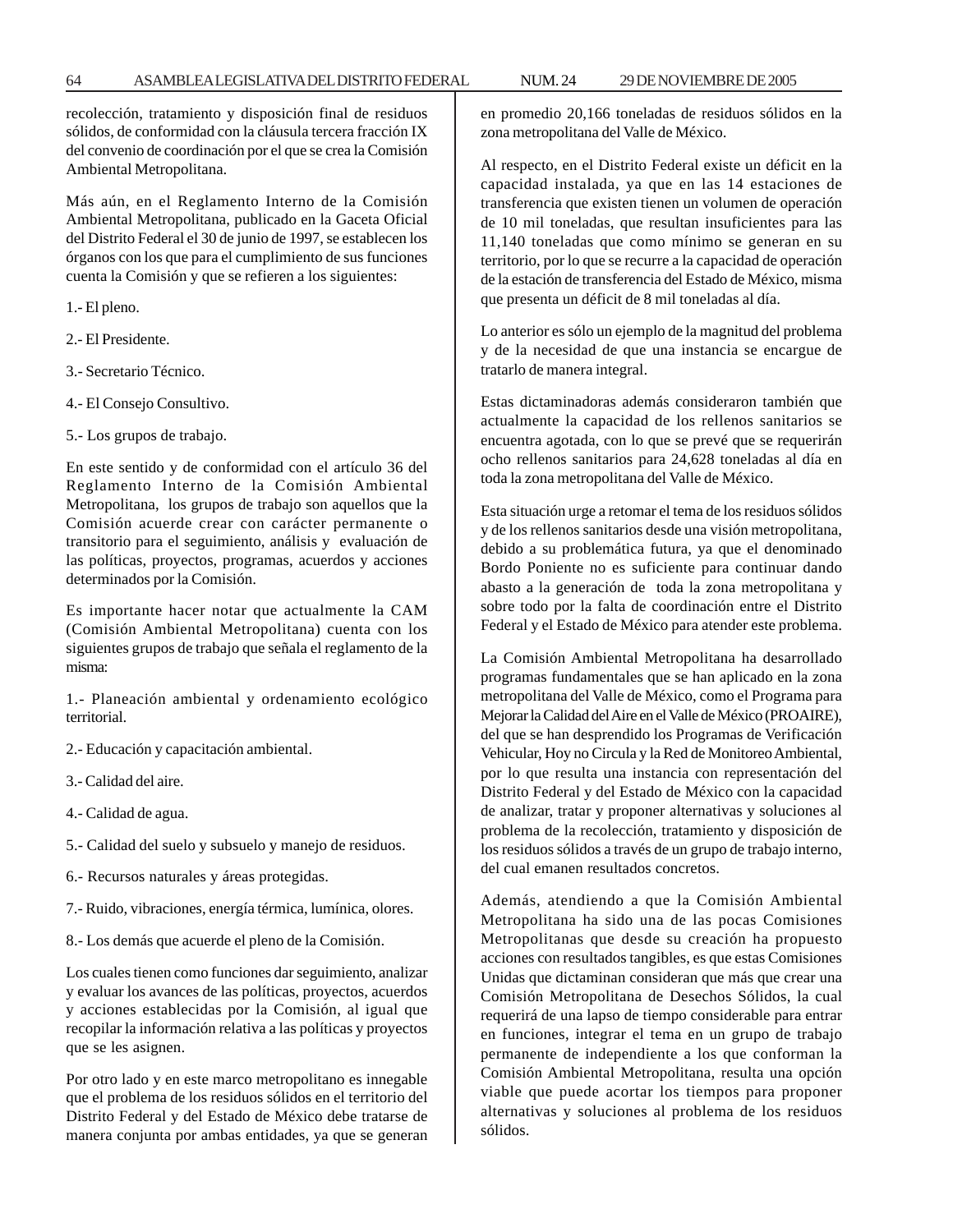recolección, tratamiento y disposición final de residuos sólidos, de conformidad con la cláusula tercera fracción IX del convenio de coordinación por el que se crea la Comisión Ambiental Metropolitana.

Más aún, en el Reglamento Interno de la Comisión Ambiental Metropolitana, publicado en la Gaceta Oficial del Distrito Federal el 30 de junio de 1997, se establecen los órganos con los que para el cumplimiento de sus funciones cuenta la Comisión y que se refieren a los siguientes:

1.- El pleno.

2.- El Presidente.

3.- Secretario Técnico.

4.- El Consejo Consultivo.

5.- Los grupos de trabajo.

En este sentido y de conformidad con el artículo 36 del Reglamento Interno de la Comisión Ambiental Metropolitana, los grupos de trabajo son aquellos que la Comisión acuerde crear con carácter permanente o transitorio para el seguimiento, análisis y evaluación de las políticas, proyectos, programas, acuerdos y acciones determinados por la Comisión.

Es importante hacer notar que actualmente la CAM (Comisión Ambiental Metropolitana) cuenta con los siguientes grupos de trabajo que señala el reglamento de la misma:

1.- Planeación ambiental y ordenamiento ecológico territorial.

2.- Educación y capacitación ambiental.

3.- Calidad del aire.

4.- Calidad de agua.

5.- Calidad del suelo y subsuelo y manejo de residuos.

6.- Recursos naturales y áreas protegidas.

7.- Ruido, vibraciones, energía térmica, lumínica, olores.

8.- Los demás que acuerde el pleno de la Comisión.

Los cuales tienen como funciones dar seguimiento, analizar y evaluar los avances de las políticas, proyectos, acuerdos y acciones establecidas por la Comisión, al igual que recopilar la información relativa a las políticas y proyectos que se les asignen.

Por otro lado y en este marco metropolitano es innegable que el problema de los residuos sólidos en el territorio del Distrito Federal y del Estado de México debe tratarse de manera conjunta por ambas entidades, ya que se generan en promedio 20,166 toneladas de residuos sólidos en la zona metropolitana del Valle de México.

Al respecto, en el Distrito Federal existe un déficit en la capacidad instalada, ya que en las 14 estaciones de transferencia que existen tienen un volumen de operación de 10 mil toneladas, que resultan insuficientes para las 11,140 toneladas que como mínimo se generan en su territorio, por lo que se recurre a la capacidad de operación de la estación de transferencia del Estado de México, misma que presenta un déficit de 8 mil toneladas al día.

Lo anterior es sólo un ejemplo de la magnitud del problema y de la necesidad de que una instancia se encargue de tratarlo de manera integral.

Estas dictaminadoras además consideraron también que actualmente la capacidad de los rellenos sanitarios se encuentra agotada, con lo que se prevé que se requerirán ocho rellenos sanitarios para 24,628 toneladas al día en toda la zona metropolitana del Valle de México.

Esta situación urge a retomar el tema de los residuos sólidos y de los rellenos sanitarios desde una visión metropolitana, debido a su problemática futura, ya que el denominado Bordo Poniente no es suficiente para continuar dando abasto a la generación de toda la zona metropolitana y sobre todo por la falta de coordinación entre el Distrito Federal y el Estado de México para atender este problema.

La Comisión Ambiental Metropolitana ha desarrollado programas fundamentales que se han aplicado en la zona metropolitana del Valle de México, como el Programa para Mejorar la Calidad del Aire en el Valle de México (PROAIRE), del que se han desprendido los Programas de Verificación Vehicular, Hoy no Circula y la Red de Monitoreo Ambiental, por lo que resulta una instancia con representación del Distrito Federal y del Estado de México con la capacidad de analizar, tratar y proponer alternativas y soluciones al problema de la recolección, tratamiento y disposición de los residuos sólidos a través de un grupo de trabajo interno, del cual emanen resultados concretos.

Además, atendiendo a que la Comisión Ambiental Metropolitana ha sido una de las pocas Comisiones Metropolitanas que desde su creación ha propuesto acciones con resultados tangibles, es que estas Comisiones Unidas que dictaminan consideran que más que crear una Comisión Metropolitana de Desechos Sólidos, la cual requerirá de una lapso de tiempo considerable para entrar en funciones, integrar el tema en un grupo de trabajo permanente de independiente a los que conforman la Comisión Ambiental Metropolitana, resulta una opción viable que puede acortar los tiempos para proponer alternativas y soluciones al problema de los residuos sólidos.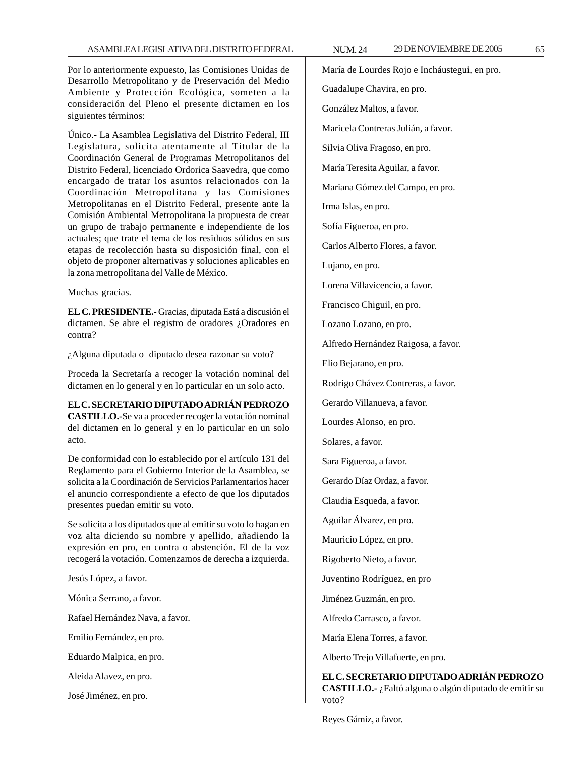Por lo anteriormente expuesto, las Comisiones Unidas de Desarrollo Metropolitano y de Preservación del Medio Ambiente y Protección Ecológica, someten a la consideración del Pleno el presente dictamen en los siguientes términos:

Único.- La Asamblea Legislativa del Distrito Federal, III Legislatura, solicita atentamente al Titular de la Coordinación General de Programas Metropolitanos del Distrito Federal, licenciado Ordorica Saavedra, que como encargado de tratar los asuntos relacionados con la Coordinación Metropolitana y las Comisiones Metropolitanas en el Distrito Federal, presente ante la Comisión Ambiental Metropolitana la propuesta de crear un grupo de trabajo permanente e independiente de los actuales; que trate el tema de los residuos sólidos en sus etapas de recolección hasta su disposición final, con el objeto de proponer alternativas y soluciones aplicables en la zona metropolitana del Valle de México.

Muchas gracias.

**EL C. PRESIDENTE.-** Gracias, diputada Está a discusión el dictamen. Se abre el registro de oradores ¿Oradores en contra?

¿Alguna diputada o diputado desea razonar su voto?

Proceda la Secretaría a recoger la votación nominal del dictamen en lo general y en lo particular en un solo acto.

**EL C. SECRETARIO DIPUTADO ADRIÁN PEDROZO CASTILLO.-** Se va a proceder recoger la votación nominal del dictamen en lo general y en lo particular en un solo acto.

De conformidad con lo establecido por el artículo 131 del Reglamento para el Gobierno Interior de la Asamblea, se solicita a la Coordinación de Servicios Parlamentarios hacer el anuncio correspondiente a efecto de que los diputados presentes puedan emitir su voto.

Se solicita a los diputados que al emitir su voto lo hagan en voz alta diciendo su nombre y apellido, añadiendo la expresión en pro, en contra o abstención. El de la voz recogerá la votación. Comenzamos de derecha a izquierda.

Jesús López, a favor.

Mónica Serrano, a favor.

Rafael Hernández Nava, a favor.

Emilio Fernández, en pro.

Eduardo Malpica, en pro.

Aleida Alavez, en pro.

José Jiménez, en pro.

María de Lourdes Rojo e Incháustegui, en pro.

Guadalupe Chavira, en pro.

González Maltos, a favor.

Maricela Contreras Julián, a favor.

Silvia Oliva Fragoso, en pro.

María Teresita Aguilar, a favor.

Mariana Gómez del Campo, en pro.

Irma Islas, en pro.

Sofía Figueroa, en pro.

Carlos Alberto Flores, a favor.

Lujano, en pro.

Lorena Villavicencio, a favor.

Francisco Chiguil, en pro.

Lozano Lozano, en pro.

Alfredo Hernández Raigosa, a favor.

Elio Bejarano, en pro.

Rodrigo Chávez Contreras, a favor.

Gerardo Villanueva, a favor.

Lourdes Alonso, en pro.

Solares, a favor.

Sara Figueroa, a favor.

Gerardo Díaz Ordaz, a favor.

Claudia Esqueda, a favor.

Aguilar Álvarez, en pro.

Mauricio López, en pro.

Rigoberto Nieto, a favor.

Juventino Rodríguez, en pro

Jiménez Guzmán, en pro.

Alfredo Carrasco, a favor.

María Elena Torres, a favor.

Alberto Trejo Villafuerte, en pro.

**EL C. SECRETARIO DIPUTADO ADRIÁN PEDROZO CASTILLO.-** ¿Faltó alguna o algún diputado de emitir su voto?

Reyes Gámiz, a favor.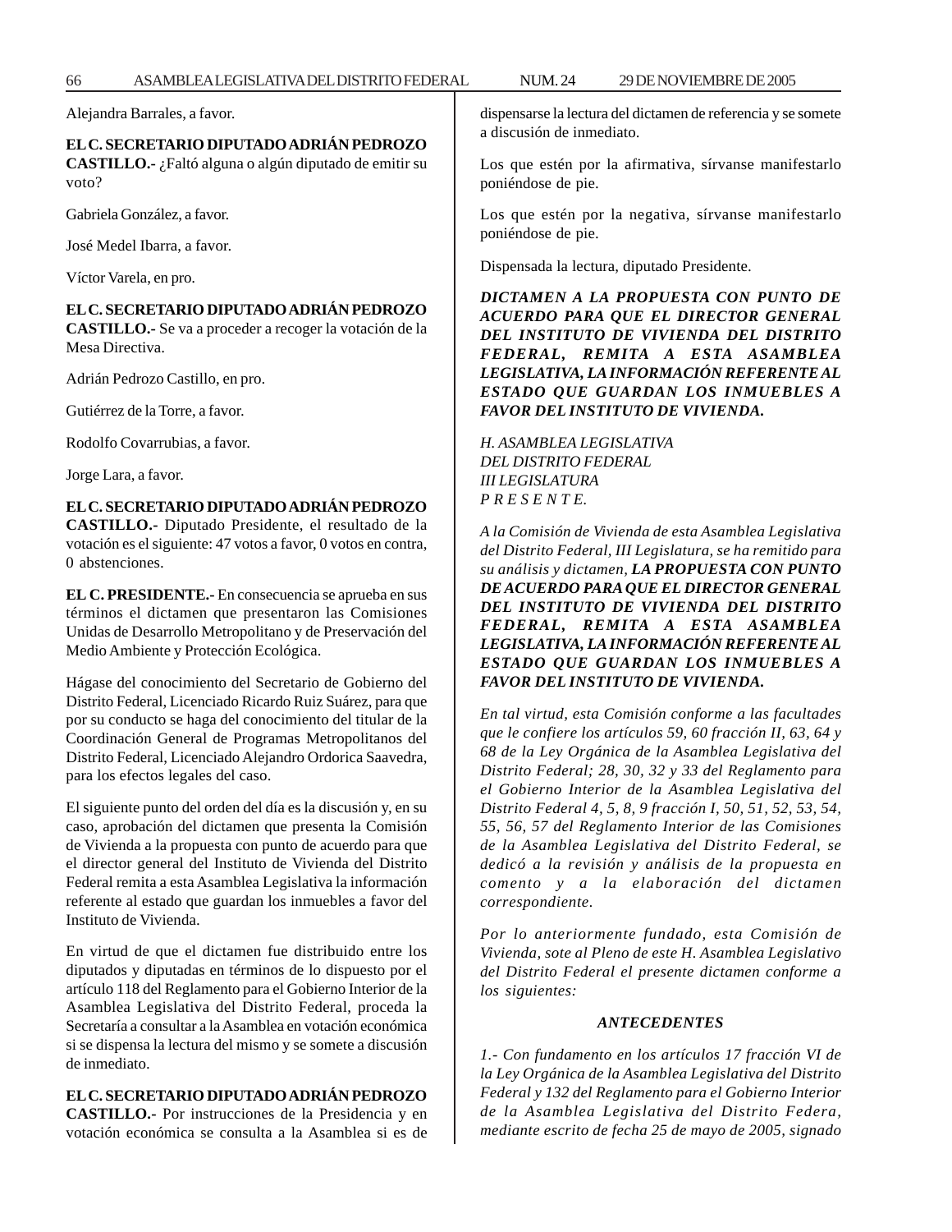Alejandra Barrales, a favor.

**EL C. SECRETARIO DIPUTADO ADRIÁN PEDROZO CASTILLO.-** ¿Faltó alguna o algún diputado de emitir su voto?

Gabriela González, a favor.

José Medel Ibarra, a favor.

Víctor Varela, en pro.

**EL C. SECRETARIO DIPUTADO ADRIÁN PEDROZO CASTILLO.-** Se va a proceder a recoger la votación de la Mesa Directiva.

Adrián Pedrozo Castillo, en pro.

Gutiérrez de la Torre, a favor.

Rodolfo Covarrubias, a favor.

Jorge Lara, a favor.

**EL C. SECRETARIO DIPUTADO ADRIÁN PEDROZO CASTILLO.-** Diputado Presidente, el resultado de la votación es el siguiente: 47 votos a favor, 0 votos en contra, 0 abstenciones.

**EL C. PRESIDENTE.-** En consecuencia se aprueba en sus términos el dictamen que presentaron las Comisiones Unidas de Desarrollo Metropolitano y de Preservación del Medio Ambiente y Protección Ecológica.

Hágase del conocimiento del Secretario de Gobierno del Distrito Federal, Licenciado Ricardo Ruiz Suárez, para que por su conducto se haga del conocimiento del titular de la Coordinación General de Programas Metropolitanos del Distrito Federal, Licenciado Alejandro Ordorica Saavedra, para los efectos legales del caso.

El siguiente punto del orden del día es la discusión y, en su caso, aprobación del dictamen que presenta la Comisión de Vivienda a la propuesta con punto de acuerdo para que el director general del Instituto de Vivienda del Distrito Federal remita a esta Asamblea Legislativa la información referente al estado que guardan los inmuebles a favor del Instituto de Vivienda.

En virtud de que el dictamen fue distribuido entre los diputados y diputadas en términos de lo dispuesto por el artículo 118 del Reglamento para el Gobierno Interior de la Asamblea Legislativa del Distrito Federal, proceda la Secretaría a consultar a la Asamblea en votación económica si se dispensa la lectura del mismo y se somete a discusión de inmediato.

**EL C. SECRETARIO DIPUTADO ADRIÁN PEDROZO CASTILLO.-** Por instrucciones de la Presidencia y en votación económica se consulta a la Asamblea si es de dispensarse la lectura del dictamen de referencia y se somete a discusión de inmediato.

Los que estén por la afirmativa, sírvanse manifestarlo poniéndose de pie.

Los que estén por la negativa, sírvanse manifestarlo poniéndose de pie.

Dispensada la lectura, diputado Presidente.

***DICTAMEN A LA PROPUESTA CON PUNTO DE ACUERDO PARA QUE EL DIRECTOR GENERAL DEL INSTITUTO DE VIVIENDA DEL DISTRITO FEDERAL, REMITA A ESTA ASAMBLEA LEGISLATIVA, LA INFORMACIÓN REFERENTE AL ESTADO QUE GUARDAN LOS INMUEBLES A FAVOR DEL INSTITUTO DE VIVIENDA.***

*H. ASAMBLEA LEGISLATIVA*
*DEL DISTRITO FEDERAL*
*III LEGISLATURA*
*P R E S E N T E.*

*A la Comisión de Vivienda de esta Asamblea Legislativa del Distrito Federal, III Legislatura, se ha remitido para su análisis y dictamen,* ***LA PROPUESTA CON PUNTO DE ACUERDO PARA QUE EL DIRECTOR GENERAL DEL INSTITUTO DE VIVIENDA DEL DISTRITO FEDERAL, REMITA A ESTA ASAMBLEA LEGISLATIVA, LA INFORMACIÓN REFERENTE AL ESTADO QUE GUARDAN LOS INMUEBLES A FAVOR DEL INSTITUTO DE VIVIENDA.***

*En tal virtud, esta Comisión conforme a las facultades que le confiere los artículos 59, 60 fracción II, 63, 64 y 68 de la Ley Orgánica de la Asamblea Legislativa del Distrito Federal; 28, 30, 32 y 33 del Reglamento para el Gobierno Interior de la Asamblea Legislativa del Distrito Federal 4, 5, 8, 9 fracción I, 50, 51, 52, 53, 54, 55, 56, 57 del Reglamento Interior de las Comisiones de la Asamblea Legislativa del Distrito Federal, se dedicó a la revisión y análisis de la propuesta en comento y a la elaboración del dictamen correspondiente.*

*Por lo anteriormente fundado, esta Comisión de Vivienda, sote al Pleno de este H. Asamblea Legislativo del Distrito Federal el presente dictamen conforme a los siguientes:*

***ANTECEDENTES***

*1.- Con fundamento en los artículos 17 fracción VI de la Ley Orgánica de la Asamblea Legislativa del Distrito Federal y 132 del Reglamento para el Gobierno Interior de la Asamblea Legislativa del Distrito Federa, mediante escrito de fecha 25 de mayo de 2005, signado*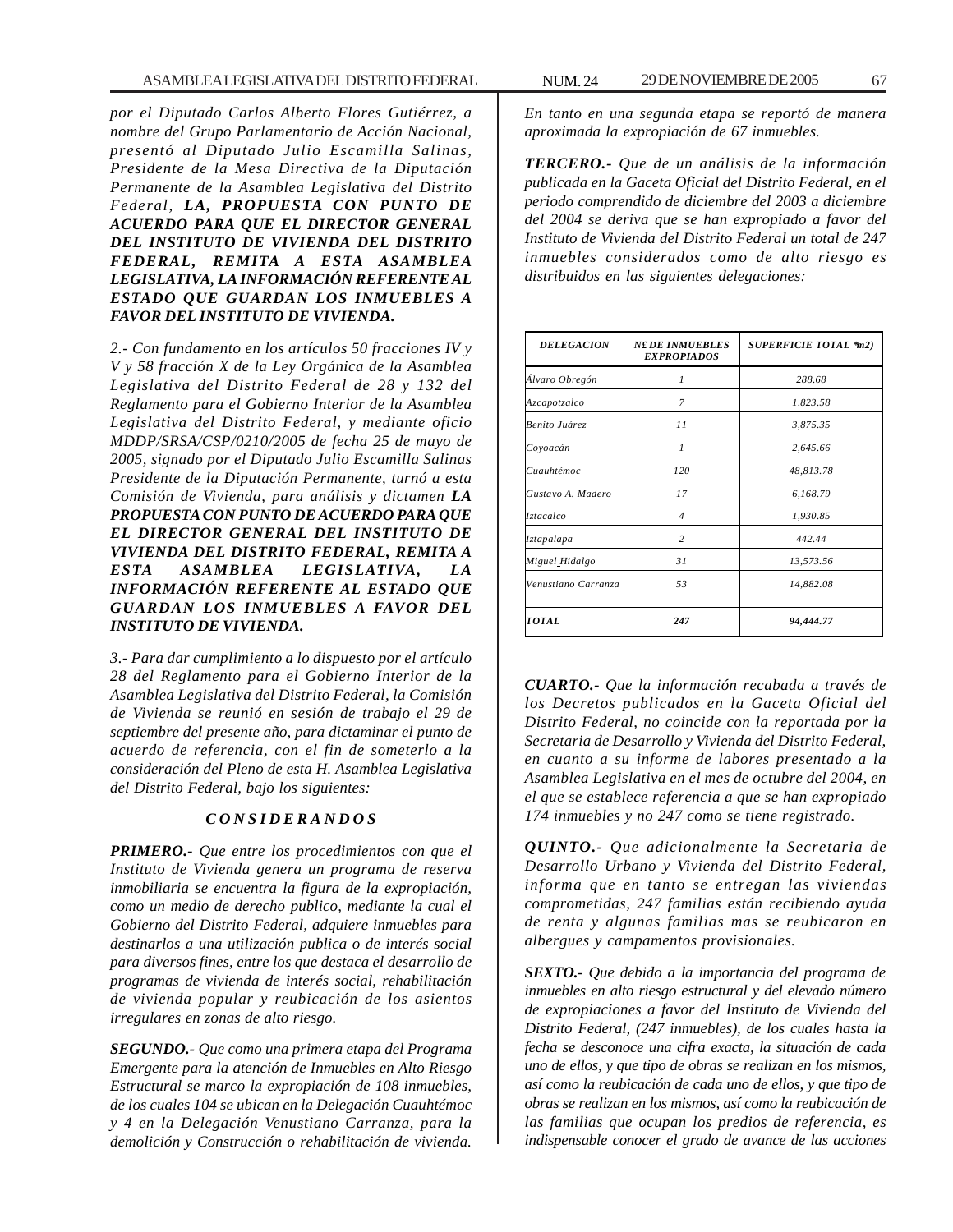*por el Diputado Carlos Alberto Flores Gutiérrez, a nombre del Grupo Parlamentario de Acción Nacional, presentó al Diputado Julio Escamilla Salinas, Presidente de la Mesa Directiva de la Diputación Permanente de la Asamblea Legislativa del Distrito Federal,* ***LA, PROPUESTA CON PUNTO DE ACUERDO PARA QUE EL DIRECTOR GENERAL DEL INSTITUTO DE VIVIENDA DEL DISTRITO FEDERAL, REMITA A ESTA ASAMBLEA LEGISLATIVA, LA INFORMACIÓN REFERENTE AL ESTADO QUE GUARDAN LOS INMUEBLES A FAVOR DEL INSTITUTO DE VIVIENDA.***

*2.- Con fundamento en los artículos 50 fracciones IV y V y 58 fracción X de la Ley Orgánica de la Asamblea Legislativa del Distrito Federal de 28 y 132 del Reglamento para el Gobierno Interior de la Asamblea Legislativa del Distrito Federal, y mediante oficio MDDP/SRSA/CSP/0210/2005 de fecha 25 de mayo de 2005, signado por el Diputado Julio Escamilla Salinas Presidente de la Diputación Permanente, turnó a esta Comisión de Vivienda, para análisis y dictamen* ***LA PROPUESTA CON PUNTO DE ACUERDO PARA QUE EL DIRECTOR GENERAL DEL INSTITUTO DE VIVIENDA DEL DISTRITO FEDERAL, REMITA A ESTA ASAMBLEA LEGISLATIVA, LA INFORMACIÓN REFERENTE AL ESTADO QUE GUARDAN LOS INMUEBLES A FAVOR DEL INSTITUTO DE VIVIENDA.***

*3.- Para dar cumplimiento a lo dispuesto por el artículo 28 del Reglamento para el Gobierno Interior de la Asamblea Legislativa del Distrito Federal, la Comisión de Vivienda se reunió en sesión de trabajo el 29 de septiembre del presente año, para dictaminar el punto de acuerdo de referencia, con el fin de someterlo a la consideración del Pleno de esta H. Asamblea Legislativa del Distrito Federal, bajo los siguientes:*

***C O N S I D E R A N D O S***

***PRIMERO.-*** *Que entre los procedimientos con que el Instituto de Vivienda genera un programa de reserva inmobiliaria se encuentra la figura de la expropiación, como un medio de derecho publico, mediante la cual el Gobierno del Distrito Federal, adquiere inmuebles para destinarlos a una utilización publica o de interés social para diversos fines, entre los que destaca el desarrollo de programas de vivienda de interés social, rehabilitación de vivienda popular y reubicación de los asientos irregulares en zonas de alto riesgo.*

***SEGUNDO.-*** *Que como una primera etapa del Programa Emergente para la atención de Inmuebles en Alto Riesgo Estructural se marco la expropiación de 108 inmuebles, de los cuales 104 se ubican en la Delegación Cuauhtémoc y 4 en la Delegación Venustiano Carranza, para la demolición y Construcción o rehabilitación de vivienda. En tanto en una segunda etapa se reportó de manera aproximada la expropiación de 67 inmuebles.*

***TERCERO.-*** *Que de un análisis de la información publicada en la Gaceta Oficial del Distrito Federal, en el periodo comprendido de diciembre del 2003 a diciembre del 2004 se deriva que se han expropiado a favor del Instituto de Vivienda del Distrito Federal un total de 247 inmuebles considerados como de alto riesgo es distribuidos en las siguientes delegaciones:*

| DELEGACION | N£ DE INMUEBLES EXPROPIADOS | SUPERFICIE TOTAL *m2) |
|---|---|---|
| Álvaro Obregón | 1 | 288.68 |
| Azcapotzalco | 7 | 1,823.58 |
| Benito Juárez | 11 | 3,875.35 |
| Coyoacán | 1 | 2,645.66 |
| Cuauhtémoc | 120 | 48,813.78 |
| Gustavo A. Madero | 17 | 6,168.79 |
| Iztacalco | 4 | 1,930.85 |
| Iztapalapa | 2 | 442.44 |
| Miguel Hidalgo | 31 | 13,573.56 |
| Venustiano Carranza | 53 | 14,882.08 |
| TOTAL | 247 | 94,444.77 |

***CUARTO.-*** *Que la información recabada a través de los Decretos publicados en la Gaceta Oficial del Distrito Federal, no coincide con la reportada por la Secretaria de Desarrollo y Vivienda del Distrito Federal, en cuanto a su informe de labores presentado a la Asamblea Legislativa en el mes de octubre del 2004, en el que se establece referencia a que se han expropiado 174 inmuebles y no 247 como se tiene registrado.*

***QUINTO.-*** *Que adicionalmente la Secretaria de Desarrollo Urbano y Vivienda del Distrito Federal, informa que en tanto se entregan las viviendas comprometidas, 247 familias están recibiendo ayuda de renta y algunas familias mas se reubicaron en albergues y campamentos provisionales.*

***SEXTO.-*** *Que debido a la importancia del programa de inmuebles en alto riesgo estructural y del elevado número de expropiaciones a favor del Instituto de Vivienda del Distrito Federal, (247 inmuebles), de los cuales hasta la fecha se desconoce una cifra exacta, la situación de cada uno de ellos, y que tipo de obras se realizan en los mismos, así como la reubicación de cada uno de ellos, y que tipo de obras se realizan en los mismos, así como la reubicación de las familias que ocupan los predios de referencia, es indispensable conocer el grado de avance de las acciones*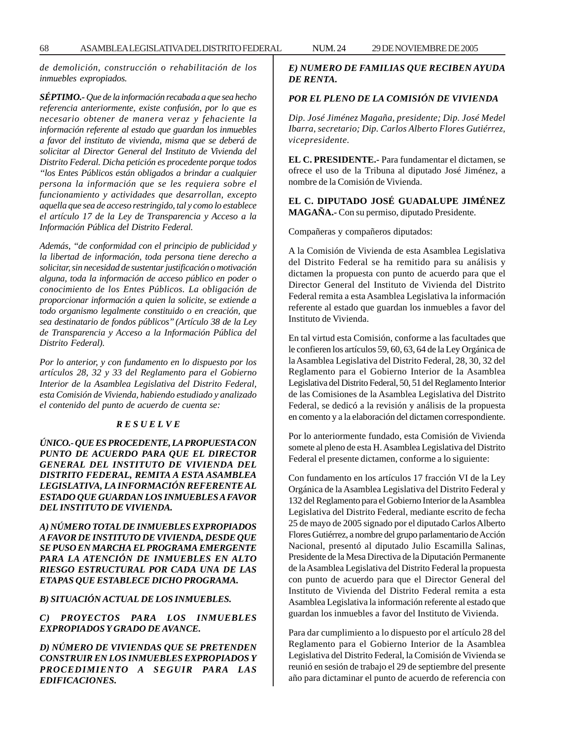*de demolición, construcción o rehabilitación de los inmuebles expropiados.*

***SÉPTIMO.-*** *Que de la información recabada a que sea hecho referencia anteriormente, existe confusión, por lo que es necesario obtener de manera veraz y fehaciente la información referente al estado que guardan los inmuebles a favor del instituto de vivienda, misma que se deberá de solicitar al Director General del Instituto de Vivienda del Distrito Federal. Dicha petición es procedente porque todos "los Entes Públicos están obligados a brindar a cualquier persona la información que se les requiera sobre el funcionamiento y actividades que desarrollan, excepto aquella que sea de acceso restringido, tal y como lo establece el artículo 17 de la Ley de Transparencia y Acceso a la Información Pública del Distrito Federal.*

*Además, "de conformidad con el principio de publicidad y la libertad de información, toda persona tiene derecho a solicitar, sin necesidad de sustentar justificación o motivación alguna, toda la información de acceso público en poder o conocimiento de los Entes Públicos. La obligación de proporcionar información a quien la solicite, se extiende a todo organismo legalmente constituido o en creación, que sea destinatario de fondos públicos" (Artículo 38 de la Ley de Transparencia y Acceso a la Información Pública del Distrito Federal).*

*Por lo anterior, y con fundamento en lo dispuesto por los artículos 28, 32 y 33 del Reglamento para el Gobierno Interior de la Asamblea Legislativa del Distrito Federal, esta Comisión de Vivienda, habiendo estudiado y analizado el contenido del punto de acuerdo de cuenta se:*

***R E S U E L V E***

***ÚNICO.- QUE ES PROCEDENTE, LA PROPUESTA CON PUNTO DE ACUERDO PARA QUE EL DIRECTOR GENERAL DEL INSTITUTO DE VIVIENDA DEL DISTRITO FEDERAL, REMITA A ESTA ASAMBLEA LEGISLATIVA, LA INFORMACIÓN REFERENTE AL ESTADO QUE GUARDAN LOS INMUEBLES A FAVOR DEL INSTITUTO DE VIVIENDA.***

***A) NÚMERO TOTAL DE INMUEBLES EXPROPIADOS A FAVOR DE INSTITUTO DE VIVIENDA, DESDE QUE SE PUSO EN MARCHA EL PROGRAMA EMERGENTE PARA LA ATENCIÓN DE INMUEBLES EN ALTO RIESGO ESTRUCTURAL POR CADA UNA DE LAS ETAPAS QUE ESTABLECE DICHO PROGRAMA.***

***B) SITUACIÓN ACTUAL DE LOS INMUEBLES.***

***C) PROYECTOS PARA LOS INMUEBLES EXPROPIADOS Y GRADO DE AVANCE.***

***D) NÚMERO DE VIVIENDAS QUE SE PRETENDEN CONSTRUIR EN LOS INMUEBLES EXPROPIADOS Y PROCEDIMIENTO A SEGUIR PARA LAS EDIFICACIONES.***

***E) NUMERO DE FAMILIAS QUE RECIBEN AYUDA DE RENTA.***

***POR EL PLENO DE LA COMISIÓN DE VIVIENDA***

*Dip. José Jiménez Magaña, presidente; Dip. José Medel Ibarra, secretario; Dip. Carlos Alberto Flores Gutiérrez, vicepresidente.*

**EL C. PRESIDENTE.-** Para fundamentar el dictamen, se ofrece el uso de la Tribuna al diputado José Jiménez, a nombre de la Comisión de Vivienda.

**EL C. DIPUTADO JOSÉ GUADALUPE JIMÉNEZ MAGAÑA.-** Con su permiso, diputado Presidente.

Compañeras y compañeros diputados:

A la Comisión de Vivienda de esta Asamblea Legislativa del Distrito Federal se ha remitido para su análisis y dictamen la propuesta con punto de acuerdo para que el Director General del Instituto de Vivienda del Distrito Federal remita a esta Asamblea Legislativa la información referente al estado que guardan los inmuebles a favor del Instituto de Vivienda.

En tal virtud esta Comisión, conforme a las facultades que le confieren los artículos 59, 60, 63, 64 de la Ley Orgánica de la Asamblea Legislativa del Distrito Federal, 28, 30, 32 del Reglamento para el Gobierno Interior de la Asamblea Legislativa del Distrito Federal, 50, 51 del Reglamento Interior de las Comisiones de la Asamblea Legislativa del Distrito Federal, se dedicó a la revisión y análisis de la propuesta en comento y a la elaboración del dictamen correspondiente.

Por lo anteriormente fundado, esta Comisión de Vivienda somete al pleno de esta H. Asamblea Legislativa del Distrito Federal el presente dictamen, conforme a lo siguiente:

Con fundamento en los artículos 17 fracción VI de la Ley Orgánica de la Asamblea Legislativa del Distrito Federal y 132 del Reglamento para el Gobierno Interior de la Asamblea Legislativa del Distrito Federal, mediante escrito de fecha 25 de mayo de 2005 signado por el diputado Carlos Alberto Flores Gutiérrez, a nombre del grupo parlamentario de Acción Nacional, presentó al diputado Julio Escamilla Salinas, Presidente de la Mesa Directiva de la Diputación Permanente de la Asamblea Legislativa del Distrito Federal la propuesta con punto de acuerdo para que el Director General del Instituto de Vivienda del Distrito Federal remita a esta Asamblea Legislativa la información referente al estado que guardan los inmuebles a favor del Instituto de Vivienda.

Para dar cumplimiento a lo dispuesto por el artículo 28 del Reglamento para el Gobierno Interior de la Asamblea Legislativa del Distrito Federal, la Comisión de Vivienda se reunió en sesión de trabajo el 29 de septiembre del presente año para dictaminar el punto de acuerdo de referencia con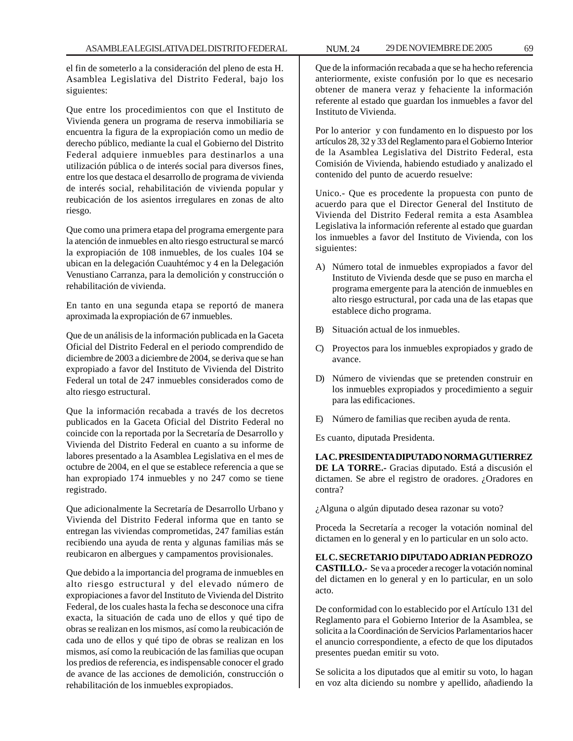el fin de someterlo a la consideración del pleno de esta H. Asamblea Legislativa del Distrito Federal, bajo los siguientes:

Que entre los procedimientos con que el Instituto de Vivienda genera un programa de reserva inmobiliaria se encuentra la figura de la expropiación como un medio de derecho público, mediante la cual el Gobierno del Distrito Federal adquiere inmuebles para destinarlos a una utilización pública o de interés social para diversos fines, entre los que destaca el desarrollo de programa de vivienda de interés social, rehabilitación de vivienda popular y reubicación de los asientos irregulares en zonas de alto riesgo.

Que como una primera etapa del programa emergente para la atención de inmuebles en alto riesgo estructural se marcó la expropiación de 108 inmuebles, de los cuales 104 se ubican en la delegación Cuauhtémoc y 4 en la Delegación Venustiano Carranza, para la demolición y construcción o rehabilitación de vivienda.

En tanto en una segunda etapa se reportó de manera aproximada la expropiación de 67 inmuebles.

Que de un análisis de la información publicada en la Gaceta Oficial del Distrito Federal en el periodo comprendido de diciembre de 2003 a diciembre de 2004, se deriva que se han expropiado a favor del Instituto de Vivienda del Distrito Federal un total de 247 inmuebles considerados como de alto riesgo estructural.

Que la información recabada a través de los decretos publicados en la Gaceta Oficial del Distrito Federal no coincide con la reportada por la Secretaría de Desarrollo y Vivienda del Distrito Federal en cuanto a su informe de labores presentado a la Asamblea Legislativa en el mes de octubre de 2004, en el que se establece referencia a que se han expropiado 174 inmuebles y no 247 como se tiene registrado.

Que adicionalmente la Secretaría de Desarrollo Urbano y Vivienda del Distrito Federal informa que en tanto se entregan las viviendas comprometidas, 247 familias están recibiendo una ayuda de renta y algunas familias más se reubicaron en albergues y campamentos provisionales.

Que debido a la importancia del programa de inmuebles en alto riesgo estructural y del elevado número de expropiaciones a favor del Instituto de Vivienda del Distrito Federal, de los cuales hasta la fecha se desconoce una cifra exacta, la situación de cada uno de ellos y qué tipo de obras se realizan en los mismos, así como la reubicación de cada uno de ellos y qué tipo de obras se realizan en los mismos, así como la reubicación de las familias que ocupan los predios de referencia, es indispensable conocer el grado de avance de las acciones de demolición, construcción o rehabilitación de los inmuebles expropiados.

Que de la información recabada a que se ha hecho referencia anteriormente, existe confusión por lo que es necesario obtener de manera veraz y fehaciente la información referente al estado que guardan los inmuebles a favor del Instituto de Vivienda.

Por lo anterior y con fundamento en lo dispuesto por los artículos 28, 32 y 33 del Reglamento para el Gobierno Interior de la Asamblea Legislativa del Distrito Federal, esta Comisión de Vivienda, habiendo estudiado y analizado el contenido del punto de acuerdo resuelve:

Unico.- Que es procedente la propuesta con punto de acuerdo para que el Director General del Instituto de Vivienda del Distrito Federal remita a esta Asamblea Legislativa la información referente al estado que guardan los inmuebles a favor del Instituto de Vivienda, con los siguientes:

A) Número total de inmuebles expropiados a favor del Instituto de Vivienda desde que se puso en marcha el programa emergente para la atención de inmuebles en alto riesgo estructural, por cada una de las etapas que establece dicho programa.

B) Situación actual de los inmuebles.

C) Proyectos para los inmuebles expropiados y grado de avance.

D) Número de viviendas que se pretenden construir en los inmuebles expropiados y procedimiento a seguir para las edificaciones.

E) Número de familias que reciben ayuda de renta.

Es cuanto, diputada Presidenta.

**LA C. PRESIDENTA DIPUTADO NORMA GUTIERREZ DE LA TORRE.-** Gracias diputado. Está a discusión el dictamen. Se abre el registro de oradores. ¿Oradores en contra?

¿Alguna o algún diputado desea razonar su voto?

Proceda la Secretaría a recoger la votación nominal del dictamen en lo general y en lo particular en un solo acto.

**EL C. SECRETARIO DIPUTADO ADRIAN PEDROZO CASTILLO.-** Se va a proceder a recoger la votación nominal del dictamen en lo general y en lo particular, en un solo acto.

De conformidad con lo establecido por el Artículo 131 del Reglamento para el Gobierno Interior de la Asamblea, se solicita a la Coordinación de Servicios Parlamentarios hacer el anuncio correspondiente, a efecto de que los diputados presentes puedan emitir su voto.

Se solicita a los diputados que al emitir su voto, lo hagan en voz alta diciendo su nombre y apellido, añadiendo la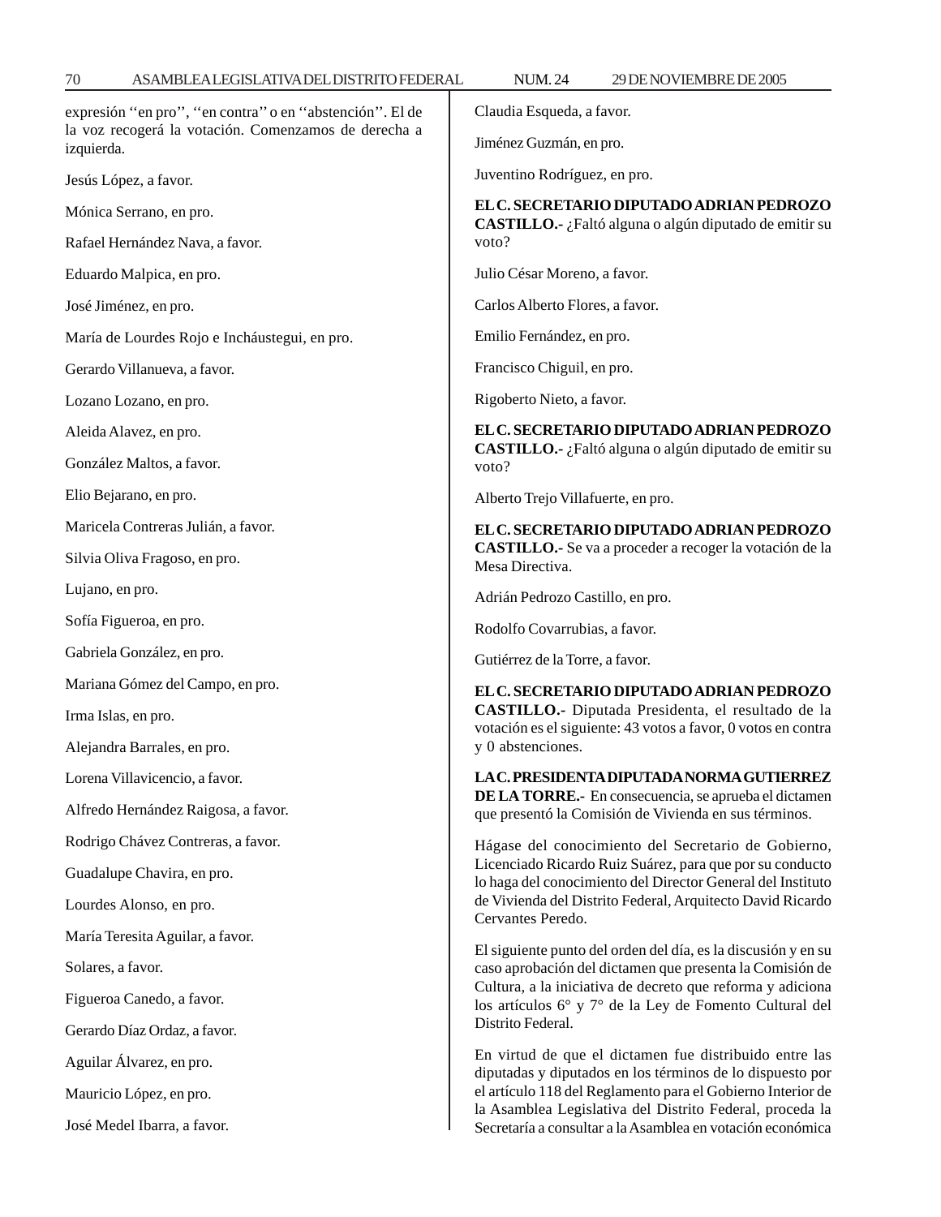expresión ''en pro'', ''en contra'' o en ''abstención''. El de la voz recogerá la votación. Comenzamos de derecha a izquierda.

Jesús López, a favor.

Mónica Serrano, en pro.

Rafael Hernández Nava, a favor.

Eduardo Malpica, en pro.

José Jiménez, en pro.

María de Lourdes Rojo e Incháustegui, en pro.

Gerardo Villanueva, a favor.

Lozano Lozano, en pro.

Aleida Alavez, en pro.

González Maltos, a favor.

Elio Bejarano, en pro.

Maricela Contreras Julián, a favor.

Silvia Oliva Fragoso, en pro.

Lujano, en pro.

Sofía Figueroa, en pro.

Gabriela González, en pro.

Mariana Gómez del Campo, en pro.

Irma Islas, en pro.

Alejandra Barrales, en pro.

Lorena Villavicencio, a favor.

Alfredo Hernández Raigosa, a favor.

Rodrigo Chávez Contreras, a favor.

Guadalupe Chavira, en pro.

Lourdes Alonso, en pro.

María Teresita Aguilar, a favor.

Solares, a favor.

Figueroa Canedo, a favor.

Gerardo Díaz Ordaz, a favor.

Aguilar Álvarez, en pro.

Mauricio López, en pro.

José Medel Ibarra, a favor.

Claudia Esqueda, a favor.

Jiménez Guzmán, en pro.

Juventino Rodríguez, en pro.

**EL C. SECRETARIO DIPUTADO ADRIAN PEDROZO CASTILLO.-** ¿Faltó alguna o algún diputado de emitir su voto?

Julio César Moreno, a favor.

Carlos Alberto Flores, a favor.

Emilio Fernández, en pro.

Francisco Chiguil, en pro.

Rigoberto Nieto, a favor.

**EL C. SECRETARIO DIPUTADO ADRIAN PEDROZO CASTILLO.-** ¿Faltó alguna o algún diputado de emitir su voto?

Alberto Trejo Villafuerte, en pro.

**EL C. SECRETARIO DIPUTADO ADRIAN PEDROZO CASTILLO.-** Se va a proceder a recoger la votación de la Mesa Directiva.

Adrián Pedrozo Castillo, en pro.

Rodolfo Covarrubias, a favor.

Gutiérrez de la Torre, a favor.

**EL C. SECRETARIO DIPUTADO ADRIAN PEDROZO CASTILLO.-** Diputada Presidenta, el resultado de la votación es el siguiente: 43 votos a favor, 0 votos en contra y 0 abstenciones.

**LA C. PRESIDENTA DIPUTADA NORMA GUTIERREZ DE LA TORRE.-** En consecuencia, se aprueba el dictamen que presentó la Comisión de Vivienda en sus términos.

Hágase del conocimiento del Secretario de Gobierno, Licenciado Ricardo Ruiz Suárez, para que por su conducto lo haga del conocimiento del Director General del Instituto de Vivienda del Distrito Federal, Arquitecto David Ricardo Cervantes Peredo.

El siguiente punto del orden del día, es la discusión y en su caso aprobación del dictamen que presenta la Comisión de Cultura, a la iniciativa de decreto que reforma y adiciona los artículos 6° y 7° de la Ley de Fomento Cultural del Distrito Federal.

En virtud de que el dictamen fue distribuido entre las diputadas y diputados en los términos de lo dispuesto por el artículo 118 del Reglamento para el Gobierno Interior de la Asamblea Legislativa del Distrito Federal, proceda la Secretaría a consultar a la Asamblea en votación económica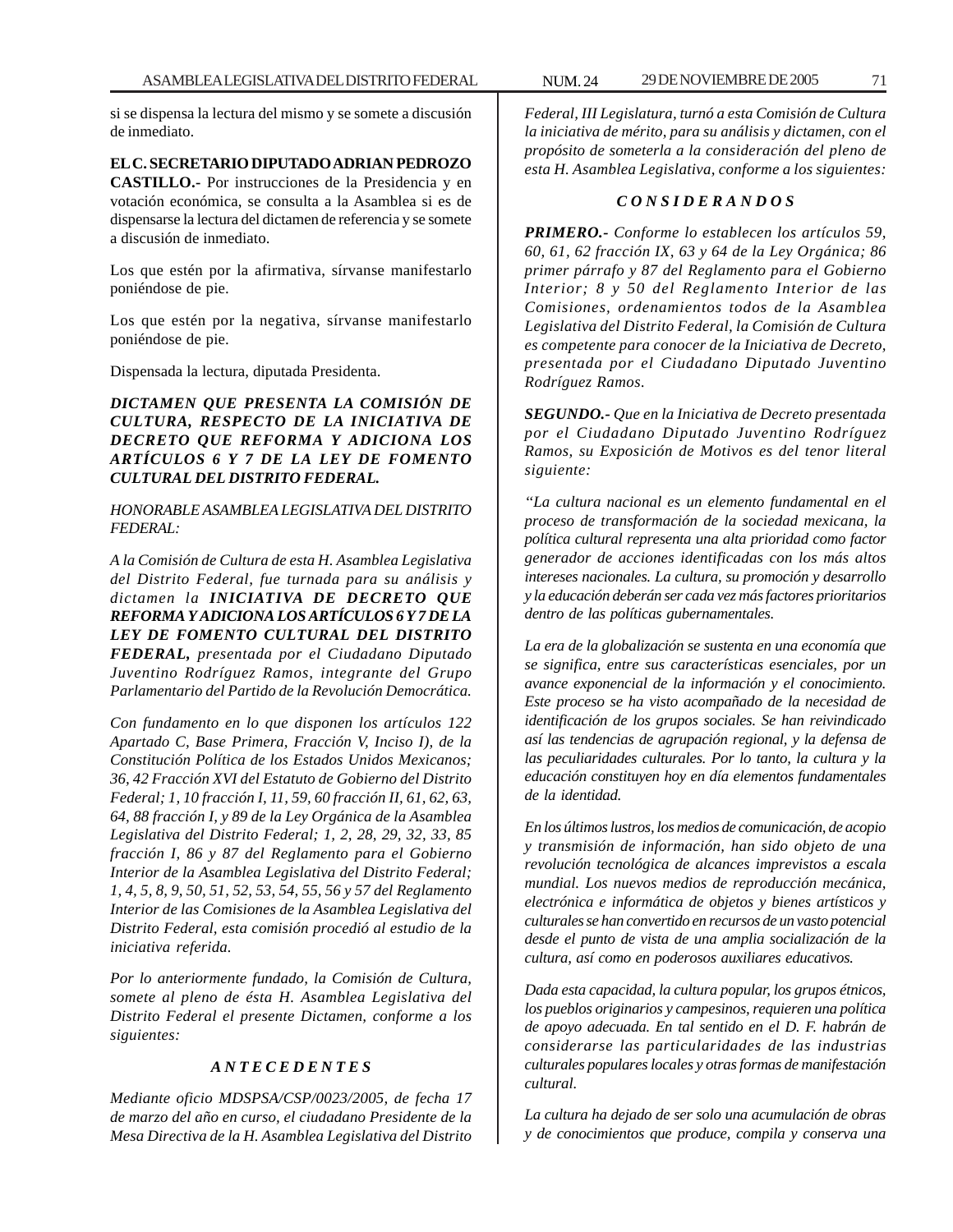si se dispensa la lectura del mismo y se somete a discusión de inmediato.

**EL C. SECRETARIO DIPUTADO ADRIAN PEDROZO CASTILLO.-** Por instrucciones de la Presidencia y en votación económica, se consulta a la Asamblea si es de dispensarse la lectura del dictamen de referencia y se somete a discusión de inmediato.

Los que estén por la afirmativa, sírvanse manifestarlo poniéndose de pie.

Los que estén por la negativa, sírvanse manifestarlo poniéndose de pie.

Dispensada la lectura, diputada Presidenta.

***DICTAMEN QUE PRESENTA LA COMISIÓN DE CULTURA, RESPECTO DE LA INICIATIVA DE DECRETO QUE REFORMA Y ADICIONA LOS ARTÍCULOS 6 Y 7 DE LA LEY DE FOMENTO CULTURAL DEL DISTRITO FEDERAL.***

*HONORABLE ASAMBLEA LEGISLATIVA DEL DISTRITO FEDERAL:*

*A la Comisión de Cultura de esta H. Asamblea Legislativa del Distrito Federal, fue turnada para su análisis y dictamen la **INICIATIVA DE DECRETO QUE REFORMA Y ADICIONA LOS ARTÍCULOS 6 Y 7 DE LA LEY DE FOMENTO CULTURAL DEL DISTRITO FEDERAL,** presentada por el Ciudadano Diputado Juventino Rodríguez Ramos, integrante del Grupo Parlamentario del Partido de la Revolución Democrática.*

*Con fundamento en lo que disponen los artículos 122 Apartado C, Base Primera, Fracción V, Inciso I), de la Constitución Política de los Estados Unidos Mexicanos; 36, 42 Fracción XVI del Estatuto de Gobierno del Distrito Federal; 1, 10 fracción I, 11, 59, 60 fracción II, 61, 62, 63, 64, 88 fracción I, y 89 de la Ley Orgánica de la Asamblea Legislativa del Distrito Federal; 1, 2, 28, 29, 32, 33, 85 fracción I, 86 y 87 del Reglamento para el Gobierno Interior de la Asamblea Legislativa del Distrito Federal; 1, 4, 5, 8, 9, 50, 51, 52, 53, 54, 55, 56 y 57 del Reglamento Interior de las Comisiones de la Asamblea Legislativa del Distrito Federal, esta comisión procedió al estudio de la iniciativa referida.*

*Por lo anteriormente fundado, la Comisión de Cultura, somete al pleno de ésta H. Asamblea Legislativa del Distrito Federal el presente Dictamen, conforme a los siguientes:*

***A N T E C E D E N T E S***

*Mediante oficio MDSPSA/CSP/0023/2005, de fecha 17 de marzo del año en curso, el ciudadano Presidente de la Mesa Directiva de la H. Asamblea Legislativa del Distrito Federal, III Legislatura, turnó a esta Comisión de Cultura la iniciativa de mérito, para su análisis y dictamen, con el propósito de someterla a la consideración del pleno de esta H. Asamblea Legislativa, conforme a los siguientes:*

***C O N S I D E R A N D O S***

***PRIMERO.-*** *Conforme lo establecen los artículos 59, 60, 61, 62 fracción IX, 63 y 64 de la Ley Orgánica; 86 primer párrafo y 87 del Reglamento para el Gobierno Interior; 8 y 50 del Reglamento Interior de las Comisiones, ordenamientos todos de la Asamblea Legislativa del Distrito Federal, la Comisión de Cultura es competente para conocer de la Iniciativa de Decreto, presentada por el Ciudadano Diputado Juventino Rodríguez Ramos.*

***SEGUNDO.-*** *Que en la Iniciativa de Decreto presentada por el Ciudadano Diputado Juventino Rodríguez Ramos, su Exposición de Motivos es del tenor literal siguiente:*

*"La cultura nacional es un elemento fundamental en el proceso de transformación de la sociedad mexicana, la política cultural representa una alta prioridad como factor generador de acciones identificadas con los más altos intereses nacionales. La cultura, su promoción y desarrollo y la educación deberán ser cada vez más factores prioritarios dentro de las políticas gubernamentales.*

*La era de la globalización se sustenta en una economía que se significa, entre sus características esenciales, por un avance exponencial de la información y el conocimiento. Este proceso se ha visto acompañado de la necesidad de identificación de los grupos sociales. Se han reivindicado así las tendencias de agrupación regional, y la defensa de las peculiaridades culturales. Por lo tanto, la cultura y la educación constituyen hoy en día elementos fundamentales de la identidad.*

*En los últimos lustros, los medios de comunicación, de acopio y transmisión de información, han sido objeto de una revolución tecnológica de alcances imprevistos a escala mundial. Los nuevos medios de reproducción mecánica, electrónica e informática de objetos y bienes artísticos y culturales se han convertido en recursos de un vasto potencial desde el punto de vista de una amplia socialización de la cultura, así como en poderosos auxiliares educativos.*

*Dada esta capacidad, la cultura popular, los grupos étnicos, los pueblos originarios y campesinos, requieren una política de apoyo adecuada. En tal sentido en el D. F. habrán de considerarse las particularidades de las industrias culturales populares locales y otras formas de manifestación cultural.*

*La cultura ha dejado de ser solo una acumulación de obras y de conocimientos que produce, compila y conserva una*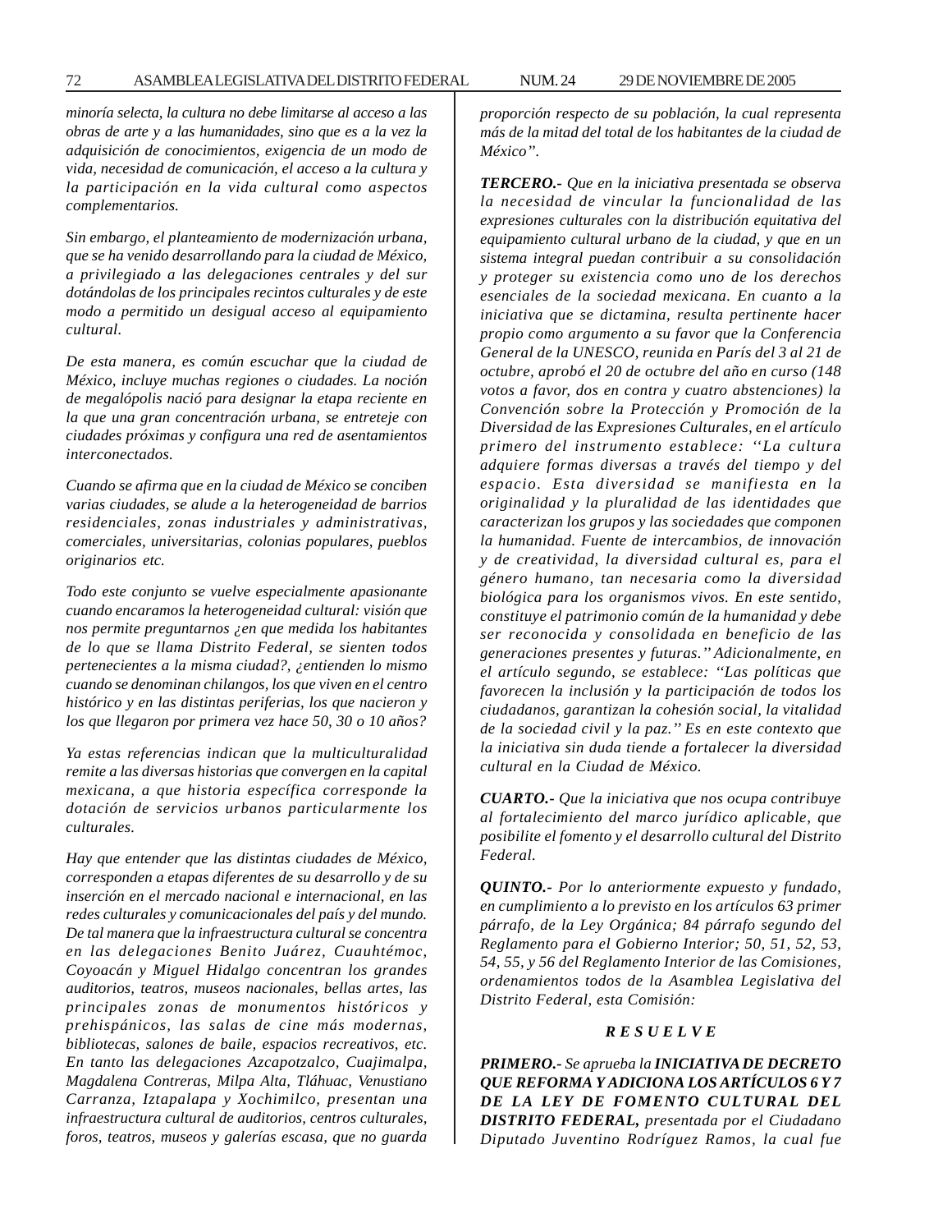*minoría selecta, la cultura no debe limitarse al acceso a las obras de arte y a las humanidades, sino que es a la vez la adquisición de conocimientos, exigencia de un modo de vida, necesidad de comunicación, el acceso a la cultura y la participación en la vida cultural como aspectos complementarios.*

*Sin embargo, el planteamiento de modernización urbana, que se ha venido desarrollando para la ciudad de México, a privilegiado a las delegaciones centrales y del sur dotándolas de los principales recintos culturales y de este modo a permitido un desigual acceso al equipamiento cultural.*

*De esta manera, es común escuchar que la ciudad de México, incluye muchas regiones o ciudades. La noción de megalópolis nació para designar la etapa reciente en la que una gran concentración urbana, se entreteje con ciudades próximas y configura una red de asentamientos interconectados.*

*Cuando se afirma que en la ciudad de México se conciben varias ciudades, se alude a la heterogeneidad de barrios residenciales, zonas industriales y administrativas, comerciales, universitarias, colonias populares, pueblos originarios etc.*

*Todo este conjunto se vuelve especialmente apasionante cuando encaramos la heterogeneidad cultural: visión que nos permite preguntarnos ¿en que medida los habitantes de lo que se llama Distrito Federal, se sienten todos pertenecientes a la misma ciudad?, ¿entienden lo mismo cuando se denominan chilangos, los que viven en el centro histórico y en las distintas periferias, los que nacieron y los que llegaron por primera vez hace 50, 30 o 10 años?*

*Ya estas referencias indican que la multiculturalidad remite a las diversas historias que convergen en la capital mexicana, a que historia específica corresponde la dotación de servicios urbanos particularmente los culturales.*

*Hay que entender que las distintas ciudades de México, corresponden a etapas diferentes de su desarrollo y de su inserción en el mercado nacional e internacional, en las redes culturales y comunicacionales del país y del mundo. De tal manera que la infraestructura cultural se concentra en las delegaciones Benito Juárez, Cuauhtémoc, Coyoacán y Miguel Hidalgo concentran los grandes auditorios, teatros, museos nacionales, bellas artes, las principales zonas de monumentos históricos y prehispánicos, las salas de cine más modernas, bibliotecas, salones de baile, espacios recreativos, etc. En tanto las delegaciones Azcapotzalco, Cuajimalpa, Magdalena Contreras, Milpa Alta, Tláhuac, Venustiano Carranza, Iztapalapa y Xochimilco, presentan una infraestructura cultural de auditorios, centros culturales, foros, teatros, museos y galerías escasa, que no guarda proporción respecto de su población, la cual representa más de la mitad del total de los habitantes de la ciudad de México".*

***TERCERO.-** Que en la iniciativa presentada se observa la necesidad de vincular la funcionalidad de las expresiones culturales con la distribución equitativa del equipamiento cultural urbano de la ciudad, y que en un sistema integral puedan contribuir a su consolidación y proteger su existencia como uno de los derechos esenciales de la sociedad mexicana. En cuanto a la iniciativa que se dictamina, resulta pertinente hacer propio como argumento a su favor que la Conferencia General de la UNESCO, reunida en París del 3 al 21 de octubre, aprobó el 20 de octubre del año en curso (148 votos a favor, dos en contra y cuatro abstenciones) la Convención sobre la Protección y Promoción de la Diversidad de las Expresiones Culturales, en el artículo primero del instrumento establece: ''La cultura adquiere formas diversas a través del tiempo y del espacio. Esta diversidad se manifiesta en la originalidad y la pluralidad de las identidades que caracterizan los grupos y las sociedades que componen la humanidad. Fuente de intercambios, de innovación y de creatividad, la diversidad cultural es, para el género humano, tan necesaria como la diversidad biológica para los organismos vivos. En este sentido, constituye el patrimonio común de la humanidad y debe ser reconocida y consolidada en beneficio de las generaciones presentes y futuras.'' Adicionalmente, en el artículo segundo, se establece: ''Las políticas que favorecen la inclusión y la participación de todos los ciudadanos, garantizan la cohesión social, la vitalidad de la sociedad civil y la paz.'' Es en este contexto que la iniciativa sin duda tiende a fortalecer la diversidad cultural en la Ciudad de México.*

***CUARTO.-** Que la iniciativa que nos ocupa contribuye al fortalecimiento del marco jurídico aplicable, que posibilite el fomento y el desarrollo cultural del Distrito Federal.*

***QUINTO.-** Por lo anteriormente expuesto y fundado, en cumplimiento a lo previsto en los artículos 63 primer párrafo, de la Ley Orgánica; 84 párrafo segundo del Reglamento para el Gobierno Interior; 50, 51, 52, 53, 54, 55, y 56 del Reglamento Interior de las Comisiones, ordenamientos todos de la Asamblea Legislativa del Distrito Federal, esta Comisión:*

***R E S U E L V E***

***PRIMERO.-** Se aprueba la **INICIATIVA DE DECRETO QUE REFORMA Y ADICIONA LOS ARTÍCULOS 6 Y 7 DE LA LEY DE FOMENTO CULTURAL DEL DISTRITO FEDERAL,** presentada por el Ciudadano Diputado Juventino Rodríguez Ramos, la cual fue*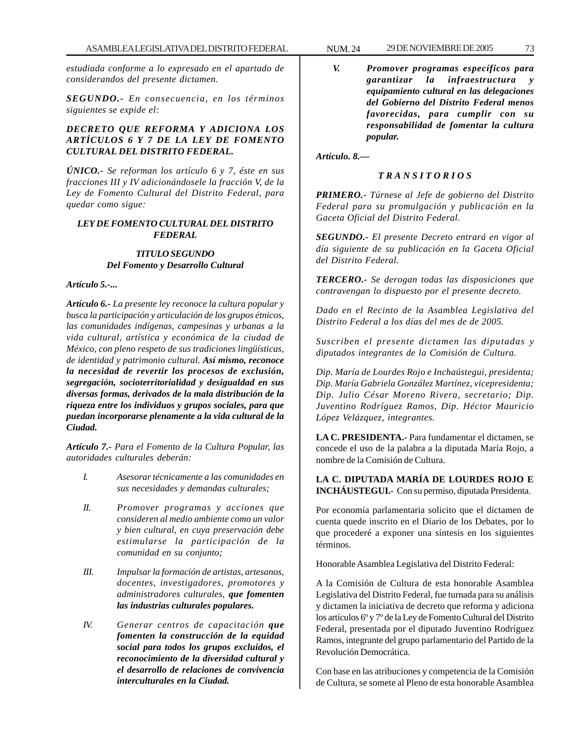*estudiada conforme a lo expresado en el apartado de considerandos del presente dictamen.*

***SEGUNDO.-*** *En consecuencia, en los términos siguientes se expide el:*

***DECRETO QUE REFORMA Y ADICIONA LOS ARTÍCULOS 6 Y 7 DE LA LEY DE FOMENTO CULTURAL DEL DISTRITO FEDERAL.***

***ÚNICO.-*** *Se reforman los artículo 6 y 7, éste en sus fracciones III y IV adicionándosele la fracción V, de la Ley de Fomento Cultural del Distrito Federal, para quedar como sigue:*

***LEY DE FOMENTO CULTURAL DEL DISTRITO FEDERAL***

***TITULO SEGUNDO***
***Del Fomento y Desarrollo Cultural***

***Artículo 5.-...***

***Artículo 6.-*** *La presente ley reconoce la cultura popular y busca la participación y articulación de los grupos étnicos, las comunidades indígenas, campesinas y urbanas a la vida cultural, artística y económica de la ciudad de México, con pleno respeto de sus tradiciones lingüísticas, de identidad y patrimonio cultural.* ***Así mismo, reconoce la necesidad de revertir los procesos de exclusión, segregación, socioterritorialidad y desigualdad en sus diversas formas, derivados de la mala distribución de la riqueza entre los individuos y grupos sociales, para que puedan incorporarse plenamente a la vida cultural de la Ciudad.***

***Artículo 7.-*** *Para el Fomento de la Cultura Popular, las autoridades culturales deberán:*

*I. Asesorar técnicamente a las comunidades en sus necesidades y demandas culturales;*

*II. Promover programas y acciones que consideren al medio ambiente como un valor y bien cultural, en cuya preservación debe estimularse la participación de la comunidad en su conjunto;*

*III. Impulsar la formación de artistas, artesanos, docentes, investigadores, promotores y administradores culturales,* ***que fomenten las industrias culturales populares.***

*IV. Generar centros de capacitación* ***que fomenten la construcción de la equidad social para todos los grupos excluidos, el reconocimiento de la diversidad cultural y el desarrollo de relaciones de convivencia interculturales en la Ciudad.***

***V. Promover programas específicos para garantizar la infraestructura y equipamiento cultural en las delegaciones del Gobierno del Distrito Federal menos favorecidas, para cumplir con su responsabilidad de fomentar la cultura popular.***

***Artículo. 8.—***

***T R A N S I T O R I O S***

***PRIMERO.-*** *Túrnese al Jefe de gobierno del Distrito Federal para su promulgación y publicación en la Gaceta Oficial del Distrito Federal.*

***SEGUNDO.-*** *El presente Decreto entrará en vigor al día siguiente de su publicación en la Gaceta Oficial del Distrito Federal.*

***TERCERO.-*** *Se derogan todas las disposiciones que contravengan lo dispuesto por el presente decreto.*

*Dado en el Recinto de la Asamblea Legislativa del Distrito Federal a los días del mes de de 2005.*

*Suscriben el presente dictamen las diputadas y diputados integrantes de la Comisión de Cultura.*

*Dip. María de Lourdes Rojo e Incháustegui, presidenta; Dip. María Gabriela González Martínez, vicepresidenta; Dip. Julio César Moreno Rivera, secretario; Dip. Juventino Rodríguez Ramos, Dip. Héctor Mauricio López Velázquez, integrantes.*

**LA C. PRESIDENTA.-** Para fundamentar el dictamen, se concede el uso de la palabra a la diputada María Rojo, a nombre de la Comisión de Cultura.

**LA C. DIPUTADA MARÍA DE LOURDES ROJO E INCHÁUSTEGUI.-** Con su permiso, diputada Presidenta.

Por economía parlamentaria solicito que el dictamen de cuenta quede inscrito en el Diario de los Debates, por lo que procederé a exponer una síntesis en los siguientes términos.

Honorable Asamblea Legislativa del Distrito Federal:

A la Comisión de Cultura de esta honorable Asamblea Legislativa del Distrito Federal, fue turnada para su análisis y dictamen la iniciativa de decreto que reforma y adiciona los artículos 6º y 7º de la Ley de Fomento Cultural del Distrito Federal, presentada por el diputado Juventino Rodríguez Ramos, integrante del grupo parlamentario del Partido de la Revolución Democrática.

Con base en las atribuciones y competencia de la Comisión de Cultura, se somete al Pleno de esta honorable Asamblea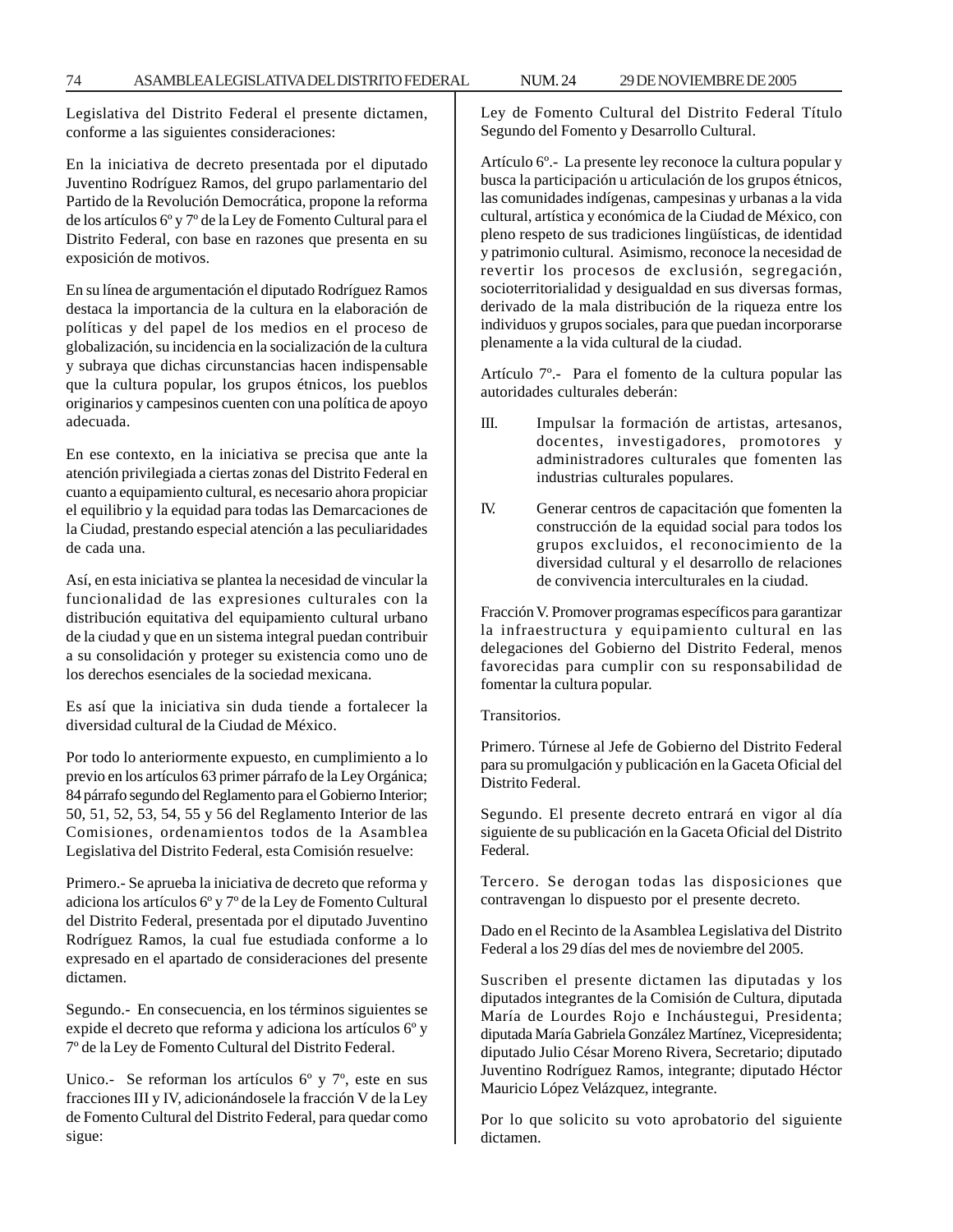Legislativa del Distrito Federal el presente dictamen, conforme a las siguientes consideraciones:

En la iniciativa de decreto presentada por el diputado Juventino Rodríguez Ramos, del grupo parlamentario del Partido de la Revolución Democrática, propone la reforma de los artículos 6º y 7º de la Ley de Fomento Cultural para el Distrito Federal, con base en razones que presenta en su exposición de motivos.

En su línea de argumentación el diputado Rodríguez Ramos destaca la importancia de la cultura en la elaboración de políticas y del papel de los medios en el proceso de globalización, su incidencia en la socialización de la cultura y subraya que dichas circunstancias hacen indispensable que la cultura popular, los grupos étnicos, los pueblos originarios y campesinos cuenten con una política de apoyo adecuada.

En ese contexto, en la iniciativa se precisa que ante la atención privilegiada a ciertas zonas del Distrito Federal en cuanto a equipamiento cultural, es necesario ahora propiciar el equilibrio y la equidad para todas las Demarcaciones de la Ciudad, prestando especial atención a las peculiaridades de cada una.

Así, en esta iniciativa se plantea la necesidad de vincular la funcionalidad de las expresiones culturales con la distribución equitativa del equipamiento cultural urbano de la ciudad y que en un sistema integral puedan contribuir a su consolidación y proteger su existencia como uno de los derechos esenciales de la sociedad mexicana.

Es así que la iniciativa sin duda tiende a fortalecer la diversidad cultural de la Ciudad de México.

Por todo lo anteriormente expuesto, en cumplimiento a lo previo en los artículos 63 primer párrafo de la Ley Orgánica; 84 párrafo segundo del Reglamento para el Gobierno Interior; 50, 51, 52, 53, 54, 55 y 56 del Reglamento Interior de las Comisiones, ordenamientos todos de la Asamblea Legislativa del Distrito Federal, esta Comisión resuelve:

Primero.- Se aprueba la iniciativa de decreto que reforma y adiciona los artículos 6º y 7º de la Ley de Fomento Cultural del Distrito Federal, presentada por el diputado Juventino Rodríguez Ramos, la cual fue estudiada conforme a lo expresado en el apartado de consideraciones del presente dictamen.

Segundo.- En consecuencia, en los términos siguientes se expide el decreto que reforma y adiciona los artículos 6º y 7º de la Ley de Fomento Cultural del Distrito Federal.

Unico.- Se reforman los artículos 6º y 7º, este en sus fracciones III y IV, adicionándosele la fracción V de la Ley de Fomento Cultural del Distrito Federal, para quedar como sigue:

Ley de Fomento Cultural del Distrito Federal Título Segundo del Fomento y Desarrollo Cultural.

Artículo 6º.- La presente ley reconoce la cultura popular y busca la participación u articulación de los grupos étnicos, las comunidades indígenas, campesinas y urbanas a la vida cultural, artística y económica de la Ciudad de México, con pleno respeto de sus tradiciones lingüísticas, de identidad y patrimonio cultural. Asimismo, reconoce la necesidad de revertir los procesos de exclusión, segregación, socioterritorialidad y desigualdad en sus diversas formas, derivado de la mala distribución de la riqueza entre los individuos y grupos sociales, para que puedan incorporarse plenamente a la vida cultural de la ciudad.

Artículo 7º.- Para el fomento de la cultura popular las autoridades culturales deberán:

III. Impulsar la formación de artistas, artesanos, docentes, investigadores, promotores y administradores culturales que fomenten las industrias culturales populares.

IV. Generar centros de capacitación que fomenten la construcción de la equidad social para todos los grupos excluidos, el reconocimiento de la diversidad cultural y el desarrollo de relaciones de convivencia interculturales en la ciudad.

Fracción V. Promover programas específicos para garantizar la infraestructura y equipamiento cultural en las delegaciones del Gobierno del Distrito Federal, menos favorecidas para cumplir con su responsabilidad de fomentar la cultura popular.

Transitorios.

Primero. Túrnese al Jefe de Gobierno del Distrito Federal para su promulgación y publicación en la Gaceta Oficial del Distrito Federal.

Segundo. El presente decreto entrará en vigor al día siguiente de su publicación en la Gaceta Oficial del Distrito Federal.

Tercero. Se derogan todas las disposiciones que contravengan lo dispuesto por el presente decreto.

Dado en el Recinto de la Asamblea Legislativa del Distrito Federal a los 29 días del mes de noviembre del 2005.

Suscriben el presente dictamen las diputadas y los diputados integrantes de la Comisión de Cultura, diputada María de Lourdes Rojo e Incháustegui, Presidenta; diputada María Gabriela González Martínez, Vicepresidenta; diputado Julio César Moreno Rivera, Secretario; diputado Juventino Rodríguez Ramos, integrante; diputado Héctor Mauricio López Velázquez, integrante.

Por lo que solicito su voto aprobatorio del siguiente dictamen.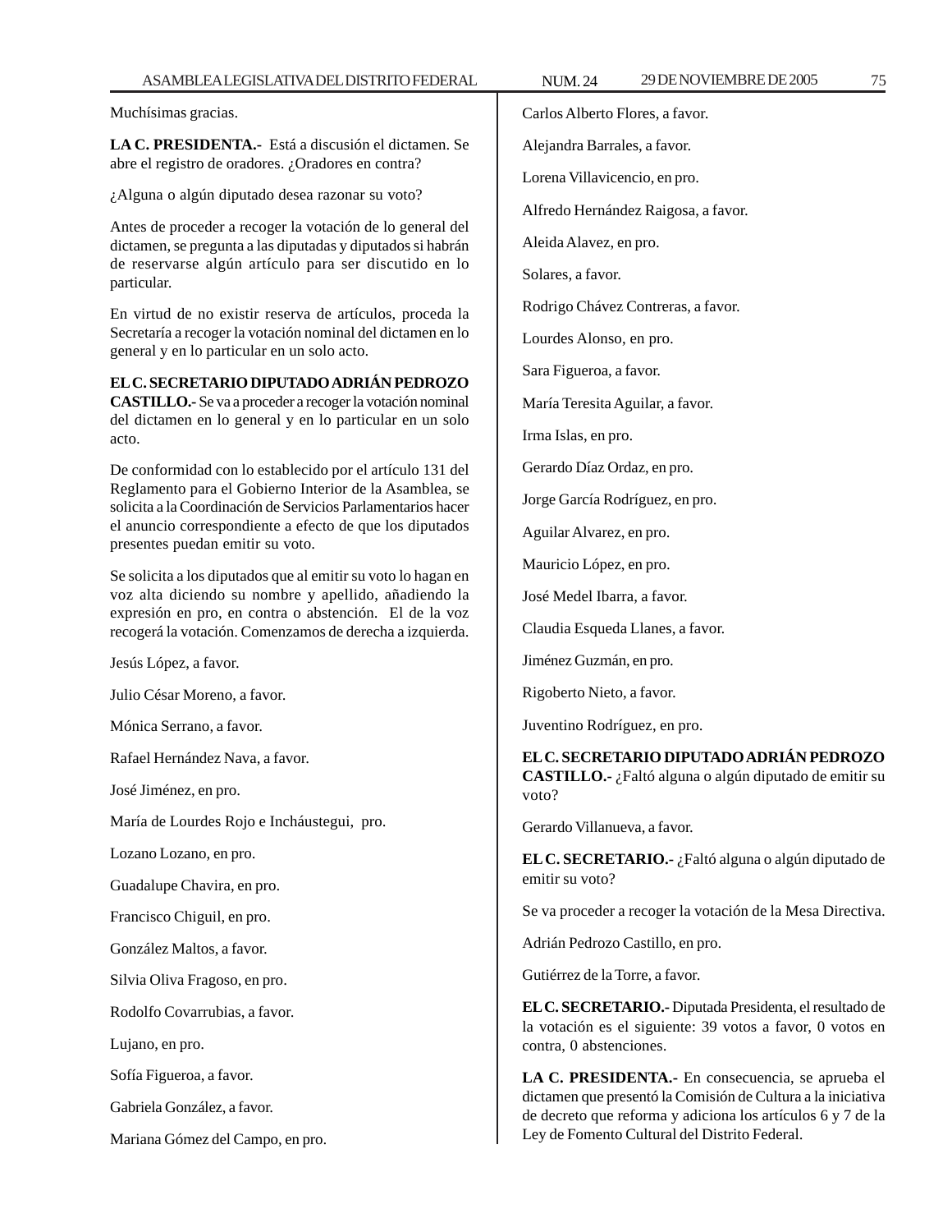Muchísimas gracias.

**LA C. PRESIDENTA.-** Está a discusión el dictamen. Se abre el registro de oradores. ¿Oradores en contra?

¿Alguna o algún diputado desea razonar su voto?

Antes de proceder a recoger la votación de lo general del dictamen, se pregunta a las diputadas y diputados si habrán de reservarse algún artículo para ser discutido en lo particular.

En virtud de no existir reserva de artículos, proceda la Secretaría a recoger la votación nominal del dictamen en lo general y en lo particular en un solo acto.

**EL C. SECRETARIO DIPUTADO ADRIÁN PEDROZO CASTILLO.-** Se va a proceder a recoger la votación nominal del dictamen en lo general y en lo particular en un solo acto.

De conformidad con lo establecido por el artículo 131 del Reglamento para el Gobierno Interior de la Asamblea, se solicita a la Coordinación de Servicios Parlamentarios hacer el anuncio correspondiente a efecto de que los diputados presentes puedan emitir su voto.

Se solicita a los diputados que al emitir su voto lo hagan en voz alta diciendo su nombre y apellido, añadiendo la expresión en pro, en contra o abstención. El de la voz recogerá la votación. Comenzamos de derecha a izquierda.

Jesús López, a favor.

Julio César Moreno, a favor.

Mónica Serrano, a favor.

Rafael Hernández Nava, a favor.

José Jiménez, en pro.

María de Lourdes Rojo e Incháustegui, pro.

Lozano Lozano, en pro.

Guadalupe Chavira, en pro.

Francisco Chiguil, en pro.

González Maltos, a favor.

Silvia Oliva Fragoso, en pro.

Rodolfo Covarrubias, a favor.

Lujano, en pro.

Sofía Figueroa, a favor.

Gabriela González, a favor.

Mariana Gómez del Campo, en pro.

Carlos Alberto Flores, a favor.

Alejandra Barrales, a favor.

Lorena Villavicencio, en pro.

Alfredo Hernández Raigosa, a favor.

Aleida Alavez, en pro.

Solares, a favor.

Rodrigo Chávez Contreras, a favor.

Lourdes Alonso, en pro.

Sara Figueroa, a favor.

María Teresita Aguilar, a favor.

Irma Islas, en pro.

Gerardo Díaz Ordaz, en pro.

Jorge García Rodríguez, en pro.

Aguilar Alvarez, en pro.

Mauricio López, en pro.

José Medel Ibarra, a favor.

Claudia Esqueda Llanes, a favor.

Jiménez Guzmán, en pro.

Rigoberto Nieto, a favor.

Juventino Rodríguez, en pro.

**EL C. SECRETARIO DIPUTADO ADRIÁN PEDROZO CASTILLO.-** ¿Faltó alguna o algún diputado de emitir su voto?

Gerardo Villanueva, a favor.

**EL C. SECRETARIO.-** ¿Faltó alguna o algún diputado de emitir su voto?

Se va proceder a recoger la votación de la Mesa Directiva.

Adrián Pedrozo Castillo, en pro.

Gutiérrez de la Torre, a favor.

**EL C. SECRETARIO.-** Diputada Presidenta, el resultado de la votación es el siguiente: 39 votos a favor, 0 votos en contra, 0 abstenciones.

**LA C. PRESIDENTA.-** En consecuencia, se aprueba el dictamen que presentó la Comisión de Cultura a la iniciativa de decreto que reforma y adiciona los artículos 6 y 7 de la Ley de Fomento Cultural del Distrito Federal.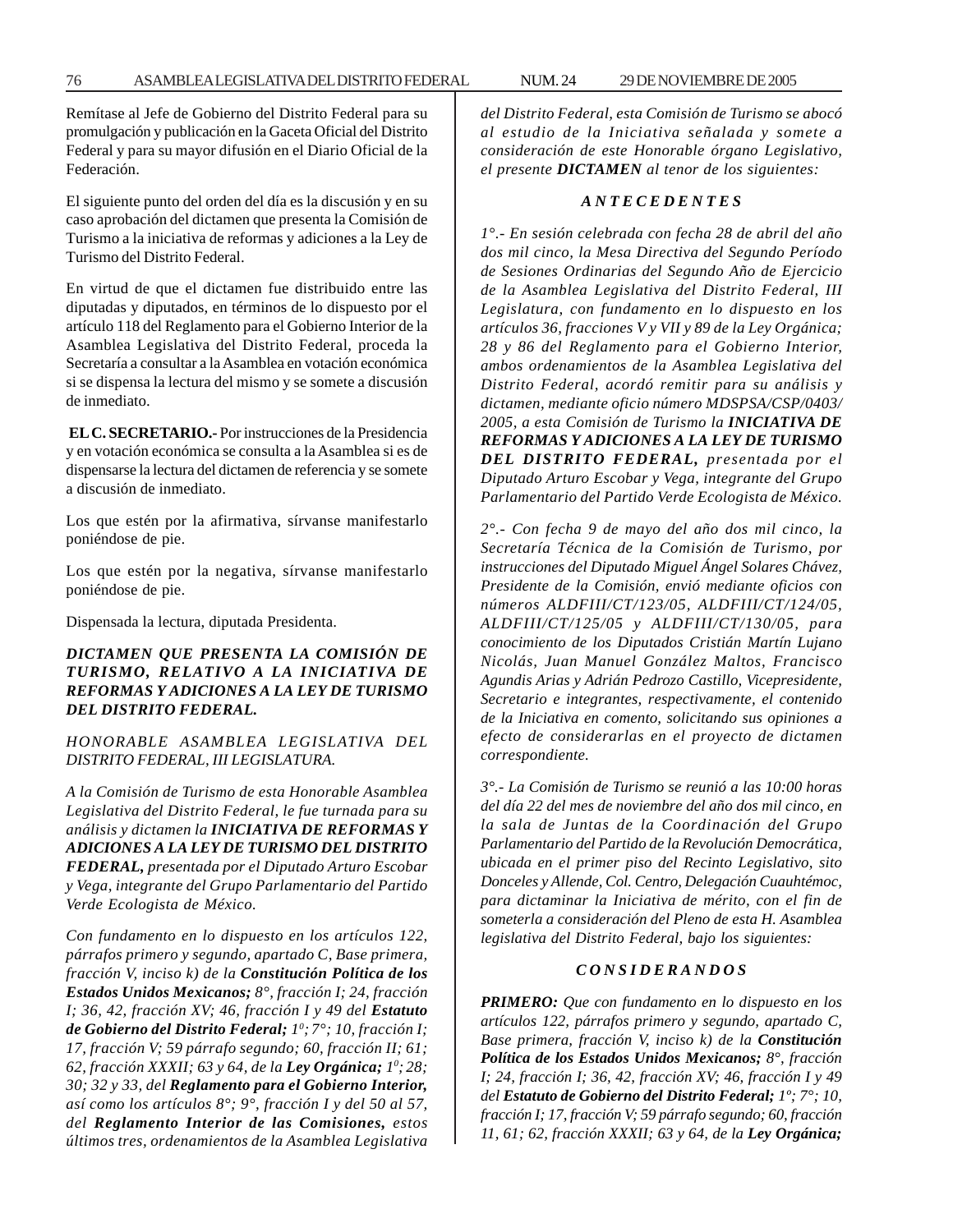Remítase al Jefe de Gobierno del Distrito Federal para su promulgación y publicación en la Gaceta Oficial del Distrito Federal y para su mayor difusión en el Diario Oficial de la Federación.

El siguiente punto del orden del día es la discusión y en su caso aprobación del dictamen que presenta la Comisión de Turismo a la iniciativa de reformas y adiciones a la Ley de Turismo del Distrito Federal.

En virtud de que el dictamen fue distribuido entre las diputadas y diputados, en términos de lo dispuesto por el artículo 118 del Reglamento para el Gobierno Interior de la Asamblea Legislativa del Distrito Federal, proceda la Secretaría a consultar a la Asamblea en votación económica si se dispensa la lectura del mismo y se somete a discusión de inmediato.

**EL C. SECRETARIO.-** Por instrucciones de la Presidencia y en votación económica se consulta a la Asamblea si es de dispensarse la lectura del dictamen de referencia y se somete a discusión de inmediato.

Los que estén por la afirmativa, sírvanse manifestarlo poniéndose de pie.

Los que estén por la negativa, sírvanse manifestarlo poniéndose de pie.

Dispensada la lectura, diputada Presidenta.

***DICTAMEN QUE PRESENTA LA COMISIÓN DE TURISMO, RELATIVO A LA INICIATIVA DE REFORMAS Y ADICIONES A LA LEY DE TURISMO DEL DISTRITO FEDERAL.***

*HONORABLE ASAMBLEA LEGISLATIVA DEL DISTRITO FEDERAL, III LEGISLATURA.*

*A la Comisión de Turismo de esta Honorable Asamblea Legislativa del Distrito Federal, le fue turnada para su análisis y dictamen la* ***INICIATIVA DE REFORMAS Y ADICIONES A LA LEY DE TURISMO DEL DISTRITO FEDERAL,*** *presentada por el Diputado Arturo Escobar y Vega, integrante del Grupo Parlamentario del Partido Verde Ecologista de México.*

*Con fundamento en lo dispuesto en los artículos 122, párrafos primero y segundo, apartado C, Base primera, fracción V, inciso k) de la* ***Constitución Política de los Estados Unidos Mexicanos;*** *8°, fracción I; 24, fracción I; 36, 42, fracción XV; 46, fracción I y 49 del* ***Estatuto de Gobierno del Distrito Federal;*** *1°; 7°; 10, fracción I; 17, fracción V; 59 párrafo segundo; 60, fracción II; 61; 62, fracción XXXII; 63 y 64, de la* ***Ley Orgánica;*** *1°; 28; 30; 32 y 33, del* ***Reglamento para el Gobierno Interior,*** *así como los artículos 8°; 9°, fracción I y del 50 al 57, del* ***Reglamento Interior de las Comisiones,*** *estos últimos tres, ordenamientos de la Asamblea Legislativa del Distrito Federal, esta Comisión de Turismo se abocó al estudio de la Iniciativa señalada y somete a consideración de este Honorable órgano Legislativo, el presente* ***DICTAMEN*** *al tenor de los siguientes:*

***A N T E C E D E N T E S***

*1°.- En sesión celebrada con fecha 28 de abril del año dos mil cinco, la Mesa Directiva del Segundo Período de Sesiones Ordinarias del Segundo Año de Ejercicio de la Asamblea Legislativa del Distrito Federal, III Legislatura, con fundamento en lo dispuesto en los artículos 36, fracciones V y VII y 89 de la Ley Orgánica; 28 y 86 del Reglamento para el Gobierno Interior, ambos ordenamientos de la Asamblea Legislativa del Distrito Federal, acordó remitir para su análisis y dictamen, mediante oficio número MDSPSA/CSP/0403/2005, a esta Comisión de Turismo la* ***INICIATIVA DE REFORMAS Y ADICIONES A LA LEY DE TURISMO DEL DISTRITO FEDERAL,*** *presentada por el Diputado Arturo Escobar y Vega, integrante del Grupo Parlamentario del Partido Verde Ecologista de México.*

*2°.- Con fecha 9 de mayo del año dos mil cinco, la Secretaría Técnica de la Comisión de Turismo, por instrucciones del Diputado Miguel Ángel Solares Chávez, Presidente de la Comisión, envió mediante oficios con números ALDFIII/CT/123/05, ALDFIII/CT/124/05, ALDFIII/CT/125/05 y ALDFIII/CT/130/05, para conocimiento de los Diputados Cristián Martín Lujano Nicolás, Juan Manuel González Maltos, Francisco Agundis Arias y Adrián Pedrozo Castillo, Vicepresidente, Secretario e integrantes, respectivamente, el contenido de la Iniciativa en comento, solicitando sus opiniones a efecto de considerarlas en el proyecto de dictamen correspondiente.*

*3°.- La Comisión de Turismo se reunió a las 10:00 horas del día 22 del mes de noviembre del año dos mil cinco, en la sala de Juntas de la Coordinación del Grupo Parlamentario del Partido de la Revolución Democrática, ubicada en el primer piso del Recinto Legislativo, sito Donceles y Allende, Col. Centro, Delegación Cuauhtémoc, para dictaminar la Iniciativa de mérito, con el fin de someterla a consideración del Pleno de esta H. Asamblea legislativa del Distrito Federal, bajo los siguientes:*

***C O N S I D E R A N D O S***

***PRIMERO:*** *Que con fundamento en lo dispuesto en los artículos 122, párrafos primero y segundo, apartado C, Base primera, fracción V, inciso k) de la* ***Constitución Política de los Estados Unidos Mexicanos;*** *8°, fracción I; 24, fracción I; 36, 42, fracción XV; 46, fracción I y 49 del* ***Estatuto de Gobierno del Distrito Federal;*** *1º; 7°; 10, fracción I; 17, fracción V; 59 párrafo segundo; 60, fracción 11, 61; 62, fracción XXXII; 63 y 64, de la* ***Ley Orgánica;***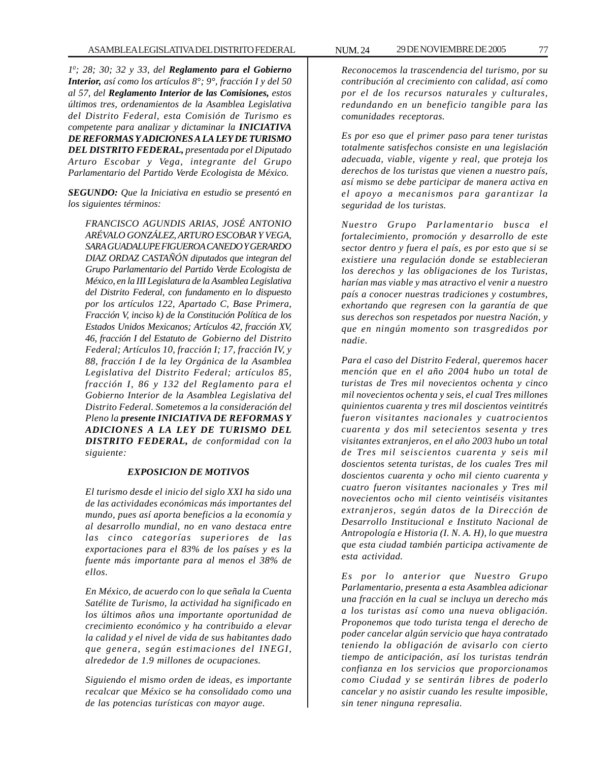*1[0]; 28; 30; 32 y 33, del **Reglamento para el Gobierno Interior,** así como los artículos 8°; 9°, fracción I y del 50 al 57, del **Reglamento Interior de las Comisiones,** estos últimos tres, ordenamientos de la Asamblea Legislativa del Distrito Federal, esta Comisión de Turismo es competente para analizar y dictaminar la **INICIATIVA DE REFORMAS Y ADICIONES A LA LEY DE TURISMO DEL DISTRITO FEDERAL,** presentada por el Diputado Arturo Escobar y Vega, integrante del Grupo Parlamentario del Partido Verde Ecologista de México.*

***SEGUNDO:** Que la Iniciativa en estudio se presentó en los siguientes términos:*

> *FRANCISCO AGUNDIS ARIAS, JOSÉ ANTONIO ARÉVALO GONZÁLEZ, ARTURO ESCOBAR Y VEGA, SARA GUADALUPE FIGUEROA CANEDO Y GERARDO DIAZ ORDAZ CASTAÑÓN diputados que integran del Grupo Parlamentario del Partido Verde Ecologista de México, en la III Legislatura de la Asamblea Legislativa del Distrito Federal, con fundamento en lo dispuesto por los artículos 122, Apartado C, Base Primera, Fracción V, inciso k) de la Constitución Política de los Estados Unidos Mexicanos; Artículos 42, fracción XV, 46, fracción I del Estatuto de Gobierno del Distrito Federal; Artículos 10, fracción I; 17, fracción IV, y 88, fracción I de la ley Orgánica de la Asamblea Legislativa del Distrito Federal; artículos 85, fracción I, 86 y 132 del Reglamento para el Gobierno Interior de la Asamblea Legislativa del Distrito Federal. Sometemos a la consideración del Pleno la **presente INICIATIVA DE REFORMAS Y ADICIONES A LA LEY DE TURISMO DEL DISTRITO FEDERAL,** de conformidad con la siguiente:*
>
> ***EXPOSICION DE MOTIVOS***
>
> *El turismo desde el inicio del siglo XXI ha sido una de las actividades económicas más importantes del mundo, pues así aporta beneficios a la economía y al desarrollo mundial, no en vano destaca entre las cinco categorías superiores de las exportaciones para el 83% de los países y es la fuente más importante para al menos el 38% de ellos.*
>
> *En México, de acuerdo con lo que señala la Cuenta Satélite de Turismo, la actividad ha significado en los últimos años una importante oportunidad de crecimiento económico y ha contribuido a elevar la calidad y el nivel de vida de sus habitantes dado que genera, según estimaciones del INEGI, alrededor de 1.9 millones de ocupaciones.*
>
> *Siguiendo el mismo orden de ideas, es importante recalcar que México se ha consolidado como una de las potencias turísticas con mayor auge.*
>
> *Reconocemos la trascendencia del turismo, por su contribución al crecimiento con calidad, así como por el de los recursos naturales y culturales, redundando en un beneficio tangible para las comunidades receptoras.*
>
> *Es por eso que el primer paso para tener turistas totalmente satisfechos consiste en una legislación adecuada, viable, vigente y real, que proteja los derechos de los turistas que vienen a nuestro país, así mismo se debe participar de manera activa en el apoyo a mecanismos para garantizar la seguridad de los turistas.*
>
> *Nuestro Grupo Parlamentario busca el fortalecimiento, promoción y desarrollo de este sector dentro y fuera el país, es por esto que si se existiere una regulación donde se establecieran los derechos y las obligaciones de los Turistas, harían mas viable y mas atractivo el venir a nuestro país a conocer nuestras tradiciones y costumbres, exhortando que regresen con la garantía de que sus derechos son respetados por nuestra Nación, y que en ningún momento son trasgredidos por nadie.*
>
> *Para el caso del Distrito Federal, queremos hacer mención que en el año 2004 hubo un total de turistas de Tres mil novecientos ochenta y cinco mil novecientos ochenta y seis, el cual Tres millones quinientos cuarenta y tres mil doscientos veintitrés fueron visitantes nacionales y cuatrocientos cuarenta y dos mil setecientos sesenta y tres visitantes extranjeros, en el año 2003 hubo un total de Tres mil seiscientos cuarenta y seis mil doscientos setenta turistas, de los cuales Tres mil doscientos cuarenta y ocho mil ciento cuarenta y cuatro fueron visitantes nacionales y Tres mil novecientos ocho mil ciento veintiséis visitantes extranjeros, según datos de la Dirección de Desarrollo Institucional e Instituto Nacional de Antropología e Historia (I. N. A. H), lo que muestra que esta ciudad también participa activamente de esta actividad.*
>
> *Es por lo anterior que Nuestro Grupo Parlamentario, presenta a esta Asamblea adicionar una fracción en la cual se incluya un derecho más a los turistas así como una nueva obligación. Proponemos que todo turista tenga el derecho de poder cancelar algún servicio que haya contratado teniendo la obligación de avisarlo con cierto tiempo de anticipación, así los turistas tendrán confianza en los servicios que proporcionamos como Ciudad y se sentirán libres de poderlo cancelar y no asistir cuando les resulte imposible, sin tener ninguna represalia.*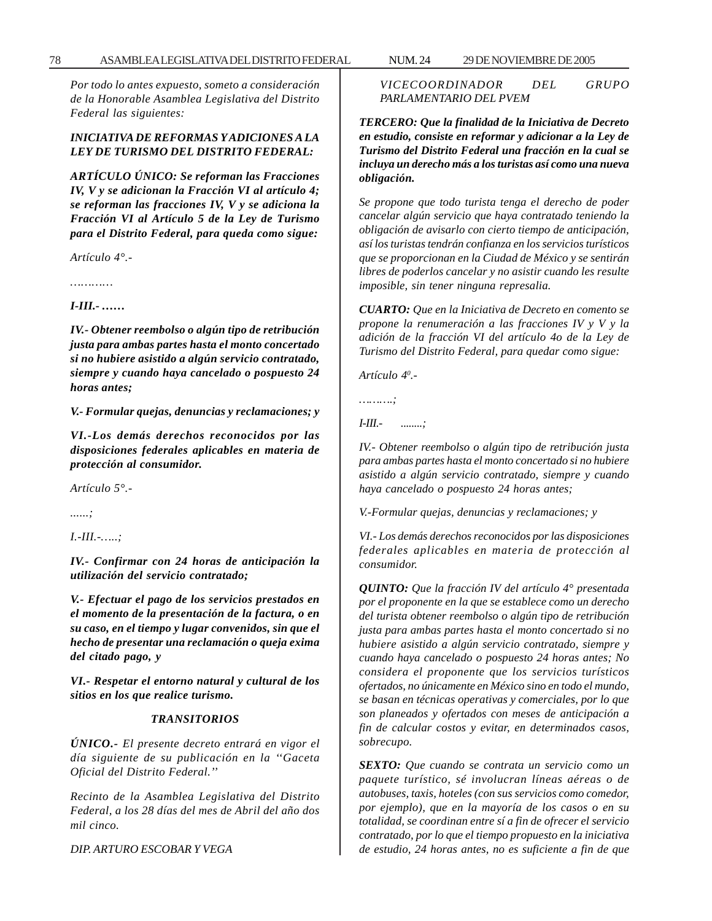*Por todo lo antes expuesto, someto a consideración de la Honorable Asamblea Legislativa del Distrito Federal las siguientes:*

***INICIATIVA DE REFORMAS Y ADICIONES A LA LEY DE TURISMO DEL DISTRITO FEDERAL:***

***ARTÍCULO ÚNICO: Se reforman las Fracciones IV, V y se adicionan la Fracción VI al artículo 4; se reforman las fracciones IV, V y se adiciona la Fracción VI al Artículo 5 de la Ley de Turismo para el Distrito Federal, para queda como sigue:***

*Artículo 4°.-*

*…………*

***I-III.- ……***

***IV.- Obtener reembolso o algún tipo de retribución justa para ambas partes hasta el monto concertado si no hubiere asistido a algún servicio contratado, siempre y cuando haya cancelado o pospuesto 24 horas antes;***

***V.- Formular quejas, denuncias y reclamaciones; y***

***VI.-Los demás derechos reconocidos por las disposiciones federales aplicables en materia de protección al consumidor.***

*Artículo 5°.-*

*......;*

*I.-III.-…..;*

***IV.- Confirmar con 24 horas de anticipación la utilización del servicio contratado;***

***V.- Efectuar el pago de los servicios prestados en el momento de la presentación de la factura, o en su caso, en el tiempo y lugar convenidos, sin que el hecho de presentar una reclamación o queja exima del citado pago, y***

***VI.- Respetar el entorno natural y cultural de los sitios en los que realice turismo.***

***TRANSITORIOS***

***ÚNICO.-*** *El presente decreto entrará en vigor el día siguiente de su publicación en la ''Gaceta Oficial del Distrito Federal.''*

*Recinto de la Asamblea Legislativa del Distrito Federal, a los 28 días del mes de Abril del año dos mil cinco.*

*DIP. ARTURO ESCOBAR Y VEGA*

*VICECOORDINADOR DEL GRUPO PARLAMENTARIO DEL PVEM*

***TERCERO: Que la finalidad de la Iniciativa de Decreto en estudio, consiste en reformar y adicionar a la Ley de Turismo del Distrito Federal una fracción en la cual se incluya un derecho más a los turistas así como una nueva obligación.***

*Se propone que todo turista tenga el derecho de poder cancelar algún servicio que haya contratado teniendo la obligación de avisarlo con cierto tiempo de anticipación, así los turistas tendrán confianza en los servicios turísticos que se proporcionan en la Ciudad de México y se sentirán libres de poderlos cancelar y no asistir cuando les resulte imposible, sin tener ninguna represalia.*

***CUARTO:*** *Que en la Iniciativa de Decreto en comento se propone la renumeración a las fracciones IV y V y la adición de la fracción VI del artículo 4o de la Ley de Turismo del Distrito Federal, para quedar como sigue:*

*Artículo 4°.-*

*……….;*

*I-III.- ........;*

*IV.- Obtener reembolso o algún tipo de retribución justa para ambas partes hasta el monto concertado si no hubiere asistido a algún servicio contratado, siempre y cuando haya cancelado o pospuesto 24 horas antes;*

*V.-Formular quejas, denuncias y reclamaciones; y*

*VI.- Los demás derechos reconocidos por las disposiciones federales aplicables en materia de protección al consumidor.*

***QUINTO:*** *Que la fracción IV del artículo 4° presentada por el proponente en la que se establece como un derecho del turista obtener reembolso o algún tipo de retribución justa para ambas partes hasta el monto concertado si no hubiere asistido a algún servicio contratado, siempre y cuando haya cancelado o pospuesto 24 horas antes; No considera el proponente que los servicios turísticos ofertados, no únicamente en México sino en todo el mundo, se basan en técnicas operativas y comerciales, por lo que son planeados y ofertados con meses de anticipación a fin de calcular costos y evitar, en determinados casos, sobrecupo.*

***SEXTO:*** *Que cuando se contrata un servicio como un paquete turístico, sé involucran líneas aéreas o de autobuses, taxis, hoteles (con sus servicios como comedor, por ejemplo), que en la mayoría de los casos o en su totalidad, se coordinan entre sí a fin de ofrecer el servicio contratado, por lo que el tiempo propuesto en la iniciativa de estudio, 24 horas antes, no es suficiente a fin de que*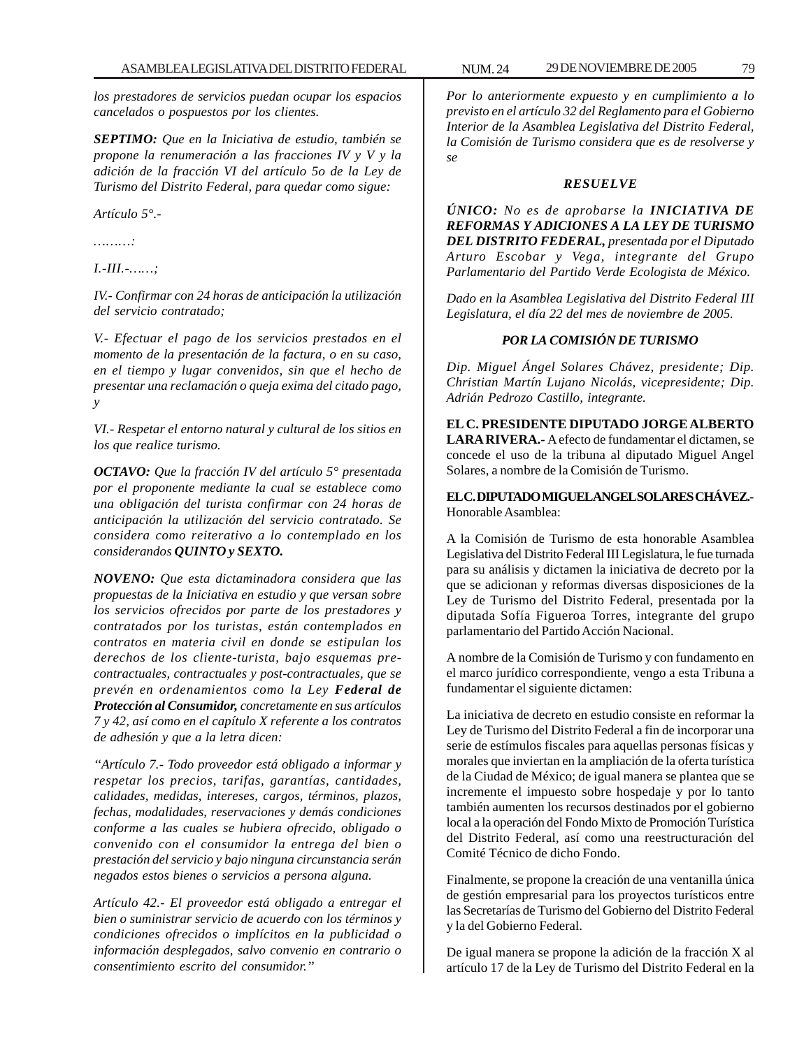*los prestadores de servicios puedan ocupar los espacios cancelados o pospuestos por los clientes.*

***SEPTIMO:*** *Que en la Iniciativa de estudio, también se propone la renumeración a las fracciones IV y V y la adición de la fracción VI del artículo 5o de la Ley de Turismo del Distrito Federal, para quedar como sigue:*

*Artículo 5°.-*

*………:*

*I.-III.-……;*

*IV.- Confirmar con 24 horas de anticipación la utilización del servicio contratado;*

*V.- Efectuar el pago de los servicios prestados en el momento de la presentación de la factura, o en su caso, en el tiempo y lugar convenidos, sin que el hecho de presentar una reclamación o queja exima del citado pago, y*

*VI.- Respetar el entorno natural y cultural de los sitios en los que realice turismo.*

***OCTAVO:*** *Que la fracción IV del artículo 5° presentada por el proponente mediante la cual se establece como una obligación del turista confirmar con 24 horas de anticipación la utilización del servicio contratado. Se considera como reiterativo a lo contemplado en los considerandos **QUINTO y SEXTO.***

***NOVENO:*** *Que esta dictaminadora considera que las propuestas de la Iniciativa en estudio y que versan sobre los servicios ofrecidos por parte de los prestadores y contratados por los turistas, están contemplados en contratos en materia civil en donde se estipulan los derechos de los cliente-turista, bajo esquemas pre-contractuales, contractuales y post-contractuales, que se prevén en ordenamientos como la Ley **Federal de Protección al Consumidor,** concretamente en sus artículos 7 y 42, así como en el capítulo X referente a los contratos de adhesión y que a la letra dicen:*

*"Artículo 7.- Todo proveedor está obligado a informar y respetar los precios, tarifas, garantías, cantidades, calidades, medidas, intereses, cargos, términos, plazos, fechas, modalidades, reservaciones y demás condiciones conforme a las cuales se hubiera ofrecido, obligado o convenido con el consumidor la entrega del bien o prestación del servicio y bajo ninguna circunstancia serán negados estos bienes o servicios a persona alguna.*

*Artículo 42.- El proveedor está obligado a entregar el bien o suministrar servicio de acuerdo con los términos y condiciones ofrecidos o implícitos en la publicidad o información desplegados, salvo convenio en contrario o consentimiento escrito del consumidor."*

*Por lo anteriormente expuesto y en cumplimiento a lo previsto en el artículo 32 del Reglamento para el Gobierno Interior de la Asamblea Legislativa del Distrito Federal, la Comisión de Turismo considera que es de resolverse y se*

***RESUELVE***

***ÚNICO:*** *No es de aprobarse la **INICIATIVA DE REFORMAS Y ADICIONES A LA LEY DE TURISMO DEL DISTRITO FEDERAL,** presentada por el Diputado Arturo Escobar y Vega, integrante del Grupo Parlamentario del Partido Verde Ecologista de México.*

*Dado en la Asamblea Legislativa del Distrito Federal III Legislatura, el día 22 del mes de noviembre de 2005.*

***POR LA COMISIÓN DE TURISMO***

*Dip. Miguel Ángel Solares Chávez, presidente; Dip. Christian Martín Lujano Nicolás, vicepresidente; Dip. Adrián Pedrozo Castillo, integrante.*

**EL C. PRESIDENTE DIPUTADO JORGE ALBERTO LARA RIVERA.-** A efecto de fundamentar el dictamen, se concede el uso de la tribuna al diputado Miguel Angel Solares, a nombre de la Comisión de Turismo.

**EL C. DIPUTADO MIGUEL ANGEL SOLARES CHÁVEZ.-** Honorable Asamblea:

A la Comisión de Turismo de esta honorable Asamblea Legislativa del Distrito Federal III Legislatura, le fue turnada para su análisis y dictamen la iniciativa de decreto por la que se adicionan y reformas diversas disposiciones de la Ley de Turismo del Distrito Federal, presentada por la diputada Sofía Figueroa Torres, integrante del grupo parlamentario del Partido Acción Nacional.

A nombre de la Comisión de Turismo y con fundamento en el marco jurídico correspondiente, vengo a esta Tribuna a fundamentar el siguiente dictamen:

La iniciativa de decreto en estudio consiste en reformar la Ley de Turismo del Distrito Federal a fin de incorporar una serie de estímulos fiscales para aquellas personas físicas y morales que inviertan en la ampliación de la oferta turística de la Ciudad de México; de igual manera se plantea que se incremente el impuesto sobre hospedaje y por lo tanto también aumenten los recursos destinados por el gobierno local a la operación del Fondo Mixto de Promoción Turística del Distrito Federal, así como una reestructuración del Comité Técnico de dicho Fondo.

Finalmente, se propone la creación de una ventanilla única de gestión empresarial para los proyectos turísticos entre las Secretarías de Turismo del Gobierno del Distrito Federal y la del Gobierno Federal.

De igual manera se propone la adición de la fracción X al artículo 17 de la Ley de Turismo del Distrito Federal en la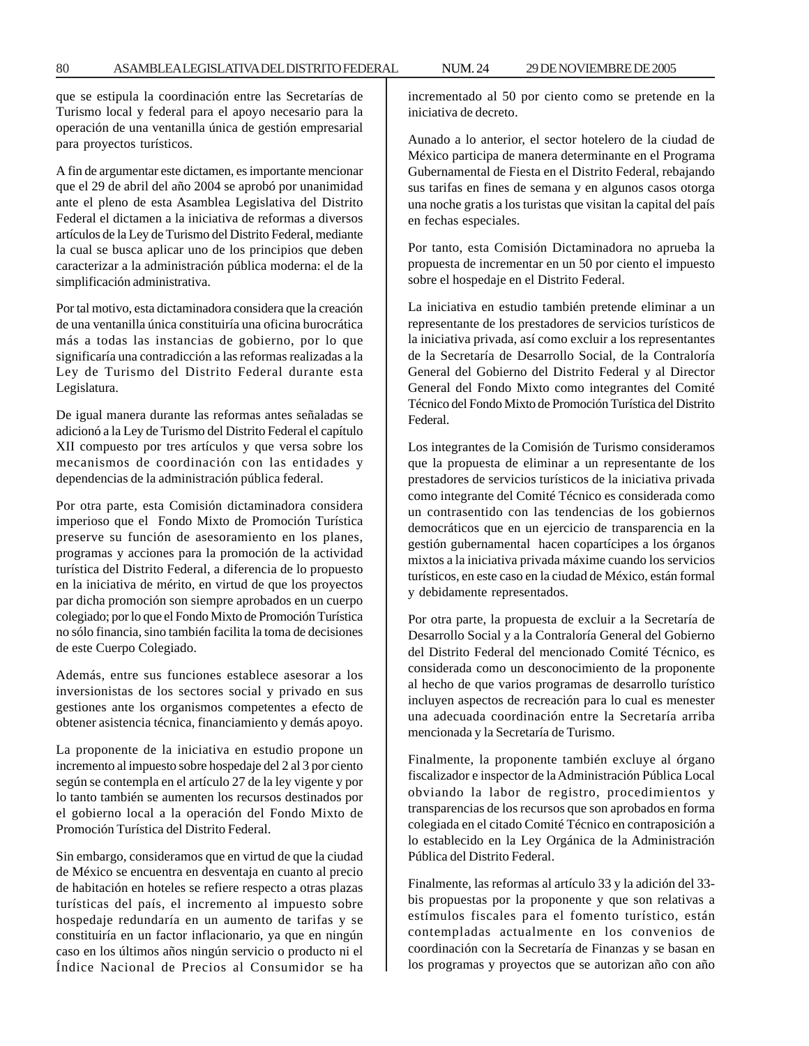que se estipula la coordinación entre las Secretarías de Turismo local y federal para el apoyo necesario para la operación de una ventanilla única de gestión empresarial para proyectos turísticos.

A fin de argumentar este dictamen, es importante mencionar que el 29 de abril del año 2004 se aprobó por unanimidad ante el pleno de esta Asamblea Legislativa del Distrito Federal el dictamen a la iniciativa de reformas a diversos artículos de la Ley de Turismo del Distrito Federal, mediante la cual se busca aplicar uno de los principios que deben caracterizar a la administración pública moderna: el de la simplificación administrativa.

Por tal motivo, esta dictaminadora considera que la creación de una ventanilla única constituiría una oficina burocrática más a todas las instancias de gobierno, por lo que significaría una contradicción a las reformas realizadas a la Ley de Turismo del Distrito Federal durante esta Legislatura.

De igual manera durante las reformas antes señaladas se adicionó a la Ley de Turismo del Distrito Federal el capítulo XII compuesto por tres artículos y que versa sobre los mecanismos de coordinación con las entidades y dependencias de la administración pública federal.

Por otra parte, esta Comisión dictaminadora considera imperioso que el Fondo Mixto de Promoción Turística preserve su función de asesoramiento en los planes, programas y acciones para la promoción de la actividad turística del Distrito Federal, a diferencia de lo propuesto en la iniciativa de mérito, en virtud de que los proyectos par dicha promoción son siempre aprobados en un cuerpo colegiado; por lo que el Fondo Mixto de Promoción Turística no sólo financia, sino también facilita la toma de decisiones de este Cuerpo Colegiado.

Además, entre sus funciones establece asesorar a los inversionistas de los sectores social y privado en sus gestiones ante los organismos competentes a efecto de obtener asistencia técnica, financiamiento y demás apoyo.

La proponente de la iniciativa en estudio propone un incremento al impuesto sobre hospedaje del 2 al 3 por ciento según se contempla en el artículo 27 de la ley vigente y por lo tanto también se aumenten los recursos destinados por el gobierno local a la operación del Fondo Mixto de Promoción Turística del Distrito Federal.

Sin embargo, consideramos que en virtud de que la ciudad de México se encuentra en desventaja en cuanto al precio de habitación en hoteles se refiere respecto a otras plazas turísticas del país, el incremento al impuesto sobre hospedaje redundaría en un aumento de tarifas y se constituiría en un factor inflacionario, ya que en ningún caso en los últimos años ningún servicio o producto ni el Índice Nacional de Precios al Consumidor se ha incrementado al 50 por ciento como se pretende en la iniciativa de decreto.

Aunado a lo anterior, el sector hotelero de la ciudad de México participa de manera determinante en el Programa Gubernamental de Fiesta en el Distrito Federal, rebajando sus tarifas en fines de semana y en algunos casos otorga una noche gratis a los turistas que visitan la capital del país en fechas especiales.

Por tanto, esta Comisión Dictaminadora no aprueba la propuesta de incrementar en un 50 por ciento el impuesto sobre el hospedaje en el Distrito Federal.

La iniciativa en estudio también pretende eliminar a un representante de los prestadores de servicios turísticos de la iniciativa privada, así como excluir a los representantes de la Secretaría de Desarrollo Social, de la Contraloría General del Gobierno del Distrito Federal y al Director General del Fondo Mixto como integrantes del Comité Técnico del Fondo Mixto de Promoción Turística del Distrito Federal.

Los integrantes de la Comisión de Turismo consideramos que la propuesta de eliminar a un representante de los prestadores de servicios turísticos de la iniciativa privada como integrante del Comité Técnico es considerada como un contrasentido con las tendencias de los gobiernos democráticos que en un ejercicio de transparencia en la gestión gubernamental hacen copartícipes a los órganos mixtos a la iniciativa privada máxime cuando los servicios turísticos, en este caso en la ciudad de México, están formal y debidamente representados.

Por otra parte, la propuesta de excluir a la Secretaría de Desarrollo Social y a la Contraloría General del Gobierno del Distrito Federal del mencionado Comité Técnico, es considerada como un desconocimiento de la proponente al hecho de que varios programas de desarrollo turístico incluyen aspectos de recreación para lo cual es menester una adecuada coordinación entre la Secretaría arriba mencionada y la Secretaría de Turismo.

Finalmente, la proponente también excluye al órgano fiscalizador e inspector de la Administración Pública Local obviando la labor de registro, procedimientos y transparencias de los recursos que son aprobados en forma colegiada en el citado Comité Técnico en contraposición a lo establecido en la Ley Orgánica de la Administración Pública del Distrito Federal.

Finalmente, las reformas al artículo 33 y la adición del 33-bis propuestas por la proponente y que son relativas a estímulos fiscales para el fomento turístico, están contempladas actualmente en los convenios de coordinación con la Secretaría de Finanzas y se basan en los programas y proyectos que se autorizan año con año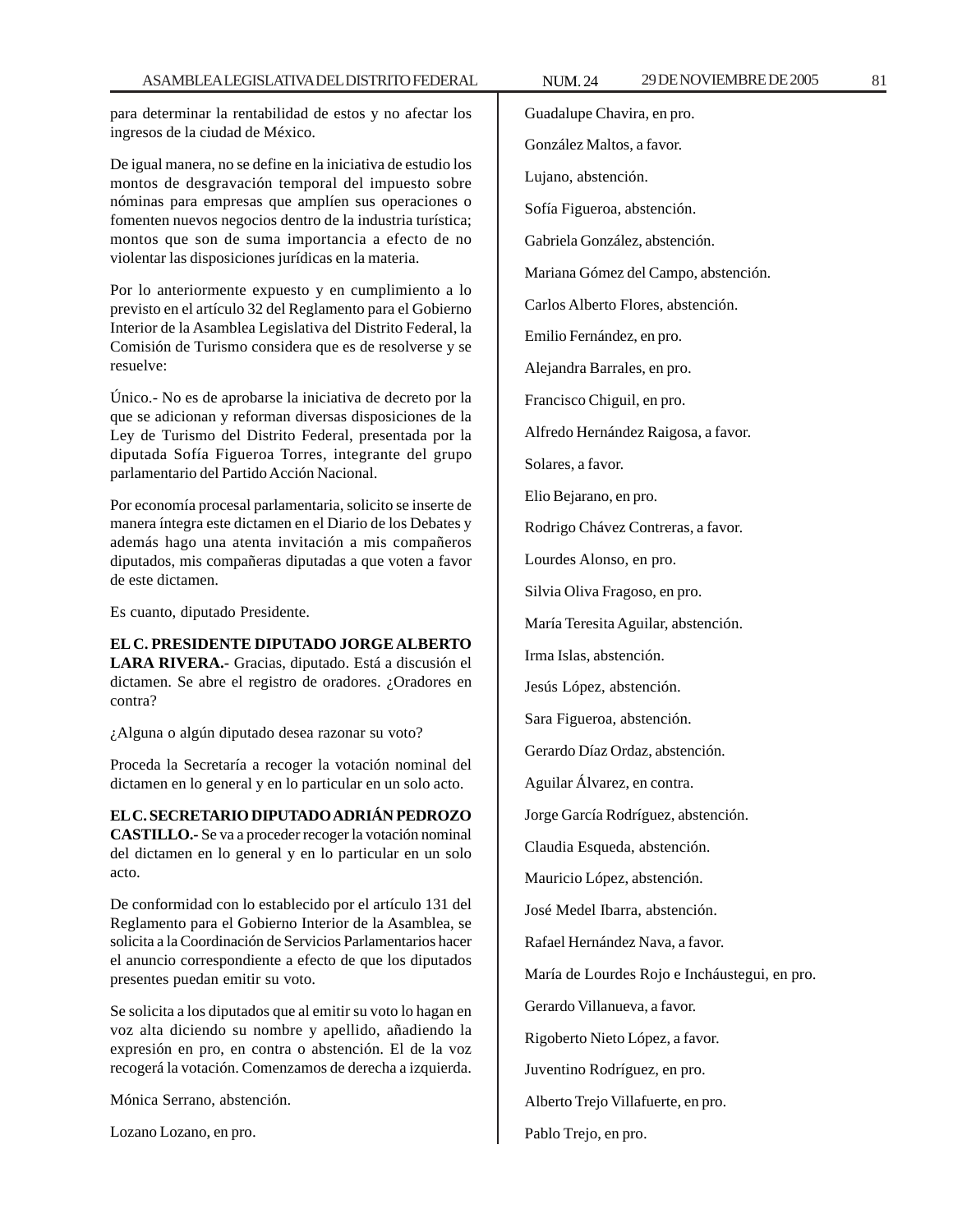para determinar la rentabilidad de estos y no afectar los ingresos de la ciudad de México.

De igual manera, no se define en la iniciativa de estudio los montos de desgravación temporal del impuesto sobre nóminas para empresas que amplíen sus operaciones o fomenten nuevos negocios dentro de la industria turística; montos que son de suma importancia a efecto de no violentar las disposiciones jurídicas en la materia.

Por lo anteriormente expuesto y en cumplimiento a lo previsto en el artículo 32 del Reglamento para el Gobierno Interior de la Asamblea Legislativa del Distrito Federal, la Comisión de Turismo considera que es de resolverse y se resuelve:

Único.- No es de aprobarse la iniciativa de decreto por la que se adicionan y reforman diversas disposiciones de la Ley de Turismo del Distrito Federal, presentada por la diputada Sofía Figueroa Torres, integrante del grupo parlamentario del Partido Acción Nacional.

Por economía procesal parlamentaria, solicito se inserte de manera íntegra este dictamen en el Diario de los Debates y además hago una atenta invitación a mis compañeros diputados, mis compañeras diputadas a que voten a favor de este dictamen.

Es cuanto, diputado Presidente.

**EL C. PRESIDENTE DIPUTADO JORGE ALBERTO LARA RIVERA.-** Gracias, diputado. Está a discusión el dictamen. Se abre el registro de oradores. ¿Oradores en contra?

¿Alguna o algún diputado desea razonar su voto?

Proceda la Secretaría a recoger la votación nominal del dictamen en lo general y en lo particular en un solo acto.

**EL C. SECRETARIO DIPUTADO ADRIÁN PEDROZO CASTILLO.-** Se va a proceder recoger la votación nominal del dictamen en lo general y en lo particular en un solo acto.

De conformidad con lo establecido por el artículo 131 del Reglamento para el Gobierno Interior de la Asamblea, se solicita a la Coordinación de Servicios Parlamentarios hacer el anuncio correspondiente a efecto de que los diputados presentes puedan emitir su voto.

Se solicita a los diputados que al emitir su voto lo hagan en voz alta diciendo su nombre y apellido, añadiendo la expresión en pro, en contra o abstención. El de la voz recogerá la votación. Comenzamos de derecha a izquierda.

Mónica Serrano, abstención.

Lozano Lozano, en pro.

Guadalupe Chavira, en pro.

González Maltos, a favor.

Lujano, abstención.

Sofía Figueroa, abstención.

Gabriela González, abstención.

Mariana Gómez del Campo, abstención.

Carlos Alberto Flores, abstención.

Emilio Fernández, en pro.

Alejandra Barrales, en pro.

Francisco Chiguil, en pro.

Alfredo Hernández Raigosa, a favor.

Solares, a favor.

Elio Bejarano, en pro.

Rodrigo Chávez Contreras, a favor.

Lourdes Alonso, en pro.

Silvia Oliva Fragoso, en pro.

María Teresita Aguilar, abstención.

Irma Islas, abstención.

Jesús López, abstención.

Sara Figueroa, abstención.

Gerardo Díaz Ordaz, abstención.

Aguilar Álvarez, en contra.

Jorge García Rodríguez, abstención.

Claudia Esqueda, abstención.

Mauricio López, abstención.

José Medel Ibarra, abstención.

Rafael Hernández Nava, a favor.

María de Lourdes Rojo e Incháustegui, en pro.

Gerardo Villanueva, a favor.

Rigoberto Nieto López, a favor.

Juventino Rodríguez, en pro.

Alberto Trejo Villafuerte, en pro.

Pablo Trejo, en pro.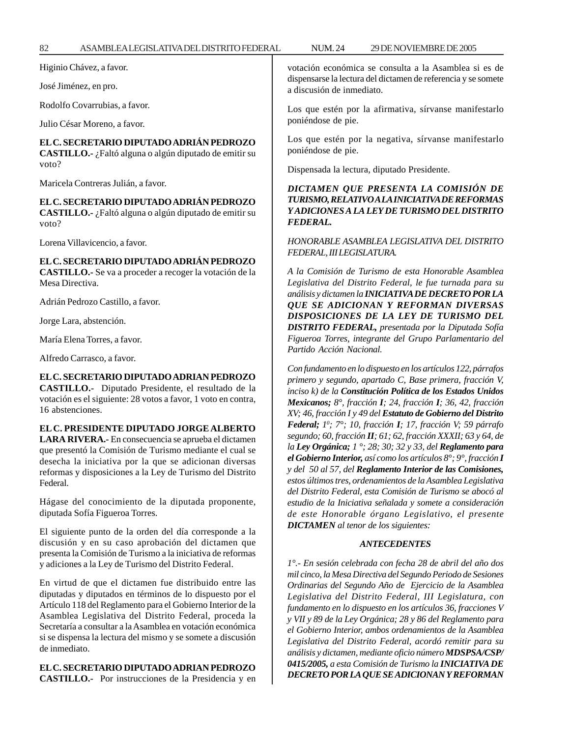Higinio Chávez, a favor.

José Jiménez, en pro.

Rodolfo Covarrubias, a favor.

Julio César Moreno, a favor.

**EL C. SECRETARIO DIPUTADO ADRIÁN PEDROZO CASTILLO.-** ¿Faltó alguna o algún diputado de emitir su voto?

Maricela Contreras Julián, a favor.

**EL C. SECRETARIO DIPUTADO ADRIÁN PEDROZO CASTILLO.-** ¿Faltó alguna o algún diputado de emitir su voto?

Lorena Villavicencio, a favor.

**EL C. SECRETARIO DIPUTADO ADRIÁN PEDROZO CASTILLO.-** Se va a proceder a recoger la votación de la Mesa Directiva.

Adrián Pedrozo Castillo, a favor.

Jorge Lara, abstención.

María Elena Torres, a favor.

Alfredo Carrasco, a favor.

**EL C. SECRETARIO DIPUTADO ADRIAN PEDROZO CASTILLO.-** Diputado Presidente, el resultado de la votación es el siguiente: 28 votos a favor, 1 voto en contra, 16 abstenciones.

**EL C. PRESIDENTE DIPUTADO JORGE ALBERTO LARA RIVERA.-** En consecuencia se aprueba el dictamen que presentó la Comisión de Turismo mediante el cual se desecha la iniciativa por la que se adicionan diversas reformas y disposiciones a la Ley de Turismo del Distrito Federal.

Hágase del conocimiento de la diputada proponente, diputada Sofía Figueroa Torres.

El siguiente punto de la orden del día corresponde a la discusión y en su caso aprobación del dictamen que presenta la Comisión de Turismo a la iniciativa de reformas y adiciones a la Ley de Turismo del Distrito Federal.

En virtud de que el dictamen fue distribuido entre las diputadas y diputados en términos de lo dispuesto por el Artículo 118 del Reglamento para el Gobierno Interior de la Asamblea Legislativa del Distrito Federal, proceda la Secretaría a consultar a la Asamblea en votación económica si se dispensa la lectura del mismo y se somete a discusión de inmediato.

**EL C. SECRETARIO DIPUTADO ADRIAN PEDROZO CASTILLO.-** Por instrucciones de la Presidencia y en votación económica se consulta a la Asamblea si es de dispensarse la lectura del dictamen de referencia y se somete a discusión de inmediato.

Los que estén por la afirmativa, sírvanse manifestarlo poniéndose de pie.

Los que estén por la negativa, sírvanse manifestarlo poniéndose de pie.

Dispensada la lectura, diputado Presidente.

***DICTAMEN QUE PRESENTA LA COMISIÓN DE TURISMO, RELATIVO A LA INICIATIVA DE REFORMAS Y ADICIONES A LA LEY DE TURISMO DEL DISTRITO FEDERAL.***

*HONORABLE ASAMBLEA LEGISLATIVA DEL DISTRITO FEDERAL, III LEGISLATURA.*

*A la Comisión de Turismo de esta Honorable Asamblea Legislativa del Distrito Federal, le fue turnada para su análisis y dictamen la **INICIATIVA DE DECRETO POR LA QUE SE ADICIONAN Y REFORMAN DIVERSAS DISPOSICIONES DE LA LEY DE TURISMO DEL DISTRITO FEDERAL,** presentada por la Diputada Sofía Figueroa Torres, integrante del Grupo Parlamentario del Partido Acción Nacional.*

*Con fundamento en lo dispuesto en los artículos 122, párrafos primero y segundo, apartado C, Base primera, fracción V, inciso k) de la **Constitución Política de los Estados Unidos Mexicanos;** 8°, fracción **I**; 24, fracción **I**; 36, 42, fracción XV; 46, fracción I y 49 del **Estatuto de Gobierno del Distrito Federal;** 1°; 7°; 10, fracción **I**; 17, fracción V; 59 párrafo segundo; 60, fracción **II**; 61; 62, fracción XXXII; 63 y 64, de la **Ley Orgánica;** 1 °; 28; 30; 32 y 33, del **Reglamento para el Gobierno Interior,** así como los artículos 8°; 9°, fracción **I** y del 50 al 57, del **Reglamento Interior de las Comisiones,** estos últimos tres, ordenamientos de la Asamblea Legislativa del Distrito Federal, esta Comisión de Turismo se abocó al estudio de la Iniciativa señalada y somete a consideración de este Honorable órgano Legislativo, el presente **DICTAMEN** al tenor de los siguientes:*

***ANTECEDENTES***

*1°.- En sesión celebrada con fecha 28 de abril del año dos mil cinco, la Mesa Directiva del Segundo Periodo de Sesiones Ordinarias del Segundo Año de Ejercicio de la Asamblea Legislativa del Distrito Federal, III Legislatura, con fundamento en lo dispuesto en los artículos 36, fracciones V y VII y 89 de la Ley Orgánica; 28 y 86 del Reglamento para el Gobierno Interior, ambos ordenamientos de la Asamblea Legislativa del Distrito Federal, acordó remitir para su análisis y dictamen, mediante oficio número **MDSPSA/CSP/0415/2005,** a esta Comisión de Turismo la **INICIATIVA DE DECRETO POR LA QUE SE ADICIONAN Y REFORMAN***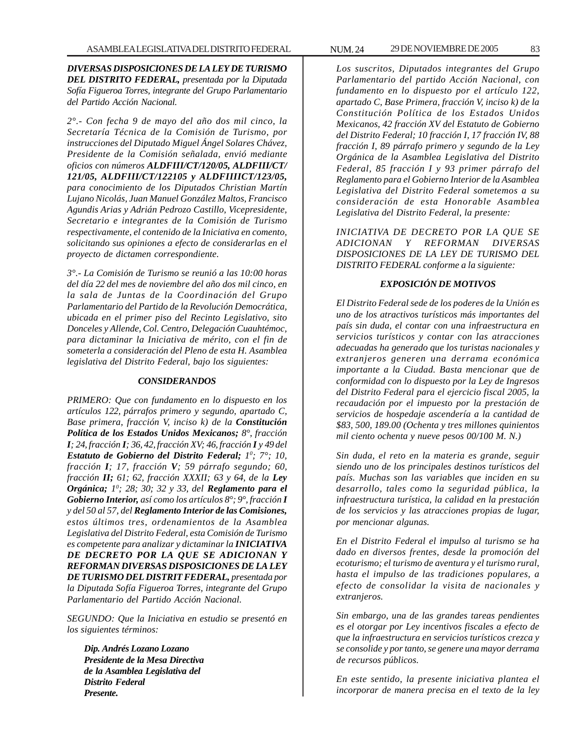***DIVERSAS DISPOSICIONES DE LA LEY DE TURISMO DEL DISTRITO FEDERAL,*** *presentada por la Diputada Sofía Figueroa Torres, integrante del Grupo Parlamentario del Partido Acción Nacional.*

*2°.- Con fecha 9 de mayo del año dos mil cinco, la Secretaría Técnica de la Comisión de Turismo, por instrucciones del Diputado Miguel Ángel Solares Chávez, Presidente de la Comisión señalada, envió mediante oficios con números* ***ALDFIII/CT/120/05, ALDFIII/CT/121/05, ALDFIII/CT/122105 y ALDFIIIICT/123/05,*** *para conocimiento de los Diputados Christian Martín Lujano Nicolás, Juan Manuel González Maltos, Francisco Agundis Arias y Adrián Pedrozo Castillo, Vicepresidente, Secretario e integrantes de la Comisión de Turismo respectivamente, el contenido de la Iniciativa en comento, solicitando sus opiniones a efecto de considerarlas en el proyecto de dictamen correspondiente.*

*3°.- La Comisión de Turismo se reunió a las 10:00 horas del día 22 del mes de noviembre del año dos mil cinco, en la sala de Juntas de la Coordinación del Grupo Parlamentario del Partido de la Revolución Democrática, ubicada en el primer piso del Recinto Legislativo, sito Donceles y Allende, Col. Centro, Delegación Cuauhtémoc, para dictaminar la Iniciativa de mérito, con el fin de someterla a consideración del Pleno de esta H. Asamblea legislativa del Distrito Federal, bajo los siguientes:*

***CONSIDERANDOS***

*PRIMERO: Que con fundamento en lo dispuesto en los artículos 122, párrafos primero y segundo, apartado C, Base primera, fracción V, inciso k) de la* ***Constitución Política de los Estados Unidos Mexicanos;*** *8°, fracción* ***I****; 24, fracción* ***I****; 36, 42, fracción XV; 46, fracción* ***I*** *y 49 del* ***Estatuto de Gobierno del Distrito Federal;*** *1°; 7°; 10, fracción* ***I****; 17, fracción* ***V****; 59 párrafo segundo; 60, fracción* ***II;*** *61; 62, fracción XXXII; 63 y 64, de la* ***Ley Orgánica;*** *1°; 28; 30; 32 y 33, del* ***Reglamento para el Gobierno Interior,*** *así como los artículos 8°; 9°, fracción* ***I*** *y del 50 al 57, del* ***Reglamento Interior de las Comisiones,*** *estos últimos tres, ordenamientos de la Asamblea Legislativa del Distrito Federal, esta Comisión de Turismo es competente para analizar y dictaminar la* ***INICIATIVA DE DECRETO POR LA QUE SE ADICIONAN Y REFORMAN DIVERSAS DISPOSICIONES DE LA LEY DE TURISMO DEL DISTRIT FEDERAL,*** *presentada por la Diputada Sofía Figueroa Torres, integrante del Grupo Parlamentario del Partido Acción Nacional.*

*SEGUNDO: Que la Iniciativa en estudio se presentó en los siguientes términos:*

***Dip. Andrés Lozano Lozano***
***Presidente de la Mesa Directiva***
***de la Asamblea Legislativa del***
***Distrito Federal***
***Presente.***

*Los suscritos, Diputados integrantes del Grupo Parlamentario del partido Acción Nacional, con fundamento en lo dispuesto por el artículo 122, apartado C, Base Primera, fracción V, inciso k) de la Constitución Política de los Estados Unidos Mexicanos, 42 fracción XV del Estatuto de Gobierno del Distrito Federal; 10 fracción I, 17 fracción IV, 88 fracción I, 89 párrafo primero y segundo de la Ley Orgánica de la Asamblea Legislativa del Distrito Federal, 85 fracción I y 93 primer párrafo del Reglamento para el Gobierno Interior de la Asamblea Legislativa del Distrito Federal sometemos a su consideración de esta Honorable Asamblea Legislativa del Distrito Federal, la presente:*

*INICIATIVA DE DECRETO POR LA QUE SE ADICIONAN Y REFORMAN DIVERSAS DISPOSICIONES DE LA LEY DE TURISMO DEL DISTRITO FEDERAL conforme a la siguiente:*

***EXPOSICIÓN DE MOTIVOS***

*El Distrito Federal sede de los poderes de la Unión es uno de los atractivos turísticos más importantes del país sin duda, el contar con una infraestructura en servicios turísticos y contar con las atracciones adecuadas ha generado que los turistas nacionales y extranjeros generen una derrama económica importante a la Ciudad. Basta mencionar que de conformidad con lo dispuesto por la Ley de Ingresos del Distrito Federal para el ejercicio fiscal 2005, la recaudación por el impuesto por la prestación de servicios de hospedaje ascendería a la cantidad de $83, 500, 189.00 (Ochenta y tres millones quinientos mil ciento ochenta y nueve pesos 00/100 M. N.)*

*Sin duda, el reto en la materia es grande, seguir siendo uno de los principales destinos turísticos del país. Muchas son las variables que inciden en su desarrollo, tales como la seguridad pública, la infraestructura turística, la calidad en la prestación de los servicios y las atracciones propias de lugar, por mencionar algunas.*

*En el Distrito Federal el impulso al turismo se ha dado en diversos frentes, desde la promoción del ecoturismo; el turismo de aventura y el turismo rural, hasta el impulso de las tradiciones populares, a efecto de consolidar la visita de nacionales y extranjeros.*

*Sin embargo, una de las grandes tareas pendientes es el otorgar por Ley incentivos fiscales a efecto de que la infraestructura en servicios turísticos crezca y se consolide y por tanto, se genere una mayor derrama de recursos públicos.*

*En este sentido, la presente iniciativa plantea el incorporar de manera precisa en el texto de la ley*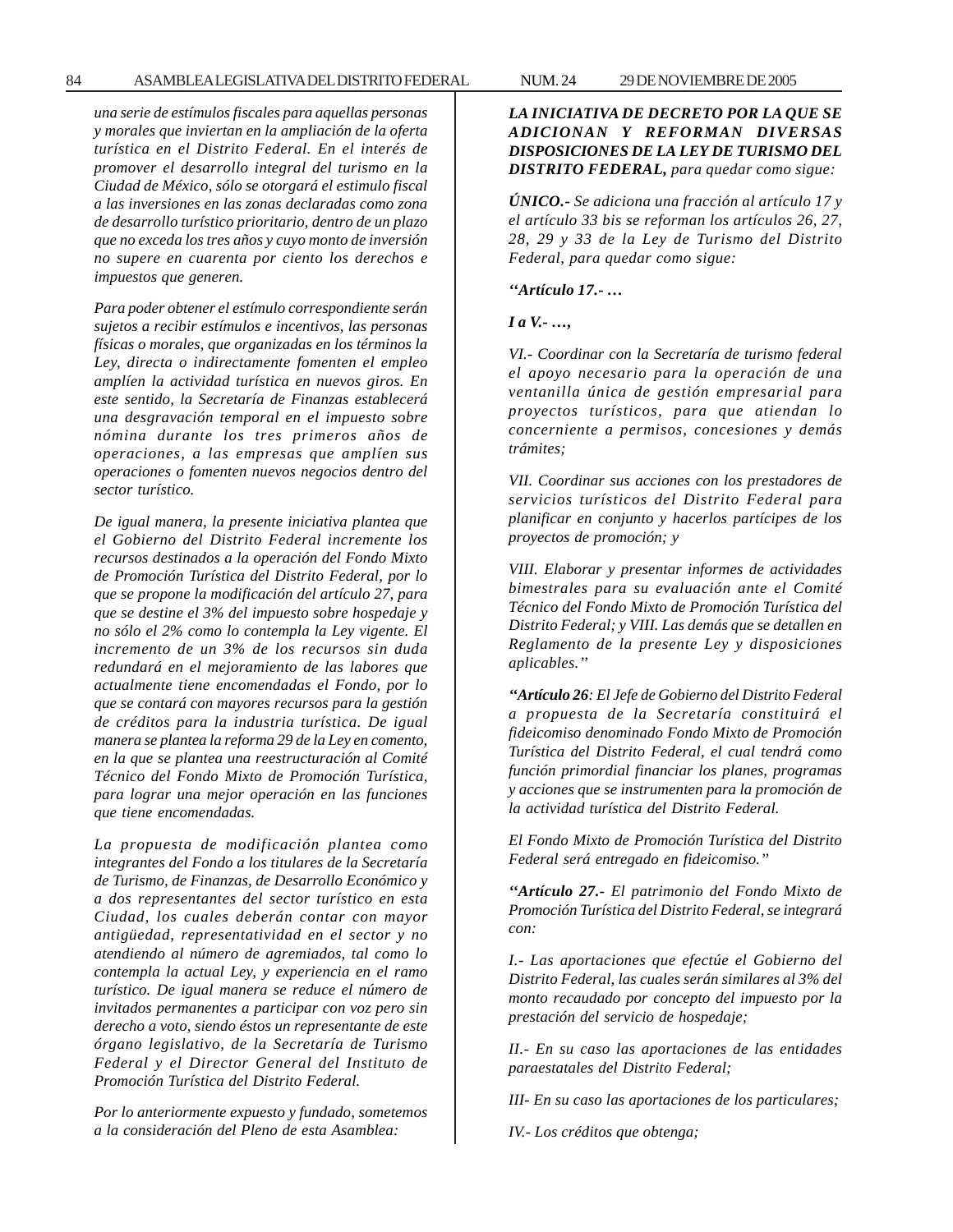*una serie de estímulos fiscales para aquellas personas y morales que inviertan en la ampliación de la oferta turística en el Distrito Federal. En el interés de promover el desarrollo integral del turismo en la Ciudad de México, sólo se otorgará el estimulo fiscal a las inversiones en las zonas declaradas como zona de desarrollo turístico prioritario, dentro de un plazo que no exceda los tres años y cuyo monto de inversión no supere en cuarenta por ciento los derechos e impuestos que generen.*

*Para poder obtener el estímulo correspondiente serán sujetos a recibir estímulos e incentivos, las personas físicas o morales, que organizadas en los términos la Ley, directa o indirectamente fomenten el empleo amplíen la actividad turística en nuevos giros. En este sentido, la Secretaría de Finanzas establecerá una desgravación temporal en el impuesto sobre nómina durante los tres primeros años de operaciones, a las empresas que amplíen sus operaciones o fomenten nuevos negocios dentro del sector turístico.*

*De igual manera, la presente iniciativa plantea que el Gobierno del Distrito Federal incremente los recursos destinados a la operación del Fondo Mixto de Promoción Turística del Distrito Federal, por lo que se propone la modificación del artículo 27, para que se destine el 3% del impuesto sobre hospedaje y no sólo el 2% como lo contempla la Ley vigente. El incremento de un 3% de los recursos sin duda redundará en el mejoramiento de las labores que actualmente tiene encomendadas el Fondo, por lo que se contará con mayores recursos para la gestión de créditos para la industria turística. De igual manera se plantea la reforma 29 de la Ley en comento, en la que se plantea una reestructuración al Comité Técnico del Fondo Mixto de Promoción Turística, para lograr una mejor operación en las funciones que tiene encomendadas.*

*La propuesta de modificación plantea como integrantes del Fondo a los titulares de la Secretaría de Turismo, de Finanzas, de Desarrollo Económico y a dos representantes del sector turístico en esta Ciudad, los cuales deberán contar con mayor antigüedad, representatividad en el sector y no atendiendo al número de agremiados, tal como lo contempla la actual Ley, y experiencia en el ramo turístico. De igual manera se reduce el número de invitados permanentes a participar con voz pero sin derecho a voto, siendo éstos un representante de este órgano legislativo, de la Secretaría de Turismo Federal y el Director General del Instituto de Promoción Turística del Distrito Federal.*

*Por lo anteriormente expuesto y fundado, sometemos a la consideración del Pleno de esta Asamblea:*

***LA INICIATIVA DE DECRETO POR LA QUE SE ADICIONAN Y REFORMAN DIVERSAS DISPOSICIONES DE LA LEY DE TURISMO DEL DISTRITO FEDERAL,** para quedar como sigue:*

***ÚNICO.-** Se adiciona una fracción al artículo 17 y el artículo 33 bis se reforman los artículos 26, 27, 28, 29 y 33 de la Ley de Turismo del Distrito Federal, para quedar como sigue:*

***''Artículo 17.- …***

***I a V.- …,***

*VI.- Coordinar con la Secretaría de turismo federal el apoyo necesario para la operación de una ventanilla única de gestión empresarial para proyectos turísticos, para que atiendan lo concerniente a permisos, concesiones y demás trámites;*

*VII. Coordinar sus acciones con los prestadores de servicios turísticos del Distrito Federal para planificar en conjunto y hacerlos partícipes de los proyectos de promoción; y*

*VIII. Elaborar y presentar informes de actividades bimestrales para su evaluación ante el Comité Técnico del Fondo Mixto de Promoción Turística del Distrito Federal; y VIII. Las demás que se detallen en Reglamento de la presente Ley y disposiciones aplicables.''*

***''Artículo 26**: El Jefe de Gobierno del Distrito Federal a propuesta de la Secretaría constituirá el fideicomiso denominado Fondo Mixto de Promoción Turística del Distrito Federal, el cual tendrá como función primordial financiar los planes, programas y acciones que se instrumenten para la promoción de la actividad turística del Distrito Federal.*

*El Fondo Mixto de Promoción Turística del Distrito Federal será entregado en fideicomiso.''*

***''Artículo 27.-** El patrimonio del Fondo Mixto de Promoción Turística del Distrito Federal, se integrará con:*

*I.- Las aportaciones que efectúe el Gobierno del Distrito Federal, las cuales serán similares al 3% del monto recaudado por concepto del impuesto por la prestación del servicio de hospedaje;*

*II.- En su caso las aportaciones de las entidades paraestatales del Distrito Federal;*

*III- En su caso las aportaciones de los particulares;*

*IV.- Los créditos que obtenga;*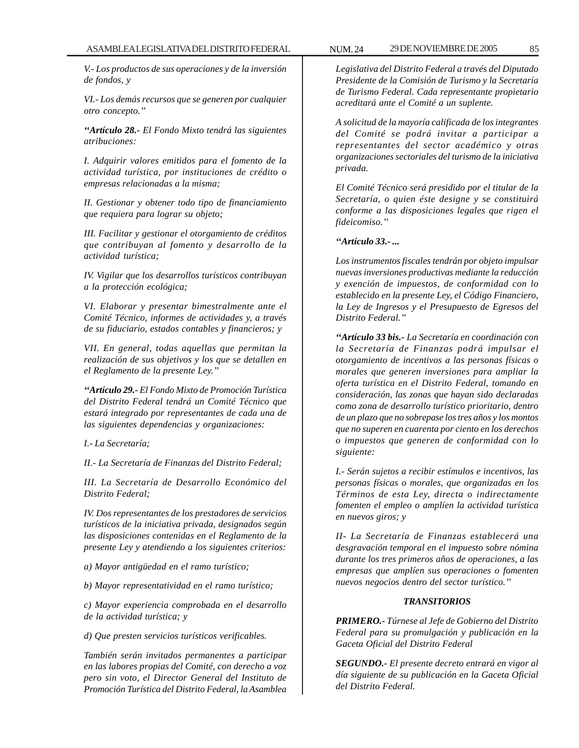*V.- Los productos de sus operaciones y de la inversión de fondos, y*

*VI.- Los demás recursos que se generen por cualquier otro concepto."*

***"Artículo 28.-** El Fondo Mixto tendrá las siguientes atribuciones:*

*I. Adquirir valores emitidos para el fomento de la actividad turística, por instituciones de crédito o empresas relacionadas a la misma;*

*II. Gestionar y obtener todo tipo de financiamiento que requiera para lograr su objeto;*

*III. Facilitar y gestionar el otorgamiento de créditos que contribuyan al fomento y desarrollo de la actividad turística;*

*IV. Vigilar que los desarrollos turísticos contribuyan a la protección ecológica;*

*VI. Elaborar y presentar bimestralmente ante el Comité Técnico, informes de actividades y, a través de su fiduciario, estados contables y financieros; y*

*VII. En general, todas aquellas que permitan la realización de sus objetivos y los que se detallen en el Reglamento de la presente Ley."*

***"Artículo 29.-** El Fondo Mixto de Promoción Turística del Distrito Federal tendrá un Comité Técnico que estará integrado por representantes de cada una de las siguientes dependencias y organizaciones:*

*I.- La Secretaría;*

*II.- La Secretaría de Finanzas del Distrito Federal;*

*III. La Secretaría de Desarrollo Económico del Distrito Federal;*

*IV. Dos representantes de los prestadores de servicios turísticos de la iniciativa privada, designados según las disposiciones contenidas en el Reglamento de la presente Ley y atendiendo a los siguientes criterios:*

*a) Mayor antigüedad en el ramo turístico;*

*b) Mayor representatividad en el ramo turístico;*

*c) Mayor experiencia comprobada en el desarrollo de la actividad turística; y*

*d) Que presten servicios turísticos verificables.*

*También serán invitados permanentes a participar en las labores propias del Comité, con derecho a voz pero sin voto, el Director General del Instituto de Promoción Turística del Distrito Federal, la Asamblea Legislativa del Distrito Federal a través del Diputado Presidente de la Comisión de Turismo y la Secretaría de Turismo Federal. Cada representante propietario acreditará ante el Comité a un suplente.*

*A solicitud de la mayoría calificada de los integrantes del Comité se podrá invitar a participar a representantes del sector académico y otras organizaciones sectoriales del turismo de la iniciativa privada.*

*El Comité Técnico será presidido por el titular de la Secretaría, o quien éste designe y se constituirá conforme a las disposiciones legales que rigen el fideicomiso."*

***"Artículo 33.- ...***

*Los instrumentos fiscales tendrán por objeto impulsar nuevas inversiones productivas mediante la reducción y exención de impuestos, de conformidad con lo establecido en la presente Ley, el Código Financiero, la Ley de Ingresos y el Presupuesto de Egresos del Distrito Federal."*

***"Artículo 33 bis.-** La Secretaría en coordinación con la Secretaría de Finanzas podrá impulsar el otorgamiento de incentivos a las personas físicas o morales que generen inversiones para ampliar la oferta turística en el Distrito Federal, tomando en consideración, las zonas que hayan sido declaradas como zona de desarrollo turístico prioritario, dentro de un plazo que no sobrepase los tres años y los montos que no superen en cuarenta por ciento en los derechos o impuestos que generen de conformidad con lo siguiente:*

*I.- Serán sujetos a recibir estímulos e incentivos, las personas físicas o morales, que organizadas en los Términos de esta Ley, directa o indirectamente fomenten el empleo o amplíen la actividad turística en nuevos giros; y*

*II- La Secretaría de Finanzas establecerá una desgravación temporal en el impuesto sobre nómina durante los tres primeros años de operaciones, a las empresas que amplíen sus operaciones o fomenten nuevos negocios dentro del sector turístico."*

***TRANSITORIOS***

***PRIMERO.-** Túrnese al Jefe de Gobierno del Distrito Federal para su promulgación y publicación en la Gaceta Oficial del Distrito Federal*

***SEGUNDO.-** El presente decreto entrará en vigor al día siguiente de su publicación en la Gaceta Oficial del Distrito Federal.*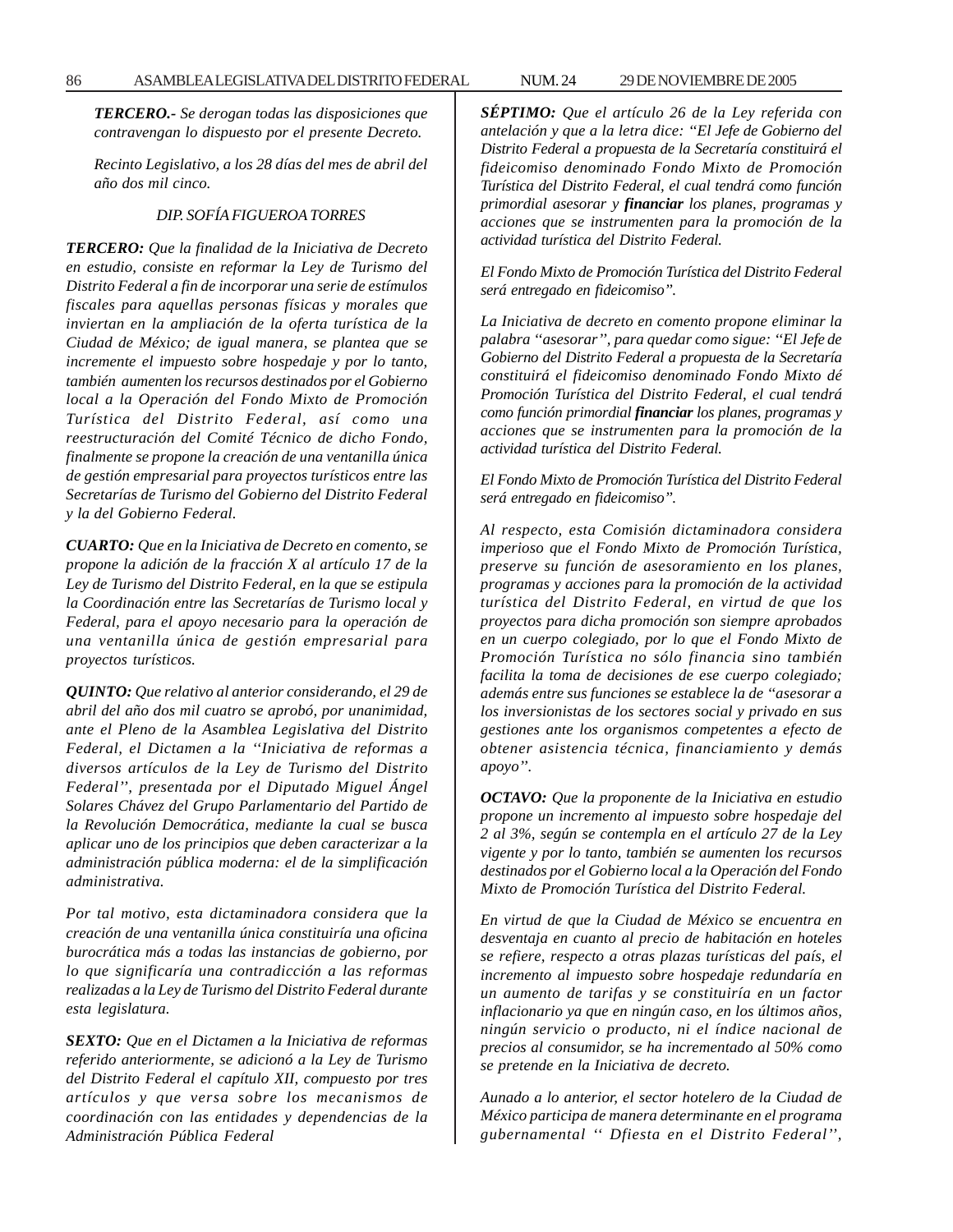*TERCERO.- Se derogan todas las disposiciones que contravengan lo dispuesto por el presente Decreto.*

*Recinto Legislativo, a los 28 días del mes de abril del año dos mil cinco.*

*DIP. SOFÍA FIGUEROA TORRES*

***TERCERO:*** *Que la finalidad de la Iniciativa de Decreto en estudio, consiste en reformar la Ley de Turismo del Distrito Federal a fin de incorporar una serie de estímulos fiscales para aquellas personas físicas y morales que inviertan en la ampliación de la oferta turística de la Ciudad de México; de igual manera, se plantea que se incremente el impuesto sobre hospedaje y por lo tanto, también aumenten los recursos destinados por el Gobierno local a la Operación del Fondo Mixto de Promoción Turística del Distrito Federal, así como una reestructuración del Comité Técnico de dicho Fondo, finalmente se propone la creación de una ventanilla única de gestión empresarial para proyectos turísticos entre las Secretarías de Turismo del Gobierno del Distrito Federal y la del Gobierno Federal.*

***CUARTO:*** *Que en la Iniciativa de Decreto en comento, se propone la adición de la fracción X al artículo 17 de la Ley de Turismo del Distrito Federal, en la que se estipula la Coordinación entre las Secretarías de Turismo local y Federal, para el apoyo necesario para la operación de una ventanilla única de gestión empresarial para proyectos turísticos.*

***QUINTO:*** *Que relativo al anterior considerando, el 29 de abril del año dos mil cuatro se aprobó, por unanimidad, ante el Pleno de la Asamblea Legislativa del Distrito Federal, el Dictamen a la ''Iniciativa de reformas a diversos artículos de la Ley de Turismo del Distrito Federal'', presentada por el Diputado Miguel Ángel Solares Chávez del Grupo Parlamentario del Partido de la Revolución Democrática, mediante la cual se busca aplicar uno de los principios que deben caracterizar a la administración pública moderna: el de la simplificación administrativa.*

*Por tal motivo, esta dictaminadora considera que la creación de una ventanilla única constituiría una oficina burocrática más a todas las instancias de gobierno, por lo que significaría una contradicción a las reformas realizadas a la Ley de Turismo del Distrito Federal durante esta legislatura.*

***SEXTO:*** *Que en el Dictamen a la Iniciativa de reformas referido anteriormente, se adicionó a la Ley de Turismo del Distrito Federal el capítulo XII, compuesto por tres artículos y que versa sobre los mecanismos de coordinación con las entidades y dependencias de la Administración Pública Federal*

***SÉPTIMO:*** *Que el artículo 26 de la Ley referida con antelación y que a la letra dice: ''El Jefe de Gobierno del Distrito Federal a propuesta de la Secretaría constituirá el fideicomiso denominado Fondo Mixto de Promoción Turística del Distrito Federal, el cual tendrá como función primordial asesorar y **financiar** los planes, programas y acciones que se instrumenten para la promoción de la actividad turística del Distrito Federal.*

*El Fondo Mixto de Promoción Turística del Distrito Federal será entregado en fideicomiso''.*

*La Iniciativa de decreto en comento propone eliminar la palabra ''asesorar'', para quedar como sigue: ''El Jefe de Gobierno del Distrito Federal a propuesta de la Secretaría constituirá el fideicomiso denominado Fondo Mixto dé Promoción Turística del Distrito Federal, el cual tendrá como función primordial **financiar** los planes, programas y acciones que se instrumenten para la promoción de la actividad turística del Distrito Federal.*

*El Fondo Mixto de Promoción Turística del Distrito Federal será entregado en fideicomiso''.*

*Al respecto, esta Comisión dictaminadora considera imperioso que el Fondo Mixto de Promoción Turística, preserve su función de asesoramiento en los planes, programas y acciones para la promoción de la actividad turística del Distrito Federal, en virtud de que los proyectos para dicha promoción son siempre aprobados en un cuerpo colegiado, por lo que el Fondo Mixto de Promoción Turística no sólo financia sino también facilita la toma de decisiones de ese cuerpo colegiado; además entre sus funciones se establece la de ''asesorar a los inversionistas de los sectores social y privado en sus gestiones ante los organismos competentes a efecto de obtener asistencia técnica, financiamiento y demás apoyo''.*

***OCTAVO:*** *Que la proponente de la Iniciativa en estudio propone un incremento al impuesto sobre hospedaje del 2 al 3%, según se contempla en el artículo 27 de la Ley vigente y por lo tanto, también se aumenten los recursos destinados por el Gobierno local a la Operación del Fondo Mixto de Promoción Turística del Distrito Federal.*

*En virtud de que la Ciudad de México se encuentra en desventaja en cuanto al precio de habitación en hoteles se refiere, respecto a otras plazas turísticas del país, el incremento al impuesto sobre hospedaje redundaría en un aumento de tarifas y se constituiría en un factor inflacionario ya que en ningún caso, en los últimos años, ningún servicio o producto, ni el índice nacional de precios al consumidor, se ha incrementado al 50% como se pretende en la Iniciativa de decreto.*

*Aunado a lo anterior, el sector hotelero de la Ciudad de México participa de manera determinante en el programa gubernamental '' Dfiesta en el Distrito Federal'',*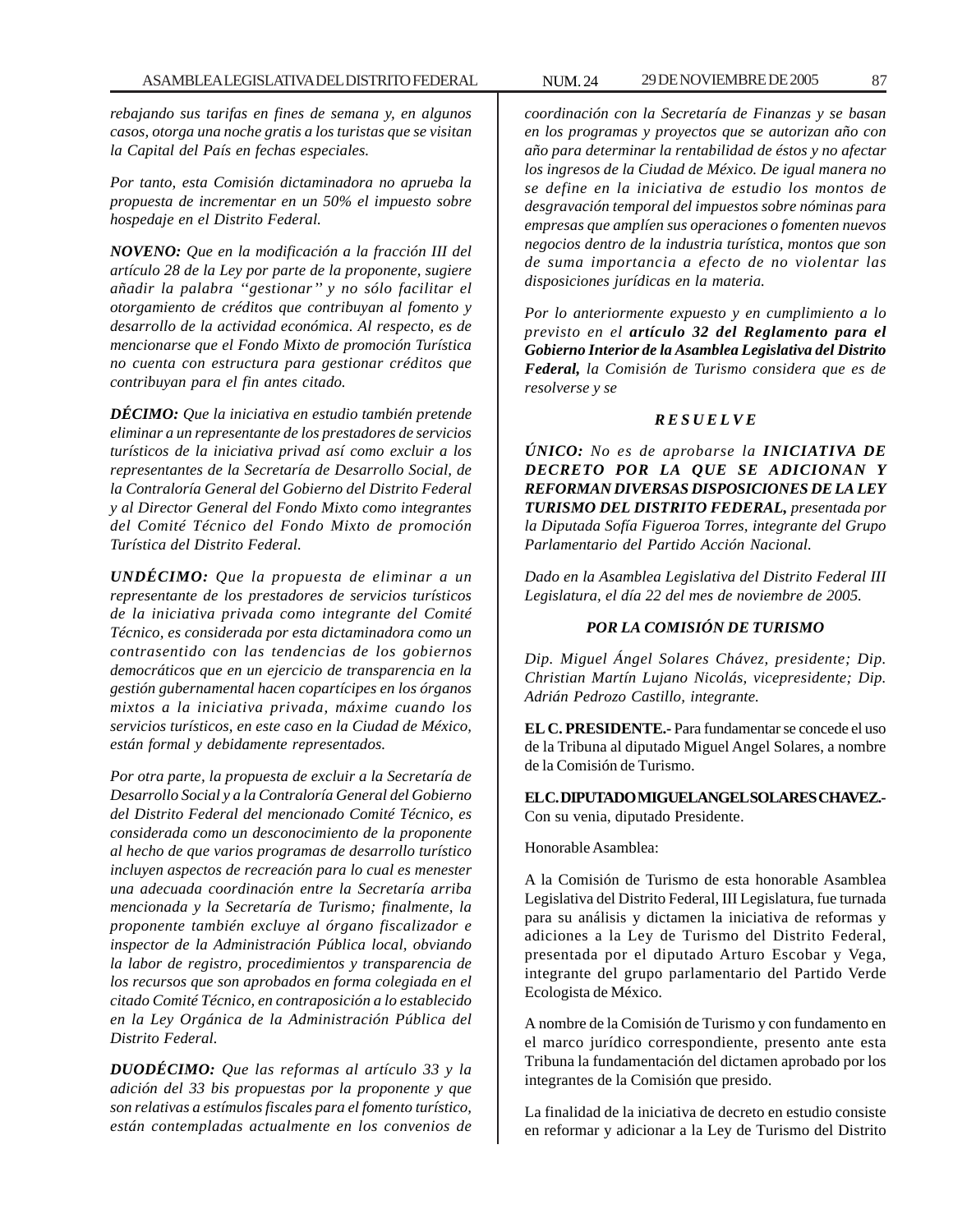*rebajando sus tarifas en fines de semana y, en algunos casos, otorga una noche gratis a los turistas que se visitan la Capital del País en fechas especiales.*

*Por tanto, esta Comisión dictaminadora no aprueba la propuesta de incrementar en un 50% el impuesto sobre hospedaje en el Distrito Federal.*

***NOVENO:*** *Que en la modificación a la fracción III del artículo 28 de la Ley por parte de la proponente, sugiere añadir la palabra ''gestionar'' y no sólo facilitar el otorgamiento de créditos que contribuyan al fomento y desarrollo de la actividad económica. Al respecto, es de mencionarse que el Fondo Mixto de promoción Turística no cuenta con estructura para gestionar créditos que contribuyan para el fin antes citado.*

***DÉCIMO:*** *Que la iniciativa en estudio también pretende eliminar a un representante de los prestadores de servicios turísticos de la iniciativa privad así como excluir a los representantes de la Secretaría de Desarrollo Social, de la Contraloría General del Gobierno del Distrito Federal y al Director General del Fondo Mixto como integrantes del Comité Técnico del Fondo Mixto de promoción Turística del Distrito Federal.*

***UNDÉCIMO:*** *Que la propuesta de eliminar a un representante de los prestadores de servicios turísticos de la iniciativa privada como integrante del Comité Técnico, es considerada por esta dictaminadora como un contrasentido con las tendencias de los gobiernos democráticos que en un ejercicio de transparencia en la gestión gubernamental hacen copartícipes en los órganos mixtos a la iniciativa privada, máxime cuando los servicios turísticos, en este caso en la Ciudad de México, están formal y debidamente representados.*

*Por otra parte, la propuesta de excluir a la Secretaría de Desarrollo Social y a la Contraloría General del Gobierno del Distrito Federal del mencionado Comité Técnico, es considerada como un desconocimiento de la proponente al hecho de que varios programas de desarrollo turístico incluyen aspectos de recreación para lo cual es menester una adecuada coordinación entre la Secretaría arriba mencionada y la Secretaría de Turismo; finalmente, la proponente también excluye al órgano fiscalizador e inspector de la Administración Pública local, obviando la labor de registro, procedimientos y transparencia de los recursos que son aprobados en forma colegiada en el citado Comité Técnico, en contraposición a lo establecido en la Ley Orgánica de la Administración Pública del Distrito Federal.*

***DUODÉCIMO:*** *Que las reformas al artículo 33 y la adición del 33 bis propuestas por la proponente y que son relativas a estímulos fiscales para el fomento turístico, están contempladas actualmente en los convenios de coordinación con la Secretaría de Finanzas y se basan en los programas y proyectos que se autorizan año con año para determinar la rentabilidad de éstos y no afectar los ingresos de la Ciudad de México. De igual manera no se define en la iniciativa de estudio los montos de desgravación temporal del impuestos sobre nóminas para empresas que amplíen sus operaciones o fomenten nuevos negocios dentro de la industria turística, montos que son de suma importancia a efecto de no violentar las disposiciones jurídicas en la materia.*

*Por lo anteriormente expuesto y en cumplimiento a lo previsto en el* ***artículo 32 del Reglamento para el Gobierno Interior de la Asamblea Legislativa del Distrito Federal,*** *la Comisión de Turismo considera que es de resolverse y se*

***R E S U E L V E***

***ÚNICO:*** *No es de aprobarse la* ***INICIATIVA DE DECRETO POR LA QUE SE ADICIONAN Y REFORMAN DIVERSAS DISPOSICIONES DE LA LEY TURISMO DEL DISTRITO FEDERAL,*** *presentada por la Diputada Sofía Figueroa Torres, integrante del Grupo Parlamentario del Partido Acción Nacional.*

*Dado en la Asamblea Legislativa del Distrito Federal III Legislatura, el día 22 del mes de noviembre de 2005.*

***POR LA COMISIÓN DE TURISMO***

*Dip. Miguel Ángel Solares Chávez, presidente; Dip. Christian Martín Lujano Nicolás, vicepresidente; Dip. Adrián Pedrozo Castillo, integrante.*

**EL C. PRESIDENTE.-** Para fundamentar se concede el uso de la Tribuna al diputado Miguel Angel Solares, a nombre de la Comisión de Turismo.

**EL C. DIPUTADO MIGUEL ANGEL SOLARES CHAVEZ.-** Con su venia, diputado Presidente.

Honorable Asamblea:

A la Comisión de Turismo de esta honorable Asamblea Legislativa del Distrito Federal, III Legislatura, fue turnada para su análisis y dictamen la iniciativa de reformas y adiciones a la Ley de Turismo del Distrito Federal, presentada por el diputado Arturo Escobar y Vega, integrante del grupo parlamentario del Partido Verde Ecologista de México.

A nombre de la Comisión de Turismo y con fundamento en el marco jurídico correspondiente, presento ante esta Tribuna la fundamentación del dictamen aprobado por los integrantes de la Comisión que presido.

La finalidad de la iniciativa de decreto en estudio consiste en reformar y adicionar a la Ley de Turismo del Distrito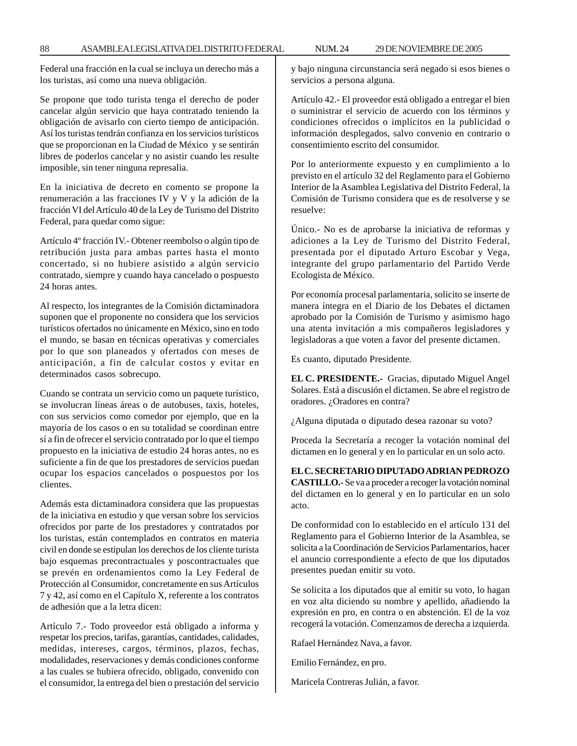Federal una fracción en la cual se incluya un derecho más a los turistas, así como una nueva obligación.

Se propone que todo turista tenga el derecho de poder cancelar algún servicio que haya contratado teniendo la obligación de avisarlo con cierto tiempo de anticipación. Así los turistas tendrán confianza en los servicios turísticos que se proporcionan en la Ciudad de México y se sentirán libres de poderlos cancelar y no asistir cuando les resulte imposible, sin tener ninguna represalia.

En la iniciativa de decreto en comento se propone la renumeración a las fracciones IV y V y la adición de la fracción VI del Artículo 40 de la Ley de Turismo del Distrito Federal, para quedar como sigue:

Artículo 4º fracción IV.- Obtener reembolso o algún tipo de retribución justa para ambas partes hasta el monto concertado, si no hubiere asistido a algún servicio contratado, siempre y cuando haya cancelado o pospuesto 24 horas antes.

Al respecto, los integrantes de la Comisión dictaminadora suponen que el proponente no considera que los servicios turísticos ofertados no únicamente en México, sino en todo el mundo, se basan en técnicas operativas y comerciales por lo que son planeados y ofertados con meses de anticipación, a fin de calcular costos y evitar en determinados casos sobrecupo.

Cuando se contrata un servicio como un paquete turístico, se involucran líneas áreas o de autobuses, taxis, hoteles, con sus servicios como comedor por ejemplo, que en la mayoría de los casos o en su totalidad se coordinan entre sí a fin de ofrecer el servicio contratado por lo que el tiempo propuesto en la iniciativa de estudio 24 horas antes, no es suficiente a fin de que los prestadores de servicios puedan ocupar los espacios cancelados o pospuestos por los clientes.

Además esta dictaminadora considera que las propuestas de la iniciativa en estudio y que versan sobre los servicios ofrecidos por parte de los prestadores y contratados por los turistas, están contemplados en contratos en materia civil en donde se estipulan los derechos de los cliente turista bajo esquemas precontractuales y poscontractuales que se prevén en ordenamientos como la Ley Federal de Protección al Consumidor, concretamente en sus Artículos 7 y 42, así como en el Capítulo X, referente a los contratos de adhesión que a la letra dicen:

Artículo 7.- Todo proveedor está obligado a informa y respetar los precios, tarifas, garantías, cantidades, calidades, medidas, intereses, cargos, términos, plazos, fechas, modalidades, reservaciones y demás condiciones conforme a las cuales se hubiera ofrecido, obligado, convenido con el consumidor, la entrega del bien o prestación del servicio y bajo ninguna circunstancia será negado si esos bienes o servicios a persona alguna.

Artículo 42.- El proveedor está obligado a entregar el bien o suministrar el servicio de acuerdo con los términos y condiciones ofrecidos o implícitos en la publicidad o información desplegados, salvo convenio en contrario o consentimiento escrito del consumidor.

Por lo anteriormente expuesto y en cumplimiento a lo previsto en el artículo 32 del Reglamento para el Gobierno Interior de la Asamblea Legislativa del Distrito Federal, la Comisión de Turismo considera que es de resolverse y se resuelve:

Único.- No es de aprobarse la iniciativa de reformas y adiciones a la Ley de Turismo del Distrito Federal, presentada por el diputado Arturo Escobar y Vega, integrante del grupo parlamentario del Partido Verde Ecologista de México.

Por economía procesal parlamentaria, solicito se inserte de manera íntegra en el Diario de los Debates el dictamen aprobado por la Comisión de Turismo y asimismo hago una atenta invitación a mis compañeros legisladores y legisladoras a que voten a favor del presente dictamen.

Es cuanto, diputado Presidente.

**EL C. PRESIDENTE.-** Gracias, diputado Miguel Angel Solares. Está a discusión el dictamen. Se abre el registro de oradores. ¿Oradores en contra?

¿Alguna diputada o diputado desea razonar su voto?

Proceda la Secretaría a recoger la votación nominal del dictamen en lo general y en lo particular en un solo acto.

**EL C. SECRETARIO DIPUTADO ADRIAN PEDROZO CASTILLO.-** Se va a proceder a recoger la votación nominal del dictamen en lo general y en lo particular en un solo acto.

De conformidad con lo establecido en el artículo 131 del Reglamento para el Gobierno Interior de la Asamblea, se solicita a la Coordinación de Servicios Parlamentarios, hacer el anuncio correspondiente a efecto de que los diputados presentes puedan emitir su voto.

Se solicita a los diputados que al emitir su voto, lo hagan en voz alta diciendo su nombre y apellido, añadiendo la expresión en pro, en contra o en abstención. El de la voz recogerá la votación. Comenzamos de derecha a izquierda.

Rafael Hernández Nava, a favor.

Emilio Fernández, en pro.

Maricela Contreras Julián, a favor.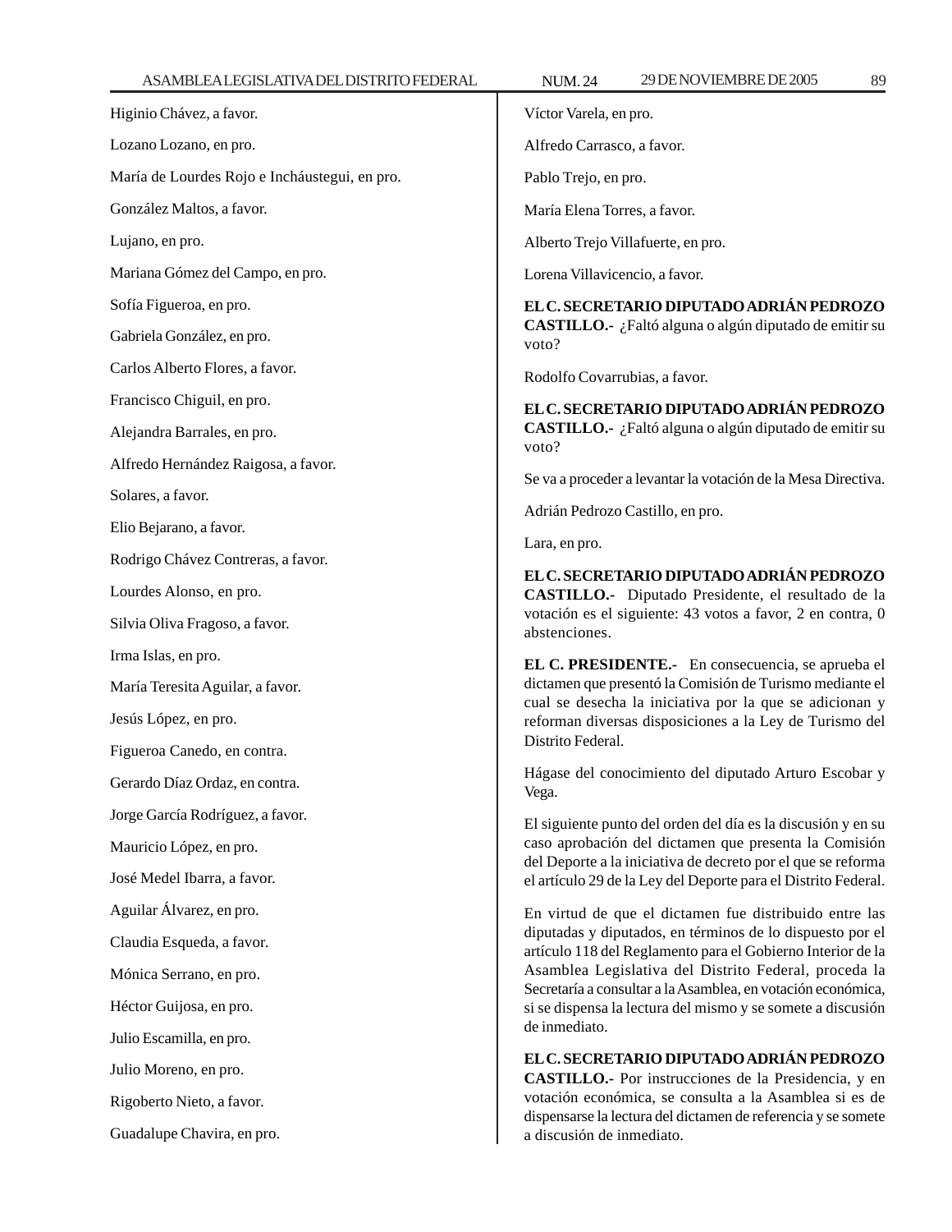Higinio Chávez, a favor.

Lozano Lozano, en pro.

María de Lourdes Rojo e Incháustegui, en pro.

González Maltos, a favor.

Lujano, en pro.

Mariana Gómez del Campo, en pro.

Sofía Figueroa, en pro.

Gabriela González, en pro.

Carlos Alberto Flores, a favor.

Francisco Chiguil, en pro.

Alejandra Barrales, en pro.

Alfredo Hernández Raigosa, a favor.

Solares, a favor.

Elio Bejarano, a favor.

Rodrigo Chávez Contreras, a favor.

Lourdes Alonso, en pro.

Silvia Oliva Fragoso, a favor.

Irma Islas, en pro.

María Teresita Aguilar, a favor.

Jesús López, en pro.

Figueroa Canedo, en contra.

Gerardo Díaz Ordaz, en contra.

Jorge García Rodríguez, a favor.

Mauricio López, en pro.

José Medel Ibarra, a favor.

Aguilar Álvarez, en pro.

Claudia Esqueda, a favor.

Mónica Serrano, en pro.

Héctor Guijosa, en pro.

Julio Escamilla, en pro.

Julio Moreno, en pro.

Rigoberto Nieto, a favor.

Guadalupe Chavira, en pro.

Víctor Varela, en pro.

Alfredo Carrasco, a favor.

Pablo Trejo, en pro.

María Elena Torres, a favor.

Alberto Trejo Villafuerte, en pro.

Lorena Villavicencio, a favor.

**EL C. SECRETARIO DIPUTADO ADRIÁN PEDROZO CASTILLO.-** ¿Faltó alguna o algún diputado de emitir su voto?

Rodolfo Covarrubias, a favor.

**EL C. SECRETARIO DIPUTADO ADRIÁN PEDROZO CASTILLO.-** ¿Faltó alguna o algún diputado de emitir su voto?

Se va a proceder a levantar la votación de la Mesa Directiva.

Adrián Pedrozo Castillo, en pro.

Lara, en pro.

**EL C. SECRETARIO DIPUTADO ADRIÁN PEDROZO CASTILLO.-** Diputado Presidente, el resultado de la votación es el siguiente: 43 votos a favor, 2 en contra, 0 abstenciones.

**EL C. PRESIDENTE.-** En consecuencia, se aprueba el dictamen que presentó la Comisión de Turismo mediante el cual se desecha la iniciativa por la que se adicionan y reforman diversas disposiciones a la Ley de Turismo del Distrito Federal.

Hágase del conocimiento del diputado Arturo Escobar y Vega.

El siguiente punto del orden del día es la discusión y en su caso aprobación del dictamen que presenta la Comisión del Deporte a la iniciativa de decreto por el que se reforma el artículo 29 de la Ley del Deporte para el Distrito Federal.

En virtud de que el dictamen fue distribuido entre las diputadas y diputados, en términos de lo dispuesto por el artículo 118 del Reglamento para el Gobierno Interior de la Asamblea Legislativa del Distrito Federal, proceda la Secretaría a consultar a la Asamblea, en votación económica, si se dispensa la lectura del mismo y se somete a discusión de inmediato.

**EL C. SECRETARIO DIPUTADO ADRIÁN PEDROZO CASTILLO.-** Por instrucciones de la Presidencia, y en votación económica, se consulta a la Asamblea si es de dispensarse la lectura del dictamen de referencia y se somete a discusión de inmediato.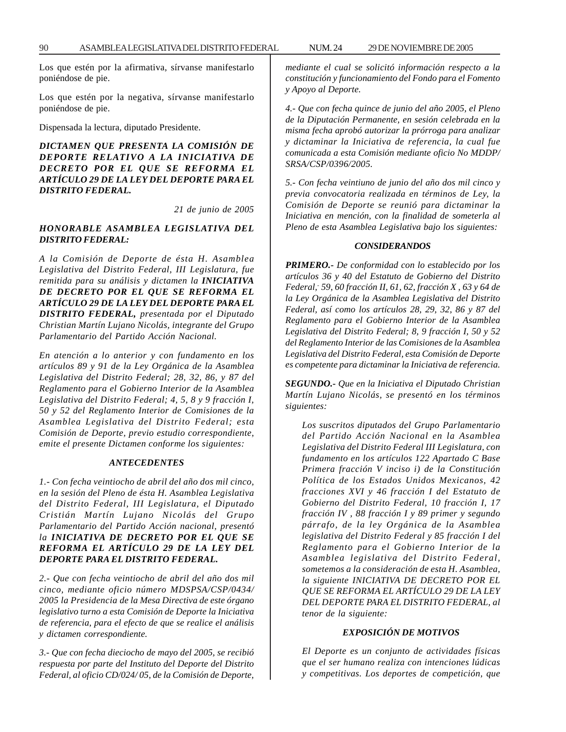Los que estén por la afirmativa, sírvanse manifestarlo poniéndose de pie.

Los que estén por la negativa, sírvanse manifestarlo poniéndose de pie.

Dispensada la lectura, diputado Presidente.

***DICTAMEN QUE PRESENTA LA COMISIÓN DE DEPORTE RELATIVO A LA INICIATIVA DE DECRETO POR EL QUE SE REFORMA EL ARTÍCULO 29 DE LA LEY DEL DEPORTE PARA EL DISTRITO FEDERAL.***

*21 de junio de 2005*

***HONORABLE ASAMBLEA LEGISLATIVA DEL DISTRITO FEDERAL:***

*A la Comisión de Deporte de ésta H. Asamblea Legislativa del Distrito Federal, III Legislatura, fue remitida para su análisis y dictamen la* ***INICIATIVA DE DECRETO POR EL QUE SE REFORMA EL ARTÍCULO 29 DE LA LEY DEL DEPORTE PARA EL DISTRITO FEDERAL,*** *presentada por el Diputado Christian Martín Lujano Nicolás, integrante del Grupo Parlamentario del Partido Acción Nacional.*

*En atención a lo anterior y con fundamento en los artículos 89 y 91 de la Ley Orgánica de la Asamblea Legislativa del Distrito Federal; 28, 32, 86, y 87 del Reglamento para el Gobierno Interior de la Asamblea Legislativa del Distrito Federal; 4, 5, 8 y 9 fracción I, 50 y 52 del Reglamento Interior de Comisiones de la Asamblea Legislativa del Distrito Federal; esta Comisión de Deporte, previo estudio correspondiente, emite el presente Dictamen conforme los siguientes:*

***ANTECEDENTES***

*1.- Con fecha veintiocho de abril del año dos mil cinco, en la sesión del Pleno de ésta H. Asamblea Legislativa del Distrito Federal, III Legislatura, el Diputado Cristián Martín Lujano Nicolás del Grupo Parlamentario del Partido Acción nacional, presentó la* ***INICIATIVA DE DECRETO POR EL QUE SE REFORMA EL ARTÍCULO 29 DE LA LEY DEL DEPORTE PARA EL DISTRITO FEDERAL.***

*2.- Que con fecha veintiocho de abril del año dos mil cinco, mediante oficio número MDSPSA/CSP/0434/ 2005 la Presidencia de la Mesa Directiva de este órgano legislativo turno a esta Comisión de Deporte la Iniciativa de referencia, para el efecto de que se realice el análisis y dictamen correspondiente.*

*3.- Que con fecha dieciocho de mayo del 2005, se recibió respuesta por parte del Instituto del Deporte del Distrito Federal, al oficio CD/024/ 05, de la Comisión de Deporte, mediante el cual se solicitó información respecto a la constitución y funcionamiento del Fondo para el Fomento y Apoyo al Deporte.*

*4.- Que con fecha quince de junio del año 2005, el Pleno de la Diputación Permanente, en sesión celebrada en la misma fecha aprobó autorizar la prórroga para analizar y dictaminar la Iniciativa de referencia, la cual fue comunicada a esta Comisión mediante oficio No MDDP/ SRSA/CSP/0396/2005.*

*5.- Con fecha veintiuno de junio del año dos mil cinco y previa convocatoria realizada en términos de Ley, la Comisión de Deporte se reunió para dictaminar la Iniciativa en mención, con la finalidad de someterla al Pleno de esta Asamblea Legislativa bajo los siguientes:*

***CONSIDERANDOS***

***PRIMERO.-*** *De conformidad con lo establecido por los artículos 36 y 40 del Estatuto de Gobierno del Distrito Federal, 59, 60 fracción II, 61, 62, fracción X , 63 y 64 de la Ley Orgánica de la Asamblea Legislativa del Distrito Federal, así como los artículos 28, 29, 32, 86 y 87 del Reglamento para el Gobierno Interior de la Asamblea Legislativa del Distrito Federal; 8, 9 fracción I, 50 y 52 del Reglamento Interior de las Comisiones de la Asamblea Legislativa del Distrito Federal, esta Comisión de Deporte es competente para dictaminar la Iniciativa de referencia.*

***SEGUNDO.-*** *Que en la Iniciativa el Diputado Christian Martín Lujano Nicolás, se presentó en los términos siguientes:*

> *Los suscritos diputados del Grupo Parlamentario del Partido Acción Nacional en la Asamblea Legislativa del Distrito Federal III Legislatura, con fundamento en los artículos 122 Apartado C Base Primera fracción V inciso i) de la Constitución Política de los Estados Unidos Mexicanos, 42 fracciones XVI y 46 fracción I del Estatuto de Gobierno del Distrito Federal, 10 fracción I, 17 fracción IV , 88 fracción I y 89 primer y segundo párrafo, de la ley Orgánica de la Asamblea legislativa del Distrito Federal y 85 fracción I del Reglamento para el Gobierno Interior de la Asamblea legislativa del Distrito Federal, sometemos a la consideración de esta H. Asamblea, la siguiente INICIATIVA DE DECRETO POR EL QUE SE REFORMA EL ARTÍCULO 29 DE LA LEY DEL DEPORTE PARA EL DISTRITO FEDERAL, al tenor de la siguiente:*
>
> ***EXPOSICIÓN DE MOTIVOS***
>
> *El Deporte es un conjunto de actividades físicas que el ser humano realiza con intenciones lúdicas y competitivas. Los deportes de competición, que*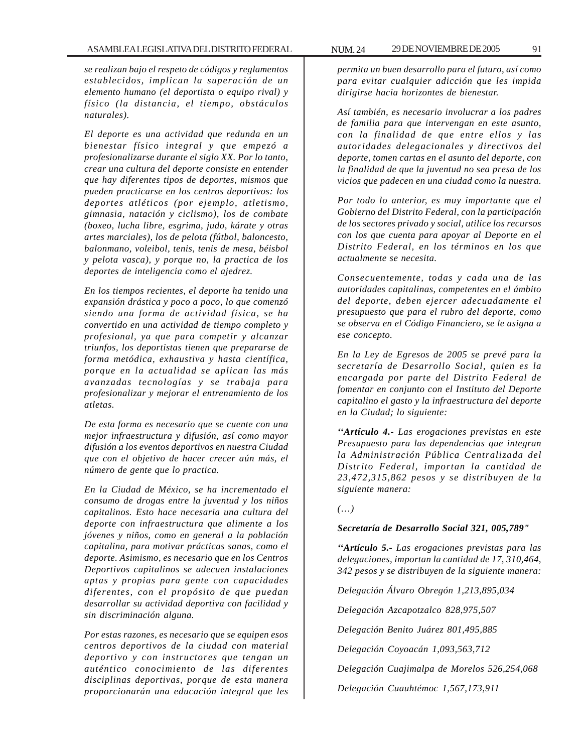*se realizan bajo el respeto de códigos y reglamentos establecidos, implican la superación de un elemento humano (el deportista o equipo rival) y físico (la distancia, el tiempo, obstáculos naturales).*

*El deporte es una actividad que redunda en un bienestar físico integral y que empezó a profesionalizarse durante el siglo XX. Por lo tanto, crear una cultura del deporte consiste en entender que hay diferentes tipos de deportes, mismos que pueden practicarse en los centros deportivos: los deportes atléticos (por ejemplo, atletismo, gimnasia, natación y ciclismo), los de combate (boxeo, lucha libre, esgrima, judo, kárate y otras artes marciales), los de pelota (fútbol, baloncesto, balonmano, voleibol, tenis, tenis de mesa, béisbol y pelota vasca), y porque no, la practica de los deportes de inteligencia como el ajedrez.*

*En los tiempos recientes, el deporte ha tenido una expansión drástica y poco a poco, lo que comenzó siendo una forma de actividad física, se ha convertido en una actividad de tiempo completo y profesional, ya que para competir y alcanzar triunfos, los deportistas tienen que prepararse de forma metódica, exhaustiva y hasta científica, porque en la actualidad se aplican las más avanzadas tecnologías y se trabaja para profesionalizar y mejorar el entrenamiento de los atletas.*

*De esta forma es necesario que se cuente con una mejor infraestructura y difusión, así como mayor difusión a los eventos deportivos en nuestra Ciudad que con el objetivo de hacer crecer aún más, el número de gente que lo practica.*

*En la Ciudad de México, se ha incrementado el consumo de drogas entre la juventud y los niños capitalinos. Esto hace necesaria una cultura del deporte con infraestructura que alimente a los jóvenes y niños, como en general a la población capitalina, para motivar prácticas sanas, como el deporte. Asimismo, es necesario que en los Centros Deportivos capitalinos se adecuen instalaciones aptas y propias para gente con capacidades diferentes, con el propósito de que puedan desarrollar su actividad deportiva con facilidad y sin discriminación alguna.*

*Por estas razones, es necesario que se equipen esos centros deportivos de la ciudad con material deportivo y con instructores que tengan un auténtico conocimiento de las diferentes disciplinas deportivas, porque de esta manera proporcionarán una educación integral que les permita un buen desarrollo para el futuro, así como para evitar cualquier adicción que les impida dirigirse hacia horizontes de bienestar.*

*Así también, es necesario involucrar a los padres de familia para que intervengan en este asunto, con la finalidad de que entre ellos y las autoridades delegacionales y directivos del deporte, tomen cartas en el asunto del deporte, con la finalidad de que la juventud no sea presa de los vicios que padecen en una ciudad como la nuestra.*

*Por todo lo anterior, es muy importante que el Gobierno del Distrito Federal, con la participación de los sectores privado y social, utilice los recursos con los que cuenta para apoyar al Deporte en el Distrito Federal, en los términos en los que actualmente se necesita.*

*Consecuentemente, todas y cada una de las autoridades capitalinas, competentes en el ámbito del deporte, deben ejercer adecuadamente el presupuesto que para el rubro del deporte, como se observa en el Código Financiero, se le asigna a ese concepto.*

*En la Ley de Egresos de 2005 se prevé para la secretaría de Desarrollo Social, quien es la encargada por parte del Distrito Federal de fomentar en conjunto con el Instituto del Deporte capitalino el gasto y la infraestructura del deporte en la Ciudad; lo siguiente:*

***‘‘Artículo 4.-** Las erogaciones previstas en este Presupuesto para las dependencias que integran la Administración Pública Centralizada del Distrito Federal, importan la cantidad de 23,472,315,862 pesos y se distribuyen de la siguiente manera:*

*(…)*

***Secretaría de Desarrollo Social 321, 005,789"***

***‘‘Artículo 5.-** Las erogaciones previstas para las delegaciones, importan la cantidad de 17, 310,464, 342 pesos y se distribuyen de la siguiente manera:*

*Delegación Álvaro Obregón 1,213,895,034*

*Delegación Azcapotzalco 828,975,507*

*Delegación Benito Juárez 801,495,885*

*Delegación Coyoacán 1,093,563,712*

*Delegación Cuajimalpa de Morelos 526,254,068*

*Delegación Cuauhtémoc 1,567,173,911*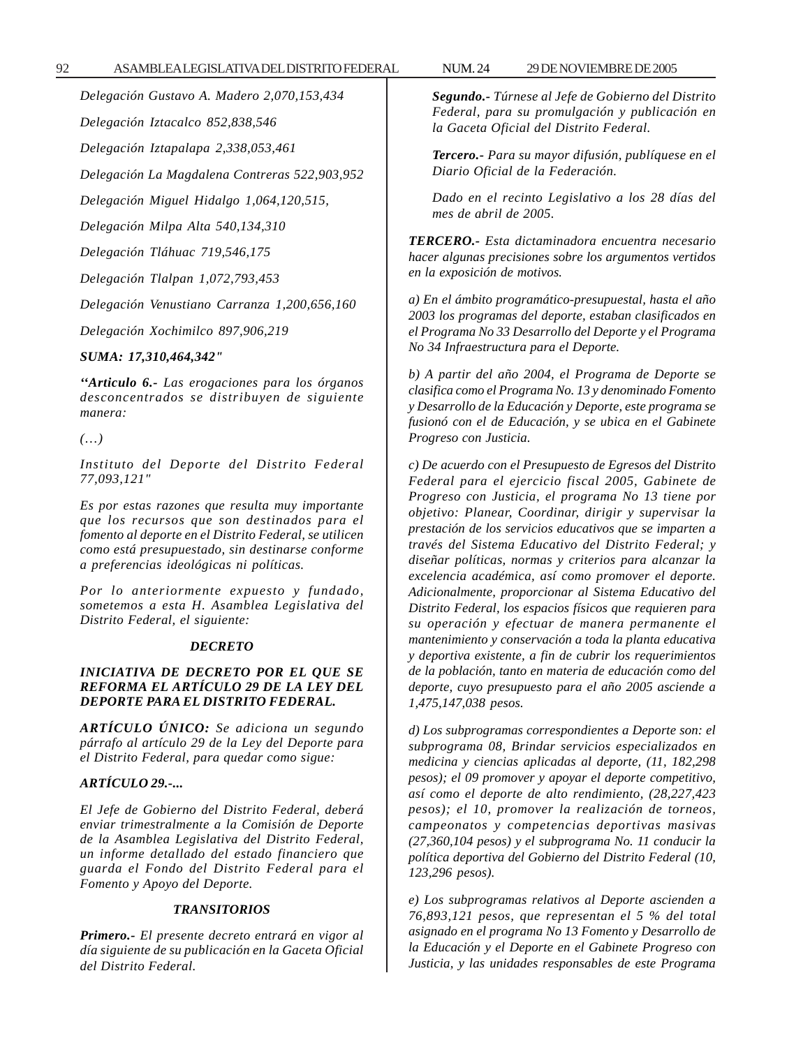*Delegación Gustavo A. Madero 2,070,153,434*

*Delegación Iztacalco 852,838,546*

*Delegación Iztapalapa 2,338,053,461*

*Delegación La Magdalena Contreras 522,903,952*

*Delegación Miguel Hidalgo 1,064,120,515,*

*Delegación Milpa Alta 540,134,310*

*Delegación Tláhuac 719,546,175*

*Delegación Tlalpan 1,072,793,453*

*Delegación Venustiano Carranza 1,200,656,160*

*Delegación Xochimilco 897,906,219*

***SUMA: 17,310,464,342"***

*"Articulo 6.- Las erogaciones para los órganos desconcentrados se distribuyen de siguiente manera:*

*(…)*

*Instituto del Deporte del Distrito Federal 77,093,121"*

*Es por estas razones que resulta muy importante que los recursos que son destinados para el fomento al deporte en el Distrito Federal, se utilicen como está presupuestado, sin destinarse conforme a preferencias ideológicas ni políticas.*

*Por lo anteriormente expuesto y fundado, sometemos a esta H. Asamblea Legislativa del Distrito Federal, el siguiente:*

***DECRETO***

***INICIATIVA DE DECRETO POR EL QUE SE REFORMA EL ARTÍCULO 29 DE LA LEY DEL DEPORTE PARA EL DISTRITO FEDERAL.***

***ARTÍCULO ÚNICO:*** *Se adiciona un segundo párrafo al artículo 29 de la Ley del Deporte para el Distrito Federal, para quedar como sigue:*

***ARTÍCULO 29.-...***

*El Jefe de Gobierno del Distrito Federal, deberá enviar trimestralmente a la Comisión de Deporte de la Asamblea Legislativa del Distrito Federal, un informe detallado del estado financiero que guarda el Fondo del Distrito Federal para el Fomento y Apoyo del Deporte.*

***TRANSITORIOS***

***Primero.-*** *El presente decreto entrará en vigor al día siguiente de su publicación en la Gaceta Oficial del Distrito Federal.*

***Segundo.-*** *Túrnese al Jefe de Gobierno del Distrito Federal, para su promulgación y publicación en la Gaceta Oficial del Distrito Federal.*

***Tercero.-*** *Para su mayor difusión, publíquese en el Diario Oficial de la Federación.*

*Dado en el recinto Legislativo a los 28 días del mes de abril de 2005.*

***TERCERO.-*** *Esta dictaminadora encuentra necesario hacer algunas precisiones sobre los argumentos vertidos en la exposición de motivos.*

*a) En el ámbito programático-presupuestal, hasta el año 2003 los programas del deporte, estaban clasificados en el Programa No 33 Desarrollo del Deporte y el Programa No 34 Infraestructura para el Deporte.*

*b) A partir del año 2004, el Programa de Deporte se clasifica como el Programa No. 13 y denominado Fomento y Desarrollo de la Educación y Deporte, este programa se fusionó con el de Educación, y se ubica en el Gabinete Progreso con Justicia.*

*c) De acuerdo con el Presupuesto de Egresos del Distrito Federal para el ejercicio fiscal 2005, Gabinete de Progreso con Justicia, el programa No 13 tiene por objetivo: Planear, Coordinar, dirigir y supervisar la prestación de los servicios educativos que se imparten a través del Sistema Educativo del Distrito Federal; y diseñar políticas, normas y criterios para alcanzar la excelencia académica, así como promover el deporte. Adicionalmente, proporcionar al Sistema Educativo del Distrito Federal, los espacios físicos que requieren para su operación y efectuar de manera permanente el mantenimiento y conservación a toda la planta educativa y deportiva existente, a fin de cubrir los requerimientos de la población, tanto en materia de educación como del deporte, cuyo presupuesto para el año 2005 asciende a 1,475,147,038 pesos.*

*d) Los subprogramas correspondientes a Deporte son: el subprograma 08, Brindar servicios especializados en medicina y ciencias aplicadas al deporte, (11, 182,298 pesos); el 09 promover y apoyar el deporte competitivo, así como el deporte de alto rendimiento, (28,227,423 pesos); el 10, promover la realización de torneos, campeonatos y competencias deportivas masivas (27,360,104 pesos) y el subprograma No. 11 conducir la política deportiva del Gobierno del Distrito Federal (10, 123,296 pesos).*

*e) Los subprogramas relativos al Deporte ascienden a 76,893,121 pesos, que representan el 5 % del total asignado en el programa No 13 Fomento y Desarrollo de la Educación y el Deporte en el Gabinete Progreso con Justicia, y las unidades responsables de este Programa*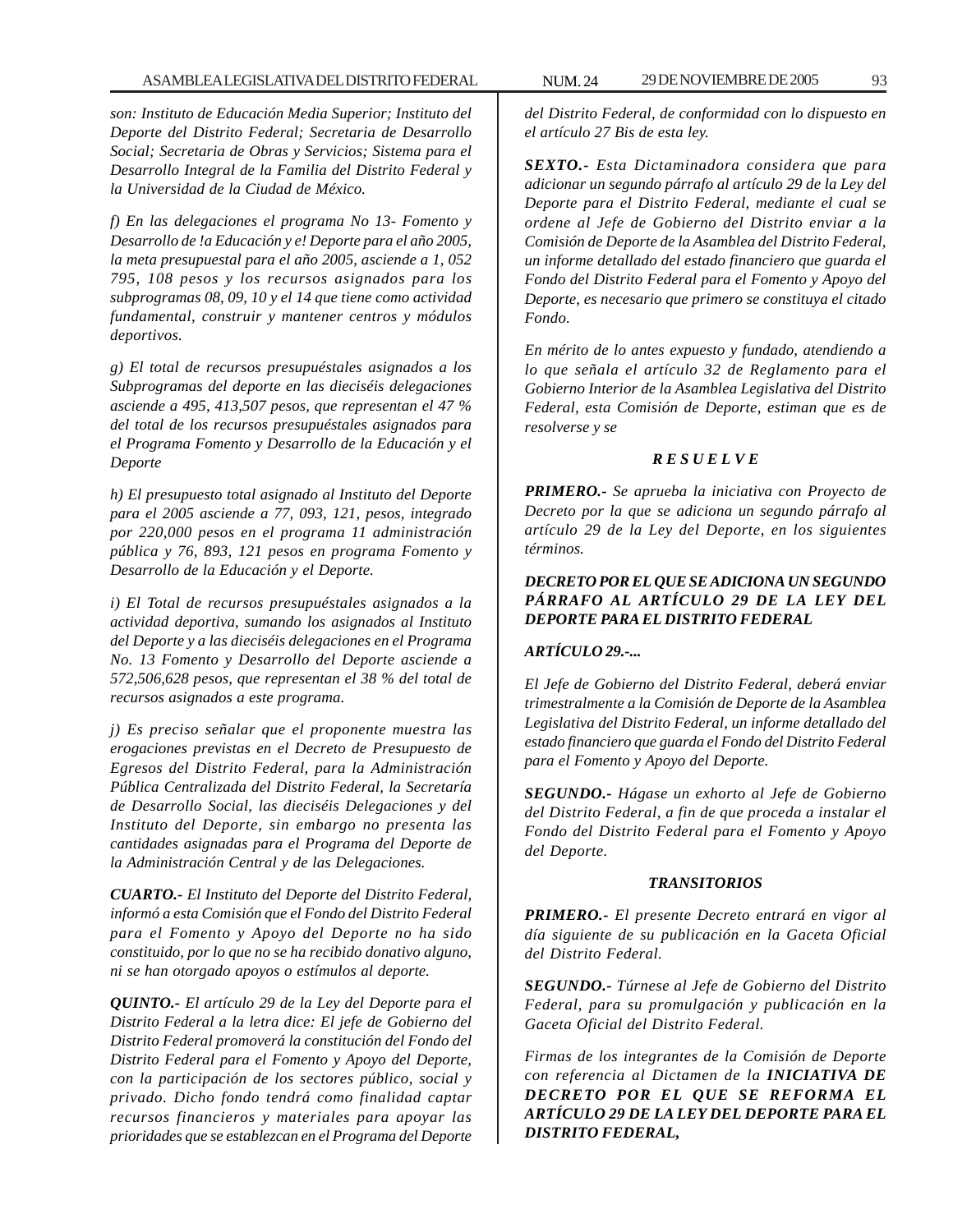*son: Instituto de Educación Media Superior; Instituto del Deporte del Distrito Federal; Secretaria de Desarrollo Social; Secretaria de Obras y Servicios; Sistema para el Desarrollo Integral de la Familia del Distrito Federal y la Universidad de la Ciudad de México.*

*f) En las delegaciones el programa No 13- Fomento y Desarrollo de !a Educación y e! Deporte para el año 2005, la meta presupuestal para el año 2005, asciende a 1, 052 795, 108 pesos y los recursos asignados para los subprogramas 08, 09, 10 y el 14 que tiene como actividad fundamental, construir y mantener centros y módulos deportivos.*

*g) El total de recursos presupuéstales asignados a los Subprogramas del deporte en las dieciséis delegaciones asciende a 495, 413,507 pesos, que representan el 47 % del total de los recursos presupuéstales asignados para el Programa Fomento y Desarrollo de la Educación y el Deporte*

*h) El presupuesto total asignado al Instituto del Deporte para el 2005 asciende a 77, 093, 121, pesos, integrado por 220,000 pesos en el programa 11 administración pública y 76, 893, 121 pesos en programa Fomento y Desarrollo de la Educación y el Deporte.*

*i) El Total de recursos presupuéstales asignados a la actividad deportiva, sumando los asignados al Instituto del Deporte y a las dieciséis delegaciones en el Programa No. 13 Fomento y Desarrollo del Deporte asciende a 572,506,628 pesos, que representan el 38 % del total de recursos asignados a este programa.*

*j) Es preciso señalar que el proponente muestra las erogaciones previstas en el Decreto de Presupuesto de Egresos del Distrito Federal, para la Administración Pública Centralizada del Distrito Federal, la Secretaría de Desarrollo Social, las dieciséis Delegaciones y del Instituto del Deporte, sin embargo no presenta las cantidades asignadas para el Programa del Deporte de la Administración Central y de las Delegaciones.*

***CUARTO.-*** *El Instituto del Deporte del Distrito Federal, informó a esta Comisión que el Fondo del Distrito Federal para el Fomento y Apoyo del Deporte no ha sido constituido, por lo que no se ha recibido donativo alguno, ni se han otorgado apoyos o estímulos al deporte.*

***QUINTO.-*** *El artículo 29 de la Ley del Deporte para el Distrito Federal a la letra dice: El jefe de Gobierno del Distrito Federal promoverá la constitución del Fondo del Distrito Federal para el Fomento y Apoyo del Deporte, con la participación de los sectores público, social y privado. Dicho fondo tendrá como finalidad captar recursos financieros y materiales para apoyar las prioridades que se establezcan en el Programa del Deporte del Distrito Federal, de conformidad con lo dispuesto en el artículo 27 Bis de esta ley.*

***SEXTO.-*** *Esta Dictaminadora considera que para adicionar un segundo párrafo al artículo 29 de la Ley del Deporte para el Distrito Federal, mediante el cual se ordene al Jefe de Gobierno del Distrito enviar a la Comisión de Deporte de la Asamblea del Distrito Federal, un informe detallado del estado financiero que guarda el Fondo del Distrito Federal para el Fomento y Apoyo del Deporte, es necesario que primero se constituya el citado Fondo.*

*En mérito de lo antes expuesto y fundado, atendiendo a lo que señala el artículo 32 de Reglamento para el Gobierno Interior de la Asamblea Legislativa del Distrito Federal, esta Comisión de Deporte, estiman que es de resolverse y se*

***R E S U E L V E***

***PRIMERO.-*** *Se aprueba la iniciativa con Proyecto de Decreto por la que se adiciona un segundo párrafo al artículo 29 de la Ley del Deporte, en los siguientes términos.*

***DECRETO POR EL QUE SE ADICIONA UN SEGUNDO PÁRRAFO AL ARTÍCULO 29 DE LA LEY DEL DEPORTE PARA EL DISTRITO FEDERAL***

***ARTÍCULO 29.-...***

*El Jefe de Gobierno del Distrito Federal, deberá enviar trimestralmente a la Comisión de Deporte de la Asamblea Legislativa del Distrito Federal, un informe detallado del estado financiero que guarda el Fondo del Distrito Federal para el Fomento y Apoyo del Deporte.*

***SEGUNDO.-*** *Hágase un exhorto al Jefe de Gobierno del Distrito Federal, a fin de que proceda a instalar el Fondo del Distrito Federal para el Fomento y Apoyo del Deporte.*

***TRANSITORIOS***

***PRIMERO.-*** *El presente Decreto entrará en vigor al día siguiente de su publicación en la Gaceta Oficial del Distrito Federal.*

***SEGUNDO.-*** *Túrnese al Jefe de Gobierno del Distrito Federal, para su promulgación y publicación en la Gaceta Oficial del Distrito Federal.*

*Firmas de los integrantes de la Comisión de Deporte con referencia al Dictamen de la* ***INICIATIVA DE DECRETO POR EL QUE SE REFORMA EL ARTÍCULO 29 DE LA LEY DEL DEPORTE PARA EL DISTRITO FEDERAL,***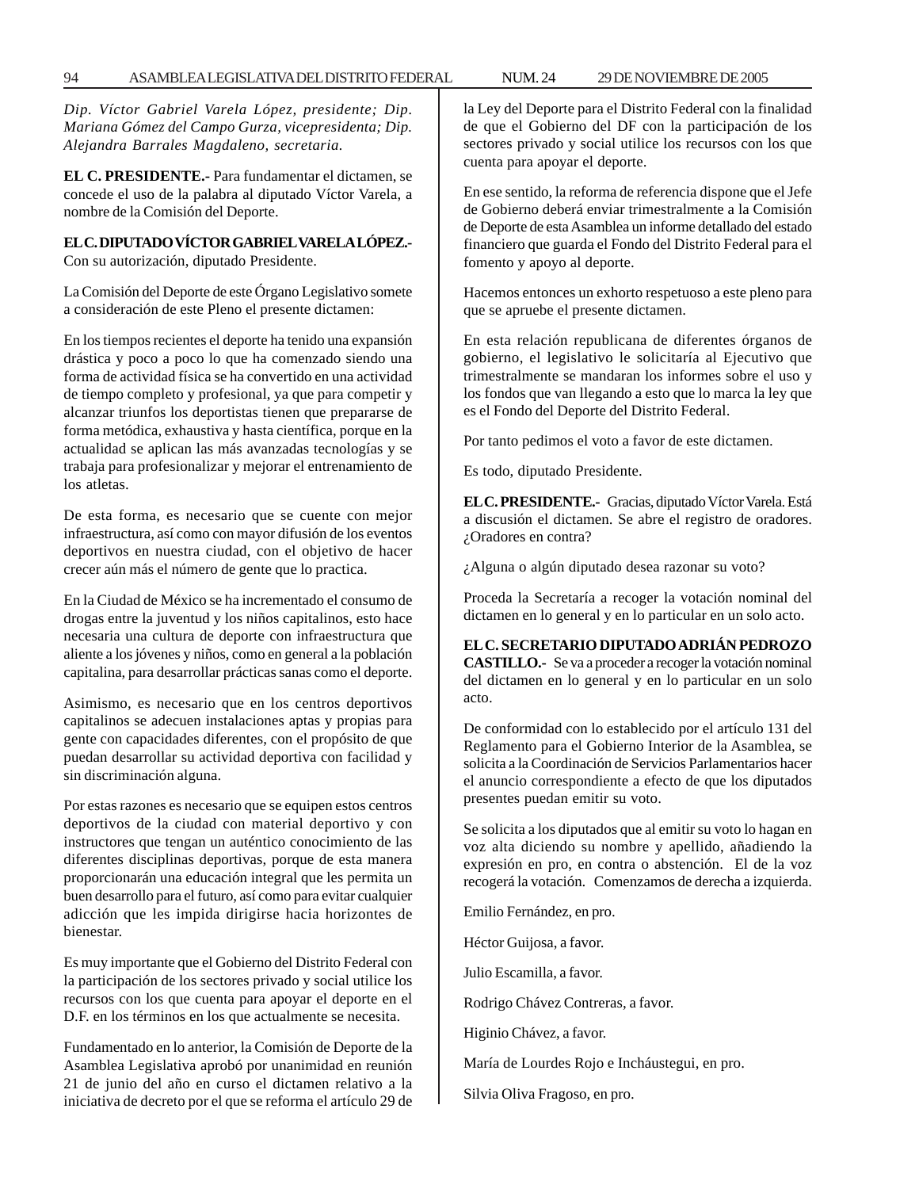*Dip. Víctor Gabriel Varela López, presidente; Dip. Mariana Gómez del Campo Gurza, vicepresidenta; Dip. Alejandra Barrales Magdaleno, secretaria.*

**EL C. PRESIDENTE.-** Para fundamentar el dictamen, se concede el uso de la palabra al diputado Víctor Varela, a nombre de la Comisión del Deporte.

**EL C. DIPUTADO VÍCTOR GABRIEL VARELA LÓPEZ.-** Con su autorización, diputado Presidente.

La Comisión del Deporte de este Órgano Legislativo somete a consideración de este Pleno el presente dictamen:

En los tiempos recientes el deporte ha tenido una expansión drástica y poco a poco lo que ha comenzado siendo una forma de actividad física se ha convertido en una actividad de tiempo completo y profesional, ya que para competir y alcanzar triunfos los deportistas tienen que prepararse de forma metódica, exhaustiva y hasta científica, porque en la actualidad se aplican las más avanzadas tecnologías y se trabaja para profesionalizar y mejorar el entrenamiento de los atletas.

De esta forma, es necesario que se cuente con mejor infraestructura, así como con mayor difusión de los eventos deportivos en nuestra ciudad, con el objetivo de hacer crecer aún más el número de gente que lo practica.

En la Ciudad de México se ha incrementado el consumo de drogas entre la juventud y los niños capitalinos, esto hace necesaria una cultura de deporte con infraestructura que aliente a los jóvenes y niños, como en general a la población capitalina, para desarrollar prácticas sanas como el deporte.

Asimismo, es necesario que en los centros deportivos capitalinos se adecuen instalaciones aptas y propias para gente con capacidades diferentes, con el propósito de que puedan desarrollar su actividad deportiva con facilidad y sin discriminación alguna.

Por estas razones es necesario que se equipen estos centros deportivos de la ciudad con material deportivo y con instructores que tengan un auténtico conocimiento de las diferentes disciplinas deportivas, porque de esta manera proporcionarán una educación integral que les permita un buen desarrollo para el futuro, así como para evitar cualquier adicción que les impida dirigirse hacia horizontes de bienestar.

Es muy importante que el Gobierno del Distrito Federal con la participación de los sectores privado y social utilice los recursos con los que cuenta para apoyar el deporte en el D.F. en los términos en los que actualmente se necesita.

Fundamentado en lo anterior, la Comisión de Deporte de la Asamblea Legislativa aprobó por unanimidad en reunión 21 de junio del año en curso el dictamen relativo a la iniciativa de decreto por el que se reforma el artículo 29 de la Ley del Deporte para el Distrito Federal con la finalidad de que el Gobierno del DF con la participación de los sectores privado y social utilice los recursos con los que cuenta para apoyar el deporte.

En ese sentido, la reforma de referencia dispone que el Jefe de Gobierno deberá enviar trimestralmente a la Comisión de Deporte de esta Asamblea un informe detallado del estado financiero que guarda el Fondo del Distrito Federal para el fomento y apoyo al deporte.

Hacemos entonces un exhorto respetuoso a este pleno para que se apruebe el presente dictamen.

En esta relación republicana de diferentes órganos de gobierno, el legislativo le solicitaría al Ejecutivo que trimestralmente se mandaran los informes sobre el uso y los fondos que van llegando a esto que lo marca la ley que es el Fondo del Deporte del Distrito Federal.

Por tanto pedimos el voto a favor de este dictamen.

Es todo, diputado Presidente.

**EL C. PRESIDENTE.-** Gracias, diputado Víctor Varela. Está a discusión el dictamen. Se abre el registro de oradores. ¿Oradores en contra?

¿Alguna o algún diputado desea razonar su voto?

Proceda la Secretaría a recoger la votación nominal del dictamen en lo general y en lo particular en un solo acto.

**EL C. SECRETARIO DIPUTADO ADRIÁN PEDROZO CASTILLO.-** Se va a proceder a recoger la votación nominal del dictamen en lo general y en lo particular en un solo acto.

De conformidad con lo establecido por el artículo 131 del Reglamento para el Gobierno Interior de la Asamblea, se solicita a la Coordinación de Servicios Parlamentarios hacer el anuncio correspondiente a efecto de que los diputados presentes puedan emitir su voto.

Se solicita a los diputados que al emitir su voto lo hagan en voz alta diciendo su nombre y apellido, añadiendo la expresión en pro, en contra o abstención. El de la voz recogerá la votación. Comenzamos de derecha a izquierda.

Emilio Fernández, en pro.

Héctor Guijosa, a favor.

Julio Escamilla, a favor.

Rodrigo Chávez Contreras, a favor.

Higinio Chávez, a favor.

María de Lourdes Rojo e Incháustegui, en pro.

Silvia Oliva Fragoso, en pro.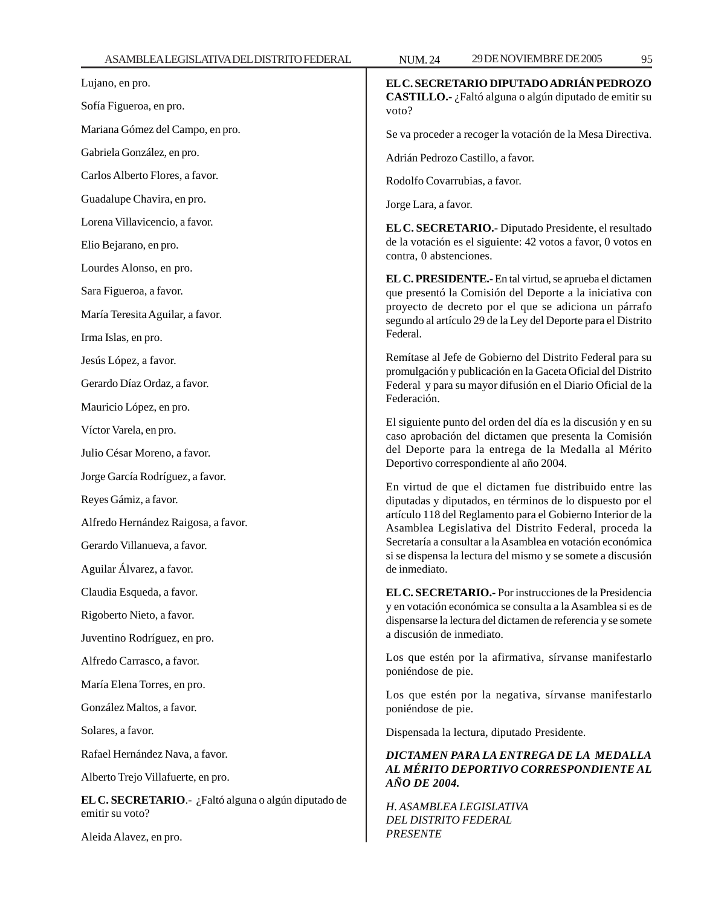Lujano, en pro.

Sofía Figueroa, en pro.

Mariana Gómez del Campo, en pro.

Gabriela González, en pro.

Carlos Alberto Flores, a favor.

Guadalupe Chavira, en pro.

Lorena Villavicencio, a favor.

Elio Bejarano, en pro.

Lourdes Alonso, en pro.

Sara Figueroa, a favor.

María Teresita Aguilar, a favor.

Irma Islas, en pro.

Jesús López, a favor.

Gerardo Díaz Ordaz, a favor.

Mauricio López, en pro.

Víctor Varela, en pro.

Julio César Moreno, a favor.

Jorge García Rodríguez, a favor.

Reyes Gámiz, a favor.

Alfredo Hernández Raigosa, a favor.

Gerardo Villanueva, a favor.

Aguilar Álvarez, a favor.

Claudia Esqueda, a favor.

Rigoberto Nieto, a favor.

Juventino Rodríguez, en pro.

Alfredo Carrasco, a favor.

María Elena Torres, en pro.

González Maltos, a favor.

Solares, a favor.

Rafael Hernández Nava, a favor.

Alberto Trejo Villafuerte, en pro.

**EL C. SECRETARIO**.- ¿Faltó alguna o algún diputado de emitir su voto?

Aleida Alavez, en pro.

**EL C. SECRETARIO DIPUTADO ADRIÁN PEDROZO CASTILLO.-** ¿Faltó alguna o algún diputado de emitir su voto?

Se va proceder a recoger la votación de la Mesa Directiva.

Adrián Pedrozo Castillo, a favor.

Rodolfo Covarrubias, a favor.

Jorge Lara, a favor.

**EL C. SECRETARIO.-** Diputado Presidente, el resultado de la votación es el siguiente: 42 votos a favor, 0 votos en contra, 0 abstenciones.

**EL C. PRESIDENTE.-** En tal virtud, se aprueba el dictamen que presentó la Comisión del Deporte a la iniciativa con proyecto de decreto por el que se adiciona un párrafo segundo al artículo 29 de la Ley del Deporte para el Distrito Federal.

Remítase al Jefe de Gobierno del Distrito Federal para su promulgación y publicación en la Gaceta Oficial del Distrito Federal y para su mayor difusión en el Diario Oficial de la Federación.

El siguiente punto del orden del día es la discusión y en su caso aprobación del dictamen que presenta la Comisión del Deporte para la entrega de la Medalla al Mérito Deportivo correspondiente al año 2004.

En virtud de que el dictamen fue distribuido entre las diputadas y diputados, en términos de lo dispuesto por el artículo 118 del Reglamento para el Gobierno Interior de la Asamblea Legislativa del Distrito Federal, proceda la Secretaría a consultar a la Asamblea en votación económica si se dispensa la lectura del mismo y se somete a discusión de inmediato.

**EL C. SECRETARIO.-** Por instrucciones de la Presidencia y en votación económica se consulta a la Asamblea si es de dispensarse la lectura del dictamen de referencia y se somete a discusión de inmediato.

Los que estén por la afirmativa, sírvanse manifestarlo poniéndose de pie.

Los que estén por la negativa, sírvanse manifestarlo poniéndose de pie.

Dispensada la lectura, diputado Presidente.

***DICTAMEN PARA LA ENTREGA DE LA MEDALLA AL MÉRITO DEPORTIVO CORRESPONDIENTE AL AÑO DE 2004.***

*H. ASAMBLEA LEGISLATIVA*
*DEL DISTRITO FEDERAL*
*PRESENTE*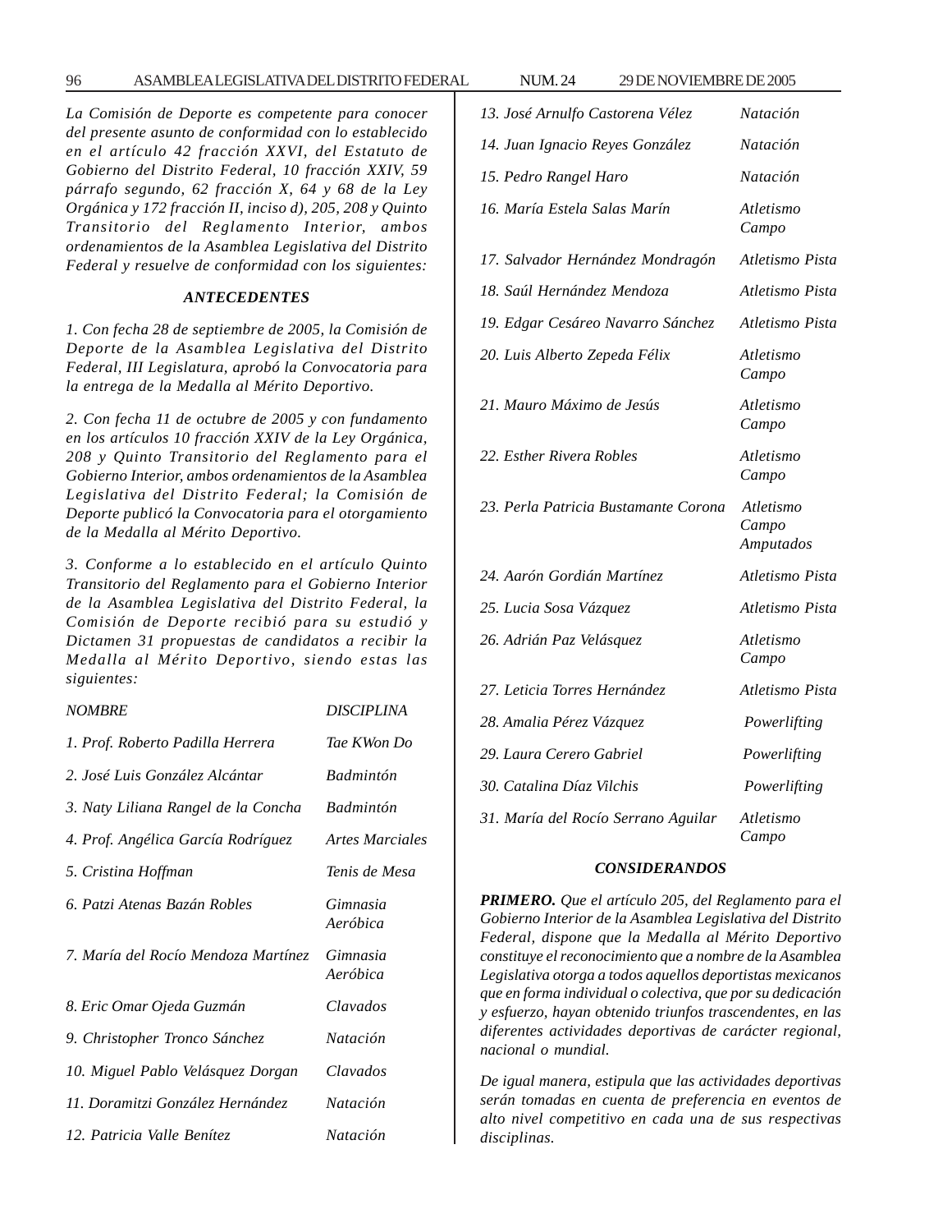*La Comisión de Deporte es competente para conocer del presente asunto de conformidad con lo establecido en el artículo 42 fracción XXVI, del Estatuto de Gobierno del Distrito Federal, 10 fracción XXIV, 59 párrafo segundo, 62 fracción X, 64 y 68 de la Ley Orgánica y 172 fracción II, inciso d), 205, 208 y Quinto Transitorio del Reglamento Interior, ambos ordenamientos de la Asamblea Legislativa del Distrito Federal y resuelve de conformidad con los siguientes:*

### *ANTECEDENTES*

*1. Con fecha 28 de septiembre de 2005, la Comisión de Deporte de la Asamblea Legislativa del Distrito Federal, III Legislatura, aprobó la Convocatoria para la entrega de la Medalla al Mérito Deportivo.*

*2. Con fecha 11 de octubre de 2005 y con fundamento en los artículos 10 fracción XXIV de la Ley Orgánica, 208 y Quinto Transitorio del Reglamento para el Gobierno Interior, ambos ordenamientos de la Asamblea Legislativa del Distrito Federal; la Comisión de Deporte publicó la Convocatoria para el otorgamiento de la Medalla al Mérito Deportivo.*

*3. Conforme a lo establecido en el artículo Quinto Transitorio del Reglamento para el Gobierno Interior de la Asamblea Legislativa del Distrito Federal, la Comisión de Deporte recibió para su estudió y Dictamen 31 propuestas de candidatos a recibir la Medalla al Mérito Deportivo, siendo estas las siguientes:*

| *NOMBRE* | *DISCIPLINA* |
|---|---|
| *1. Prof. Roberto Padilla Herrera* | *Tae KWon Do* |
| *2. José Luis González Alcántar* | *Badmintón* |
| *3. Naty Liliana Rangel de la Concha* | *Badmintón* |
| *4. Prof. Angélica García Rodríguez* | *Artes Marciales* |
| *5. Cristina Hoffman* | *Tenis de Mesa* |
| *6. Patzi Atenas Bazán Robles* | *Gimnasia Aeróbica* |
| *7. María del Rocío Mendoza Martínez* | *Gimnasia Aeróbica* |
| *8. Eric Omar Ojeda Guzmán* | *Clavados* |
| *9. Christopher Tronco Sánchez* | *Natación* |
| *10. Miguel Pablo Velásquez Dorgan* | *Clavados* |
| *11. Doramitzi González Hernández* | *Natación* |
| *12. Patricia Valle Benítez* | *Natación* |
| *13. José Arnulfo Castorena Vélez* | *Natación* |
| *14. Juan Ignacio Reyes González* | *Natación* |
| *15. Pedro Rangel Haro* | *Natación* |
| *16. María Estela Salas Marín* | *Atletismo Campo* |
| *17. Salvador Hernández Mondragón* | *Atletismo Pista* |
| *18. Saúl Hernández Mendoza* | *Atletismo Pista* |
| *19. Edgar Cesáreo Navarro Sánchez* | *Atletismo Pista* |
| *20. Luis Alberto Zepeda Félix* | *Atletismo Campo* |
| *21. Mauro Máximo de Jesús* | *Atletismo Campo* |
| *22. Esther Rivera Robles* | *Atletismo Campo* |
| *23. Perla Patricia Bustamante Corona* | *Atletismo Campo Amputados* |
| *24. Aarón Gordián Martínez* | *Atletismo Pista* |
| *25. Lucia Sosa Vázquez* | *Atletismo Pista* |
| *26. Adrián Paz Velásquez* | *Atletismo Campo* |
| *27. Leticia Torres Hernández* | *Atletismo Pista* |
| *28. Amalia Pérez Vázquez* | *Powerlifting* |
| *29. Laura Cerero Gabriel* | *Powerlifting* |
| *30. Catalina Díaz Vilchis* | *Powerlifting* |
| *31. María del Rocío Serrano Aguilar* | *Atletismo Campo* |

### *CONSIDERANDOS*

***PRIMERO.*** *Que el artículo 205, del Reglamento para el Gobierno Interior de la Asamblea Legislativa del Distrito Federal, dispone que la Medalla al Mérito Deportivo constituye el reconocimiento que a nombre de la Asamblea Legislativa otorga a todos aquellos deportistas mexicanos que en forma individual o colectiva, que por su dedicación y esfuerzo, hayan obtenido triunfos trascendentes, en las diferentes actividades deportivas de carácter regional, nacional o mundial.*

*De igual manera, estipula que las actividades deportivas serán tomadas en cuenta de preferencia en eventos de alto nivel competitivo en cada una de sus respectivas disciplinas.*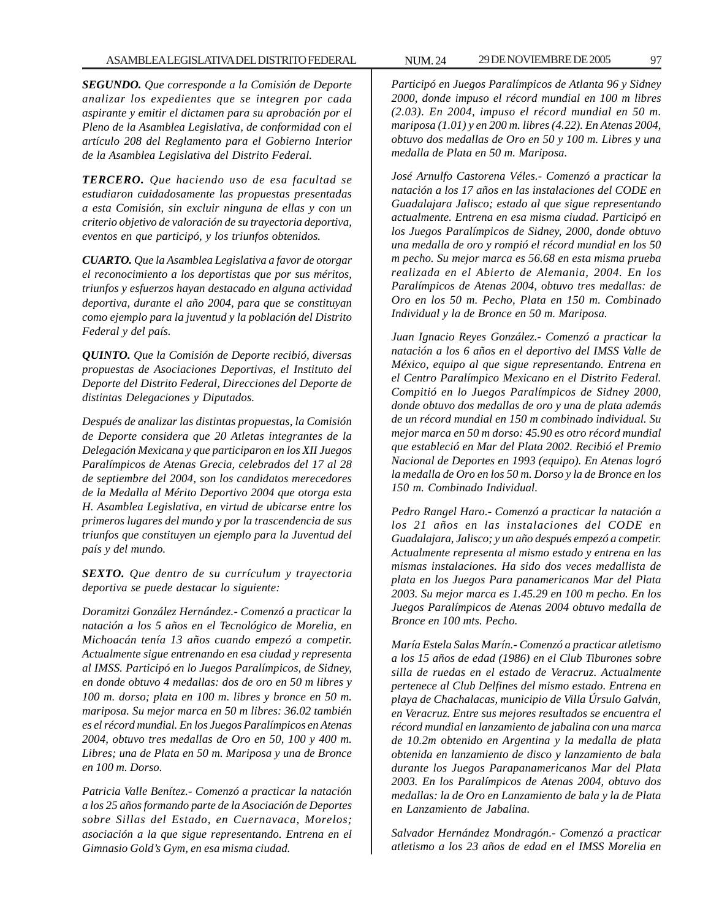***SEGUNDO.*** *Que corresponde a la Comisión de Deporte analizar los expedientes que se integren por cada aspirante y emitir el dictamen para su aprobación por el Pleno de la Asamblea Legislativa, de conformidad con el artículo 208 del Reglamento para el Gobierno Interior de la Asamblea Legislativa del Distrito Federal.*

***TERCERO.*** *Que haciendo uso de esa facultad se estudiaron cuidadosamente las propuestas presentadas a esta Comisión, sin excluir ninguna de ellas y con un criterio objetivo de valoración de su trayectoria deportiva, eventos en que participó, y los triunfos obtenidos.*

***CUARTO.*** *Que la Asamblea Legislativa a favor de otorgar el reconocimiento a los deportistas que por sus méritos, triunfos y esfuerzos hayan destacado en alguna actividad deportiva, durante el año 2004, para que se constituyan como ejemplo para la juventud y la población del Distrito Federal y del país.*

***QUINTO.*** *Que la Comisión de Deporte recibió, diversas propuestas de Asociaciones Deportivas, el Instituto del Deporte del Distrito Federal, Direcciones del Deporte de distintas Delegaciones y Diputados.*

*Después de analizar las distintas propuestas, la Comisión de Deporte considera que 20 Atletas integrantes de la Delegación Mexicana y que participaron en los XII Juegos Paralímpicos de Atenas Grecia, celebrados del 17 al 28 de septiembre del 2004, son los candidatos merecedores de la Medalla al Mérito Deportivo 2004 que otorga esta H. Asamblea Legislativa, en virtud de ubicarse entre los primeros lugares del mundo y por la trascendencia de sus triunfos que constituyen un ejemplo para la Juventud del país y del mundo.*

***SEXTO.*** *Que dentro de su currículum y trayectoria deportiva se puede destacar lo siguiente:*

*Doramitzi González Hernández.- Comenzó a practicar la natación a los 5 años en el Tecnológico de Morelia, en Michoacán tenía 13 años cuando empezó a competir. Actualmente sigue entrenando en esa ciudad y representa al IMSS. Participó en lo Juegos Paralímpicos, de Sidney, en donde obtuvo 4 medallas: dos de oro en 50 m libres y 100 m. dorso; plata en 100 m. libres y bronce en 50 m. mariposa. Su mejor marca en 50 m libres: 36.02 también es el récord mundial. En los Juegos Paralímpicos en Atenas 2004, obtuvo tres medallas de Oro en 50, 100 y 400 m. Libres; una de Plata en 50 m. Mariposa y una de Bronce en 100 m. Dorso.*

*Patricia Valle Benítez.- Comenzó a practicar la natación a los 25 años formando parte de la Asociación de Deportes sobre Sillas del Estado, en Cuernavaca, Morelos; asociación a la que sigue representando. Entrena en el Gimnasio Gold's Gym, en esa misma ciudad. Participó en Juegos Paralímpicos de Atlanta 96 y Sidney 2000, donde impuso el récord mundial en 100 m libres (2.03). En 2004, impuso el récord mundial en 50 m. mariposa (1.01) y en 200 m. libres (4.22). En Atenas 2004, obtuvo dos medallas de Oro en 50 y 100 m. Libres y una medalla de Plata en 50 m. Mariposa.*

*José Arnulfo Castorena Véles.- Comenzó a practicar la natación a los 17 años en las instalaciones del CODE en Guadalajara Jalisco; estado al que sigue representando actualmente. Entrena en esa misma ciudad. Participó en los Juegos Paralímpicos de Sidney, 2000, donde obtuvo una medalla de oro y rompió el récord mundial en los 50 m pecho. Su mejor marca es 56.68 en esta misma prueba realizada en el Abierto de Alemania, 2004. En los Paralímpicos de Atenas 2004, obtuvo tres medallas: de Oro en los 50 m. Pecho, Plata en 150 m. Combinado Individual y la de Bronce en 50 m. Mariposa.*

*Juan Ignacio Reyes González.- Comenzó a practicar la natación a los 6 años en el deportivo del IMSS Valle de México, equipo al que sigue representando. Entrena en el Centro Paralímpico Mexicano en el Distrito Federal. Compitió en lo Juegos Paralímpicos de Sidney 2000, donde obtuvo dos medallas de oro y una de plata además de un récord mundial en 150 m combinado individual. Su mejor marca en 50 m dorso: 45.90 es otro récord mundial que estableció en Mar del Plata 2002. Recibió el Premio Nacional de Deportes en 1993 (equipo). En Atenas logró la medalla de Oro en los 50 m. Dorso y la de Bronce en los 150 m. Combinado Individual.*

*Pedro Rangel Haro.- Comenzó a practicar la natación a los 21 años en las instalaciones del CODE en Guadalajara, Jalisco; y un año después empezó a competir. Actualmente representa al mismo estado y entrena en las mismas instalaciones. Ha sido dos veces medallista de plata en los Juegos Para panamericanos Mar del Plata 2003. Su mejor marca es 1.45.29 en 100 m pecho. En los Juegos Paralímpicos de Atenas 2004 obtuvo medalla de Bronce en 100 mts. Pecho.*

*María Estela Salas Marín.- Comenzó a practicar atletismo a los 15 años de edad (1986) en el Club Tiburones sobre silla de ruedas en el estado de Veracruz. Actualmente pertenece al Club Delfines del mismo estado. Entrena en playa de Chachalacas, municipio de Villa Úrsulo Galván, en Veracruz. Entre sus mejores resultados se encuentra el récord mundial en lanzamiento de jabalina con una marca de 10.2m obtenido en Argentina y la medalla de plata obtenida en lanzamiento de disco y lanzamiento de bala durante los Juegos Parapanamericanos Mar del Plata 2003. En los Paralímpicos de Atenas 2004, obtuvo dos medallas: la de Oro en Lanzamiento de bala y la de Plata en Lanzamiento de Jabalina.*

*Salvador Hernández Mondragón.- Comenzó a practicar atletismo a los 23 años de edad en el IMSS Morelia en*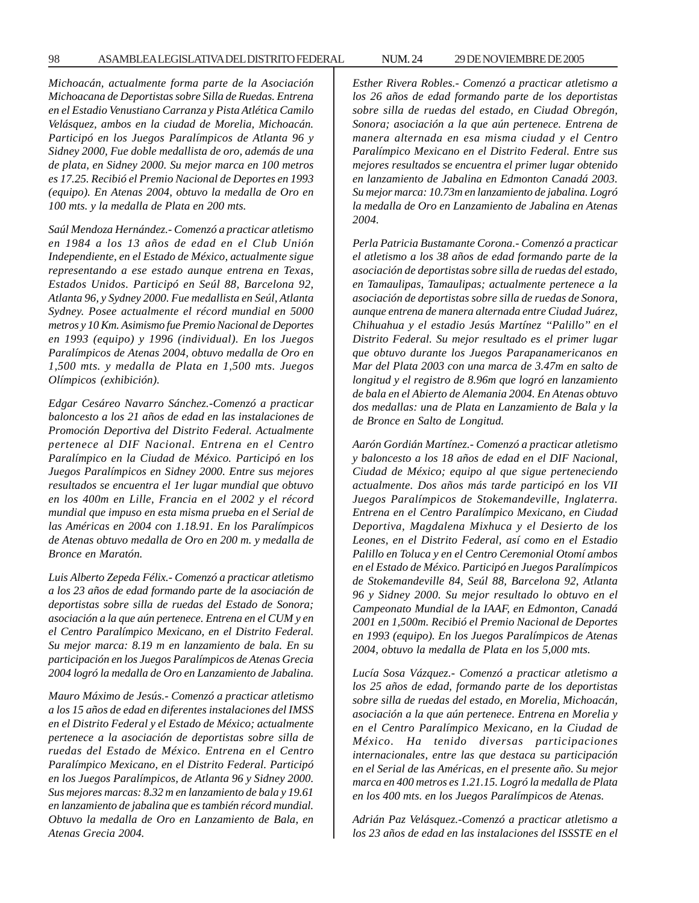*Michoacán, actualmente forma parte de la Asociación Michoacana de Deportistas sobre Silla de Ruedas. Entrena en el Estadio Venustiano Carranza y Pista Atlética Camilo Velásquez, ambos en la ciudad de Morelia, Michoacán. Participó en los Juegos Paralímpicos de Atlanta 96 y Sidney 2000, Fue doble medallista de oro, además de una de plata, en Sidney 2000. Su mejor marca en 100 metros es 17.25. Recibió el Premio Nacional de Deportes en 1993 (equipo). En Atenas 2004, obtuvo la medalla de Oro en 100 mts. y la medalla de Plata en 200 mts.*

*Saúl Mendoza Hernández.- Comenzó a practicar atletismo en 1984 a los 13 años de edad en el Club Unión Independiente, en el Estado de México, actualmente sigue representando a ese estado aunque entrena en Texas, Estados Unidos. Participó en Seúl 88, Barcelona 92, Atlanta 96, y Sydney 2000. Fue medallista en Seúl, Atlanta Sydney. Posee actualmente el récord mundial en 5000 metros y 10 Km. Asimismo fue Premio Nacional de Deportes en 1993 (equipo) y 1996 (individual). En los Juegos Paralímpicos de Atenas 2004, obtuvo medalla de Oro en 1,500 mts. y medalla de Plata en 1,500 mts. Juegos Olímpicos (exhibición).*

*Edgar Cesáreo Navarro Sánchez.-Comenzó a practicar baloncesto a los 21 años de edad en las instalaciones de Promoción Deportiva del Distrito Federal. Actualmente pertenece al DIF Nacional. Entrena en el Centro Paralímpico en la Ciudad de México. Participó en los Juegos Paralímpicos en Sidney 2000. Entre sus mejores resultados se encuentra el 1er lugar mundial que obtuvo en los 400m en Lille, Francia en el 2002 y el récord mundial que impuso en esta misma prueba en el Serial de las Américas en 2004 con 1.18.91. En los Paralímpicos de Atenas obtuvo medalla de Oro en 200 m. y medalla de Bronce en Maratón.*

*Luis Alberto Zepeda Félix.- Comenzó a practicar atletismo a los 23 años de edad formando parte de la asociación de deportistas sobre silla de ruedas del Estado de Sonora; asociación a la que aún pertenece. Entrena en el CUM y en el Centro Paralímpico Mexicano, en el Distrito Federal. Su mejor marca: 8.19 m en lanzamiento de bala. En su participación en los Juegos Paralímpicos de Atenas Grecia 2004 logró la medalla de Oro en Lanzamiento de Jabalina.*

*Mauro Máximo de Jesús.- Comenzó a practicar atletismo a los 15 años de edad en diferentes instalaciones del IMSS en el Distrito Federal y el Estado de México; actualmente pertenece a la asociación de deportistas sobre silla de ruedas del Estado de México. Entrena en el Centro Paralímpico Mexicano, en el Distrito Federal. Participó en los Juegos Paralímpicos, de Atlanta 96 y Sidney 2000. Sus mejores marcas: 8.32 m en lanzamiento de bala y 19.61 en lanzamiento de jabalina que es también récord mundial. Obtuvo la medalla de Oro en Lanzamiento de Bala, en Atenas Grecia 2004.*

*Esther Rivera Robles.- Comenzó a practicar atletismo a los 26 años de edad formando parte de los deportistas sobre silla de ruedas del estado, en Ciudad Obregón, Sonora; asociación a la que aún pertenece. Entrena de manera alternada en esa misma ciudad y el Centro Paralímpico Mexicano en el Distrito Federal. Entre sus mejores resultados se encuentra el primer lugar obtenido en lanzamiento de Jabalina en Edmonton Canadá 2003. Su mejor marca: 10.73m en lanzamiento de jabalina. Logró la medalla de Oro en Lanzamiento de Jabalina en Atenas 2004.*

*Perla Patricia Bustamante Corona.- Comenzó a practicar el atletismo a los 38 años de edad formando parte de la asociación de deportistas sobre silla de ruedas del estado, en Tamaulipas, Tamaulipas; actualmente pertenece a la asociación de deportistas sobre silla de ruedas de Sonora, aunque entrena de manera alternada entre Ciudad Juárez, Chihuahua y el estadio Jesús Martínez "Palillo" en el Distrito Federal. Su mejor resultado es el primer lugar que obtuvo durante los Juegos Parapanamericanos en Mar del Plata 2003 con una marca de 3.47m en salto de longitud y el registro de 8.96m que logró en lanzamiento de bala en el Abierto de Alemania 2004. En Atenas obtuvo dos medallas: una de Plata en Lanzamiento de Bala y la de Bronce en Salto de Longitud.*

*Aarón Gordián Martínez.- Comenzó a practicar atletismo y baloncesto a los 18 años de edad en el DIF Nacional, Ciudad de México; equipo al que sigue perteneciendo actualmente. Dos años más tarde participó en los VII Juegos Paralímpicos de Stokemandeville, Inglaterra. Entrena en el Centro Paralímpico Mexicano, en Ciudad Deportiva, Magdalena Mixhuca y el Desierto de los Leones, en el Distrito Federal, así como en el Estadio Palillo en Toluca y en el Centro Ceremonial Otomí ambos en el Estado de México. Participó en Juegos Paralímpicos de Stokemandeville 84, Seúl 88, Barcelona 92, Atlanta 96 y Sidney 2000. Su mejor resultado lo obtuvo en el Campeonato Mundial de la IAAF, en Edmonton, Canadá 2001 en 1,500m. Recibió el Premio Nacional de Deportes en 1993 (equipo). En los Juegos Paralímpicos de Atenas 2004, obtuvo la medalla de Plata en los 5,000 mts.*

*Lucía Sosa Vázquez.- Comenzó a practicar atletismo a los 25 años de edad, formando parte de los deportistas sobre silla de ruedas del estado, en Morelia, Michoacán, asociación a la que aún pertenece. Entrena en Morelia y en el Centro Paralímpico Mexicano, en la Ciudad de México. Ha tenido diversas participaciones internacionales, entre las que destaca su participación en el Serial de las Américas, en el presente año. Su mejor marca en 400 metros es 1.21.15. Logró la medalla de Plata en los 400 mts. en los Juegos Paralímpicos de Atenas.*

*Adrián Paz Velásquez.-Comenzó a practicar atletismo a los 23 años de edad en las instalaciones del ISSSTE en el*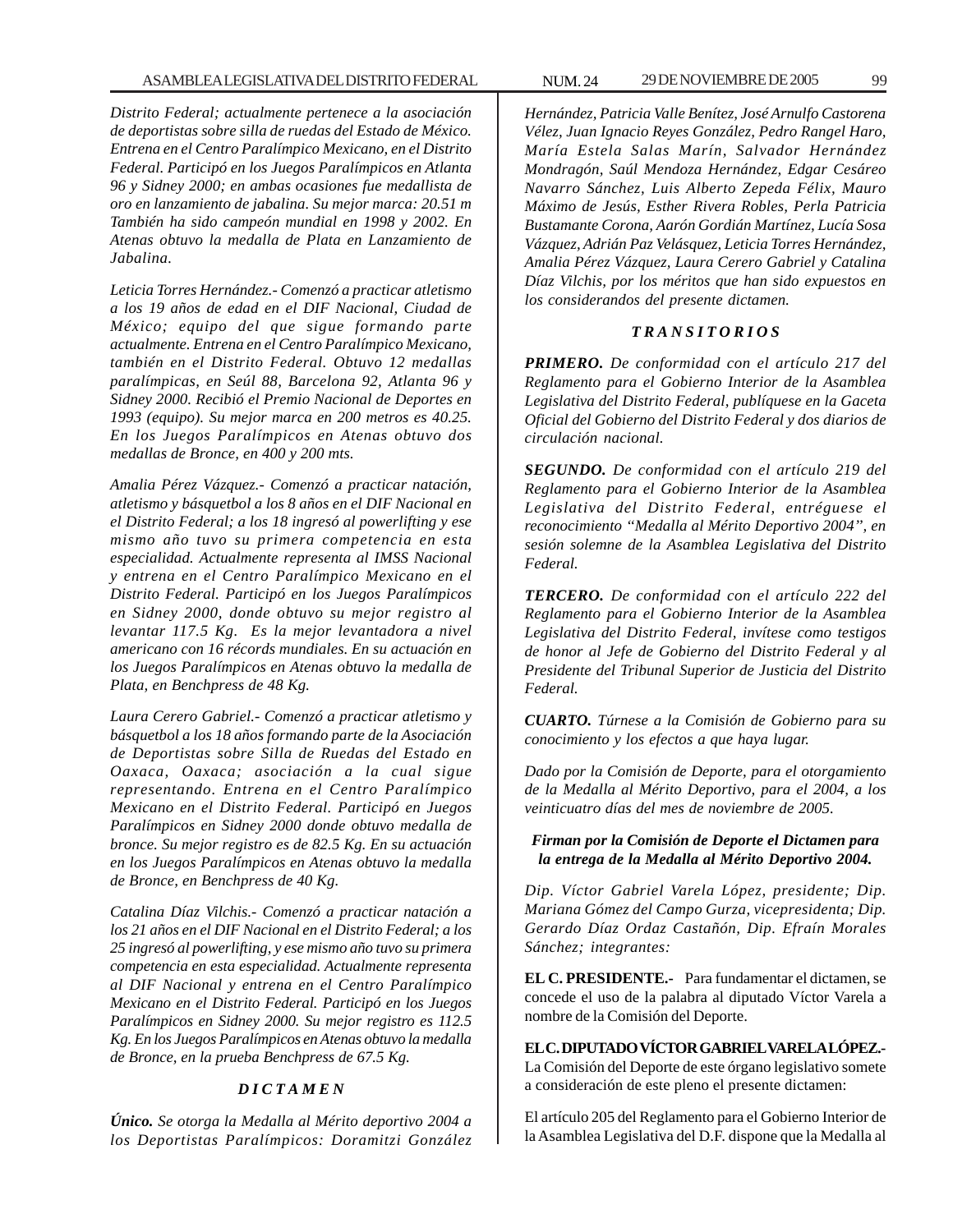*Distrito Federal; actualmente pertenece a la asociación de deportistas sobre silla de ruedas del Estado de México. Entrena en el Centro Paralímpico Mexicano, en el Distrito Federal. Participó en los Juegos Paralímpicos en Atlanta 96 y Sidney 2000; en ambas ocasiones fue medallista de oro en lanzamiento de jabalina. Su mejor marca: 20.51 m También ha sido campeón mundial en 1998 y 2002. En Atenas obtuvo la medalla de Plata en Lanzamiento de Jabalina.*

*Leticia Torres Hernández.- Comenzó a practicar atletismo a los 19 años de edad en el DIF Nacional, Ciudad de México; equipo del que sigue formando parte actualmente. Entrena en el Centro Paralímpico Mexicano, también en el Distrito Federal. Obtuvo 12 medallas paralímpicas, en Seúl 88, Barcelona 92, Atlanta 96 y Sidney 2000. Recibió el Premio Nacional de Deportes en 1993 (equipo). Su mejor marca en 200 metros es 40.25. En los Juegos Paralímpicos en Atenas obtuvo dos medallas de Bronce, en 400 y 200 mts.*

*Amalia Pérez Vázquez.- Comenzó a practicar natación, atletismo y básquetbol a los 8 años en el DIF Nacional en el Distrito Federal; a los 18 ingresó al powerlifting y ese mismo año tuvo su primera competencia en esta especialidad. Actualmente representa al IMSS Nacional y entrena en el Centro Paralímpico Mexicano en el Distrito Federal. Participó en los Juegos Paralímpicos en Sidney 2000, donde obtuvo su mejor registro al levantar 117.5 Kg. Es la mejor levantadora a nivel americano con 16 récords mundiales. En su actuación en los Juegos Paralímpicos en Atenas obtuvo la medalla de Plata, en Benchpress de 48 Kg.*

*Laura Cerero Gabriel.- Comenzó a practicar atletismo y básquetbol a los 18 años formando parte de la Asociación de Deportistas sobre Silla de Ruedas del Estado en Oaxaca, Oaxaca; asociación a la cual sigue representando. Entrena en el Centro Paralímpico Mexicano en el Distrito Federal. Participó en Juegos Paralímpicos en Sidney 2000 donde obtuvo medalla de bronce. Su mejor registro es de 82.5 Kg. En su actuación en los Juegos Paralímpicos en Atenas obtuvo la medalla de Bronce, en Benchpress de 40 Kg.*

*Catalina Díaz Vilchis.- Comenzó a practicar natación a los 21 años en el DIF Nacional en el Distrito Federal; a los 25 ingresó al powerlifting, y ese mismo año tuvo su primera competencia en esta especialidad. Actualmente representa al DIF Nacional y entrena en el Centro Paralímpico Mexicano en el Distrito Federal. Participó en los Juegos Paralímpicos en Sidney 2000. Su mejor registro es 112.5 Kg. En los Juegos Paralímpicos en Atenas obtuvo la medalla de Bronce, en la prueba Benchpress de 67.5 Kg.*

### *D I C T A M E N*

***Único.*** *Se otorga la Medalla al Mérito deportivo 2004 a los Deportistas Paralímpicos: Doramitzi González Hernández, Patricia Valle Benítez, José Arnulfo Castorena Vélez, Juan Ignacio Reyes González, Pedro Rangel Haro, María Estela Salas Marín, Salvador Hernández Mondragón, Saúl Mendoza Hernández, Edgar Cesáreo Navarro Sánchez, Luis Alberto Zepeda Félix, Mauro Máximo de Jesús, Esther Rivera Robles, Perla Patricia Bustamante Corona, Aarón Gordián Martínez, Lucía Sosa Vázquez, Adrián Paz Velásquez, Leticia Torres Hernández, Amalia Pérez Vázquez, Laura Cerero Gabriel y Catalina Díaz Vilchis, por los méritos que han sido expuestos en los considerandos del presente dictamen.*

### *T R A N S I T O R I O S*

***PRIMERO.*** *De conformidad con el artículo 217 del Reglamento para el Gobierno Interior de la Asamblea Legislativa del Distrito Federal, publíquese en la Gaceta Oficial del Gobierno del Distrito Federal y dos diarios de circulación nacional.*

***SEGUNDO.*** *De conformidad con el artículo 219 del Reglamento para el Gobierno Interior de la Asamblea Legislativa del Distrito Federal, entréguese el reconocimiento "Medalla al Mérito Deportivo 2004", en sesión solemne de la Asamblea Legislativa del Distrito Federal.*

***TERCERO.*** *De conformidad con el artículo 222 del Reglamento para el Gobierno Interior de la Asamblea Legislativa del Distrito Federal, invítese como testigos de honor al Jefe de Gobierno del Distrito Federal y al Presidente del Tribunal Superior de Justicia del Distrito Federal.*

***CUARTO.*** *Túrnese a la Comisión de Gobierno para su conocimiento y los efectos a que haya lugar.*

*Dado por la Comisión de Deporte, para el otorgamiento de la Medalla al Mérito Deportivo, para el 2004, a los veinticuatro días del mes de noviembre de 2005.*

***Firman por la Comisión de Deporte el Dictamen para la entrega de la Medalla al Mérito Deportivo 2004.***

*Dip. Víctor Gabriel Varela López, presidente; Dip. Mariana Gómez del Campo Gurza, vicepresidenta; Dip. Gerardo Díaz Ordaz Castañón, Dip. Efraín Morales Sánchez; integrantes:*

**EL C. PRESIDENTE.-** Para fundamentar el dictamen, se concede el uso de la palabra al diputado Víctor Varela a nombre de la Comisión del Deporte.

**EL C. DIPUTADO VÍCTOR GABRIEL VARELA LÓPEZ.-** La Comisión del Deporte de este órgano legislativo somete a consideración de este pleno el presente dictamen:

El artículo 205 del Reglamento para el Gobierno Interior de la Asamblea Legislativa del D.F. dispone que la Medalla al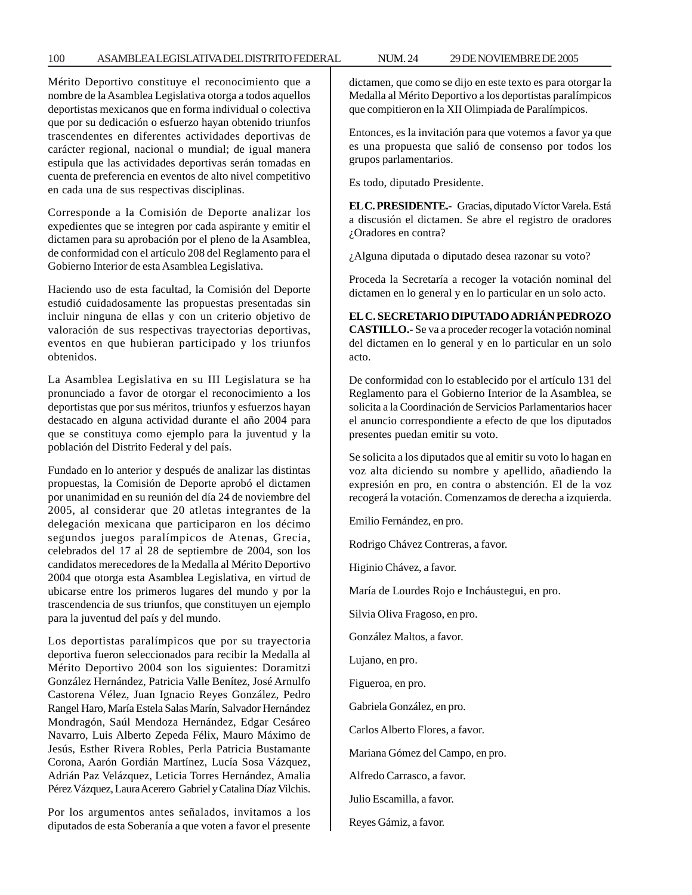Mérito Deportivo constituye el reconocimiento que a nombre de la Asamblea Legislativa otorga a todos aquellos deportistas mexicanos que en forma individual o colectiva que por su dedicación o esfuerzo hayan obtenido triunfos trascendentes en diferentes actividades deportivas de carácter regional, nacional o mundial; de igual manera estipula que las actividades deportivas serán tomadas en cuenta de preferencia en eventos de alto nivel competitivo en cada una de sus respectivas disciplinas.

Corresponde a la Comisión de Deporte analizar los expedientes que se integren por cada aspirante y emitir el dictamen para su aprobación por el pleno de la Asamblea, de conformidad con el artículo 208 del Reglamento para el Gobierno Interior de esta Asamblea Legislativa.

Haciendo uso de esta facultad, la Comisión del Deporte estudió cuidadosamente las propuestas presentadas sin incluir ninguna de ellas y con un criterio objetivo de valoración de sus respectivas trayectorias deportivas, eventos en que hubieran participado y los triunfos obtenidos.

La Asamblea Legislativa en su III Legislatura se ha pronunciado a favor de otorgar el reconocimiento a los deportistas que por sus méritos, triunfos y esfuerzos hayan destacado en alguna actividad durante el año 2004 para que se constituya como ejemplo para la juventud y la población del Distrito Federal y del país.

Fundado en lo anterior y después de analizar las distintas propuestas, la Comisión de Deporte aprobó el dictamen por unanimidad en su reunión del día 24 de noviembre del 2005, al considerar que 20 atletas integrantes de la delegación mexicana que participaron en los décimo segundos juegos paralímpicos de Atenas, Grecia, celebrados del 17 al 28 de septiembre de 2004, son los candidatos merecedores de la Medalla al Mérito Deportivo 2004 que otorga esta Asamblea Legislativa, en virtud de ubicarse entre los primeros lugares del mundo y por la trascendencia de sus triunfos, que constituyen un ejemplo para la juventud del país y del mundo.

Los deportistas paralímpicos que por su trayectoria deportiva fueron seleccionados para recibir la Medalla al Mérito Deportivo 2004 son los siguientes: Doramitzi González Hernández, Patricia Valle Benítez, José Arnulfo Castorena Vélez, Juan Ignacio Reyes González, Pedro Rangel Haro, María Estela Salas Marín, Salvador Hernández Mondragón, Saúl Mendoza Hernández, Edgar Cesáreo Navarro, Luis Alberto Zepeda Félix, Mauro Máximo de Jesús, Esther Rivera Robles, Perla Patricia Bustamante Corona, Aarón Gordián Martínez, Lucía Sosa Vázquez, Adrián Paz Velázquez, Leticia Torres Hernández, Amalia Pérez Vázquez, Laura Acerero Gabriel y Catalina Díaz Vilchis.

Por los argumentos antes señalados, invitamos a los diputados de esta Soberanía a que voten a favor el presente dictamen, que como se dijo en este texto es para otorgar la Medalla al Mérito Deportivo a los deportistas paralímpicos que compitieron en la XII Olimpiada de Paralímpicos.

Entonces, es la invitación para que votemos a favor ya que es una propuesta que salió de consenso por todos los grupos parlamentarios.

Es todo, diputado Presidente.

**EL C. PRESIDENTE.-** Gracias, diputado Víctor Varela. Está a discusión el dictamen. Se abre el registro de oradores ¿Oradores en contra?

¿Alguna diputada o diputado desea razonar su voto?

Proceda la Secretaría a recoger la votación nominal del dictamen en lo general y en lo particular en un solo acto.

**EL C. SECRETARIO DIPUTADO ADRIÁN PEDROZO CASTILLO.-** Se va a proceder recoger la votación nominal del dictamen en lo general y en lo particular en un solo acto.

De conformidad con lo establecido por el artículo 131 del Reglamento para el Gobierno Interior de la Asamblea, se solicita a la Coordinación de Servicios Parlamentarios hacer el anuncio correspondiente a efecto de que los diputados presentes puedan emitir su voto.

Se solicita a los diputados que al emitir su voto lo hagan en voz alta diciendo su nombre y apellido, añadiendo la expresión en pro, en contra o abstención. El de la voz recogerá la votación. Comenzamos de derecha a izquierda.

Emilio Fernández, en pro.

Rodrigo Chávez Contreras, a favor.

Higinio Chávez, a favor.

María de Lourdes Rojo e Incháustegui, en pro.

Silvia Oliva Fragoso, en pro.

González Maltos, a favor.

Lujano, en pro.

Figueroa, en pro.

Gabriela González, en pro.

Carlos Alberto Flores, a favor.

Mariana Gómez del Campo, en pro.

Alfredo Carrasco, a favor.

Julio Escamilla, a favor.

Reyes Gámiz, a favor.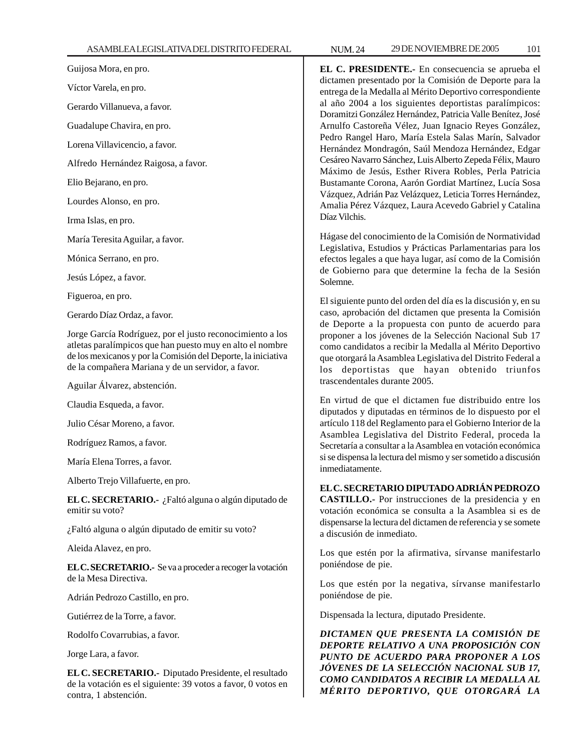Guijosa Mora, en pro.

Víctor Varela, en pro.

Gerardo Villanueva, a favor.

Guadalupe Chavira, en pro.

Lorena Villavicencio, a favor.

Alfredo Hernández Raigosa, a favor.

Elio Bejarano, en pro.

Lourdes Alonso, en pro.

Irma Islas, en pro.

María Teresita Aguilar, a favor.

Mónica Serrano, en pro.

Jesús López, a favor.

Figueroa, en pro.

Gerardo Díaz Ordaz, a favor.

Jorge García Rodríguez, por el justo reconocimiento a los atletas paralímpicos que han puesto muy en alto el nombre de los mexicanos y por la Comisión del Deporte, la iniciativa de la compañera Mariana y de un servidor, a favor.

Aguilar Álvarez, abstención.

Claudia Esqueda, a favor.

Julio César Moreno, a favor.

Rodríguez Ramos, a favor.

María Elena Torres, a favor.

Alberto Trejo Villafuerte, en pro.

**EL C. SECRETARIO.-** ¿Faltó alguna o algún diputado de emitir su voto?

¿Faltó alguna o algún diputado de emitir su voto?

Aleida Alavez, en pro.

**EL C. SECRETARIO.-** Se va a proceder a recoger la votación de la Mesa Directiva.

Adrián Pedrozo Castillo, en pro.

Gutiérrez de la Torre, a favor.

Rodolfo Covarrubias, a favor.

Jorge Lara, a favor.

**EL C. SECRETARIO.-** Diputado Presidente, el resultado de la votación es el siguiente: 39 votos a favor, 0 votos en contra, 1 abstención.

**EL C. PRESIDENTE.-** En consecuencia se aprueba el dictamen presentado por la Comisión de Deporte para la entrega de la Medalla al Mérito Deportivo correspondiente al año 2004 a los siguientes deportistas paralímpicos: Doramitzi González Hernández, Patricia Valle Benítez, José Arnulfo Castoreña Vélez, Juan Ignacio Reyes González, Pedro Rangel Haro, María Estela Salas Marín, Salvador Hernández Mondragón, Saúl Mendoza Hernández, Edgar Cesáreo Navarro Sánchez, Luis Alberto Zepeda Félix, Mauro Máximo de Jesús, Esther Rivera Robles, Perla Patricia Bustamante Corona, Aarón Gordiat Martínez, Lucía Sosa Vázquez, Adrián Paz Velázquez, Leticia Torres Hernández, Amalia Pérez Vázquez, Laura Acevedo Gabriel y Catalina Díaz Vilchis.

Hágase del conocimiento de la Comisión de Normatividad Legislativa, Estudios y Prácticas Parlamentarias para los efectos legales a que haya lugar, así como de la Comisión de Gobierno para que determine la fecha de la Sesión Solemne.

El siguiente punto del orden del día es la discusión y, en su caso, aprobación del dictamen que presenta la Comisión de Deporte a la propuesta con punto de acuerdo para proponer a los jóvenes de la Selección Nacional Sub 17 como candidatos a recibir la Medalla al Mérito Deportivo que otorgará la Asamblea Legislativa del Distrito Federal a los deportistas que hayan obtenido triunfos trascendentales durante 2005.

En virtud de que el dictamen fue distribuido entre los diputados y diputadas en términos de lo dispuesto por el artículo 118 del Reglamento para el Gobierno Interior de la Asamblea Legislativa del Distrito Federal, proceda la Secretaría a consultar a la Asamblea en votación económica si se dispensa la lectura del mismo y ser sometido a discusión inmediatamente.

**EL C. SECRETARIO DIPUTADO ADRIÁN PEDROZO CASTILLO.-** Por instrucciones de la presidencia y en votación económica se consulta a la Asamblea si es de dispensarse la lectura del dictamen de referencia y se somete a discusión de inmediato.

Los que estén por la afirmativa, sírvanse manifestarlo poniéndose de pie.

Los que estén por la negativa, sírvanse manifestarlo poniéndose de pie.

Dispensada la lectura, diputado Presidente.

***DICTAMEN QUE PRESENTA LA COMISIÓN DE DEPORTE RELATIVO A UNA PROPOSICIÓN CON PUNTO DE ACUERDO PARA PROPONER A LOS JÓVENES DE LA SELECCIÓN NACIONAL SUB 17, COMO CANDIDATOS A RECIBIR LA MEDALLA AL MÉRITO DEPORTIVO, QUE OTORGARÁ LA***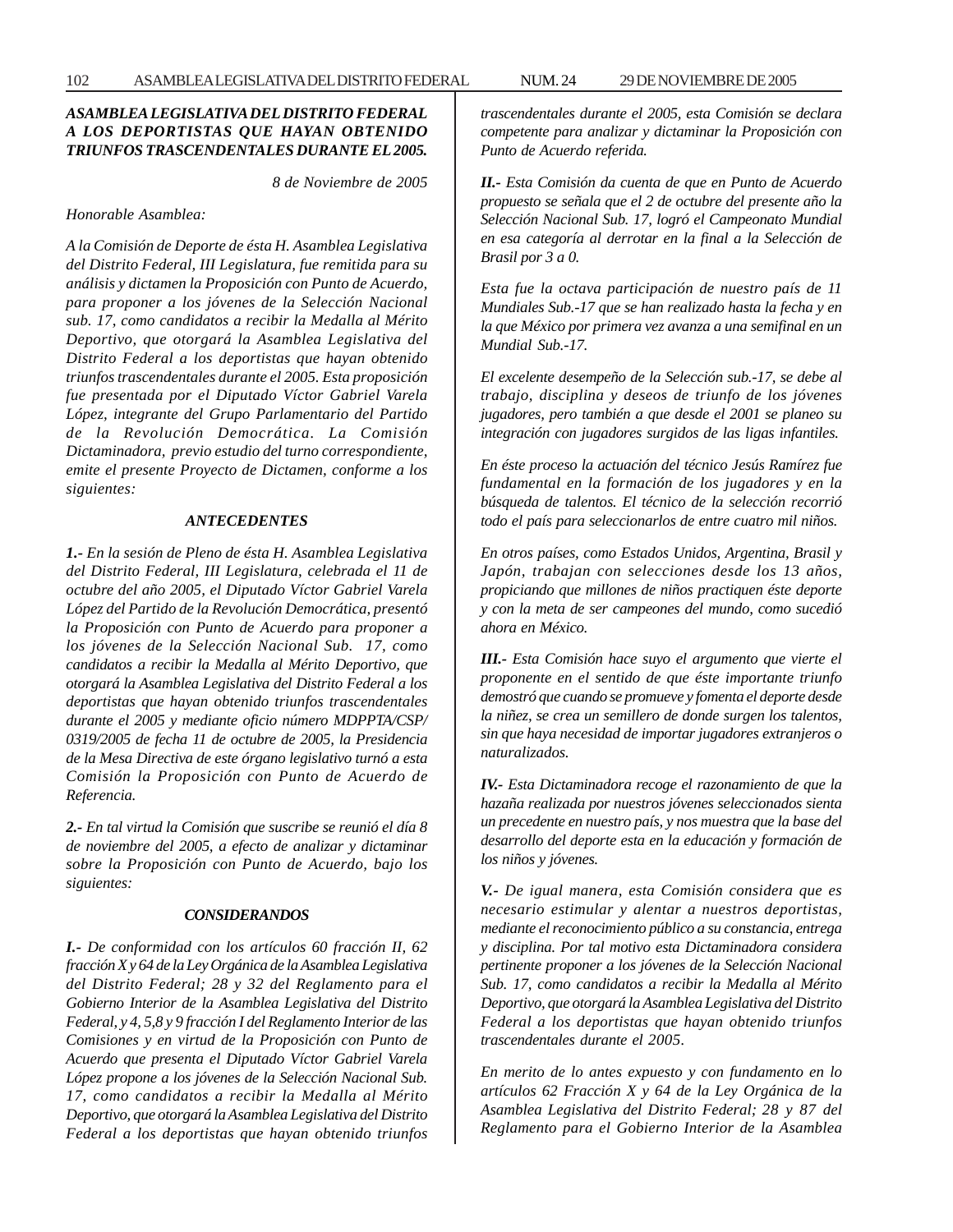***ASAMBLEA LEGISLATIVA DEL DISTRITO FEDERAL A LOS DEPORTISTAS QUE HAYAN OBTENIDO TRIUNFOS TRASCENDENTALES DURANTE EL 2005.***

*8 de Noviembre de 2005*

*Honorable Asamblea:*

*A la Comisión de Deporte de ésta H. Asamblea Legislativa del Distrito Federal, III Legislatura, fue remitida para su análisis y dictamen la Proposición con Punto de Acuerdo, para proponer a los jóvenes de la Selección Nacional sub. 17, como candidatos a recibir la Medalla al Mérito Deportivo, que otorgará la Asamblea Legislativa del Distrito Federal a los deportistas que hayan obtenido triunfos trascendentales durante el 2005. Esta proposición fue presentada por el Diputado Víctor Gabriel Varela López, integrante del Grupo Parlamentario del Partido de la Revolución Democrática. La Comisión Dictaminadora, previo estudio del turno correspondiente, emite el presente Proyecto de Dictamen, conforme a los siguientes:*

***ANTECEDENTES***

***1.-*** *En la sesión de Pleno de ésta H. Asamblea Legislativa del Distrito Federal, III Legislatura, celebrada el 11 de octubre del año 2005, el Diputado Víctor Gabriel Varela López del Partido de la Revolución Democrática, presentó la Proposición con Punto de Acuerdo para proponer a los jóvenes de la Selección Nacional Sub. 17, como candidatos a recibir la Medalla al Mérito Deportivo, que otorgará la Asamblea Legislativa del Distrito Federal a los deportistas que hayan obtenido triunfos trascendentales durante el 2005 y mediante oficio número MDPPTA/CSP/0319/2005 de fecha 11 de octubre de 2005, la Presidencia de la Mesa Directiva de este órgano legislativo turnó a esta Comisión la Proposición con Punto de Acuerdo de Referencia.*

***2.-*** *En tal virtud la Comisión que suscribe se reunió el día 8 de noviembre del 2005, a efecto de analizar y dictaminar sobre la Proposición con Punto de Acuerdo, bajo los siguientes:*

***CONSIDERANDOS***

***I.-*** *De conformidad con los artículos 60 fracción II, 62 fracción X y 64 de la Ley Orgánica de la Asamblea Legislativa del Distrito Federal; 28 y 32 del Reglamento para el Gobierno Interior de la Asamblea Legislativa del Distrito Federal, y 4, 5,8 y 9 fracción I del Reglamento Interior de las Comisiones y en virtud de la Proposición con Punto de Acuerdo que presenta el Diputado Víctor Gabriel Varela López propone a los jóvenes de la Selección Nacional Sub. 17, como candidatos a recibir la Medalla al Mérito Deportivo, que otorgará la Asamblea Legislativa del Distrito Federal a los deportistas que hayan obtenido triunfos trascendentales durante el 2005, esta Comisión se declara competente para analizar y dictaminar la Proposición con Punto de Acuerdo referida.*

***II.-*** *Esta Comisión da cuenta de que en Punto de Acuerdo propuesto se señala que el 2 de octubre del presente año la Selección Nacional Sub. 17, logró el Campeonato Mundial en esa categoría al derrotar en la final a la Selección de Brasil por 3 a 0.*

*Esta fue la octava participación de nuestro país de 11 Mundiales Sub.-17 que se han realizado hasta la fecha y en la que México por primera vez avanza a una semifinal en un Mundial Sub.-17.*

*El excelente desempeño de la Selección sub.-17, se debe al trabajo, disciplina y deseos de triunfo de los jóvenes jugadores, pero también a que desde el 2001 se planeo su integración con jugadores surgidos de las ligas infantiles.*

*En éste proceso la actuación del técnico Jesús Ramírez fue fundamental en la formación de los jugadores y en la búsqueda de talentos. El técnico de la selección recorrió todo el país para seleccionarlos de entre cuatro mil niños.*

*En otros países, como Estados Unidos, Argentina, Brasil y Japón, trabajan con selecciones desde los 13 años, propiciando que millones de niños practiquen éste deporte y con la meta de ser campeones del mundo, como sucedió ahora en México.*

***III.-*** *Esta Comisión hace suyo el argumento que vierte el proponente en el sentido de que éste importante triunfo demostró que cuando se promueve y fomenta el deporte desde la niñez, se crea un semillero de donde surgen los talentos, sin que haya necesidad de importar jugadores extranjeros o naturalizados.*

***IV.-*** *Esta Dictaminadora recoge el razonamiento de que la hazaña realizada por nuestros jóvenes seleccionados sienta un precedente en nuestro país, y nos muestra que la base del desarrollo del deporte esta en la educación y formación de los niños y jóvenes.*

***V.-*** *De igual manera, esta Comisión considera que es necesario estimular y alentar a nuestros deportistas, mediante el reconocimiento público a su constancia, entrega y disciplina. Por tal motivo esta Dictaminadora considera pertinente proponer a los jóvenes de la Selección Nacional Sub. 17, como candidatos a recibir la Medalla al Mérito Deportivo, que otorgará la Asamblea Legislativa del Distrito Federal a los deportistas que hayan obtenido triunfos trascendentales durante el 2005.*

*En merito de lo antes expuesto y con fundamento en lo artículos 62 Fracción X y 64 de la Ley Orgánica de la Asamblea Legislativa del Distrito Federal; 28 y 87 del Reglamento para el Gobierno Interior de la Asamblea*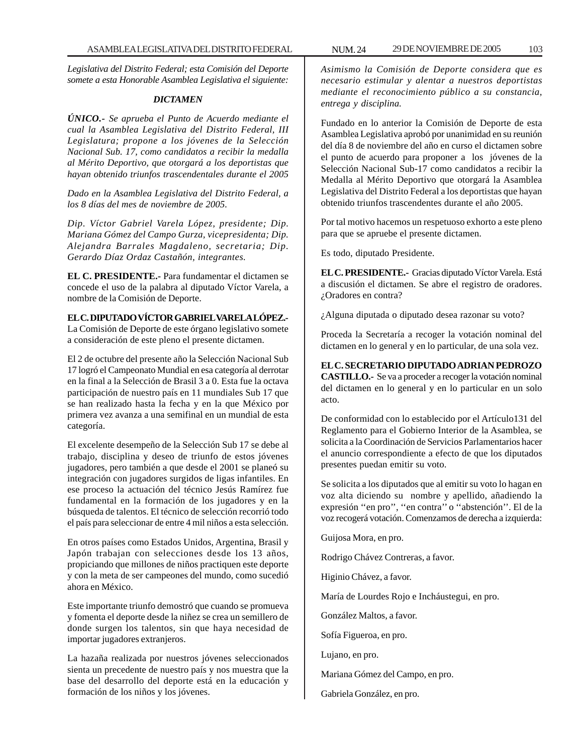*Legislativa del Distrito Federal; esta Comisión del Deporte somete a esta Honorable Asamblea Legislativa el siguiente:*

***DICTAMEN***

***ÚNICO.-*** *Se aprueba el Punto de Acuerdo mediante el cual la Asamblea Legislativa del Distrito Federal, III Legislatura; propone a los jóvenes de la Selección Nacional Sub. 17, como candidatos a recibir la medalla al Mérito Deportivo, que otorgará a los deportistas que hayan obtenido triunfos trascendentales durante el 2005*

*Dado en la Asamblea Legislativa del Distrito Federal, a los 8 días del mes de noviembre de 2005.*

*Dip. Víctor Gabriel Varela López, presidente; Dip. Mariana Gómez del Campo Gurza, vicepresidenta; Dip. Alejandra Barrales Magdaleno, secretaria; Dip. Gerardo Díaz Ordaz Castañón, integrantes.*

**EL C. PRESIDENTE.-** Para fundamentar el dictamen se concede el uso de la palabra al diputado Víctor Varela, a nombre de la Comisión de Deporte.

**EL C. DIPUTADO VÍCTOR GABRIEL VARELA LÓPEZ.-** La Comisión de Deporte de este órgano legislativo somete a consideración de este pleno el presente dictamen.

El 2 de octubre del presente año la Selección Nacional Sub 17 logró el Campeonato Mundial en esa categoría al derrotar en la final a la Selección de Brasil 3 a 0. Esta fue la octava participación de nuestro país en 11 mundiales Sub 17 que se han realizado hasta la fecha y en la que México por primera vez avanza a una semifinal en un mundial de esta categoría.

El excelente desempeño de la Selección Sub 17 se debe al trabajo, disciplina y deseo de triunfo de estos jóvenes jugadores, pero también a que desde el 2001 se planeó su integración con jugadores surgidos de ligas infantiles. En ese proceso la actuación del técnico Jesús Ramírez fue fundamental en la formación de los jugadores y en la búsqueda de talentos. El técnico de selección recorrió todo el país para seleccionar de entre 4 mil niños a esta selección.

En otros países como Estados Unidos, Argentina, Brasil y Japón trabajan con selecciones desde los 13 años, propiciando que millones de niños practiquen este deporte y con la meta de ser campeones del mundo, como sucedió ahora en México.

Este importante triunfo demostró que cuando se promueva y fomenta el deporte desde la niñez se crea un semillero de donde surgen los talentos, sin que haya necesidad de importar jugadores extranjeros.

La hazaña realizada por nuestros jóvenes seleccionados sienta un precedente de nuestro país y nos muestra que la base del desarrollo del deporte está en la educación y formación de los niños y los jóvenes.

*Asimismo la Comisión de Deporte considera que es necesario estimular y alentar a nuestros deportistas mediante el reconocimiento público a su constancia, entrega y disciplina.*

Fundado en lo anterior la Comisión de Deporte de esta Asamblea Legislativa aprobó por unanimidad en su reunión del día 8 de noviembre del año en curso el dictamen sobre el punto de acuerdo para proponer a los jóvenes de la Selección Nacional Sub-17 como candidatos a recibir la Medalla al Mérito Deportivo que otorgará la Asamblea Legislativa del Distrito Federal a los deportistas que hayan obtenido triunfos trascendentes durante el año 2005.

Por tal motivo hacemos un respetuoso exhorto a este pleno para que se apruebe el presente dictamen.

Es todo, diputado Presidente.

**EL C. PRESIDENTE.-** Gracias diputado Víctor Varela. Está a discusión el dictamen. Se abre el registro de oradores. ¿Oradores en contra?

¿Alguna diputada o diputado desea razonar su voto?

Proceda la Secretaría a recoger la votación nominal del dictamen en lo general y en lo particular, de una sola vez.

**EL C. SECRETARIO DIPUTADO ADRIAN PEDROZO CASTILLO.-** Se va a proceder a recoger la votación nominal del dictamen en lo general y en lo particular en un solo acto.

De conformidad con lo establecido por el Artículo131 del Reglamento para el Gobierno Interior de la Asamblea, se solicita a la Coordinación de Servicios Parlamentarios hacer el anuncio correspondiente a efecto de que los diputados presentes puedan emitir su voto.

Se solicita a los diputados que al emitir su voto lo hagan en voz alta diciendo su nombre y apellido, añadiendo la expresión ''en pro'', ''en contra'' o ''abstención''. El de la voz recogerá votación. Comenzamos de derecha a izquierda:

Guijosa Mora, en pro.

Rodrigo Chávez Contreras, a favor.

Higinio Chávez, a favor.

María de Lourdes Rojo e Incháustegui, en pro.

González Maltos, a favor.

Sofía Figueroa, en pro.

Lujano, en pro.

Mariana Gómez del Campo, en pro.

Gabriela González, en pro.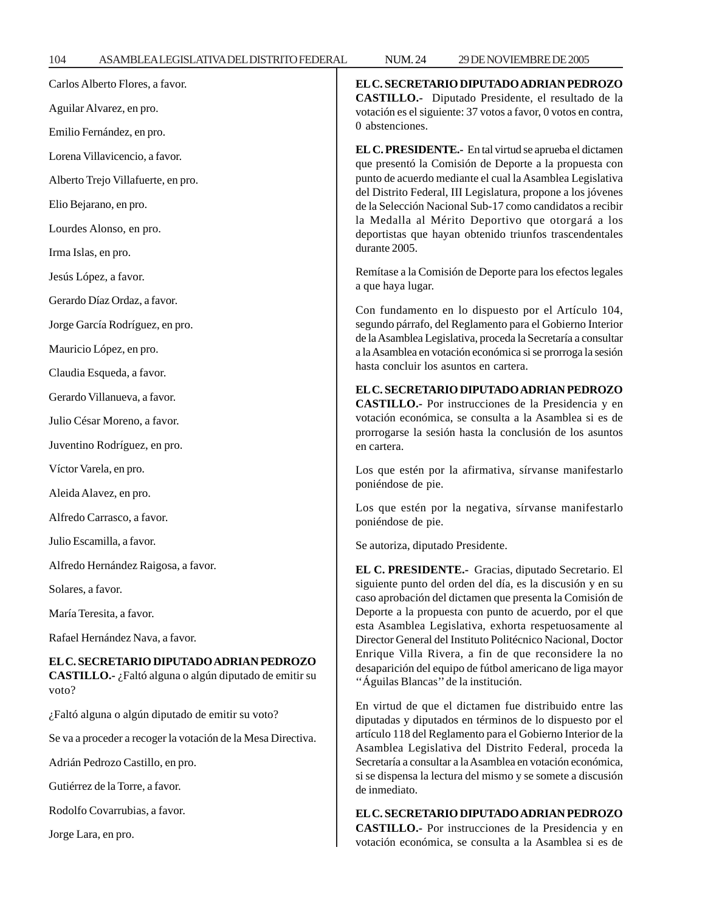Carlos Alberto Flores, a favor.

Aguilar Alvarez, en pro.

Emilio Fernández, en pro.

Lorena Villavicencio, a favor.

Alberto Trejo Villafuerte, en pro.

Elio Bejarano, en pro.

Lourdes Alonso, en pro.

Irma Islas, en pro.

Jesús López, a favor.

Gerardo Díaz Ordaz, a favor.

Jorge García Rodríguez, en pro.

Mauricio López, en pro.

Claudia Esqueda, a favor.

Gerardo Villanueva, a favor.

Julio César Moreno, a favor.

Juventino Rodríguez, en pro.

Víctor Varela, en pro.

Aleida Alavez, en pro.

Alfredo Carrasco, a favor.

Julio Escamilla, a favor.

Alfredo Hernández Raigosa, a favor.

Solares, a favor.

María Teresita, a favor.

Rafael Hernández Nava, a favor.

**EL C. SECRETARIO DIPUTADO ADRIAN PEDROZO CASTILLO.-** ¿Faltó alguna o algún diputado de emitir su voto?

¿Faltó alguna o algún diputado de emitir su voto?

Se va a proceder a recoger la votación de la Mesa Directiva.

Adrián Pedrozo Castillo, en pro.

Gutiérrez de la Torre, a favor.

Rodolfo Covarrubias, a favor.

Jorge Lara, en pro.

**EL C. SECRETARIO DIPUTADO ADRIAN PEDROZO CASTILLO.-** Diputado Presidente, el resultado de la votación es el siguiente: 37 votos a favor, 0 votos en contra, 0 abstenciones.

**EL C. PRESIDENTE.-** En tal virtud se aprueba el dictamen que presentó la Comisión de Deporte a la propuesta con punto de acuerdo mediante el cual la Asamblea Legislativa del Distrito Federal, III Legislatura, propone a los jóvenes de la Selección Nacional Sub-17 como candidatos a recibir la Medalla al Mérito Deportivo que otorgará a los deportistas que hayan obtenido triunfos trascendentales durante 2005.

Remítase a la Comisión de Deporte para los efectos legales a que haya lugar.

Con fundamento en lo dispuesto por el Artículo 104, segundo párrafo, del Reglamento para el Gobierno Interior de la Asamblea Legislativa, proceda la Secretaría a consultar a la Asamblea en votación económica si se prorroga la sesión hasta concluir los asuntos en cartera.

**EL C. SECRETARIO DIPUTADO ADRIAN PEDROZO CASTILLO.-** Por instrucciones de la Presidencia y en votación económica, se consulta a la Asamblea si es de prorrogarse la sesión hasta la conclusión de los asuntos en cartera.

Los que estén por la afirmativa, sírvanse manifestarlo poniéndose de pie.

Los que estén por la negativa, sírvanse manifestarlo poniéndose de pie.

Se autoriza, diputado Presidente.

**EL C. PRESIDENTE.-** Gracias, diputado Secretario. El siguiente punto del orden del día, es la discusión y en su caso aprobación del dictamen que presenta la Comisión de Deporte a la propuesta con punto de acuerdo, por el que esta Asamblea Legislativa, exhorta respetuosamente al Director General del Instituto Politécnico Nacional, Doctor Enrique Villa Rivera, a fin de que reconsidere la no desaparición del equipo de fútbol americano de liga mayor ''Águilas Blancas'' de la institución.

En virtud de que el dictamen fue distribuido entre las diputadas y diputados en términos de lo dispuesto por el artículo 118 del Reglamento para el Gobierno Interior de la Asamblea Legislativa del Distrito Federal, proceda la Secretaría a consultar a la Asamblea en votación económica, si se dispensa la lectura del mismo y se somete a discusión de inmediato.

**EL C. SECRETARIO DIPUTADO ADRIAN PEDROZO CASTILLO.-** Por instrucciones de la Presidencia y en votación económica, se consulta a la Asamblea si es de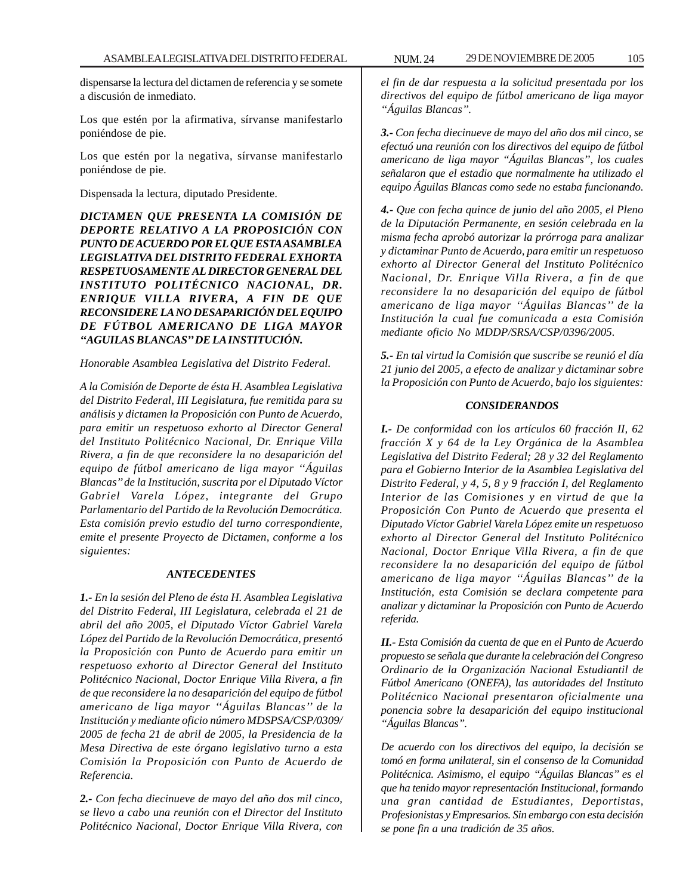dispensarse la lectura del dictamen de referencia y se somete a discusión de inmediato.

Los que estén por la afirmativa, sírvanse manifestarlo poniéndose de pie.

Los que estén por la negativa, sírvanse manifestarlo poniéndose de pie.

Dispensada la lectura, diputado Presidente.

***DICTAMEN QUE PRESENTA LA COMISIÓN DE DEPORTE RELATIVO A LA PROPOSICIÓN CON PUNTO DE ACUERDO POR EL QUE ESTA ASAMBLEA LEGISLATIVA DEL DISTRITO FEDERAL EXHORTA RESPETUOSAMENTE AL DIRECTOR GENERAL DEL INSTITUTO POLITÉCNICO NACIONAL, DR. ENRIQUE VILLA RIVERA, A FIN DE QUE RECONSIDERE LA NO DESAPARICIÓN DEL EQUIPO DE FÚTBOL AMERICANO DE LIGA MAYOR “AGUILAS BLANCAS” DE LA INSTITUCIÓN.***

*Honorable Asamblea Legislativa del Distrito Federal.*

*A la Comisión de Deporte de ésta H. Asamblea Legislativa del Distrito Federal, III Legislatura, fue remitida para su análisis y dictamen la Proposición con Punto de Acuerdo, para emitir un respetuoso exhorto al Director General del Instituto Politécnico Nacional, Dr. Enrique Villa Rivera, a fin de que reconsidere la no desaparición del equipo de fútbol americano de liga mayor “Águilas Blancas” de la Institución, suscrita por el Diputado Víctor Gabriel Varela López, integrante del Grupo Parlamentario del Partido de la Revolución Democrática. Esta comisión previo estudio del turno correspondiente, emite el presente Proyecto de Dictamen, conforme a los siguientes:*

***ANTECEDENTES***

***1.-*** *En la sesión del Pleno de ésta H. Asamblea Legislativa del Distrito Federal, III Legislatura, celebrada el 21 de abril del año 2005, el Diputado Víctor Gabriel Varela López del Partido de la Revolución Democrática, presentó la Proposición con Punto de Acuerdo para emitir un respetuoso exhorto al Director General del Instituto Politécnico Nacional, Doctor Enrique Villa Rivera, a fin de que reconsidere la no desaparición del equipo de fútbol americano de liga mayor “Águilas Blancas” de la Institución y mediante oficio número MDSPSA/CSP/0309/2005 de fecha 21 de abril de 2005, la Presidencia de la Mesa Directiva de este órgano legislativo turno a esta Comisión la Proposición con Punto de Acuerdo de Referencia.*

***2.-*** *Con fecha diecinueve de mayo del año dos mil cinco, se llevo a cabo una reunión con el Director del Instituto Politécnico Nacional, Doctor Enrique Villa Rivera, con el fin de dar respuesta a la solicitud presentada por los directivos del equipo de fútbol americano de liga mayor “Águilas Blancas”.*

***3.-*** *Con fecha diecinueve de mayo del año dos mil cinco, se efectuó una reunión con los directivos del equipo de fútbol americano de liga mayor “Águilas Blancas”, los cuales señalaron que el estadio que normalmente ha utilizado el equipo Águilas Blancas como sede no estaba funcionando.*

***4.-*** *Que con fecha quince de junio del año 2005, el Pleno de la Diputación Permanente, en sesión celebrada en la misma fecha aprobó autorizar la prórroga para analizar y dictaminar Punto de Acuerdo, para emitir un respetuoso exhorto al Director General del Instituto Politécnico Nacional, Dr. Enrique Villa Rivera, a fin de que reconsidere la no desaparición del equipo de fútbol americano de liga mayor “Águilas Blancas” de la Institución la cual fue comunicada a esta Comisión mediante oficio No MDDP/SRSA/CSP/0396/2005.*

***5.-*** *En tal virtud la Comisión que suscribe se reunió el día 21 junio del 2005, a efecto de analizar y dictaminar sobre la Proposición con Punto de Acuerdo, bajo los siguientes:*

***CONSIDERANDOS***

***I.-*** *De conformidad con los artículos 60 fracción II, 62 fracción X y 64 de la Ley Orgánica de la Asamblea Legislativa del Distrito Federal; 28 y 32 del Reglamento para el Gobierno Interior de la Asamblea Legislativa del Distrito Federal, y 4, 5, 8 y 9 fracción I, del Reglamento Interior de las Comisiones y en virtud de que la Proposición Con Punto de Acuerdo que presenta el Diputado Víctor Gabriel Varela López emite un respetuoso exhorto al Director General del Instituto Politécnico Nacional, Doctor Enrique Villa Rivera, a fin de que reconsidere la no desaparición del equipo de fútbol americano de liga mayor “Águilas Blancas” de la Institución, esta Comisión se declara competente para analizar y dictaminar la Proposición con Punto de Acuerdo referida.*

***II.-*** *Esta Comisión da cuenta de que en el Punto de Acuerdo propuesto se señala que durante la celebración del Congreso Ordinario de la Organización Nacional Estudiantil de Fútbol Americano (ONEFA), las autoridades del Instituto Politécnico Nacional presentaron oficialmente una ponencia sobre la desaparición del equipo institucional “Águilas Blancas”.*

*De acuerdo con los directivos del equipo, la decisión se tomó en forma unilateral, sin el consenso de la Comunidad Politécnica. Asimismo, el equipo “Águilas Blancas” es el que ha tenido mayor representación Institucional, formando una gran cantidad de Estudiantes, Deportistas, Profesionistas y Empresarios. Sin embargo con esta decisión se pone fin a una tradición de 35 años.*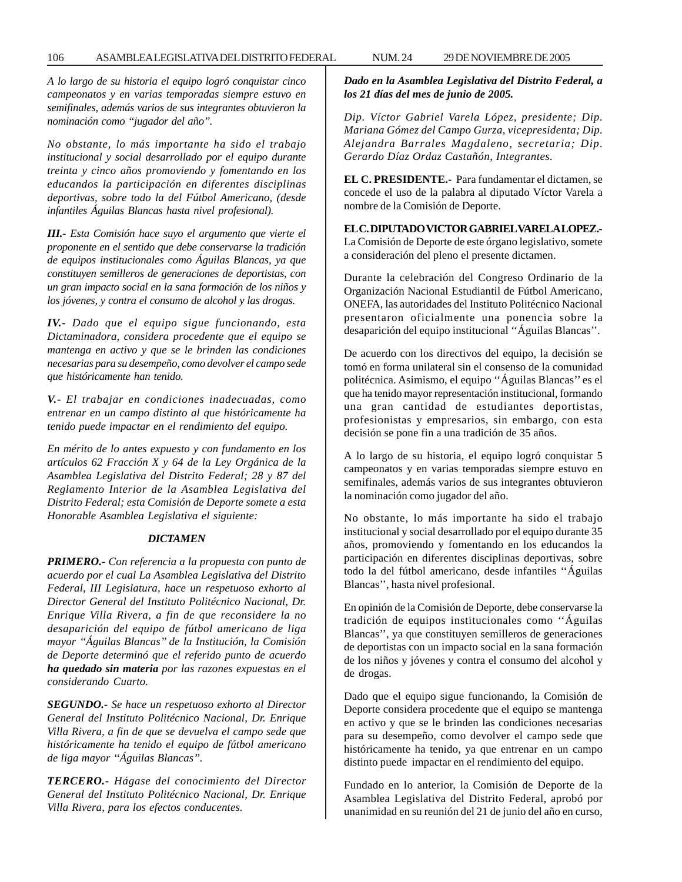*A lo largo de su historia el equipo logró conquistar cinco campeonatos y en varias temporadas siempre estuvo en semifinales, además varios de sus integrantes obtuvieron la nominación como "jugador del año".*

*No obstante, lo más importante ha sido el trabajo institucional y social desarrollado por el equipo durante treinta y cinco años promoviendo y fomentando en los educandos la participación en diferentes disciplinas deportivas, sobre todo la del Fútbol Americano, (desde infantiles Águilas Blancas hasta nivel profesional).*

***III.-** Esta Comisión hace suyo el argumento que vierte el proponente en el sentido que debe conservarse la tradición de equipos institucionales como Águilas Blancas, ya que constituyen semilleros de generaciones de deportistas, con un gran impacto social en la sana formación de los niños y los jóvenes, y contra el consumo de alcohol y las drogas.*

***IV.-** Dado que el equipo sigue funcionando, esta Dictaminadora, considera procedente que el equipo se mantenga en activo y que se le brinden las condiciones necesarias para su desempeño, como devolver el campo sede que históricamente han tenido.*

***V.-** El trabajar en condiciones inadecuadas, como entrenar en un campo distinto al que históricamente ha tenido puede impactar en el rendimiento del equipo.*

*En mérito de lo antes expuesto y con fundamento en los artículos 62 Fracción X y 64 de la Ley Orgánica de la Asamblea Legislativa del Distrito Federal; 28 y 87 del Reglamento Interior de la Asamblea Legislativa del Distrito Federal; esta Comisión de Deporte somete a esta Honorable Asamblea Legislativa el siguiente:*

***DICTAMEN***

***PRIMERO.-** Con referencia a la propuesta con punto de acuerdo por el cual La Asamblea Legislativa del Distrito Federal, III Legislatura, hace un respetuoso exhorto al Director General del Instituto Politécnico Nacional, Dr. Enrique Villa Rivera, a fin de que reconsidere la no desaparición del equipo de fútbol americano de liga mayor "Águilas Blancas" de la Institución, la Comisión de Deporte determinó que el referido punto de acuerdo **ha quedado sin materia** por las razones expuestas en el considerando Cuarto.*

***SEGUNDO.-** Se hace un respetuoso exhorto al Director General del Instituto Politécnico Nacional, Dr. Enrique Villa Rivera, a fin de que se devuelva el campo sede que históricamente ha tenido el equipo de fútbol americano de liga mayor "Águilas Blancas".*

***TERCERO.-** Hágase del conocimiento del Director General del Instituto Politécnico Nacional, Dr. Enrique Villa Rivera, para los efectos conducentes.*

***Dado en la Asamblea Legislativa del Distrito Federal, a los 21 días del mes de junio de 2005.***

*Dip. Víctor Gabriel Varela López, presidente; Dip. Mariana Gómez del Campo Gurza, vicepresidenta; Dip. Alejandra Barrales Magdaleno, secretaria; Dip. Gerardo Díaz Ordaz Castañón, Integrantes.*

**EL C. PRESIDENTE.-** Para fundamentar el dictamen, se concede el uso de la palabra al diputado Víctor Varela a nombre de la Comisión de Deporte.

**EL C. DIPUTADO VICTOR GABRIEL VARELA LOPEZ.-** La Comisión de Deporte de este órgano legislativo, somete a consideración del pleno el presente dictamen.

Durante la celebración del Congreso Ordinario de la Organización Nacional Estudiantil de Fútbol Americano, ONEFA, las autoridades del Instituto Politécnico Nacional presentaron oficialmente una ponencia sobre la desaparición del equipo institucional ''Águilas Blancas''.

De acuerdo con los directivos del equipo, la decisión se tomó en forma unilateral sin el consenso de la comunidad politécnica. Asimismo, el equipo ''Águilas Blancas'' es el que ha tenido mayor representación institucional, formando una gran cantidad de estudiantes deportistas, profesionistas y empresarios, sin embargo, con esta decisión se pone fin a una tradición de 35 años.

A lo largo de su historia, el equipo logró conquistar 5 campeonatos y en varias temporadas siempre estuvo en semifinales, además varios de sus integrantes obtuvieron la nominación como jugador del año.

No obstante, lo más importante ha sido el trabajo institucional y social desarrollado por el equipo durante 35 años, promoviendo y fomentando en los educandos la participación en diferentes disciplinas deportivas, sobre todo la del fútbol americano, desde infantiles ''Águilas Blancas'', hasta nivel profesional.

En opinión de la Comisión de Deporte, debe conservarse la tradición de equipos institucionales como ''Águilas Blancas'', ya que constituyen semilleros de generaciones de deportistas con un impacto social en la sana formación de los niños y jóvenes y contra el consumo del alcohol y de drogas.

Dado que el equipo sigue funcionando, la Comisión de Deporte considera procedente que el equipo se mantenga en activo y que se le brinden las condiciones necesarias para su desempeño, como devolver el campo sede que históricamente ha tenido, ya que entrenar en un campo distinto puede impactar en el rendimiento del equipo.

Fundado en lo anterior, la Comisión de Deporte de la Asamblea Legislativa del Distrito Federal, aprobó por unanimidad en su reunión del 21 de junio del año en curso,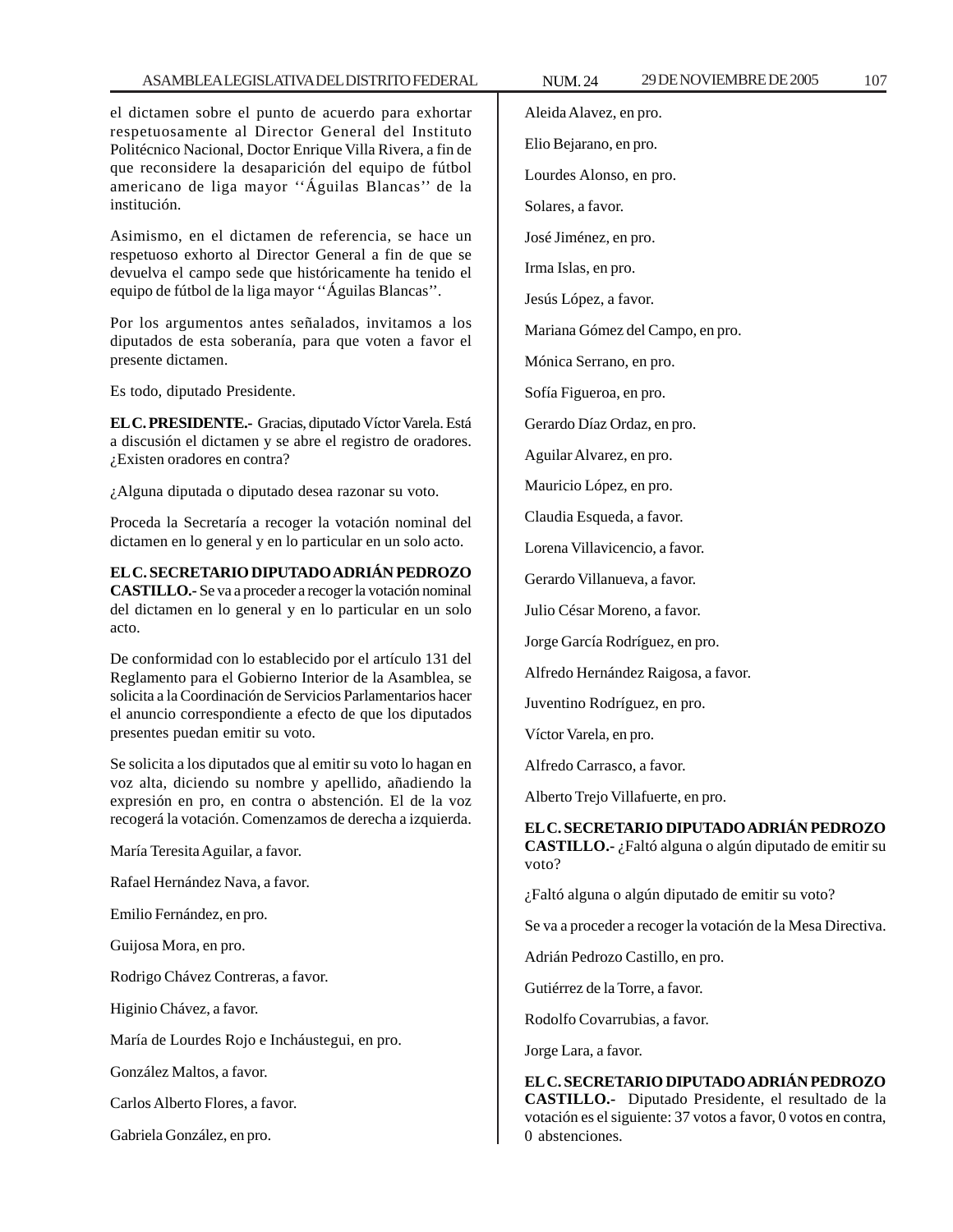el dictamen sobre el punto de acuerdo para exhortar respetuosamente al Director General del Instituto Politécnico Nacional, Doctor Enrique Villa Rivera, a fin de que reconsidere la desaparición del equipo de fútbol americano de liga mayor ''Águilas Blancas'' de la institución.

Asimismo, en el dictamen de referencia, se hace un respetuoso exhorto al Director General a fin de que se devuelva el campo sede que históricamente ha tenido el equipo de fútbol de la liga mayor ''Águilas Blancas''.

Por los argumentos antes señalados, invitamos a los diputados de esta soberanía, para que voten a favor el presente dictamen.

Es todo, diputado Presidente.

**EL C. PRESIDENTE.-** Gracias, diputado Víctor Varela. Está a discusión el dictamen y se abre el registro de oradores. ¿Existen oradores en contra?

¿Alguna diputada o diputado desea razonar su voto.

Proceda la Secretaría a recoger la votación nominal del dictamen en lo general y en lo particular en un solo acto.

**EL C. SECRETARIO DIPUTADO ADRIÁN PEDROZO CASTILLO.-** Se va a proceder a recoger la votación nominal del dictamen en lo general y en lo particular en un solo acto.

De conformidad con lo establecido por el artículo 131 del Reglamento para el Gobierno Interior de la Asamblea, se solicita a la Coordinación de Servicios Parlamentarios hacer el anuncio correspondiente a efecto de que los diputados presentes puedan emitir su voto.

Se solicita a los diputados que al emitir su voto lo hagan en voz alta, diciendo su nombre y apellido, añadiendo la expresión en pro, en contra o abstención. El de la voz recogerá la votación. Comenzamos de derecha a izquierda.

María Teresita Aguilar, a favor.

Rafael Hernández Nava, a favor.

Emilio Fernández, en pro.

Guijosa Mora, en pro.

Rodrigo Chávez Contreras, a favor.

Higinio Chávez, a favor.

María de Lourdes Rojo e Incháustegui, en pro.

González Maltos, a favor.

Carlos Alberto Flores, a favor.

Gabriela González, en pro.

Aleida Alavez, en pro.

Elio Bejarano, en pro.

Lourdes Alonso, en pro.

Solares, a favor.

José Jiménez, en pro.

Irma Islas, en pro.

Jesús López, a favor.

Mariana Gómez del Campo, en pro.

Mónica Serrano, en pro.

Sofía Figueroa, en pro.

Gerardo Díaz Ordaz, en pro.

Aguilar Alvarez, en pro.

Mauricio López, en pro.

Claudia Esqueda, a favor.

Lorena Villavicencio, a favor.

Gerardo Villanueva, a favor.

Julio César Moreno, a favor.

Jorge García Rodríguez, en pro.

Alfredo Hernández Raigosa, a favor.

Juventino Rodríguez, en pro.

Víctor Varela, en pro.

Alfredo Carrasco, a favor.

Alberto Trejo Villafuerte, en pro.

**EL C. SECRETARIO DIPUTADO ADRIÁN PEDROZO CASTILLO.-** ¿Faltó alguna o algún diputado de emitir su voto?

¿Faltó alguna o algún diputado de emitir su voto?

Se va a proceder a recoger la votación de la Mesa Directiva.

Adrián Pedrozo Castillo, en pro.

Gutiérrez de la Torre, a favor.

Rodolfo Covarrubias, a favor.

Jorge Lara, a favor.

**EL C. SECRETARIO DIPUTADO ADRIÁN PEDROZO CASTILLO.-** Diputado Presidente, el resultado de la votación es el siguiente: 37 votos a favor, 0 votos en contra, 0 abstenciones.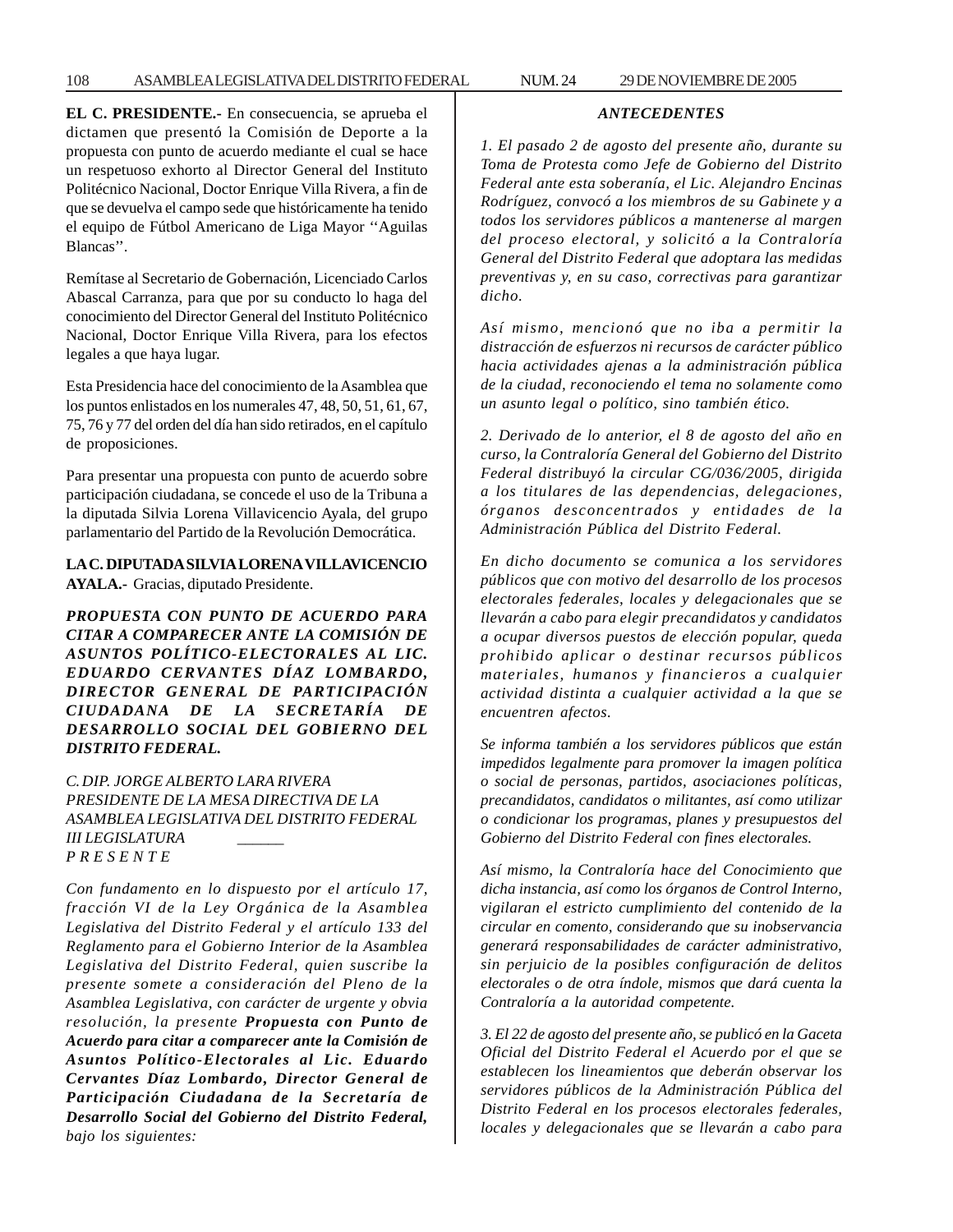**EL C. PRESIDENTE.-** En consecuencia, se aprueba el dictamen que presentó la Comisión de Deporte a la propuesta con punto de acuerdo mediante el cual se hace un respetuoso exhorto al Director General del Instituto Politécnico Nacional, Doctor Enrique Villa Rivera, a fin de que se devuelva el campo sede que históricamente ha tenido el equipo de Fútbol Americano de Liga Mayor ''Aguilas Blancas''.

Remítase al Secretario de Gobernación, Licenciado Carlos Abascal Carranza, para que por su conducto lo haga del conocimiento del Director General del Instituto Politécnico Nacional, Doctor Enrique Villa Rivera, para los efectos legales a que haya lugar.

Esta Presidencia hace del conocimiento de la Asamblea que los puntos enlistados en los numerales 47, 48, 50, 51, 61, 67, 75, 76 y 77 del orden del día han sido retirados, en el capítulo de proposiciones.

Para presentar una propuesta con punto de acuerdo sobre participación ciudadana, se concede el uso de la Tribuna a la diputada Silvia Lorena Villavicencio Ayala, del grupo parlamentario del Partido de la Revolución Democrática.

**LA C. DIPUTADA SILVIA LORENA VILLAVICENCIO AYALA.-** Gracias, diputado Presidente.

***PROPUESTA CON PUNTO DE ACUERDO PARA CITAR A COMPARECER ANTE LA COMISIÓN DE ASUNTOS POLÍTICO-ELECTORALES AL LIC. EDUARDO CERVANTES DÍAZ LOMBARDO, DIRECTOR GENERAL DE PARTICIPACIÓN CIUDADANA DE LA SECRETARÍA DE DESARROLLO SOCIAL DEL GOBIERNO DEL DISTRITO FEDERAL.***

*C. DIP. JORGE ALBERTO LARA RIVERA*
*PRESIDENTE DE LA MESA DIRECTIVA DE LA ASAMBLEA LEGISLATIVA DEL DISTRITO FEDERAL*
*III LEGISLATURA ______*
*P R E S E N T E*

*Con fundamento en lo dispuesto por el artículo 17, fracción VI de la Ley Orgánica de la Asamblea Legislativa del Distrito Federal y el artículo 133 del Reglamento para el Gobierno Interior de la Asamblea Legislativa del Distrito Federal, quien suscribe la presente somete a consideración del Pleno de la Asamblea Legislativa, con carácter de urgente y obvia resolución, la presente* ***Propuesta con Punto de Acuerdo para citar a comparecer ante la Comisión de Asuntos Político-Electorales al Lic. Eduardo Cervantes Díaz Lombardo, Director General de Participación Ciudadana de la Secretaría de Desarrollo Social del Gobierno del Distrito Federal,*** *bajo los siguientes:*

***ANTECEDENTES***

*1. El pasado 2 de agosto del presente año, durante su Toma de Protesta como Jefe de Gobierno del Distrito Federal ante esta soberanía, el Lic. Alejandro Encinas Rodríguez, convocó a los miembros de su Gabinete y a todos los servidores públicos a mantenerse al margen del proceso electoral, y solicitó a la Contraloría General del Distrito Federal que adoptara las medidas preventivas y, en su caso, correctivas para garantizar dicho.*

*Así mismo, mencionó que no iba a permitir la distracción de esfuerzos ni recursos de carácter público hacia actividades ajenas a la administración pública de la ciudad, reconociendo el tema no solamente como un asunto legal o político, sino también ético.*

*2. Derivado de lo anterior, el 8 de agosto del año en curso, la Contraloría General del Gobierno del Distrito Federal distribuyó la circular CG/036/2005, dirigida a los titulares de las dependencias, delegaciones, órganos desconcentrados y entidades de la Administración Pública del Distrito Federal.*

*En dicho documento se comunica a los servidores públicos que con motivo del desarrollo de los procesos electorales federales, locales y delegacionales que se llevarán a cabo para elegir precandidatos y candidatos a ocupar diversos puestos de elección popular, queda prohibido aplicar o destinar recursos públicos materiales, humanos y financieros a cualquier actividad distinta a cualquier actividad a la que se encuentren afectos.*

*Se informa también a los servidores públicos que están impedidos legalmente para promover la imagen política o social de personas, partidos, asociaciones políticas, precandidatos, candidatos o militantes, así como utilizar o condicionar los programas, planes y presupuestos del Gobierno del Distrito Federal con fines electorales.*

*Así mismo, la Contraloría hace del Conocimiento que dicha instancia, así como los órganos de Control Interno, vigilaran el estricto cumplimiento del contenido de la circular en comento, considerando que su inobservancia generará responsabilidades de carácter administrativo, sin perjuicio de la posibles configuración de delitos electorales o de otra índole, mismos que dará cuenta la Contraloría a la autoridad competente.*

*3. El 22 de agosto del presente año, se publicó en la Gaceta Oficial del Distrito Federal el Acuerdo por el que se establecen los lineamientos que deberán observar los servidores públicos de la Administración Pública del Distrito Federal en los procesos electorales federales, locales y delegacionales que se llevarán a cabo para*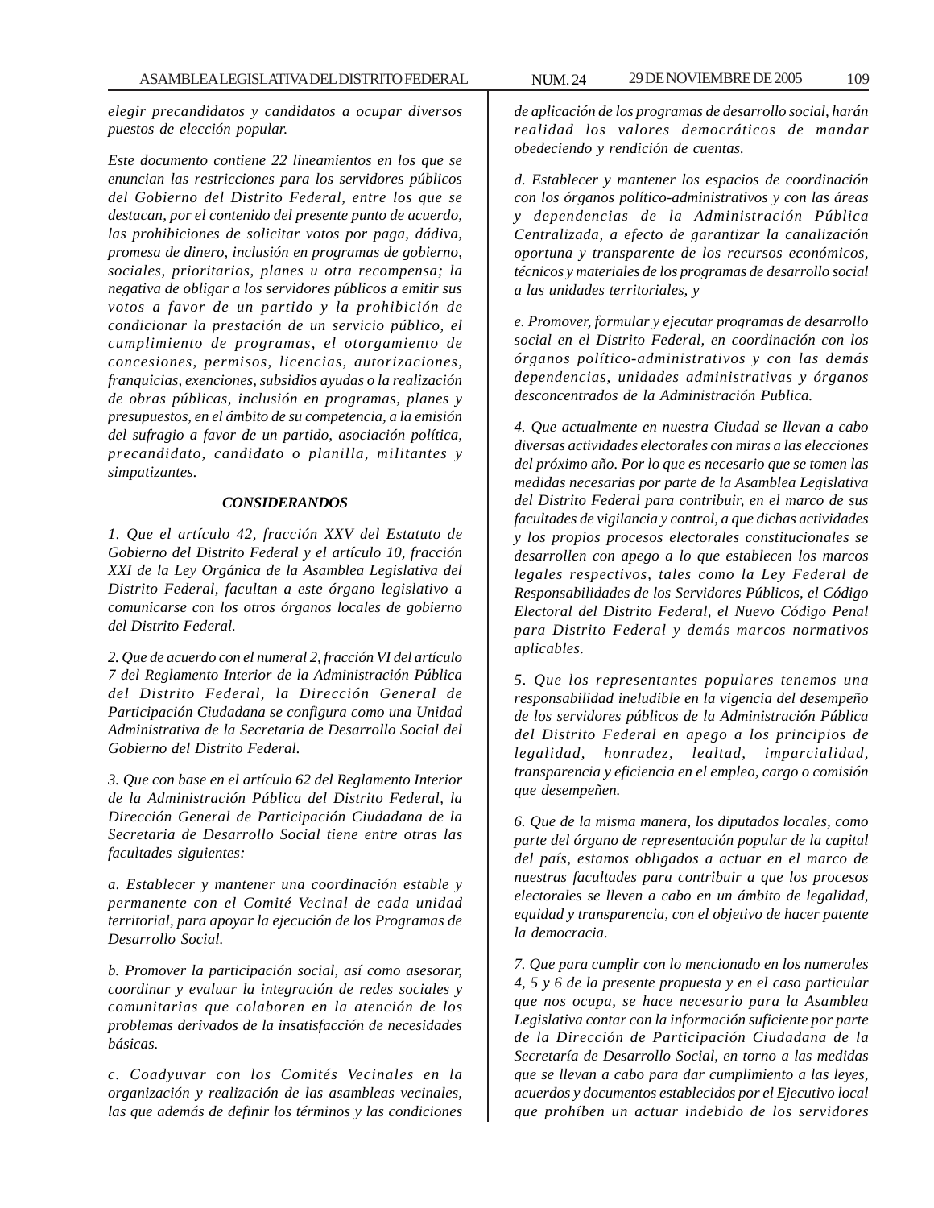*elegir precandidatos y candidatos a ocupar diversos puestos de elección popular.*

*Este documento contiene 22 lineamientos en los que se enuncian las restricciones para los servidores públicos del Gobierno del Distrito Federal, entre los que se destacan, por el contenido del presente punto de acuerdo, las prohibiciones de solicitar votos por paga, dádiva, promesa de dinero, inclusión en programas de gobierno, sociales, prioritarios, planes u otra recompensa; la negativa de obligar a los servidores públicos a emitir sus votos a favor de un partido y la prohibición de condicionar la prestación de un servicio público, el cumplimiento de programas, el otorgamiento de concesiones, permisos, licencias, autorizaciones, franquicias, exenciones, subsidios ayudas o la realización de obras públicas, inclusión en programas, planes y presupuestos, en el ámbito de su competencia, a la emisión del sufragio a favor de un partido, asociación política, precandidato, candidato o planilla, militantes y simpatizantes.*

### *CONSIDERANDOS*

*1. Que el artículo 42, fracción XXV del Estatuto de Gobierno del Distrito Federal y el artículo 10, fracción XXI de la Ley Orgánica de la Asamblea Legislativa del Distrito Federal, facultan a este órgano legislativo a comunicarse con los otros órganos locales de gobierno del Distrito Federal.*

*2. Que de acuerdo con el numeral 2, fracción VI del artículo 7 del Reglamento Interior de la Administración Pública del Distrito Federal, la Dirección General de Participación Ciudadana se configura como una Unidad Administrativa de la Secretaria de Desarrollo Social del Gobierno del Distrito Federal.*

*3. Que con base en el artículo 62 del Reglamento Interior de la Administración Pública del Distrito Federal, la Dirección General de Participación Ciudadana de la Secretaria de Desarrollo Social tiene entre otras las facultades siguientes:*

*a. Establecer y mantener una coordinación estable y permanente con el Comité Vecinal de cada unidad territorial, para apoyar la ejecución de los Programas de Desarrollo Social.*

*b. Promover la participación social, así como asesorar, coordinar y evaluar la integración de redes sociales y comunitarias que colaboren en la atención de los problemas derivados de la insatisfacción de necesidades básicas.*

*c. Coadyuvar con los Comités Vecinales en la organización y realización de las asambleas vecinales, las que además de definir los términos y las condiciones de aplicación de los programas de desarrollo social, harán realidad los valores democráticos de mandar obedeciendo y rendición de cuentas.*

*d. Establecer y mantener los espacios de coordinación con los órganos político-administrativos y con las áreas y dependencias de la Administración Pública Centralizada, a efecto de garantizar la canalización oportuna y transparente de los recursos económicos, técnicos y materiales de los programas de desarrollo social a las unidades territoriales, y*

*e. Promover, formular y ejecutar programas de desarrollo social en el Distrito Federal, en coordinación con los órganos político-administrativos y con las demás dependencias, unidades administrativas y órganos desconcentrados de la Administración Publica.*

*4. Que actualmente en nuestra Ciudad se llevan a cabo diversas actividades electorales con miras a las elecciones del próximo año. Por lo que es necesario que se tomen las medidas necesarias por parte de la Asamblea Legislativa del Distrito Federal para contribuir, en el marco de sus facultades de vigilancia y control, a que dichas actividades y los propios procesos electorales constitucionales se desarrollen con apego a lo que establecen los marcos legales respectivos, tales como la Ley Federal de Responsabilidades de los Servidores Públicos, el Código Electoral del Distrito Federal, el Nuevo Código Penal para Distrito Federal y demás marcos normativos aplicables.*

*5. Que los representantes populares tenemos una responsabilidad ineludible en la vigencia del desempeño de los servidores públicos de la Administración Pública del Distrito Federal en apego a los principios de legalidad, honradez, lealtad, imparcialidad, transparencia y eficiencia en el empleo, cargo o comisión que desempeñen.*

*6. Que de la misma manera, los diputados locales, como parte del órgano de representación popular de la capital del país, estamos obligados a actuar en el marco de nuestras facultades para contribuir a que los procesos electorales se lleven a cabo en un ámbito de legalidad, equidad y transparencia, con el objetivo de hacer patente la democracia.*

*7. Que para cumplir con lo mencionado en los numerales 4, 5 y 6 de la presente propuesta y en el caso particular que nos ocupa, se hace necesario para la Asamblea Legislativa contar con la información suficiente por parte de la Dirección de Participación Ciudadana de la Secretaría de Desarrollo Social, en torno a las medidas que se llevan a cabo para dar cumplimiento a las leyes, acuerdos y documentos establecidos por el Ejecutivo local que prohíben un actuar indebido de los servidores*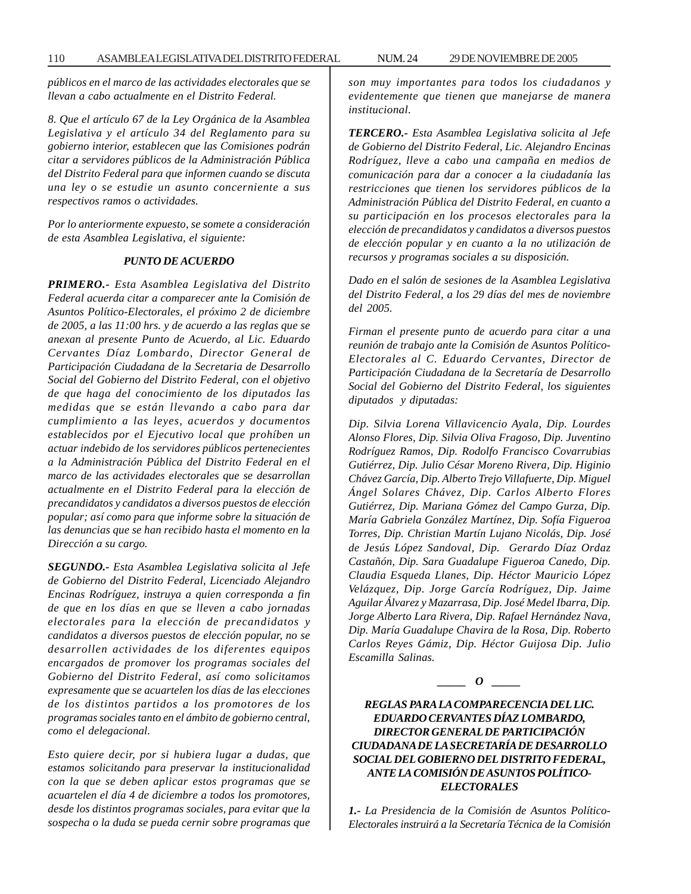*públicos en el marco de las actividades electorales que se llevan a cabo actualmente en el Distrito Federal.*

*8. Que el artículo 67 de la Ley Orgánica de la Asamblea Legislativa y el artículo 34 del Reglamento para su gobierno interior, establecen que las Comisiones podrán citar a servidores públicos de la Administración Pública del Distrito Federal para que informen cuando se discuta una ley o se estudie un asunto concerniente a sus respectivos ramos o actividades.*

*Por lo anteriormente expuesto, se somete a consideración de esta Asamblea Legislativa, el siguiente:*

***PUNTO DE ACUERDO***

***PRIMERO.-*** *Esta Asamblea Legislativa del Distrito Federal acuerda citar a comparecer ante la Comisión de Asuntos Político-Electorales, el próximo 2 de diciembre de 2005, a las 11:00 hrs. y de acuerdo a las reglas que se anexan al presente Punto de Acuerdo, al Lic. Eduardo Cervantes Díaz Lombardo, Director General de Participación Ciudadana de la Secretaria de Desarrollo Social del Gobierno del Distrito Federal, con el objetivo de que haga del conocimiento de los diputados las medidas que se están llevando a cabo para dar cumplimiento a las leyes, acuerdos y documentos establecidos por el Ejecutivo local que prohíben un actuar indebido de los servidores públicos pertenecientes a la Administración Pública del Distrito Federal en el marco de las actividades electorales que se desarrollan actualmente en el Distrito Federal para la elección de precandidatos y candidatos a diversos puestos de elección popular; así como para que informe sobre la situación de las denuncias que se han recibido hasta el momento en la Dirección a su cargo.*

***SEGUNDO.-*** *Esta Asamblea Legislativa solicita al Jefe de Gobierno del Distrito Federal, Licenciado Alejandro Encinas Rodríguez, instruya a quien corresponda a fin de que en los días en que se lleven a cabo jornadas electorales para la elección de precandidatos y candidatos a diversos puestos de elección popular, no se desarrollen actividades de los diferentes equipos encargados de promover los programas sociales del Gobierno del Distrito Federal, así como solicitamos expresamente que se acuartelen los días de las elecciones de los distintos partidos a los promotores de los programas sociales tanto en el ámbito de gobierno central, como el delegacional.*

*Esto quiere decir, por si hubiera lugar a dudas, que estamos solicitando para preservar la institucionalidad con la que se deben aplicar estos programas que se acuartelen el día 4 de diciembre a todos los promotores, desde los distintos programas sociales, para evitar que la sospecha o la duda se pueda cernir sobre programas que son muy importantes para todos los ciudadanos y evidentemente que tienen que manejarse de manera institucional.*

***TERCERO.-*** *Esta Asamblea Legislativa solicita al Jefe de Gobierno del Distrito Federal, Lic. Alejandro Encinas Rodríguez, lleve a cabo una campaña en medios de comunicación para dar a conocer a la ciudadanía las restricciones que tienen los servidores públicos de la Administración Pública del Distrito Federal, en cuanto a su participación en los procesos electorales para la elección de precandidatos y candidatos a diversos puestos de elección popular y en cuanto a la no utilización de recursos y programas sociales a su disposición.*

*Dado en el salón de sesiones de la Asamblea Legislativa del Distrito Federal, a los 29 días del mes de noviembre del 2005.*

*Firman el presente punto de acuerdo para citar a una reunión de trabajo ante la Comisión de Asuntos Político-Electorales al C. Eduardo Cervantes, Director de Participación Ciudadana de la Secretaría de Desarrollo Social del Gobierno del Distrito Federal, los siguientes diputados y diputadas:*

*Dip. Silvia Lorena Villavicencio Ayala, Dip. Lourdes Alonso Flores, Dip. Silvia Oliva Fragoso, Dip. Juventino Rodríguez Ramos, Dip. Rodolfo Francisco Covarrubias Gutiérrez, Dip. Julio César Moreno Rivera, Dip. Higinio Chávez García, Dip. Alberto Trejo Villafuerte, Dip. Miguel Ángel Solares Chávez, Dip. Carlos Alberto Flores Gutiérrez, Dip. Mariana Gómez del Campo Gurza, Dip. María Gabriela González Martínez, Dip. Sofía Figueroa Torres, Dip. Christian Martín Lujano Nicolás, Dip. José de Jesús López Sandoval, Dip. Gerardo Díaz Ordaz Castañón, Dip. Sara Guadalupe Figueroa Canedo, Dip. Claudia Esqueda Llanes, Dip. Héctor Mauricio López Velázquez, Dip. Jorge García Rodríguez, Dip. Jaime Aguilar Álvarez y Mazarrasa, Dip. José Medel Ibarra, Dip. Jorge Alberto Lara Rivera, Dip. Rafael Hernández Nava, Dip. María Guadalupe Chavira de la Rosa, Dip. Roberto Carlos Reyes Gámiz, Dip. Héctor Guijosa Dip. Julio Escamilla Salinas.*

***_____ O _____***

***REGLAS PARA LA COMPARECENCIA DEL LIC. EDUARDO CERVANTES DÍAZ LOMBARDO, DIRECTOR GENERAL DE PARTICIPACIÓN CIUDADANA DE LA SECRETARÍA DE DESARROLLO SOCIAL DEL GOBIERNO DEL DISTRITO FEDERAL, ANTE LA COMISIÓN DE ASUNTOS POLÍTICO-ELECTORALES***

***1.-*** *La Presidencia de la Comisión de Asuntos Político-Electorales instruirá a la Secretaría Técnica de la Comisión*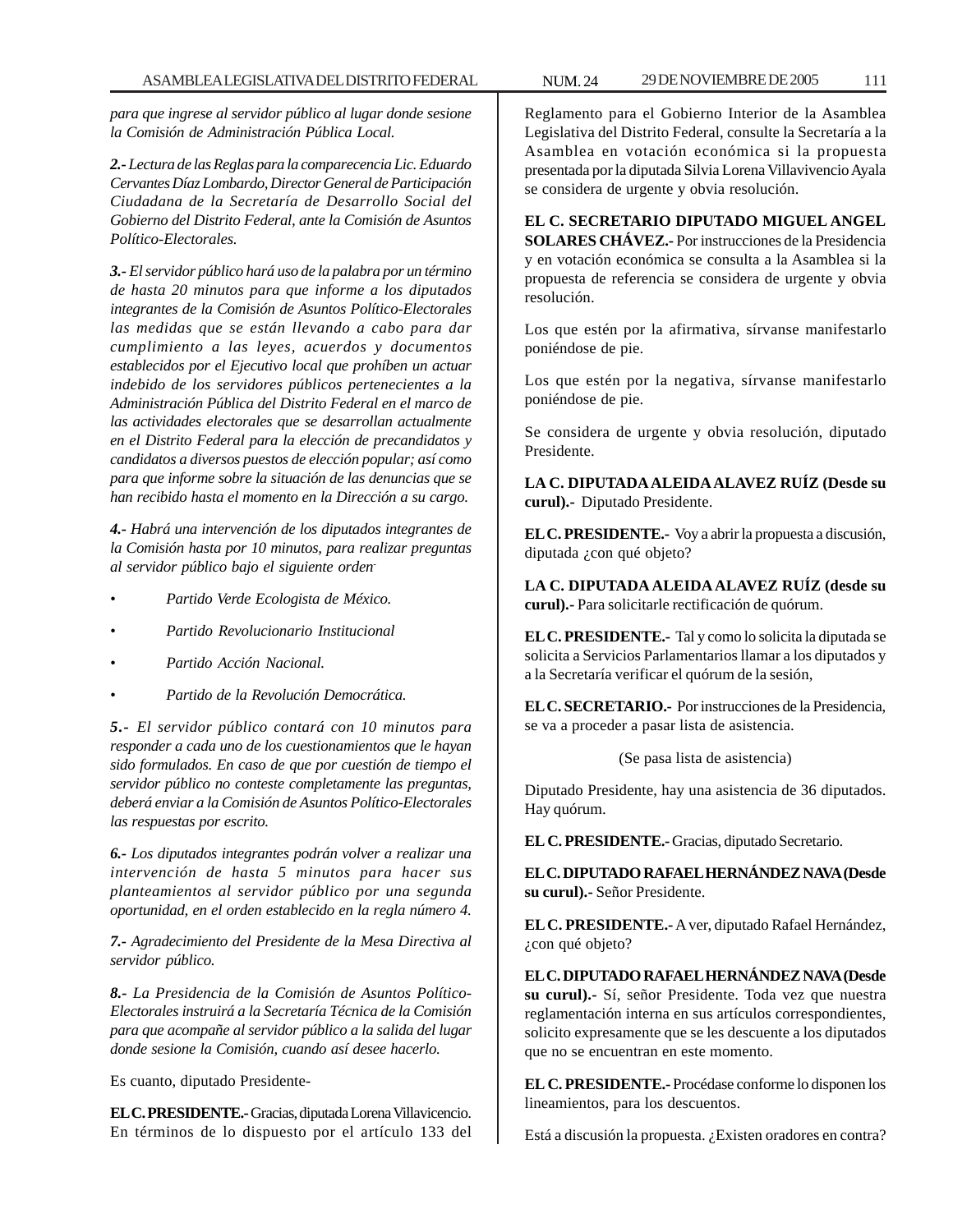*para que ingrese al servidor público al lugar donde sesione la Comisión de Administración Pública Local.*

***2.-** Lectura de las Reglas para la comparecencia Lic. Eduardo Cervantes Díaz Lombardo, Director General de Participación Ciudadana de la Secretaría de Desarrollo Social del Gobierno del Distrito Federal, ante la Comisión de Asuntos Político-Electorales.*

***3.-** El servidor público hará uso de la palabra por un término de hasta 20 minutos para que informe a los diputados integrantes de la Comisión de Asuntos Político-Electorales las medidas que se están llevando a cabo para dar cumplimiento a las leyes, acuerdos y documentos establecidos por el Ejecutivo local que prohíben un actuar indebido de los servidores públicos pertenecientes a la Administración Pública del Distrito Federal en el marco de las actividades electorales que se desarrollan actualmente en el Distrito Federal para la elección de precandidatos y candidatos a diversos puestos de elección popular; así como para que informe sobre la situación de las denuncias que se han recibido hasta el momento en la Dirección a su cargo.*

***4.-** Habrá una intervención de los diputados integrantes de la Comisión hasta por 10 minutos, para realizar preguntas al servidor público bajo el siguiente orden.*

- *Partido Verde Ecologista de México.*
- *Partido Revolucionario Institucional*
- *Partido Acción Nacional.*
- *Partido de la Revolución Democrática.*

***5.-** El servidor público contará con 10 minutos para responder a cada uno de los cuestionamientos que le hayan sido formulados. En caso de que por cuestión de tiempo el servidor público no conteste completamente las preguntas, deberá enviar a la Comisión de Asuntos Político-Electorales las respuestas por escrito.*

***6.-** Los diputados integrantes podrán volver a realizar una intervención de hasta 5 minutos para hacer sus planteamientos al servidor público por una segunda oportunidad, en el orden establecido en la regla número 4.*

***7.-** Agradecimiento del Presidente de la Mesa Directiva al servidor público.*

***8.-** La Presidencia de la Comisión de Asuntos Político-Electorales instruirá a la Secretaría Técnica de la Comisión para que acompañe al servidor público a la salida del lugar donde sesione la Comisión, cuando así desee hacerlo.*

Es cuanto, diputado Presidente-

**EL C. PRESIDENTE.-** Gracias, diputada Lorena Villavicencio. En términos de lo dispuesto por el artículo 133 del Reglamento para el Gobierno Interior de la Asamblea Legislativa del Distrito Federal, consulte la Secretaría a la Asamblea en votación económica si la propuesta presentada por la diputada Silvia Lorena Villavivencio Ayala se considera de urgente y obvia resolución.

**EL C. SECRETARIO DIPUTADO MIGUEL ANGEL SOLARES CHÁVEZ.-** Por instrucciones de la Presidencia y en votación económica se consulta a la Asamblea si la propuesta de referencia se considera de urgente y obvia resolución.

Los que estén por la afirmativa, sírvanse manifestarlo poniéndose de pie.

Los que estén por la negativa, sírvanse manifestarlo poniéndose de pie.

Se considera de urgente y obvia resolución, diputado Presidente.

**LA C. DIPUTADA ALEIDA ALAVEZ RUÍZ (Desde su curul).-** Diputado Presidente.

**EL C. PRESIDENTE.-** Voy a abrir la propuesta a discusión, diputada ¿con qué objeto?

**LA C. DIPUTADA ALEIDA ALAVEZ RUÍZ (desde su curul).-** Para solicitarle rectificación de quórum.

**EL C. PRESIDENTE.-** Tal y como lo solicita la diputada se solicita a Servicios Parlamentarios llamar a los diputados y a la Secretaría verificar el quórum de la sesión,

**EL C. SECRETARIO.-** Por instrucciones de la Presidencia, se va a proceder a pasar lista de asistencia.

(Se pasa lista de asistencia)

Diputado Presidente, hay una asistencia de 36 diputados. Hay quórum.

**EL C. PRESIDENTE.-** Gracias, diputado Secretario.

**EL C. DIPUTADO RAFAEL HERNÁNDEZ NAVA (Desde su curul).-** Señor Presidente.

**EL C. PRESIDENTE.-** A ver, diputado Rafael Hernández, ¿con qué objeto?

**EL C. DIPUTADO RAFAEL HERNÁNDEZ NAVA (Desde su curul).-** Sí, señor Presidente. Toda vez que nuestra reglamentación interna en sus artículos correspondientes, solicito expresamente que se les descuente a los diputados que no se encuentran en este momento.

**EL C. PRESIDENTE.-** Procédase conforme lo disponen los lineamientos, para los descuentos.

Está a discusión la propuesta. ¿Existen oradores en contra?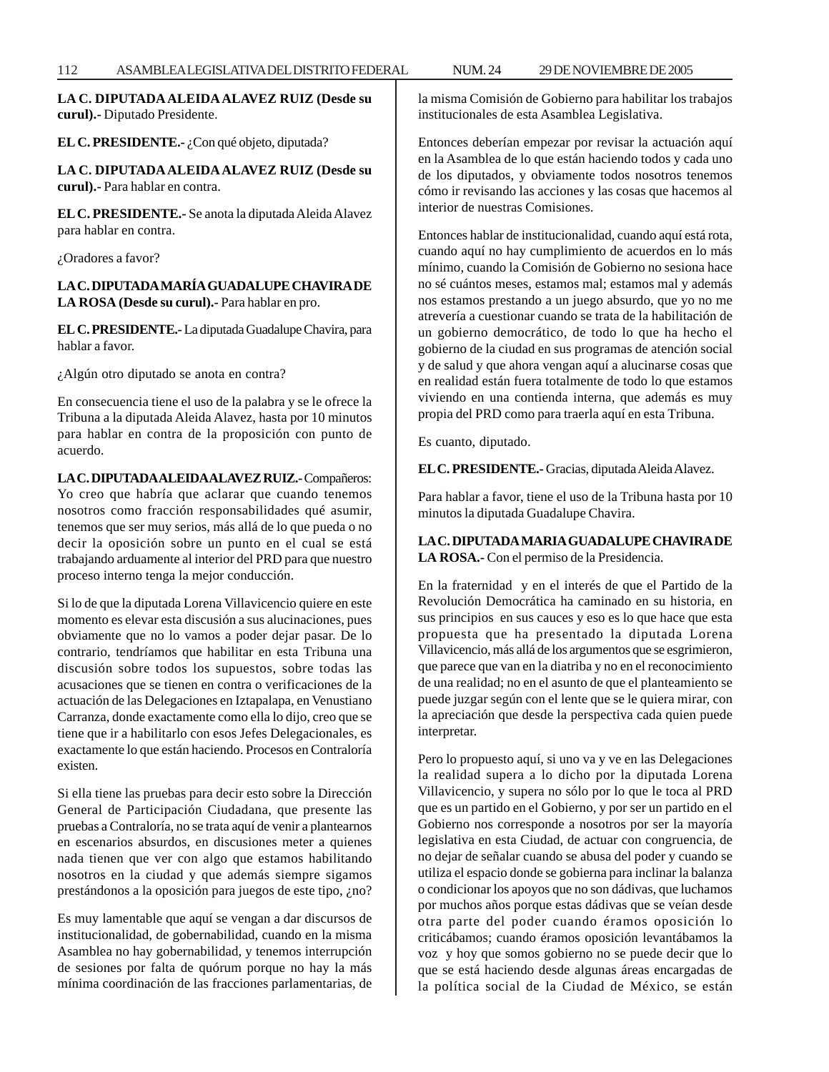**LA C. DIPUTADA ALEIDA ALAVEZ RUIZ (Desde su curul).-** Diputado Presidente.

**EL C. PRESIDENTE.-** ¿Con qué objeto, diputada?

**LA C. DIPUTADA ALEIDA ALAVEZ RUIZ (Desde su curul).-** Para hablar en contra.

**EL C. PRESIDENTE.-** Se anota la diputada Aleida Alavez para hablar en contra.

¿Oradores a favor?

**LA C. DIPUTADA MARÍA GUADALUPE CHAVIRA DE LA ROSA (Desde su curul).-** Para hablar en pro.

**EL C. PRESIDENTE.-** La diputada Guadalupe Chavira, para hablar a favor.

¿Algún otro diputado se anota en contra?

En consecuencia tiene el uso de la palabra y se le ofrece la Tribuna a la diputada Aleida Alavez, hasta por 10 minutos para hablar en contra de la proposición con punto de acuerdo.

**LA C. DIPUTADA ALEIDA ALAVEZ RUIZ.-** Compañeros: Yo creo que habría que aclarar que cuando tenemos nosotros como fracción responsabilidades qué asumir, tenemos que ser muy serios, más allá de lo que pueda o no decir la oposición sobre un punto en el cual se está trabajando arduamente al interior del PRD para que nuestro proceso interno tenga la mejor conducción.

Si lo de que la diputada Lorena Villavicencio quiere en este momento es elevar esta discusión a sus alucinaciones, pues obviamente que no lo vamos a poder dejar pasar. De lo contrario, tendríamos que habilitar en esta Tribuna una discusión sobre todos los supuestos, sobre todas las acusaciones que se tienen en contra o verificaciones de la actuación de las Delegaciones en Iztapalapa, en Venustiano Carranza, donde exactamente como ella lo dijo, creo que se tiene que ir a habilitarlo con esos Jefes Delegacionales, es exactamente lo que están haciendo. Procesos en Contraloría existen.

Si ella tiene las pruebas para decir esto sobre la Dirección General de Participación Ciudadana, que presente las pruebas a Contraloría, no se trata aquí de venir a plantearnos en escenarios absurdos, en discusiones meter a quienes nada tienen que ver con algo que estamos habilitando nosotros en la ciudad y que además siempre sigamos prestándonos a la oposición para juegos de este tipo, ¿no?

Es muy lamentable que aquí se vengan a dar discursos de institucionalidad, de gobernabilidad, cuando en la misma Asamblea no hay gobernabilidad, y tenemos interrupción de sesiones por falta de quórum porque no hay la más mínima coordinación de las fracciones parlamentarias, de la misma Comisión de Gobierno para habilitar los trabajos institucionales de esta Asamblea Legislativa.

Entonces deberían empezar por revisar la actuación aquí en la Asamblea de lo que están haciendo todos y cada uno de los diputados, y obviamente todos nosotros tenemos cómo ir revisando las acciones y las cosas que hacemos al interior de nuestras Comisiones.

Entonces hablar de institucionalidad, cuando aquí está rota, cuando aquí no hay cumplimiento de acuerdos en lo más mínimo, cuando la Comisión de Gobierno no sesiona hace no sé cuántos meses, estamos mal; estamos mal y además nos estamos prestando a un juego absurdo, que yo no me atrevería a cuestionar cuando se trata de la habilitación de un gobierno democrático, de todo lo que ha hecho el gobierno de la ciudad en sus programas de atención social y de salud y que ahora vengan aquí a alucinarse cosas que en realidad están fuera totalmente de todo lo que estamos viviendo en una contienda interna, que además es muy propia del PRD como para traerla aquí en esta Tribuna.

Es cuanto, diputado.

**EL C. PRESIDENTE.-** Gracias, diputada Aleida Alavez.

Para hablar a favor, tiene el uso de la Tribuna hasta por 10 minutos la diputada Guadalupe Chavira.

**LA C. DIPUTADA MARIA GUADALUPE CHAVIRA DE LA ROSA.-** Con el permiso de la Presidencia.

En la fraternidad y en el interés de que el Partido de la Revolución Democrática ha caminado en su historia, en sus principios en sus cauces y eso es lo que hace que esta propuesta que ha presentado la diputada Lorena Villavicencio, más allá de los argumentos que se esgrimieron, que parece que van en la diatriba y no en el reconocimiento de una realidad; no en el asunto de que el planteamiento se puede juzgar según con el lente que se le quiera mirar, con la apreciación que desde la perspectiva cada quien puede interpretar.

Pero lo propuesto aquí, si uno va y ve en las Delegaciones la realidad supera a lo dicho por la diputada Lorena Villavicencio, y supera no sólo por lo que le toca al PRD que es un partido en el Gobierno, y por ser un partido en el Gobierno nos corresponde a nosotros por ser la mayoría legislativa en esta Ciudad, de actuar con congruencia, de no dejar de señalar cuando se abusa del poder y cuando se utiliza el espacio donde se gobierna para inclinar la balanza o condicionar los apoyos que no son dádivas, que luchamos por muchos años porque estas dádivas que se veían desde otra parte del poder cuando éramos oposición lo criticábamos; cuando éramos oposición levantábamos la voz y hoy que somos gobierno no se puede decir que lo que se está haciendo desde algunas áreas encargadas de la política social de la Ciudad de México, se están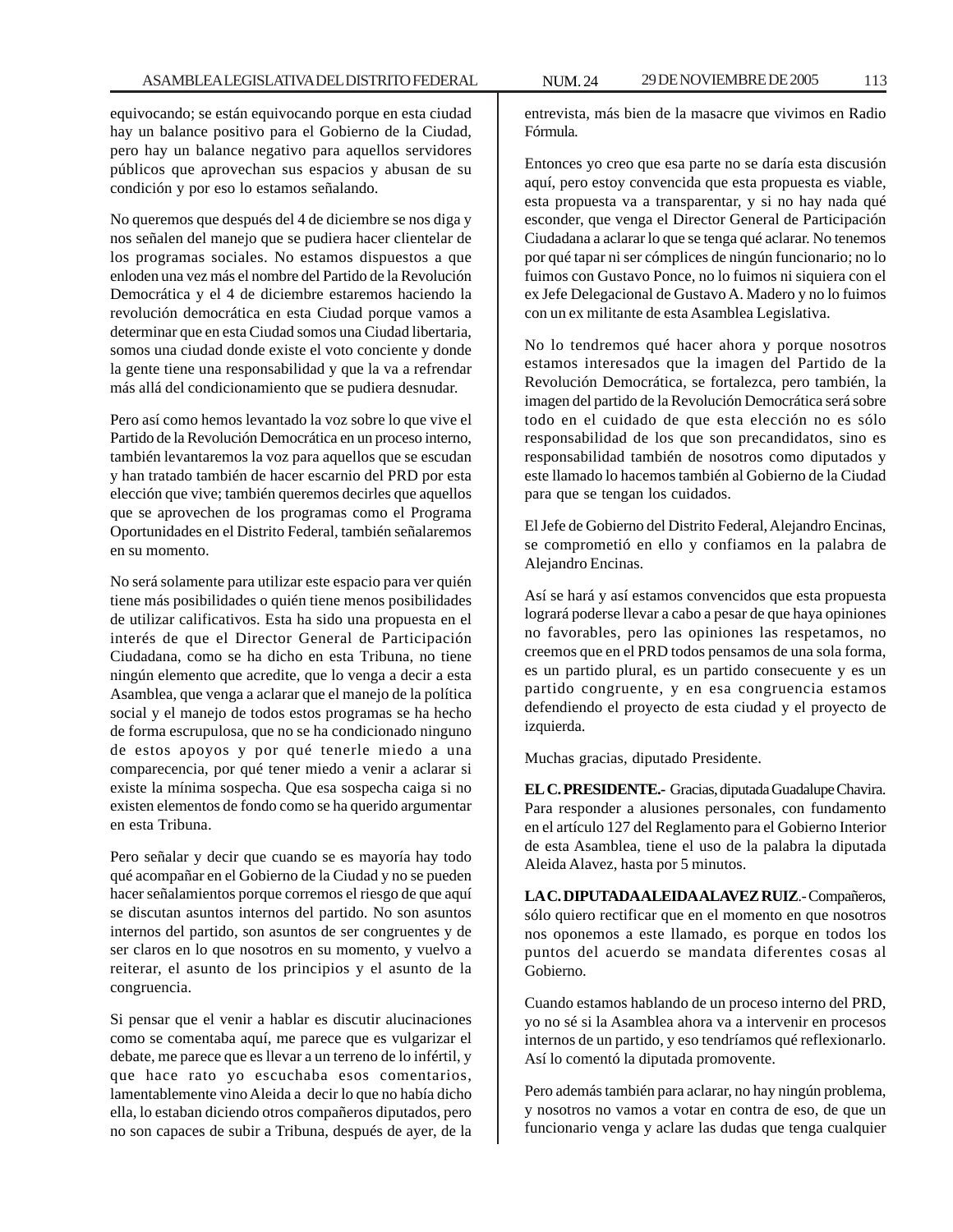equivocando; se están equivocando porque en esta ciudad hay un balance positivo para el Gobierno de la Ciudad, pero hay un balance negativo para aquellos servidores públicos que aprovechan sus espacios y abusan de su condición y por eso lo estamos señalando.

No queremos que después del 4 de diciembre se nos diga y nos señalen del manejo que se pudiera hacer clientelar de los programas sociales. No estamos dispuestos a que enloden una vez más el nombre del Partido de la Revolución Democrática y el 4 de diciembre estaremos haciendo la revolución democrática en esta Ciudad porque vamos a determinar que en esta Ciudad somos una Ciudad libertaria, somos una ciudad donde existe el voto conciente y donde la gente tiene una responsabilidad y que la va a refrendar más allá del condicionamiento que se pudiera desnudar.

Pero así como hemos levantado la voz sobre lo que vive el Partido de la Revolución Democrática en un proceso interno, también levantaremos la voz para aquellos que se escudan y han tratado también de hacer escarnio del PRD por esta elección que vive; también queremos decirles que aquellos que se aprovechen de los programas como el Programa Oportunidades en el Distrito Federal, también señalaremos en su momento.

No será solamente para utilizar este espacio para ver quién tiene más posibilidades o quién tiene menos posibilidades de utilizar calificativos. Esta ha sido una propuesta en el interés de que el Director General de Participación Ciudadana, como se ha dicho en esta Tribuna, no tiene ningún elemento que acredite, que lo venga a decir a esta Asamblea, que venga a aclarar que el manejo de la política social y el manejo de todos estos programas se ha hecho de forma escrupulosa, que no se ha condicionado ninguno de estos apoyos y por qué tenerle miedo a una comparecencia, por qué tener miedo a venir a aclarar si existe la mínima sospecha. Que esa sospecha caiga si no existen elementos de fondo como se ha querido argumentar en esta Tribuna.

Pero señalar y decir que cuando se es mayoría hay todo qué acompañar en el Gobierno de la Ciudad y no se pueden hacer señalamientos porque corremos el riesgo de que aquí se discutan asuntos internos del partido. No son asuntos internos del partido, son asuntos de ser congruentes y de ser claros en lo que nosotros en su momento, y vuelvo a reiterar, el asunto de los principios y el asunto de la congruencia.

Si pensar que el venir a hablar es discutir alucinaciones como se comentaba aquí, me parece que es vulgarizar el debate, me parece que es llevar a un terreno de lo infértil, y que hace rato yo escuchaba esos comentarios, lamentablemente vino Aleida a decir lo que no había dicho ella, lo estaban diciendo otros compañeros diputados, pero no son capaces de subir a Tribuna, después de ayer, de la entrevista, más bien de la masacre que vivimos en Radio Fórmula.

Entonces yo creo que esa parte no se daría esta discusión aquí, pero estoy convencida que esta propuesta es viable, esta propuesta va a transparentar, y si no hay nada qué esconder, que venga el Director General de Participación Ciudadana a aclarar lo que se tenga qué aclarar. No tenemos por qué tapar ni ser cómplices de ningún funcionario; no lo fuimos con Gustavo Ponce, no lo fuimos ni siquiera con el ex Jefe Delegacional de Gustavo A. Madero y no lo fuimos con un ex militante de esta Asamblea Legislativa.

No lo tendremos qué hacer ahora y porque nosotros estamos interesados que la imagen del Partido de la Revolución Democrática, se fortalezca, pero también, la imagen del partido de la Revolución Democrática será sobre todo en el cuidado de que esta elección no es sólo responsabilidad de los que son precandidatos, sino es responsabilidad también de nosotros como diputados y este llamado lo hacemos también al Gobierno de la Ciudad para que se tengan los cuidados.

El Jefe de Gobierno del Distrito Federal, Alejandro Encinas, se comprometió en ello y confiamos en la palabra de Alejandro Encinas.

Así se hará y así estamos convencidos que esta propuesta logrará poderse llevar a cabo a pesar de que haya opiniones no favorables, pero las opiniones las respetamos, no creemos que en el PRD todos pensamos de una sola forma, es un partido plural, es un partido consecuente y es un partido congruente, y en esa congruencia estamos defendiendo el proyecto de esta ciudad y el proyecto de izquierda.

Muchas gracias, diputado Presidente.

**EL C. PRESIDENTE.-** Gracias, diputada Guadalupe Chavira. Para responder a alusiones personales, con fundamento en el artículo 127 del Reglamento para el Gobierno Interior de esta Asamblea, tiene el uso de la palabra la diputada Aleida Alavez, hasta por 5 minutos.

**LA C. DIPUTADA ALEIDA ALAVEZ RUIZ.-** Compañeros, sólo quiero rectificar que en el momento en que nosotros nos oponemos a este llamado, es porque en todos los puntos del acuerdo se mandata diferentes cosas al Gobierno.

Cuando estamos hablando de un proceso interno del PRD, yo no sé si la Asamblea ahora va a intervenir en procesos internos de un partido, y eso tendríamos qué reflexionarlo. Así lo comentó la diputada promovente.

Pero además también para aclarar, no hay ningún problema, y nosotros no vamos a votar en contra de eso, de que un funcionario venga y aclare las dudas que tenga cualquier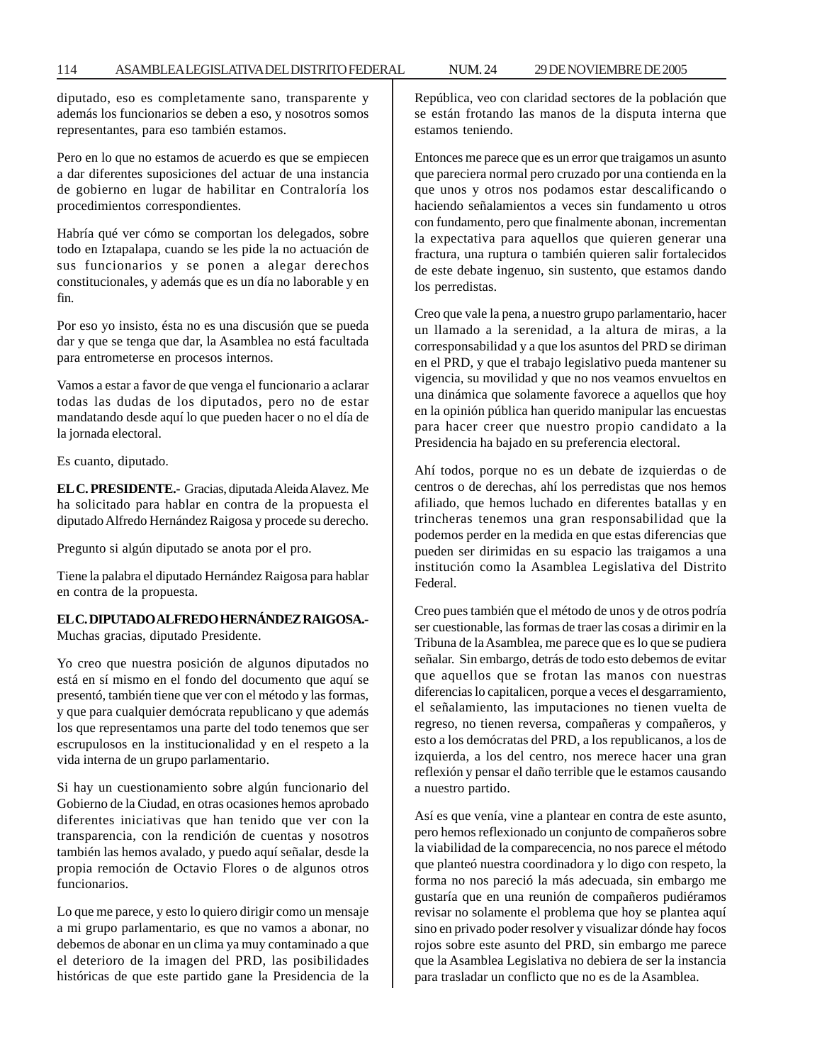diputado, eso es completamente sano, transparente y además los funcionarios se deben a eso, y nosotros somos representantes, para eso también estamos.

Pero en lo que no estamos de acuerdo es que se empiecen a dar diferentes suposiciones del actuar de una instancia de gobierno en lugar de habilitar en Contraloría los procedimientos correspondientes.

Habría qué ver cómo se comportan los delegados, sobre todo en Iztapalapa, cuando se les pide la no actuación de sus funcionarios y se ponen a alegar derechos constitucionales, y además que es un día no laborable y en fin.

Por eso yo insisto, ésta no es una discusión que se pueda dar y que se tenga que dar, la Asamblea no está facultada para entrometerse en procesos internos.

Vamos a estar a favor de que venga el funcionario a aclarar todas las dudas de los diputados, pero no de estar mandatando desde aquí lo que pueden hacer o no el día de la jornada electoral.

Es cuanto, diputado.

**EL C. PRESIDENTE.-** Gracias, diputada Aleida Alavez. Me ha solicitado para hablar en contra de la propuesta el diputado Alfredo Hernández Raigosa y procede su derecho.

Pregunto si algún diputado se anota por el pro.

Tiene la palabra el diputado Hernández Raigosa para hablar en contra de la propuesta.

**EL C. DIPUTADO ALFREDO HERNÁNDEZ RAIGOSA.-** Muchas gracias, diputado Presidente.

Yo creo que nuestra posición de algunos diputados no está en sí mismo en el fondo del documento que aquí se presentó, también tiene que ver con el método y las formas, y que para cualquier demócrata republicano y que además los que representamos una parte del todo tenemos que ser escrupulosos en la institucionalidad y en el respeto a la vida interna de un grupo parlamentario.

Si hay un cuestionamiento sobre algún funcionario del Gobierno de la Ciudad, en otras ocasiones hemos aprobado diferentes iniciativas que han tenido que ver con la transparencia, con la rendición de cuentas y nosotros también las hemos avalado, y puedo aquí señalar, desde la propia remoción de Octavio Flores o de algunos otros funcionarios.

Lo que me parece, y esto lo quiero dirigir como un mensaje a mi grupo parlamentario, es que no vamos a abonar, no debemos de abonar en un clima ya muy contaminado a que el deterioro de la imagen del PRD, las posibilidades históricas de que este partido gane la Presidencia de la República, veo con claridad sectores de la población que se están frotando las manos de la disputa interna que estamos teniendo.

Entonces me parece que es un error que traigamos un asunto que pareciera normal pero cruzado por una contienda en la que unos y otros nos podamos estar descalificando o haciendo señalamientos a veces sin fundamento u otros con fundamento, pero que finalmente abonan, incrementan la expectativa para aquellos que quieren generar una fractura, una ruptura o también quieren salir fortalecidos de este debate ingenuo, sin sustento, que estamos dando los perredistas.

Creo que vale la pena, a nuestro grupo parlamentario, hacer un llamado a la serenidad, a la altura de miras, a la corresponsabilidad y a que los asuntos del PRD se diriman en el PRD, y que el trabajo legislativo pueda mantener su vigencia, su movilidad y que no nos veamos envueltos en una dinámica que solamente favorece a aquellos que hoy en la opinión pública han querido manipular las encuestas para hacer creer que nuestro propio candidato a la Presidencia ha bajado en su preferencia electoral.

Ahí todos, porque no es un debate de izquierdas o de centros o de derechas, ahí los perredistas que nos hemos afiliado, que hemos luchado en diferentes batallas y en trincheras tenemos una gran responsabilidad que la podemos perder en la medida en que estas diferencias que pueden ser dirimidas en su espacio las traigamos a una institución como la Asamblea Legislativa del Distrito Federal.

Creo pues también que el método de unos y de otros podría ser cuestionable, las formas de traer las cosas a dirimir en la Tribuna de la Asamblea, me parece que es lo que se pudiera señalar. Sin embargo, detrás de todo esto debemos de evitar que aquellos que se frotan las manos con nuestras diferencias lo capitalicen, porque a veces el desgarramiento, el señalamiento, las imputaciones no tienen vuelta de regreso, no tienen reversa, compañeras y compañeros, y esto a los demócratas del PRD, a los republicanos, a los de izquierda, a los del centro, nos merece hacer una gran reflexión y pensar el daño terrible que le estamos causando a nuestro partido.

Así es que venía, vine a plantear en contra de este asunto, pero hemos reflexionado un conjunto de compañeros sobre la viabilidad de la comparecencia, no nos parece el método que planteó nuestra coordinadora y lo digo con respeto, la forma no nos pareció la más adecuada, sin embargo me gustaría que en una reunión de compañeros pudiéramos revisar no solamente el problema que hoy se plantea aquí sino en privado poder resolver y visualizar dónde hay focos rojos sobre este asunto del PRD, sin embargo me parece que la Asamblea Legislativa no debiera de ser la instancia para trasladar un conflicto que no es de la Asamblea.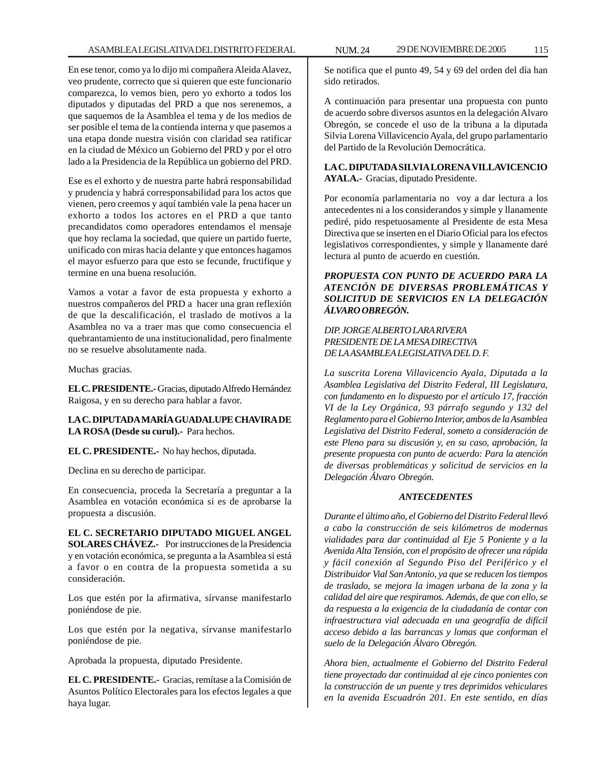En ese tenor, como ya lo dijo mi compañera Aleida Alavez, veo prudente, correcto que si quieren que este funcionario comparezca, lo vemos bien, pero yo exhorto a todos los diputados y diputadas del PRD a que nos serenemos, a que saquemos de la Asamblea el tema y de los medios de ser posible el tema de la contienda interna y que pasemos a una etapa donde nuestra visión con claridad sea ratificar en la ciudad de México un Gobierno del PRD y por el otro lado a la Presidencia de la República un gobierno del PRD.

Ese es el exhorto y de nuestra parte habrá responsabilidad y prudencia y habrá corresponsabilidad para los actos que vienen, pero creemos y aquí también vale la pena hacer un exhorto a todos los actores en el PRD a que tanto precandidatos como operadores entendamos el mensaje que hoy reclama la sociedad, que quiere un partido fuerte, unificado con miras hacia delante y que entonces hagamos el mayor esfuerzo para que esto se fecunde, fructifique y termine en una buena resolución.

Vamos a votar a favor de esta propuesta y exhorto a nuestros compañeros del PRD a hacer una gran reflexión de que la descalificación, el traslado de motivos a la Asamblea no va a traer mas que como consecuencia el quebrantamiento de una institucionalidad, pero finalmente no se resuelve absolutamente nada.

Muchas gracias.

**EL C. PRESIDENTE.-** Gracias, diputado Alfredo Hernández Raigosa, y en su derecho para hablar a favor.

**LA C. DIPUTADA MARÍA GUADALUPE CHAVIRA DE LA ROSA (Desde su curul).-** Para hechos.

**EL C. PRESIDENTE.-** No hay hechos, diputada.

Declina en su derecho de participar.

En consecuencia, proceda la Secretaría a preguntar a la Asamblea en votación económica si es de aprobarse la propuesta a discusión.

**EL C. SECRETARIO DIPUTADO MIGUEL ANGEL SOLARES CHÁVEZ.-** Por instrucciones de la Presidencia y en votación económica, se pregunta a la Asamblea si está a favor o en contra de la propuesta sometida a su consideración.

Los que estén por la afirmativa, sírvanse manifestarlo poniéndose de pie.

Los que estén por la negativa, sírvanse manifestarlo poniéndose de pie.

Aprobada la propuesta, diputado Presidente.

**EL C. PRESIDENTE.-** Gracias, remítase a la Comisión de Asuntos Político Electorales para los efectos legales a que haya lugar.

Se notifica que el punto 49, 54 y 69 del orden del día han sido retirados.

A continuación para presentar una propuesta con punto de acuerdo sobre diversos asuntos en la delegación Alvaro Obregón, se concede el uso de la tribuna a la diputada Silvia Lorena Villavicencio Ayala, del grupo parlamentario del Partido de la Revolución Democrática.

**LA C. DIPUTADA SILVIA LORENA VILLAVICENCIO AYALA.-** Gracias, diputado Presidente.

Por economía parlamentaria no voy a dar lectura a los antecedentes ni a los considerandos y simple y llanamente pediré, pido respetuosamente al Presidente de esta Mesa Directiva que se inserten en el Diario Oficial para los efectos legislativos correspondientes, y simple y llanamente daré lectura al punto de acuerdo en cuestión.

***PROPUESTA CON PUNTO DE ACUERDO PARA LA ATENCIÓN DE DIVERSAS PROBLEMÁTICAS Y SOLICITUD DE SERVICIOS EN LA DELEGACIÓN ÁLVARO OBREGÓN.***

*DIP. JORGE ALBERTO LARA RIVERA*
*PRESIDENTE DE LA MESA DIRECTIVA*
*DE LA ASAMBLEA LEGISLATIVA DEL D. F.*

*La suscrita Lorena Villavicencio Ayala, Diputada a la Asamblea Legislativa del Distrito Federal, III Legislatura, con fundamento en lo dispuesto por el artículo 17, fracción VI de la Ley Orgánica, 93 párrafo segundo y 132 del Reglamento para el Gobierno Interior, ambos de la Asamblea Legislativa del Distrito Federal, someto a consideración de este Pleno para su discusión y, en su caso, aprobación, la presente propuesta con punto de acuerdo: Para la atención de diversas problemáticas y solicitud de servicios en la Delegación Álvaro Obregón.*

***ANTECEDENTES***

*Durante el último año, el Gobierno del Distrito Federal llevó a cabo la construcción de seis kilómetros de modernas vialidades para dar continuidad al Eje 5 Poniente y a la Avenida Alta Tensión, con el propósito de ofrecer una rápida y fácil conexión al Segundo Piso del Periférico y el Distribuidor Vial San Antonio, ya que se reducen los tiempos de traslado, se mejora la imagen urbana de la zona y la calidad del aire que respiramos. Además, de que con ello, se da respuesta a la exigencia de la ciudadanía de contar con infraestructura vial adecuada en una geografía de difícil acceso debido a las barrancas y lomas que conforman el suelo de la Delegación Álvaro Obregón.*

*Ahora bien, actualmente el Gobierno del Distrito Federal tiene proyectado dar continuidad al eje cinco ponientes con la construcción de un puente y tres deprimidos vehiculares en la avenida Escuadrón 201. En este sentido, en días*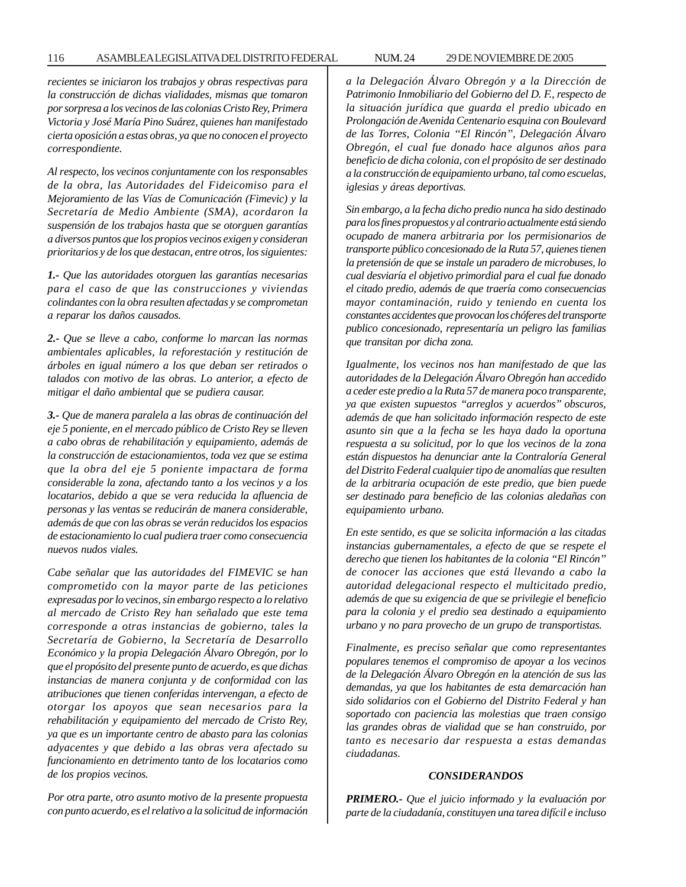*recientes se iniciaron los trabajos y obras respectivas para la construcción de dichas vialidades, mismas que tomaron por sorpresa a los vecinos de las colonias Cristo Rey, Primera Victoria y José María Pino Suárez, quienes han manifestado cierta oposición a estas obras, ya que no conocen el proyecto correspondiente.*

*Al respecto, los vecinos conjuntamente con los responsables de la obra, las Autoridades del Fideicomiso para el Mejoramiento de las Vías de Comunicación (Fimevic) y la Secretaría de Medio Ambiente (SMA), acordaron la suspensión de los trabajos hasta que se otorguen garantías a diversos puntos que los propios vecinos exigen y consideran prioritarios y de los que destacan, entre otros, los siguientes:*

***1.-** Que las autoridades otorguen las garantías necesarias para el caso de que las construcciones y viviendas colindantes con la obra resulten afectadas y se comprometan a reparar los daños causados.*

***2.-** Que se lleve a cabo, conforme lo marcan las normas ambientales aplicables, la reforestación y restitución de árboles en igual número a los que deban ser retirados o talados con motivo de las obras. Lo anterior, a efecto de mitigar el daño ambiental que se pudiera causar.*

***3.-** Que de manera paralela a las obras de continuación del eje 5 poniente, en el mercado público de Cristo Rey se lleven a cabo obras de rehabilitación y equipamiento, además de la construcción de estacionamientos, toda vez que se estima que la obra del eje 5 poniente impactara de forma considerable la zona, afectando tanto a los vecinos y a los locatarios, debido a que se vera reducida la afluencia de personas y las ventas se reducirán de manera considerable, además de que con las obras se verán reducidos los espacios de estacionamiento lo cual pudiera traer como consecuencia nuevos nudos viales.*

*Cabe señalar que las autoridades del FIMEVIC se han comprometido con la mayor parte de las peticiones expresadas por lo vecinos, sin embargo respecto a lo relativo al mercado de Cristo Rey han señalado que este tema corresponde a otras instancias de gobierno, tales la Secretaría de Gobierno, la Secretaría de Desarrollo Económico y la propia Delegación Álvaro Obregón, por lo que el propósito del presente punto de acuerdo, es que dichas instancias de manera conjunta y de conformidad con las atribuciones que tienen conferidas intervengan, a efecto de otorgar los apoyos que sean necesarios para la rehabilitación y equipamiento del mercado de Cristo Rey, ya que es un importante centro de abasto para las colonias adyacentes y que debido a las obras vera afectado su funcionamiento en detrimento tanto de los locatarios como de los propios vecinos.*

*Por otra parte, otro asunto motivo de la presente propuesta con punto acuerdo, es el relativo a la solicitud de información a la Delegación Álvaro Obregón y a la Dirección de Patrimonio Inmobiliario del Gobierno del D. F., respecto de la situación jurídica que guarda el predio ubicado en Prolongación de Avenida Centenario esquina con Boulevard de las Torres, Colonia "El Rincón", Delegación Álvaro Obregón, el cual fue donado hace algunos años para beneficio de dicha colonia, con el propósito de ser destinado a la construcción de equipamiento urbano, tal como escuelas, iglesias y áreas deportivas.*

*Sin embargo, a la fecha dicho predio nunca ha sido destinado para los fines propuestos y al contrario actualmente está siendo ocupado de manera arbitraria por los permisionarios de transporte público concesionado de la Ruta 57, quienes tienen la pretensión de que se instale un paradero de microbuses, lo cual desviaría el objetivo primordial para el cual fue donado el citado predio, además de que traería como consecuencias mayor contaminación, ruido y teniendo en cuenta los constantes accidentes que provocan los chóferes del transporte publico concesionado, representaría un peligro las familias que transitan por dicha zona.*

*Igualmente, los vecinos nos han manifestado de que las autoridades de la Delegación Álvaro Obregón han accedido a ceder este predio a la Ruta 57 de manera poco transparente, ya que existen supuestos "arreglos y acuerdos" obscuros, además de que han solicitado información respecto de este asunto sin que a la fecha se les haya dado la oportuna respuesta a su solicitud, por lo que los vecinos de la zona están dispuestos ha denunciar ante la Contraloría General del Distrito Federal cualquier tipo de anomalías que resulten de la arbitraria ocupación de este predio, que bien puede ser destinado para beneficio de las colonias aledañas con equipamiento urbano.*

*En este sentido, es que se solicita información a las citadas instancias gubernamentales, a efecto de que se respete el derecho que tienen los habitantes de la colonia "El Rincón" de conocer las acciones que está llevando a cabo la autoridad delegacional respecto el multicitado predio, además de que su exigencia de que se privilegie el beneficio para la colonia y el predio sea destinado a equipamiento urbano y no para provecho de un grupo de transportistas.*

*Finalmente, es preciso señalar que como representantes populares tenemos el compromiso de apoyar a los vecinos de la Delegación Álvaro Obregón en la atención de sus las demandas, ya que los habitantes de esta demarcación han sido solidarios con el Gobierno del Distrito Federal y han soportado con paciencia las molestias que traen consigo las grandes obras de vialidad que se han construido, por tanto es necesario dar respuesta a estas demandas ciudadanas.*

***CONSIDERANDOS***

***PRIMERO.-** Que el juicio informado y la evaluación por parte de la ciudadanía, constituyen una tarea difícil e incluso*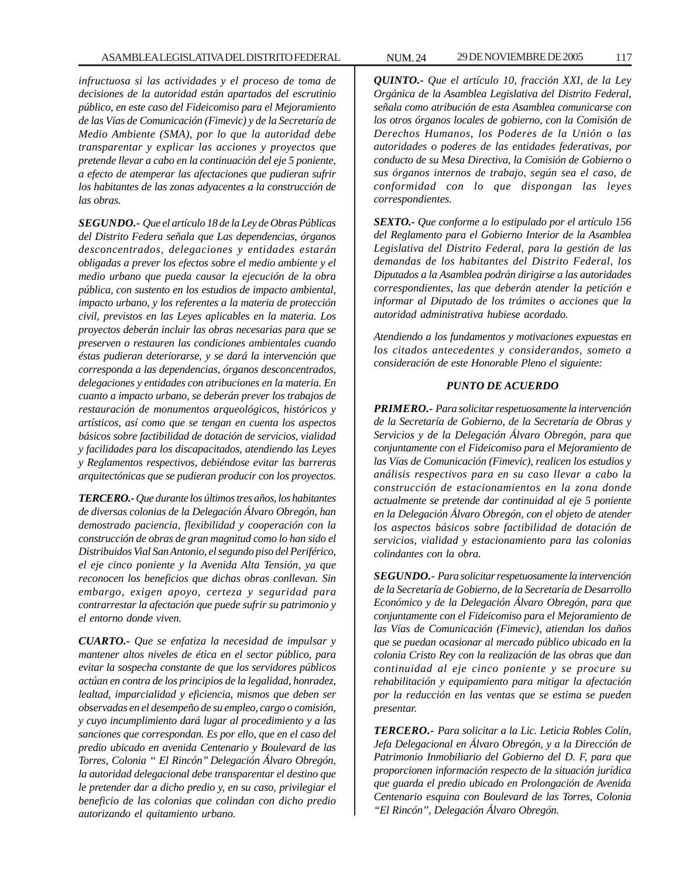*infructuosa si las actividades y el proceso de toma de decisiones de la autoridad están apartados del escrutinio público, en este caso del Fideicomiso para el Mejoramiento de las Vías de Comunicación (Fimevic) y de la Secretaría de Medio Ambiente (SMA), por lo que la autoridad debe transparentar y explicar las acciones y proyectos que pretende llevar a cabo en la continuación del eje 5 poniente, a efecto de atemperar las afectaciones que pudieran sufrir los habitantes de las zonas adyacentes a la construcción de las obras.*

***SEGUNDO.-** Que el artículo 18 de la Ley de Obras Públicas del Distrito Federa señala que Las dependencias, órganos desconcentrados, delegaciones y entidades estarán obligadas a prever los efectos sobre el medio ambiente y el medio urbano que pueda causar la ejecución de la obra pública, con sustento en los estudios de impacto ambiental, impacto urbano, y los referentes a la materia de protección civil, previstos en las Leyes aplicables en la materia. Los proyectos deberán incluir las obras necesarias para que se preserven o restauren las condiciones ambientales cuando éstas pudieran deteriorarse, y se dará la intervención que corresponda a las dependencias, órganos desconcentrados, delegaciones y entidades con atribuciones en la materia. En cuanto a impacto urbano, se deberán prever los trabajos de restauración de monumentos arqueológicos, históricos y artísticos, así como que se tengan en cuenta los aspectos básicos sobre factibilidad de dotación de servicios, vialidad y facilidades para los discapacitados, atendiendo las Leyes y Reglamentos respectivos, debiéndose evitar las barreras arquitectónicas que se pudieran producir con los proyectos.*

***TERCERO.-** Que durante los últimos tres años, los habitantes de diversas colonias de la Delegación Álvaro Obregón, han demostrado paciencia, flexibilidad y cooperación con la construcción de obras de gran magnitud como lo han sido el Distribuidos Vial San Antonio, el segundo piso del Periférico, el eje cinco poniente y la Avenida Alta Tensión, ya que reconocen los beneficios que dichas obras conllevan. Sin embargo, exigen apoyo, certeza y seguridad para contrarrestar la afectación que puede sufrir su patrimonio y el entorno donde viven.*

***CUARTO.-** Que se enfatiza la necesidad de impulsar y mantener altos niveles de ética en el sector público, para evitar la sospecha constante de que los servidores públicos actúan en contra de los principios de la legalidad, honradez, lealtad, imparcialidad y eficiencia, mismos que deben ser observadas en el desempeño de su empleo, cargo o comisión, y cuyo incumplimiento dará lugar al procedimiento y a las sanciones que correspondan. Es por ello, que en el caso del predio ubicado en avenida Centenario y Boulevard de las Torres, Colonia " El Rincón" Delegación Álvaro Obregón, la autoridad delegacional debe transparentar el destino que le pretender dar a dicho predio y, en su caso, privilegiar el beneficio de las colonias que colindan con dicho predio autorizando el quitamiento urbano.*

***QUINTO.-** Que el artículo 10, fracción XXI, de la Ley Orgánica de la Asamblea Legislativa del Distrito Federal, señala como atribución de esta Asamblea comunicarse con los otros órganos locales de gobierno, con la Comisión de Derechos Humanos, los Poderes de la Unión o las autoridades o poderes de las entidades federativas, por conducto de su Mesa Directiva, la Comisión de Gobierno o sus órganos internos de trabajo, según sea el caso, de conformidad con lo que dispongan las leyes correspondientes.*

***SEXTO.-** Que conforme a lo estipulado por el artículo 156 del Reglamento para el Gobierno Interior de la Asamblea Legislativa del Distrito Federal, para la gestión de las demandas de los habitantes del Distrito Federal, los Diputados a la Asamblea podrán dirigirse a las autoridades correspondientes, las que deberán atender la petición e informar al Diputado de los trámites o acciones que la autoridad administrativa hubiese acordado.*

*Atendiendo a los fundamentos y motivaciones expuestas en los citados antecedentes y considerandos, someto a consideración de este Honorable Pleno el siguiente:*

***PUNTO DE ACUERDO***

***PRIMERO.-** Para solicitar respetuosamente la intervención de la Secretaría de Gobierno, de la Secretaría de Obras y Servicios y de la Delegación Álvaro Obregón, para que conjuntamente con el Fideicomiso para el Mejoramiento de las Vías de Comunicación (Fimevic), realicen los estudios y análisis respectivos para en su caso llevar a cabo la construcción de estacionamientos en la zona donde actualmente se pretende dar continuidad al eje 5 poniente en la Delegación Álvaro Obregón, con el objeto de atender los aspectos básicos sobre factibilidad de dotación de servicios, vialidad y estacionamiento para las colonias colindantes con la obra.*

***SEGUNDO.-** Para solicitar respetuosamente la intervención de la Secretaría de Gobierno, de la Secretaría de Desarrollo Económico y de la Delegación Álvaro Obregón, para que conjuntamente con el Fideicomiso para el Mejoramiento de las Vías de Comunicación (Fimevic), atiendan los daños que se puedan ocasionar al mercado público ubicado en la colonia Cristo Rey con la realización de las obras que dan continuidad al eje cinco poniente y se procure su rehabilitación y equipamiento para mitigar la afectación por la reducción en las ventas que se estima se pueden presentar.*

***TERCERO.-** Para solicitar a la Lic. Leticia Robles Colín, Jefa Delegacional en Álvaro Obregón, y a la Dirección de Patrimonio Inmobiliario del Gobierno del D. F, para que proporcionen información respecto de la situación jurídica que guarda el predio ubicado en Prolongación de Avenida Centenario esquina con Boulevard de las Torres, Colonia "El Rincón", Delegación Álvaro Obregón.*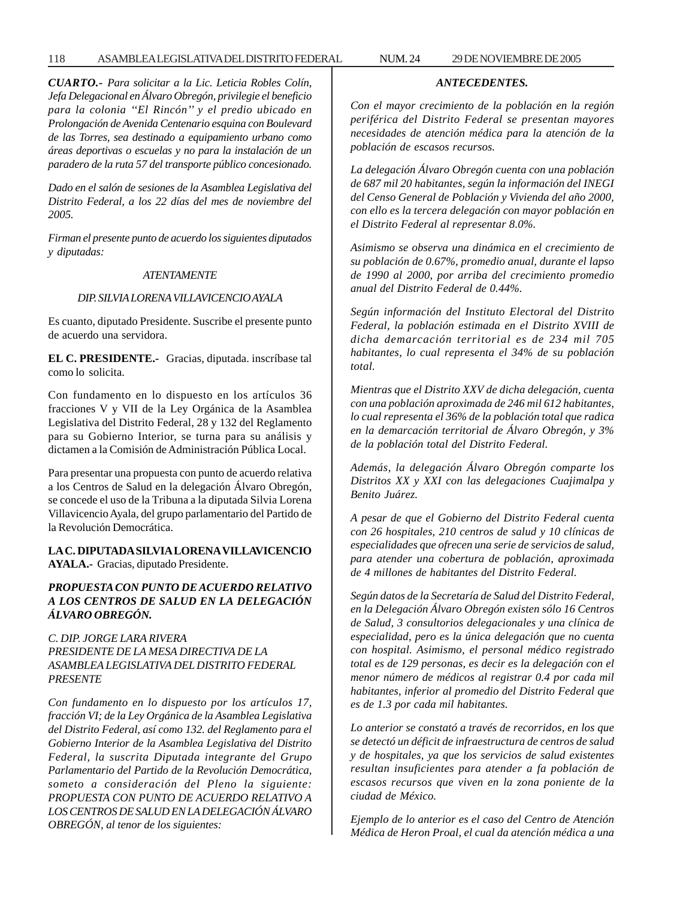*CUARTO.- Para solicitar a la Lic. Leticia Robles Colín, Jefa Delegacional en Álvaro Obregón, privilegie el beneficio para la colonia ''El Rincón'' y el predio ubicado en Prolongación de Avenida Centenario esquina con Boulevard de las Torres, sea destinado a equipamiento urbano como áreas deportivas o escuelas y no para la instalación de un paradero de la ruta 57 del transporte público concesionado.*

*Dado en el salón de sesiones de la Asamblea Legislativa del Distrito Federal, a los 22 días del mes de noviembre del 2005.*

*Firman el presente punto de acuerdo los siguientes diputados y diputadas:*

*ATENTAMENTE*

*DIP. SILVIA LORENA VILLAVICENCIO AYALA*

Es cuanto, diputado Presidente. Suscribe el presente punto de acuerdo una servidora.

**EL C. PRESIDENTE.-** Gracias, diputada. inscríbase tal como lo solicita.

Con fundamento en lo dispuesto en los artículos 36 fracciones V y VII de la Ley Orgánica de la Asamblea Legislativa del Distrito Federal, 28 y 132 del Reglamento para su Gobierno Interior, se turna para su análisis y dictamen a la Comisión de Administración Pública Local.

Para presentar una propuesta con punto de acuerdo relativa a los Centros de Salud en la delegación Álvaro Obregón, se concede el uso de la Tribuna a la diputada Silvia Lorena Villavicencio Ayala, del grupo parlamentario del Partido de la Revolución Democrática.

**LA C. DIPUTADA SILVIA LORENA VILLAVICENCIO AYALA.-** Gracias, diputado Presidente.

***PROPUESTA CON PUNTO DE ACUERDO RELATIVO A LOS CENTROS DE SALUD EN LA DELEGACIÓN ÁLVARO OBREGÓN.***

*C. DIP. JORGE LARA RIVERA*
*PRESIDENTE DE LA MESA DIRECTIVA DE LA ASAMBLEA LEGISLATIVA DEL DISTRITO FEDERAL*
*PRESENTE*

*Con fundamento en lo dispuesto por los artículos 17, fracción VI; de la Ley Orgánica de la Asamblea Legislativa del Distrito Federal, así como 132. del Reglamento para el Gobierno Interior de la Asamblea Legislativa del Distrito Federal, la suscrita Diputada integrante del Grupo Parlamentario del Partido de la Revolución Democrática, someto a consideración del Pleno la siguiente: PROPUESTA CON PUNTO DE ACUERDO RELATIVO A LOS CENTROS DE SALUD EN LA DELEGACIÓN ÁLVARO OBREGÓN, al tenor de los siguientes:*

*ANTECEDENTES.*

*Con el mayor crecimiento de la población en la región periférica del Distrito Federal se presentan mayores necesidades de atención médica para la atención de la población de escasos recursos.*

*La delegación Álvaro Obregón cuenta con una población de 687 mil 20 habitantes, según la información del INEGI del Censo General de Población y Vivienda del año 2000, con ello es la tercera delegación con mayor población en el Distrito Federal al representar 8.0%.*

*Asimismo se observa una dinámica en el crecimiento de su población de 0.67%, promedio anual, durante el lapso de 1990 al 2000, por arriba del crecimiento promedio anual del Distrito Federal de 0.44%.*

*Según información del Instituto Electoral del Distrito Federal, la población estimada en el Distrito XVIII de dicha demarcación territorial es de 234 mil 705 habitantes, lo cual representa el 34% de su población total.*

*Mientras que el Distrito XXV de dicha delegación, cuenta con una población aproximada de 246 mil 612 habitantes, lo cual representa el 36% de la población total que radica en la demarcación territorial de Álvaro Obregón, y 3% de la población total del Distrito Federal.*

*Además, la delegación Álvaro Obregón comparte los Distritos XX y XXI con las delegaciones Cuajimalpa y Benito Juárez.*

*A pesar de que el Gobierno del Distrito Federal cuenta con 26 hospitales, 210 centros de salud y 10 clínicas de especialidades que ofrecen una serie de servicios de salud, para atender una cobertura de población, aproximada de 4 millones de habitantes del Distrito Federal.*

*Según datos de la Secretaría de Salud del Distrito Federal, en la Delegación Álvaro Obregón existen sólo 16 Centros de Salud, 3 consultorios delegacionales y una clínica de especialidad, pero es la única delegación que no cuenta con hospital. Asimismo, el personal médico registrado total es de 129 personas, es decir es la delegación con el menor número de médicos al registrar 0.4 por cada mil habitantes, inferior al promedio del Distrito Federal que es de 1.3 por cada mil habitantes.*

*Lo anterior se constató a través de recorridos, en los que se detectó un déficit de infraestructura de centros de salud y de hospitales, ya que los servicios de salud existentes resultan insuficientes para atender a fa población de escasos recursos que viven en la zona poniente de la ciudad de México.*

*Ejemplo de lo anterior es el caso del Centro de Atención Médica de Heron Proal, el cual da atención médica a una*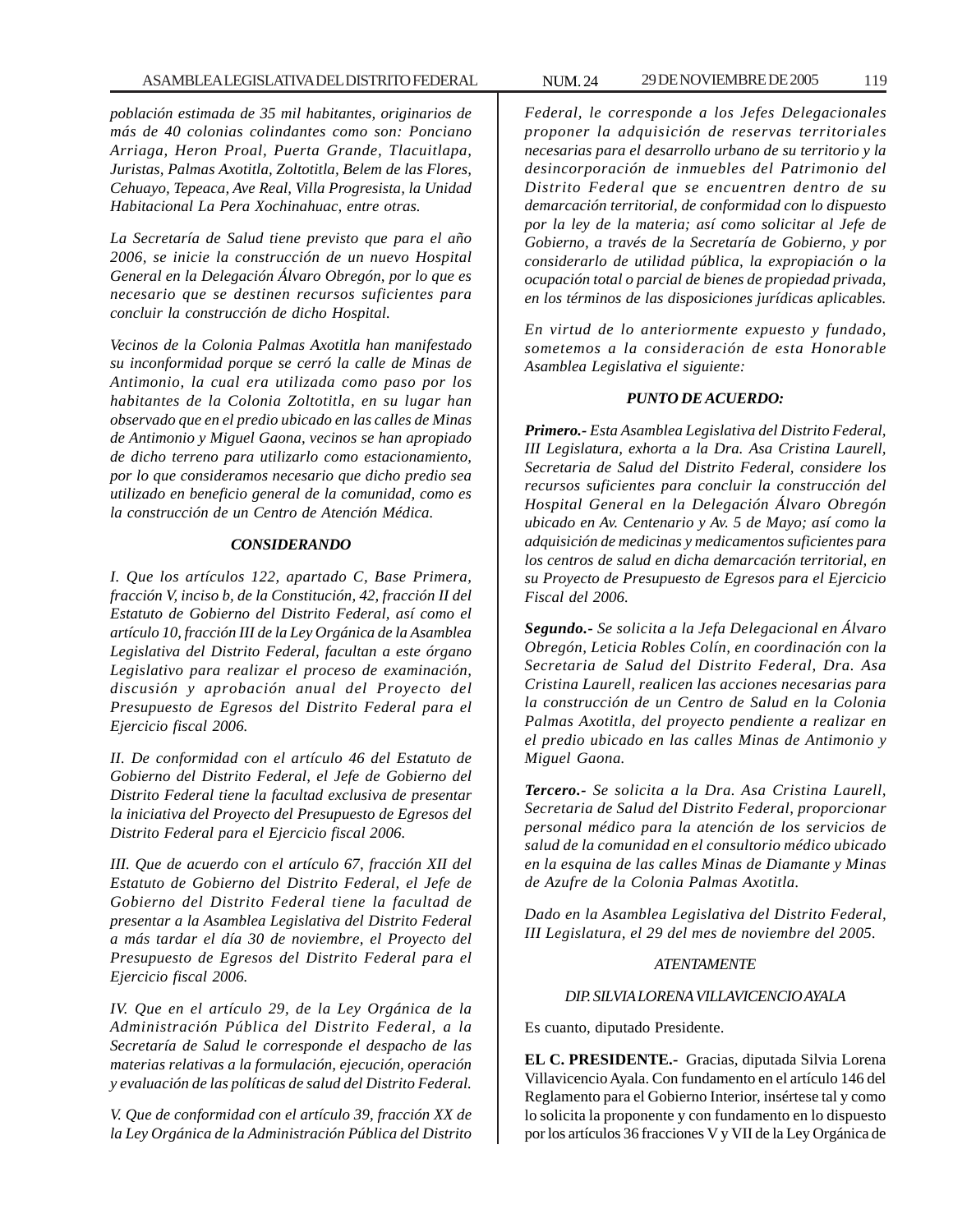*población estimada de 35 mil habitantes, originarios de más de 40 colonias colindantes como son: Ponciano Arriaga, Heron Proal, Puerta Grande, Tlacuitlapa, Juristas, Palmas Axotitla, Zoltotitla, Belem de las Flores, Cehuayo, Tepeaca, Ave Real, Villa Progresista, la Unidad Habitacional La Pera Xochinahuac, entre otras.*

*La Secretaría de Salud tiene previsto que para el año 2006, se inicie la construcción de un nuevo Hospital General en la Delegación Álvaro Obregón, por lo que es necesario que se destinen recursos suficientes para concluir la construcción de dicho Hospital.*

*Vecinos de la Colonia Palmas Axotitla han manifestado su inconformidad porque se cerró la calle de Minas de Antimonio, la cual era utilizada como paso por los habitantes de la Colonia Zoltotitla, en su lugar han observado que en el predio ubicado en las calles de Minas de Antimonio y Miguel Gaona, vecinos se han apropiado de dicho terreno para utilizarlo como estacionamiento, por lo que consideramos necesario que dicho predio sea utilizado en beneficio general de la comunidad, como es la construcción de un Centro de Atención Médica.*

***CONSIDERANDO***

*I. Que los artículos 122, apartado C, Base Primera, fracción V, inciso b, de la Constitución, 42, fracción II del Estatuto de Gobierno del Distrito Federal, así como el artículo 10, fracción III de la Ley Orgánica de la Asamblea Legislativa del Distrito Federal, facultan a este órgano Legislativo para realizar el proceso de examinación, discusión y aprobación anual del Proyecto del Presupuesto de Egresos del Distrito Federal para el Ejercicio fiscal 2006.*

*II. De conformidad con el artículo 46 del Estatuto de Gobierno del Distrito Federal, el Jefe de Gobierno del Distrito Federal tiene la facultad exclusiva de presentar la iniciativa del Proyecto del Presupuesto de Egresos del Distrito Federal para el Ejercicio fiscal 2006.*

*III. Que de acuerdo con el artículo 67, fracción XII del Estatuto de Gobierno del Distrito Federal, el Jefe de Gobierno del Distrito Federal tiene la facultad de presentar a la Asamblea Legislativa del Distrito Federal a más tardar el día 30 de noviembre, el Proyecto del Presupuesto de Egresos del Distrito Federal para el Ejercicio fiscal 2006.*

*IV. Que en el artículo 29, de la Ley Orgánica de la Administración Pública del Distrito Federal, a la Secretaría de Salud le corresponde el despacho de las materias relativas a la formulación, ejecución, operación y evaluación de las políticas de salud del Distrito Federal.*

*V. Que de conformidad con el artículo 39, fracción XX de la Ley Orgánica de la Administración Pública del Distrito Federal, le corresponde a los Jefes Delegacionales proponer la adquisición de reservas territoriales necesarias para el desarrollo urbano de su territorio y la desincorporación de inmuebles del Patrimonio del Distrito Federal que se encuentren dentro de su demarcación territorial, de conformidad con lo dispuesto por la ley de la materia; así como solicitar al Jefe de Gobierno, a través de la Secretaría de Gobierno, y por considerarlo de utilidad pública, la expropiación o la ocupación total o parcial de bienes de propiedad privada, en los términos de las disposiciones jurídicas aplicables.*

*En virtud de lo anteriormente expuesto y fundado, sometemos a la consideración de esta Honorable Asamblea Legislativa el siguiente:*

***PUNTO DE ACUERDO:***

***Primero.-*** *Esta Asamblea Legislativa del Distrito Federal, III Legislatura, exhorta a la Dra. Asa Cristina Laurell, Secretaria de Salud del Distrito Federal, considere los recursos suficientes para concluir la construcción del Hospital General en la Delegación Álvaro Obregón ubicado en Av. Centenario y Av. 5 de Mayo; así como la adquisición de medicinas y medicamentos suficientes para los centros de salud en dicha demarcación territorial, en su Proyecto de Presupuesto de Egresos para el Ejercicio Fiscal del 2006.*

***Segundo.-*** *Se solicita a la Jefa Delegacional en Álvaro Obregón, Leticia Robles Colín, en coordinación con la Secretaria de Salud del Distrito Federal, Dra. Asa Cristina Laurell, realicen las acciones necesarias para la construcción de un Centro de Salud en la Colonia Palmas Axotitla, del proyecto pendiente a realizar en el predio ubicado en las calles Minas de Antimonio y Miguel Gaona.*

***Tercero.-*** *Se solicita a la Dra. Asa Cristina Laurell, Secretaria de Salud del Distrito Federal, proporcionar personal médico para la atención de los servicios de salud de la comunidad en el consultorio médico ubicado en la esquina de las calles Minas de Diamante y Minas de Azufre de la Colonia Palmas Axotitla.*

*Dado en la Asamblea Legislativa del Distrito Federal, III Legislatura, el 29 del mes de noviembre del 2005.*

*ATENTAMENTE*

*DIP. SILVIA LORENA VILLAVICENCIO AYALA*

Es cuanto, diputado Presidente.

**EL C. PRESIDENTE.-** Gracias, diputada Silvia Lorena Villavicencio Ayala. Con fundamento en el artículo 146 del Reglamento para el Gobierno Interior, insértese tal y como lo solicita la proponente y con fundamento en lo dispuesto por los artículos 36 fracciones V y VII de la Ley Orgánica de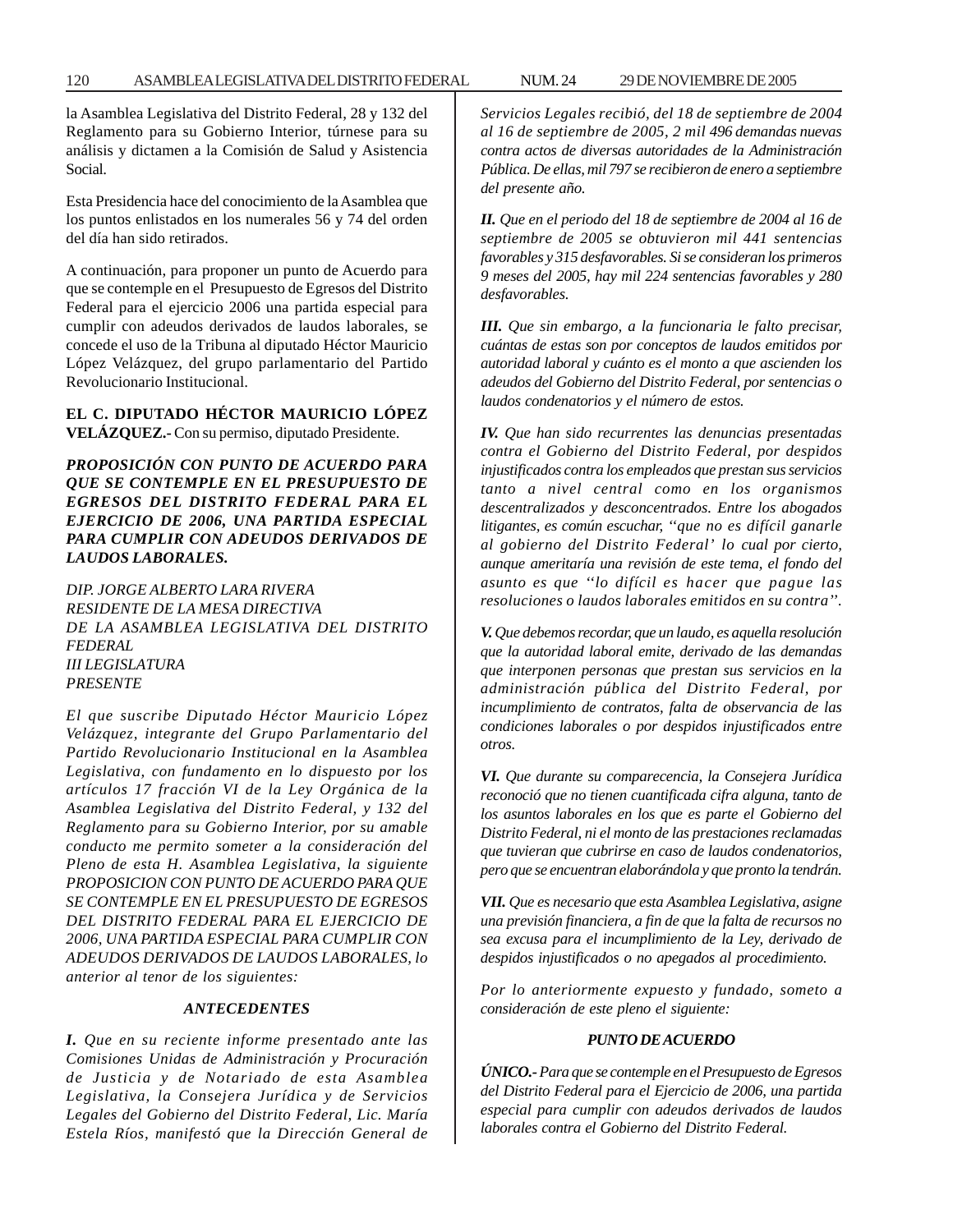la Asamblea Legislativa del Distrito Federal, 28 y 132 del Reglamento para su Gobierno Interior, túrnese para su análisis y dictamen a la Comisión de Salud y Asistencia Social.

Esta Presidencia hace del conocimiento de la Asamblea que los puntos enlistados en los numerales 56 y 74 del orden del día han sido retirados.

A continuación, para proponer un punto de Acuerdo para que se contemple en el Presupuesto de Egresos del Distrito Federal para el ejercicio 2006 una partida especial para cumplir con adeudos derivados de laudos laborales, se concede el uso de la Tribuna al diputado Héctor Mauricio López Velázquez, del grupo parlamentario del Partido Revolucionario Institucional.

**EL C. DIPUTADO HÉCTOR MAURICIO LÓPEZ VELÁZQUEZ.-** Con su permiso, diputado Presidente.

***PROPOSICIÓN CON PUNTO DE ACUERDO PARA QUE SE CONTEMPLE EN EL PRESUPUESTO DE EGRESOS DEL DISTRITO FEDERAL PARA EL EJERCICIO DE 2006, UNA PARTIDA ESPECIAL PARA CUMPLIR CON ADEUDOS DERIVADOS DE LAUDOS LABORALES.***

*DIP. JORGE ALBERTO LARA RIVERA*
*RESIDENTE DE LA MESA DIRECTIVA*
*DE LA ASAMBLEA LEGISLATIVA DEL DISTRITO FEDERAL*
*III LEGISLATURA*
*PRESENTE*

*El que suscribe Diputado Héctor Mauricio López Velázquez, integrante del Grupo Parlamentario del Partido Revolucionario Institucional en la Asamblea Legislativa, con fundamento en lo dispuesto por los artículos 17 fracción VI de la Ley Orgánica de la Asamblea Legislativa del Distrito Federal, y 132 del Reglamento para su Gobierno Interior, por su amable conducto me permito someter a la consideración del Pleno de esta H. Asamblea Legislativa, la siguiente PROPOSICION CON PUNTO DE ACUERDO PARA QUE SE CONTEMPLE EN EL PRESUPUESTO DE EGRESOS DEL DISTRITO FEDERAL PARA EL EJERCICIO DE 2006, UNA PARTIDA ESPECIAL PARA CUMPLIR CON ADEUDOS DERIVADOS DE LAUDOS LABORALES, lo anterior al tenor de los siguientes:*

***ANTECEDENTES***

***I.*** *Que en su reciente informe presentado ante las Comisiones Unidas de Administración y Procuración de Justicia y de Notariado de esta Asamblea Legislativa, la Consejera Jurídica y de Servicios Legales del Gobierno del Distrito Federal, Lic. María Estela Ríos, manifestó que la Dirección General de Servicios Legales recibió, del 18 de septiembre de 2004 al 16 de septiembre de 2005, 2 mil 496 demandas nuevas contra actos de diversas autoridades de la Administración Pública. De ellas, mil 797 se recibieron de enero a septiembre del presente año.*

***II.*** *Que en el periodo del 18 de septiembre de 2004 al 16 de septiembre de 2005 se obtuvieron mil 441 sentencias favorables y 315 desfavorables. Si se consideran los primeros 9 meses del 2005, hay mil 224 sentencias favorables y 280 desfavorables.*

***III.*** *Que sin embargo, a la funcionaria le falto precisar, cuántas de estas son por conceptos de laudos emitidos por autoridad laboral y cuánto es el monto a que ascienden los adeudos del Gobierno del Distrito Federal, por sentencias o laudos condenatorios y el número de estos.*

***IV.*** *Que han sido recurrentes las denuncias presentadas contra el Gobierno del Distrito Federal, por despidos injustificados contra los empleados que prestan sus servicios tanto a nivel central como en los organismos descentralizados y desconcentrados. Entre los abogados litigantes, es común escuchar, ''que no es difícil ganarle al gobierno del Distrito Federal' lo cual por cierto, aunque ameritaría una revisión de este tema, el fondo del asunto es que ''lo difícil es hacer que pague las resoluciones o laudos laborales emitidos en su contra''.*

***V.*** *Que debemos recordar, que un laudo, es aquella resolución que la autoridad laboral emite, derivado de las demandas que interponen personas que prestan sus servicios en la administración pública del Distrito Federal, por incumplimiento de contratos, falta de observancia de las condiciones laborales o por despidos injustificados entre otros.*

***VI.*** *Que durante su comparecencia, la Consejera Jurídica reconoció que no tienen cuantificada cifra alguna, tanto de los asuntos laborales en los que es parte el Gobierno del Distrito Federal, ni el monto de las prestaciones reclamadas que tuvieran que cubrirse en caso de laudos condenatorios, pero que se encuentran elaborándola y que pronto la tendrán.*

***VII.*** *Que es necesario que esta Asamblea Legislativa, asigne una previsión financiera, a fin de que la falta de recursos no sea excusa para el incumplimiento de la Ley, derivado de despidos injustificados o no apegados al procedimiento.*

*Por lo anteriormente expuesto y fundado, someto a consideración de este pleno el siguiente:*

***PUNTO DE ACUERDO***

***ÚNICO.-*** *Para que se contemple en el Presupuesto de Egresos del Distrito Federal para el Ejercicio de 2006, una partida especial para cumplir con adeudos derivados de laudos laborales contra el Gobierno del Distrito Federal.*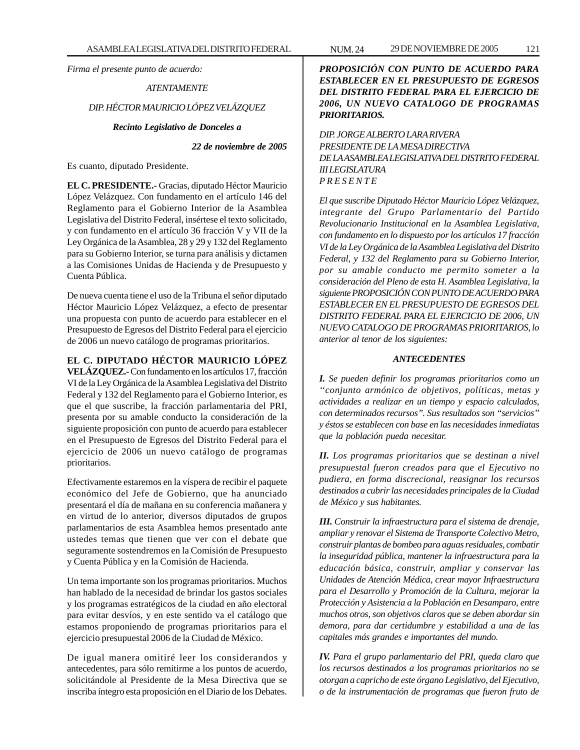*Firma el presente punto de acuerdo:*

*ATENTAMENTE*

*DIP. HÉCTOR MAURICIO LÓPEZ VELÁZQUEZ*

***Recinto Legislativo de Donceles a***

***22 de noviembre de 2005***

Es cuanto, diputado Presidente.

**EL C. PRESIDENTE.-** Gracias, diputado Héctor Mauricio López Velázquez. Con fundamento en el artículo 146 del Reglamento para el Gobierno Interior de la Asamblea Legislativa del Distrito Federal, insértese el texto solicitado, y con fundamento en el artículo 36 fracción V y VII de la Ley Orgánica de la Asamblea, 28 y 29 y 132 del Reglamento para su Gobierno Interior, se turna para análisis y dictamen a las Comisiones Unidas de Hacienda y de Presupuesto y Cuenta Pública.

De nueva cuenta tiene el uso de la Tribuna el señor diputado Héctor Mauricio López Velázquez, a efecto de presentar una propuesta con punto de acuerdo para establecer en el Presupuesto de Egresos del Distrito Federal para el ejercicio de 2006 un nuevo catálogo de programas prioritarios.

**EL C. DIPUTADO HÉCTOR MAURICIO LÓPEZ VELÁZQUEZ.-** Con fundamento en los artículos 17, fracción VI de la Ley Orgánica de la Asamblea Legislativa del Distrito Federal y 132 del Reglamento para el Gobierno Interior, es que el que suscribe, la fracción parlamentaria del PRI, presenta por su amable conducto la consideración de la siguiente proposición con punto de acuerdo para establecer en el Presupuesto de Egresos del Distrito Federal para el ejercicio de 2006 un nuevo catálogo de programas prioritarios.

Efectivamente estaremos en la víspera de recibir el paquete económico del Jefe de Gobierno, que ha anunciado presentará el día de mañana en su conferencia mañanera y en virtud de lo anterior, diversos diputados de grupos parlamentarios de esta Asamblea hemos presentado ante ustedes temas que tienen que ver con el debate que seguramente sostendremos en la Comisión de Presupuesto y Cuenta Pública y en la Comisión de Hacienda.

Un tema importante son los programas prioritarios. Muchos han hablado de la necesidad de brindar los gastos sociales y los programas estratégicos de la ciudad en año electoral para evitar desvíos, y en este sentido va el catálogo que estamos proponiendo de programas prioritarios para el ejercicio presupuestal 2006 de la Ciudad de México.

De igual manera omitiré leer los considerandos y antecedentes, para sólo remitirme a los puntos de acuerdo, solicitándole al Presidente de la Mesa Directiva que se inscriba íntegro esta proposición en el Diario de los Debates.

***PROPOSICIÓN CON PUNTO DE ACUERDO PARA ESTABLECER EN EL PRESUPUESTO DE EGRESOS DEL DISTRITO FEDERAL PARA EL EJERCICIO DE 2006, UN NUEVO CATALOGO DE PROGRAMAS PRIORITARIOS.***

*DIP. JORGE ALBERTO LARA RIVERA*
*PRESIDENTE DE LA MESA DIRECTIVA*
*DE LA ASAMBLEA LEGISLATIVA DEL DISTRITO FEDERAL*
*III LEGISLATURA*
*P R E S E N T E*

*El que suscribe Diputado Héctor Mauricio López Velázquez, integrante del Grupo Parlamentario del Partido Revolucionario Institucional en la Asamblea Legislativa, con fundamento en lo dispuesto por los artículos 17 fracción VI de la Ley Orgánica de la Asamblea Legislativa del Distrito Federal, y 132 del Reglamento para su Gobierno Interior, por su amable conducto me permito someter a la consideración del Pleno de esta H. Asamblea Legislativa, la siguiente PROPOSICIÓN CON PUNTO DE ACUERDO PARA ESTABLECER EN EL PRESUPUESTO DE EGRESOS DEL DISTRITO FEDERAL PARA EL EJERCICIO DE 2006, UN NUEVO CATALOGO DE PROGRAMAS PRIORITARIOS, lo anterior al tenor de los siguientes:*

***ANTECEDENTES***

***I.*** *Se pueden definir los programas prioritarios como un ''conjunto armónico de objetivos, políticas, metas y actividades a realizar en un tiempo y espacio calculados, con determinados recursos''. Sus resultados son ''servicios'' y éstos se establecen con base en las necesidades inmediatas que la población pueda necesitar.*

***II.*** *Los programas prioritarios que se destinan a nivel presupuestal fueron creados para que el Ejecutivo no pudiera, en forma discrecional, reasignar los recursos destinados a cubrir las necesidades principales de la Ciudad de México y sus habitantes.*

***III.*** *Construir la infraestructura para el sistema de drenaje, ampliar y renovar el Sistema de Transporte Colectivo Metro, construir plantas de bombeo para aguas residuales, combatir la inseguridad pública, mantener la infraestructura para la educación básica, construir, ampliar y conservar las Unidades de Atención Médica, crear mayor Infraestructura para el Desarrollo y Promoción de la Cultura, mejorar la Protección y Asistencia a la Población en Desamparo, entre muchos otros, son objetivos claros que se deben abordar sin demora, para dar certidumbre y estabilidad a una de las capitales más grandes e importantes del mundo.*

***IV.*** *Para el grupo parlamentario del PRI, queda claro que los recursos destinados a los programas prioritarios no se otorgan a capricho de este órgano Legislativo, del Ejecutivo, o de la instrumentación de programas que fueron fruto de*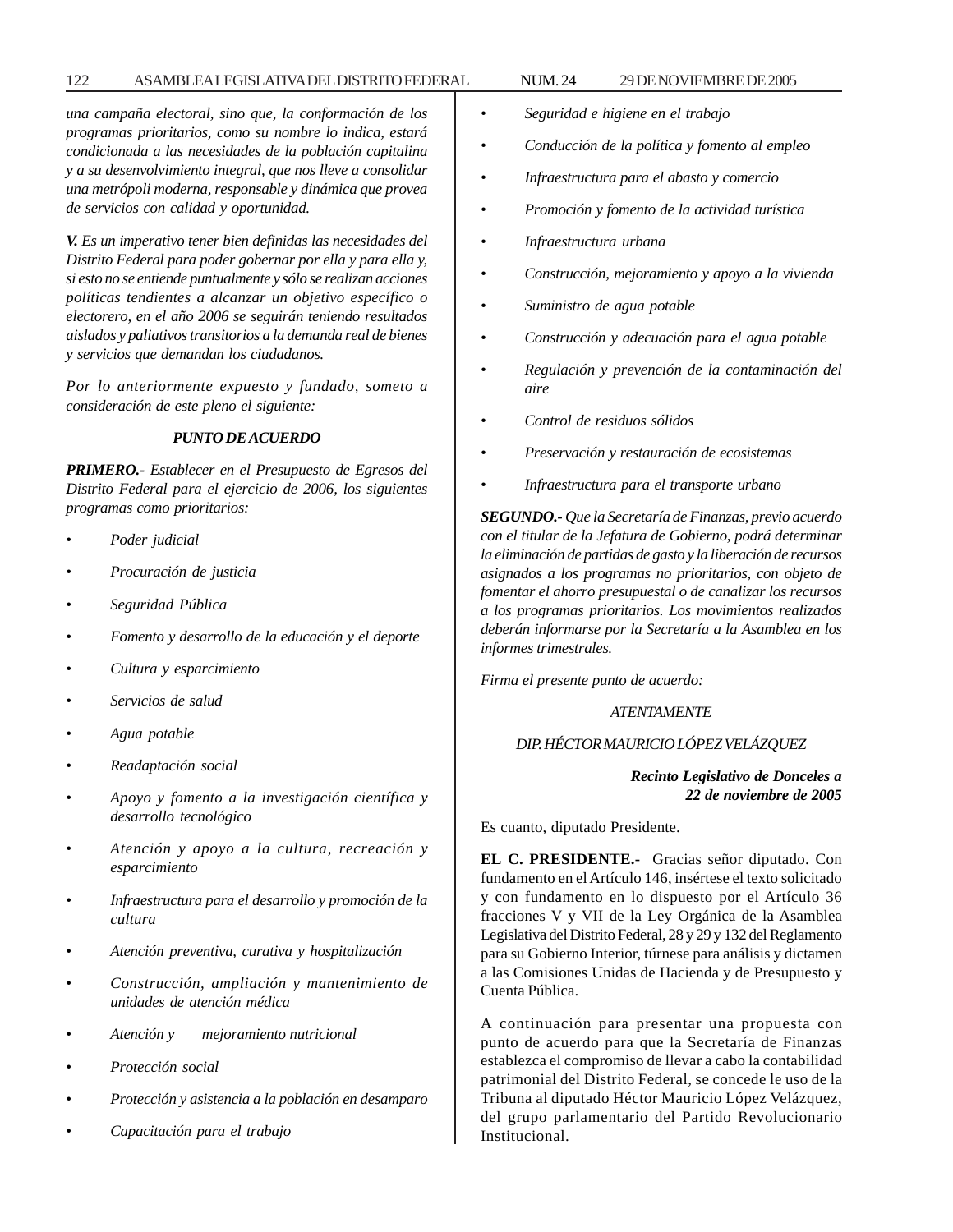*una campaña electoral, sino que, la conformación de los programas prioritarios, como su nombre lo indica, estará condicionada a las necesidades de la población capitalina y a su desenvolvimiento integral, que nos lleve a consolidar una metrópoli moderna, responsable y dinámica que provea de servicios con calidad y oportunidad.*

***V.*** *Es un imperativo tener bien definidas las necesidades del Distrito Federal para poder gobernar por ella y para ella y, si esto no se entiende puntualmente y sólo se realizan acciones políticas tendientes a alcanzar un objetivo específico o electorero, en el año 2006 se seguirán teniendo resultados aislados y paliativos transitorios a la demanda real de bienes y servicios que demandan los ciudadanos.*

*Por lo anteriormente expuesto y fundado, someto a consideración de este pleno el siguiente:*

***PUNTO DE ACUERDO***

***PRIMERO.-*** *Establecer en el Presupuesto de Egresos del Distrito Federal para el ejercicio de 2006, los siguientes programas como prioritarios:*

- *Poder judicial*
- *Procuración de justicia*
- *Seguridad Pública*
- *Fomento y desarrollo de la educación y el deporte*
- *Cultura y esparcimiento*
- *Servicios de salud*
- *Agua potable*
- *Readaptación social*
- *Apoyo y fomento a la investigación científica y desarrollo tecnológico*
- *Atención y apoyo a la cultura, recreación y esparcimiento*
- *Infraestructura para el desarrollo y promoción de la cultura*
- *Atención preventiva, curativa y hospitalización*
- *Construcción, ampliación y mantenimiento de unidades de atención médica*
- *Atención y mejoramiento nutricional*
- *Protección social*
- *Protección y asistencia a la población en desamparo*
- *Capacitación para el trabajo*
- *Seguridad e higiene en el trabajo*
- *Conducción de la política y fomento al empleo*
- *Infraestructura para el abasto y comercio*
- *Promoción y fomento de la actividad turística*
- *Infraestructura urbana*
- *Construcción, mejoramiento y apoyo a la vivienda*
- *Suministro de agua potable*
- *Construcción y adecuación para el agua potable*
- *Regulación y prevención de la contaminación del aire*
- *Control de residuos sólidos*
- *Preservación y restauración de ecosistemas*
- *Infraestructura para el transporte urbano*

***SEGUNDO.-*** *Que la Secretaría de Finanzas, previo acuerdo con el titular de la Jefatura de Gobierno, podrá determinar la eliminación de partidas de gasto y la liberación de recursos asignados a los programas no prioritarios, con objeto de fomentar el ahorro presupuestal o de canalizar los recursos a los programas prioritarios. Los movimientos realizados deberán informarse por la Secretaría a la Asamblea en los informes trimestrales.*

*Firma el presente punto de acuerdo:*

*ATENTAMENTE*

*DIP. HÉCTOR MAURICIO LÓPEZ VELÁZQUEZ*

***Recinto Legislativo de Donceles a 22 de noviembre de 2005***

Es cuanto, diputado Presidente.

**EL C. PRESIDENTE.-** Gracias señor diputado. Con fundamento en el Artículo 146, insértese el texto solicitado y con fundamento en lo dispuesto por el Artículo 36 fracciones V y VII de la Ley Orgánica de la Asamblea Legislativa del Distrito Federal, 28 y 29 y 132 del Reglamento para su Gobierno Interior, túrnese para análisis y dictamen a las Comisiones Unidas de Hacienda y de Presupuesto y Cuenta Pública.

A continuación para presentar una propuesta con punto de acuerdo para que la Secretaría de Finanzas establezca el compromiso de llevar a cabo la contabilidad patrimonial del Distrito Federal, se concede le uso de la Tribuna al diputado Héctor Mauricio López Velázquez, del grupo parlamentario del Partido Revolucionario Institucional.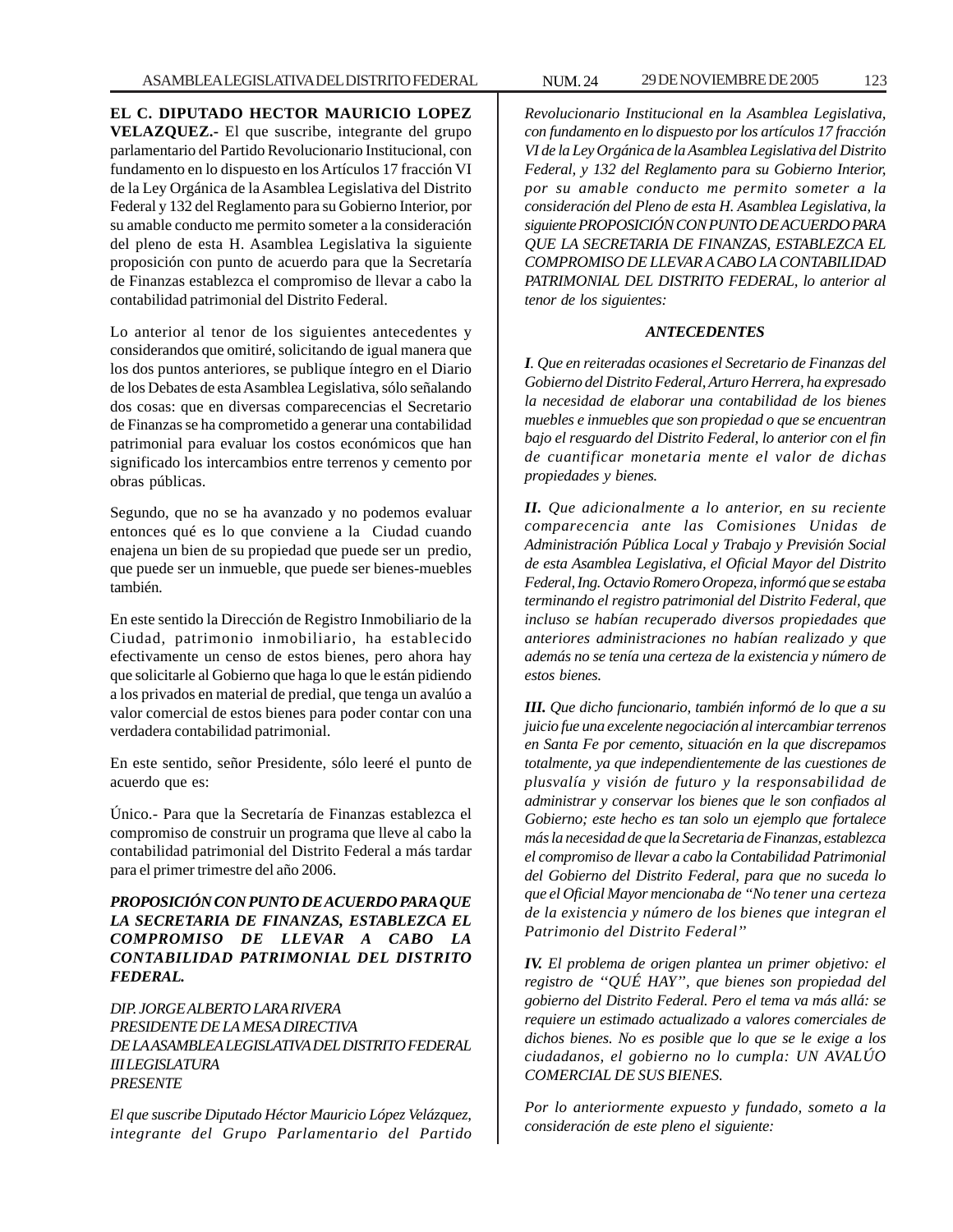**EL C. DIPUTADO HECTOR MAURICIO LOPEZ VELAZQUEZ.-** El que suscribe, integrante del grupo parlamentario del Partido Revolucionario Institucional, con fundamento en lo dispuesto en los Artículos 17 fracción VI de la Ley Orgánica de la Asamblea Legislativa del Distrito Federal y 132 del Reglamento para su Gobierno Interior, por su amable conducto me permito someter a la consideración del pleno de esta H. Asamblea Legislativa la siguiente proposición con punto de acuerdo para que la Secretaría de Finanzas establezca el compromiso de llevar a cabo la contabilidad patrimonial del Distrito Federal.

Lo anterior al tenor de los siguientes antecedentes y considerandos que omitiré, solicitando de igual manera que los dos puntos anteriores, se publique íntegro en el Diario de los Debates de esta Asamblea Legislativa, sólo señalando dos cosas: que en diversas comparecencias el Secretario de Finanzas se ha comprometido a generar una contabilidad patrimonial para evaluar los costos económicos que han significado los intercambios entre terrenos y cemento por obras públicas.

Segundo, que no se ha avanzado y no podemos evaluar entonces qué es lo que conviene a la Ciudad cuando enajena un bien de su propiedad que puede ser un predio, que puede ser un inmueble, que puede ser bienes-muebles también.

En este sentido la Dirección de Registro Inmobiliario de la Ciudad, patrimonio inmobiliario, ha establecido efectivamente un censo de estos bienes, pero ahora hay que solicitarle al Gobierno que haga lo que le están pidiendo a los privados en material de predial, que tenga un avalúo a valor comercial de estos bienes para poder contar con una verdadera contabilidad patrimonial.

En este sentido, señor Presidente, sólo leeré el punto de acuerdo que es:

Único.- Para que la Secretaría de Finanzas establezca el compromiso de construir un programa que lleve al cabo la contabilidad patrimonial del Distrito Federal a más tardar para el primer trimestre del año 2006.

***PROPOSICIÓN CON PUNTO DE ACUERDO PARA QUE LA SECRETARIA DE FINANZAS, ESTABLEZCA EL COMPROMISO DE LLEVAR A CABO LA CONTABILIDAD PATRIMONIAL DEL DISTRITO FEDERAL.***

*DIP. JORGE ALBERTO LARA RIVERA*
*PRESIDENTE DE LA MESA DIRECTIVA*
*DE LA ASAMBLEA LEGISLATIVA DEL DISTRITO FEDERAL*
*III LEGISLATURA*
*PRESENTE*

*El que suscribe Diputado Héctor Mauricio López Velázquez, integrante del Grupo Parlamentario del Partido Revolucionario Institucional en la Asamblea Legislativa, con fundamento en lo dispuesto por los artículos 17 fracción VI de la Ley Orgánica de la Asamblea Legislativa del Distrito Federal, y 132 del Reglamento para su Gobierno Interior, por su amable conducto me permito someter a la consideración del Pleno de esta H. Asamblea Legislativa, la siguiente PROPOSICIÓN CON PUNTO DE ACUERDO PARA QUE LA SECRETARIA DE FINANZAS, ESTABLEZCA EL COMPROMISO DE LLEVAR A CABO LA CONTABILIDAD PATRIMONIAL DEL DISTRITO FEDERAL, lo anterior al tenor de los siguientes:*

***ANTECEDENTES***

***I****. Que en reiteradas ocasiones el Secretario de Finanzas del Gobierno del Distrito Federal, Arturo Herrera, ha expresado la necesidad de elaborar una contabilidad de los bienes muebles e inmuebles que son propiedad o que se encuentran bajo el resguardo del Distrito Federal, lo anterior con el fin de cuantificar monetaria mente el valor de dichas propiedades y bienes.*

***II****. Que adicionalmente a lo anterior, en su reciente comparecencia ante las Comisiones Unidas de Administración Pública Local y Trabajo y Previsión Social de esta Asamblea Legislativa, el Oficial Mayor del Distrito Federal, Ing. Octavio Romero Oropeza, informó que se estaba terminando el registro patrimonial del Distrito Federal, que incluso se habían recuperado diversos propiedades que anteriores administraciones no habían realizado y que además no se tenía una certeza de la existencia y número de estos bienes.*

***III****. Que dicho funcionario, también informó de lo que a su juicio fue una excelente negociación al intercambiar terrenos en Santa Fe por cemento, situación en la que discrepamos totalmente, ya que independientemente de las cuestiones de plusvalía y visión de futuro y la responsabilidad de administrar y conservar los bienes que le son confiados al Gobierno; este hecho es tan solo un ejemplo que fortalece más la necesidad de que la Secretaria de Finanzas, establezca el compromiso de llevar a cabo la Contabilidad Patrimonial del Gobierno del Distrito Federal, para que no suceda lo que el Oficial Mayor mencionaba de “No tener una certeza de la existencia y número de los bienes que integran el Patrimonio del Distrito Federal”*

***IV****. El problema de origen plantea un primer objetivo: el registro de “QUÉ HAY”, que bienes son propiedad del gobierno del Distrito Federal. Pero el tema va más allá: se requiere un estimado actualizado a valores comerciales de dichos bienes. No es posible que lo que se le exige a los ciudadanos, el gobierno no lo cumpla: UN AVALÚO COMERCIAL DE SUS BIENES.*

*Por lo anteriormente expuesto y fundado, someto a la consideración de este pleno el siguiente:*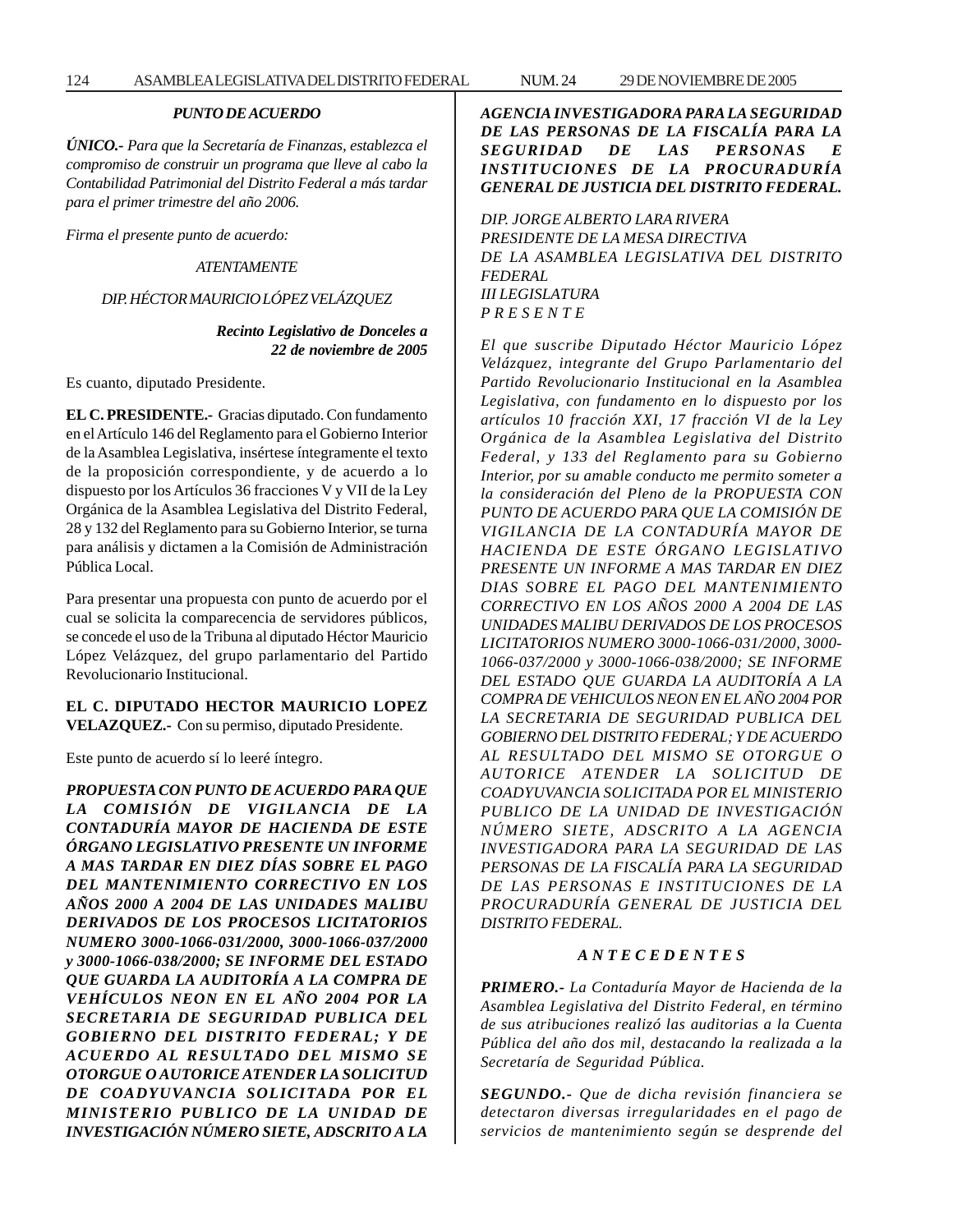*PUNTO DE ACUERDO*

***ÚNICO.-*** *Para que la Secretaría de Finanzas, establezca el compromiso de construir un programa que lleve al cabo la Contabilidad Patrimonial del Distrito Federal a más tardar para el primer trimestre del año 2006.*

*Firma el presente punto de acuerdo:*

*ATENTAMENTE*

*DIP. HÉCTOR MAURICIO LÓPEZ VELÁZQUEZ*

***Recinto Legislativo de Donceles a 22 de noviembre de 2005***

Es cuanto, diputado Presidente.

**EL C. PRESIDENTE.-** Gracias diputado. Con fundamento en el Artículo 146 del Reglamento para el Gobierno Interior de la Asamblea Legislativa, insértese íntegramente el texto de la proposición correspondiente, y de acuerdo a lo dispuesto por los Artículos 36 fracciones V y VII de la Ley Orgánica de la Asamblea Legislativa del Distrito Federal, 28 y 132 del Reglamento para su Gobierno Interior, se turna para análisis y dictamen a la Comisión de Administración Pública Local.

Para presentar una propuesta con punto de acuerdo por el cual se solicita la comparecencia de servidores públicos, se concede el uso de la Tribuna al diputado Héctor Mauricio López Velázquez, del grupo parlamentario del Partido Revolucionario Institucional.

**EL C. DIPUTADO HECTOR MAURICIO LOPEZ VELAZQUEZ.-** Con su permiso, diputado Presidente.

Este punto de acuerdo sí lo leeré íntegro.

***PROPUESTA CON PUNTO DE ACUERDO PARA QUE LA COMISIÓN DE VIGILANCIA DE LA CONTADURÍA MAYOR DE HACIENDA DE ESTE ÓRGANO LEGISLATIVO PRESENTE UN INFORME A MAS TARDAR EN DIEZ DÍAS SOBRE EL PAGO DEL MANTENIMIENTO CORRECTIVO EN LOS AÑOS 2000 A 2004 DE LAS UNIDADES MALIBU DERIVADOS DE LOS PROCESOS LICITATORIOS NUMERO 3000-1066-031/2000, 3000-1066-037/2000 y 3000-1066-038/2000; SE INFORME DEL ESTADO QUE GUARDA LA AUDITORÍA A LA COMPRA DE VEHÍCULOS NEON EN EL AÑO 2004 POR LA SECRETARIA DE SEGURIDAD PUBLICA DEL GOBIERNO DEL DISTRITO FEDERAL; Y DE ACUERDO AL RESULTADO DEL MISMO SE OTORGUE O AUTORICE ATENDER LA SOLICITUD DE COADYUVANCIA SOLICITADA POR EL MINISTERIO PUBLICO DE LA UNIDAD DE INVESTIGACIÓN NÚMERO SIETE, ADSCRITO A LA AGENCIA INVESTIGADORA PARA LA SEGURIDAD DE LAS PERSONAS DE LA FISCALÍA PARA LA SEGURIDAD DE LAS PERSONAS E INSTITUCIONES DE LA PROCURADURÍA GENERAL DE JUSTICIA DEL DISTRITO FEDERAL.***

*DIP. JORGE ALBERTO LARA RIVERA*
*PRESIDENTE DE LA MESA DIRECTIVA*
*DE LA ASAMBLEA LEGISLATIVA DEL DISTRITO FEDERAL*
*III LEGISLATURA*
*P R E S E N T E*

*El que suscribe Diputado Héctor Mauricio López Velázquez, integrante del Grupo Parlamentario del Partido Revolucionario Institucional en la Asamblea Legislativa, con fundamento en lo dispuesto por los artículos 10 fracción XXI, 17 fracción VI de la Ley Orgánica de la Asamblea Legislativa del Distrito Federal, y 133 del Reglamento para su Gobierno Interior, por su amable conducto me permito someter a la consideración del Pleno de la PROPUESTA CON PUNTO DE ACUERDO PARA QUE LA COMISIÓN DE VIGILANCIA DE LA CONTADURÍA MAYOR DE HACIENDA DE ESTE ÓRGANO LEGISLATIVO PRESENTE UN INFORME A MAS TARDAR EN DIEZ DIAS SOBRE EL PAGO DEL MANTENIMIENTO CORRECTIVO EN LOS AÑOS 2000 A 2004 DE LAS UNIDADES MALIBU DERIVADOS DE LOS PROCESOS LICITATORIOS NUMERO 3000-1066-031/2000, 3000-1066-037/2000 y 3000-1066-038/2000; SE INFORME DEL ESTADO QUE GUARDA LA AUDITORÍA A LA COMPRA DE VEHICULOS NEON EN EL AÑO 2004 POR LA SECRETARIA DE SEGURIDAD PUBLICA DEL GOBIERNO DEL DISTRITO FEDERAL; Y DE ACUERDO AL RESULTADO DEL MISMO SE OTORGUE O AUTORICE ATENDER LA SOLICITUD DE COADYUVANCIA SOLICITADA POR EL MINISTERIO PUBLICO DE LA UNIDAD DE INVESTIGACIÓN NÚMERO SIETE, ADSCRITO A LA AGENCIA INVESTIGADORA PARA LA SEGURIDAD DE LAS PERSONAS DE LA FISCALÍA PARA LA SEGURIDAD DE LAS PERSONAS E INSTITUCIONES DE LA PROCURADURÍA GENERAL DE JUSTICIA DEL DISTRITO FEDERAL.*

***A N T E C E D E N T E S***

***PRIMERO.-*** *La Contaduría Mayor de Hacienda de la Asamblea Legislativa del Distrito Federal, en término de sus atribuciones realizó las auditorias a la Cuenta Pública del año dos mil, destacando la realizada a la Secretaría de Seguridad Pública.*

***SEGUNDO.-*** *Que de dicha revisión financiera se detectaron diversas irregularidades en el pago de servicios de mantenimiento según se desprende del*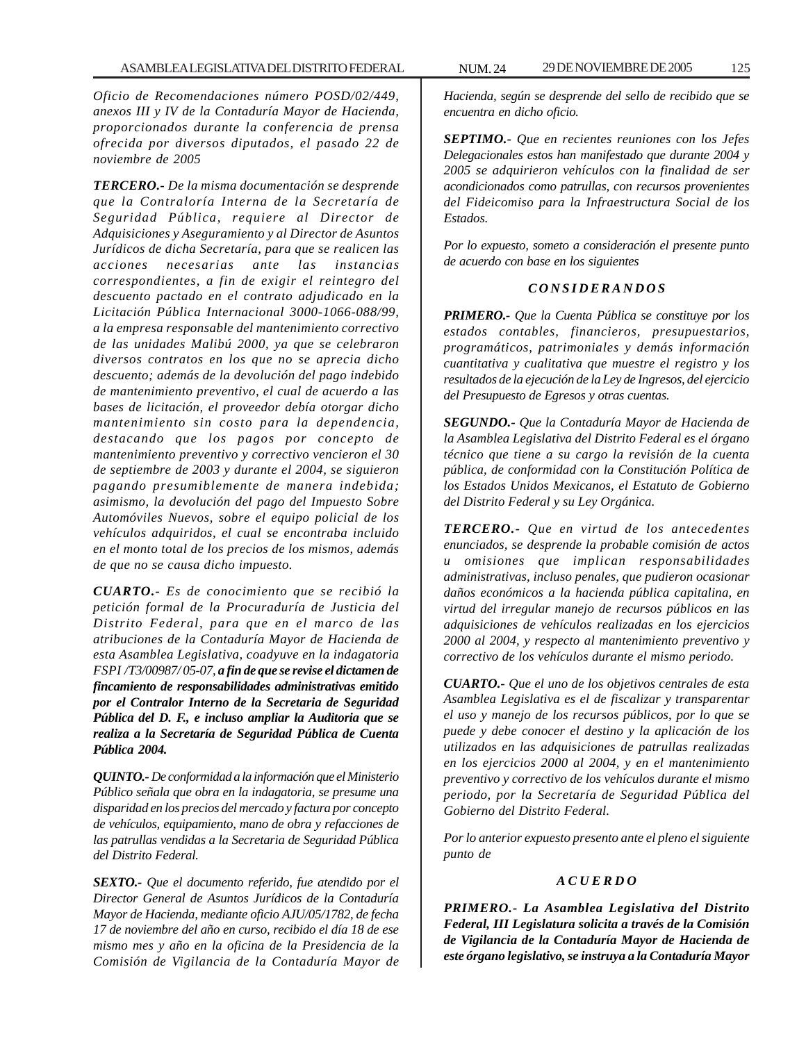*Oficio de Recomendaciones número POSD/02/449, anexos III y IV de la Contaduría Mayor de Hacienda, proporcionados durante la conferencia de prensa ofrecida por diversos diputados, el pasado 22 de noviembre de 2005*

***TERCERO.-*** *De la misma documentación se desprende que la Contraloría Interna de la Secretaría de Seguridad Pública, requiere al Director de Adquisiciones y Aseguramiento y al Director de Asuntos Jurídicos de dicha Secretaría, para que se realicen las acciones necesarias ante las instancias correspondientes, a fin de exigir el reintegro del descuento pactado en el contrato adjudicado en la Licitación Pública Internacional 3000-1066-088/99, a la empresa responsable del mantenimiento correctivo de las unidades Malibú 2000, ya que se celebraron diversos contratos en los que no se aprecia dicho descuento; además de la devolución del pago indebido de mantenimiento preventivo, el cual de acuerdo a las bases de licitación, el proveedor debía otorgar dicho mantenimiento sin costo para la dependencia, destacando que los pagos por concepto de mantenimiento preventivo y correctivo vencieron el 30 de septiembre de 2003 y durante el 2004, se siguieron pagando presumiblemente de manera indebida; asimismo, la devolución del pago del Impuesto Sobre Automóviles Nuevos, sobre el equipo policial de los vehículos adquiridos, el cual se encontraba incluido en el monto total de los precios de los mismos, además de que no se causa dicho impuesto.*

***CUARTO.-*** *Es de conocimiento que se recibió la petición formal de la Procuraduría de Justicia del Distrito Federal, para que en el marco de las atribuciones de la Contaduría Mayor de Hacienda de esta Asamblea Legislativa, coadyuve en la indagatoria FSPI /T3/00987/ 05-07,* ***a fin de que se revise el dictamen de fincamiento de responsabilidades administrativas emitido por el Contralor Interno de la Secretaria de Seguridad Pública del D. F., e incluso ampliar la Auditoria que se realiza a la Secretaría de Seguridad Pública de Cuenta Pública 2004.***

***QUINTO.-*** *De conformidad a la información que el Ministerio Público señala que obra en la indagatoria, se presume una disparidad en los precios del mercado y factura por concepto de vehículos, equipamiento, mano de obra y refacciones de las patrullas vendidas a la Secretaria de Seguridad Pública del Distrito Federal.*

***SEXTO.-*** *Que el documento referido, fue atendido por el Director General de Asuntos Jurídicos de la Contaduría Mayor de Hacienda, mediante oficio AJU/05/1782, de fecha 17 de noviembre del año en curso, recibido el día 18 de ese mismo mes y año en la oficina de la Presidencia de la Comisión de Vigilancia de la Contaduría Mayor de Hacienda, según se desprende del sello de recibido que se encuentra en dicho oficio.*

***SEPTIMO.-*** *Que en recientes reuniones con los Jefes Delegacionales estos han manifestado que durante 2004 y 2005 se adquirieron vehículos con la finalidad de ser acondicionados como patrullas, con recursos provenientes del Fideicomiso para la Infraestructura Social de los Estados.*

*Por lo expuesto, someto a consideración el presente punto de acuerdo con base en los siguientes*

***C O N S I D E R A N D O S***

***PRIMERO.-*** *Que la Cuenta Pública se constituye por los estados contables, financieros, presupuestarios, programáticos, patrimoniales y demás información cuantitativa y cualitativa que muestre el registro y los resultados de la ejecución de la Ley de Ingresos, del ejercicio del Presupuesto de Egresos y otras cuentas.*

***SEGUNDO.-*** *Que la Contaduría Mayor de Hacienda de la Asamblea Legislativa del Distrito Federal es el órgano técnico que tiene a su cargo la revisión de la cuenta pública, de conformidad con la Constitución Política de los Estados Unidos Mexicanos, el Estatuto de Gobierno del Distrito Federal y su Ley Orgánica.*

***TERCERO.-*** *Que en virtud de los antecedentes enunciados, se desprende la probable comisión de actos u omisiones que implican responsabilidades administrativas, incluso penales, que pudieron ocasionar daños económicos a la hacienda pública capitalina, en virtud del irregular manejo de recursos públicos en las adquisiciones de vehículos realizadas en los ejercicios 2000 al 2004, y respecto al mantenimiento preventivo y correctivo de los vehículos durante el mismo periodo.*

***CUARTO.-*** *Que el uno de los objetivos centrales de esta Asamblea Legislativa es el de fiscalizar y transparentar el uso y manejo de los recursos públicos, por lo que se puede y debe conocer el destino y la aplicación de los utilizados en las adquisiciones de patrullas realizadas en los ejercicios 2000 al 2004, y en el mantenimiento preventivo y correctivo de los vehículos durante el mismo periodo, por la Secretaría de Seguridad Pública del Gobierno del Distrito Federal.*

*Por lo anterior expuesto presento ante el pleno el siguiente punto de*

***A C U E R D O***

***PRIMERO.- La Asamblea Legislativa del Distrito Federal, III Legislatura solicita a través de la Comisión de Vigilancia de la Contaduría Mayor de Hacienda de este órgano legislativo, se instruya a la Contaduría Mayor***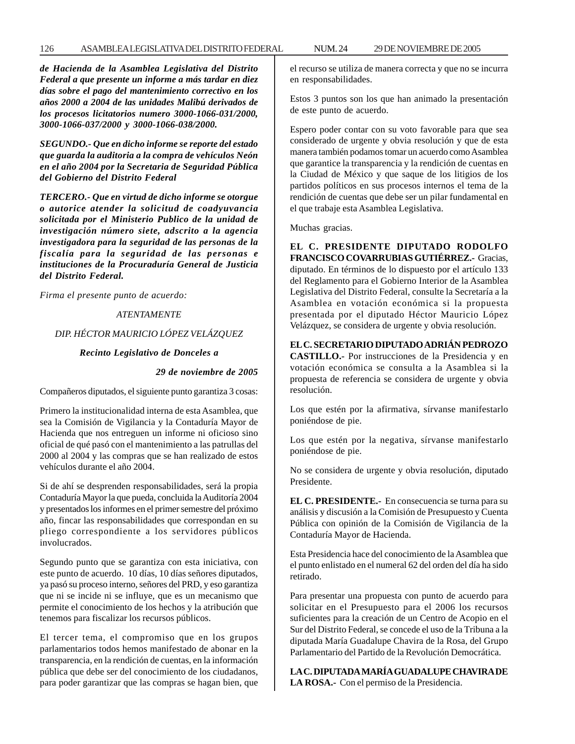***de Hacienda de la Asamblea Legislativa del Distrito Federal a que presente un informe a más tardar en diez días sobre el pago del mantenimiento correctivo en los años 2000 a 2004 de las unidades Malibú derivados de los procesos licitatorios numero 3000-1066-031/2000, 3000-1066-037/2000 y 3000-1066-038/2000.***

***SEGUNDO.- Que en dicho informe se reporte del estado que guarda la auditoria a la compra de vehículos Neón en el año 2004 por la Secretaria de Seguridad Pública del Gobierno del Distrito Federal***

***TERCERO.- Que en virtud de dicho informe se otorgue o autorice atender la solicitud de coadyuvancia solicitada por el Ministerio Publico de la unidad de investigación número siete, adscrito a la agencia investigadora para la seguridad de las personas de la fiscalía para la seguridad de las personas e instituciones de la Procuraduría General de Justicia del Distrito Federal.***

*Firma el presente punto de acuerdo:*

*ATENTAMENTE*

*DIP. HÉCTOR MAURICIO LÓPEZ VELÁZQUEZ*

***Recinto Legislativo de Donceles a***

***29 de noviembre de 2005***

Compañeros diputados, el siguiente punto garantiza 3 cosas:

Primero la institucionalidad interna de esta Asamblea, que sea la Comisión de Vigilancia y la Contaduría Mayor de Hacienda que nos entreguen un informe ni oficioso sino oficial de qué pasó con el mantenimiento a las patrullas del 2000 al 2004 y las compras que se han realizado de estos vehículos durante el año 2004.

Si de ahí se desprenden responsabilidades, será la propia Contaduría Mayor la que pueda, concluida la Auditoría 2004 y presentados los informes en el primer semestre del próximo año, fincar las responsabilidades que correspondan en su pliego correspondiente a los servidores públicos involucrados.

Segundo punto que se garantiza con esta iniciativa, con este punto de acuerdo. 10 días, 10 días señores diputados, ya pasó su proceso interno, señores del PRD, y eso garantiza que ni se incide ni se influye, que es un mecanismo que permite el conocimiento de los hechos y la atribución que tenemos para fiscalizar los recursos públicos.

El tercer tema, el compromiso que en los grupos parlamentarios todos hemos manifestado de abonar en la transparencia, en la rendición de cuentas, en la información pública que debe ser del conocimiento de los ciudadanos, para poder garantizar que las compras se hagan bien, que el recurso se utiliza de manera correcta y que no se incurra en responsabilidades.

Estos 3 puntos son los que han animado la presentación de este punto de acuerdo.

Espero poder contar con su voto favorable para que sea considerado de urgente y obvia resolución y que de esta manera también podamos tomar un acuerdo como Asamblea que garantice la transparencia y la rendición de cuentas en la Ciudad de México y que saque de los litigios de los partidos políticos en sus procesos internos el tema de la rendición de cuentas que debe ser un pilar fundamental en el que trabaje esta Asamblea Legislativa.

Muchas gracias.

**EL C. PRESIDENTE DIPUTADO RODOLFO FRANCISCO COVARRUBIAS GUTIÉRREZ.-** Gracias, diputado. En términos de lo dispuesto por el artículo 133 del Reglamento para el Gobierno Interior de la Asamblea Legislativa del Distrito Federal, consulte la Secretaría a la Asamblea en votación económica si la propuesta presentada por el diputado Héctor Mauricio López Velázquez, se considera de urgente y obvia resolución.

**EL C. SECRETARIO DIPUTADO ADRIÁN PEDROZO CASTILLO.-** Por instrucciones de la Presidencia y en votación económica se consulta a la Asamblea si la propuesta de referencia se considera de urgente y obvia resolución.

Los que estén por la afirmativa, sírvanse manifestarlo poniéndose de pie.

Los que estén por la negativa, sírvanse manifestarlo poniéndose de pie.

No se considera de urgente y obvia resolución, diputado Presidente.

**EL C. PRESIDENTE.-** En consecuencia se turna para su análisis y discusión a la Comisión de Presupuesto y Cuenta Pública con opinión de la Comisión de Vigilancia de la Contaduría Mayor de Hacienda.

Esta Presidencia hace del conocimiento de la Asamblea que el punto enlistado en el numeral 62 del orden del día ha sido retirado.

Para presentar una propuesta con punto de acuerdo para solicitar en el Presupuesto para el 2006 los recursos suficientes para la creación de un Centro de Acopio en el Sur del Distrito Federal, se concede el uso de la Tribuna a la diputada María Guadalupe Chavira de la Rosa, del Grupo Parlamentario del Partido de la Revolución Democrática.

**LA C. DIPUTADA MARÍA GUADALUPE CHAVIRA DE LA ROSA.-** Con el permiso de la Presidencia.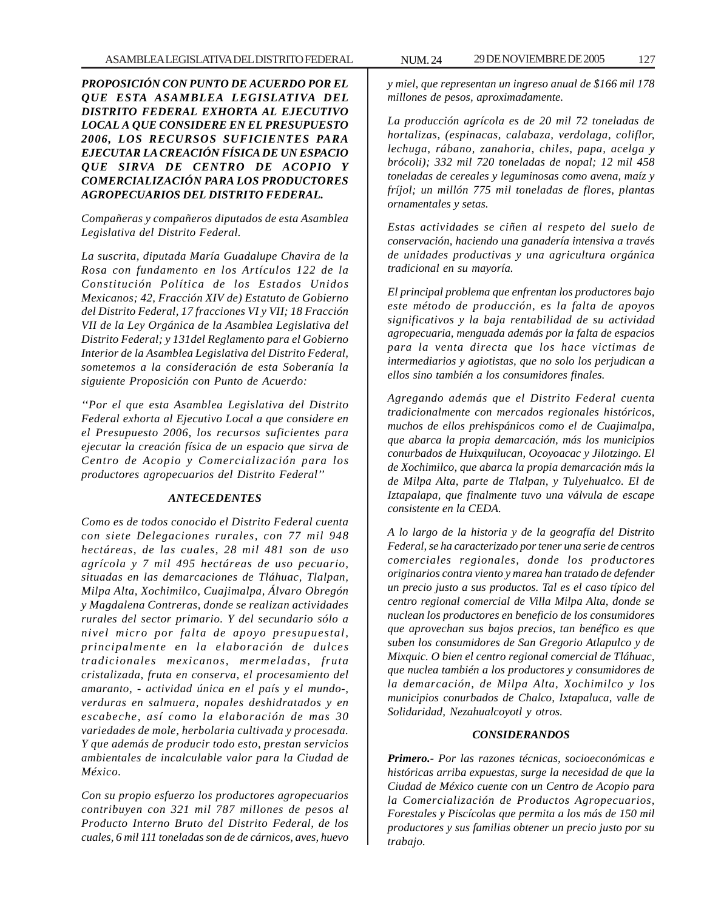***PROPOSICIÓN CON PUNTO DE ACUERDO POR EL QUE ESTA ASAMBLEA LEGISLATIVA DEL DISTRITO FEDERAL EXHORTA AL EJECUTIVO LOCAL A QUE CONSIDERE EN EL PRESUPUESTO 2006, LOS RECURSOS SUFICIENTES PARA EJECUTAR LA CREACIÓN FÍSICA DE UN ESPACIO QUE SIRVA DE CENTRO DE ACOPIO Y COMERCIALIZACIÓN PARA LOS PRODUCTORES AGROPECUARIOS DEL DISTRITO FEDERAL.***

*Compañeras y compañeros diputados de esta Asamblea Legislativa del Distrito Federal.*

*La suscrita, diputada María Guadalupe Chavira de la Rosa con fundamento en los Artículos 122 de la Constitución Política de los Estados Unidos Mexicanos; 42, Fracción XIV de) Estatuto de Gobierno del Distrito Federal, 17 fracciones VI y VII; 18 Fracción VII de la Ley Orgánica de la Asamblea Legislativa del Distrito Federal; y 131del Reglamento para el Gobierno Interior de la Asamblea Legislativa del Distrito Federal, sometemos a la consideración de esta Soberanía la siguiente Proposición con Punto de Acuerdo:*

*''Por el que esta Asamblea Legislativa del Distrito Federal exhorta al Ejecutivo Local a que considere en el Presupuesto 2006, los recursos suficientes para ejecutar la creación física de un espacio que sirva de Centro de Acopio y Comercialización para los productores agropecuarios del Distrito Federal''*

***ANTECEDENTES***

*Como es de todos conocido el Distrito Federal cuenta con siete Delegaciones rurales, con 77 mil 948 hectáreas, de las cuales, 28 mil 481 son de uso agrícola y 7 mil 495 hectáreas de uso pecuario, situadas en las demarcaciones de Tláhuac, Tlalpan, Milpa Alta, Xochimilco, Cuajimalpa, Álvaro Obregón y Magdalena Contreras, donde se realizan actividades rurales del sector primario. Y del secundario sólo a nivel micro por falta de apoyo presupuestal, principalmente en la elaboración de dulces tradicionales mexicanos, mermeladas, fruta cristalizada, fruta en conserva, el procesamiento del amaranto, - actividad única en el país y el mundo-, verduras en salmuera, nopales deshidratados y en escabeche, así como la elaboración de mas 30 variedades de mole, herbolaria cultivada y procesada. Y que además de producir todo esto, prestan servicios ambientales de incalculable valor para la Ciudad de México.*

*Con su propio esfuerzo los productores agropecuarios contribuyen con 321 mil 787 millones de pesos al Producto Interno Bruto del Distrito Federal, de los cuales, 6 mil 111 toneladas son de de cárnicos, aves, huevo y miel, que representan un ingreso anual de $166 mil 178 millones de pesos, aproximadamente.*

*La producción agrícola es de 20 mil 72 toneladas de hortalizas, (espinacas, calabaza, verdolaga, coliflor, lechuga, rábano, zanahoria, chiles, papa, acelga y brócoli); 332 mil 720 toneladas de nopal; 12 mil 458 toneladas de cereales y leguminosas como avena, maíz y fríjol; un millón 775 mil toneladas de flores, plantas ornamentales y setas.*

*Estas actividades se ciñen al respeto del suelo de conservación, haciendo una ganadería intensiva a través de unidades productivas y una agricultura orgánica tradicional en su mayoría.*

*El principal problema que enfrentan los productores bajo este método de producción, es la falta de apoyos significativos y la baja rentabilidad de su actividad agropecuaria, menguada además por la falta de espacios para la venta directa que los hace victimas de intermediarios y agiotistas, que no solo los perjudican a ellos sino también a los consumidores finales.*

*Agregando además que el Distrito Federal cuenta tradicionalmente con mercados regionales históricos, muchos de ellos prehispánicos como el de Cuajimalpa, que abarca la propia demarcación, más los municipios conurbados de Huixquilucan, Ocoyoacac y Jilotzingo. El de Xochimilco, que abarca la propia demarcación más la de Milpa Alta, parte de Tlalpan, y Tulyehualco. El de Iztapalapa, que finalmente tuvo una válvula de escape consistente en la CEDA.*

*A lo largo de la historia y de la geografía del Distrito Federal, se ha caracterizado por tener una serie de centros comerciales regionales, donde los productores originarios contra viento y marea han tratado de defender un precio justo a sus productos. Tal es el caso típico del centro regional comercial de Villa Milpa Alta, donde se nuclean los productores en beneficio de los consumidores que aprovechan sus bajos precios, tan benéfico es que suben los consumidores de San Gregorio Atlapulco y de Mixquic. O bien el centro regional comercial de Tláhuac, que nuclea también a los productores y consumidores de la demarcación, de Milpa Alta, Xochimilco y los municipios conurbados de Chalco, Ixtapaluca, valle de Solidaridad, Nezahualcoyotl y otros.*

***CONSIDERANDOS***

***Primero.-*** *Por las razones técnicas, socioeconómicas e históricas arriba expuestas, surge la necesidad de que la Ciudad de México cuente con un Centro de Acopio para la Comercialización de Productos Agropecuarios, Forestales y Piscícolas que permita a los más de 150 mil productores y sus familias obtener un precio justo por su trabajo.*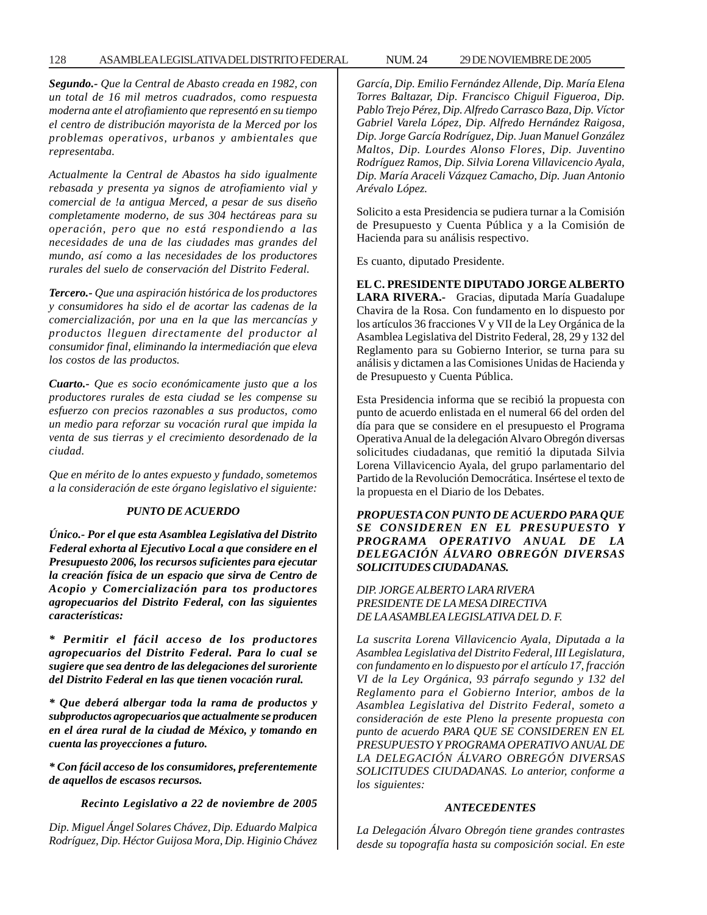*Segundo.- Que la Central de Abasto creada en 1982, con un total de 16 mil metros cuadrados, como respuesta moderna ante el atrofiamiento que representó en su tiempo el centro de distribución mayorista de la Merced por los problemas operativos, urbanos y ambientales que representaba.*

*Actualmente la Central de Abastos ha sido igualmente rebasada y presenta ya signos de atrofiamiento vial y comercial de !a antigua Merced, a pesar de sus diseño completamente moderno, de sus 304 hectáreas para su operación, pero que no está respondiendo a las necesidades de una de las ciudades mas grandes del mundo, así como a las necesidades de los productores rurales del suelo de conservación del Distrito Federal.*

*Tercero.- Que una aspiración histórica de los productores y consumidores ha sido el de acortar las cadenas de la comercialización, por una en la que las mercancías y productos lleguen directamente del productor al consumidor final, eliminando la intermediación que eleva los costos de las productos.*

*Cuarto.- Que es socio económicamente justo que a los productores rurales de esta ciudad se les compense su esfuerzo con precios razonables a sus productos, como un medio para reforzar su vocación rural que impida la venta de sus tierras y el crecimiento desordenado de la ciudad.*

*Que en mérito de lo antes expuesto y fundado, sometemos a la consideración de este órgano legislativo el siguiente:*

***PUNTO DE ACUERDO***

***Único.- Por el que esta Asamblea Legislativa del Distrito Federal exhorta al Ejecutivo Local a que considere en el Presupuesto 2006, los recursos suficientes para ejecutar la creación física de un espacio que sirva de Centro de Acopio y Comercialización para tos productores agropecuarios del Distrito Federal, con las siguientes características:***

***\* Permitir el fácil acceso de los productores agropecuarios del Distrito Federal. Para lo cual se sugiere que sea dentro de las delegaciones del suroriente del Distrito Federal en las que tienen vocación rural.***

***\* Que deberá albergar toda la rama de productos y subproductos agropecuarios que actualmente se producen en el área rural de la ciudad de México, y tomando en cuenta las proyecciones a futuro.***

***\* Con fácil acceso de los consumidores, preferentemente de aquellos de escasos recursos.***

***Recinto Legislativo a 22 de noviembre de 2005***

*Dip. Miguel Ángel Solares Chávez, Dip. Eduardo Malpica Rodríguez, Dip. Héctor Guijosa Mora, Dip. Higinio Chávez García, Dip. Emilio Fernández Allende, Dip. María Elena Torres Baltazar, Dip. Francisco Chiguil Figueroa, Dip. Pablo Trejo Pérez, Dip. Alfredo Carrasco Baza, Dip. Víctor Gabriel Varela López, Dip. Alfredo Hernández Raigosa, Dip. Jorge García Rodríguez, Dip. Juan Manuel González Maltos, Dip. Lourdes Alonso Flores, Dip. Juventino Rodríguez Ramos, Dip. Silvia Lorena Villavicencio Ayala, Dip. María Araceli Vázquez Camacho, Dip. Juan Antonio Arévalo López.*

Solicito a esta Presidencia se pudiera turnar a la Comisión de Presupuesto y Cuenta Pública y a la Comisión de Hacienda para su análisis respectivo.

Es cuanto, diputado Presidente.

**EL C. PRESIDENTE DIPUTADO JORGE ALBERTO LARA RIVERA.-** Gracias, diputada María Guadalupe Chavira de la Rosa. Con fundamento en lo dispuesto por los artículos 36 fracciones V y VII de la Ley Orgánica de la Asamblea Legislativa del Distrito Federal, 28, 29 y 132 del Reglamento para su Gobierno Interior, se turna para su análisis y dictamen a las Comisiones Unidas de Hacienda y de Presupuesto y Cuenta Pública.

Esta Presidencia informa que se recibió la propuesta con punto de acuerdo enlistada en el numeral 66 del orden del día para que se considere en el presupuesto el Programa Operativa Anual de la delegación Alvaro Obregón diversas solicitudes ciudadanas, que remitió la diputada Silvia Lorena Villavicencio Ayala, del grupo parlamentario del Partido de la Revolución Democrática. Insértese el texto de la propuesta en el Diario de los Debates.

***PROPUESTA CON PUNTO DE ACUERDO PARA QUE SE CONSIDEREN EN EL PRESUPUESTO Y PROGRAMA OPERATIVO ANUAL DE LA DELEGACIÓN ÁLVARO OBREGÓN DIVERSAS SOLICITUDES CIUDADANAS.***

*DIP. JORGE ALBERTO LARA RIVERA*
*PRESIDENTE DE LA MESA DIRECTIVA*
*DE LA ASAMBLEA LEGISLATIVA DEL D. F.*

*La suscrita Lorena Villavicencio Ayala, Diputada a la Asamblea Legislativa del Distrito Federal, III Legislatura, con fundamento en lo dispuesto por el artículo 17, fracción VI de la Ley Orgánica, 93 párrafo segundo y 132 del Reglamento para el Gobierno Interior, ambos de la Asamblea Legislativa del Distrito Federal, someto a consideración de este Pleno la presente propuesta con punto de acuerdo PARA QUE SE CONSIDEREN EN EL PRESUPUESTO Y PROGRAMA OPERATIVO ANUAL DE LA DELEGACIÓN ÁLVARO OBREGÓN DIVERSAS SOLICITUDES CIUDADANAS. Lo anterior, conforme a los siguientes:*

***ANTECEDENTES***

*La Delegación Álvaro Obregón tiene grandes contrastes desde su topografía hasta su composición social. En este*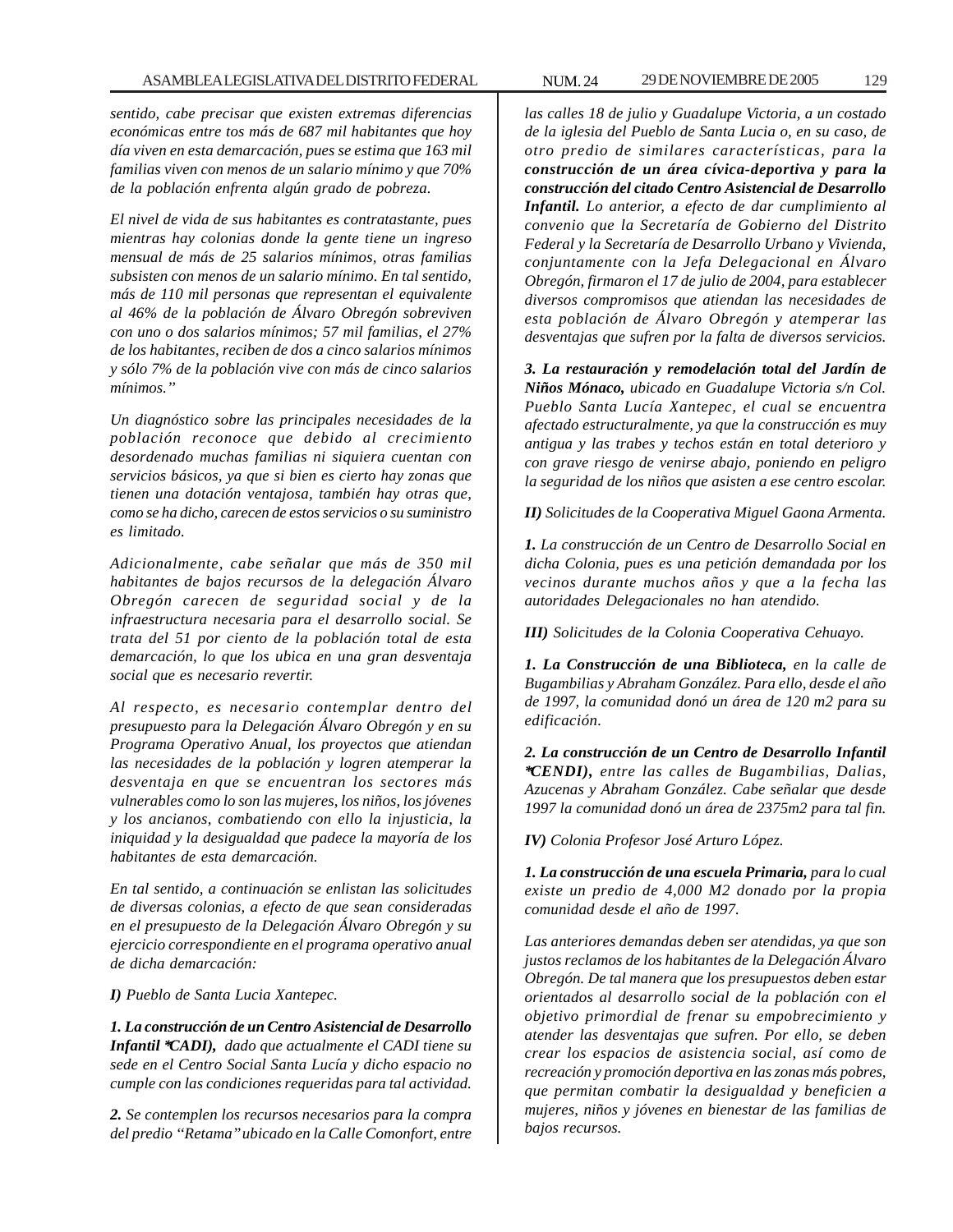*sentido, cabe precisar que existen extremas diferencias económicas entre tos más de 687 mil habitantes que hoy día viven en esta demarcación, pues se estima que 163 mil familias viven con menos de un salario mínimo y que 70% de la población enfrenta algún grado de pobreza.*

*El nivel de vida de sus habitantes es contratastante, pues mientras hay colonias donde la gente tiene un ingreso mensual de más de 25 salarios mínimos, otras familias subsisten con menos de un salario mínimo. En tal sentido, más de 110 mil personas que representan el equivalente al 46% de la población de Álvaro Obregón sobreviven con uno o dos salarios mínimos; 57 mil familias, el 27% de los habitantes, reciben de dos a cinco salarios mínimos y sólo 7% de la población vive con más de cinco salarios mínimos."*

*Un diagnóstico sobre las principales necesidades de la población reconoce que debido al crecimiento desordenado muchas familias ni siquiera cuentan con servicios básicos, ya que si bien es cierto hay zonas que tienen una dotación ventajosa, también hay otras que, como se ha dicho, carecen de estos servicios o su suministro es limitado.*

*Adicionalmente, cabe señalar que más de 350 mil habitantes de bajos recursos de la delegación Álvaro Obregón carecen de seguridad social y de la infraestructura necesaria para el desarrollo social. Se trata del 51 por ciento de la población total de esta demarcación, lo que los ubica en una gran desventaja social que es necesario revertir.*

*Al respecto, es necesario contemplar dentro del presupuesto para la Delegación Álvaro Obregón y en su Programa Operativo Anual, los proyectos que atiendan las necesidades de la población y logren atemperar la desventaja en que se encuentran los sectores más vulnerables como lo son las mujeres, los niños, los jóvenes y los ancianos, combatiendo con ello la injusticia, la iniquidad y la desigualdad que padece la mayoría de los habitantes de esta demarcación.*

*En tal sentido, a continuación se enlistan las solicitudes de diversas colonias, a efecto de que sean consideradas en el presupuesto de la Delegación Álvaro Obregón y su ejercicio correspondiente en el programa operativo anual de dicha demarcación:*

***I)** Pueblo de Santa Lucia Xantepec.*

***1. La construcción de un Centro Asistencial de Desarrollo Infantil *CADI),** dado que actualmente el CADI tiene su sede en el Centro Social Santa Lucía y dicho espacio no cumple con las condiciones requeridas para tal actividad.*

***2.** Se contemplen los recursos necesarios para la compra del predio "Retama" ubicado en la Calle Comonfort, entre las calles 18 de julio y Guadalupe Victoria, a un costado de la iglesia del Pueblo de Santa Lucia o, en su caso, de otro predio de similares características, para la **construcción de un área cívica-deportiva y para la construcción del citado Centro Asistencial de Desarrollo Infantil.** Lo anterior, a efecto de dar cumplimiento al convenio que la Secretaría de Gobierno del Distrito Federal y la Secretaría de Desarrollo Urbano y Vivienda, conjuntamente con la Jefa Delegacional en Álvaro Obregón, firmaron el 17 de julio de 2004, para establecer diversos compromisos que atiendan las necesidades de esta población de Álvaro Obregón y atemperar las desventajas que sufren por la falta de diversos servicios.*

***3. La restauración y remodelación total del Jardín de Niños Mónaco,** ubicado en Guadalupe Victoria s/n Col. Pueblo Santa Lucía Xantepec, el cual se encuentra afectado estructuralmente, ya que la construcción es muy antigua y las trabes y techos están en total deterioro y con grave riesgo de venirse abajo, poniendo en peligro la seguridad de los niños que asisten a ese centro escolar.*

***II)** Solicitudes de la Cooperativa Miguel Gaona Armenta.*

***1.** La construcción de un Centro de Desarrollo Social en dicha Colonia, pues es una petición demandada por los vecinos durante muchos años y que a la fecha las autoridades Delegacionales no han atendido.*

***III)** Solicitudes de la Colonia Cooperativa Cehuayo.*

***1. La Construcción de una Biblioteca,** en la calle de Bugambilias y Abraham González. Para ello, desde el año de 1997, la comunidad donó un área de 120 m2 para su edificación.*

***2. La construcción de un Centro de Desarrollo Infantil *CENDI),** entre las calles de Bugambilias, Dalias, Azucenas y Abraham González. Cabe señalar que desde 1997 la comunidad donó un área de 2375m2 para tal fin.*

***IV)** Colonia Profesor José Arturo López.*

***1. La construcción de una escuela Primaria,** para lo cual existe un predio de 4,000 M2 donado por la propia comunidad desde el año de 1997.*

*Las anteriores demandas deben ser atendidas, ya que son justos reclamos de los habitantes de la Delegación Álvaro Obregón. De tal manera que los presupuestos deben estar orientados al desarrollo social de la población con el objetivo primordial de frenar su empobrecimiento y atender las desventajas que sufren. Por ello, se deben crear los espacios de asistencia social, así como de recreación y promoción deportiva en las zonas más pobres, que permitan combatir la desigualdad y beneficien a mujeres, niños y jóvenes en bienestar de las familias de bajos recursos.*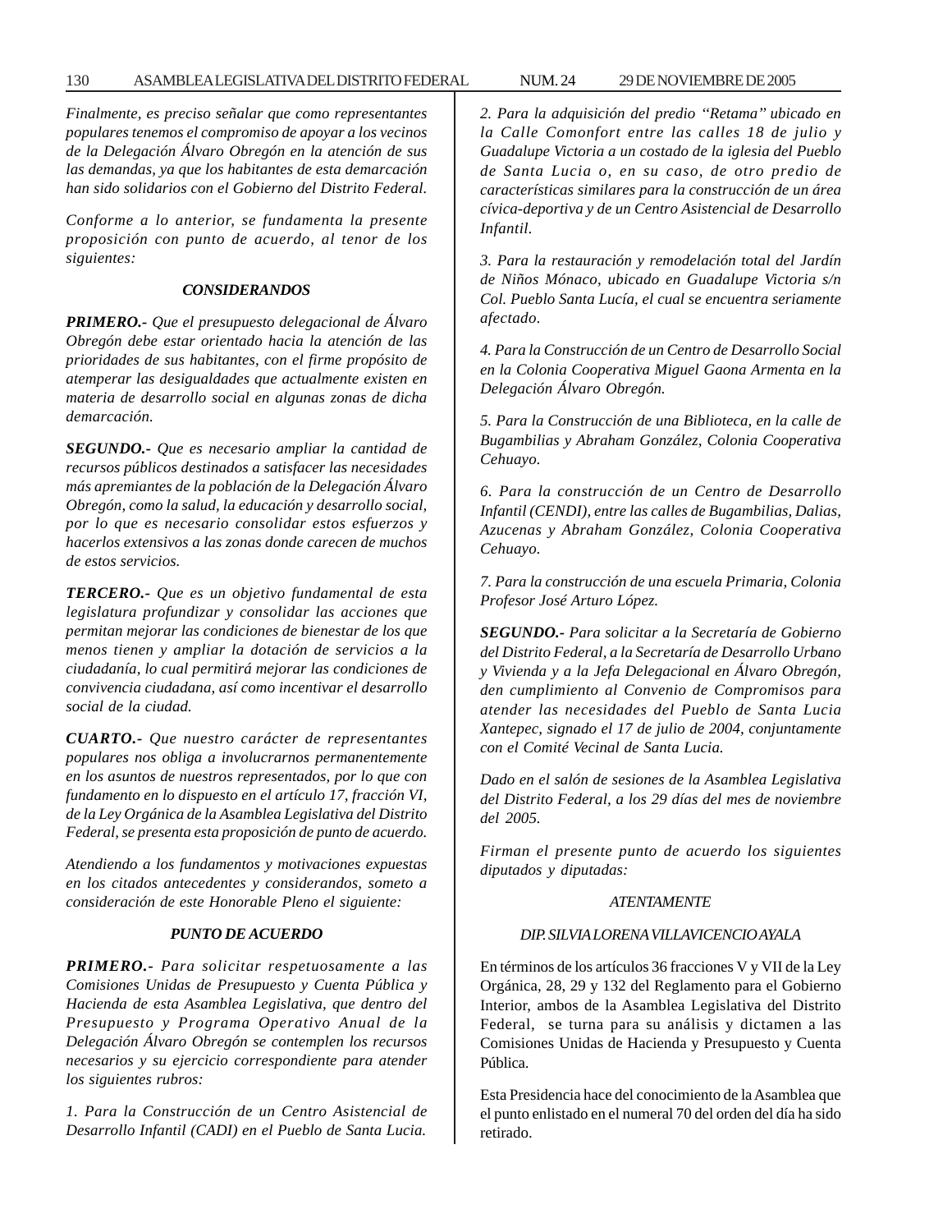*Finalmente, es preciso señalar que como representantes populares tenemos el compromiso de apoyar a los vecinos de la Delegación Álvaro Obregón en la atención de sus las demandas, ya que los habitantes de esta demarcación han sido solidarios con el Gobierno del Distrito Federal.*

*Conforme a lo anterior, se fundamenta la presente proposición con punto de acuerdo, al tenor de los siguientes:*

***CONSIDERANDOS***

***PRIMERO.-*** *Que el presupuesto delegacional de Álvaro Obregón debe estar orientado hacia la atención de las prioridades de sus habitantes, con el firme propósito de atemperar las desigualdades que actualmente existen en materia de desarrollo social en algunas zonas de dicha demarcación.*

***SEGUNDO.-*** *Que es necesario ampliar la cantidad de recursos públicos destinados a satisfacer las necesidades más apremiantes de la población de la Delegación Álvaro Obregón, como la salud, la educación y desarrollo social, por lo que es necesario consolidar estos esfuerzos y hacerlos extensivos a las zonas donde carecen de muchos de estos servicios.*

***TERCERO.-*** *Que es un objetivo fundamental de esta legislatura profundizar y consolidar las acciones que permitan mejorar las condiciones de bienestar de los que menos tienen y ampliar la dotación de servicios a la ciudadanía, lo cual permitirá mejorar las condiciones de convivencia ciudadana, así como incentivar el desarrollo social de la ciudad.*

***CUARTO.-*** *Que nuestro carácter de representantes populares nos obliga a involucrarnos permanentemente en los asuntos de nuestros representados, por lo que con fundamento en lo dispuesto en el artículo 17, fracción VI, de la Ley Orgánica de la Asamblea Legislativa del Distrito Federal, se presenta esta proposición de punto de acuerdo.*

*Atendiendo a los fundamentos y motivaciones expuestas en los citados antecedentes y considerandos, someto a consideración de este Honorable Pleno el siguiente:*

***PUNTO DE ACUERDO***

***PRIMERO.-*** *Para solicitar respetuosamente a las Comisiones Unidas de Presupuesto y Cuenta Pública y Hacienda de esta Asamblea Legislativa, que dentro del Presupuesto y Programa Operativo Anual de la Delegación Álvaro Obregón se contemplen los recursos necesarios y su ejercicio correspondiente para atender los siguientes rubros:*

*1. Para la Construcción de un Centro Asistencial de Desarrollo Infantil (CADI) en el Pueblo de Santa Lucia.*

*2. Para la adquisición del predio "Retama" ubicado en la Calle Comonfort entre las calles 18 de julio y Guadalupe Victoria a un costado de la iglesia del Pueblo de Santa Lucia o, en su caso, de otro predio de características similares para la construcción de un área cívica-deportiva y de un Centro Asistencial de Desarrollo Infantil.*

*3. Para la restauración y remodelación total del Jardín de Niños Mónaco, ubicado en Guadalupe Victoria s/n Col. Pueblo Santa Lucía, el cual se encuentra seriamente afectado.*

*4. Para la Construcción de un Centro de Desarrollo Social en la Colonia Cooperativa Miguel Gaona Armenta en la Delegación Álvaro Obregón.*

*5. Para la Construcción de una Biblioteca, en la calle de Bugambilias y Abraham González, Colonia Cooperativa Cehuayo.*

*6. Para la construcción de un Centro de Desarrollo Infantil (CENDI), entre las calles de Bugambilias, Dalias, Azucenas y Abraham González, Colonia Cooperativa Cehuayo.*

*7. Para la construcción de una escuela Primaria, Colonia Profesor José Arturo López.*

***SEGUNDO.-*** *Para solicitar a la Secretaría de Gobierno del Distrito Federal, a la Secretaría de Desarrollo Urbano y Vivienda y a la Jefa Delegacional en Álvaro Obregón, den cumplimiento al Convenio de Compromisos para atender las necesidades del Pueblo de Santa Lucia Xantepec, signado el 17 de julio de 2004, conjuntamente con el Comité Vecinal de Santa Lucia.*

*Dado en el salón de sesiones de la Asamblea Legislativa del Distrito Federal, a los 29 días del mes de noviembre del 2005.*

*Firman el presente punto de acuerdo los siguientes diputados y diputadas:*

*ATENTAMENTE*

*DIP. SILVIA LORENA VILLAVICENCIO AYALA*

En términos de los artículos 36 fracciones V y VII de la Ley Orgánica, 28, 29 y 132 del Reglamento para el Gobierno Interior, ambos de la Asamblea Legislativa del Distrito Federal, se turna para su análisis y dictamen a las Comisiones Unidas de Hacienda y Presupuesto y Cuenta Pública.

Esta Presidencia hace del conocimiento de la Asamblea que el punto enlistado en el numeral 70 del orden del día ha sido retirado.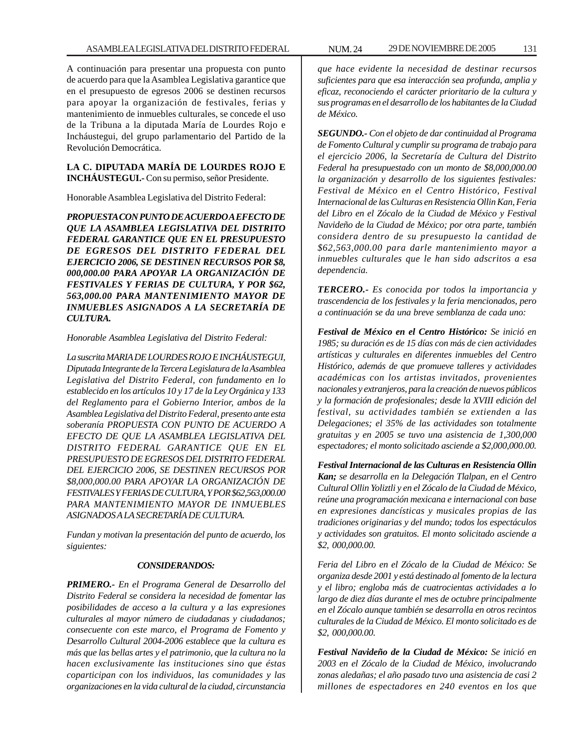A continuación para presentar una propuesta con punto de acuerdo para que la Asamblea Legislativa garantice que en el presupuesto de egresos 2006 se destinen recursos para apoyar la organización de festivales, ferias y mantenimiento de inmuebles culturales, se concede el uso de la Tribuna a la diputada María de Lourdes Rojo e Incháustegui, del grupo parlamentario del Partido de la Revolución Democrática.

**LA C. DIPUTADA MARÍA DE LOURDES ROJO E INCHÁUSTEGUI.-** Con su permiso, señor Presidente.

Honorable Asamblea Legislativa del Distrito Federal:

***PROPUESTA CON PUNTO DE ACUERDO A EFECTO DE QUE LA ASAMBLEA LEGISLATIVA DEL DISTRITO FEDERAL GARANTICE QUE EN EL PRESUPUESTO DE EGRESOS DEL DISTRITO FEDERAL DEL EJERCICIO 2006, SE DESTINEN RECURSOS POR $8, 000,000.00 PARA APOYAR LA ORGANIZACIÓN DE FESTIVALES Y FERIAS DE CULTURA, Y POR $62, 563,000.00 PARA MANTENIMIENTO MAYOR DE INMUEBLES ASIGNADOS A LA SECRETARÍA DE CULTURA.***

*Honorable Asamblea Legislativa del Distrito Federal:*

*La suscrita MARIA DE LOURDES ROJO E INCHÁUSTEGUI, Diputada Integrante de la Tercera Legislatura de la Asamblea Legislativa del Distrito Federal, con fundamento en lo establecido en los artículos 10 y 17 de la Ley Orgánica y 133 del Reglamento para el Gobierno Interior, ambos de la Asamblea Legislativa del Distrito Federal, presento ante esta soberanía PROPUESTA CON PUNTO DE ACUERDO A EFECTO DE QUE LA ASAMBLEA LEGISLATIVA DEL DISTRITO FEDERAL GARANTICE QUE EN EL PRESUPUESTO DE EGRESOS DEL DISTRITO FEDERAL DEL EJERCICIO 2006, SE DESTINEN RECURSOS POR $8,000,000.00 PARA APOYAR LA ORGANIZACIÓN DE FESTIVALES Y FERIAS DE CULTURA, Y POR $62,563,000.00 PARA MANTENIMIENTO MAYOR DE INMUEBLES ASIGNADOS A LA SECRETARÍA DE CULTURA.*

*Fundan y motivan la presentación del punto de acuerdo, los siguientes:*

***CONSIDERANDOS:***

***PRIMERO.-*** *En el Programa General de Desarrollo del Distrito Federal se considera la necesidad de fomentar las posibilidades de acceso a la cultura y a las expresiones culturales al mayor número de ciudadanas y ciudadanos; consecuente con este marco, el Programa de Fomento y Desarrollo Cultural 2004-2006 establece que la cultura es más que las bellas artes y el patrimonio, que la cultura no la hacen exclusivamente las instituciones sino que éstas coparticipan con los individuos, las comunidades y las organizaciones en la vida cultural de la ciudad, circunstancia que hace evidente la necesidad de destinar recursos suficientes para que esa interacción sea profunda, amplia y eficaz, reconociendo el carácter prioritario de la cultura y sus programas en el desarrollo de los habitantes de la Ciudad de México.*

***SEGUNDO.-*** *Con el objeto de dar continuidad al Programa de Fomento Cultural y cumplir su programa de trabajo para el ejercicio 2006, la Secretaría de Cultura del Distrito Federal ha presupuestado con un monto de $8,000,000.00 la organización y desarrollo de los siguientes festivales: Festival de México en el Centro Histórico, Festival Internacional de las Culturas en Resistencia Ollin Kan, Feria del Libro en el Zócalo de la Ciudad de México y Festival Navideño de la Ciudad de México; por otra parte, también considera dentro de su presupuesto la cantidad de $62,563,000.00 para darle mantenimiento mayor a inmuebles culturales que le han sido adscritos a esa dependencia.*

***TERCERO.-*** *Es conocida por todos la importancia y trascendencia de los festivales y la feria mencionados, pero a continuación se da una breve semblanza de cada uno:*

***Festival de México en el Centro Histórico:*** *Se inició en 1985; su duración es de 15 días con más de cien actividades artísticas y culturales en diferentes inmuebles del Centro Histórico, además de que promueve talleres y actividades académicas con los artistas invitados, provenientes nacionales y extranjeros, para la creación de nuevos públicos y la formación de profesionales; desde la XVIII edición del festival, su actividades también se extienden a las Delegaciones; el 35% de las actividades son totalmente gratuitas y en 2005 se tuvo una asistencia de 1,300,000 espectadores; el monto solicitado asciende a $2,000,000.00.*

***Festival Internacional de las Culturas en Resistencia Ollin Kan;*** *se desarrolla en la Delegación Tlalpan, en el Centro Cultural Ollin Yoliztli y en el Zócalo de la Ciudad de México, reúne una programación mexicana e internacional con base en expresiones dancísticas y musicales propias de las tradiciones originarias y del mundo; todos los espectáculos y actividades son gratuitos. El monto solicitado asciende a $2, 000,000.00.*

*Feria del Libro en el Zócalo de la Ciudad de México: Se organiza desde 2001 y está destinado al fomento de la lectura y el libro; engloba más de cuatrocientas actividades a lo largo de diez días durante el mes de octubre principalmente en el Zócalo aunque también se desarrolla en otros recintos culturales de la Ciudad de México. El monto solicitado es de $2, 000,000.00.*

***Festival Navideño de la Ciudad de México:*** *Se inició en 2003 en el Zócalo de la Ciudad de México, involucrando zonas aledañas; el año pasado tuvo una asistencia de casi 2 millones de espectadores en 240 eventos en los que*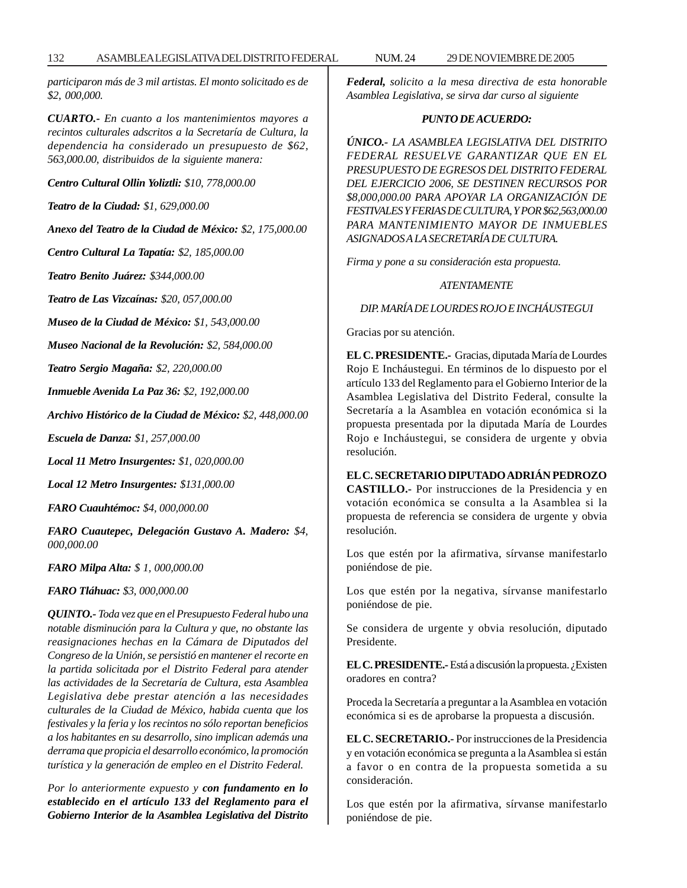*participaron más de 3 mil artistas. El monto solicitado es de $2, 000,000.*

***CUARTO.-*** *En cuanto a los mantenimientos mayores a recintos culturales adscritos a la Secretaría de Cultura, la dependencia ha considerado un presupuesto de $62, 563,000.00, distribuidos de la siguiente manera:*

***Centro Cultural Ollin Yoliztli:*** *$10, 778,000.00*

***Teatro de la Ciudad:*** *$1, 629,000.00*

***Anexo del Teatro de la Ciudad de México:*** *$2, 175,000.00*

***Centro Cultural La Tapatía:*** *$2, 185,000.00*

***Teatro Benito Juárez:*** *$344,000.00*

***Teatro de Las Vizcaínas:*** *$20, 057,000.00*

***Museo de la Ciudad de México:*** *$1, 543,000.00*

***Museo Nacional de la Revolución:*** *$2, 584,000.00*

***Teatro Sergio Magaña:*** *$2, 220,000.00*

***Inmueble Avenida La Paz 36:*** *$2, 192,000.00*

***Archivo Histórico de la Ciudad de México:*** *$2, 448,000.00*

***Escuela de Danza:*** *$1, 257,000.00*

***Local 11 Metro Insurgentes:*** *$1, 020,000.00*

***Local 12 Metro Insurgentes:*** *$131,000.00*

***FARO Cuauhtémoc:*** *$4, 000,000.00*

***FARO Cuautepec, Delegación Gustavo A. Madero:*** *$4, 000,000.00*

***FARO Milpa Alta:*** *$ 1, 000,000.00*

***FARO Tláhuac:*** *$3, 000,000.00*

***QUINTO.-*** *Toda vez que en el Presupuesto Federal hubo una notable disminución para la Cultura y que, no obstante las reasignaciones hechas en la Cámara de Diputados del Congreso de la Unión, se persistió en mantener el recorte en la partida solicitada por el Distrito Federal para atender las actividades de la Secretaría de Cultura, esta Asamblea Legislativa debe prestar atención a las necesidades culturales de la Ciudad de México, habida cuenta que los festivales y la feria y los recintos no sólo reportan beneficios a los habitantes en su desarrollo, sino implican además una derrama que propicia el desarrollo económico, la promoción turística y la generación de empleo en el Distrito Federal.*

*Por lo anteriormente expuesto y* ***con fundamento en lo establecido en el artículo 133 del Reglamento para el Gobierno Interior de la Asamblea Legislativa del Distrito Federal,*** *solicito a la mesa directiva de esta honorable Asamblea Legislativa, se sirva dar curso al siguiente*

***PUNTO DE ACUERDO:***

***ÚNICO.-*** *LA ASAMBLEA LEGISLATIVA DEL DISTRITO FEDERAL RESUELVE GARANTIZAR QUE EN EL PRESUPUESTO DE EGRESOS DEL DISTRITO FEDERAL DEL EJERCICIO 2006, SE DESTINEN RECURSOS POR $8,000,000.00 PARA APOYAR LA ORGANIZACIÓN DE FESTIVALES Y FERIAS DE CULTURA, Y POR $62,563,000.00 PARA MANTENIMIENTO MAYOR DE INMUEBLES ASIGNADOS A LA SECRETARÍA DE CULTURA.*

*Firma y pone a su consideración esta propuesta.*

*ATENTAMENTE*

*DIP. MARÍA DE LOURDES ROJO E INCHÁUSTEGUI*

Gracias por su atención.

**EL C. PRESIDENTE.-** Gracias, diputada María de Lourdes Rojo E Incháustegui. En términos de lo dispuesto por el artículo 133 del Reglamento para el Gobierno Interior de la Asamblea Legislativa del Distrito Federal, consulte la Secretaría a la Asamblea en votación económica si la propuesta presentada por la diputada María de Lourdes Rojo e Incháustegui, se considera de urgente y obvia resolución.

**EL C. SECRETARIO DIPUTADO ADRIÁN PEDROZO CASTILLO.-** Por instrucciones de la Presidencia y en votación económica se consulta a la Asamblea si la propuesta de referencia se considera de urgente y obvia resolución.

Los que estén por la afirmativa, sírvanse manifestarlo poniéndose de pie.

Los que estén por la negativa, sírvanse manifestarlo poniéndose de pie.

Se considera de urgente y obvia resolución, diputado Presidente.

**EL C. PRESIDENTE.-** Está a discusión la propuesta. ¿Existen oradores en contra?

Proceda la Secretaría a preguntar a la Asamblea en votación económica si es de aprobarse la propuesta a discusión.

**EL C. SECRETARIO.-** Por instrucciones de la Presidencia y en votación económica se pregunta a la Asamblea si están a favor o en contra de la propuesta sometida a su consideración.

Los que estén por la afirmativa, sírvanse manifestarlo poniéndose de pie.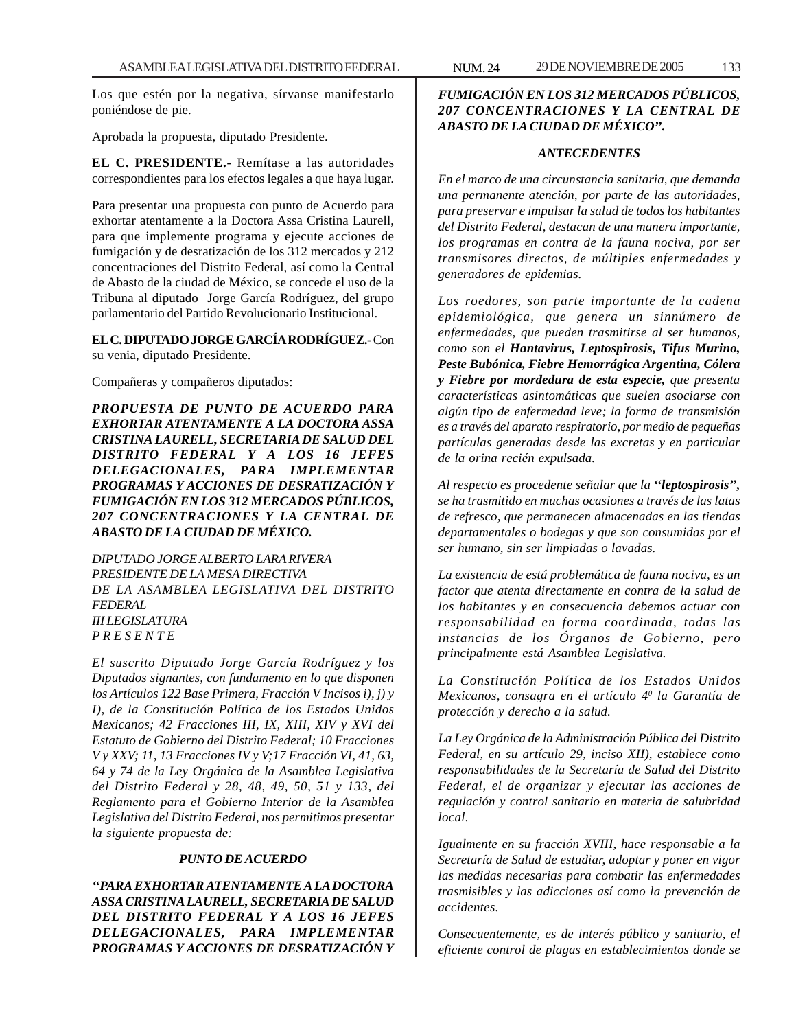Los que estén por la negativa, sírvanse manifestarlo poniéndose de pie.

Aprobada la propuesta, diputado Presidente.

**EL C. PRESIDENTE.-** Remítase a las autoridades correspondientes para los efectos legales a que haya lugar.

Para presentar una propuesta con punto de Acuerdo para exhortar atentamente a la Doctora Assa Cristina Laurell, para que implemente programa y ejecute acciones de fumigación y de desratización de los 312 mercados y 212 concentraciones del Distrito Federal, así como la Central de Abasto de la ciudad de México, se concede el uso de la Tribuna al diputado Jorge García Rodríguez, del grupo parlamentario del Partido Revolucionario Institucional.

**EL C. DIPUTADO JORGE GARCÍA RODRÍGUEZ.-** Con su venia, diputado Presidente.

Compañeras y compañeros diputados:

***PROPUESTA DE PUNTO DE ACUERDO PARA EXHORTAR ATENTAMENTE A LA DOCTORA ASSA CRISTINA LAURELL, SECRETARIA DE SALUD DEL DISTRITO FEDERAL Y A LOS 16 JEFES DELEGACIONALES, PARA IMPLEMENTAR PROGRAMAS Y ACCIONES DE DESRATIZACIÓN Y FUMIGACIÓN EN LOS 312 MERCADOS PÚBLICOS, 207 CONCENTRACIONES Y LA CENTRAL DE ABASTO DE LA CIUDAD DE MÉXICO.***

*DIPUTADO JORGE ALBERTO LARA RIVERA*
*PRESIDENTE DE LA MESA DIRECTIVA*
*DE LA ASAMBLEA LEGISLATIVA DEL DISTRITO FEDERAL*
*III LEGISLATURA*
*P R E S E N T E*

*El suscrito Diputado Jorge García Rodríguez y los Diputados signantes, con fundamento en lo que disponen los Artículos 122 Base Primera, Fracción V Incisos i), j) y I), de la Constitución Política de los Estados Unidos Mexicanos; 42 Fracciones III, IX, XIII, XIV y XVI del Estatuto de Gobierno del Distrito Federal; 10 Fracciones V y XXV; 11, 13 Fracciones IV y V;17 Fracción VI, 41, 63, 64 y 74 de la Ley Orgánica de la Asamblea Legislativa del Distrito Federal y 28, 48, 49, 50, 51 y 133, del Reglamento para el Gobierno Interior de la Asamblea Legislativa del Distrito Federal, nos permitimos presentar la siguiente propuesta de:*

***PUNTO DE ACUERDO***

***"PARA EXHORTAR ATENTAMENTE A LA DOCTORA ASSA CRISTINA LAURELL, SECRETARIA DE SALUD DEL DISTRITO FEDERAL Y A LOS 16 JEFES DELEGACIONALES, PARA IMPLEMENTAR PROGRAMAS Y ACCIONES DE DESRATIZACIÓN Y FUMIGACIÓN EN LOS 312 MERCADOS PÚBLICOS, 207 CONCENTRACIONES Y LA CENTRAL DE ABASTO DE LA CIUDAD DE MÉXICO".***

***ANTECEDENTES***

*En el marco de una circunstancia sanitaria, que demanda una permanente atención, por parte de las autoridades, para preservar e impulsar la salud de todos los habitantes del Distrito Federal, destacan de una manera importante, los programas en contra de la fauna nociva, por ser transmisores directos, de múltiples enfermedades y generadores de epidemias.*

*Los roedores, son parte importante de la cadena epidemiológica, que genera un sinnúmero de enfermedades, que pueden trasmitirse al ser humanos, como son el* ***Hantavirus, Leptospirosis, Tifus Murino, Peste Bubónica, Fiebre Hemorrágica Argentina, Cólera y Fiebre por mordedura de esta especie,*** *que presenta características asintomáticas que suelen asociarse con algún tipo de enfermedad leve; la forma de transmisión es a través del aparato respiratorio, por medio de pequeñas partículas generadas desde las excretas y en particular de la orina recién expulsada.*

*Al respecto es procedente señalar que la* ***"leptospirosis",*** *se ha trasmitido en muchas ocasiones a través de las latas de refresco, que permanecen almacenadas en las tiendas departamentales o bodegas y que son consumidas por el ser humano, sin ser limpiadas o lavadas.*

*La existencia de está problemática de fauna nociva, es un factor que atenta directamente en contra de la salud de los habitantes y en consecuencia debemos actuar con responsabilidad en forma coordinada, todas las instancias de los Órganos de Gobierno, pero principalmente está Asamblea Legislativa.*

*La Constitución Política de los Estados Unidos Mexicanos, consagra en el artículo 4º la Garantía de protección y derecho a la salud.*

*La Ley Orgánica de la Administración Pública del Distrito Federal, en su artículo 29, inciso XII), establece como responsabilidades de la Secretaría de Salud del Distrito Federal, el de organizar y ejecutar las acciones de regulación y control sanitario en materia de salubridad local.*

*Igualmente en su fracción XVIII, hace responsable a la Secretaría de Salud de estudiar, adoptar y poner en vigor las medidas necesarias para combatir las enfermedades trasmisibles y las adicciones así como la prevención de accidentes.*

*Consecuentemente, es de interés público y sanitario, el eficiente control de plagas en establecimientos donde se*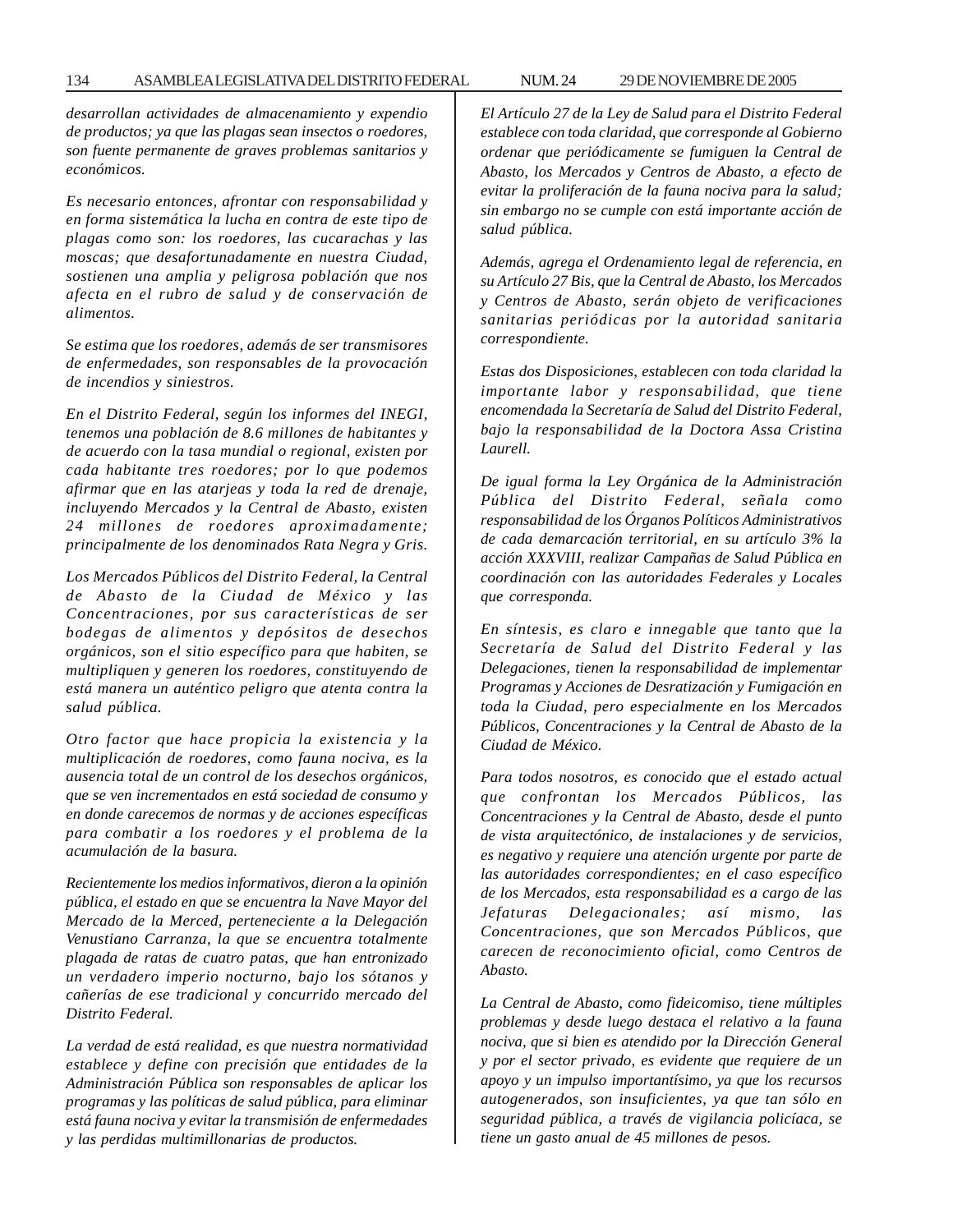*desarrollan actividades de almacenamiento y expendio de productos; ya que las plagas sean insectos o roedores, son fuente permanente de graves problemas sanitarios y económicos.*

*Es necesario entonces, afrontar con responsabilidad y en forma sistemática la lucha en contra de este tipo de plagas como son: los roedores, las cucarachas y las moscas; que desafortunadamente en nuestra Ciudad, sostienen una amplia y peligrosa población que nos afecta en el rubro de salud y de conservación de alimentos.*

*Se estima que los roedores, además de ser transmisores de enfermedades, son responsables de la provocación de incendios y siniestros.*

*En el Distrito Federal, según los informes del INEGI, tenemos una población de 8.6 millones de habitantes y de acuerdo con la tasa mundial o regional, existen por cada habitante tres roedores; por lo que podemos afirmar que en las atarjeas y toda la red de drenaje, incluyendo Mercados y la Central de Abasto, existen 24 millones de roedores aproximadamente; principalmente de los denominados Rata Negra y Gris.*

*Los Mercados Públicos del Distrito Federal, la Central de Abasto de la Ciudad de México y las Concentraciones, por sus características de ser bodegas de alimentos y depósitos de desechos orgánicos, son el sitio específico para que habiten, se multipliquen y generen los roedores, constituyendo de está manera un auténtico peligro que atenta contra la salud pública.*

*Otro factor que hace propicia la existencia y la multiplicación de roedores, como fauna nociva, es la ausencia total de un control de los desechos orgánicos, que se ven incrementados en está sociedad de consumo y en donde carecemos de normas y de acciones específicas para combatir a los roedores y el problema de la acumulación de la basura.*

*Recientemente los medios informativos, dieron a la opinión pública, el estado en que se encuentra la Nave Mayor del Mercado de la Merced, perteneciente a la Delegación Venustiano Carranza, la que se encuentra totalmente plagada de ratas de cuatro patas, que han entronizado un verdadero imperio nocturno, bajo los sótanos y cañerías de ese tradicional y concurrido mercado del Distrito Federal.*

*La verdad de está realidad, es que nuestra normatividad establece y define con precisión que entidades de la Administración Pública son responsables de aplicar los programas y las políticas de salud pública, para eliminar está fauna nociva y evitar la transmisión de enfermedades y las perdidas multimillonarias de productos.*

*El Artículo 27 de la Ley de Salud para el Distrito Federal establece con toda claridad, que corresponde al Gobierno ordenar que periódicamente se fumiguen la Central de Abasto, los Mercados y Centros de Abasto, a efecto de evitar la proliferación de la fauna nociva para la salud; sin embargo no se cumple con está importante acción de salud pública.*

*Además, agrega el Ordenamiento legal de referencia, en su Artículo 27 Bis, que la Central de Abasto, los Mercados y Centros de Abasto, serán objeto de verificaciones sanitarias periódicas por la autoridad sanitaria correspondiente.*

*Estas dos Disposiciones, establecen con toda claridad la importante labor y responsabilidad, que tiene encomendada la Secretaría de Salud del Distrito Federal, bajo la responsabilidad de la Doctora Assa Cristina Laurell.*

*De igual forma la Ley Orgánica de la Administración Pública del Distrito Federal, señala como responsabilidad de los Órganos Políticos Administrativos de cada demarcación territorial, en su artículo 3% la acción XXXVIII, realizar Campañas de Salud Pública en coordinación con las autoridades Federales y Locales que corresponda.*

*En síntesis, es claro e innegable que tanto que la Secretaría de Salud del Distrito Federal y las Delegaciones, tienen la responsabilidad de implementar Programas y Acciones de Desratización y Fumigación en toda la Ciudad, pero especialmente en los Mercados Públicos, Concentraciones y la Central de Abasto de la Ciudad de México.*

*Para todos nosotros, es conocido que el estado actual que confrontan los Mercados Públicos, las Concentraciones y la Central de Abasto, desde el punto de vista arquitectónico, de instalaciones y de servicios, es negativo y requiere una atención urgente por parte de las autoridades correspondientes; en el caso específico de los Mercados, esta responsabilidad es a cargo de las Jefaturas Delegacionales; así mismo, las Concentraciones, que son Mercados Públicos, que carecen de reconocimiento oficial, como Centros de Abasto.*

*La Central de Abasto, como fideicomiso, tiene múltiples problemas y desde luego destaca el relativo a la fauna nociva, que si bien es atendido por la Dirección General y por el sector privado, es evidente que requiere de un apoyo y un impulso importantísimo, ya que los recursos autogenerados, son insuficientes, ya que tan sólo en seguridad pública, a través de vigilancia policíaca, se tiene un gasto anual de 45 millones de pesos.*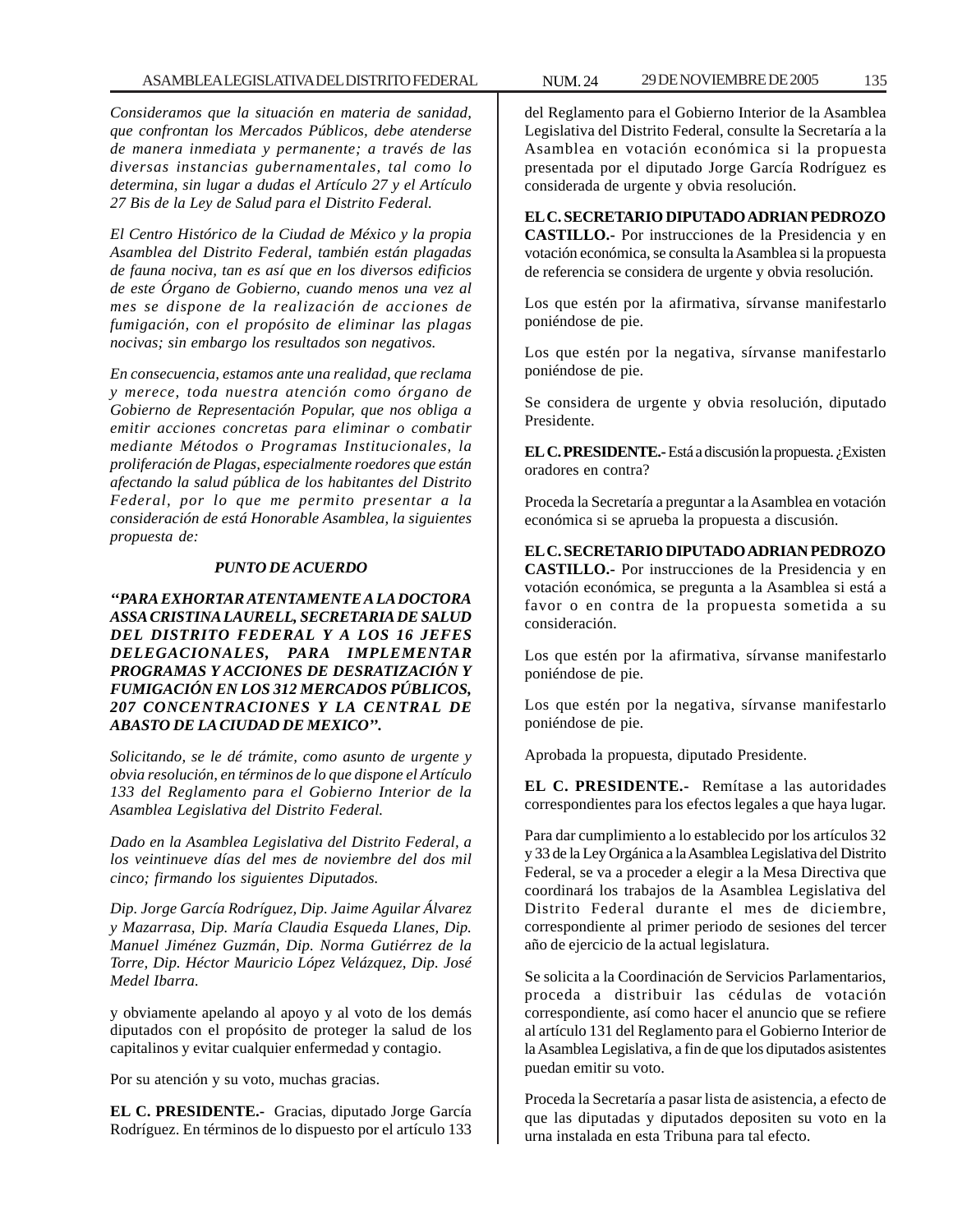*Consideramos que la situación en materia de sanidad, que confrontan los Mercados Públicos, debe atenderse de manera inmediata y permanente; a través de las diversas instancias gubernamentales, tal como lo determina, sin lugar a dudas el Artículo 27 y el Artículo 27 Bis de la Ley de Salud para el Distrito Federal.*

*El Centro Histórico de la Ciudad de México y la propia Asamblea del Distrito Federal, también están plagadas de fauna nociva, tan es así que en los diversos edificios de este Órgano de Gobierno, cuando menos una vez al mes se dispone de la realización de acciones de fumigación, con el propósito de eliminar las plagas nocivas; sin embargo los resultados son negativos.*

*En consecuencia, estamos ante una realidad, que reclama y merece, toda nuestra atención como órgano de Gobierno de Representación Popular, que nos obliga a emitir acciones concretas para eliminar o combatir mediante Métodos o Programas Institucionales, la proliferación de Plagas, especialmente roedores que están afectando la salud pública de los habitantes del Distrito Federal, por lo que me permito presentar a la consideración de está Honorable Asamblea, la siguientes propuesta de:*

***PUNTO DE ACUERDO***

***"PARA EXHORTAR ATENTAMENTE A LA DOCTORA ASSA CRISTINA LAURELL, SECRETARIA DE SALUD DEL DISTRITO FEDERAL Y A LOS 16 JEFES DELEGACIONALES, PARA IMPLEMENTAR PROGRAMAS Y ACCIONES DE DESRATIZACIÓN Y FUMIGACIÓN EN LOS 312 MERCADOS PÚBLICOS, 207 CONCENTRACIONES Y LA CENTRAL DE ABASTO DE LA CIUDAD DE MEXICO".***

*Solicitando, se le dé trámite, como asunto de urgente y obvia resolución, en términos de lo que dispone el Artículo 133 del Reglamento para el Gobierno Interior de la Asamblea Legislativa del Distrito Federal.*

*Dado en la Asamblea Legislativa del Distrito Federal, a los veintinueve días del mes de noviembre del dos mil cinco; firmando los siguientes Diputados.*

*Dip. Jorge García Rodríguez, Dip. Jaime Aguilar Álvarez y Mazarrasa, Dip. María Claudia Esqueda Llanes, Dip. Manuel Jiménez Guzmán, Dip. Norma Gutiérrez de la Torre, Dip. Héctor Mauricio López Velázquez, Dip. José Medel Ibarra.*

y obviamente apelando al apoyo y al voto de los demás diputados con el propósito de proteger la salud de los capitalinos y evitar cualquier enfermedad y contagio.

Por su atención y su voto, muchas gracias.

**EL C. PRESIDENTE.-** Gracias, diputado Jorge García Rodríguez. En términos de lo dispuesto por el artículo 133 del Reglamento para el Gobierno Interior de la Asamblea Legislativa del Distrito Federal, consulte la Secretaría a la Asamblea en votación económica si la propuesta presentada por el diputado Jorge García Rodríguez es considerada de urgente y obvia resolución.

**EL C. SECRETARIO DIPUTADO ADRIAN PEDROZO CASTILLO.-** Por instrucciones de la Presidencia y en votación económica, se consulta la Asamblea si la propuesta de referencia se considera de urgente y obvia resolución.

Los que estén por la afirmativa, sírvanse manifestarlo poniéndose de pie.

Los que estén por la negativa, sírvanse manifestarlo poniéndose de pie.

Se considera de urgente y obvia resolución, diputado Presidente.

**EL C. PRESIDENTE.-** Está a discusión la propuesta. ¿Existen oradores en contra?

Proceda la Secretaría a preguntar a la Asamblea en votación económica si se aprueba la propuesta a discusión.

**EL C. SECRETARIO DIPUTADO ADRIAN PEDROZO CASTILLO.-** Por instrucciones de la Presidencia y en votación económica, se pregunta a la Asamblea si está a favor o en contra de la propuesta sometida a su consideración.

Los que estén por la afirmativa, sírvanse manifestarlo poniéndose de pie.

Los que estén por la negativa, sírvanse manifestarlo poniéndose de pie.

Aprobada la propuesta, diputado Presidente.

**EL C. PRESIDENTE.-** Remítase a las autoridades correspondientes para los efectos legales a que haya lugar.

Para dar cumplimiento a lo establecido por los artículos 32 y 33 de la Ley Orgánica a la Asamblea Legislativa del Distrito Federal, se va a proceder a elegir a la Mesa Directiva que coordinará los trabajos de la Asamblea Legislativa del Distrito Federal durante el mes de diciembre, correspondiente al primer periodo de sesiones del tercer año de ejercicio de la actual legislatura.

Se solicita a la Coordinación de Servicios Parlamentarios, proceda a distribuir las cédulas de votación correspondiente, así como hacer el anuncio que se refiere al artículo 131 del Reglamento para el Gobierno Interior de la Asamblea Legislativa, a fin de que los diputados asistentes puedan emitir su voto.

Proceda la Secretaría a pasar lista de asistencia, a efecto de que las diputadas y diputados depositen su voto en la urna instalada en esta Tribuna para tal efecto.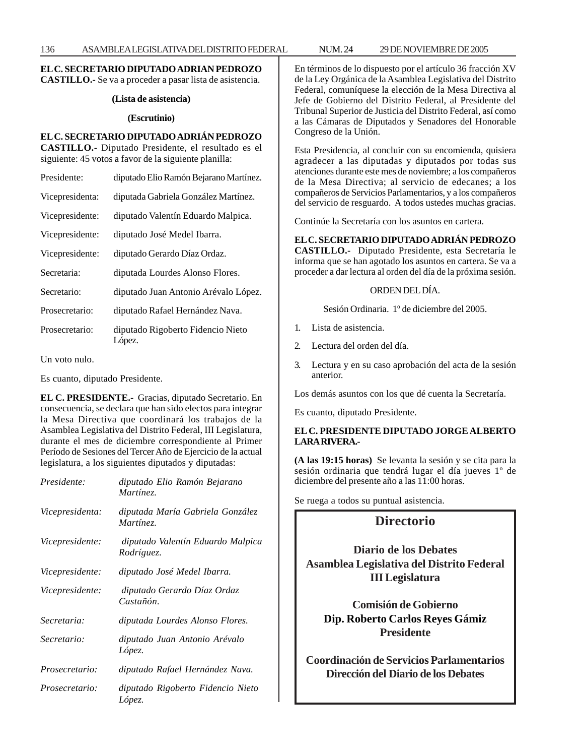**EL C. SECRETARIO DIPUTADO ADRIAN PEDROZO CASTILLO.-** Se va a proceder a pasar lista de asistencia.

**(Lista de asistencia)**

**(Escrutinio)**

**EL C. SECRETARIO DIPUTADO ADRIÁN PEDROZO CASTILLO.-** Diputado Presidente, el resultado es el siguiente: 45 votos a favor de la siguiente planilla:

| | |
|---|---|
| Presidente: | diputado Elio Ramón Bejarano Martínez. |
| Vicepresidenta: | diputada Gabriela González Martínez. |
| Vicepresidente: | diputado Valentín Eduardo Malpica. |
| Vicepresidente: | diputado José Medel Ibarra. |
| Vicepresidente: | diputado Gerardo Díaz Ordaz. |
| Secretaria: | diputada Lourdes Alonso Flores. |
| Secretario: | diputado Juan Antonio Arévalo López. |
| Prosecretario: | diputado Rafael Hernández Nava. |
| Prosecretario: | diputado Rigoberto Fidencio Nieto López. |

Un voto nulo.

Es cuanto, diputado Presidente.

**EL C. PRESIDENTE.-** Gracias, diputado Secretario. En consecuencia, se declara que han sido electos para integrar la Mesa Directiva que coordinará los trabajos de la Asamblea Legislativa del Distrito Federal, III Legislatura, durante el mes de diciembre correspondiente al Primer Período de Sesiones del Tercer Año de Ejercicio de la actual legislatura, a los siguientes diputados y diputadas:

| | |
|---|---|
| *Presidente:* | *diputado Elio Ramón Bejarano Martínez.* |
| *Vicepresidenta:* | *diputada María Gabriela González Martínez.* |
| *Vicepresidente:* | *diputado Valentín Eduardo Malpica Rodríguez.* |
| *Vicepresidente:* | *diputado José Medel Ibarra.* |
| *Vicepresidente:* | *diputado Gerardo Díaz Ordaz Castañón.* |
| *Secretaria:* | *diputada Lourdes Alonso Flores.* |
| *Secretario:* | *diputado Juan Antonio Arévalo López.* |
| *Prosecretario:* | *diputado Rafael Hernández Nava.* |
| *Prosecretario:* | *diputado Rigoberto Fidencio Nieto López.* |

En términos de lo dispuesto por el artículo 36 fracción XV de la Ley Orgánica de la Asamblea Legislativa del Distrito Federal, comuníquese la elección de la Mesa Directiva al Jefe de Gobierno del Distrito Federal, al Presidente del Tribunal Superior de Justicia del Distrito Federal, así como a las Cámaras de Diputados y Senadores del Honorable Congreso de la Unión.

Esta Presidencia, al concluir con su encomienda, quisiera agradecer a las diputadas y diputados por todas sus atenciones durante este mes de noviembre; a los compañeros de la Mesa Directiva; al servicio de edecanes; a los compañeros de Servicios Parlamentarios, y a los compañeros del servicio de resguardo. A todos ustedes muchas gracias.

Continúe la Secretaría con los asuntos en cartera.

**EL C. SECRETARIO DIPUTADO ADRIÁN PEDROZO CASTILLO.-** Diputado Presidente, esta Secretaría le informa que se han agotado los asuntos en cartera. Se va a proceder a dar lectura al orden del día de la próxima sesión.

ORDEN DEL DÍA.

Sesión Ordinaria. 1º de diciembre del 2005.

1. Lista de asistencia.
2. Lectura del orden del día.
3. Lectura y en su caso aprobación del acta de la sesión anterior.

Los demás asuntos con los que dé cuenta la Secretaría.

Es cuanto, diputado Presidente.

**EL C. PRESIDENTE DIPUTADO JORGE ALBERTO LARA RIVERA.-**

**(A las 19:15 horas)** Se levanta la sesión y se cita para la sesión ordinaria que tendrá lugar el día jueves 1º de diciembre del presente año a las 11:00 horas.

Se ruega a todos su puntual asistencia.

## Directorio

**Diario de los Debates**
**Asamblea Legislativa del Distrito Federal**
**III Legislatura**

**Comisión de Gobierno**
**Dip. Roberto Carlos Reyes Gámiz**
**Presidente**

**Coordinación de Servicios Parlamentarios**
**Dirección del Diario de los Debates**